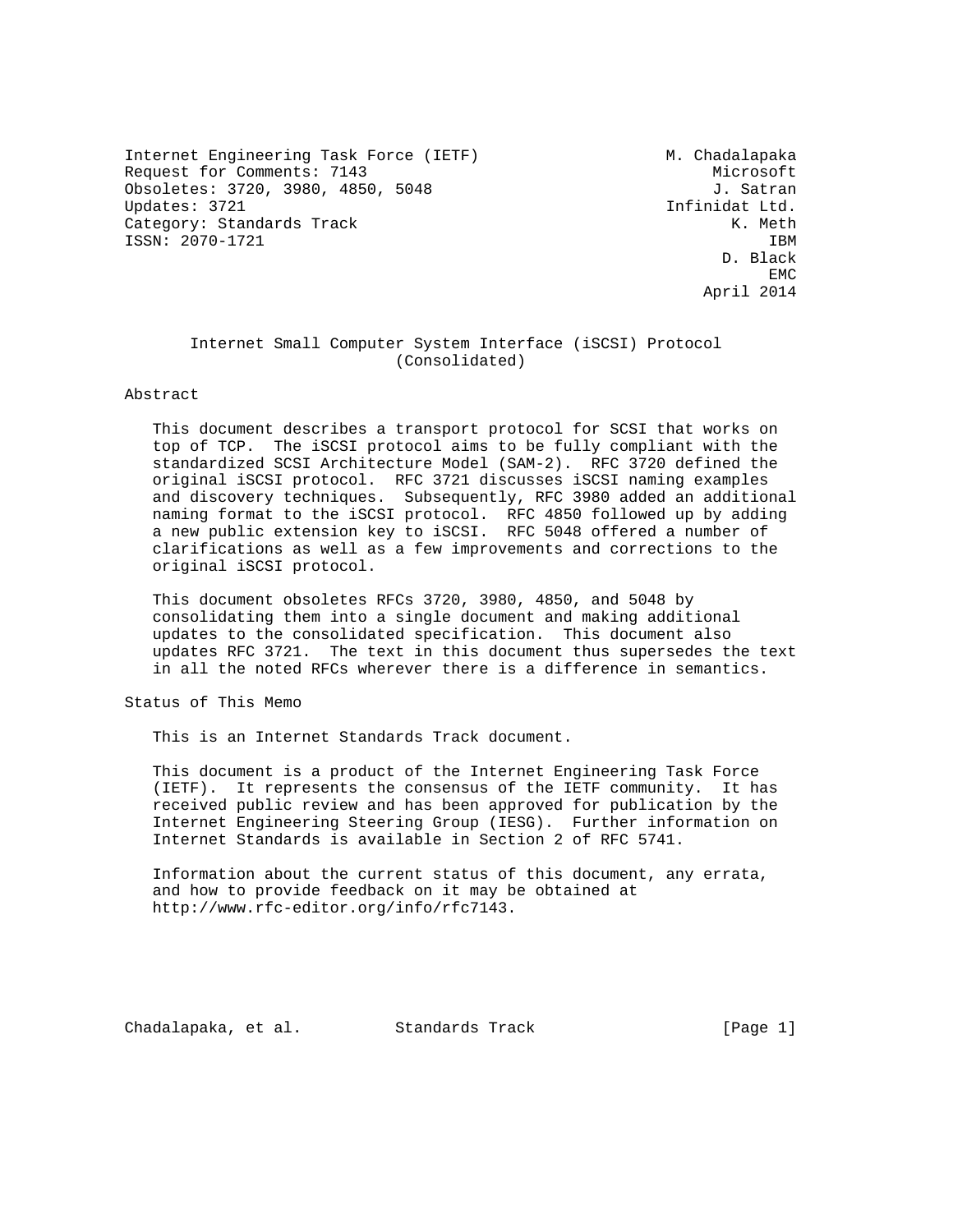Internet Engineering Task Force (IETF) M. Chadalapaka
Request for Comments: 7143 Microsoft
Obsoletes: 3720, 3980, 4850, 5048 J. Satran
Updates: 3721 Infinidat Ltd.
Category: Standards Track K. Meth
ISSN: 2070-1721 IBM
D. Black
EMC
April 2014

# Internet Small Computer System Interface (iSCSI) Protocol (Consolidated)

## Abstract

This document describes a transport protocol for SCSI that works on top of TCP. The iSCSI protocol aims to be fully compliant with the standardized SCSI Architecture Model (SAM-2). RFC 3720 defined the original iSCSI protocol. RFC 3721 discusses iSCSI naming examples and discovery techniques. Subsequently, RFC 3980 added an additional naming format to the iSCSI protocol. RFC 4850 followed up by adding a new public extension key to iSCSI. RFC 5048 offered a number of clarifications as well as a few improvements and corrections to the original iSCSI protocol.

This document obsoletes RFCs 3720, 3980, 4850, and 5048 by consolidating them into a single document and making additional updates to the consolidated specification. This document also updates RFC 3721. The text in this document thus supersedes the text in all the noted RFCs wherever there is a difference in semantics.

## Status of This Memo

This is an Internet Standards Track document.

This document is a product of the Internet Engineering Task Force (IETF). It represents the consensus of the IETF community. It has received public review and has been approved for publication by the Internet Engineering Steering Group (IESG). Further information on Internet Standards is available in Section 2 of RFC 5741.

Information about the current status of this document, any errata, and how to provide feedback on it may be obtained at http://www.rfc-editor.org/info/rfc7143.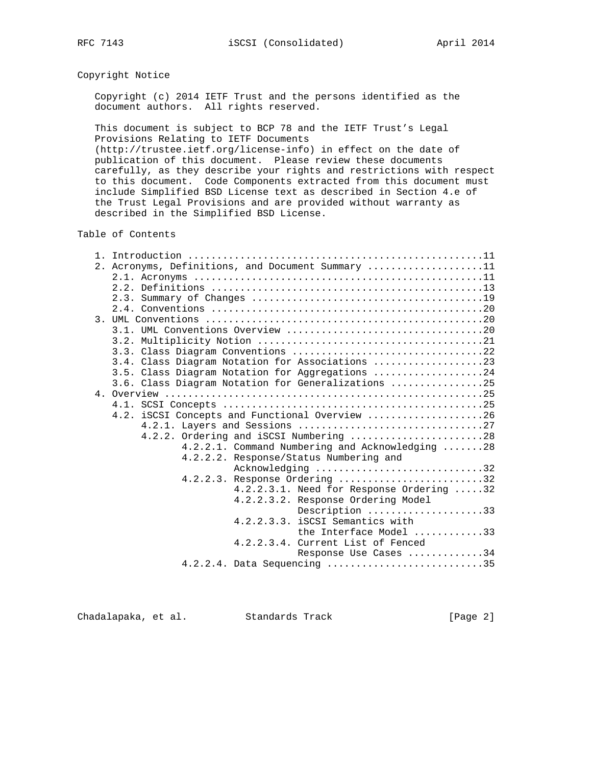## Copyright Notice

Copyright (c) 2014 IETF Trust and the persons identified as the document authors. All rights reserved.

This document is subject to BCP 78 and the IETF Trust's Legal Provisions Relating to IETF Documents (http://trustee.ietf.org/license-info) in effect on the date of publication of this document. Please review these documents carefully, as they describe your rights and restrictions with respect to this document. Code Components extracted from this document must include Simplified BSD License text as described in Section 4.e of the Trust Legal Provisions and are provided without warranty as described in the Simplified BSD License.

## Table of Contents

```
   1. Introduction ..................................................11
   2. Acronyms, Definitions, and Document Summary ...................11
      2.1. Acronyms .................................................11
      2.2. Definitions ..............................................13
      2.3. Summary of Changes .......................................19
      2.4. Conventions ..............................................20
   3. UML Conventions ...............................................20
      3.1. UML Conventions Overview .................................20
      3.2. Multiplicity Notion ......................................21
      3.3. Class Diagram Conventions ................................22
      3.4. Class Diagram Notation for Associations ..................23
      3.5. Class Diagram Notation for Aggregations ..................24
      3.6. Class Diagram Notation for Generalizations ...............25
   4. Overview ......................................................25
      4.1. SCSI Concepts ............................................25
      4.2. iSCSI Concepts and Functional Overview ...................26
           4.2.1. Layers and Sessions ...............................27
           4.2.2. Ordering and iSCSI Numbering ......................28
                  4.2.2.1. Command Numbering and Acknowledging .......28
                  4.2.2.2. Response/Status Numbering and
                           Acknowledging ............................32
                  4.2.2.3. Response Ordering ........................32
                           4.2.2.3.1. Need for Response Ordering .....32
                           4.2.2.3.2. Response Ordering Model
                                      Description ....................33
                           4.2.2.3.3. iSCSI Semantics with
                                      the Interface Model ............33
                           4.2.2.3.4. Current List of Fenced
                                      Response Use Cases .............34
                  4.2.2.4. Data Sequencing ..........................35
```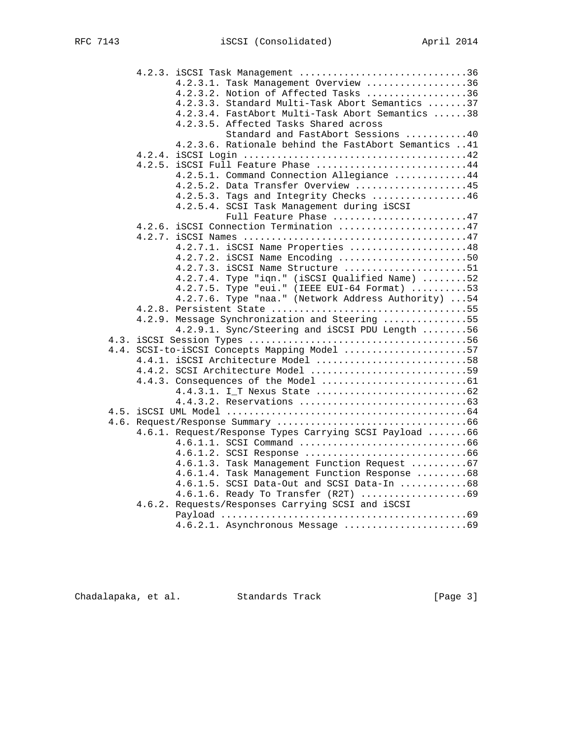```
         4.2.3. iSCSI Task Management ..............................36
                4.2.3.1. Task Management Overview ..................36
                4.2.3.2. Notion of Affected Tasks ..................36
                4.2.3.3. Standard Multi-Task Abort Semantics .......37
                4.2.3.4. FastAbort Multi-Task Abort Semantics ......38
                4.2.3.5. Affected Tasks Shared across
                         Standard and FastAbort Sessions ...........40
                4.2.3.6. Rationale behind the FastAbort Semantics ..41
         4.2.4. iSCSI Login ........................................42
         4.2.5. iSCSI Full Feature Phase ...........................44
                4.2.5.1. Command Connection Allegiance .............44
                4.2.5.2. Data Transfer Overview ....................45
                4.2.5.3. Tags and Integrity Checks .................46
                4.2.5.4. SCSI Task Management during iSCSI
                         Full Feature Phase ........................47
         4.2.6. iSCSI Connection Termination .......................47
         4.2.7. iSCSI Names ........................................47
                4.2.7.1. iSCSI Name Properties .....................48
                4.2.7.2. iSCSI Name Encoding .......................50
                4.2.7.3. iSCSI Name Structure ......................51
                4.2.7.4. Type "iqn." (iSCSI Qualified Name) ........52
                4.2.7.5. Type "eui." (IEEE EUI-64 Format) ..........53
                4.2.7.6. Type "naa." (Network Address Authority) ...54
         4.2.8. Persistent State ...................................55
         4.2.9. Message Synchronization and Steering ...............55
                4.2.9.1. Sync/Steering and iSCSI PDU Length ........56
    4.3. iSCSI Session Types .......................................56
    4.4. SCSI-to-iSCSI Concepts Mapping Model ......................57
         4.4.1. iSCSI Architecture Model ...........................58
         4.4.2. SCSI Architecture Model ............................59
         4.4.3. Consequences of the Model ..........................61
                4.4.3.1. I_T Nexus State ...........................62
                4.4.3.2. Reservations ..............................63
    4.5. iSCSI UML Model ...........................................64
    4.6. Request/Response Summary ..................................66
         4.6.1. Request/Response Types Carrying SCSI Payload .......66
                4.6.1.1. SCSI Command ..............................66
                4.6.1.2. SCSI Response .............................66
                4.6.1.3. Task Management Function Request ..........67
                4.6.1.4. Task Management Function Response .........68
                4.6.1.5. SCSI Data-Out and SCSI Data-In ............68
                4.6.1.6. Ready To Transfer (R2T) ...................69
         4.6.2. Requests/Responses Carrying SCSI and iSCSI
                Payload ............................................69
                4.6.2.1. Asynchronous Message ......................69
```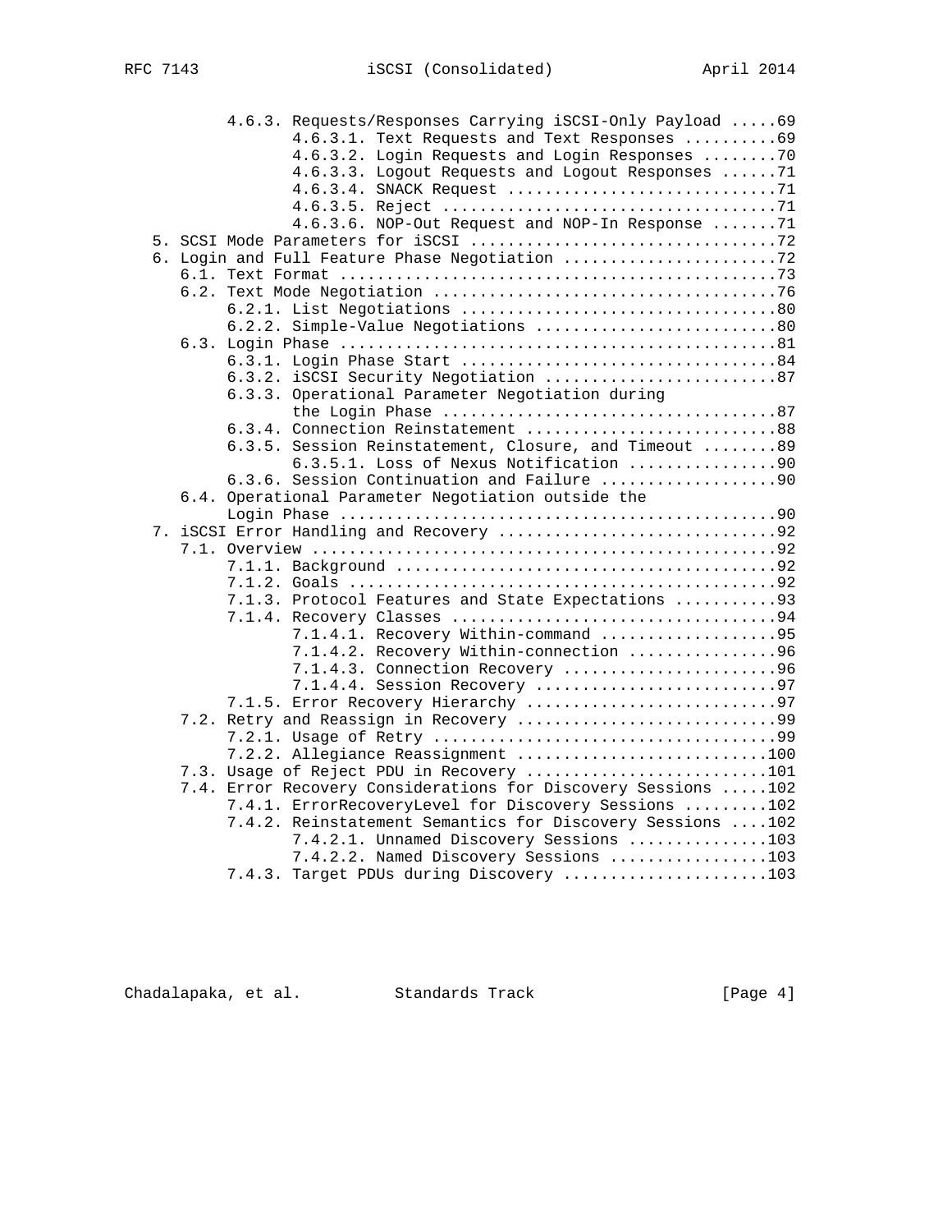```
         4.6.3. Requests/Responses Carrying iSCSI-Only Payload .....69
                4.6.3.1. Text Requests and Text Responses ..........69
                4.6.3.2. Login Requests and Login Responses ........70
                4.6.3.3. Logout Requests and Logout Responses ......71
                4.6.3.4. SNACK Request .............................71
                4.6.3.5. Reject ....................................71
                4.6.3.6. NOP-Out Request and NOP-In Response .......71
   5. SCSI Mode Parameters for iSCSI ................................72
   6. Login and Full Feature Phase Negotiation .......................72
      6.1. Text Format ...............................................73
      6.2. Text Mode Negotiation .....................................76
         6.2.1. List Negotiations ....................................80
         6.2.2. Simple-Value Negotiations ............................80
      6.3. Login Phase ...............................................81
         6.3.1. Login Phase Start ....................................84
         6.3.2. iSCSI Security Negotiation ...........................87
         6.3.3. Operational Parameter Negotiation during
                the Login Phase ......................................87
         6.3.4. Connection Reinstatement .............................88
         6.3.5. Session Reinstatement, Closure, and Timeout ..........89
                6.3.5.1. Loss of Nexus Notification ..................90
         6.3.6. Session Continuation and Failure .....................90
      6.4. Operational Parameter Negotiation outside the
           Login Phase ...............................................90
   7. iSCSI Error Handling and Recovery ..............................92
      7.1. Overview ..................................................92
         7.1.1. Background ...........................................92
         7.1.2. Goals ................................................92
         7.1.3. Protocol Features and State Expectations .............93
         7.1.4. Recovery Classes .....................................94
                7.1.4.1. Recovery Within-command .....................95
                7.1.4.2. Recovery Within-connection ..................96
                7.1.4.3. Connection Recovery .........................96
                7.1.4.4. Session Recovery ............................97
         7.1.5. Error Recovery Hierarchy .............................97
      7.2. Retry and Reassign in Recovery ............................99
         7.2.1. Usage of Retry .......................................99
         7.2.2. Allegiance Reassignment .............................100
      7.3. Usage of Reject PDU in Recovery ..........................101
      7.4. Error Recovery Considerations for Discovery Sessions .....102
         7.4.1. ErrorRecoveryLevel for Discovery Sessions ...........102
         7.4.2. Reinstatement Semantics for Discovery Sessions ......102
                7.4.2.1. Unnamed Discovery Sessions .................103
                7.4.2.2. Named Discovery Sessions ...................103
         7.4.3. Target PDUs during Discovery ........................103
```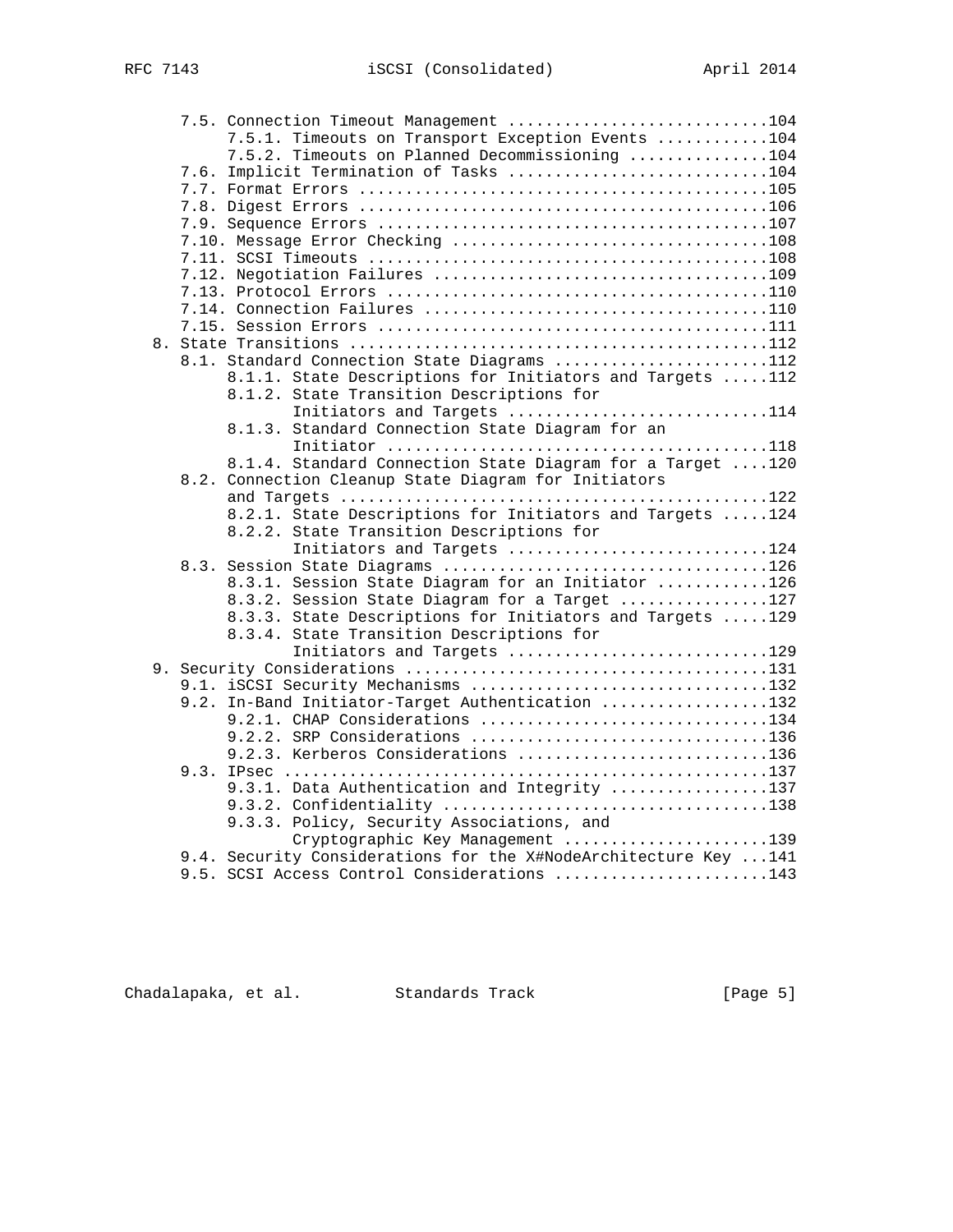```
      7.5. Connection Timeout Management ...........................104
           7.5.1. Timeouts on Transport Exception Events ...........104
           7.5.2. Timeouts on Planned Decommissioning ..............104
      7.6. Implicit Termination of Tasks ...........................104
      7.7. Format Errors ...........................................105
      7.8. Digest Errors ...........................................106
      7.9. Sequence Errors .........................................107
      7.10. Message Error Checking .................................108
      7.11. SCSI Timeouts ..........................................108
      7.12. Negotiation Failures ...................................109
      7.13. Protocol Errors ........................................110
      7.14. Connection Failures ....................................110
      7.15. Session Errors .........................................111
   8. State Transitions ............................................112
      8.1. Standard Connection State Diagrams ......................112
           8.1.1. State Descriptions for Initiators and Targets .....112
           8.1.2. State Transition Descriptions for
                  Initiators and Targets ...........................114
           8.1.3. Standard Connection State Diagram for an
                  Initiator ........................................118
           8.1.4. Standard Connection State Diagram for a Target ....120
      8.2. Connection Cleanup State Diagram for Initiators
           and Targets .............................................122
           8.2.1. State Descriptions for Initiators and Targets .....124
           8.2.2. State Transition Descriptions for
                  Initiators and Targets ...........................124
      8.3. Session State Diagrams ..................................126
           8.3.1. Session State Diagram for an Initiator ...........126
           8.3.2. Session State Diagram for a Target ...............127
           8.3.3. State Descriptions for Initiators and Targets .....129
           8.3.4. State Transition Descriptions for
                  Initiators and Targets ...........................129
   9. Security Considerations ......................................131
      9.1. iSCSI Security Mechanisms ...............................132
      9.2. In-Band Initiator-Target Authentication .................132
           9.2.1. CHAP Considerations ..............................134
           9.2.2. SRP Considerations ...............................136
           9.2.3. Kerberos Considerations ..........................136
      9.3. IPsec ...................................................137
           9.3.1. Data Authentication and Integrity ................137
           9.3.2. Confidentiality ..................................138
           9.3.3. Policy, Security Associations, and
                  Cryptographic Key Management .....................139
      9.4. Security Considerations for the X#NodeArchitecture Key ...141
      9.5. SCSI Access Control Considerations ......................143
```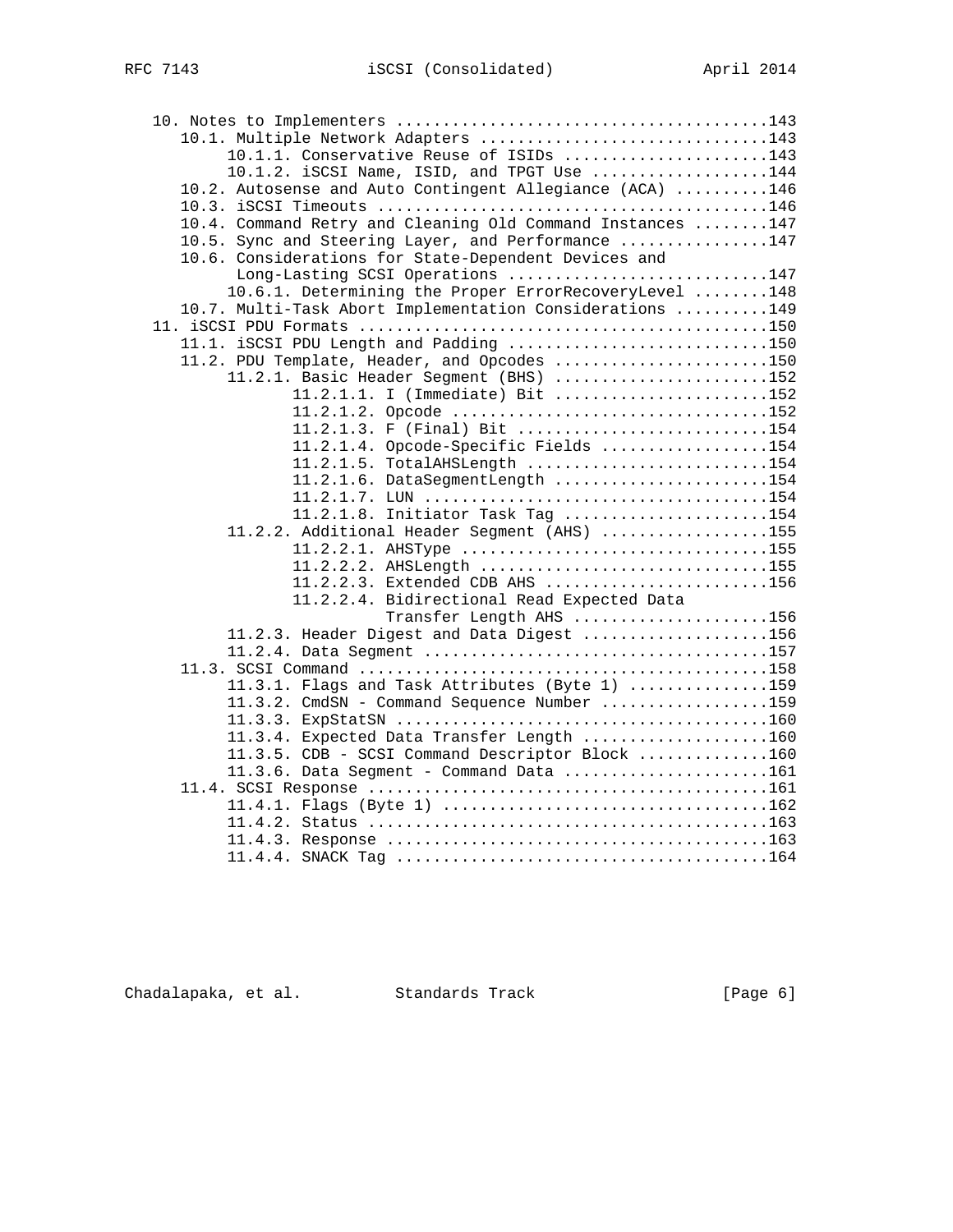```
   10. Notes to Implementers .......................................143
      10.1. Multiple Network Adapters ..............................143
           10.1.1. Conservative Reuse of ISIDs .....................143
           10.1.2. iSCSI Name, ISID, and TPGT Use ..................144
      10.2. Autosense and Auto Contingent Allegiance (ACA) .........146
      10.3. iSCSI Timeouts .........................................146
      10.4. Command Retry and Cleaning Old Command Instances ........147
      10.5. Sync and Steering Layer, and Performance ................147
      10.6. Considerations for State-Dependent Devices and
            Long-Lasting SCSI Operations ...........................147
           10.6.1. Determining the Proper ErrorRecoveryLevel ........148
      10.7. Multi-Task Abort Implementation Considerations ..........149
   11. iSCSI PDU Formats ...........................................150
      11.1. iSCSI PDU Length and Padding ...........................150
      11.2. PDU Template, Header, and Opcodes .......................150
           11.2.1. Basic Header Segment (BHS) .......................152
                  11.2.1.1. I (Immediate) Bit .......................152
                  11.2.1.2. Opcode ..................................152
                  11.2.1.3. F (Final) Bit ...........................154
                  11.2.1.4. Opcode-Specific Fields ..................154
                  11.2.1.5. TotalAHSLength ..........................154
                  11.2.1.6. DataSegmentLength .......................154
                  11.2.1.7. LUN .....................................154
                  11.2.1.8. Initiator Task Tag ......................154
           11.2.2. Additional Header Segment (AHS) ..................155
                  11.2.2.1. AHSType .................................155
                  11.2.2.2. AHSLength ...............................155
                  11.2.2.3. Extended CDB AHS ........................156
                  11.2.2.4. Bidirectional Read Expected Data
                            Transfer Length AHS .....................156
           11.2.3. Header Digest and Data Digest ....................156
           11.2.4. Data Segment .....................................157
      11.3. SCSI Command ...........................................158
           11.3.1. Flags and Task Attributes (Byte 1) ...............159
           11.3.2. CmdSN - Command Sequence Number ..................159
           11.3.3. ExpStatSN ........................................160
           11.3.4. Expected Data Transfer Length ....................160
           11.3.5. CDB - SCSI Command Descriptor Block ..............160
           11.3.6. Data Segment - Command Data ......................161
      11.4. SCSI Response ..........................................161
           11.4.1. Flags (Byte 1) ...................................162
           11.4.2. Status ...........................................163
           11.4.3. Response .........................................163
           11.4.4. SNACK Tag ........................................164
```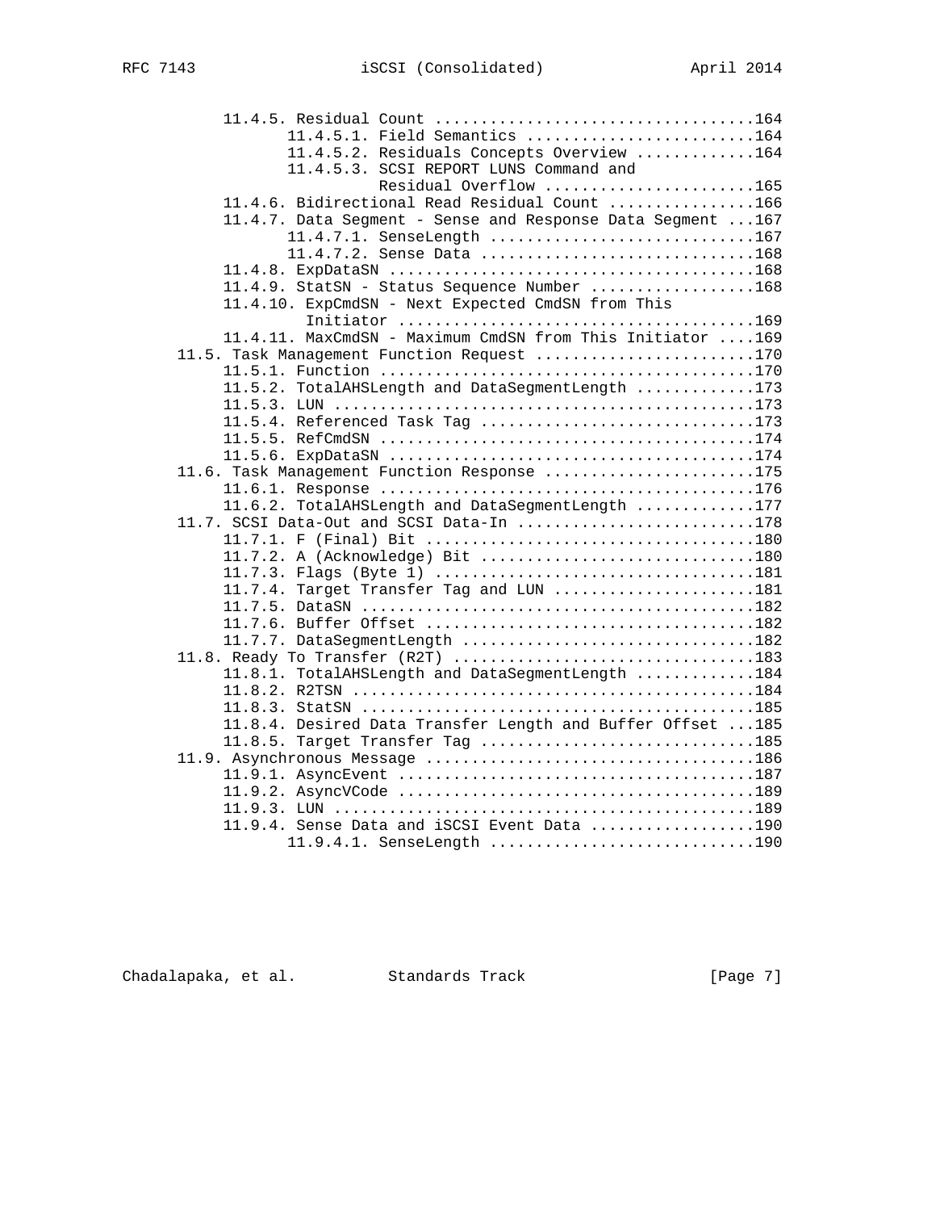```
      11.4.5. Residual Count ..................................164
            11.4.5.1. Field Semantics .........................164
            11.4.5.2. Residuals Concepts Overview ............164
            11.4.5.3. SCSI REPORT LUNS Command and
                       Residual Overflow ......................165
      11.4.6. Bidirectional Read Residual Count ...............166
      11.4.7. Data Segment - Sense and Response Data Segment ...167
            11.4.7.1. SenseLength .............................167
            11.4.7.2. Sense Data ..............................168
      11.4.8. ExpDataSN .......................................168
      11.4.9. StatSN - Status Sequence Number .................168
      11.4.10. ExpCmdSN - Next Expected CmdSN from This
               Initiator ......................................169
      11.4.11. MaxCmdSN - Maximum CmdSN from This Initiator ....169
   11.5. Task Management Function Request ........................170
      11.5.1. Function ........................................170
      11.5.2. TotalAHSLength and DataSegmentLength .............173
      11.5.3. LUN .............................................173
      11.5.4. Referenced Task Tag .............................173
      11.5.5. RefCmdSN ........................................174
      11.5.6. ExpDataSN .......................................174
   11.6. Task Management Function Response .......................175
      11.6.1. Response ........................................176
      11.6.2. TotalAHSLength and DataSegmentLength .............177
   11.7. SCSI Data-Out and SCSI Data-In ..........................178
      11.7.1. F (Final) Bit ...................................180
      11.7.2. A (Acknowledge) Bit .............................180
      11.7.3. Flags (Byte 1) ..................................181
      11.7.4. Target Transfer Tag and LUN .....................181
      11.7.5. DataSN ..........................................182
      11.7.6. Buffer Offset ...................................182
      11.7.7. DataSegmentLength ...............................182
   11.8. Ready To Transfer (R2T) .................................183
      11.8.1. TotalAHSLength and DataSegmentLength .............184
      11.8.2. R2TSN ...........................................184
      11.8.3. StatSN ..........................................185
      11.8.4. Desired Data Transfer Length and Buffer Offset ...185
      11.8.5. Target Transfer Tag .............................185
   11.9. Asynchronous Message ....................................186
      11.9.1. AsyncEvent ......................................187
      11.9.2. AsyncVCode ......................................189
      11.9.3. LUN .............................................189
      11.9.4. Sense Data and iSCSI Event Data .................190
            11.9.4.1. SenseLength .............................190
```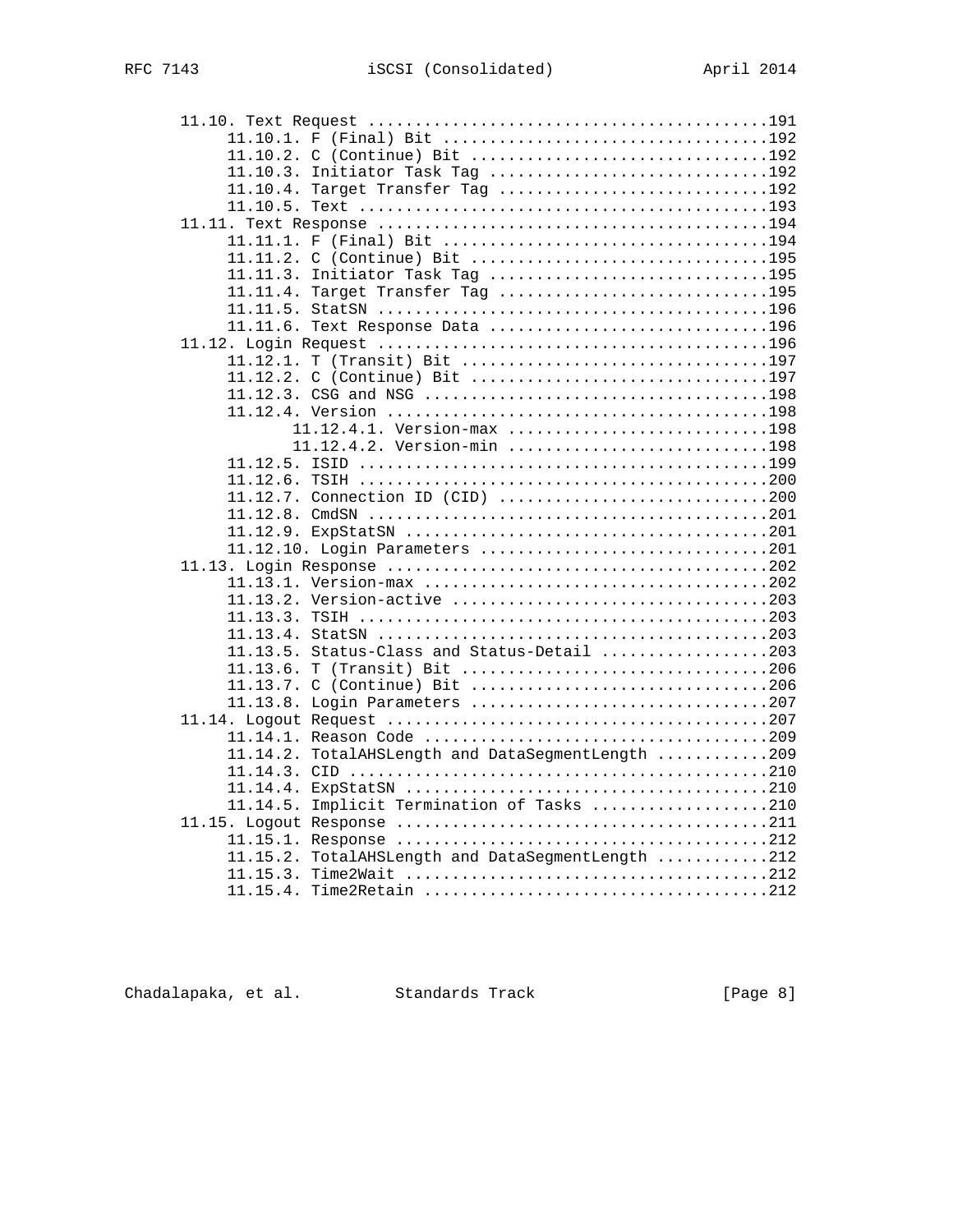```
   11.10. Text Request ...........................................191
      11.10.1. F (Final) Bit .....................................192
      11.10.2. C (Continue) Bit ..................................192
      11.10.3. Initiator Task Tag ................................192
      11.10.4. Target Transfer Tag ...............................192
      11.10.5. Text ..............................................193
   11.11. Text Response ..........................................194
      11.11.1. F (Final) Bit .....................................194
      11.11.2. C (Continue) Bit ..................................195
      11.11.3. Initiator Task Tag ................................195
      11.11.4. Target Transfer Tag ...............................195
      11.11.5. StatSN ............................................196
      11.11.6. Text Response Data ................................196
   11.12. Login Request ..........................................196
      11.12.1. T (Transit) Bit ...................................197
      11.12.2. C (Continue) Bit ..................................197
      11.12.3. CSG and NSG .......................................198
      11.12.4. Version ...........................................198
             11.12.4.1. Version-max ..............................198
             11.12.4.2. Version-min ..............................198
      11.12.5. ISID ..............................................199
      11.12.6. TSIH ..............................................200
      11.12.7. Connection ID (CID) ...............................200
      11.12.8. CmdSN .............................................201
      11.12.9. ExpStatSN .........................................201
      11.12.10. Login Parameters .................................201
   11.13. Login Response .........................................202
      11.13.1. Version-max .......................................202
      11.13.2. Version-active ....................................203
      11.13.3. TSIH ..............................................203
      11.13.4. StatSN ............................................203
      11.13.5. Status-Class and Status-Detail ....................203
      11.13.6. T (Transit) Bit ...................................206
      11.13.7. C (Continue) Bit ..................................206
      11.13.8. Login Parameters ..................................207
   11.14. Logout Request .........................................207
      11.14.1. Reason Code .......................................209
      11.14.2. TotalAHSLength and DataSegmentLength ..............209
      11.14.3. CID ...............................................210
      11.14.4. ExpStatSN .........................................210
      11.14.5. Implicit Termination of Tasks .....................210
   11.15. Logout Response ........................................211
      11.15.1. Response ..........................................212
      11.15.2. TotalAHSLength and DataSegmentLength ..............212
      11.15.3. Time2Wait .........................................212
      11.15.4. Time2Retain .......................................212
```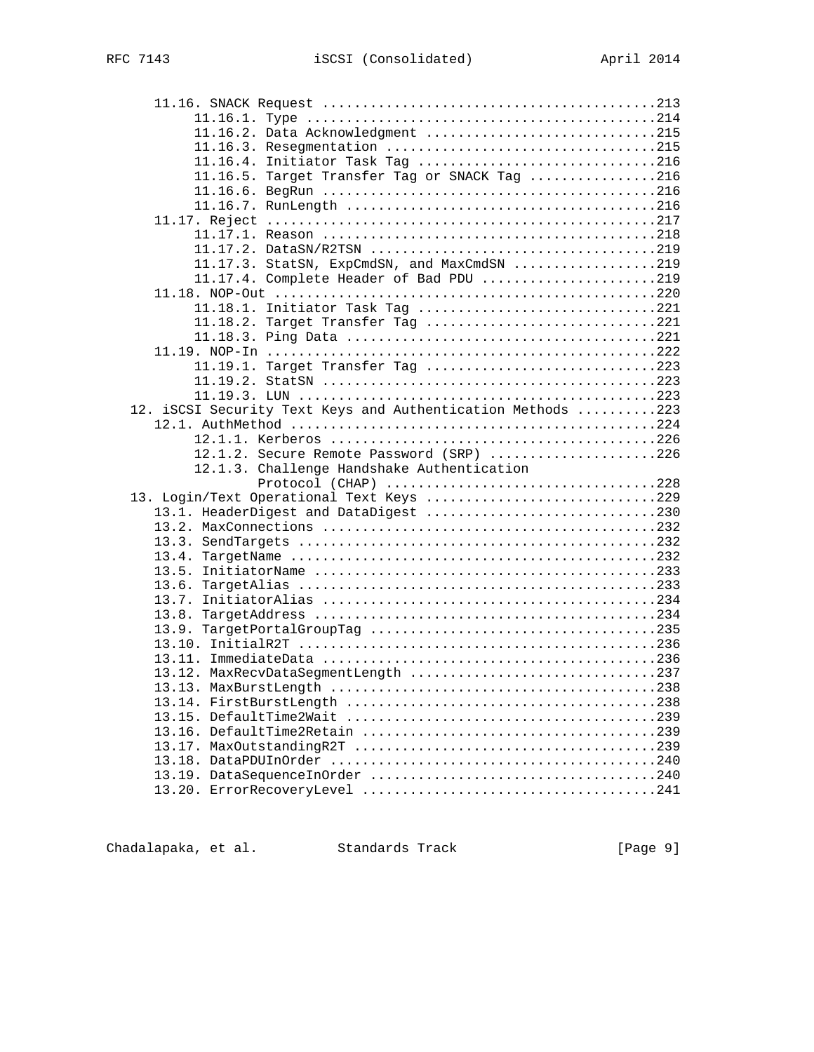```
      11.16. SNACK Request ..........................................213
           11.16.1. Type ............................................214
           11.16.2. Data Acknowledgment .............................215
           11.16.3. Resegmentation ..................................215
           11.16.4. Initiator Task Tag ..............................216
           11.16.5. Target Transfer Tag or SNACK Tag ................216
           11.16.6. BegRun ..........................................216
           11.16.7. RunLength .......................................216
      11.17. Reject .................................................217
           11.17.1. Reason ..........................................218
           11.17.2. DataSN/R2TSN ....................................219
           11.17.3. StatSN, ExpCmdSN, and MaxCmdSN ..................219
           11.17.4. Complete Header of Bad PDU ......................219
      11.18. NOP-Out ................................................220
           11.18.1. Initiator Task Tag ..............................221
           11.18.2. Target Transfer Tag .............................221
           11.18.3. Ping Data .......................................221
      11.19. NOP-In .................................................222
           11.19.1. Target Transfer Tag .............................223
           11.19.2. StatSN ..........................................223
           11.19.3. LUN .............................................223
   12. iSCSI Security Text Keys and Authentication Methods ..........223
      12.1. AuthMethod ..............................................224
           12.1.1. Kerberos .........................................226
           12.1.2. Secure Remote Password (SRP) .....................226
           12.1.3. Challenge Handshake Authentication
                   Protocol (CHAP) ..................................228
   13. Login/Text Operational Text Keys .............................229
      13.1. HeaderDigest and DataDigest .............................230
      13.2. MaxConnections ..........................................232
      13.3. SendTargets .............................................232
      13.4. TargetName ..............................................232
      13.5. InitiatorName ...........................................233
      13.6. TargetAlias .............................................233
      13.7. InitiatorAlias ..........................................234
      13.8. TargetAddress ...........................................234
      13.9. TargetPortalGroupTag ....................................235
      13.10. InitialR2T .............................................236
      13.11. ImmediateData ..........................................236
      13.12. MaxRecvDataSegmentLength ...............................237
      13.13. MaxBurstLength .........................................238
      13.14. FirstBurstLength .......................................238
      13.15. DefaultTime2Wait .......................................239
      13.16. DefaultTime2Retain .....................................239
      13.17. MaxOutstandingR2T ......................................239
      13.18. DataPDUInOrder .........................................240
      13.19. DataSequenceInOrder ....................................240
      13.20. ErrorRecoveryLevel .....................................241
```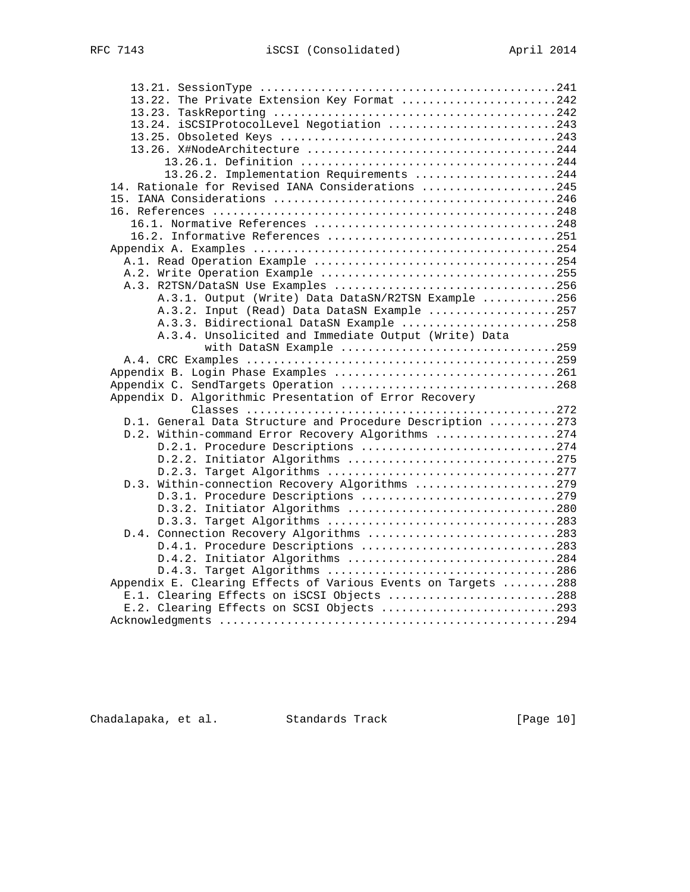```
      13.21. SessionType ...........................................241
      13.22. The Private Extension Key Format ......................242
      13.23. TaskReporting .........................................242
      13.24. iSCSIProtocolLevel Negotiation ........................243
      13.25. Obsoleted Keys ........................................243
      13.26. X#NodeArchitecture ....................................244
           13.26.1. Definition .....................................244
           13.26.2. Implementation Requirements ....................244
   14. Rationale for Revised IANA Considerations ...................245
   15. IANA Considerations .........................................246
   16. References ..................................................248
      16.1. Normative References ...................................248
      16.2. Informative References .................................251
   Appendix A. Examples ............................................254
     A.1. Read Operation Example ...................................254
     A.2. Write Operation Example ..................................255
     A.3. R2TSN/DataSN Use Examples ................................256
          A.3.1. Output (Write) Data DataSN/R2TSN Example ..........256
          A.3.2. Input (Read) Data DataSN Example ..................257
          A.3.3. Bidirectional DataSN Example ......................258
          A.3.4. Unsolicited and Immediate Output (Write) Data
                 with DataSN Example ...............................259
     A.4. CRC Examples .............................................259
   Appendix B. Login Phase Examples ................................261
   Appendix C. SendTargets Operation ...............................268
   Appendix D. Algorithmic Presentation of Error Recovery
               Classes .............................................272
     D.1. General Data Structure and Procedure Description .........273
     D.2. Within-command Error Recovery Algorithms .................274
          D.2.1. Procedure Descriptions ............................274
          D.2.2. Initiator Algorithms ..............................275
          D.2.3. Target Algorithms .................................277
     D.3. Within-connection Recovery Algorithms ....................279
          D.3.1. Procedure Descriptions ............................279
          D.3.2. Initiator Algorithms ..............................280
          D.3.3. Target Algorithms .................................283
     D.4. Connection Recovery Algorithms ...........................283
          D.4.1. Procedure Descriptions ............................283
          D.4.2. Initiator Algorithms ..............................284
          D.4.3. Target Algorithms .................................286
   Appendix E. Clearing Effects of Various Events on Targets .......288
     E.1. Clearing Effects on iSCSI Objects ........................288
     E.2. Clearing Effects on SCSI Objects .........................293
   Acknowledgments .................................................294
```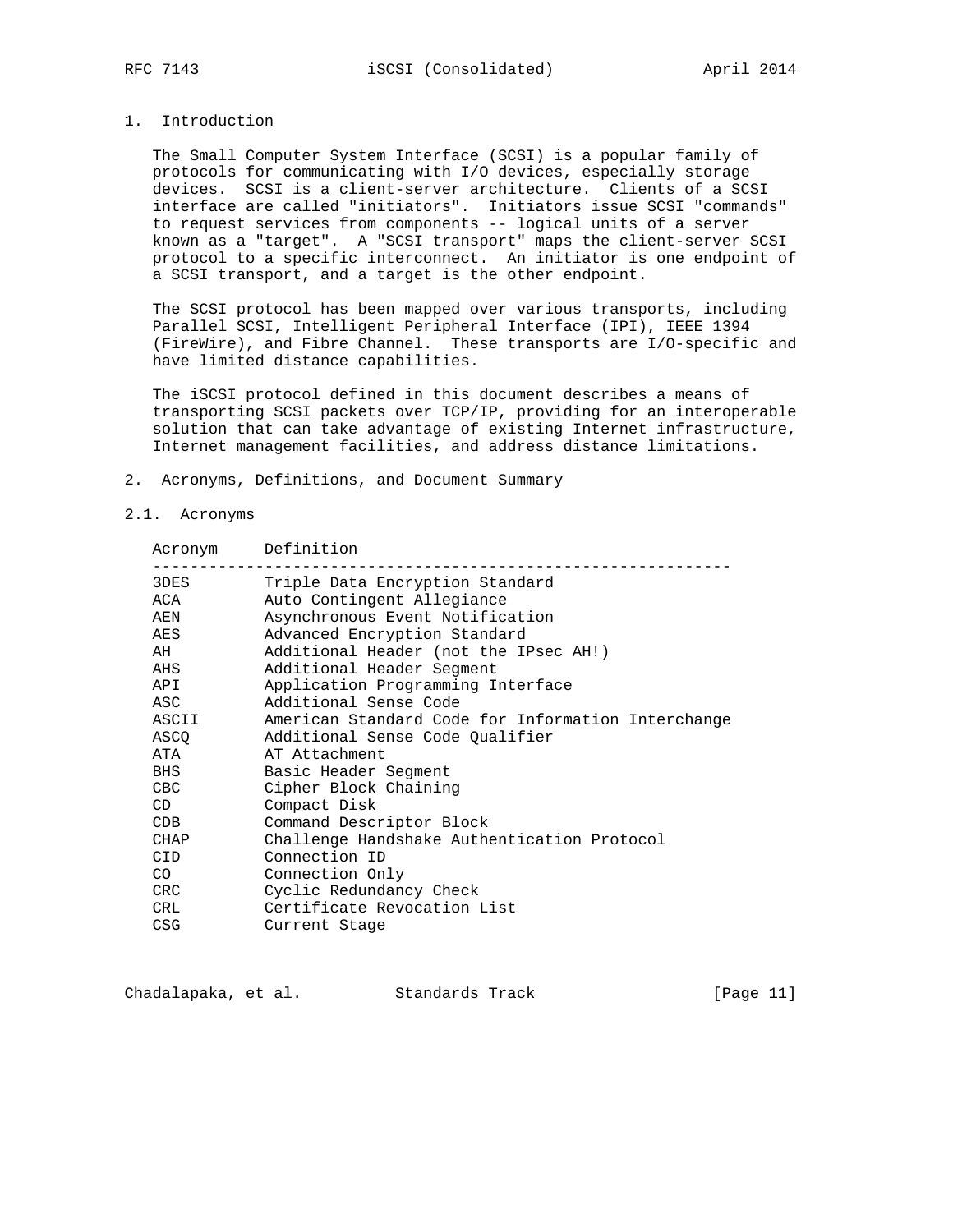# 1. Introduction

The Small Computer System Interface (SCSI) is a popular family of protocols for communicating with I/O devices, especially storage devices. SCSI is a client-server architecture. Clients of a SCSI interface are called "initiators". Initiators issue SCSI "commands" to request services from components -- logical units of a server known as a "target". A "SCSI transport" maps the client-server SCSI protocol to a specific interconnect. An initiator is one endpoint of a SCSI transport, and a target is the other endpoint.

The SCSI protocol has been mapped over various transports, including Parallel SCSI, Intelligent Peripheral Interface (IPI), IEEE 1394 (FireWire), and Fibre Channel. These transports are I/O-specific and have limited distance capabilities.

The iSCSI protocol defined in this document describes a means of transporting SCSI packets over TCP/IP, providing for an interoperable solution that can take advantage of existing Internet infrastructure, Internet management facilities, and address distance limitations.

# 2. Acronyms, Definitions, and Document Summary

## 2.1. Acronyms

| Acronym | Definition |
|---|---|
| 3DES | Triple Data Encryption Standard |
| ACA | Auto Contingent Allegiance |
| AEN | Asynchronous Event Notification |
| AES | Advanced Encryption Standard |
| AH | Additional Header (not the IPsec AH!) |
| AHS | Additional Header Segment |
| API | Application Programming Interface |
| ASC | Additional Sense Code |
| ASCII | American Standard Code for Information Interchange |
| ASCQ | Additional Sense Code Qualifier |
| ATA | AT Attachment |
| BHS | Basic Header Segment |
| CBC | Cipher Block Chaining |
| CD | Compact Disk |
| CDB | Command Descriptor Block |
| CHAP | Challenge Handshake Authentication Protocol |
| CID | Connection ID |
| CO | Connection Only |
| CRC | Cyclic Redundancy Check |
| CRL | Certificate Revocation List |
| CSG | Current Stage |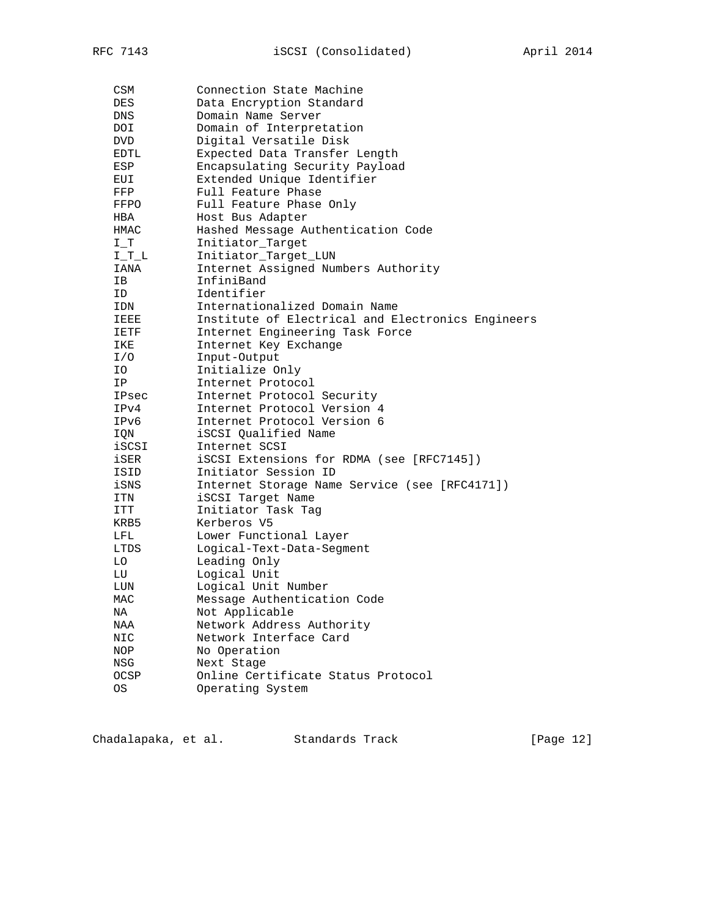| | |
|---|---|
| CSM | Connection State Machine |
| DES | Data Encryption Standard |
| DNS | Domain Name Server |
| DOI | Domain of Interpretation |
| DVD | Digital Versatile Disk |
| EDTL | Expected Data Transfer Length |
| ESP | Encapsulating Security Payload |
| EUI | Extended Unique Identifier |
| FFP | Full Feature Phase |
| FFPO | Full Feature Phase Only |
| HBA | Host Bus Adapter |
| HMAC | Hashed Message Authentication Code |
| I_T | Initiator_Target |
| I_T_L | Initiator_Target_LUN |
| IANA | Internet Assigned Numbers Authority |
| IB | InfiniBand |
| ID | Identifier |
| IDN | Internationalized Domain Name |
| IEEE | Institute of Electrical and Electronics Engineers |
| IETF | Internet Engineering Task Force |
| IKE | Internet Key Exchange |
| I/O | Input-Output |
| IO | Initialize Only |
| IP | Internet Protocol |
| IPsec | Internet Protocol Security |
| IPv4 | Internet Protocol Version 4 |
| IPv6 | Internet Protocol Version 6 |
| IQN | iSCSI Qualified Name |
| iSCSI | Internet SCSI |
| iSER | iSCSI Extensions for RDMA (see [RFC7145]) |
| ISID | Initiator Session ID |
| iSNS | Internet Storage Name Service (see [RFC4171]) |
| ITN | iSCSI Target Name |
| ITT | Initiator Task Tag |
| KRB5 | Kerberos V5 |
| LFL | Lower Functional Layer |
| LTDS | Logical-Text-Data-Segment |
| LO | Leading Only |
| LU | Logical Unit |
| LUN | Logical Unit Number |
| MAC | Message Authentication Code |
| NA | Not Applicable |
| NAA | Network Address Authority |
| NIC | Network Interface Card |
| NOP | No Operation |
| NSG | Next Stage |
| OCSP | Online Certificate Status Protocol |
| OS | Operating System |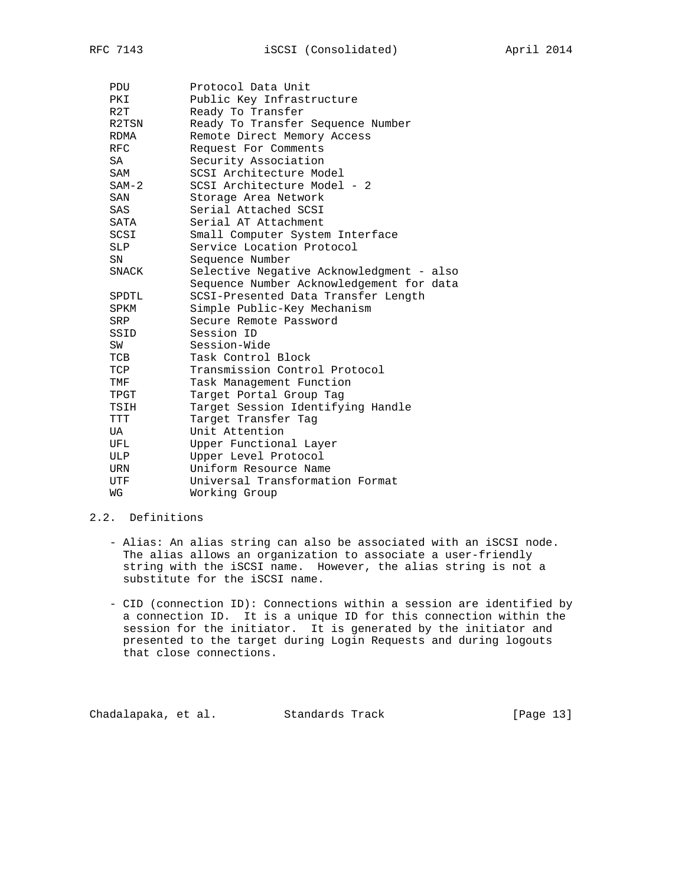| | |
|---|---|
| PDU | Protocol Data Unit |
| PKI | Public Key Infrastructure |
| R2T | Ready To Transfer |
| R2TSN | Ready To Transfer Sequence Number |
| RDMA | Remote Direct Memory Access |
| RFC | Request For Comments |
| SA | Security Association |
| SAM | SCSI Architecture Model |
| SAM-2 | SCSI Architecture Model - 2 |
| SAN | Storage Area Network |
| SAS | Serial Attached SCSI |
| SATA | Serial AT Attachment |
| SCSI | Small Computer System Interface |
| SLP | Service Location Protocol |
| SN | Sequence Number |
| SNACK | Selective Negative Acknowledgment - also Sequence Number Acknowledgement for data |
| SPDTL | SCSI-Presented Data Transfer Length |
| SPKM | Simple Public-Key Mechanism |
| SRP | Secure Remote Password |
| SSID | Session ID |
| SW | Session-Wide |
| TCB | Task Control Block |
| TCP | Transmission Control Protocol |
| TMF | Task Management Function |
| TPGT | Target Portal Group Tag |
| TSIH | Target Session Identifying Handle |
| TTT | Target Transfer Tag |
| UA | Unit Attention |
| UFL | Upper Functional Layer |
| ULP | Upper Level Protocol |
| URN | Uniform Resource Name |
| UTF | Universal Transformation Format |
| WG | Working Group |

## 2.2. Definitions

- Alias: An alias string can also be associated with an iSCSI node. The alias allows an organization to associate a user-friendly string with the iSCSI name. However, the alias string is not a substitute for the iSCSI name.

- CID (connection ID): Connections within a session are identified by a connection ID. It is a unique ID for this connection within the session for the initiator. It is generated by the initiator and presented to the target during Login Requests and during logouts that close connections.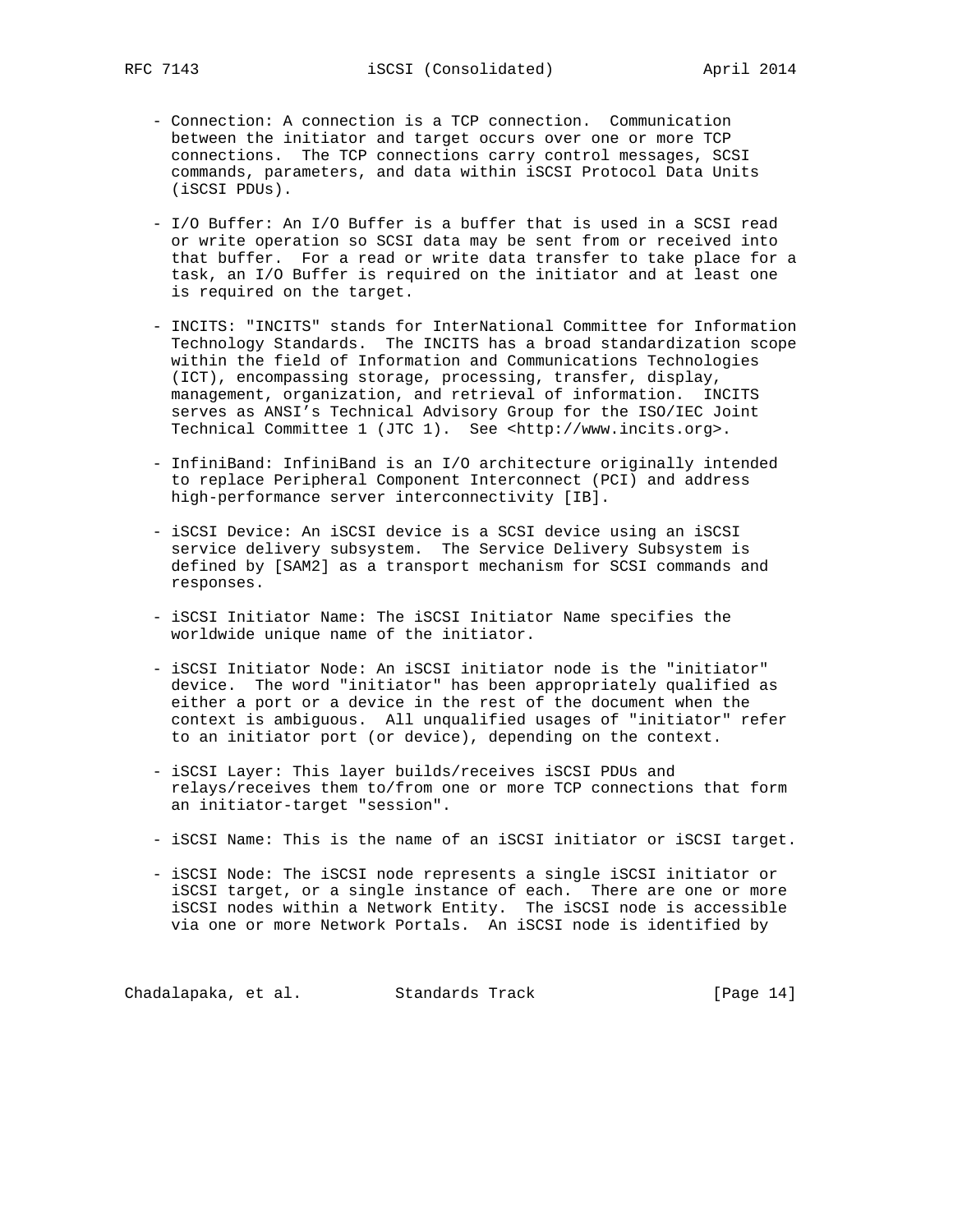- Connection: A connection is a TCP connection. Communication between the initiator and target occurs over one or more TCP connections. The TCP connections carry control messages, SCSI commands, parameters, and data within iSCSI Protocol Data Units (iSCSI PDUs).

- I/O Buffer: An I/O Buffer is a buffer that is used in a SCSI read or write operation so SCSI data may be sent from or received into that buffer. For a read or write data transfer to take place for a task, an I/O Buffer is required on the initiator and at least one is required on the target.

- INCITS: "INCITS" stands for InterNational Committee for Information Technology Standards. The INCITS has a broad standardization scope within the field of Information and Communications Technologies (ICT), encompassing storage, processing, transfer, display, management, organization, and retrieval of information. INCITS serves as ANSI's Technical Advisory Group for the ISO/IEC Joint Technical Committee 1 (JTC 1). See <http://www.incits.org>.

- InfiniBand: InfiniBand is an I/O architecture originally intended to replace Peripheral Component Interconnect (PCI) and address high-performance server interconnectivity [IB].

- iSCSI Device: An iSCSI device is a SCSI device using an iSCSI service delivery subsystem. The Service Delivery Subsystem is defined by [SAM2] as a transport mechanism for SCSI commands and responses.

- iSCSI Initiator Name: The iSCSI Initiator Name specifies the worldwide unique name of the initiator.

- iSCSI Initiator Node: An iSCSI initiator node is the "initiator" device. The word "initiator" has been appropriately qualified as either a port or a device in the rest of the document when the context is ambiguous. All unqualified usages of "initiator" refer to an initiator port (or device), depending on the context.

- iSCSI Layer: This layer builds/receives iSCSI PDUs and relays/receives them to/from one or more TCP connections that form an initiator-target "session".

- iSCSI Name: This is the name of an iSCSI initiator or iSCSI target.

- iSCSI Node: The iSCSI node represents a single iSCSI initiator or iSCSI target, or a single instance of each. There are one or more iSCSI nodes within a Network Entity. The iSCSI node is accessible via one or more Network Portals. An iSCSI node is identified by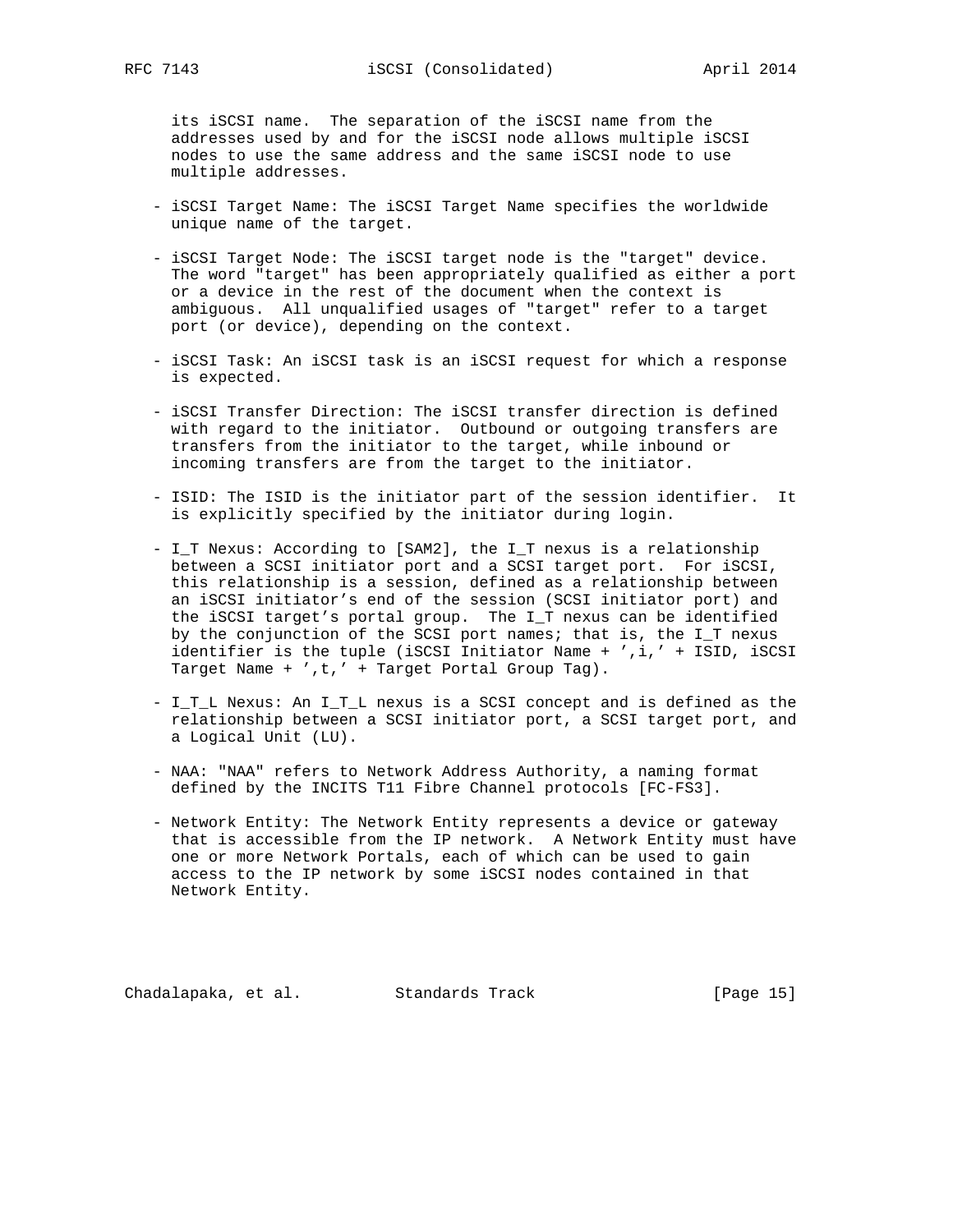its iSCSI name. The separation of the iSCSI name from the addresses used by and for the iSCSI node allows multiple iSCSI nodes to use the same address and the same iSCSI node to use multiple addresses.

- iSCSI Target Name: The iSCSI Target Name specifies the worldwide unique name of the target.

- iSCSI Target Node: The iSCSI target node is the "target" device. The word "target" has been appropriately qualified as either a port or a device in the rest of the document when the context is ambiguous. All unqualified usages of "target" refer to a target port (or device), depending on the context.

- iSCSI Task: An iSCSI task is an iSCSI request for which a response is expected.

- iSCSI Transfer Direction: The iSCSI transfer direction is defined with regard to the initiator. Outbound or outgoing transfers are transfers from the initiator to the target, while inbound or incoming transfers are from the target to the initiator.

- ISID: The ISID is the initiator part of the session identifier. It is explicitly specified by the initiator during login.

- I_T Nexus: According to [SAM2], the I_T nexus is a relationship between a SCSI initiator port and a SCSI target port. For iSCSI, this relationship is a session, defined as a relationship between an iSCSI initiator's end of the session (SCSI initiator port) and the iSCSI target's portal group. The I_T nexus can be identified by the conjunction of the SCSI port names; that is, the I_T nexus identifier is the tuple (iSCSI Initiator Name + ',i,' + ISID, iSCSI Target Name + ',t,' + Target Portal Group Tag).

- I_T_L Nexus: An I_T_L nexus is a SCSI concept and is defined as the relationship between a SCSI initiator port, a SCSI target port, and a Logical Unit (LU).

- NAA: "NAA" refers to Network Address Authority, a naming format defined by the INCITS T11 Fibre Channel protocols [FC-FS3].

- Network Entity: The Network Entity represents a device or gateway that is accessible from the IP network. A Network Entity must have one or more Network Portals, each of which can be used to gain access to the IP network by some iSCSI nodes contained in that Network Entity.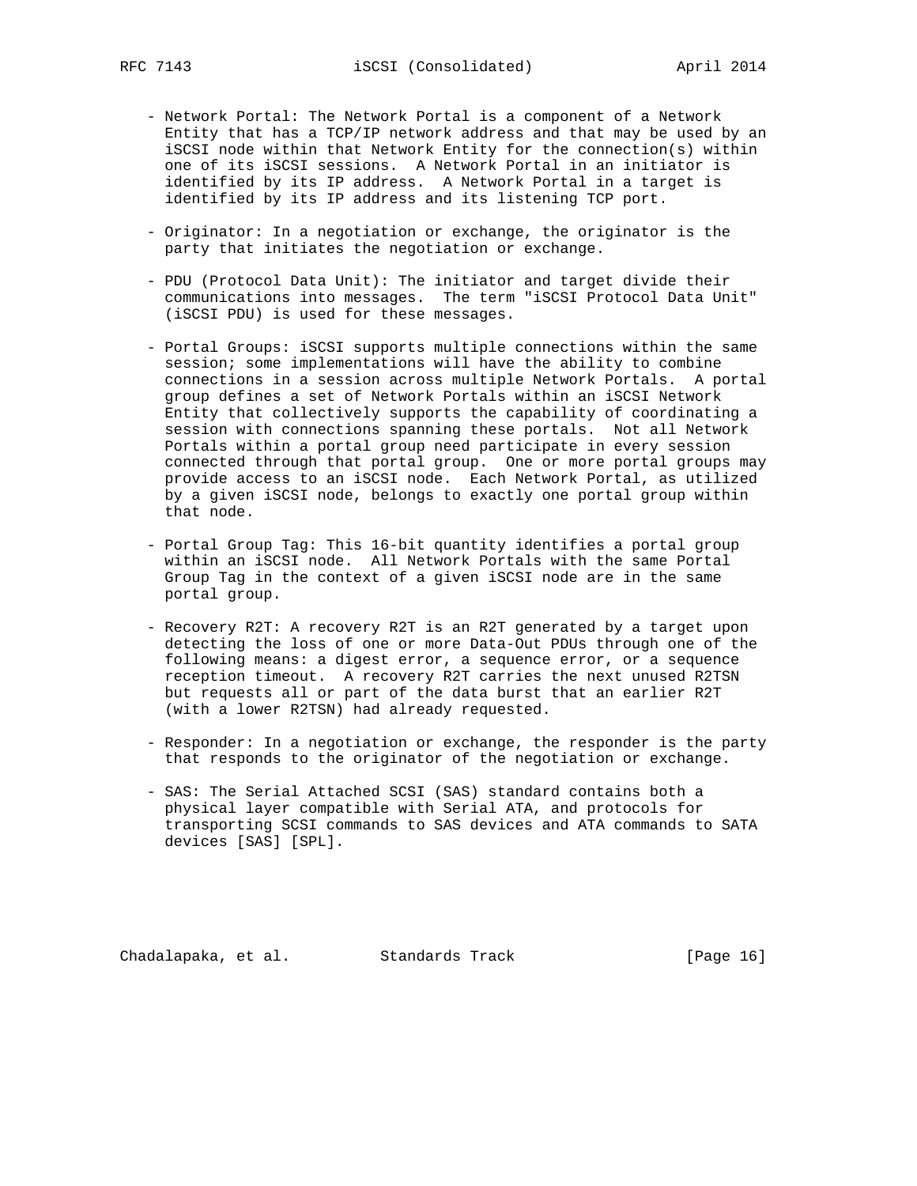- Network Portal: The Network Portal is a component of a Network Entity that has a TCP/IP network address and that may be used by an iSCSI node within that Network Entity for the connection(s) within one of its iSCSI sessions. A Network Portal in an initiator is identified by its IP address. A Network Portal in a target is identified by its IP address and its listening TCP port.

- Originator: In a negotiation or exchange, the originator is the party that initiates the negotiation or exchange.

- PDU (Protocol Data Unit): The initiator and target divide their communications into messages. The term "iSCSI Protocol Data Unit" (iSCSI PDU) is used for these messages.

- Portal Groups: iSCSI supports multiple connections within the same session; some implementations will have the ability to combine connections in a session across multiple Network Portals. A portal group defines a set of Network Portals within an iSCSI Network Entity that collectively supports the capability of coordinating a session with connections spanning these portals. Not all Network Portals within a portal group need participate in every session connected through that portal group. One or more portal groups may provide access to an iSCSI node. Each Network Portal, as utilized by a given iSCSI node, belongs to exactly one portal group within that node.

- Portal Group Tag: This 16-bit quantity identifies a portal group within an iSCSI node. All Network Portals with the same Portal Group Tag in the context of a given iSCSI node are in the same portal group.

- Recovery R2T: A recovery R2T is an R2T generated by a target upon detecting the loss of one or more Data-Out PDUs through one of the following means: a digest error, a sequence error, or a sequence reception timeout. A recovery R2T carries the next unused R2TSN but requests all or part of the data burst that an earlier R2T (with a lower R2TSN) had already requested.

- Responder: In a negotiation or exchange, the responder is the party that responds to the originator of the negotiation or exchange.

- SAS: The Serial Attached SCSI (SAS) standard contains both a physical layer compatible with Serial ATA, and protocols for transporting SCSI commands to SAS devices and ATA commands to SATA devices [SAS] [SPL].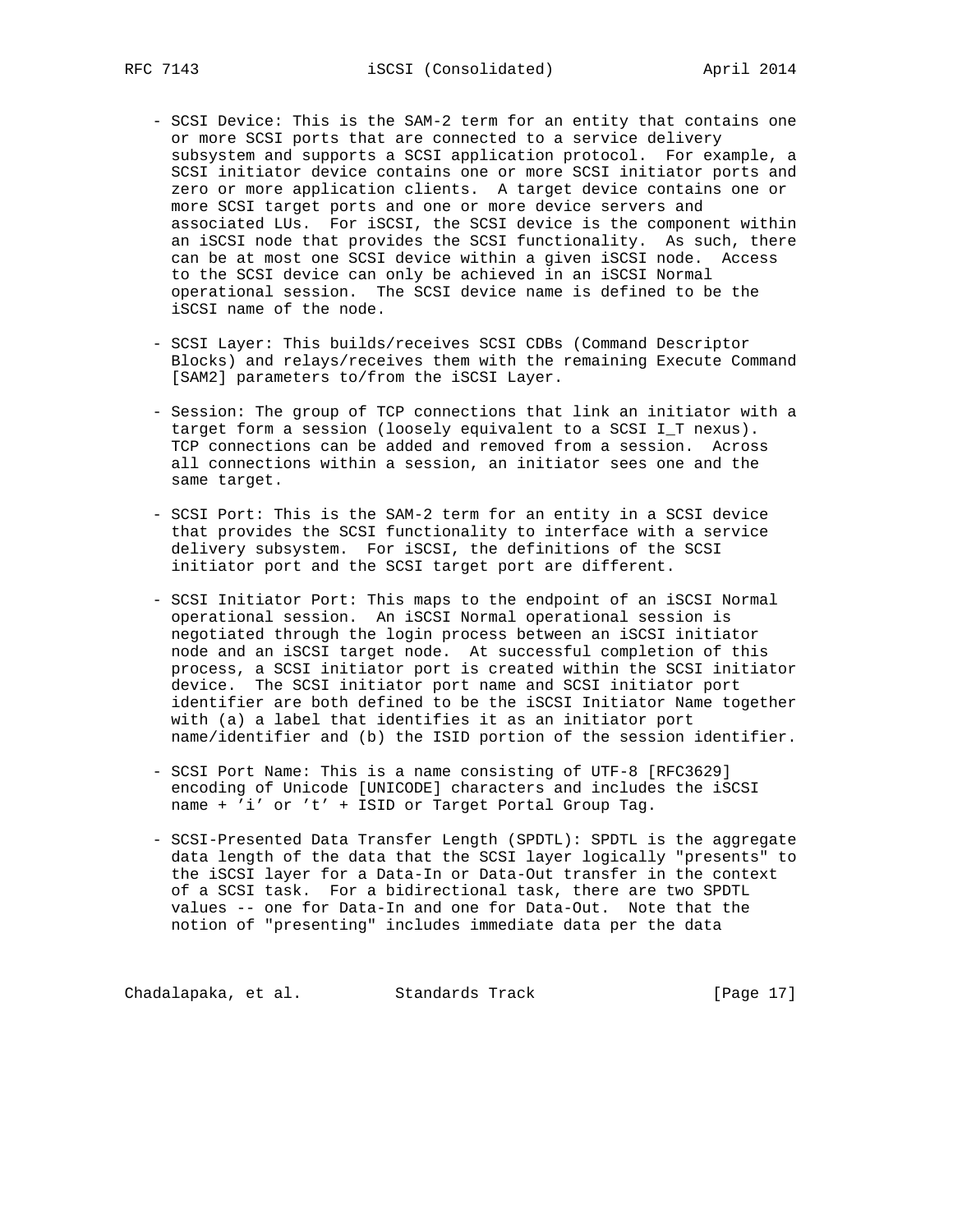- SCSI Device: This is the SAM-2 term for an entity that contains one or more SCSI ports that are connected to a service delivery subsystem and supports a SCSI application protocol. For example, a SCSI initiator device contains one or more SCSI initiator ports and zero or more application clients. A target device contains one or more SCSI target ports and one or more device servers and associated LUs. For iSCSI, the SCSI device is the component within an iSCSI node that provides the SCSI functionality. As such, there can be at most one SCSI device within a given iSCSI node. Access to the SCSI device can only be achieved in an iSCSI Normal operational session. The SCSI device name is defined to be the iSCSI name of the node.

- SCSI Layer: This builds/receives SCSI CDBs (Command Descriptor Blocks) and relays/receives them with the remaining Execute Command [SAM2] parameters to/from the iSCSI Layer.

- Session: The group of TCP connections that link an initiator with a target form a session (loosely equivalent to a SCSI I_T nexus). TCP connections can be added and removed from a session. Across all connections within a session, an initiator sees one and the same target.

- SCSI Port: This is the SAM-2 term for an entity in a SCSI device that provides the SCSI functionality to interface with a service delivery subsystem. For iSCSI, the definitions of the SCSI initiator port and the SCSI target port are different.

- SCSI Initiator Port: This maps to the endpoint of an iSCSI Normal operational session. An iSCSI Normal operational session is negotiated through the login process between an iSCSI initiator node and an iSCSI target node. At successful completion of this process, a SCSI initiator port is created within the SCSI initiator device. The SCSI initiator port name and SCSI initiator port identifier are both defined to be the iSCSI Initiator Name together with (a) a label that identifies it as an initiator port name/identifier and (b) the ISID portion of the session identifier.

- SCSI Port Name: This is a name consisting of UTF-8 [RFC3629] encoding of Unicode [UNICODE] characters and includes the iSCSI name + 'i' or 't' + ISID or Target Portal Group Tag.

- SCSI-Presented Data Transfer Length (SPDTL): SPDTL is the aggregate data length of the data that the SCSI layer logically "presents" to the iSCSI layer for a Data-In or Data-Out transfer in the context of a SCSI task. For a bidirectional task, there are two SPDTL values -- one for Data-In and one for Data-Out. Note that the notion of "presenting" includes immediate data per the data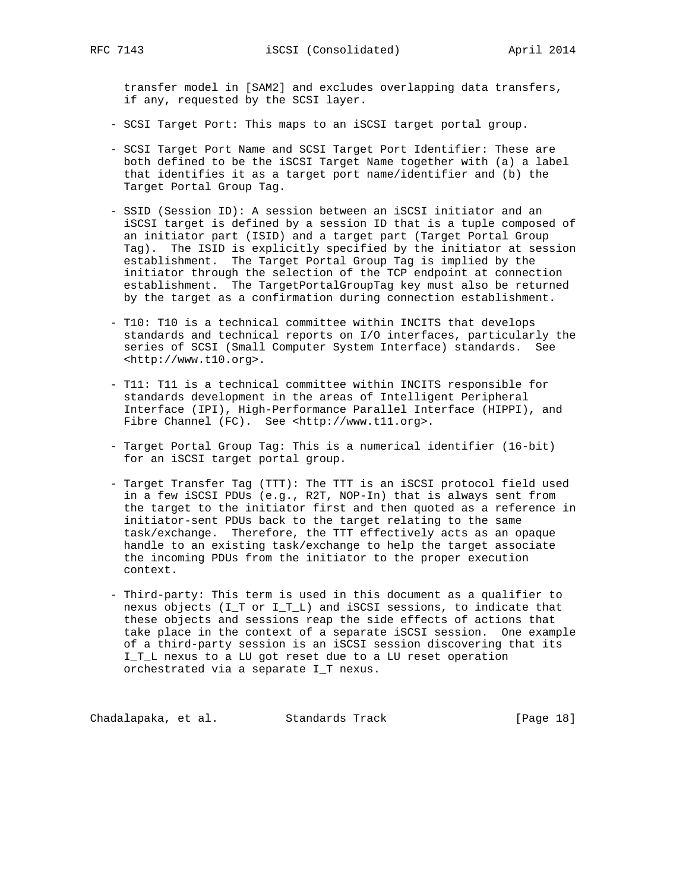transfer model in [SAM2] and excludes overlapping data transfers, if any, requested by the SCSI layer.

- SCSI Target Port: This maps to an iSCSI target portal group.

- SCSI Target Port Name and SCSI Target Port Identifier: These are both defined to be the iSCSI Target Name together with (a) a label that identifies it as a target port name/identifier and (b) the Target Portal Group Tag.

- SSID (Session ID): A session between an iSCSI initiator and an iSCSI target is defined by a session ID that is a tuple composed of an initiator part (ISID) and a target part (Target Portal Group Tag). The ISID is explicitly specified by the initiator at session establishment. The Target Portal Group Tag is implied by the initiator through the selection of the TCP endpoint at connection establishment. The TargetPortalGroupTag key must also be returned by the target as a confirmation during connection establishment.

- T10: T10 is a technical committee within INCITS that develops standards and technical reports on I/O interfaces, particularly the series of SCSI (Small Computer System Interface) standards. See <http://www.t10.org>.

- T11: T11 is a technical committee within INCITS responsible for standards development in the areas of Intelligent Peripheral Interface (IPI), High-Performance Parallel Interface (HIPPI), and Fibre Channel (FC). See <http://www.t11.org>.

- Target Portal Group Tag: This is a numerical identifier (16-bit) for an iSCSI target portal group.

- Target Transfer Tag (TTT): The TTT is an iSCSI protocol field used in a few iSCSI PDUs (e.g., R2T, NOP-In) that is always sent from the target to the initiator first and then quoted as a reference in initiator-sent PDUs back to the target relating to the same task/exchange. Therefore, the TTT effectively acts as an opaque handle to an existing task/exchange to help the target associate the incoming PDUs from the initiator to the proper execution context.

- Third-party: This term is used in this document as a qualifier to nexus objects (I_T or I_T_L) and iSCSI sessions, to indicate that these objects and sessions reap the side effects of actions that take place in the context of a separate iSCSI session. One example of a third-party session is an iSCSI session discovering that its I_T_L nexus to a LU got reset due to a LU reset operation orchestrated via a separate I_T nexus.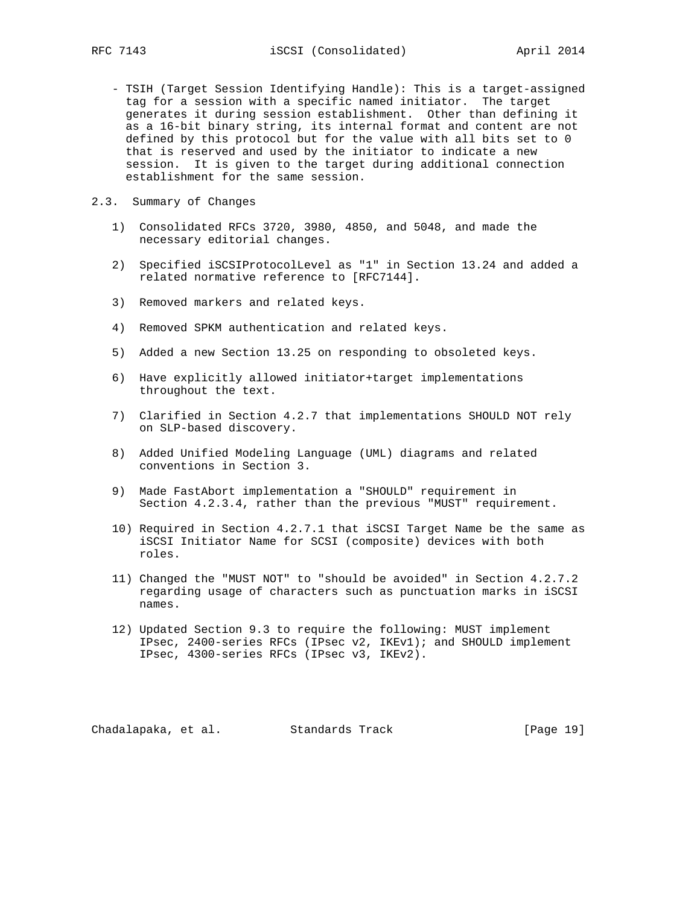- TSIH (Target Session Identifying Handle): This is a target-assigned tag for a session with a specific named initiator. The target generates it during session establishment. Other than defining it as a 16-bit binary string, its internal format and content are not defined by this protocol but for the value with all bits set to 0 that is reserved and used by the initiator to indicate a new session. It is given to the target during additional connection establishment for the same session.

## 2.3. Summary of Changes

1) Consolidated RFCs 3720, 3980, 4850, and 5048, and made the necessary editorial changes.

2) Specified iSCSIProtocolLevel as "1" in Section 13.24 and added a related normative reference to [RFC7144].

3) Removed markers and related keys.

4) Removed SPKM authentication and related keys.

5) Added a new Section 13.25 on responding to obsoleted keys.

6) Have explicitly allowed initiator+target implementations throughout the text.

7) Clarified in Section 4.2.7 that implementations SHOULD NOT rely on SLP-based discovery.

8) Added Unified Modeling Language (UML) diagrams and related conventions in Section 3.

9) Made FastAbort implementation a "SHOULD" requirement in Section 4.2.3.4, rather than the previous "MUST" requirement.

10) Required in Section 4.2.7.1 that iSCSI Target Name be the same as iSCSI Initiator Name for SCSI (composite) devices with both roles.

11) Changed the "MUST NOT" to "should be avoided" in Section 4.2.7.2 regarding usage of characters such as punctuation marks in iSCSI names.

12) Updated Section 9.3 to require the following: MUST implement IPsec, 2400-series RFCs (IPsec v2, IKEv1); and SHOULD implement IPsec, 4300-series RFCs (IPsec v3, IKEv2).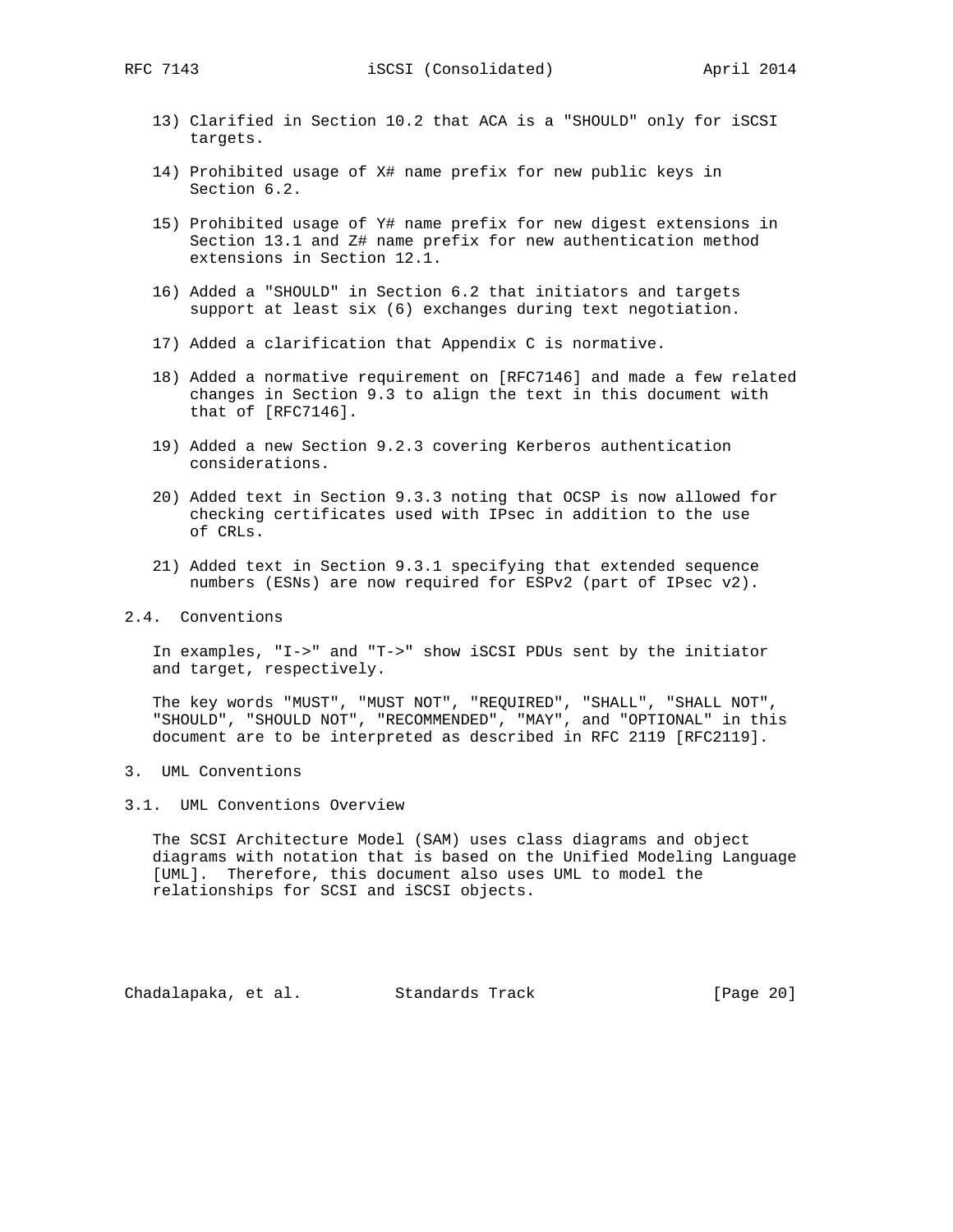13) Clarified in Section 10.2 that ACA is a "SHOULD" only for iSCSI targets.

14) Prohibited usage of X# name prefix for new public keys in Section 6.2.

15) Prohibited usage of Y# name prefix for new digest extensions in Section 13.1 and Z# name prefix for new authentication method extensions in Section 12.1.

16) Added a "SHOULD" in Section 6.2 that initiators and targets support at least six (6) exchanges during text negotiation.

17) Added a clarification that Appendix C is normative.

18) Added a normative requirement on [RFC7146] and made a few related changes in Section 9.3 to align the text in this document with that of [RFC7146].

19) Added a new Section 9.2.3 covering Kerberos authentication considerations.

20) Added text in Section 9.3.3 noting that OCSP is now allowed for checking certificates used with IPsec in addition to the use of CRLs.

21) Added text in Section 9.3.1 specifying that extended sequence numbers (ESNs) are now required for ESPv2 (part of IPsec v2).

### 2.4. Conventions

In examples, "I->" and "T->" show iSCSI PDUs sent by the initiator and target, respectively.

The key words "MUST", "MUST NOT", "REQUIRED", "SHALL", "SHALL NOT", "SHOULD", "SHOULD NOT", "RECOMMENDED", "MAY", and "OPTIONAL" in this document are to be interpreted as described in RFC 2119 [RFC2119].

## 3. UML Conventions

### 3.1. UML Conventions Overview

The SCSI Architecture Model (SAM) uses class diagrams and object diagrams with notation that is based on the Unified Modeling Language [UML]. Therefore, this document also uses UML to model the relationships for SCSI and iSCSI objects.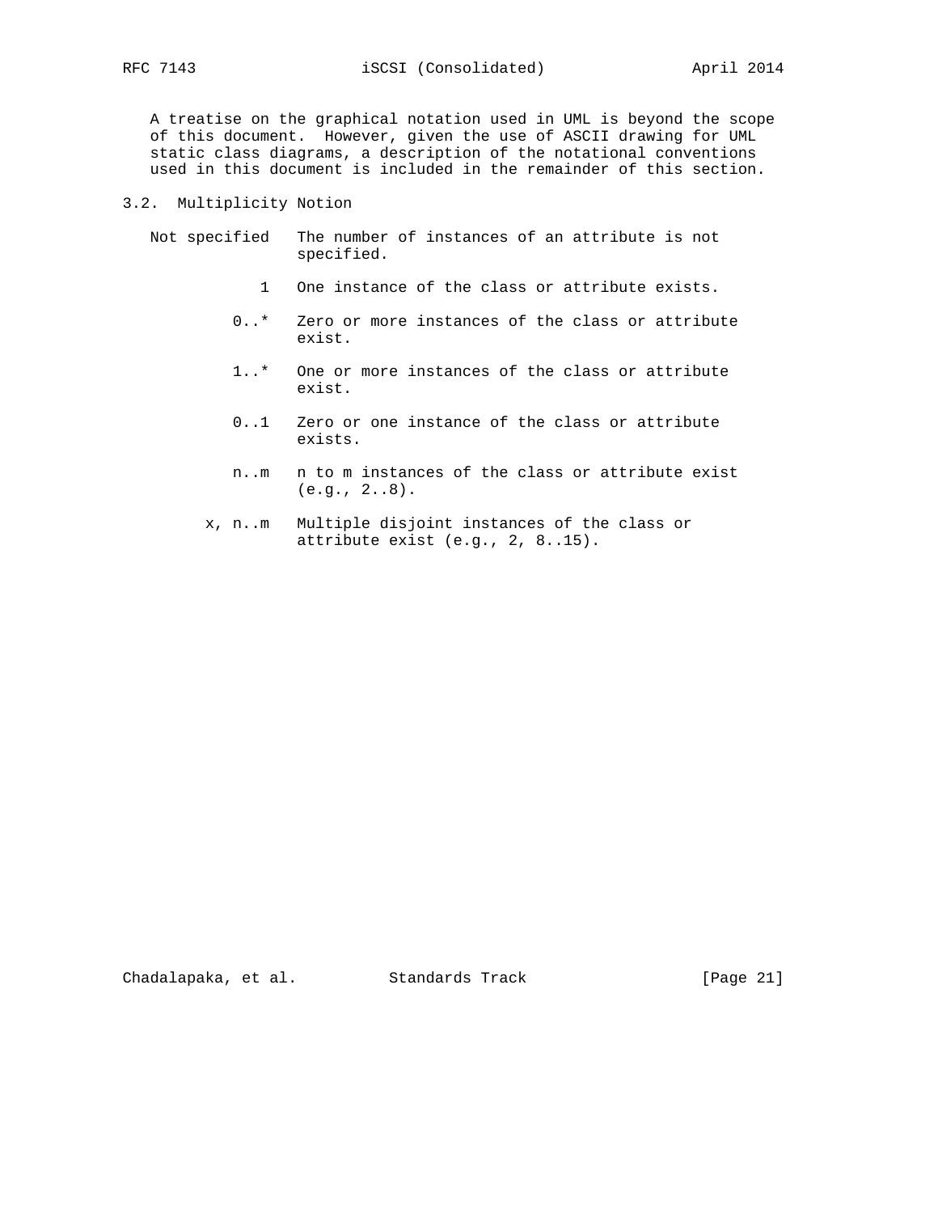A treatise on the graphical notation used in UML is beyond the scope of this document. However, given the use of ASCII drawing for UML static class diagrams, a description of the notational conventions used in this document is included in the remainder of this section.

## 3.2. Multiplicity Notion

| Notation | Meaning |
| --- | --- |
| Not specified | The number of instances of an attribute is not specified. |
| 1 | One instance of the class or attribute exists. |
| 0..* | Zero or more instances of the class or attribute exist. |
| 1..* | One or more instances of the class or attribute exist. |
| 0..1 | Zero or one instance of the class or attribute exists. |
| n..m | n to m instances of the class or attribute exist (e.g., 2..8). |
| x, n..m | Multiple disjoint instances of the class or attribute exist (e.g., 2, 8..15). |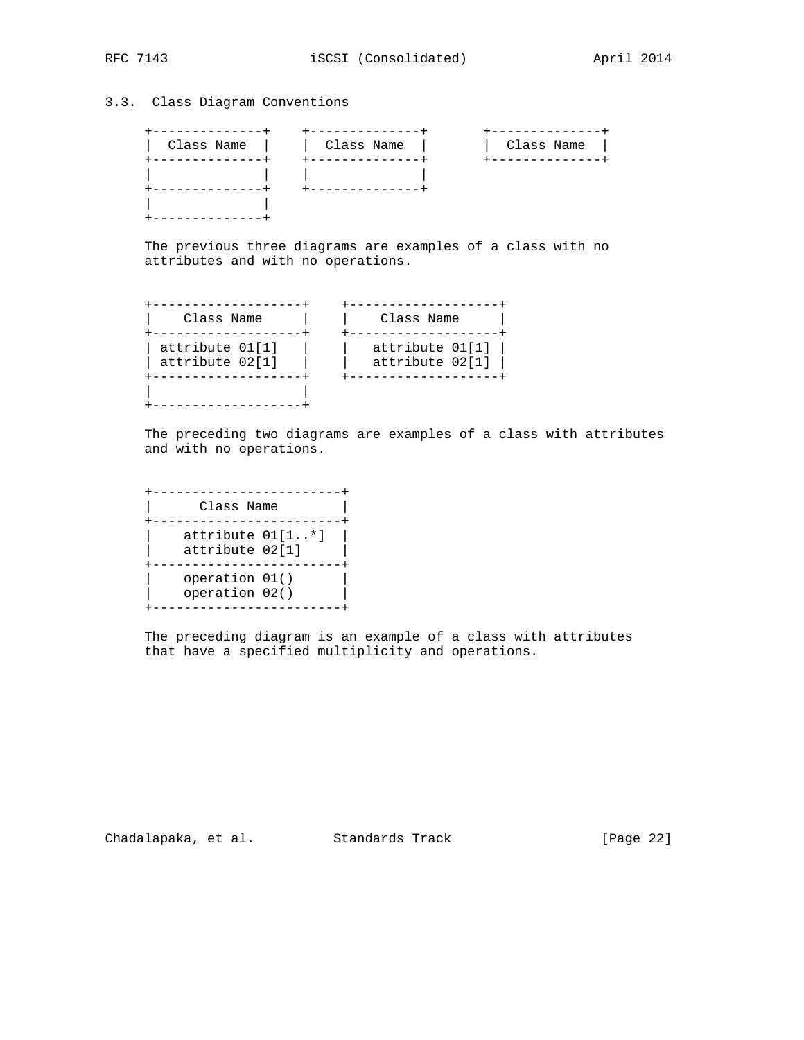### 3.3. Class Diagram Conventions

```
+--------------+    +--------------+       +--------------+
|  Class Name  |    |  Class Name  |       |  Class Name  |
+--------------+    +--------------+       +--------------+
|              |    |              |
+--------------+    +--------------+
|              |
+--------------+
```

The previous three diagrams are examples of a class with no attributes and with no operations.

```
+--------------------+    +--------------------+
|    Class Name      |    |    Class Name      |
+--------------------+    +--------------------+
| attribute 01[1]    |    |   attribute 01[1]  |
| attribute 02[1]    |    |   attribute 02[1]  |
+--------------------+    +--------------------+
|                    |
+--------------------+
```

The preceding two diagrams are examples of a class with attributes and with no operations.

```
+-------------------------+
|       Class Name        |
+-------------------------+
|    attribute 01[1..*]   |
|    attribute 02[1]      |
+-------------------------+
|    operation 01()       |
|    operation 02()       |
+-------------------------+
```

The preceding diagram is an example of a class with attributes that have a specified multiplicity and operations.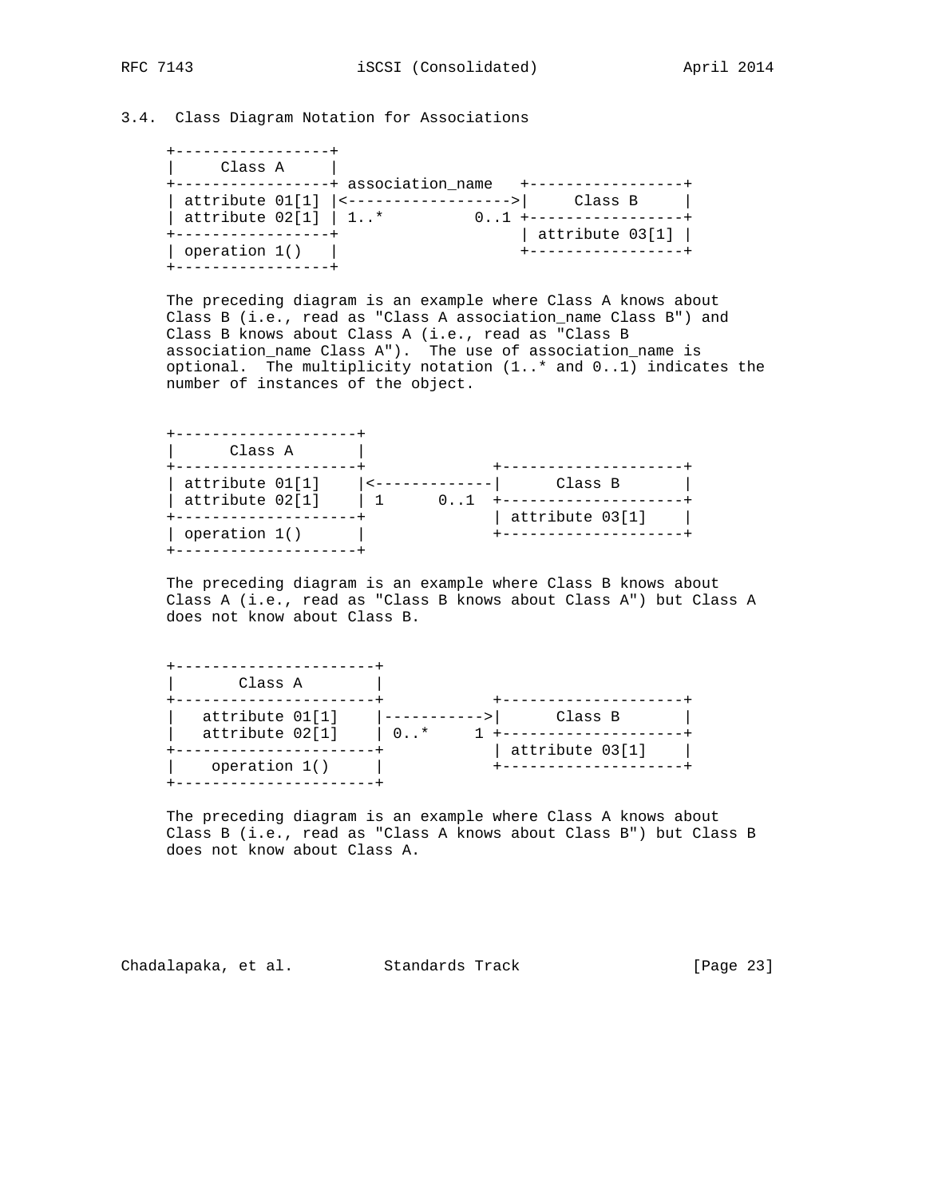### 3.4. Class Diagram Notation for Associations

```
+-----------------+
|     Class A     |
+-----------------+ association_name   +-----------------+
| attribute 01[1] |<------------------>|     Class B     |
| attribute 02[1] | 1..*          0..1 +-----------------+
+-----------------+                    | attribute 03[1] |
| operation 1()   |                    +-----------------+
+-----------------+
```

The preceding diagram is an example where Class A knows about Class B (i.e., read as "Class A association_name Class B") and Class B knows about Class A (i.e., read as "Class B association_name Class A"). The use of association_name is optional. The multiplicity notation (1..* and 0..1) indicates the number of instances of the object.

```
+--------------------+
|      Class A       |
+--------------------+              +--------------------+
| attribute 01[1]    |<-------------|      Class B       |
| attribute 02[1]    | 1      0..1  +--------------------+
+--------------------+              | attribute 03[1]    |
| operation 1()      |              +--------------------+
+--------------------+
```

The preceding diagram is an example where Class B knows about Class A (i.e., read as "Class B knows about Class A") but Class A does not know about Class B.

```
+----------------------+
|       Class A        |
+----------------------+            +--------------------+
|   attribute 01[1]    |----------->|      Class B       |
|   attribute 02[1]    | 0..*     1 +--------------------+
+----------------------+            | attribute 03[1]    |
|    operation 1()     |            +--------------------+
+----------------------+
```

The preceding diagram is an example where Class A knows about Class B (i.e., read as "Class A knows about Class B") but Class B does not know about Class A.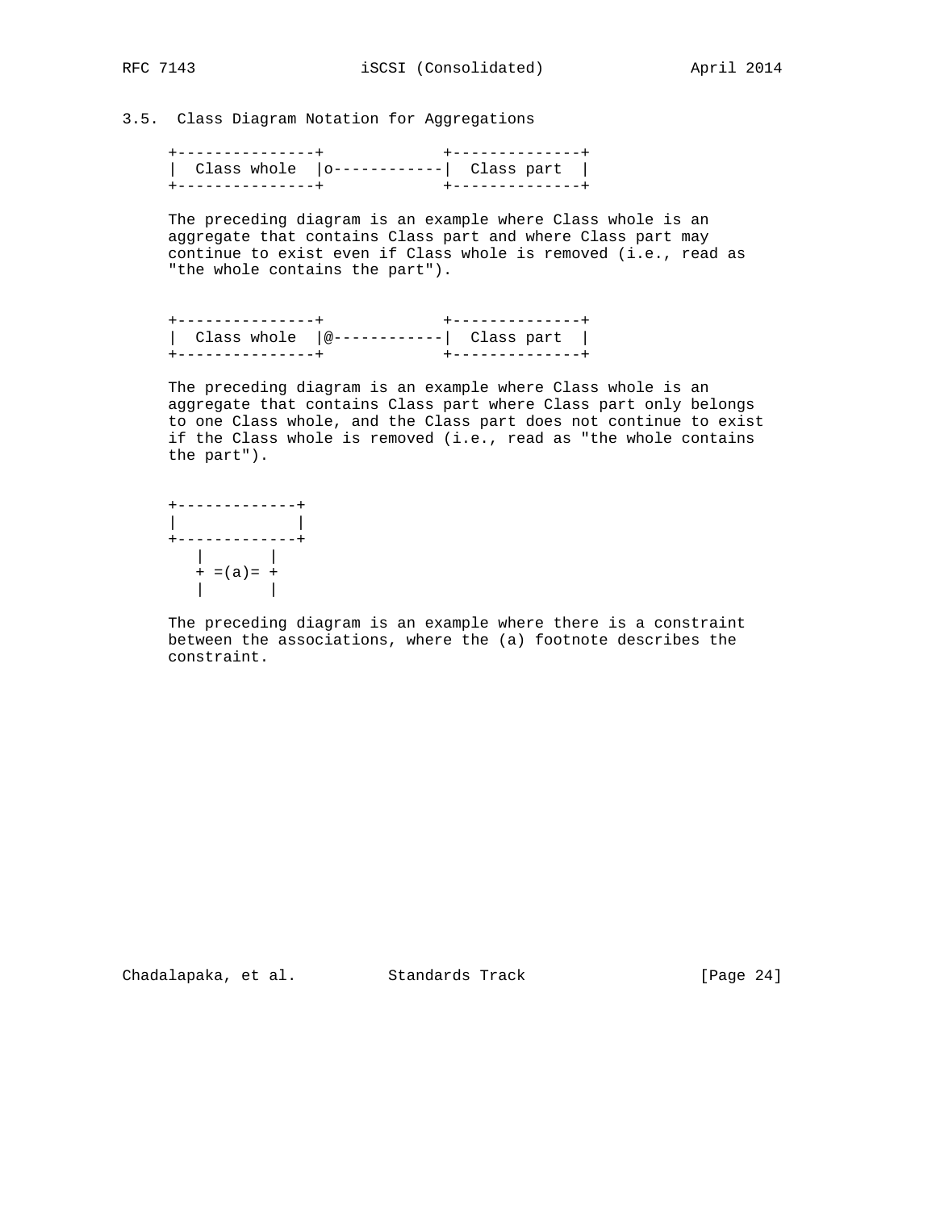### 3.5. Class Diagram Notation for Aggregations

```
+---------------+            +--------------+
|  Class whole  |o-----------|  Class part  |
+---------------+            +--------------+
```

The preceding diagram is an example where Class whole is an aggregate that contains Class part and where Class part may continue to exist even if Class whole is removed (i.e., read as "the whole contains the part").

```
+---------------+            +--------------+
|  Class whole  |@-----------|  Class part  |
+---------------+            +--------------+
```

The preceding diagram is an example where Class whole is an aggregate that contains Class part where Class part only belongs to one Class whole, and the Class part does not continue to exist if the Class whole is removed (i.e., read as "the whole contains the part").

```
+-------------+
|             |
+-------------+
   |       |
   + =(a)= +
   |       |
```

The preceding diagram is an example where there is a constraint between the associations, where the (a) footnote describes the constraint.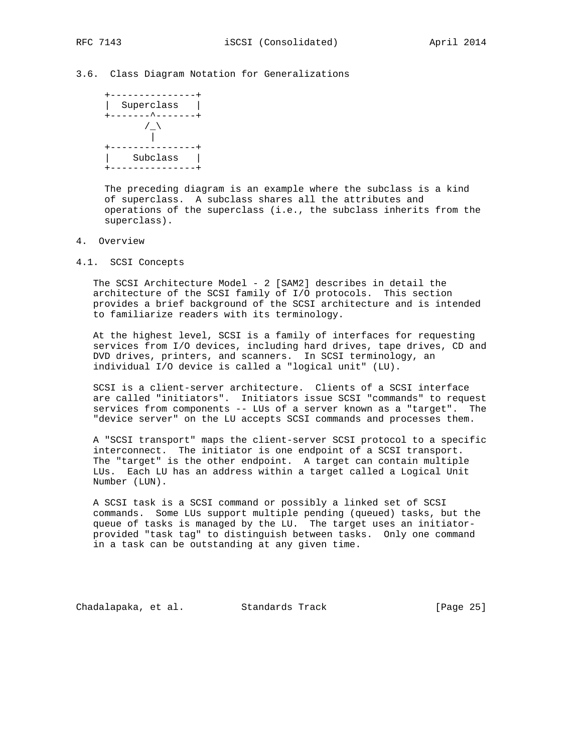### 3.6. Class Diagram Notation for Generalizations

```
+---------------+
|  Superclass   |
+-------^-------+
       /_\
        |
+---------------+
|    Subclass   |
+---------------+
```

The preceding diagram is an example where the subclass is a kind of superclass. A subclass shares all the attributes and operations of the superclass (i.e., the subclass inherits from the superclass).

## 4. Overview

### 4.1. SCSI Concepts

The SCSI Architecture Model - 2 [SAM2] describes in detail the architecture of the SCSI family of I/O protocols. This section provides a brief background of the SCSI architecture and is intended to familiarize readers with its terminology.

At the highest level, SCSI is a family of interfaces for requesting services from I/O devices, including hard drives, tape drives, CD and DVD drives, printers, and scanners. In SCSI terminology, an individual I/O device is called a "logical unit" (LU).

SCSI is a client-server architecture. Clients of a SCSI interface are called "initiators". Initiators issue SCSI "commands" to request services from components -- LUs of a server known as a "target". The "device server" on the LU accepts SCSI commands and processes them.

A "SCSI transport" maps the client-server SCSI protocol to a specific interconnect. The initiator is one endpoint of a SCSI transport. The "target" is the other endpoint. A target can contain multiple LUs. Each LU has an address within a target called a Logical Unit Number (LUN).

A SCSI task is a SCSI command or possibly a linked set of SCSI commands. Some LUs support multiple pending (queued) tasks, but the queue of tasks is managed by the LU. The target uses an initiator-provided "task tag" to distinguish between tasks. Only one command in a task can be outstanding at any given time.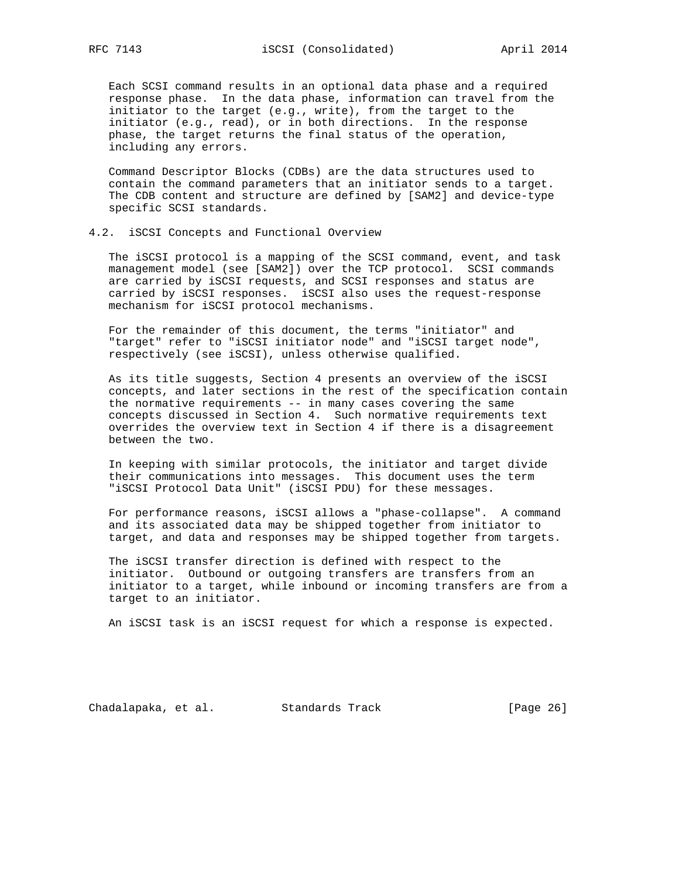Each SCSI command results in an optional data phase and a required response phase. In the data phase, information can travel from the initiator to the target (e.g., write), from the target to the initiator (e.g., read), or in both directions. In the response phase, the target returns the final status of the operation, including any errors.

Command Descriptor Blocks (CDBs) are the data structures used to contain the command parameters that an initiator sends to a target. The CDB content and structure are defined by [SAM2] and device-type specific SCSI standards.

## 4.2. iSCSI Concepts and Functional Overview

The iSCSI protocol is a mapping of the SCSI command, event, and task management model (see [SAM2]) over the TCP protocol. SCSI commands are carried by iSCSI requests, and SCSI responses and status are carried by iSCSI responses. iSCSI also uses the request-response mechanism for iSCSI protocol mechanisms.

For the remainder of this document, the terms "initiator" and "target" refer to "iSCSI initiator node" and "iSCSI target node", respectively (see iSCSI), unless otherwise qualified.

As its title suggests, Section 4 presents an overview of the iSCSI concepts, and later sections in the rest of the specification contain the normative requirements -- in many cases covering the same concepts discussed in Section 4. Such normative requirements text overrides the overview text in Section 4 if there is a disagreement between the two.

In keeping with similar protocols, the initiator and target divide their communications into messages. This document uses the term "iSCSI Protocol Data Unit" (iSCSI PDU) for these messages.

For performance reasons, iSCSI allows a "phase-collapse". A command and its associated data may be shipped together from initiator to target, and data and responses may be shipped together from targets.

The iSCSI transfer direction is defined with respect to the initiator. Outbound or outgoing transfers are transfers from an initiator to a target, while inbound or incoming transfers are from a target to an initiator.

An iSCSI task is an iSCSI request for which a response is expected.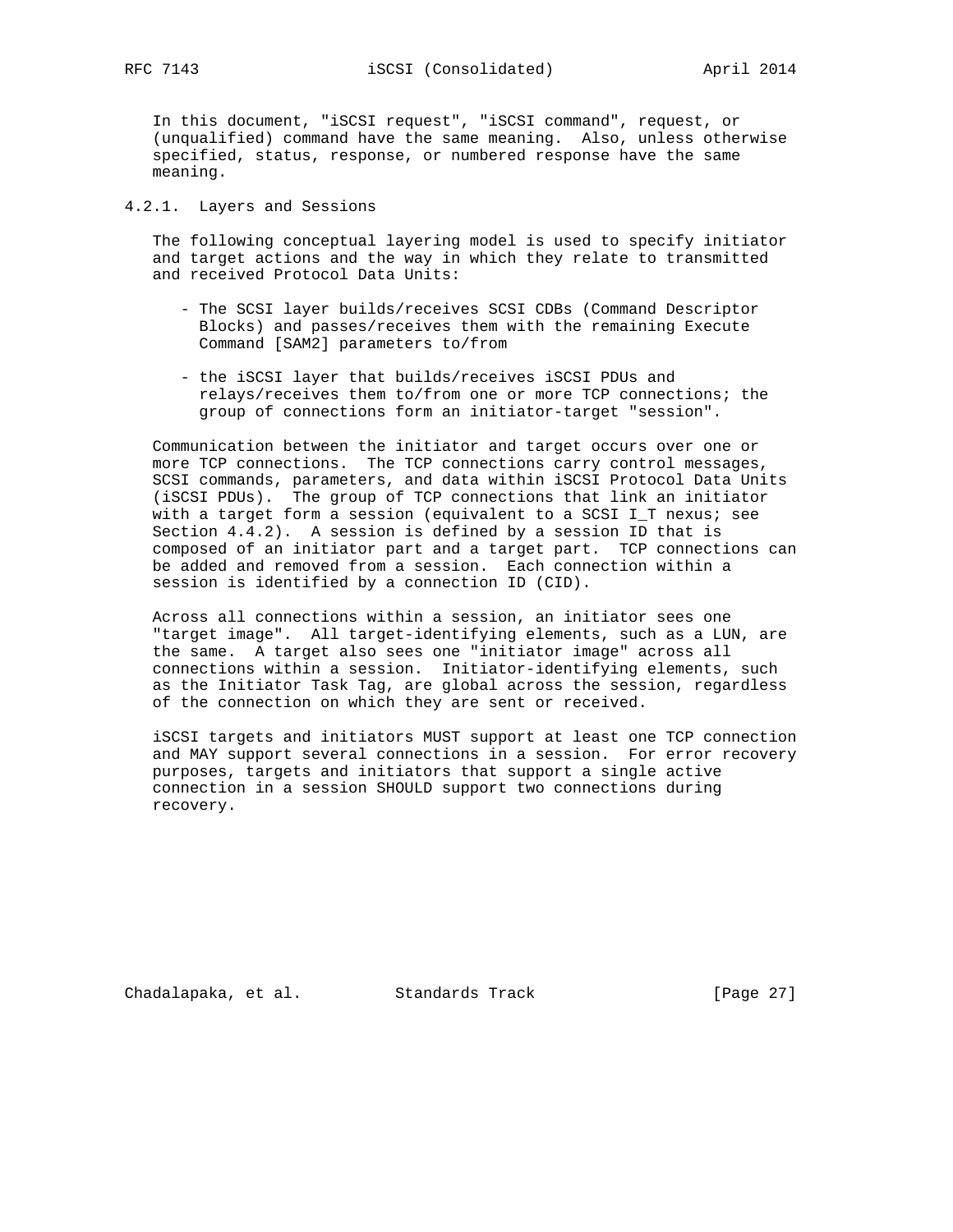In this document, "iSCSI request", "iSCSI command", request, or (unqualified) command have the same meaning. Also, unless otherwise specified, status, response, or numbered response have the same meaning.

### 4.2.1. Layers and Sessions

The following conceptual layering model is used to specify initiator and target actions and the way in which they relate to transmitted and received Protocol Data Units:

- The SCSI layer builds/receives SCSI CDBs (Command Descriptor Blocks) and passes/receives them with the remaining Execute Command [SAM2] parameters to/from

- the iSCSI layer that builds/receives iSCSI PDUs and relays/receives them to/from one or more TCP connections; the group of connections form an initiator-target "session".

Communication between the initiator and target occurs over one or more TCP connections. The TCP connections carry control messages, SCSI commands, parameters, and data within iSCSI Protocol Data Units (iSCSI PDUs). The group of TCP connections that link an initiator with a target form a session (equivalent to a SCSI I_T nexus; see Section 4.4.2). A session is defined by a session ID that is composed of an initiator part and a target part. TCP connections can be added and removed from a session. Each connection within a session is identified by a connection ID (CID).

Across all connections within a session, an initiator sees one "target image". All target-identifying elements, such as a LUN, are the same. A target also sees one "initiator image" across all connections within a session. Initiator-identifying elements, such as the Initiator Task Tag, are global across the session, regardless of the connection on which they are sent or received.

iSCSI targets and initiators MUST support at least one TCP connection and MAY support several connections in a session. For error recovery purposes, targets and initiators that support a single active connection in a session SHOULD support two connections during recovery.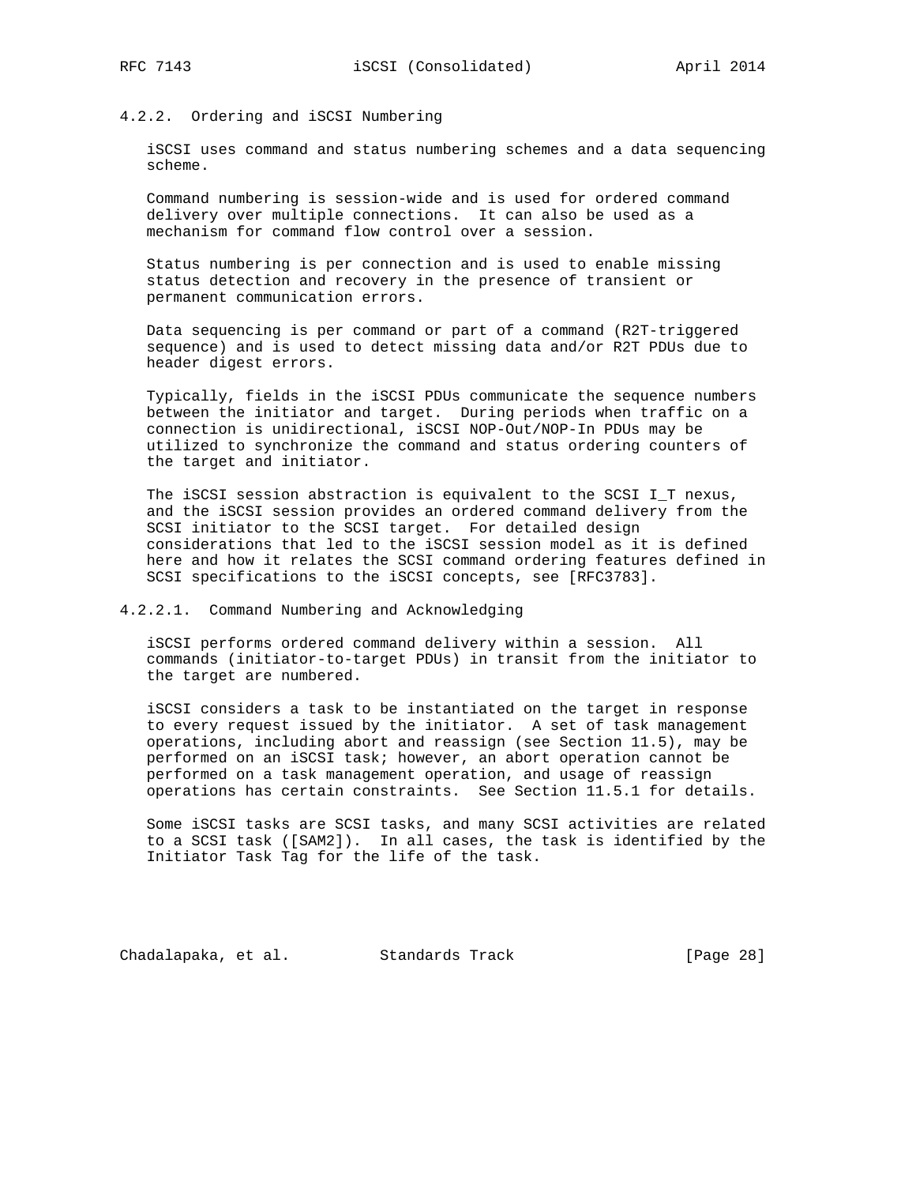### 4.2.2. Ordering and iSCSI Numbering

iSCSI uses command and status numbering schemes and a data sequencing scheme.

Command numbering is session-wide and is used for ordered command delivery over multiple connections. It can also be used as a mechanism for command flow control over a session.

Status numbering is per connection and is used to enable missing status detection and recovery in the presence of transient or permanent communication errors.

Data sequencing is per command or part of a command (R2T-triggered sequence) and is used to detect missing data and/or R2T PDUs due to header digest errors.

Typically, fields in the iSCSI PDUs communicate the sequence numbers between the initiator and target. During periods when traffic on a connection is unidirectional, iSCSI NOP-Out/NOP-In PDUs may be utilized to synchronize the command and status ordering counters of the target and initiator.

The iSCSI session abstraction is equivalent to the SCSI I_T nexus, and the iSCSI session provides an ordered command delivery from the SCSI initiator to the SCSI target. For detailed design considerations that led to the iSCSI session model as it is defined here and how it relates the SCSI command ordering features defined in SCSI specifications to the iSCSI concepts, see [RFC3783].

#### 4.2.2.1. Command Numbering and Acknowledging

iSCSI performs ordered command delivery within a session. All commands (initiator-to-target PDUs) in transit from the initiator to the target are numbered.

iSCSI considers a task to be instantiated on the target in response to every request issued by the initiator. A set of task management operations, including abort and reassign (see Section 11.5), may be performed on an iSCSI task; however, an abort operation cannot be performed on a task management operation, and usage of reassign operations has certain constraints. See Section 11.5.1 for details.

Some iSCSI tasks are SCSI tasks, and many SCSI activities are related to a SCSI task ([SAM2]). In all cases, the task is identified by the Initiator Task Tag for the life of the task.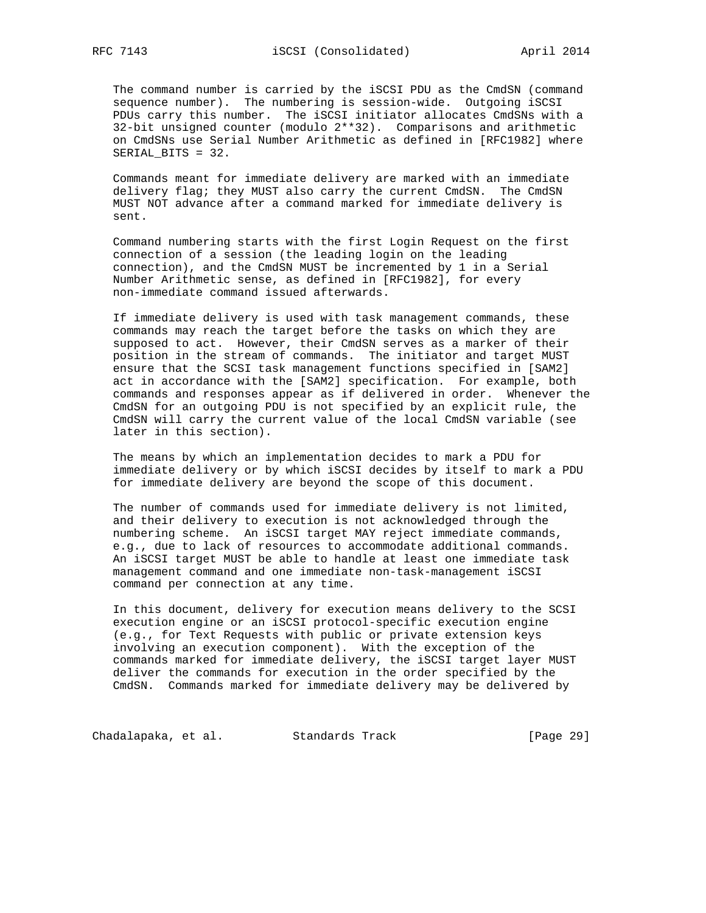The command number is carried by the iSCSI PDU as the CmdSN (command sequence number). The numbering is session-wide. Outgoing iSCSI PDUs carry this number. The iSCSI initiator allocates CmdSNs with a 32-bit unsigned counter (modulo 2**32). Comparisons and arithmetic on CmdSNs use Serial Number Arithmetic as defined in [RFC1982] where SERIAL_BITS = 32.

Commands meant for immediate delivery are marked with an immediate delivery flag; they MUST also carry the current CmdSN. The CmdSN MUST NOT advance after a command marked for immediate delivery is sent.

Command numbering starts with the first Login Request on the first connection of a session (the leading login on the leading connection), and the CmdSN MUST be incremented by 1 in a Serial Number Arithmetic sense, as defined in [RFC1982], for every non-immediate command issued afterwards.

If immediate delivery is used with task management commands, these commands may reach the target before the tasks on which they are supposed to act. However, their CmdSN serves as a marker of their position in the stream of commands. The initiator and target MUST ensure that the SCSI task management functions specified in [SAM2] act in accordance with the [SAM2] specification. For example, both commands and responses appear as if delivered in order. Whenever the CmdSN for an outgoing PDU is not specified by an explicit rule, the CmdSN will carry the current value of the local CmdSN variable (see later in this section).

The means by which an implementation decides to mark a PDU for immediate delivery or by which iSCSI decides by itself to mark a PDU for immediate delivery are beyond the scope of this document.

The number of commands used for immediate delivery is not limited, and their delivery to execution is not acknowledged through the numbering scheme. An iSCSI target MAY reject immediate commands, e.g., due to lack of resources to accommodate additional commands. An iSCSI target MUST be able to handle at least one immediate task management command and one immediate non-task-management iSCSI command per connection at any time.

In this document, delivery for execution means delivery to the SCSI execution engine or an iSCSI protocol-specific execution engine (e.g., for Text Requests with public or private extension keys involving an execution component). With the exception of the commands marked for immediate delivery, the iSCSI target layer MUST deliver the commands for execution in the order specified by the CmdSN. Commands marked for immediate delivery may be delivered by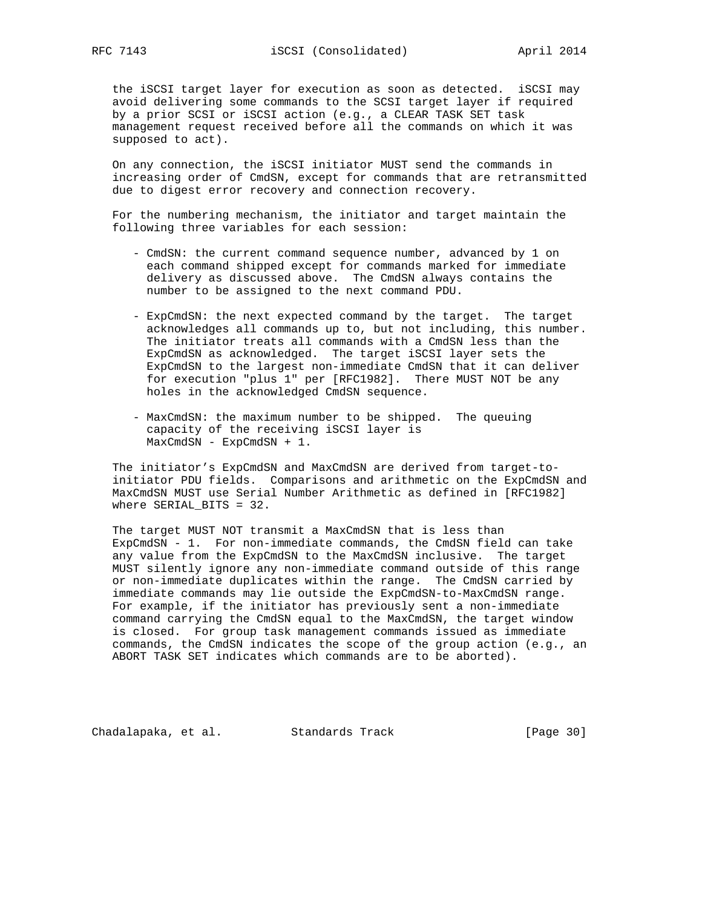the iSCSI target layer for execution as soon as detected. iSCSI may avoid delivering some commands to the SCSI target layer if required by a prior SCSI or iSCSI action (e.g., a CLEAR TASK SET task management request received before all the commands on which it was supposed to act).

On any connection, the iSCSI initiator MUST send the commands in increasing order of CmdSN, except for commands that are retransmitted due to digest error recovery and connection recovery.

For the numbering mechanism, the initiator and target maintain the following three variables for each session:

- CmdSN: the current command sequence number, advanced by 1 on each command shipped except for commands marked for immediate delivery as discussed above. The CmdSN always contains the number to be assigned to the next command PDU.

- ExpCmdSN: the next expected command by the target. The target acknowledges all commands up to, but not including, this number. The initiator treats all commands with a CmdSN less than the ExpCmdSN as acknowledged. The target iSCSI layer sets the ExpCmdSN to the largest non-immediate CmdSN that it can deliver for execution "plus 1" per [RFC1982]. There MUST NOT be any holes in the acknowledged CmdSN sequence.

- MaxCmdSN: the maximum number to be shipped. The queuing capacity of the receiving iSCSI layer is MaxCmdSN - ExpCmdSN + 1.

The initiator's ExpCmdSN and MaxCmdSN are derived from target-to-initiator PDU fields. Comparisons and arithmetic on the ExpCmdSN and MaxCmdSN MUST use Serial Number Arithmetic as defined in [RFC1982] where SERIAL_BITS = 32.

The target MUST NOT transmit a MaxCmdSN that is less than ExpCmdSN - 1. For non-immediate commands, the CmdSN field can take any value from the ExpCmdSN to the MaxCmdSN inclusive. The target MUST silently ignore any non-immediate command outside of this range or non-immediate duplicates within the range. The CmdSN carried by immediate commands may lie outside the ExpCmdSN-to-MaxCmdSN range. For example, if the initiator has previously sent a non-immediate command carrying the CmdSN equal to the MaxCmdSN, the target window is closed. For group task management commands issued as immediate commands, the CmdSN indicates the scope of the group action (e.g., an ABORT TASK SET indicates which commands are to be aborted).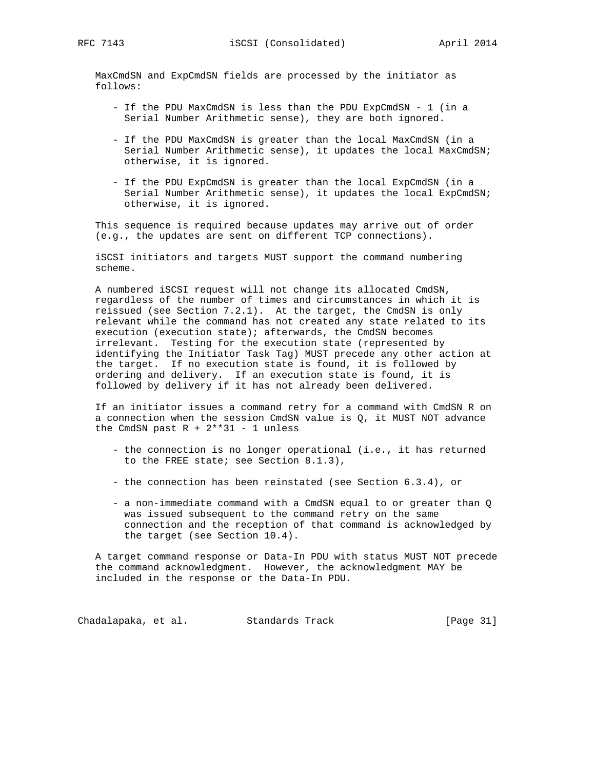MaxCmdSN and ExpCmdSN fields are processed by the initiator as follows:

- If the PDU MaxCmdSN is less than the PDU ExpCmdSN - 1 (in a Serial Number Arithmetic sense), they are both ignored.
- If the PDU MaxCmdSN is greater than the local MaxCmdSN (in a Serial Number Arithmetic sense), it updates the local MaxCmdSN; otherwise, it is ignored.
- If the PDU ExpCmdSN is greater than the local ExpCmdSN (in a Serial Number Arithmetic sense), it updates the local ExpCmdSN; otherwise, it is ignored.

This sequence is required because updates may arrive out of order (e.g., the updates are sent on different TCP connections).

iSCSI initiators and targets MUST support the command numbering scheme.

A numbered iSCSI request will not change its allocated CmdSN, regardless of the number of times and circumstances in which it is reissued (see Section 7.2.1). At the target, the CmdSN is only relevant while the command has not created any state related to its execution (execution state); afterwards, the CmdSN becomes irrelevant. Testing for the execution state (represented by identifying the Initiator Task Tag) MUST precede any other action at the target. If no execution state is found, it is followed by ordering and delivery. If an execution state is found, it is followed by delivery if it has not already been delivered.

If an initiator issues a command retry for a command with CmdSN R on a connection when the session CmdSN value is Q, it MUST NOT advance the CmdSN past R + 2**31 - 1 unless

- the connection is no longer operational (i.e., it has returned to the FREE state; see Section 8.1.3),
- the connection has been reinstated (see Section 6.3.4), or
- a non-immediate command with a CmdSN equal to or greater than Q was issued subsequent to the command retry on the same connection and the reception of that command is acknowledged by the target (see Section 10.4).

A target command response or Data-In PDU with status MUST NOT precede the command acknowledgment. However, the acknowledgment MAY be included in the response or the Data-In PDU.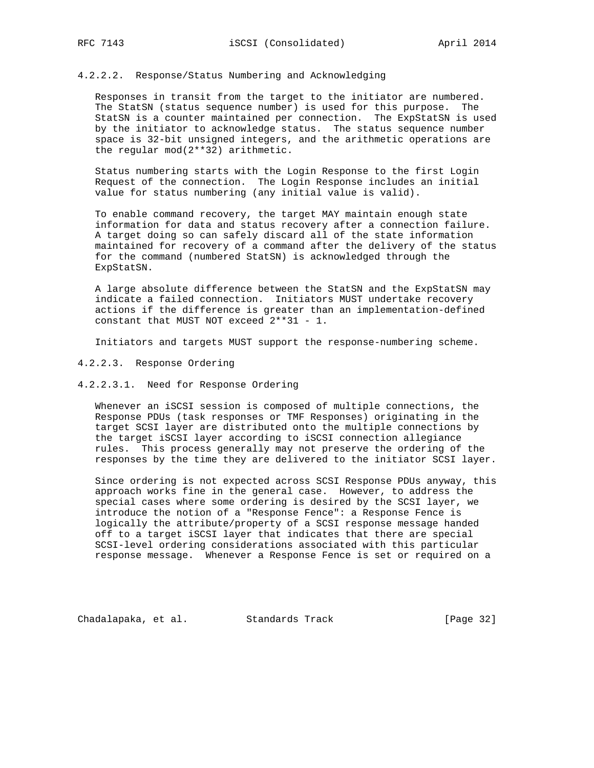#### 4.2.2.2. Response/Status Numbering and Acknowledging

Responses in transit from the target to the initiator are numbered. The StatSN (status sequence number) is used for this purpose. The StatSN is a counter maintained per connection. The ExpStatSN is used by the initiator to acknowledge status. The status sequence number space is 32-bit unsigned integers, and the arithmetic operations are the regular mod(2**32) arithmetic.

Status numbering starts with the Login Response to the first Login Request of the connection. The Login Response includes an initial value for status numbering (any initial value is valid).

To enable command recovery, the target MAY maintain enough state information for data and status recovery after a connection failure. A target doing so can safely discard all of the state information maintained for recovery of a command after the delivery of the status for the command (numbered StatSN) is acknowledged through the ExpStatSN.

A large absolute difference between the StatSN and the ExpStatSN may indicate a failed connection. Initiators MUST undertake recovery actions if the difference is greater than an implementation-defined constant that MUST NOT exceed 2**31 - 1.

Initiators and targets MUST support the response-numbering scheme.

#### 4.2.2.3. Response Ordering

##### 4.2.2.3.1. Need for Response Ordering

Whenever an iSCSI session is composed of multiple connections, the Response PDUs (task responses or TMF Responses) originating in the target SCSI layer are distributed onto the multiple connections by the target iSCSI layer according to iSCSI connection allegiance rules. This process generally may not preserve the ordering of the responses by the time they are delivered to the initiator SCSI layer.

Since ordering is not expected across SCSI Response PDUs anyway, this approach works fine in the general case. However, to address the special cases where some ordering is desired by the SCSI layer, we introduce the notion of a "Response Fence": a Response Fence is logically the attribute/property of a SCSI response message handed off to a target iSCSI layer that indicates that there are special SCSI-level ordering considerations associated with this particular response message. Whenever a Response Fence is set or required on a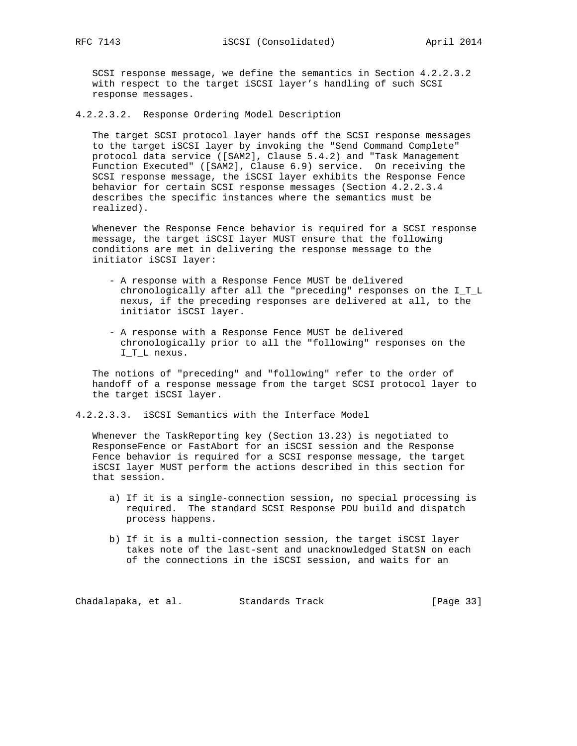SCSI response message, we define the semantics in Section 4.2.2.3.2 with respect to the target iSCSI layer's handling of such SCSI response messages.

#### 4.2.2.3.2. Response Ordering Model Description

The target SCSI protocol layer hands off the SCSI response messages to the target iSCSI layer by invoking the "Send Command Complete" protocol data service ([SAM2], Clause 5.4.2) and "Task Management Function Executed" ([SAM2], Clause 6.9) service. On receiving the SCSI response message, the iSCSI layer exhibits the Response Fence behavior for certain SCSI response messages (Section 4.2.2.3.4 describes the specific instances where the semantics must be realized).

Whenever the Response Fence behavior is required for a SCSI response message, the target iSCSI layer MUST ensure that the following conditions are met in delivering the response message to the initiator iSCSI layer:

- A response with a Response Fence MUST be delivered chronologically after all the "preceding" responses on the I_T_L nexus, if the preceding responses are delivered at all, to the initiator iSCSI layer.

- A response with a Response Fence MUST be delivered chronologically prior to all the "following" responses on the I_T_L nexus.

The notions of "preceding" and "following" refer to the order of handoff of a response message from the target SCSI protocol layer to the target iSCSI layer.

#### 4.2.2.3.3. iSCSI Semantics with the Interface Model

Whenever the TaskReporting key (Section 13.23) is negotiated to ResponseFence or FastAbort for an iSCSI session and the Response Fence behavior is required for a SCSI response message, the target iSCSI layer MUST perform the actions described in this section for that session.

a) If it is a single-connection session, no special processing is required. The standard SCSI Response PDU build and dispatch process happens.

b) If it is a multi-connection session, the target iSCSI layer takes note of the last-sent and unacknowledged StatSN on each of the connections in the iSCSI session, and waits for an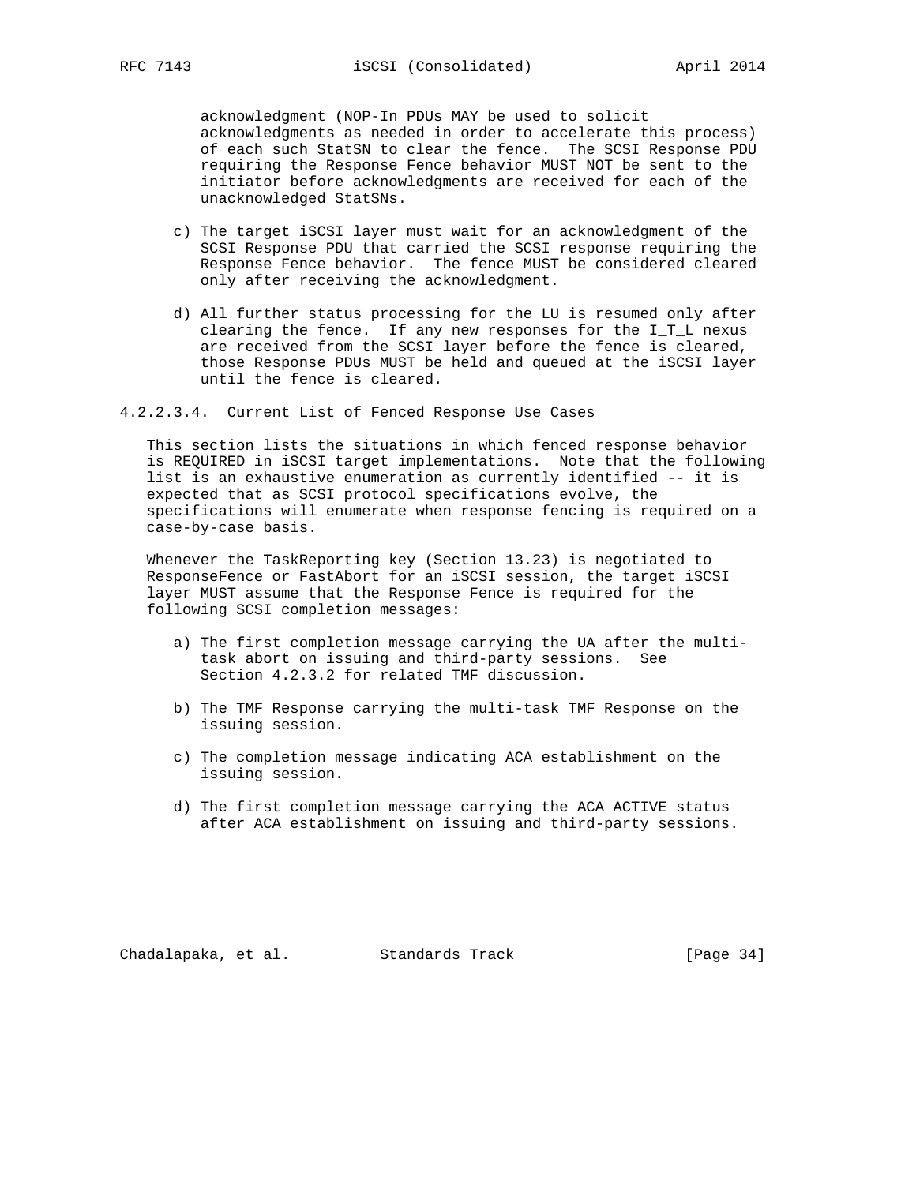acknowledgment (NOP-In PDUs MAY be used to solicit acknowledgments as needed in order to accelerate this process) of each such StatSN to clear the fence. The SCSI Response PDU requiring the Response Fence behavior MUST NOT be sent to the initiator before acknowledgments are received for each of the unacknowledged StatSNs.

c) The target iSCSI layer must wait for an acknowledgment of the SCSI Response PDU that carried the SCSI response requiring the Response Fence behavior. The fence MUST be considered cleared only after receiving the acknowledgment.

d) All further status processing for the LU is resumed only after clearing the fence. If any new responses for the I_T_L nexus are received from the SCSI layer before the fence is cleared, those Response PDUs MUST be held and queued at the iSCSI layer until the fence is cleared.

#### 4.2.2.3.4. Current List of Fenced Response Use Cases

This section lists the situations in which fenced response behavior is REQUIRED in iSCSI target implementations. Note that the following list is an exhaustive enumeration as currently identified -- it is expected that as SCSI protocol specifications evolve, the specifications will enumerate when response fencing is required on a case-by-case basis.

Whenever the TaskReporting key (Section 13.23) is negotiated to ResponseFence or FastAbort for an iSCSI session, the target iSCSI layer MUST assume that the Response Fence is required for the following SCSI completion messages:

a) The first completion message carrying the UA after the multi-task abort on issuing and third-party sessions. See Section 4.2.3.2 for related TMF discussion.

b) The TMF Response carrying the multi-task TMF Response on the issuing session.

c) The completion message indicating ACA establishment on the issuing session.

d) The first completion message carrying the ACA ACTIVE status after ACA establishment on issuing and third-party sessions.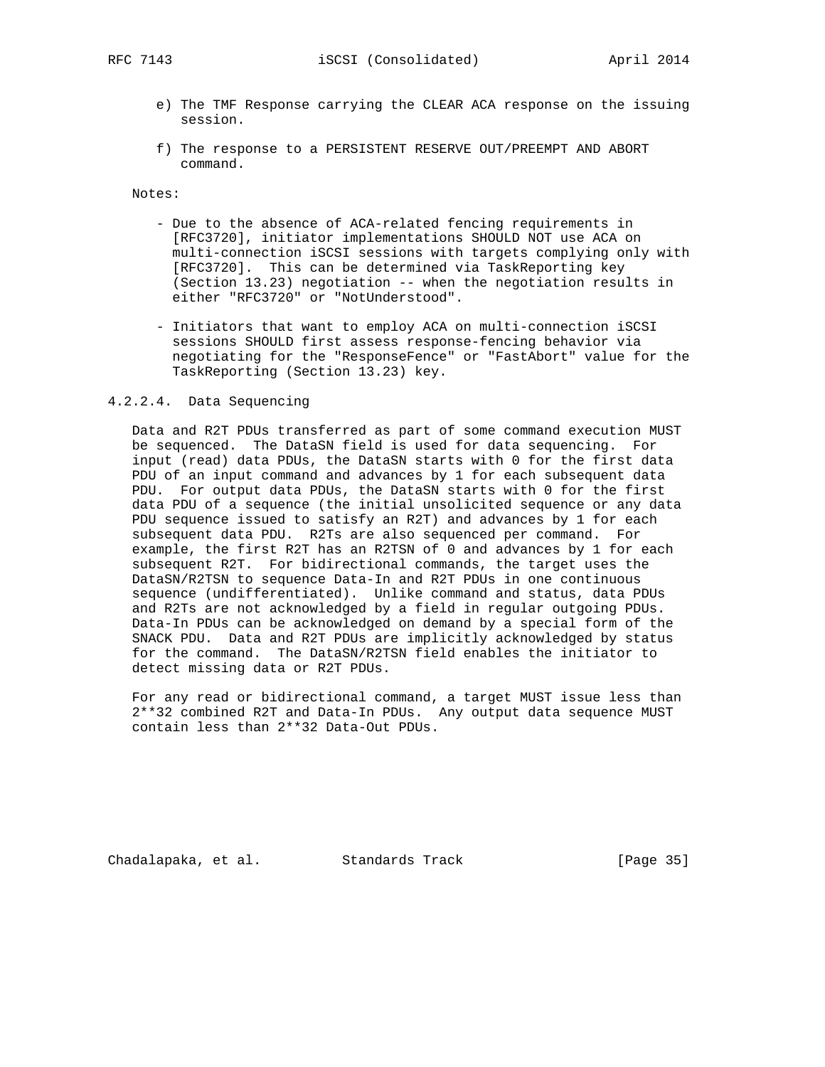e) The TMF Response carrying the CLEAR ACA response on the issuing session.

f) The response to a PERSISTENT RESERVE OUT/PREEMPT AND ABORT command.

Notes:

- Due to the absence of ACA-related fencing requirements in [RFC3720], initiator implementations SHOULD NOT use ACA on multi-connection iSCSI sessions with targets complying only with [RFC3720]. This can be determined via TaskReporting key (Section 13.23) negotiation -- when the negotiation results in either "RFC3720" or "NotUnderstood".

- Initiators that want to employ ACA on multi-connection iSCSI sessions SHOULD first assess response-fencing behavior via negotiating for the "ResponseFence" or "FastAbort" value for the TaskReporting (Section 13.23) key.

#### 4.2.2.4. Data Sequencing

Data and R2T PDUs transferred as part of some command execution MUST be sequenced. The DataSN field is used for data sequencing. For input (read) data PDUs, the DataSN starts with 0 for the first data PDU of an input command and advances by 1 for each subsequent data PDU. For output data PDUs, the DataSN starts with 0 for the first data PDU of a sequence (the initial unsolicited sequence or any data PDU sequence issued to satisfy an R2T) and advances by 1 for each subsequent data PDU. R2Ts are also sequenced per command. For example, the first R2T has an R2TSN of 0 and advances by 1 for each subsequent R2T. For bidirectional commands, the target uses the DataSN/R2TSN to sequence Data-In and R2T PDUs in one continuous sequence (undifferentiated). Unlike command and status, data PDUs and R2Ts are not acknowledged by a field in regular outgoing PDUs. Data-In PDUs can be acknowledged on demand by a special form of the SNACK PDU. Data and R2T PDUs are implicitly acknowledged by status for the command. The DataSN/R2TSN field enables the initiator to detect missing data or R2T PDUs.

For any read or bidirectional command, a target MUST issue less than 2**32 combined R2T and Data-In PDUs. Any output data sequence MUST contain less than 2**32 Data-Out PDUs.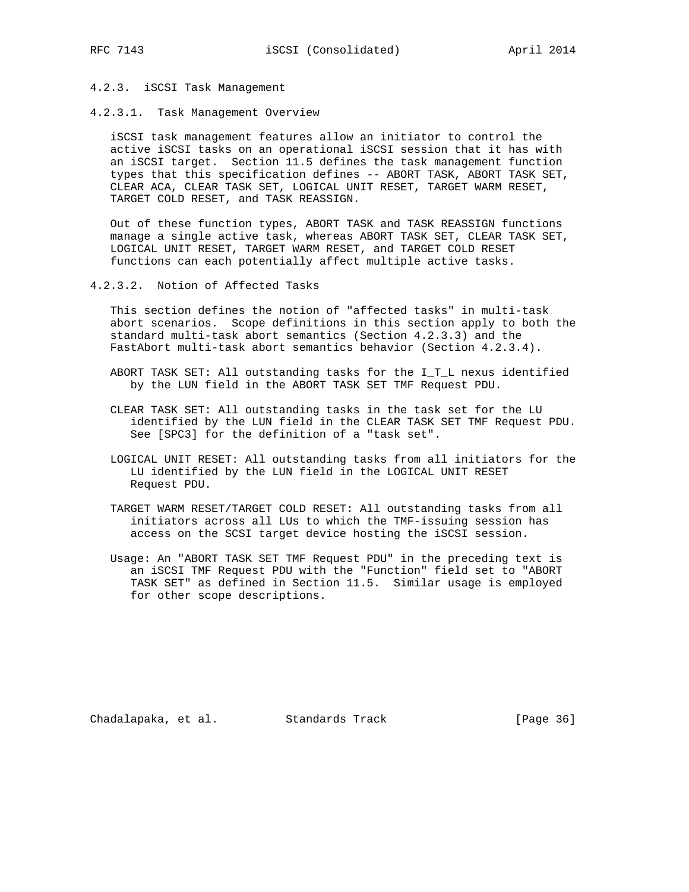#### 4.2.3. iSCSI Task Management

##### 4.2.3.1. Task Management Overview

iSCSI task management features allow an initiator to control the active iSCSI tasks on an operational iSCSI session that it has with an iSCSI target. Section 11.5 defines the task management function types that this specification defines -- ABORT TASK, ABORT TASK SET, CLEAR ACA, CLEAR TASK SET, LOGICAL UNIT RESET, TARGET WARM RESET, TARGET COLD RESET, and TASK REASSIGN.

Out of these function types, ABORT TASK and TASK REASSIGN functions manage a single active task, whereas ABORT TASK SET, CLEAR TASK SET, LOGICAL UNIT RESET, TARGET WARM RESET, and TARGET COLD RESET functions can each potentially affect multiple active tasks.

##### 4.2.3.2. Notion of Affected Tasks

This section defines the notion of "affected tasks" in multi-task abort scenarios. Scope definitions in this section apply to both the standard multi-task abort semantics (Section 4.2.3.3) and the FastAbort multi-task abort semantics behavior (Section 4.2.3.4).

ABORT TASK SET: All outstanding tasks for the I_T_L nexus identified by the LUN field in the ABORT TASK SET TMF Request PDU.

CLEAR TASK SET: All outstanding tasks in the task set for the LU identified by the LUN field in the CLEAR TASK SET TMF Request PDU. See [SPC3] for the definition of a "task set".

LOGICAL UNIT RESET: All outstanding tasks from all initiators for the LU identified by the LUN field in the LOGICAL UNIT RESET Request PDU.

TARGET WARM RESET/TARGET COLD RESET: All outstanding tasks from all initiators across all LUs to which the TMF-issuing session has access on the SCSI target device hosting the iSCSI session.

Usage: An "ABORT TASK SET TMF Request PDU" in the preceding text is an iSCSI TMF Request PDU with the "Function" field set to "ABORT TASK SET" as defined in Section 11.5. Similar usage is employed for other scope descriptions.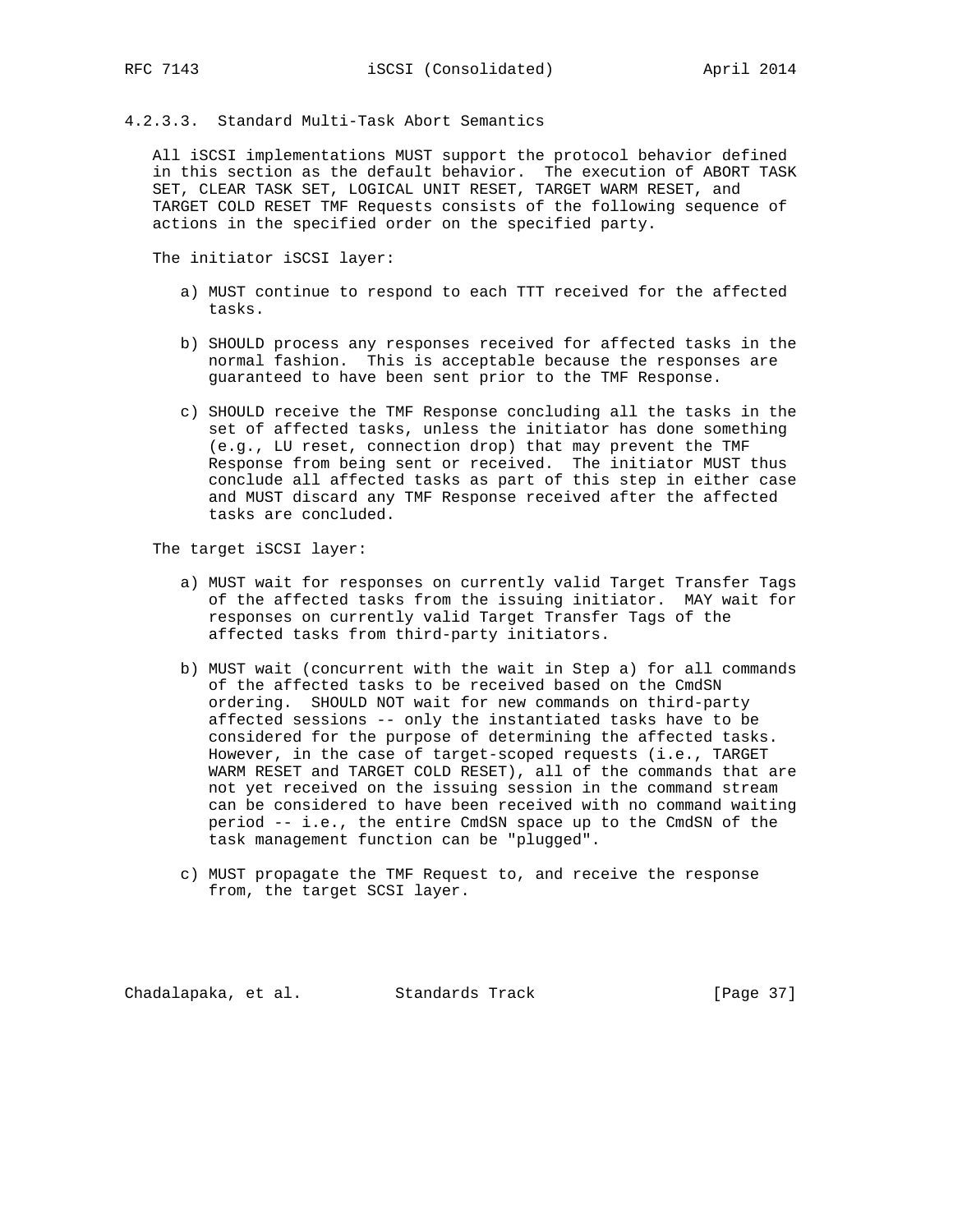#### 4.2.3.3. Standard Multi-Task Abort Semantics

All iSCSI implementations MUST support the protocol behavior defined in this section as the default behavior. The execution of ABORT TASK SET, CLEAR TASK SET, LOGICAL UNIT RESET, TARGET WARM RESET, and TARGET COLD RESET TMF Requests consists of the following sequence of actions in the specified order on the specified party.

The initiator iSCSI layer:

a) MUST continue to respond to each TTT received for the affected tasks.

b) SHOULD process any responses received for affected tasks in the normal fashion. This is acceptable because the responses are guaranteed to have been sent prior to the TMF Response.

c) SHOULD receive the TMF Response concluding all the tasks in the set of affected tasks, unless the initiator has done something (e.g., LU reset, connection drop) that may prevent the TMF Response from being sent or received. The initiator MUST thus conclude all affected tasks as part of this step in either case and MUST discard any TMF Response received after the affected tasks are concluded.

The target iSCSI layer:

a) MUST wait for responses on currently valid Target Transfer Tags of the affected tasks from the issuing initiator. MAY wait for responses on currently valid Target Transfer Tags of the affected tasks from third-party initiators.

b) MUST wait (concurrent with the wait in Step a) for all commands of the affected tasks to be received based on the CmdSN ordering. SHOULD NOT wait for new commands on third-party affected sessions -- only the instantiated tasks have to be considered for the purpose of determining the affected tasks. However, in the case of target-scoped requests (i.e., TARGET WARM RESET and TARGET COLD RESET), all of the commands that are not yet received on the issuing session in the command stream can be considered to have been received with no command waiting period -- i.e., the entire CmdSN space up to the CmdSN of the task management function can be "plugged".

c) MUST propagate the TMF Request to, and receive the response from, the target SCSI layer.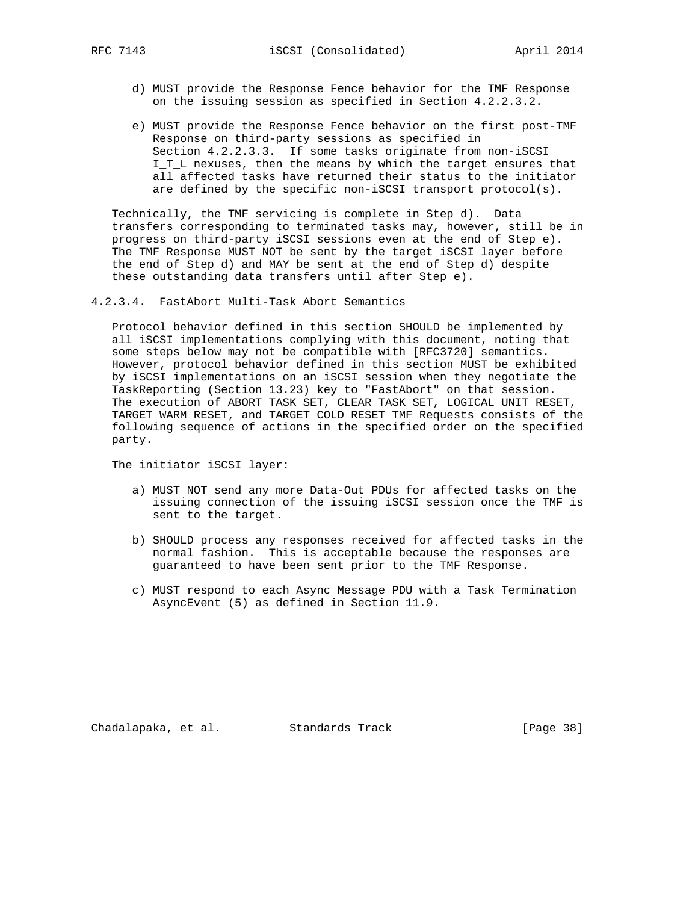d) MUST provide the Response Fence behavior for the TMF Response on the issuing session as specified in Section 4.2.2.3.2.

e) MUST provide the Response Fence behavior on the first post-TMF Response on third-party sessions as specified in Section 4.2.2.3.3. If some tasks originate from non-iSCSI I_T_L nexuses, then the means by which the target ensures that all affected tasks have returned their status to the initiator are defined by the specific non-iSCSI transport protocol(s).

Technically, the TMF servicing is complete in Step d). Data transfers corresponding to terminated tasks may, however, still be in progress on third-party iSCSI sessions even at the end of Step e). The TMF Response MUST NOT be sent by the target iSCSI layer before the end of Step d) and MAY be sent at the end of Step d) despite these outstanding data transfers until after Step e).

#### 4.2.3.4. FastAbort Multi-Task Abort Semantics

Protocol behavior defined in this section SHOULD be implemented by all iSCSI implementations complying with this document, noting that some steps below may not be compatible with [RFC3720] semantics. However, protocol behavior defined in this section MUST be exhibited by iSCSI implementations on an iSCSI session when they negotiate the TaskReporting (Section 13.23) key to "FastAbort" on that session. The execution of ABORT TASK SET, CLEAR TASK SET, LOGICAL UNIT RESET, TARGET WARM RESET, and TARGET COLD RESET TMF Requests consists of the following sequence of actions in the specified order on the specified party.

The initiator iSCSI layer:

a) MUST NOT send any more Data-Out PDUs for affected tasks on the issuing connection of the issuing iSCSI session once the TMF is sent to the target.

b) SHOULD process any responses received for affected tasks in the normal fashion. This is acceptable because the responses are guaranteed to have been sent prior to the TMF Response.

c) MUST respond to each Async Message PDU with a Task Termination AsyncEvent (5) as defined in Section 11.9.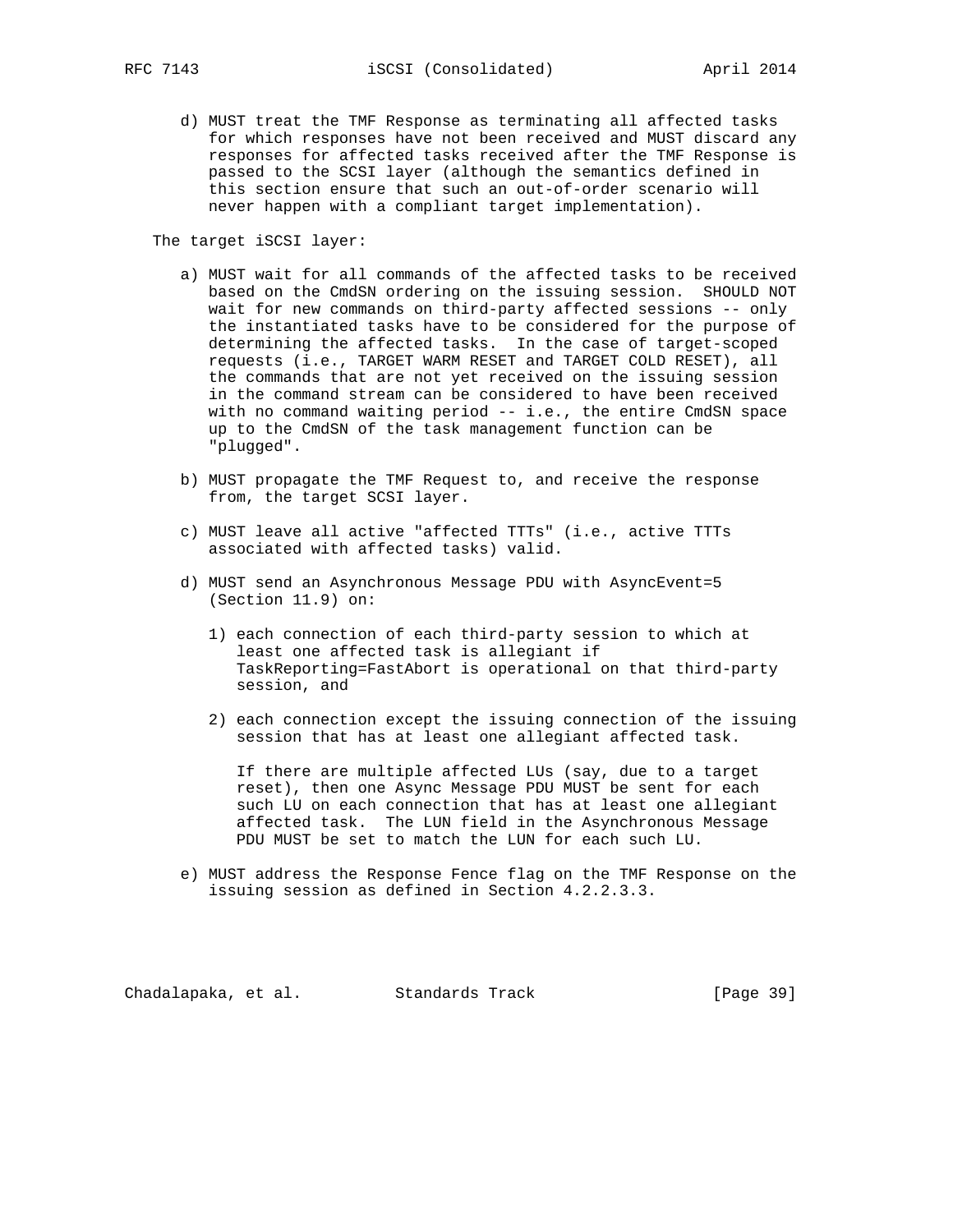d) MUST treat the TMF Response as terminating all affected tasks for which responses have not been received and MUST discard any responses for affected tasks received after the TMF Response is passed to the SCSI layer (although the semantics defined in this section ensure that such an out-of-order scenario will never happen with a compliant target implementation).

The target iSCSI layer:

a) MUST wait for all commands of the affected tasks to be received based on the CmdSN ordering on the issuing session. SHOULD NOT wait for new commands on third-party affected sessions -- only the instantiated tasks have to be considered for the purpose of determining the affected tasks. In the case of target-scoped requests (i.e., TARGET WARM RESET and TARGET COLD RESET), all the commands that are not yet received on the issuing session in the command stream can be considered to have been received with no command waiting period -- i.e., the entire CmdSN space up to the CmdSN of the task management function can be "plugged".

b) MUST propagate the TMF Request to, and receive the response from, the target SCSI layer.

c) MUST leave all active "affected TTTs" (i.e., active TTTs associated with affected tasks) valid.

d) MUST send an Asynchronous Message PDU with AsyncEvent=5 (Section 11.9) on:

   1) each connection of each third-party session to which at least one affected task is allegiant if TaskReporting=FastAbort is operational on that third-party session, and

   2) each connection except the issuing connection of the issuing session that has at least one allegiant affected task.

   If there are multiple affected LUs (say, due to a target reset), then one Async Message PDU MUST be sent for each such LU on each connection that has at least one allegiant affected task. The LUN field in the Asynchronous Message PDU MUST be set to match the LUN for each such LU.

e) MUST address the Response Fence flag on the TMF Response on the issuing session as defined in Section 4.2.2.3.3.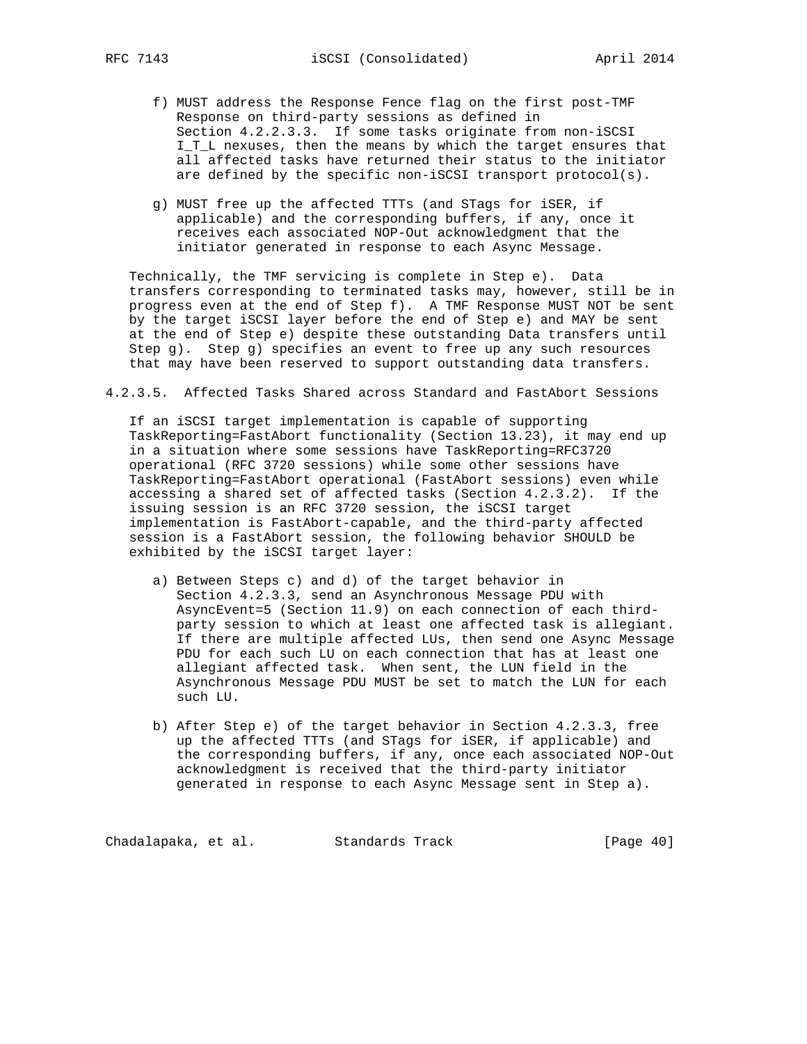f) MUST address the Response Fence flag on the first post-TMF Response on third-party sessions as defined in Section 4.2.2.3.3. If some tasks originate from non-iSCSI I_T_L nexuses, then the means by which the target ensures that all affected tasks have returned their status to the initiator are defined by the specific non-iSCSI transport protocol(s).

g) MUST free up the affected TTTs (and STags for iSER, if applicable) and the corresponding buffers, if any, once it receives each associated NOP-Out acknowledgment that the initiator generated in response to each Async Message.

Technically, the TMF servicing is complete in Step e). Data transfers corresponding to terminated tasks may, however, still be in progress even at the end of Step f). A TMF Response MUST NOT be sent by the target iSCSI layer before the end of Step e) and MAY be sent at the end of Step e) despite these outstanding Data transfers until Step g). Step g) specifies an event to free up any such resources that may have been reserved to support outstanding data transfers.

#### 4.2.3.5. Affected Tasks Shared across Standard and FastAbort Sessions

If an iSCSI target implementation is capable of supporting TaskReporting=FastAbort functionality (Section 13.23), it may end up in a situation where some sessions have TaskReporting=RFC3720 operational (RFC 3720 sessions) while some other sessions have TaskReporting=FastAbort operational (FastAbort sessions) even while accessing a shared set of affected tasks (Section 4.2.3.2). If the issuing session is an RFC 3720 session, the iSCSI target implementation is FastAbort-capable, and the third-party affected session is a FastAbort session, the following behavior SHOULD be exhibited by the iSCSI target layer:

a) Between Steps c) and d) of the target behavior in Section 4.2.3.3, send an Asynchronous Message PDU with AsyncEvent=5 (Section 11.9) on each connection of each third-party session to which at least one affected task is allegiant. If there are multiple affected LUs, then send one Async Message PDU for each such LU on each connection that has at least one allegiant affected task. When sent, the LUN field in the Asynchronous Message PDU MUST be set to match the LUN for each such LU.

b) After Step e) of the target behavior in Section 4.2.3.3, free up the affected TTTs (and STags for iSER, if applicable) and the corresponding buffers, if any, once each associated NOP-Out acknowledgment is received that the third-party initiator generated in response to each Async Message sent in Step a).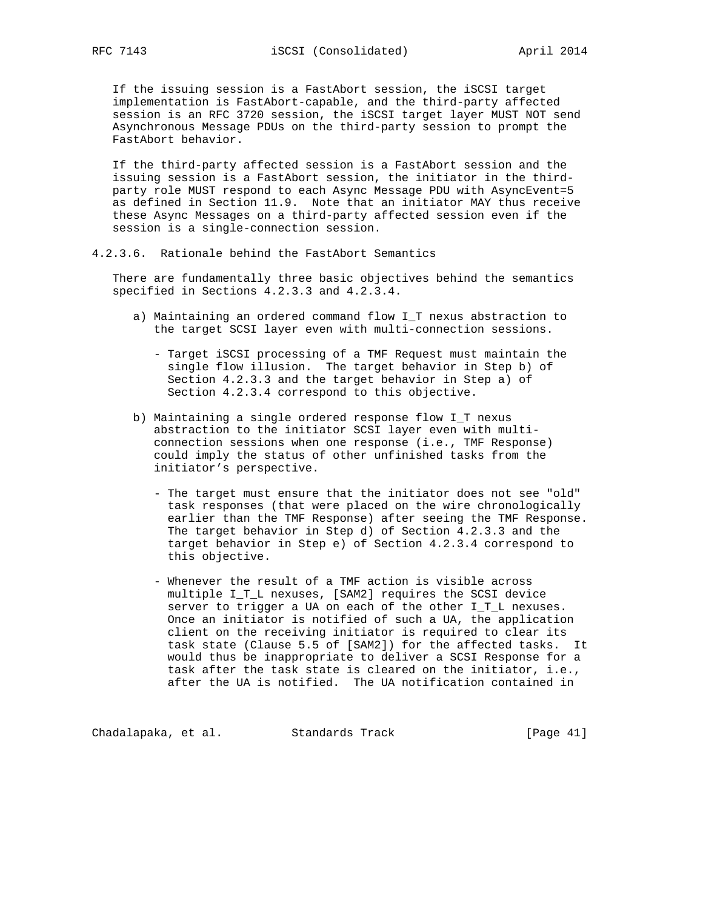If the issuing session is a FastAbort session, the iSCSI target implementation is FastAbort-capable, and the third-party affected session is an RFC 3720 session, the iSCSI target layer MUST NOT send Asynchronous Message PDUs on the third-party session to prompt the FastAbort behavior.

If the third-party affected session is a FastAbort session and the issuing session is a FastAbort session, the initiator in the third-party role MUST respond to each Async Message PDU with AsyncEvent=5 as defined in Section 11.9. Note that an initiator MAY thus receive these Async Messages on a third-party affected session even if the session is a single-connection session.

#### 4.2.3.6. Rationale behind the FastAbort Semantics

There are fundamentally three basic objectives behind the semantics specified in Sections 4.2.3.3 and 4.2.3.4.

a) Maintaining an ordered command flow I_T nexus abstraction to the target SCSI layer even with multi-connection sessions.

   - Target iSCSI processing of a TMF Request must maintain the single flow illusion. The target behavior in Step b) of Section 4.2.3.3 and the target behavior in Step a) of Section 4.2.3.4 correspond to this objective.

b) Maintaining a single ordered response flow I_T nexus abstraction to the initiator SCSI layer even with multi-connection sessions when one response (i.e., TMF Response) could imply the status of other unfinished tasks from the initiator’s perspective.

   - The target must ensure that the initiator does not see "old" task responses (that were placed on the wire chronologically earlier than the TMF Response) after seeing the TMF Response. The target behavior in Step d) of Section 4.2.3.3 and the target behavior in Step e) of Section 4.2.3.4 correspond to this objective.

   - Whenever the result of a TMF action is visible across multiple I_T_L nexuses, [SAM2] requires the SCSI device server to trigger a UA on each of the other I_T_L nexuses. Once an initiator is notified of such a UA, the application client on the receiving initiator is required to clear its task state (Clause 5.5 of [SAM2]) for the affected tasks. It would thus be inappropriate to deliver a SCSI Response for a task after the task state is cleared on the initiator, i.e., after the UA is notified. The UA notification contained in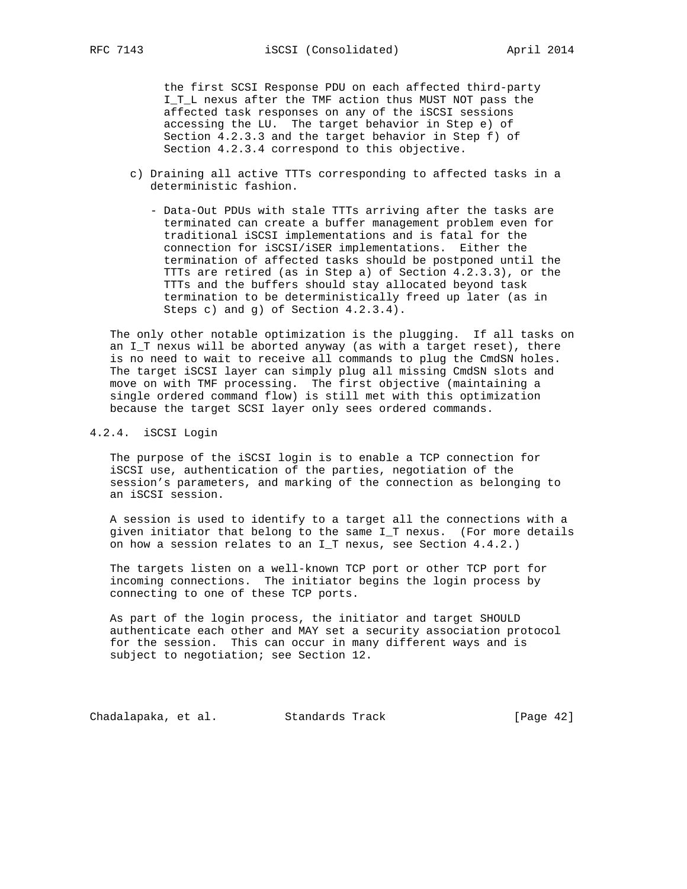the first SCSI Response PDU on each affected third-party I_T_L nexus after the TMF action thus MUST NOT pass the affected task responses on any of the iSCSI sessions accessing the LU. The target behavior in Step e) of Section 4.2.3.3 and the target behavior in Step f) of Section 4.2.3.4 correspond to this objective.

c) Draining all active TTTs corresponding to affected tasks in a deterministic fashion.

   - Data-Out PDUs with stale TTTs arriving after the tasks are terminated can create a buffer management problem even for traditional iSCSI implementations and is fatal for the connection for iSCSI/iSER implementations. Either the termination of affected tasks should be postponed until the TTTs are retired (as in Step a) of Section 4.2.3.3), or the TTTs and the buffers should stay allocated beyond task termination to be deterministically freed up later (as in Steps c) and g) of Section 4.2.3.4).

The only other notable optimization is the plugging. If all tasks on an I_T nexus will be aborted anyway (as with a target reset), there is no need to wait to receive all commands to plug the CmdSN holes. The target iSCSI layer can simply plug all missing CmdSN slots and move on with TMF processing. The first objective (maintaining a single ordered command flow) is still met with this optimization because the target SCSI layer only sees ordered commands.

### 4.2.4. iSCSI Login

The purpose of the iSCSI login is to enable a TCP connection for iSCSI use, authentication of the parties, negotiation of the session's parameters, and marking of the connection as belonging to an iSCSI session.

A session is used to identify to a target all the connections with a given initiator that belong to the same I_T nexus. (For more details on how a session relates to an I_T nexus, see Section 4.4.2.)

The targets listen on a well-known TCP port or other TCP port for incoming connections. The initiator begins the login process by connecting to one of these TCP ports.

As part of the login process, the initiator and target SHOULD authenticate each other and MAY set a security association protocol for the session. This can occur in many different ways and is subject to negotiation; see Section 12.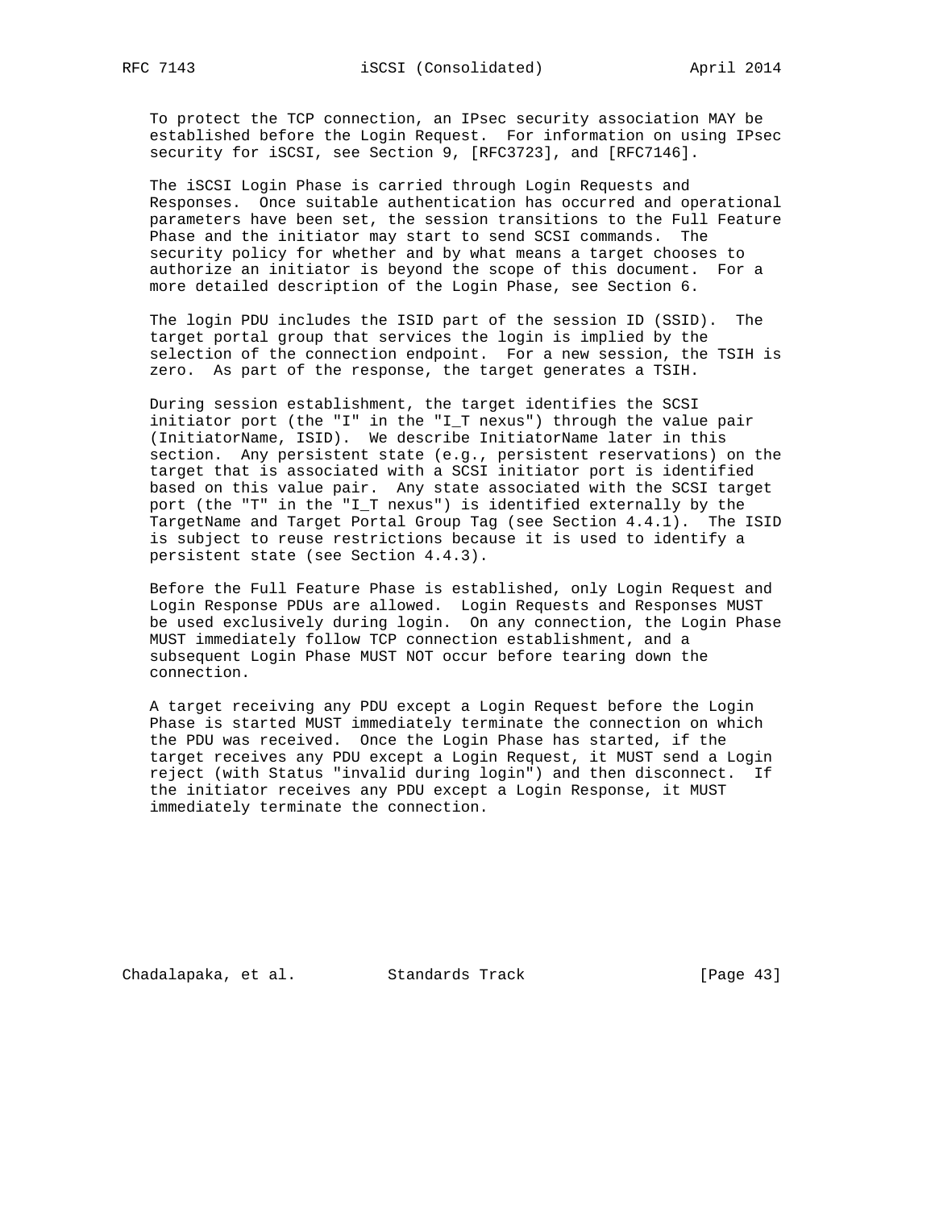To protect the TCP connection, an IPsec security association MAY be established before the Login Request. For information on using IPsec security for iSCSI, see Section 9, [RFC3723], and [RFC7146].

The iSCSI Login Phase is carried through Login Requests and Responses. Once suitable authentication has occurred and operational parameters have been set, the session transitions to the Full Feature Phase and the initiator may start to send SCSI commands. The security policy for whether and by what means a target chooses to authorize an initiator is beyond the scope of this document. For a more detailed description of the Login Phase, see Section 6.

The login PDU includes the ISID part of the session ID (SSID). The target portal group that services the login is implied by the selection of the connection endpoint. For a new session, the TSIH is zero. As part of the response, the target generates a TSIH.

During session establishment, the target identifies the SCSI initiator port (the "I" in the "I_T nexus") through the value pair (InitiatorName, ISID). We describe InitiatorName later in this section. Any persistent state (e.g., persistent reservations) on the target that is associated with a SCSI initiator port is identified based on this value pair. Any state associated with the SCSI target port (the "T" in the "I_T nexus") is identified externally by the TargetName and Target Portal Group Tag (see Section 4.4.1). The ISID is subject to reuse restrictions because it is used to identify a persistent state (see Section 4.4.3).

Before the Full Feature Phase is established, only Login Request and Login Response PDUs are allowed. Login Requests and Responses MUST be used exclusively during login. On any connection, the Login Phase MUST immediately follow TCP connection establishment, and a subsequent Login Phase MUST NOT occur before tearing down the connection.

A target receiving any PDU except a Login Request before the Login Phase is started MUST immediately terminate the connection on which the PDU was received. Once the Login Phase has started, if the target receives any PDU except a Login Request, it MUST send a Login reject (with Status "invalid during login") and then disconnect. If the initiator receives any PDU except a Login Response, it MUST immediately terminate the connection.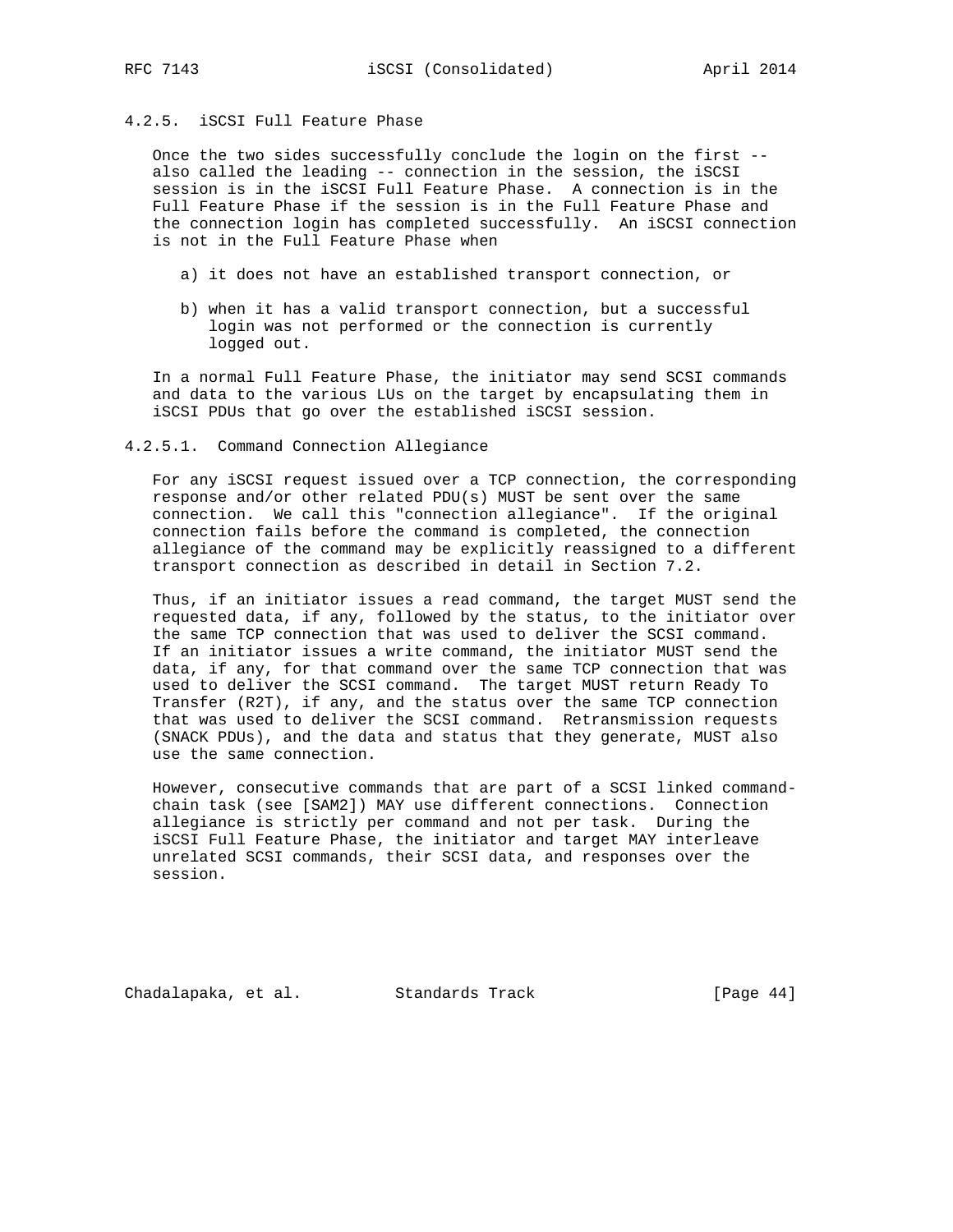#### 4.2.5. iSCSI Full Feature Phase

Once the two sides successfully conclude the login on the first -- also called the leading -- connection in the session, the iSCSI session is in the iSCSI Full Feature Phase. A connection is in the Full Feature Phase if the session is in the Full Feature Phase and the connection login has completed successfully. An iSCSI connection is not in the Full Feature Phase when

a) it does not have an established transport connection, or

b) when it has a valid transport connection, but a successful login was not performed or the connection is currently logged out.

In a normal Full Feature Phase, the initiator may send SCSI commands and data to the various LUs on the target by encapsulating them in iSCSI PDUs that go over the established iSCSI session.

##### 4.2.5.1. Command Connection Allegiance

For any iSCSI request issued over a TCP connection, the corresponding response and/or other related PDU(s) MUST be sent over the same connection. We call this "connection allegiance". If the original connection fails before the command is completed, the connection allegiance of the command may be explicitly reassigned to a different transport connection as described in detail in Section 7.2.

Thus, if an initiator issues a read command, the target MUST send the requested data, if any, followed by the status, to the initiator over the same TCP connection that was used to deliver the SCSI command. If an initiator issues a write command, the initiator MUST send the data, if any, for that command over the same TCP connection that was used to deliver the SCSI command. The target MUST return Ready To Transfer (R2T), if any, and the status over the same TCP connection that was used to deliver the SCSI command. Retransmission requests (SNACK PDUs), and the data and status that they generate, MUST also use the same connection.

However, consecutive commands that are part of a SCSI linked command-chain task (see [SAM2]) MAY use different connections. Connection allegiance is strictly per command and not per task. During the iSCSI Full Feature Phase, the initiator and target MAY interleave unrelated SCSI commands, their SCSI data, and responses over the session.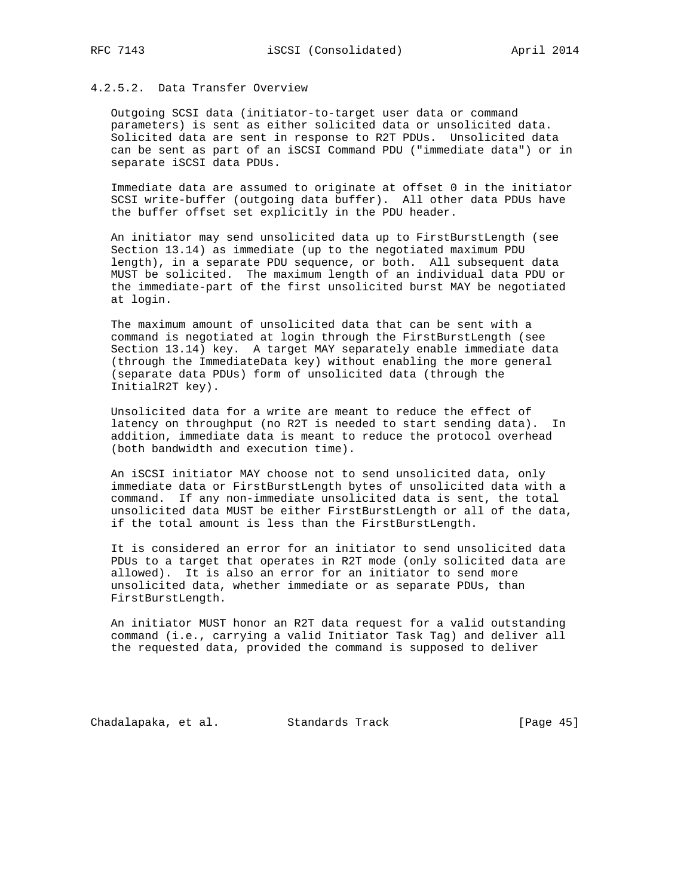#### 4.2.5.2. Data Transfer Overview

Outgoing SCSI data (initiator-to-target user data or command parameters) is sent as either solicited data or unsolicited data. Solicited data are sent in response to R2T PDUs. Unsolicited data can be sent as part of an iSCSI Command PDU ("immediate data") or in separate iSCSI data PDUs.

Immediate data are assumed to originate at offset 0 in the initiator SCSI write-buffer (outgoing data buffer). All other data PDUs have the buffer offset set explicitly in the PDU header.

An initiator may send unsolicited data up to FirstBurstLength (see Section 13.14) as immediate (up to the negotiated maximum PDU length), in a separate PDU sequence, or both. All subsequent data MUST be solicited. The maximum length of an individual data PDU or the immediate-part of the first unsolicited burst MAY be negotiated at login.

The maximum amount of unsolicited data that can be sent with a command is negotiated at login through the FirstBurstLength (see Section 13.14) key. A target MAY separately enable immediate data (through the ImmediateData key) without enabling the more general (separate data PDUs) form of unsolicited data (through the InitialR2T key).

Unsolicited data for a write are meant to reduce the effect of latency on throughput (no R2T is needed to start sending data). In addition, immediate data is meant to reduce the protocol overhead (both bandwidth and execution time).

An iSCSI initiator MAY choose not to send unsolicited data, only immediate data or FirstBurstLength bytes of unsolicited data with a command. If any non-immediate unsolicited data is sent, the total unsolicited data MUST be either FirstBurstLength or all of the data, if the total amount is less than the FirstBurstLength.

It is considered an error for an initiator to send unsolicited data PDUs to a target that operates in R2T mode (only solicited data are allowed). It is also an error for an initiator to send more unsolicited data, whether immediate or as separate PDUs, than FirstBurstLength.

An initiator MUST honor an R2T data request for a valid outstanding command (i.e., carrying a valid Initiator Task Tag) and deliver all the requested data, provided the command is supposed to deliver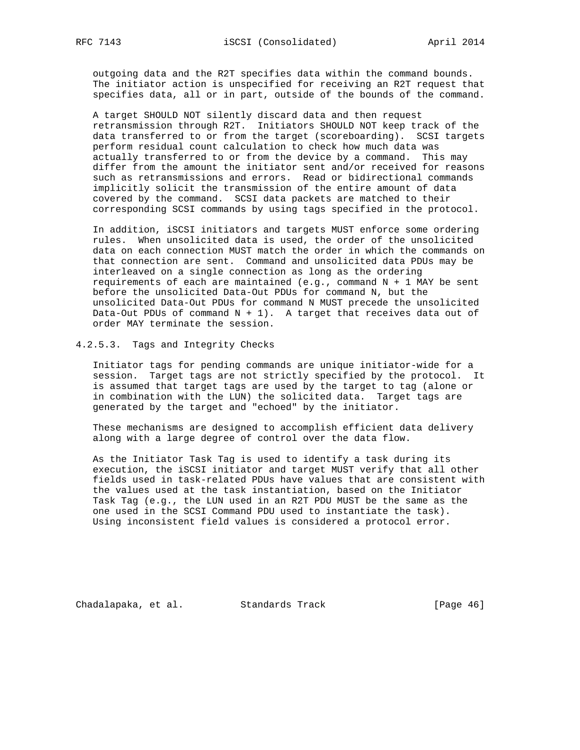outgoing data and the R2T specifies data within the command bounds. The initiator action is unspecified for receiving an R2T request that specifies data, all or in part, outside of the bounds of the command.

A target SHOULD NOT silently discard data and then request retransmission through R2T. Initiators SHOULD NOT keep track of the data transferred to or from the target (scoreboarding). SCSI targets perform residual count calculation to check how much data was actually transferred to or from the device by a command. This may differ from the amount the initiator sent and/or received for reasons such as retransmissions and errors. Read or bidirectional commands implicitly solicit the transmission of the entire amount of data covered by the command. SCSI data packets are matched to their corresponding SCSI commands by using tags specified in the protocol.

In addition, iSCSI initiators and targets MUST enforce some ordering rules. When unsolicited data is used, the order of the unsolicited data on each connection MUST match the order in which the commands on that connection are sent. Command and unsolicited data PDUs may be interleaved on a single connection as long as the ordering requirements of each are maintained (e.g., command N + 1 MAY be sent before the unsolicited Data-Out PDUs for command N, but the unsolicited Data-Out PDUs for command N MUST precede the unsolicited Data-Out PDUs of command N + 1). A target that receives data out of order MAY terminate the session.

#### 4.2.5.3. Tags and Integrity Checks

Initiator tags for pending commands are unique initiator-wide for a session. Target tags are not strictly specified by the protocol. It is assumed that target tags are used by the target to tag (alone or in combination with the LUN) the solicited data. Target tags are generated by the target and "echoed" by the initiator.

These mechanisms are designed to accomplish efficient data delivery along with a large degree of control over the data flow.

As the Initiator Task Tag is used to identify a task during its execution, the iSCSI initiator and target MUST verify that all other fields used in task-related PDUs have values that are consistent with the values used at the task instantiation, based on the Initiator Task Tag (e.g., the LUN used in an R2T PDU MUST be the same as the one used in the SCSI Command PDU used to instantiate the task). Using inconsistent field values is considered a protocol error.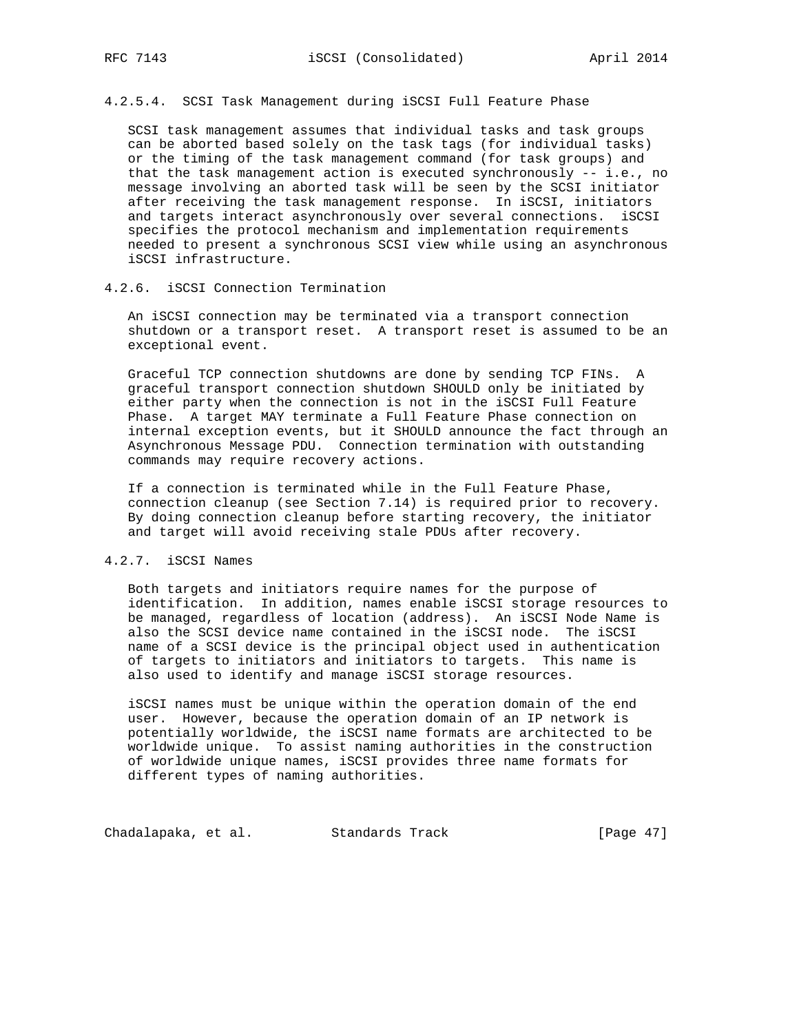#### 4.2.5.4. SCSI Task Management during iSCSI Full Feature Phase

SCSI task management assumes that individual tasks and task groups can be aborted based solely on the task tags (for individual tasks) or the timing of the task management command (for task groups) and that the task management action is executed synchronously -- i.e., no message involving an aborted task will be seen by the SCSI initiator after receiving the task management response. In iSCSI, initiators and targets interact asynchronously over several connections. iSCSI specifies the protocol mechanism and implementation requirements needed to present a synchronous SCSI view while using an asynchronous iSCSI infrastructure.

### 4.2.6. iSCSI Connection Termination

An iSCSI connection may be terminated via a transport connection shutdown or a transport reset. A transport reset is assumed to be an exceptional event.

Graceful TCP connection shutdowns are done by sending TCP FINs. A graceful transport connection shutdown SHOULD only be initiated by either party when the connection is not in the iSCSI Full Feature Phase. A target MAY terminate a Full Feature Phase connection on internal exception events, but it SHOULD announce the fact through an Asynchronous Message PDU. Connection termination with outstanding commands may require recovery actions.

If a connection is terminated while in the Full Feature Phase, connection cleanup (see Section 7.14) is required prior to recovery. By doing connection cleanup before starting recovery, the initiator and target will avoid receiving stale PDUs after recovery.

### 4.2.7. iSCSI Names

Both targets and initiators require names for the purpose of identification. In addition, names enable iSCSI storage resources to be managed, regardless of location (address). An iSCSI Node Name is also the SCSI device name contained in the iSCSI node. The iSCSI name of a SCSI device is the principal object used in authentication of targets to initiators and initiators to targets. This name is also used to identify and manage iSCSI storage resources.

iSCSI names must be unique within the operation domain of the end user. However, because the operation domain of an IP network is potentially worldwide, the iSCSI name formats are architected to be worldwide unique. To assist naming authorities in the construction of worldwide unique names, iSCSI provides three name formats for different types of naming authorities.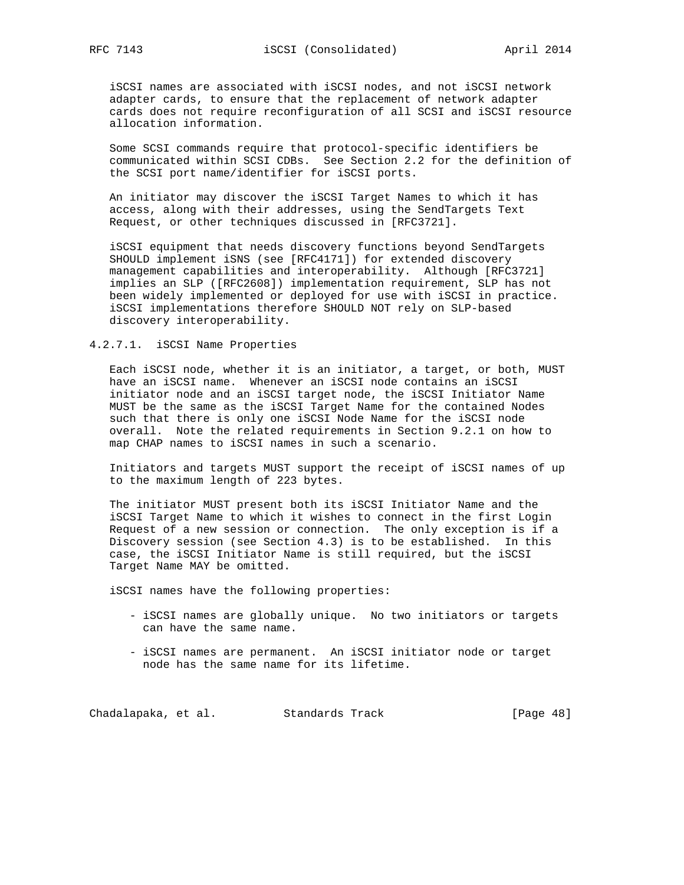iSCSI names are associated with iSCSI nodes, and not iSCSI network adapter cards, to ensure that the replacement of network adapter cards does not require reconfiguration of all SCSI and iSCSI resource allocation information.

Some SCSI commands require that protocol-specific identifiers be communicated within SCSI CDBs. See Section 2.2 for the definition of the SCSI port name/identifier for iSCSI ports.

An initiator may discover the iSCSI Target Names to which it has access, along with their addresses, using the SendTargets Text Request, or other techniques discussed in [RFC3721].

iSCSI equipment that needs discovery functions beyond SendTargets SHOULD implement iSNS (see [RFC4171]) for extended discovery management capabilities and interoperability. Although [RFC3721] implies an SLP ([RFC2608]) implementation requirement, SLP has not been widely implemented or deployed for use with iSCSI in practice. iSCSI implementations therefore SHOULD NOT rely on SLP-based discovery interoperability.

#### 4.2.7.1. iSCSI Name Properties

Each iSCSI node, whether it is an initiator, a target, or both, MUST have an iSCSI name. Whenever an iSCSI node contains an iSCSI initiator node and an iSCSI target node, the iSCSI Initiator Name MUST be the same as the iSCSI Target Name for the contained Nodes such that there is only one iSCSI Node Name for the iSCSI node overall. Note the related requirements in Section 9.2.1 on how to map CHAP names to iSCSI names in such a scenario.

Initiators and targets MUST support the receipt of iSCSI names of up to the maximum length of 223 bytes.

The initiator MUST present both its iSCSI Initiator Name and the iSCSI Target Name to which it wishes to connect in the first Login Request of a new session or connection. The only exception is if a Discovery session (see Section 4.3) is to be established. In this case, the iSCSI Initiator Name is still required, but the iSCSI Target Name MAY be omitted.

iSCSI names have the following properties:

- iSCSI names are globally unique. No two initiators or targets can have the same name.

- iSCSI names are permanent. An iSCSI initiator node or target node has the same name for its lifetime.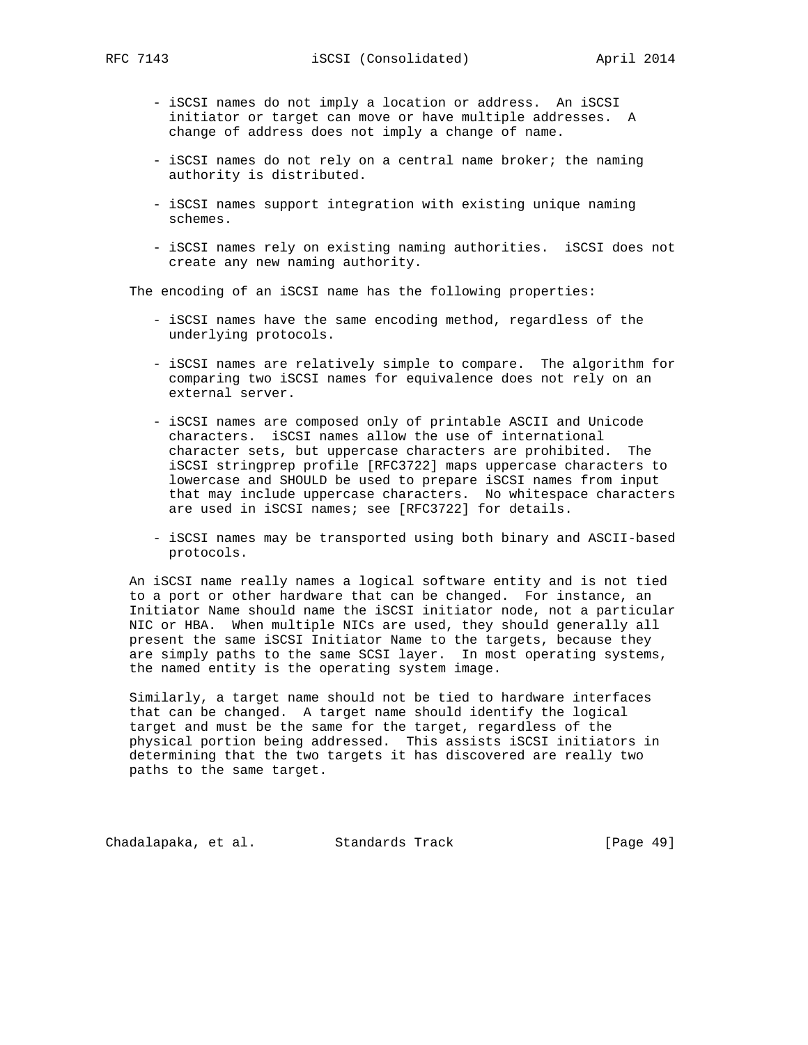- iSCSI names do not imply a location or address. An iSCSI initiator or target can move or have multiple addresses. A change of address does not imply a change of name.

- iSCSI names do not rely on a central name broker; the naming authority is distributed.

- iSCSI names support integration with existing unique naming schemes.

- iSCSI names rely on existing naming authorities. iSCSI does not create any new naming authority.

The encoding of an iSCSI name has the following properties:

- iSCSI names have the same encoding method, regardless of the underlying protocols.

- iSCSI names are relatively simple to compare. The algorithm for comparing two iSCSI names for equivalence does not rely on an external server.

- iSCSI names are composed only of printable ASCII and Unicode characters. iSCSI names allow the use of international character sets, but uppercase characters are prohibited. The iSCSI stringprep profile [RFC3722] maps uppercase characters to lowercase and SHOULD be used to prepare iSCSI names from input that may include uppercase characters. No whitespace characters are used in iSCSI names; see [RFC3722] for details.

- iSCSI names may be transported using both binary and ASCII-based protocols.

An iSCSI name really names a logical software entity and is not tied to a port or other hardware that can be changed. For instance, an Initiator Name should name the iSCSI initiator node, not a particular NIC or HBA. When multiple NICs are used, they should generally all present the same iSCSI Initiator Name to the targets, because they are simply paths to the same SCSI layer. In most operating systems, the named entity is the operating system image.

Similarly, a target name should not be tied to hardware interfaces that can be changed. A target name should identify the logical target and must be the same for the target, regardless of the physical portion being addressed. This assists iSCSI initiators in determining that the two targets it has discovered are really two paths to the same target.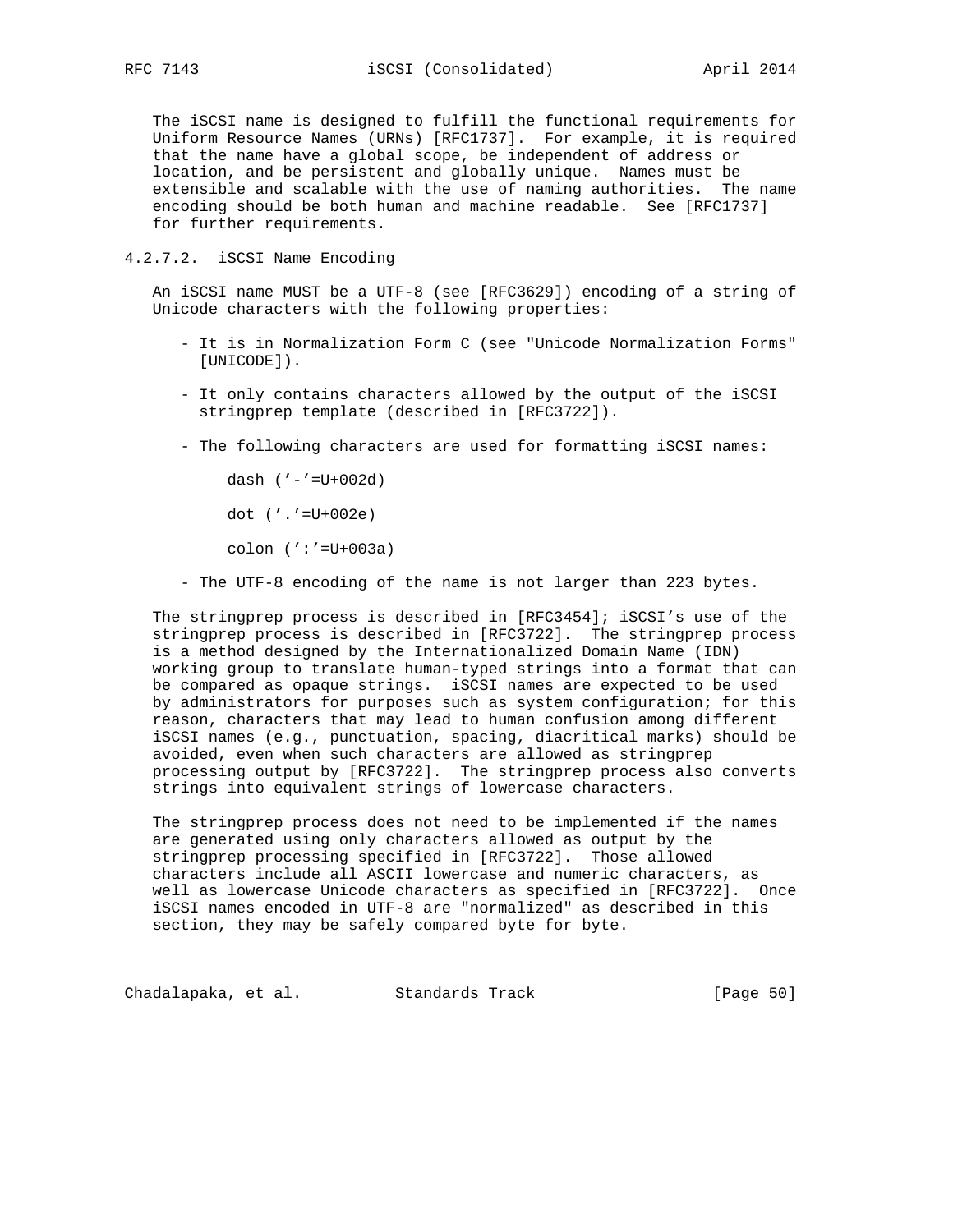The iSCSI name is designed to fulfill the functional requirements for Uniform Resource Names (URNs) [RFC1737]. For example, it is required that the name have a global scope, be independent of address or location, and be persistent and globally unique. Names must be extensible and scalable with the use of naming authorities. The name encoding should be both human and machine readable. See [RFC1737] for further requirements.

#### 4.2.7.2. iSCSI Name Encoding

An iSCSI name MUST be a UTF-8 (see [RFC3629]) encoding of a string of Unicode characters with the following properties:

- It is in Normalization Form C (see "Unicode Normalization Forms" [UNICODE]).
- It only contains characters allowed by the output of the iSCSI stringprep template (described in [RFC3722]).
- The following characters are used for formatting iSCSI names:

  dash ('-'=U+002d)

  dot ('.'=U+002e)

  colon (':'=U+003a)

- The UTF-8 encoding of the name is not larger than 223 bytes.

The stringprep process is described in [RFC3454]; iSCSI's use of the stringprep process is described in [RFC3722]. The stringprep process is a method designed by the Internationalized Domain Name (IDN) working group to translate human-typed strings into a format that can be compared as opaque strings. iSCSI names are expected to be used by administrators for purposes such as system configuration; for this reason, characters that may lead to human confusion among different iSCSI names (e.g., punctuation, spacing, diacritical marks) should be avoided, even when such characters are allowed as stringprep processing output by [RFC3722]. The stringprep process also converts strings into equivalent strings of lowercase characters.

The stringprep process does not need to be implemented if the names are generated using only characters allowed as output by the stringprep processing specified in [RFC3722]. Those allowed characters include all ASCII lowercase and numeric characters, as well as lowercase Unicode characters as specified in [RFC3722]. Once iSCSI names encoded in UTF-8 are "normalized" as described in this section, they may be safely compared byte for byte.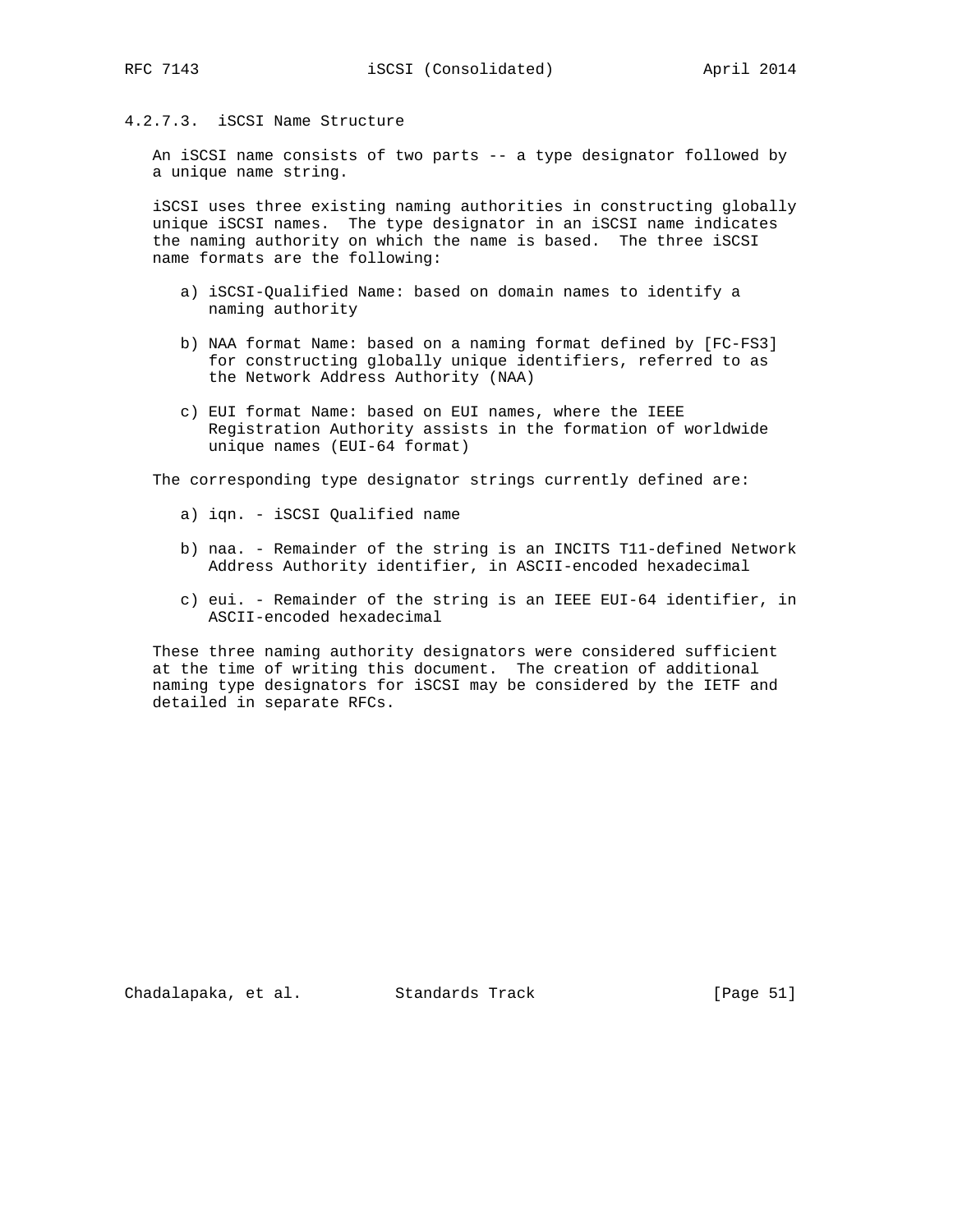#### 4.2.7.3. iSCSI Name Structure

An iSCSI name consists of two parts -- a type designator followed by a unique name string.

iSCSI uses three existing naming authorities in constructing globally unique iSCSI names. The type designator in an iSCSI name indicates the naming authority on which the name is based. The three iSCSI name formats are the following:

a) iSCSI-Qualified Name: based on domain names to identify a naming authority

b) NAA format Name: based on a naming format defined by [FC-FS3] for constructing globally unique identifiers, referred to as the Network Address Authority (NAA)

c) EUI format Name: based on EUI names, where the IEEE Registration Authority assists in the formation of worldwide unique names (EUI-64 format)

The corresponding type designator strings currently defined are:

a) iqn. - iSCSI Qualified name

b) naa. - Remainder of the string is an INCITS T11-defined Network Address Authority identifier, in ASCII-encoded hexadecimal

c) eui. - Remainder of the string is an IEEE EUI-64 identifier, in ASCII-encoded hexadecimal

These three naming authority designators were considered sufficient at the time of writing this document. The creation of additional naming type designators for iSCSI may be considered by the IETF and detailed in separate RFCs.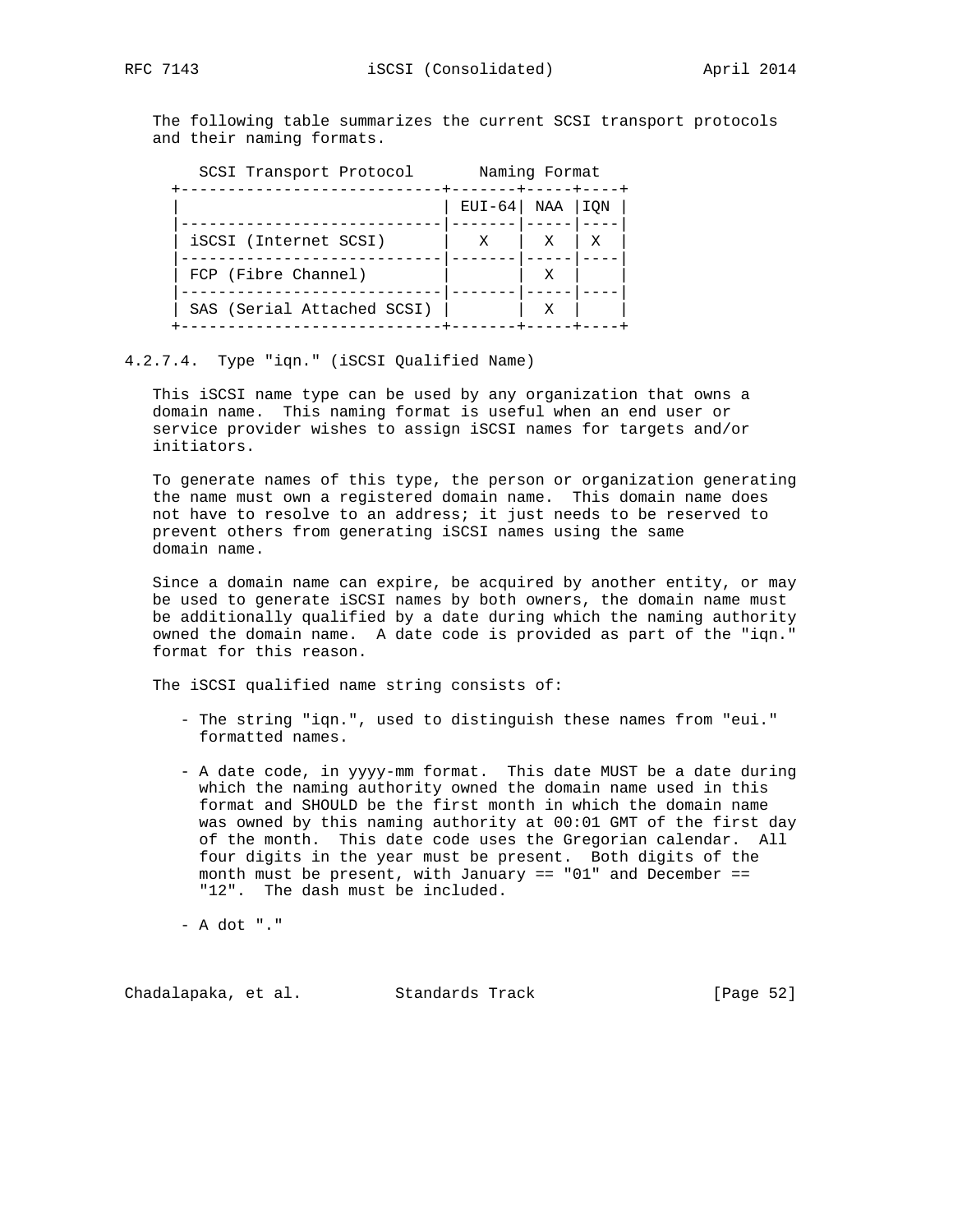The following table summarizes the current SCSI transport protocols and their naming formats.

| SCSI Transport Protocol | Naming Format | | |
|---|---|---|---|
| | EUI-64 | NAA | IQN |
| iSCSI (Internet SCSI) | X | X | X |
| FCP (Fibre Channel) | | X | |
| SAS (Serial Attached SCSI) | | X | |

#### 4.2.7.4. Type "iqn." (iSCSI Qualified Name)

This iSCSI name type can be used by any organization that owns a domain name. This naming format is useful when an end user or service provider wishes to assign iSCSI names for targets and/or initiators.

To generate names of this type, the person or organization generating the name must own a registered domain name. This domain name does not have to resolve to an address; it just needs to be reserved to prevent others from generating iSCSI names using the same domain name.

Since a domain name can expire, be acquired by another entity, or may be used to generate iSCSI names by both owners, the domain name must be additionally qualified by a date during which the naming authority owned the domain name. A date code is provided as part of the "iqn." format for this reason.

The iSCSI qualified name string consists of:

- The string "iqn.", used to distinguish these names from "eui." formatted names.

- A date code, in yyyy-mm format. This date MUST be a date during which the naming authority owned the domain name used in this format and SHOULD be the first month in which the domain name was owned by this naming authority at 00:01 GMT of the first day of the month. This date code uses the Gregorian calendar. All four digits in the year must be present. Both digits of the month must be present, with January == "01" and December == "12". The dash must be included.

- A dot "."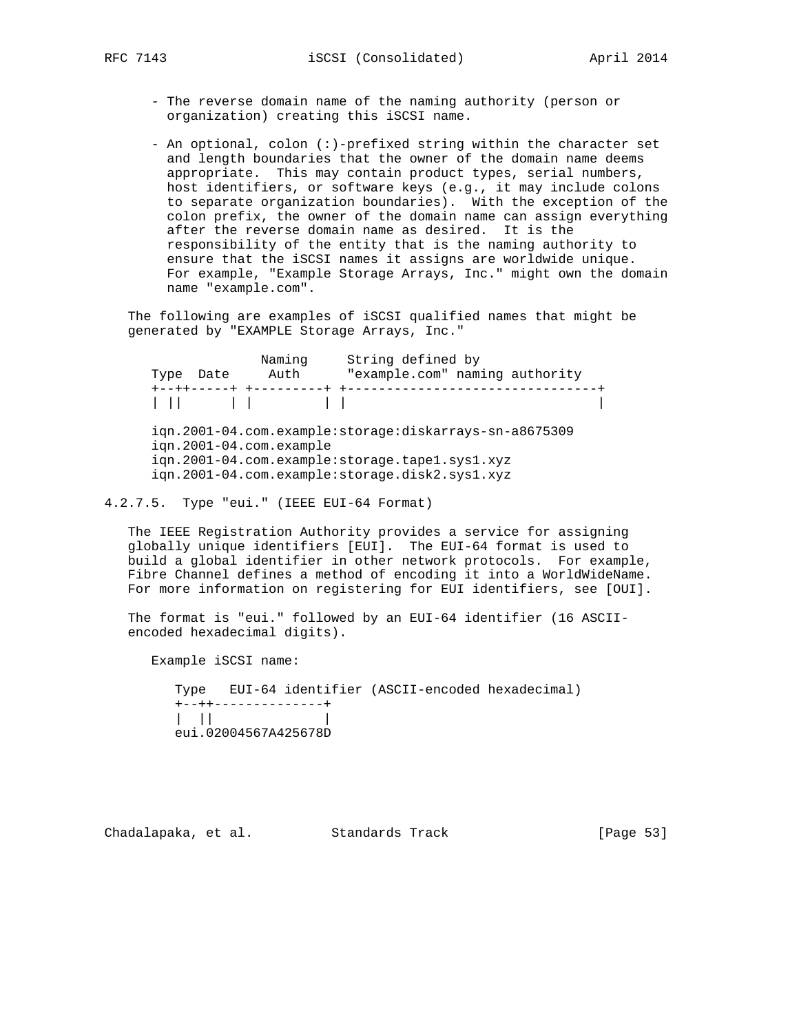- The reverse domain name of the naming authority (person or organization) creating this iSCSI name.

- An optional, colon (:)-prefixed string within the character set and length boundaries that the owner of the domain name deems appropriate. This may contain product types, serial numbers, host identifiers, or software keys (e.g., it may include colons to separate organization boundaries). With the exception of the colon prefix, the owner of the domain name can assign everything after the reverse domain name as desired. It is the responsibility of the entity that is the naming authority to ensure that the iSCSI names it assigns are worldwide unique. For example, "Example Storage Arrays, Inc." might own the domain name "example.com".

The following are examples of iSCSI qualified names that might be generated by "EXAMPLE Storage Arrays, Inc."

```
               Naming     String defined by
Type  Date     Auth      "example.com" naming authority
+--++-----+ +---------+ +--------------------------------+
| ||      | |         | |                                |

iqn.2001-04.com.example:storage:diskarrays-sn-a8675309
iqn.2001-04.com.example
iqn.2001-04.com.example:storage.tape1.sys1.xyz
iqn.2001-04.com.example:storage.disk2.sys1.xyz
```

#### 4.2.7.5. Type "eui." (IEEE EUI-64 Format)

The IEEE Registration Authority provides a service for assigning globally unique identifiers [EUI]. The EUI-64 format is used to build a global identifier in other network protocols. For example, Fibre Channel defines a method of encoding it into a WorldWideName. For more information on registering for EUI identifiers, see [OUI].

The format is "eui." followed by an EUI-64 identifier (16 ASCII-encoded hexadecimal digits).

Example iSCSI name:

```
   Type   EUI-64 identifier (ASCII-encoded hexadecimal)
   +--++--------------+
   |  ||              |
   eui.02004567A425678D
```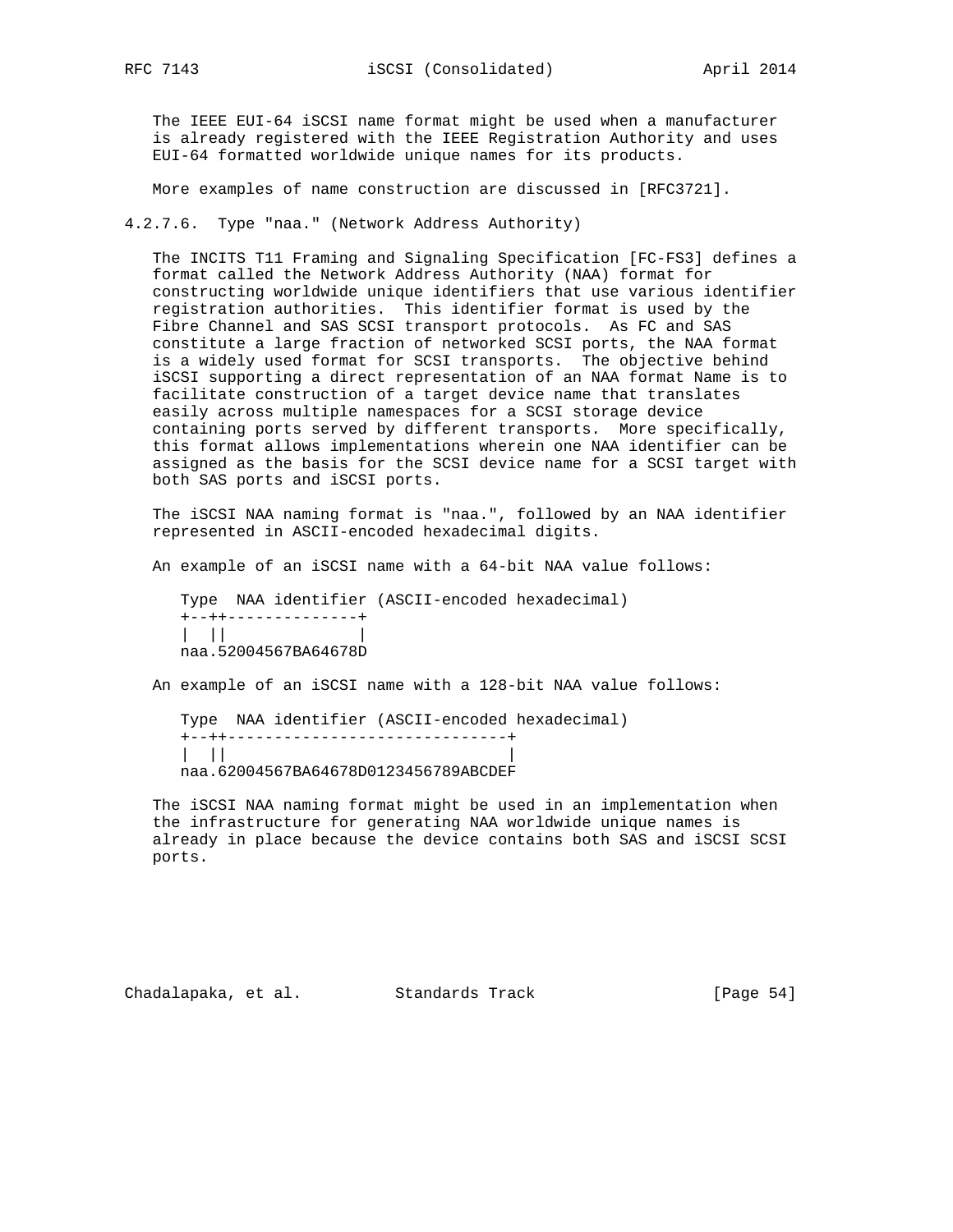The IEEE EUI-64 iSCSI name format might be used when a manufacturer is already registered with the IEEE Registration Authority and uses EUI-64 formatted worldwide unique names for its products.

More examples of name construction are discussed in [RFC3721].

#### 4.2.7.6. Type "naa." (Network Address Authority)

The INCITS T11 Framing and Signaling Specification [FC-FS3] defines a format called the Network Address Authority (NAA) format for constructing worldwide unique identifiers that use various identifier registration authorities. This identifier format is used by the Fibre Channel and SAS SCSI transport protocols. As FC and SAS constitute a large fraction of networked SCSI ports, the NAA format is a widely used format for SCSI transports. The objective behind iSCSI supporting a direct representation of an NAA format Name is to facilitate construction of a target device name that translates easily across multiple namespaces for a SCSI storage device containing ports served by different transports. More specifically, this format allows implementations wherein one NAA identifier can be assigned as the basis for the SCSI device name for a SCSI target with both SAS ports and iSCSI ports.

The iSCSI NAA naming format is "naa.", followed by an NAA identifier represented in ASCII-encoded hexadecimal digits.

An example of an iSCSI name with a 64-bit NAA value follows:

```
Type  NAA identifier (ASCII-encoded hexadecimal)
+--++--------------+
|  ||              |
naa.52004567BA64678D
```

An example of an iSCSI name with a 128-bit NAA value follows:

```
Type  NAA identifier (ASCII-encoded hexadecimal)
+--++------------------------------+
|  ||                              |
naa.62004567BA64678D0123456789ABCDEF
```

The iSCSI NAA naming format might be used in an implementation when the infrastructure for generating NAA worldwide unique names is already in place because the device contains both SAS and iSCSI SCSI ports.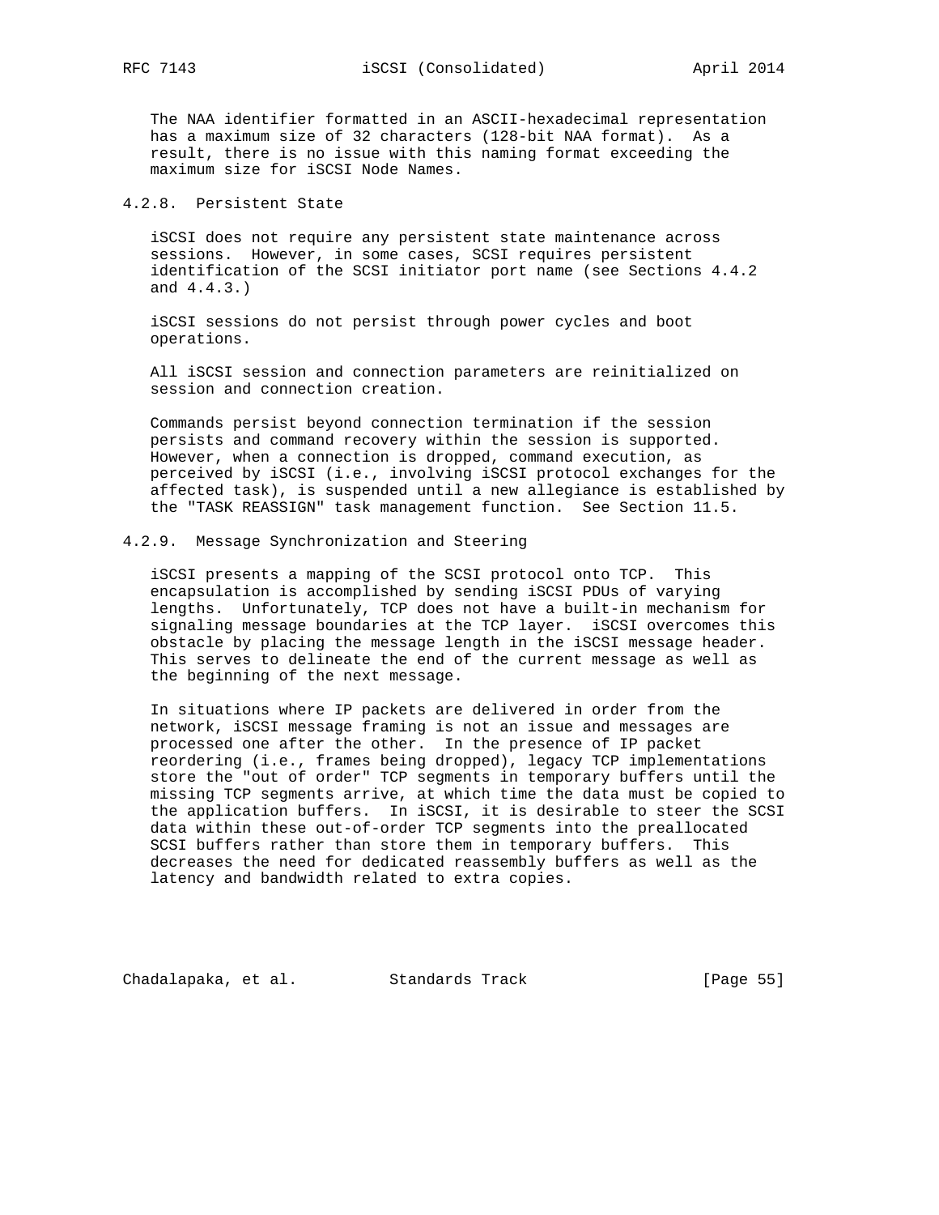The NAA identifier formatted in an ASCII-hexadecimal representation has a maximum size of 32 characters (128-bit NAA format). As a result, there is no issue with this naming format exceeding the maximum size for iSCSI Node Names.

### 4.2.8. Persistent State

iSCSI does not require any persistent state maintenance across sessions. However, in some cases, SCSI requires persistent identification of the SCSI initiator port name (see Sections 4.4.2 and 4.4.3.)

iSCSI sessions do not persist through power cycles and boot operations.

All iSCSI session and connection parameters are reinitialized on session and connection creation.

Commands persist beyond connection termination if the session persists and command recovery within the session is supported. However, when a connection is dropped, command execution, as perceived by iSCSI (i.e., involving iSCSI protocol exchanges for the affected task), is suspended until a new allegiance is established by the "TASK REASSIGN" task management function. See Section 11.5.

### 4.2.9. Message Synchronization and Steering

iSCSI presents a mapping of the SCSI protocol onto TCP. This encapsulation is accomplished by sending iSCSI PDUs of varying lengths. Unfortunately, TCP does not have a built-in mechanism for signaling message boundaries at the TCP layer. iSCSI overcomes this obstacle by placing the message length in the iSCSI message header. This serves to delineate the end of the current message as well as the beginning of the next message.

In situations where IP packets are delivered in order from the network, iSCSI message framing is not an issue and messages are processed one after the other. In the presence of IP packet reordering (i.e., frames being dropped), legacy TCP implementations store the "out of order" TCP segments in temporary buffers until the missing TCP segments arrive, at which time the data must be copied to the application buffers. In iSCSI, it is desirable to steer the SCSI data within these out-of-order TCP segments into the preallocated SCSI buffers rather than store them in temporary buffers. This decreases the need for dedicated reassembly buffers as well as the latency and bandwidth related to extra copies.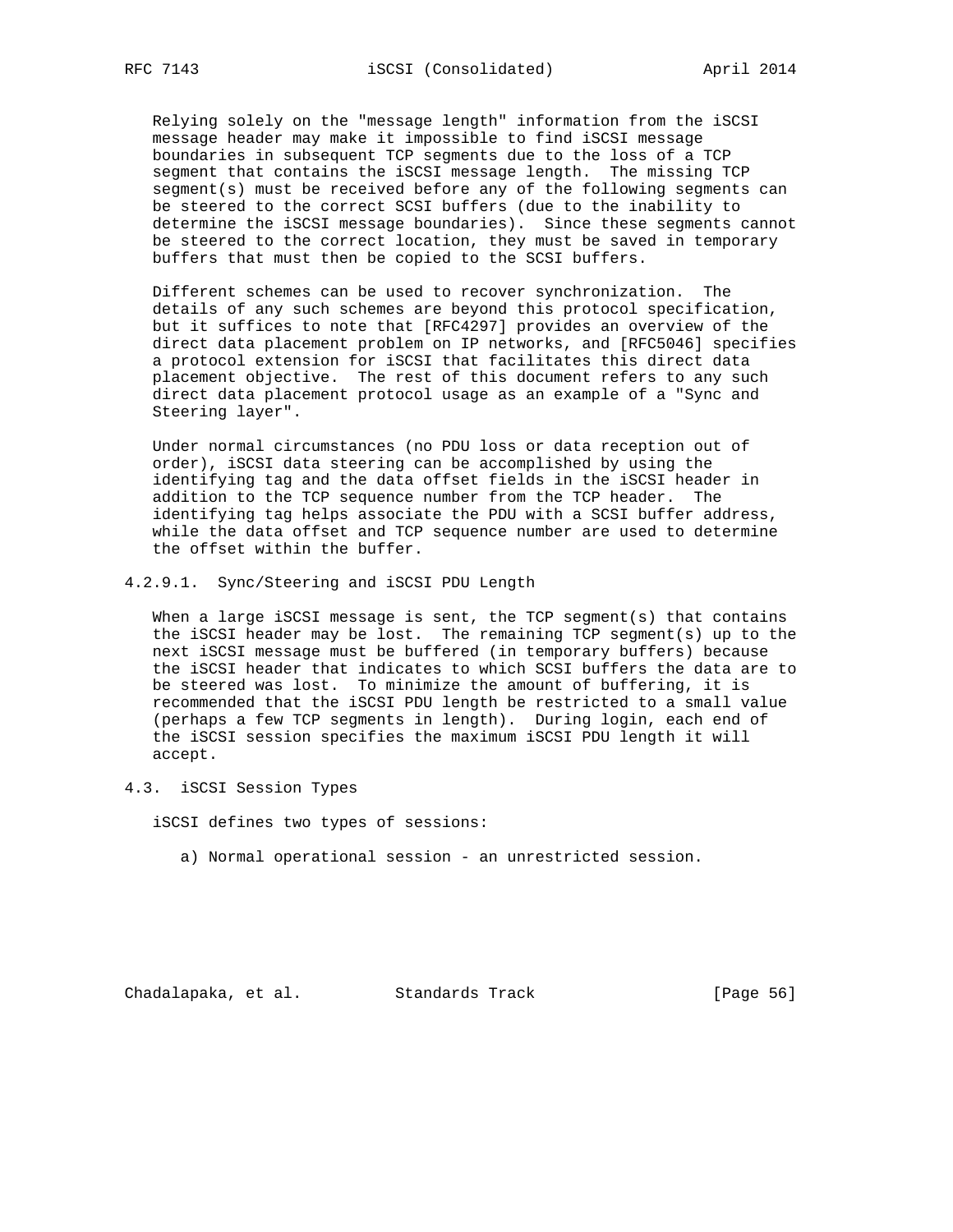Relying solely on the "message length" information from the iSCSI message header may make it impossible to find iSCSI message boundaries in subsequent TCP segments due to the loss of a TCP segment that contains the iSCSI message length. The missing TCP segment(s) must be received before any of the following segments can be steered to the correct SCSI buffers (due to the inability to determine the iSCSI message boundaries). Since these segments cannot be steered to the correct location, they must be saved in temporary buffers that must then be copied to the SCSI buffers.

Different schemes can be used to recover synchronization. The details of any such schemes are beyond this protocol specification, but it suffices to note that [RFC4297] provides an overview of the direct data placement problem on IP networks, and [RFC5046] specifies a protocol extension for iSCSI that facilitates this direct data placement objective. The rest of this document refers to any such direct data placement protocol usage as an example of a "Sync and Steering layer".

Under normal circumstances (no PDU loss or data reception out of order), iSCSI data steering can be accomplished by using the identifying tag and the data offset fields in the iSCSI header in addition to the TCP sequence number from the TCP header. The identifying tag helps associate the PDU with a SCSI buffer address, while the data offset and TCP sequence number are used to determine the offset within the buffer.

#### 4.2.9.1. Sync/Steering and iSCSI PDU Length

When a large iSCSI message is sent, the TCP segment(s) that contains the iSCSI header may be lost. The remaining TCP segment(s) up to the next iSCSI message must be buffered (in temporary buffers) because the iSCSI header that indicates to which SCSI buffers the data are to be steered was lost. To minimize the amount of buffering, it is recommended that the iSCSI PDU length be restricted to a small value (perhaps a few TCP segments in length). During login, each end of the iSCSI session specifies the maximum iSCSI PDU length it will accept.

### 4.3. iSCSI Session Types

iSCSI defines two types of sessions:

a) Normal operational session - an unrestricted session.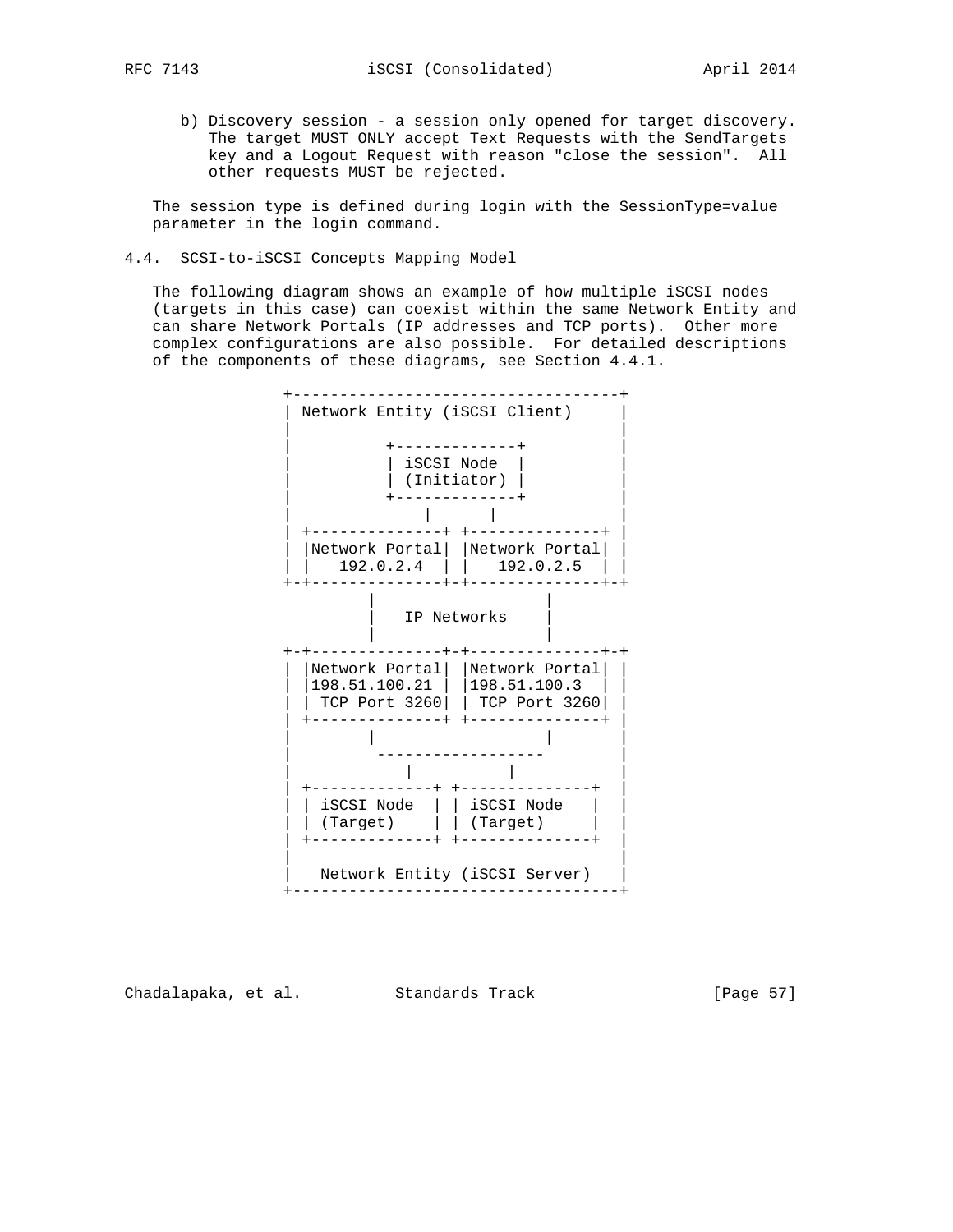b) Discovery session - a session only opened for target discovery. The target MUST ONLY accept Text Requests with the SendTargets key and a Logout Request with reason "close the session". All other requests MUST be rejected.

The session type is defined during login with the SessionType=value parameter in the login command.

## 4.4. SCSI-to-iSCSI Concepts Mapping Model

The following diagram shows an example of how multiple iSCSI nodes (targets in this case) can coexist within the same Network Entity and can share Network Portals (IP addresses and TCP ports). Other more complex configurations are also possible. For detailed descriptions of the components of these diagrams, see Section 4.4.1.

```
+-----------------------------------+
| Network Entity (iSCSI Client)     |
|                                   |
|          +-------------+          |
|          | iSCSI Node  |          |
|          | (Initiator) |          |
|          +-------------+          |
|              |      |             |
| +--------------+ +--------------+ |
| |Network Portal| |Network Portal| |
| |   192.0.2.4  | |   192.0.2.5  | |
+-+--------------+-+--------------+-+
          |                |
          |   IP Networks  |
          |                |
+-+--------------+-+--------------+-+
| |Network Portal| |Network Portal| |
| |198.51.100.21 | |198.51.100.3  | |
| | TCP Port 3260| | TCP Port 3260| |
| +--------------+ +--------------+ |
|         |                |        |
|          ------------------       |
|            |          |           |
| +-------------+ +--------------+  |
| | iSCSI Node  | | iSCSI Node   |  |
| | (Target)    | | (Target)     |  |
| +-------------+ +--------------+  |
|                                   |
|   Network Entity (iSCSI Server)   |
+-----------------------------------+
```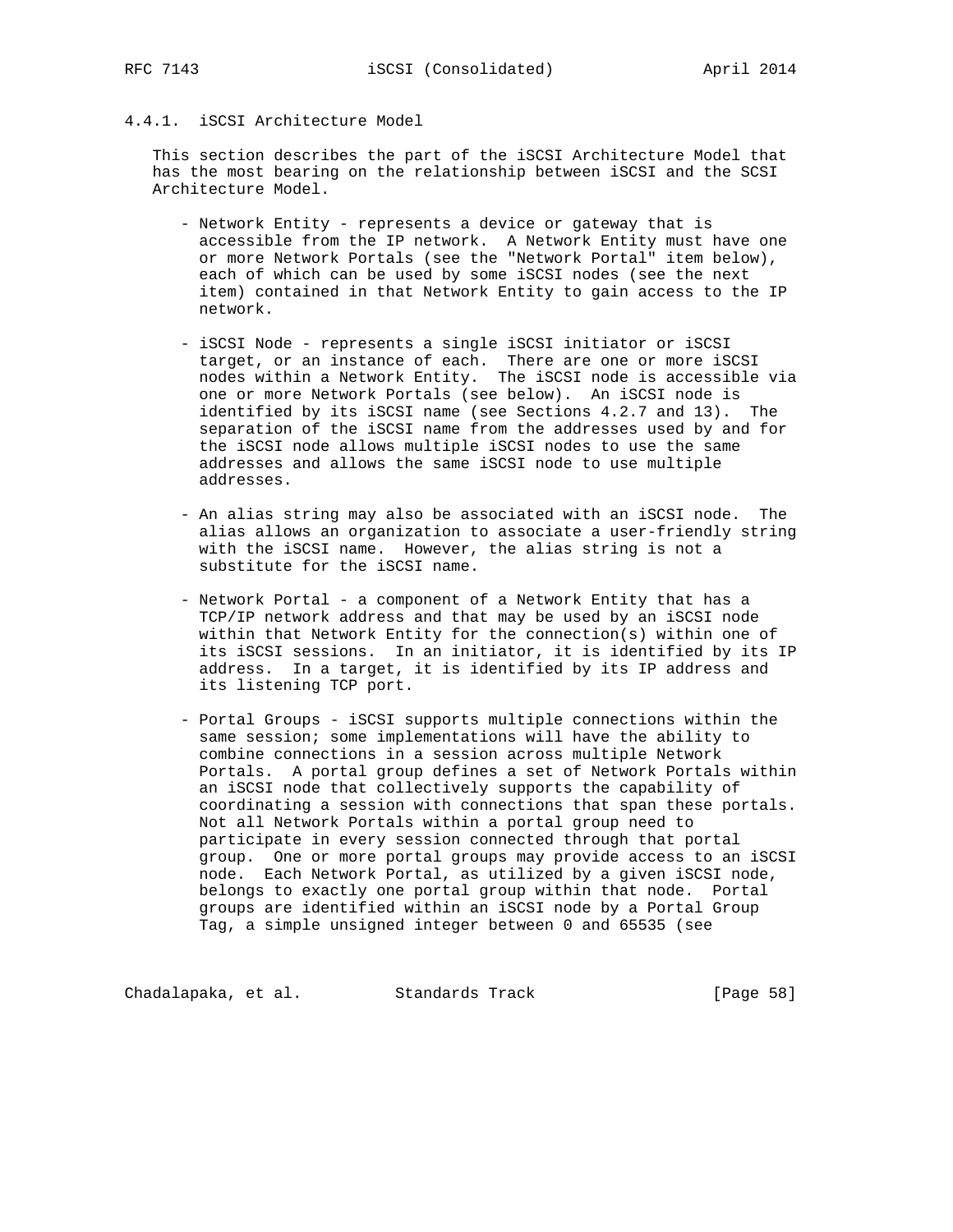### 4.4.1. iSCSI Architecture Model

This section describes the part of the iSCSI Architecture Model that has the most bearing on the relationship between iSCSI and the SCSI Architecture Model.

- Network Entity - represents a device or gateway that is accessible from the IP network. A Network Entity must have one or more Network Portals (see the "Network Portal" item below), each of which can be used by some iSCSI nodes (see the next item) contained in that Network Entity to gain access to the IP network.

- iSCSI Node - represents a single iSCSI initiator or iSCSI target, or an instance of each. There are one or more iSCSI nodes within a Network Entity. The iSCSI node is accessible via one or more Network Portals (see below). An iSCSI node is identified by its iSCSI name (see Sections 4.2.7 and 13). The separation of the iSCSI name from the addresses used by and for the iSCSI node allows multiple iSCSI nodes to use the same addresses and allows the same iSCSI node to use multiple addresses.

- An alias string may also be associated with an iSCSI node. The alias allows an organization to associate a user-friendly string with the iSCSI name. However, the alias string is not a substitute for the iSCSI name.

- Network Portal - a component of a Network Entity that has a TCP/IP network address and that may be used by an iSCSI node within that Network Entity for the connection(s) within one of its iSCSI sessions. In an initiator, it is identified by its IP address. In a target, it is identified by its IP address and its listening TCP port.

- Portal Groups - iSCSI supports multiple connections within the same session; some implementations will have the ability to combine connections in a session across multiple Network Portals. A portal group defines a set of Network Portals within an iSCSI node that collectively supports the capability of coordinating a session with connections that span these portals. Not all Network Portals within a portal group need to participate in every session connected through that portal group. One or more portal groups may provide access to an iSCSI node. Each Network Portal, as utilized by a given iSCSI node, belongs to exactly one portal group within that node. Portal groups are identified within an iSCSI node by a Portal Group Tag, a simple unsigned integer between 0 and 65535 (see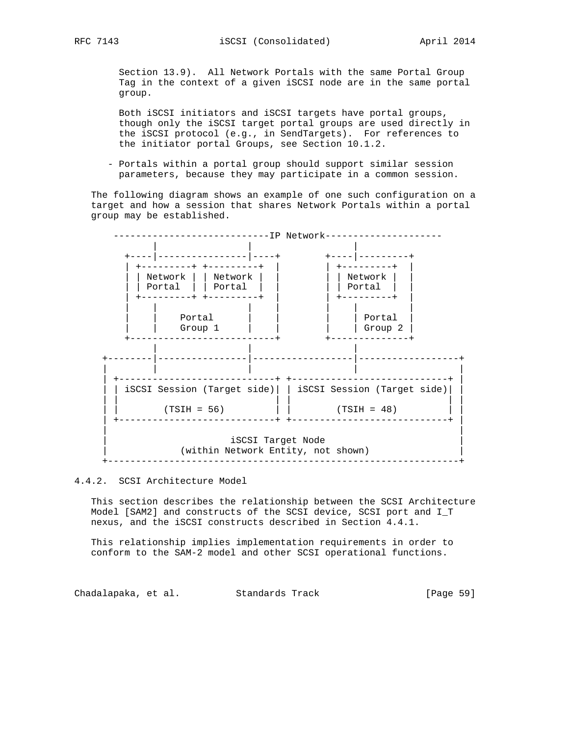Section 13.9). All Network Portals with the same Portal Group Tag in the context of a given iSCSI node are in the same portal group.

Both iSCSI initiators and iSCSI targets have portal groups, though only the iSCSI target portal groups are used directly in the iSCSI protocol (e.g., in SendTargets). For references to the initiator portal Groups, see Section 10.1.2.

- Portals within a portal group should support similar session parameters, because they may participate in a common session.

The following diagram shows an example of one such configuration on a target and how a session that shares Network Portals within a portal group may be established.

```
     ----------------------------IP Network---------------------
           |                |                 |
       +----|----------------|----+        +----|---------+
       | +---------+ +---------+  |        | +---------+  |
       | | Network | | Network |  |        | | Network |  |
       | | Portal  | | Portal  |  |        | | Portal  |  |
       | +---------+ +---------+  |        | +---------+  |
       |    |                |    |        |    |         |
       |    |    Portal      |    |        |    | Portal  |
       |    |    Group 1     |    |        |    | Group 2 |
       +--------------------------+        +--------------+
            |                |                  |
   +--------|----------------|-------------------|------------------+
   |        |                |                   |                  |
   | +----------------------------+ +----------------------------+ |
   | | iSCSI Session (Target side)| | iSCSI Session (Target side)| |
   | |                            | |                            | |
   | |        (TSIH = 56)         | |        (TSIH = 48)         | |
   | +----------------------------+ +----------------------------+ |
   |                                                                |
   |                        iSCSI Target Node                       |
   |              (within Network Entity, not shown)                |
   +----------------------------------------------------------------+
```

### 4.4.2. SCSI Architecture Model

This section describes the relationship between the SCSI Architecture Model [SAM2] and constructs of the SCSI device, SCSI port and I_T nexus, and the iSCSI constructs described in Section 4.4.1.

This relationship implies implementation requirements in order to conform to the SAM-2 model and other SCSI operational functions.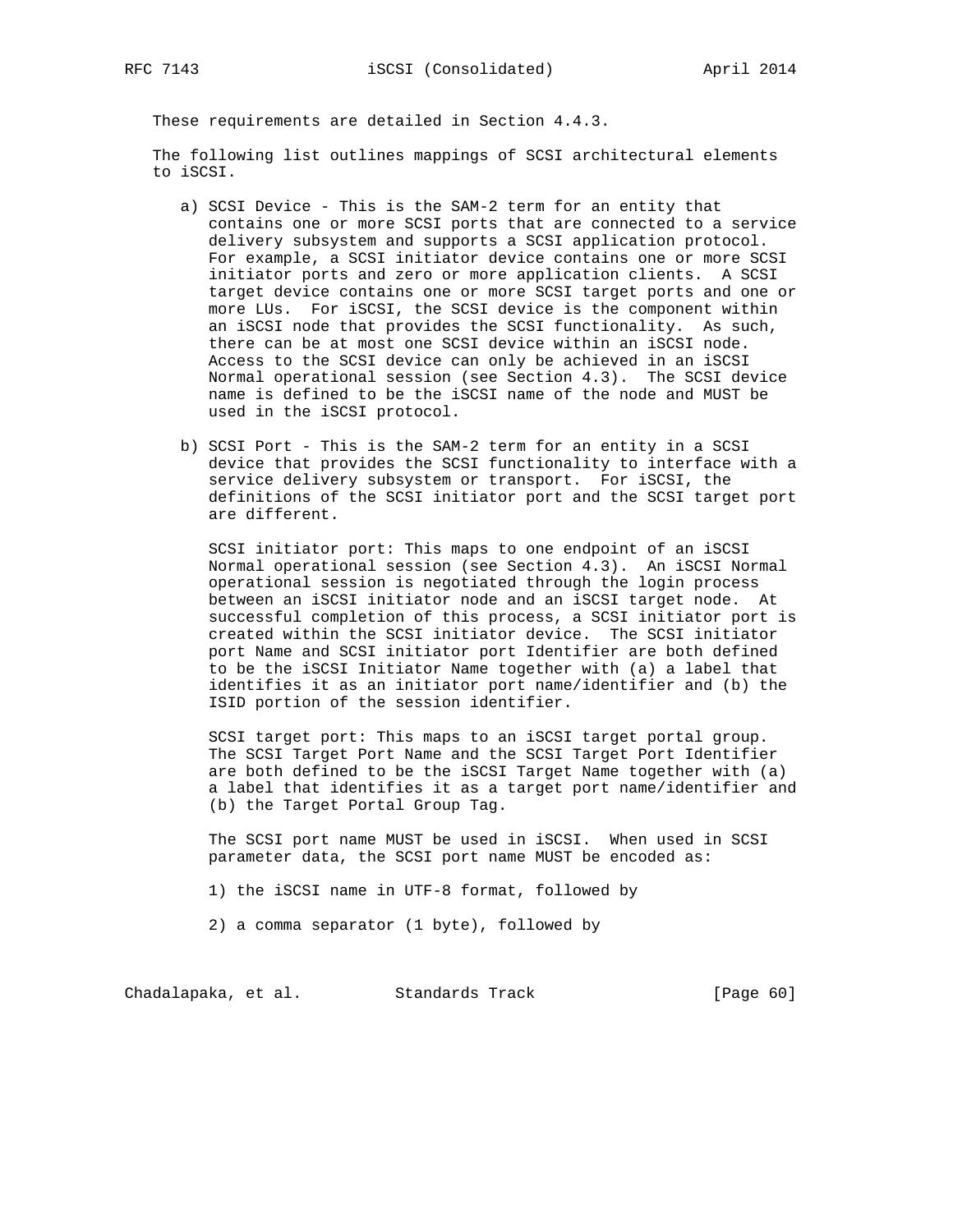These requirements are detailed in Section 4.4.3.

The following list outlines mappings of SCSI architectural elements to iSCSI.

a) SCSI Device - This is the SAM-2 term for an entity that contains one or more SCSI ports that are connected to a service delivery subsystem and supports a SCSI application protocol. For example, a SCSI initiator device contains one or more SCSI initiator ports and zero or more application clients. A SCSI target device contains one or more SCSI target ports and one or more LUs. For iSCSI, the SCSI device is the component within an iSCSI node that provides the SCSI functionality. As such, there can be at most one SCSI device within an iSCSI node. Access to the SCSI device can only be achieved in an iSCSI Normal operational session (see Section 4.3). The SCSI device name is defined to be the iSCSI name of the node and MUST be used in the iSCSI protocol.

b) SCSI Port - This is the SAM-2 term for an entity in a SCSI device that provides the SCSI functionality to interface with a service delivery subsystem or transport. For iSCSI, the definitions of the SCSI initiator port and the SCSI target port are different.

   SCSI initiator port: This maps to one endpoint of an iSCSI Normal operational session (see Section 4.3). An iSCSI Normal operational session is negotiated through the login process between an iSCSI initiator node and an iSCSI target node. At successful completion of this process, a SCSI initiator port is created within the SCSI initiator device. The SCSI initiator port Name and SCSI initiator port Identifier are both defined to be the iSCSI Initiator Name together with (a) a label that identifies it as an initiator port name/identifier and (b) the ISID portion of the session identifier.

   SCSI target port: This maps to an iSCSI target portal group. The SCSI Target Port Name and the SCSI Target Port Identifier are both defined to be the iSCSI Target Name together with (a) a label that identifies it as a target port name/identifier and (b) the Target Portal Group Tag.

   The SCSI port name MUST be used in iSCSI. When used in SCSI parameter data, the SCSI port name MUST be encoded as:

   1) the iSCSI name in UTF-8 format, followed by

   2) a comma separator (1 byte), followed by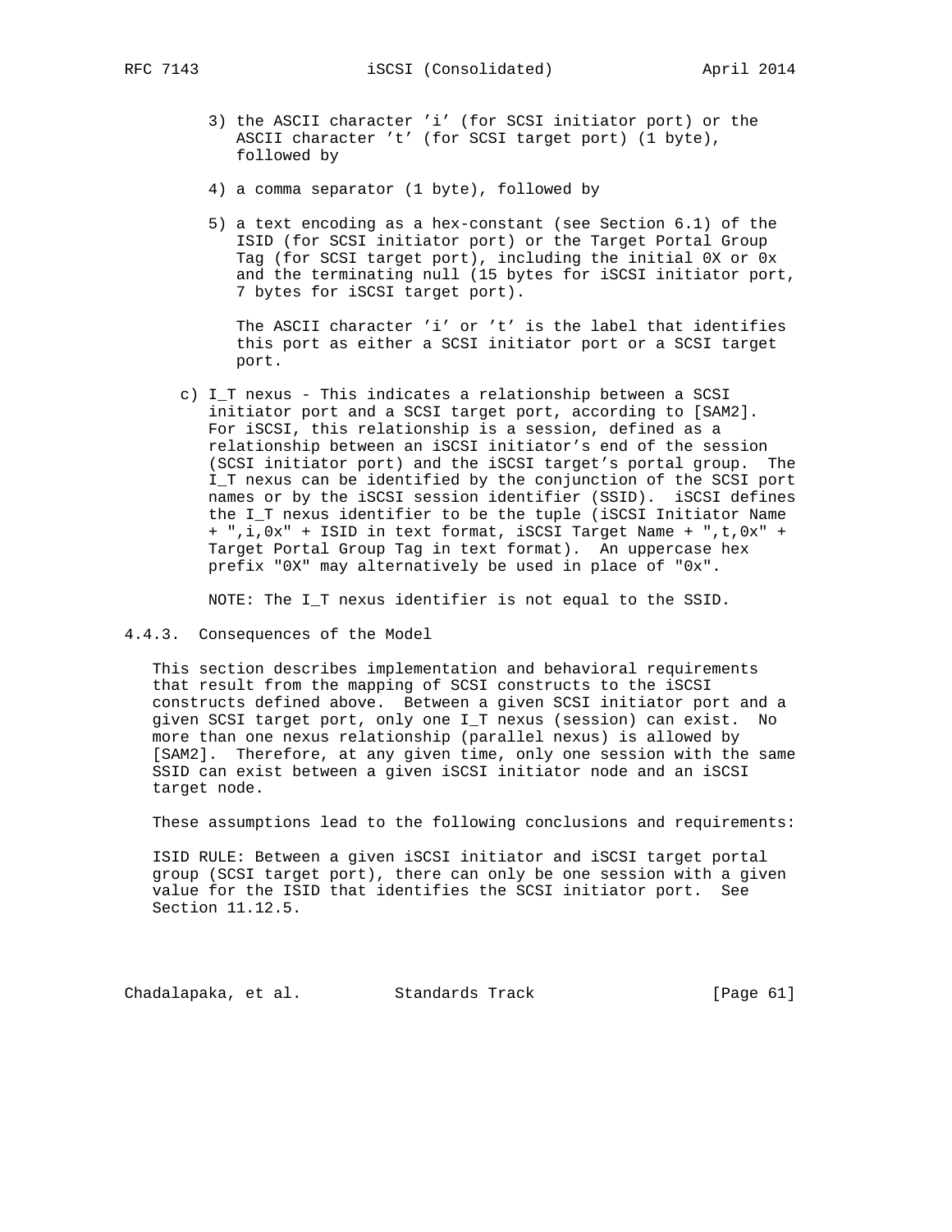3) the ASCII character 'i' (for SCSI initiator port) or the ASCII character 't' (for SCSI target port) (1 byte), followed by

4) a comma separator (1 byte), followed by

5) a text encoding as a hex-constant (see Section 6.1) of the ISID (for SCSI initiator port) or the Target Portal Group Tag (for SCSI target port), including the initial 0X or 0x and the terminating null (15 bytes for iSCSI initiator port, 7 bytes for iSCSI target port).

   The ASCII character 'i' or 't' is the label that identifies this port as either a SCSI initiator port or a SCSI target port.

c) I_T nexus - This indicates a relationship between a SCSI initiator port and a SCSI target port, according to [SAM2]. For iSCSI, this relationship is a session, defined as a relationship between an iSCSI initiator's end of the session (SCSI initiator port) and the iSCSI target's portal group. The I_T nexus can be identified by the conjunction of the SCSI port names or by the iSCSI session identifier (SSID). iSCSI defines the I_T nexus identifier to be the tuple (iSCSI Initiator Name + ",i,0x" + ISID in text format, iSCSI Target Name + ",t,0x" + Target Portal Group Tag in text format). An uppercase hex prefix "0X" may alternatively be used in place of "0x".

   NOTE: The I_T nexus identifier is not equal to the SSID.

### 4.4.3. Consequences of the Model

This section describes implementation and behavioral requirements that result from the mapping of SCSI constructs to the iSCSI constructs defined above. Between a given SCSI initiator port and a given SCSI target port, only one I_T nexus (session) can exist. No more than one nexus relationship (parallel nexus) is allowed by [SAM2]. Therefore, at any given time, only one session with the same SSID can exist between a given iSCSI initiator node and an iSCSI target node.

These assumptions lead to the following conclusions and requirements:

ISID RULE: Between a given iSCSI initiator and iSCSI target portal group (SCSI target port), there can only be one session with a given value for the ISID that identifies the SCSI initiator port. See Section 11.12.5.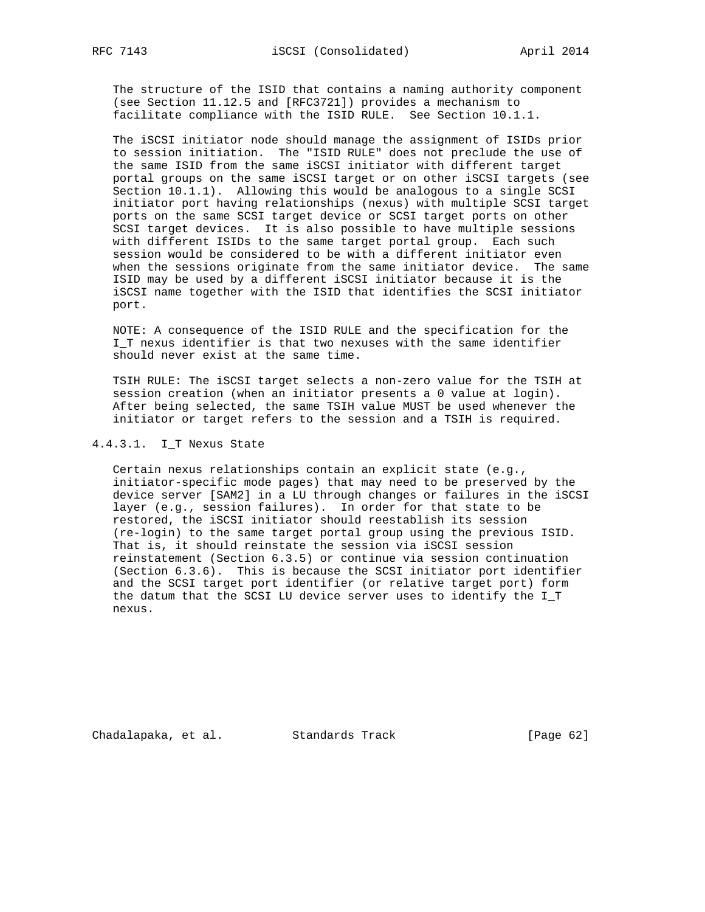The structure of the ISID that contains a naming authority component (see Section 11.12.5 and [RFC3721]) provides a mechanism to facilitate compliance with the ISID RULE. See Section 10.1.1.

The iSCSI initiator node should manage the assignment of ISIDs prior to session initiation. The "ISID RULE" does not preclude the use of the same ISID from the same iSCSI initiator with different target portal groups on the same iSCSI target or on other iSCSI targets (see Section 10.1.1). Allowing this would be analogous to a single SCSI initiator port having relationships (nexus) with multiple SCSI target ports on the same SCSI target device or SCSI target ports on other SCSI target devices. It is also possible to have multiple sessions with different ISIDs to the same target portal group. Each such session would be considered to be with a different initiator even when the sessions originate from the same initiator device. The same ISID may be used by a different iSCSI initiator because it is the iSCSI name together with the ISID that identifies the SCSI initiator port.

NOTE: A consequence of the ISID RULE and the specification for the I_T nexus identifier is that two nexuses with the same identifier should never exist at the same time.

TSIH RULE: The iSCSI target selects a non-zero value for the TSIH at session creation (when an initiator presents a 0 value at login). After being selected, the same TSIH value MUST be used whenever the initiator or target refers to the session and a TSIH is required.

#### 4.4.3.1. I_T Nexus State

Certain nexus relationships contain an explicit state (e.g., initiator-specific mode pages) that may need to be preserved by the device server [SAM2] in a LU through changes or failures in the iSCSI layer (e.g., session failures). In order for that state to be restored, the iSCSI initiator should reestablish its session (re-login) to the same target portal group using the previous ISID. That is, it should reinstate the session via iSCSI session reinstatement (Section 6.3.5) or continue via session continuation (Section 6.3.6). This is because the SCSI initiator port identifier and the SCSI target port identifier (or relative target port) form the datum that the SCSI LU device server uses to identify the I_T nexus.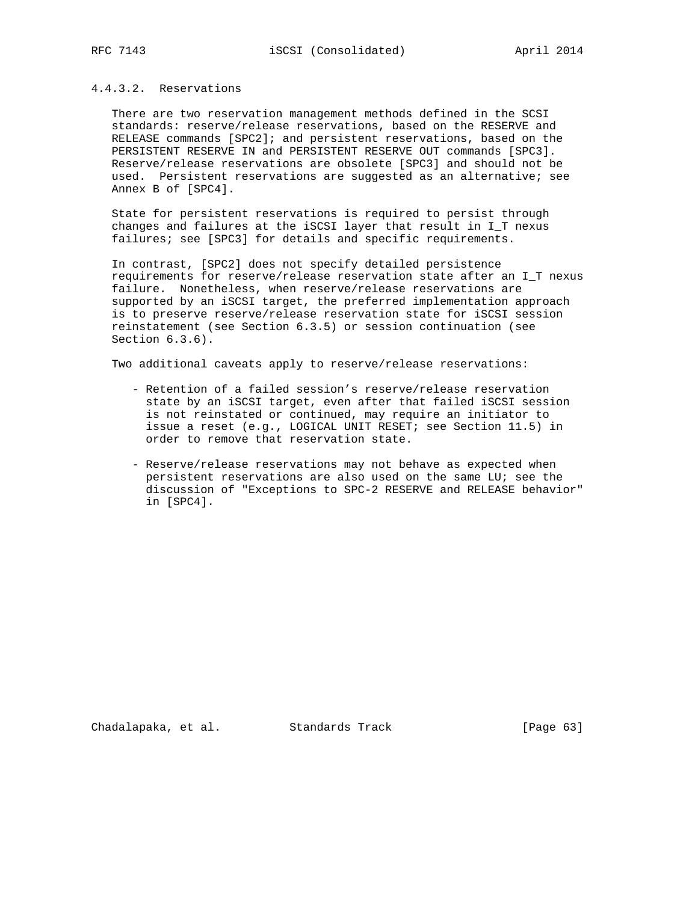#### 4.4.3.2. Reservations

There are two reservation management methods defined in the SCSI standards: reserve/release reservations, based on the RESERVE and RELEASE commands [SPC2]; and persistent reservations, based on the PERSISTENT RESERVE IN and PERSISTENT RESERVE OUT commands [SPC3]. Reserve/release reservations are obsolete [SPC3] and should not be used. Persistent reservations are suggested as an alternative; see Annex B of [SPC4].

State for persistent reservations is required to persist through changes and failures at the iSCSI layer that result in I_T nexus failures; see [SPC3] for details and specific requirements.

In contrast, [SPC2] does not specify detailed persistence requirements for reserve/release reservation state after an I_T nexus failure. Nonetheless, when reserve/release reservations are supported by an iSCSI target, the preferred implementation approach is to preserve reserve/release reservation state for iSCSI session reinstatement (see Section 6.3.5) or session continuation (see Section 6.3.6).

Two additional caveats apply to reserve/release reservations:

- Retention of a failed session’s reserve/release reservation state by an iSCSI target, even after that failed iSCSI session is not reinstated or continued, may require an initiator to issue a reset (e.g., LOGICAL UNIT RESET; see Section 11.5) in order to remove that reservation state.

- Reserve/release reservations may not behave as expected when persistent reservations are also used on the same LU; see the discussion of "Exceptions to SPC-2 RESERVE and RELEASE behavior" in [SPC4].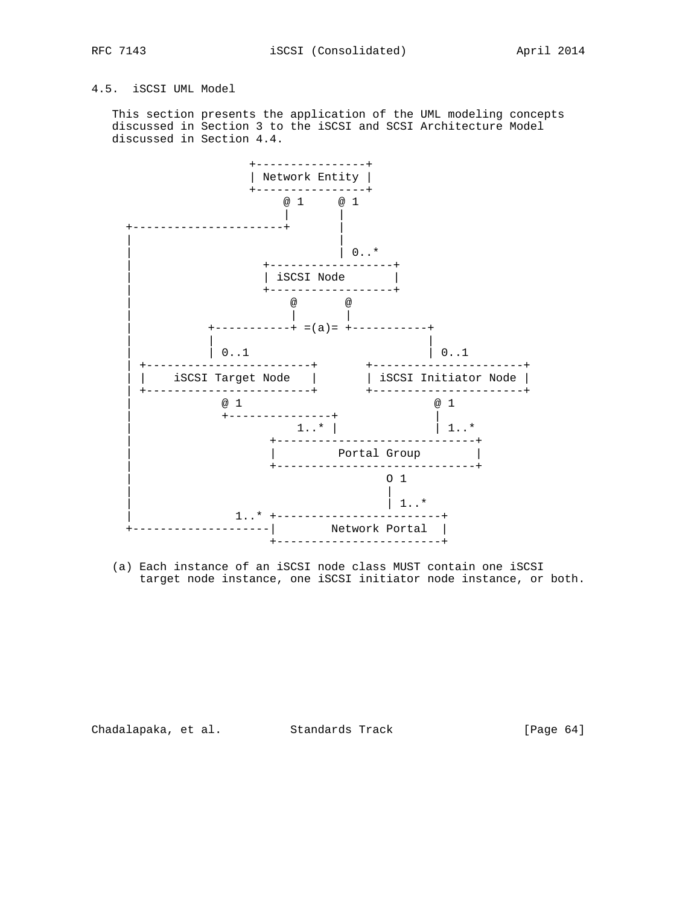## 4.5. iSCSI UML Model

This section presents the application of the UML modeling concepts discussed in Section 3 to the iSCSI and SCSI Architecture Model discussed in Section 4.4.

```
                     +----------------+
                     | Network Entity |
                     +----------------+
                          @ 1     @ 1
                          |       |
     +----------------------+       |
     |                              |
     |                              | 0..*
     |                     +------------------+
     |                     | iSCSI Node       |
     |                     +------------------+
     |                         @       @
     |                         |       |
     |            +-----------+ =(a)= +-----------+
     |            |                               |
     |            | 0..1                          | 0..1
     | +-------------------------+       +----------------------+
     | |    iSCSI Target Node    |       | iSCSI Initiator Node |
     | +-------------------------+       +----------------------+
     |            @ 1                            @ 1
     |            +---------------+              |
     |                       1..* |              | 1..*
     |                    +------------------------------+
     |                    |         Portal Group         |
     |                    +------------------------------+
     |                                  O 1
     |                                  |
     |                                  | 1..*
     |               1..* +------------------------+
     +--------------------|       Network Portal   |
                          +------------------------+
```

(a) Each instance of an iSCSI node class MUST contain one iSCSI target node instance, one iSCSI initiator node instance, or both.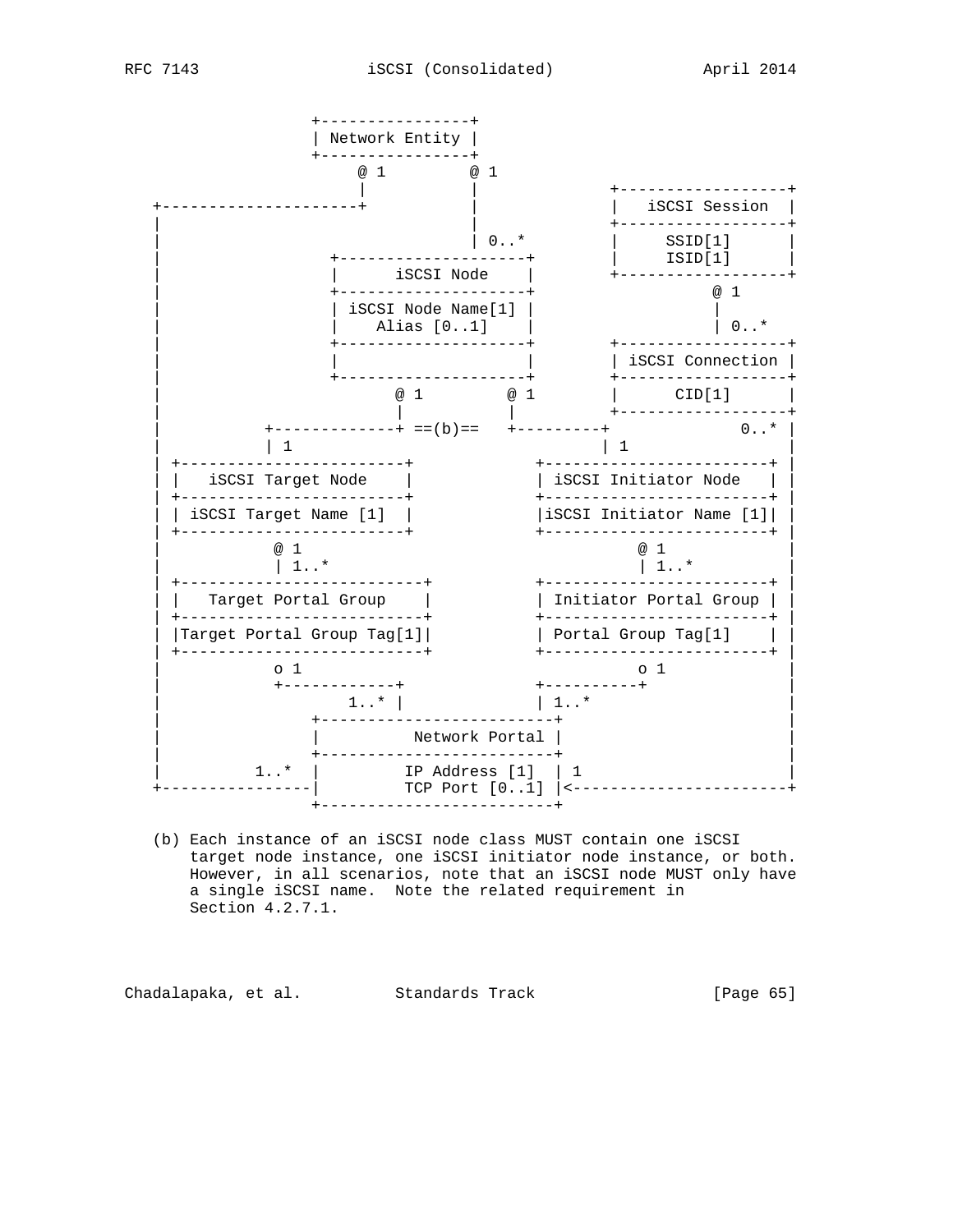```
                 +----------------+
                 | Network Entity |
                 +----------------+
                     @ 1        @ 1
                     |          |            +------------------+
   +---------------------+      |            |   iSCSI Session  |
   |                            |            +------------------+
   |                            | 0..*       |     SSID[1]      |
   |                +--------------------+   |     ISID[1]      |
   |                |      iSCSI Node    |   +------------------+
   |                +--------------------+           @ 1
   |                | iSCSI Node Name[1] |           |
   |                |    Alias [0..1]    |           | 0..*
   |                +--------------------+   +------------------+
   |                |                    |   | iSCSI Connection |
   |                +--------------------+   +------------------+
   |                      @ 1        @ 1     |      CID[1]      |
   |                      |          |       +------------------+
   |           +-------------+ ==(b)==   +---------+           0..* |
   |           | 1                                 | 1              |
   | +----------------------+          +----------------------+ |
   | |   iSCSI Target Node  |          | iSCSI Initiator Node | |
   | +----------------------+          +----------------------+ |
   | | iSCSI Target Name [1]|          |iSCSI Initiator Name [1]| |
   | +----------------------+          +----------------------+ |
   |           @ 1                              @ 1             |
   |           | 1..*                           | 1..*          |
   | +--------------------------+      +----------------------+ |
   | |   Target Portal Group    |      | Initiator Portal Group | |
   | +--------------------------+      +----------------------+ |
   | |Target Portal Group Tag[1]|      | Portal Group Tag[1]  | |
   | +--------------------------+      +----------------------+ |
   |           o 1                              o 1             |
   |           +------------+          +----------+             |
   |                   1..* |          | 1..*                   |
   |               +------------------------+                   |
   |               |         Network Portal |                   |
   |               +------------------------+                   |
   |          1..* |        IP Address [1]  | 1                 |
   +---------------|        TCP Port [0..1] |<------------------+
                   +------------------------+
```

(b) Each instance of an iSCSI node class MUST contain one iSCSI target node instance, one iSCSI initiator node instance, or both. However, in all scenarios, note that an iSCSI node MUST only have a single iSCSI name. Note the related requirement in Section 4.2.7.1.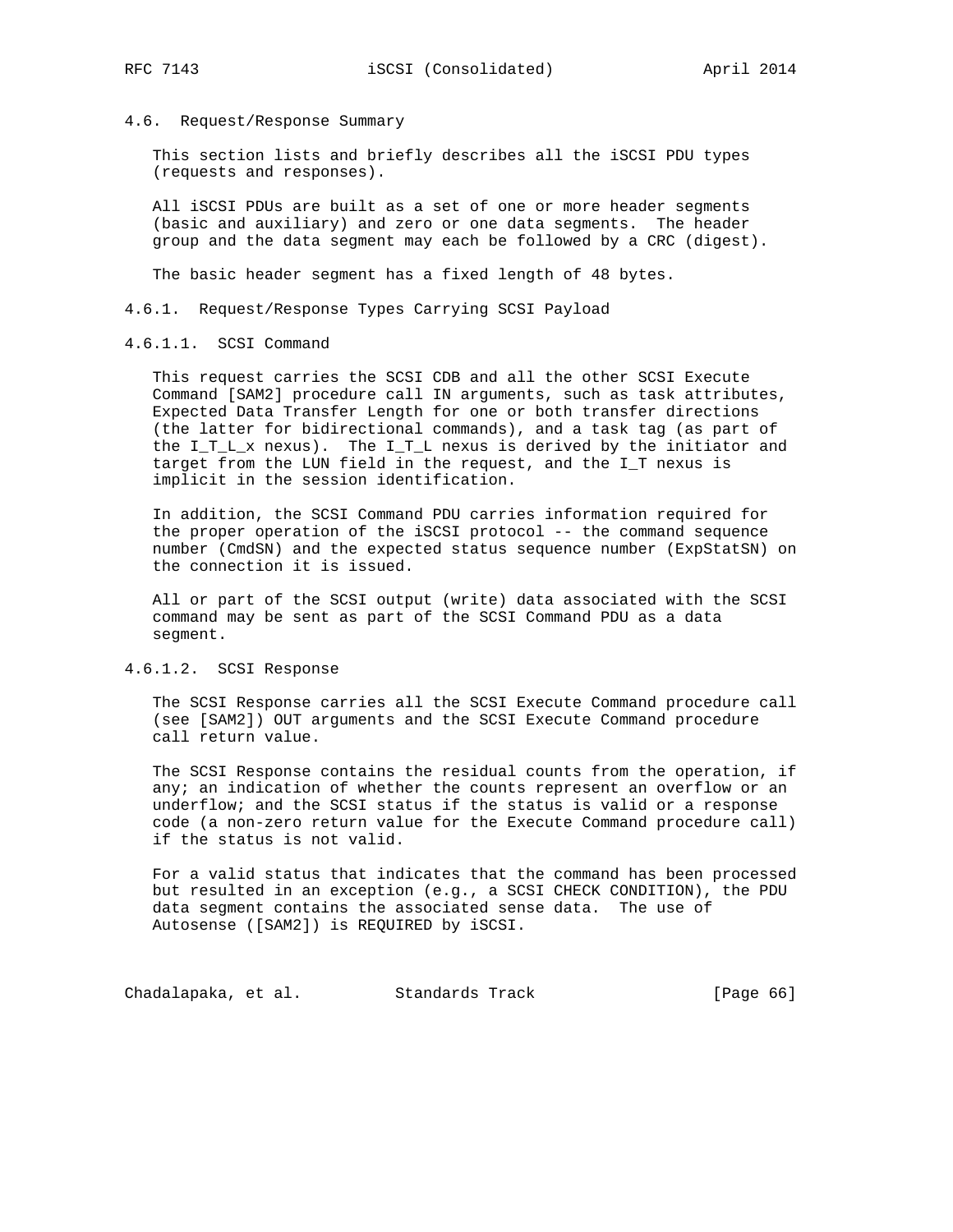## 4.6. Request/Response Summary

This section lists and briefly describes all the iSCSI PDU types (requests and responses).

All iSCSI PDUs are built as a set of one or more header segments (basic and auxiliary) and zero or one data segments. The header group and the data segment may each be followed by a CRC (digest).

The basic header segment has a fixed length of 48 bytes.

### 4.6.1. Request/Response Types Carrying SCSI Payload

#### 4.6.1.1. SCSI Command

This request carries the SCSI CDB and all the other SCSI Execute Command [SAM2] procedure call IN arguments, such as task attributes, Expected Data Transfer Length for one or both transfer directions (the latter for bidirectional commands), and a task tag (as part of the I_T_L_x nexus). The I_T_L nexus is derived by the initiator and target from the LUN field in the request, and the I_T nexus is implicit in the session identification.

In addition, the SCSI Command PDU carries information required for the proper operation of the iSCSI protocol -- the command sequence number (CmdSN) and the expected status sequence number (ExpStatSN) on the connection it is issued.

All or part of the SCSI output (write) data associated with the SCSI command may be sent as part of the SCSI Command PDU as a data segment.

#### 4.6.1.2. SCSI Response

The SCSI Response carries all the SCSI Execute Command procedure call (see [SAM2]) OUT arguments and the SCSI Execute Command procedure call return value.

The SCSI Response contains the residual counts from the operation, if any; an indication of whether the counts represent an overflow or an underflow; and the SCSI status if the status is valid or a response code (a non-zero return value for the Execute Command procedure call) if the status is not valid.

For a valid status that indicates that the command has been processed but resulted in an exception (e.g., a SCSI CHECK CONDITION), the PDU data segment contains the associated sense data. The use of Autosense ([SAM2]) is REQUIRED by iSCSI.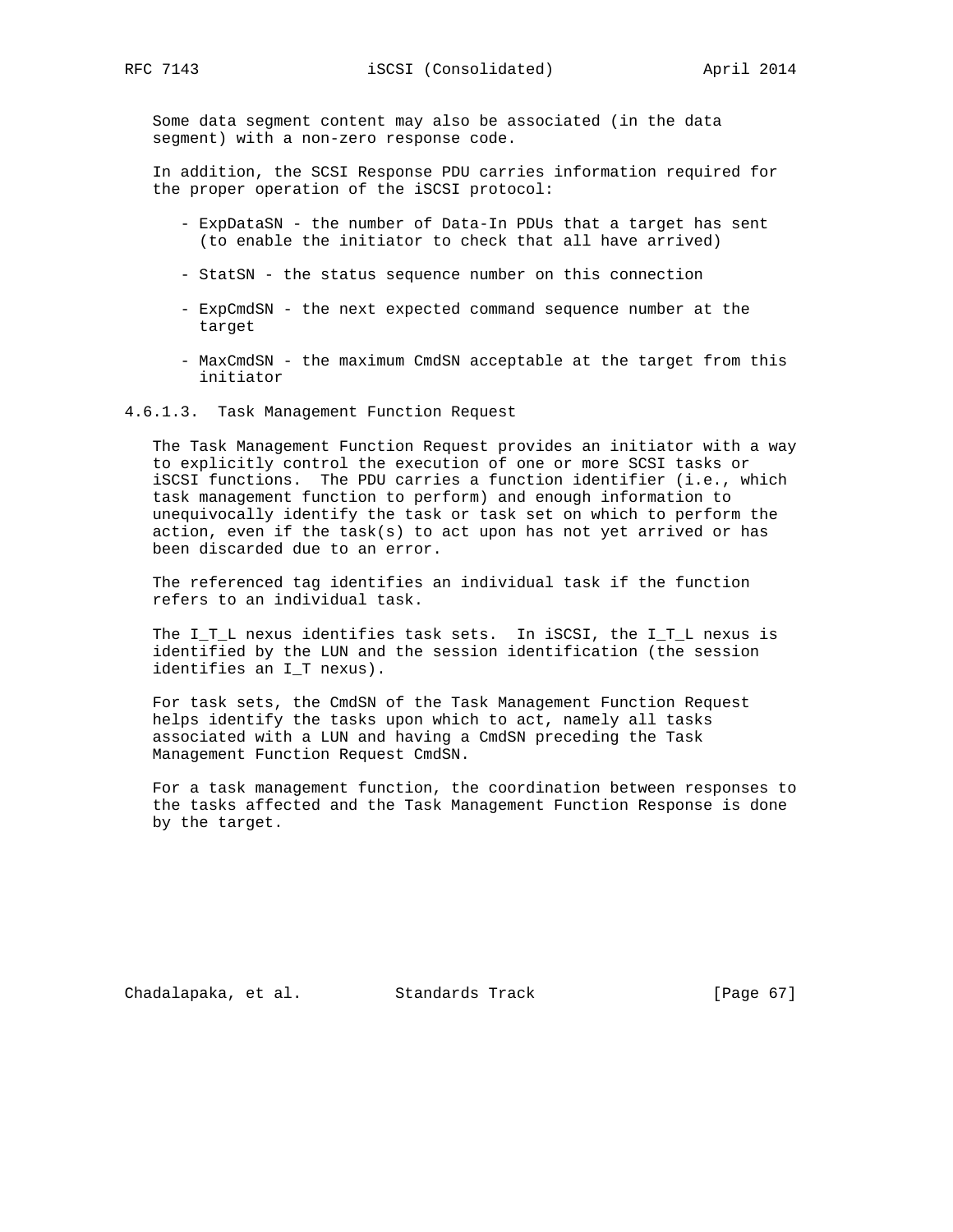Some data segment content may also be associated (in the data segment) with a non-zero response code.

In addition, the SCSI Response PDU carries information required for the proper operation of the iSCSI protocol:

- ExpDataSN - the number of Data-In PDUs that a target has sent (to enable the initiator to check that all have arrived)

- StatSN - the status sequence number on this connection

- ExpCmdSN - the next expected command sequence number at the target

- MaxCmdSN - the maximum CmdSN acceptable at the target from this initiator

#### 4.6.1.3. Task Management Function Request

The Task Management Function Request provides an initiator with a way to explicitly control the execution of one or more SCSI tasks or iSCSI functions. The PDU carries a function identifier (i.e., which task management function to perform) and enough information to unequivocally identify the task or task set on which to perform the action, even if the task(s) to act upon has not yet arrived or has been discarded due to an error.

The referenced tag identifies an individual task if the function refers to an individual task.

The I_T_L nexus identifies task sets. In iSCSI, the I_T_L nexus is identified by the LUN and the session identification (the session identifies an I_T nexus).

For task sets, the CmdSN of the Task Management Function Request helps identify the tasks upon which to act, namely all tasks associated with a LUN and having a CmdSN preceding the Task Management Function Request CmdSN.

For a task management function, the coordination between responses to the tasks affected and the Task Management Function Response is done by the target.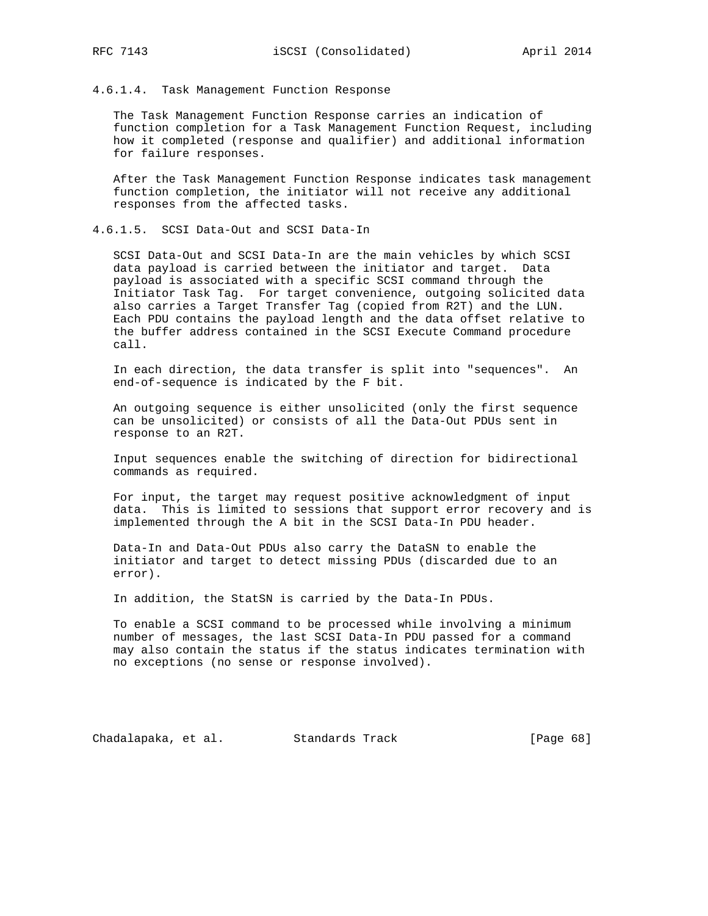#### 4.6.1.4. Task Management Function Response

The Task Management Function Response carries an indication of function completion for a Task Management Function Request, including how it completed (response and qualifier) and additional information for failure responses.

After the Task Management Function Response indicates task management function completion, the initiator will not receive any additional responses from the affected tasks.

#### 4.6.1.5. SCSI Data-Out and SCSI Data-In

SCSI Data-Out and SCSI Data-In are the main vehicles by which SCSI data payload is carried between the initiator and target. Data payload is associated with a specific SCSI command through the Initiator Task Tag. For target convenience, outgoing solicited data also carries a Target Transfer Tag (copied from R2T) and the LUN. Each PDU contains the payload length and the data offset relative to the buffer address contained in the SCSI Execute Command procedure call.

In each direction, the data transfer is split into "sequences". An end-of-sequence is indicated by the F bit.

An outgoing sequence is either unsolicited (only the first sequence can be unsolicited) or consists of all the Data-Out PDUs sent in response to an R2T.

Input sequences enable the switching of direction for bidirectional commands as required.

For input, the target may request positive acknowledgment of input data. This is limited to sessions that support error recovery and is implemented through the A bit in the SCSI Data-In PDU header.

Data-In and Data-Out PDUs also carry the DataSN to enable the initiator and target to detect missing PDUs (discarded due to an error).

In addition, the StatSN is carried by the Data-In PDUs.

To enable a SCSI command to be processed while involving a minimum number of messages, the last SCSI Data-In PDU passed for a command may also contain the status if the status indicates termination with no exceptions (no sense or response involved).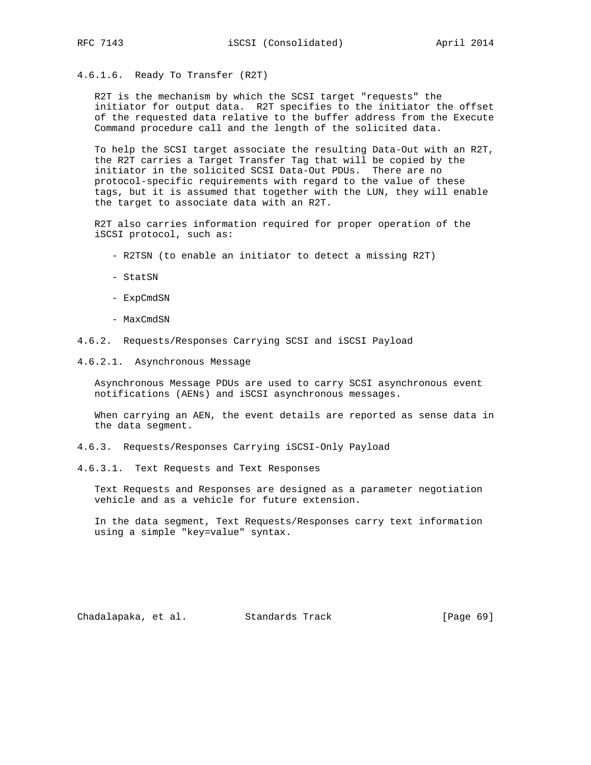#### 4.6.1.6. Ready To Transfer (R2T)

R2T is the mechanism by which the SCSI target "requests" the initiator for output data. R2T specifies to the initiator the offset of the requested data relative to the buffer address from the Execute Command procedure call and the length of the solicited data.

To help the SCSI target associate the resulting Data-Out with an R2T, the R2T carries a Target Transfer Tag that will be copied by the initiator in the solicited SCSI Data-Out PDUs. There are no protocol-specific requirements with regard to the value of these tags, but it is assumed that together with the LUN, they will enable the target to associate data with an R2T.

R2T also carries information required for proper operation of the iSCSI protocol, such as:

- R2TSN (to enable an initiator to detect a missing R2T)
- StatSN
- ExpCmdSN
- MaxCmdSN

### 4.6.2. Requests/Responses Carrying SCSI and iSCSI Payload

#### 4.6.2.1. Asynchronous Message

Asynchronous Message PDUs are used to carry SCSI asynchronous event notifications (AENs) and iSCSI asynchronous messages.

When carrying an AEN, the event details are reported as sense data in the data segment.

### 4.6.3. Requests/Responses Carrying iSCSI-Only Payload

#### 4.6.3.1. Text Requests and Text Responses

Text Requests and Responses are designed as a parameter negotiation vehicle and as a vehicle for future extension.

In the data segment, Text Requests/Responses carry text information using a simple "key=value" syntax.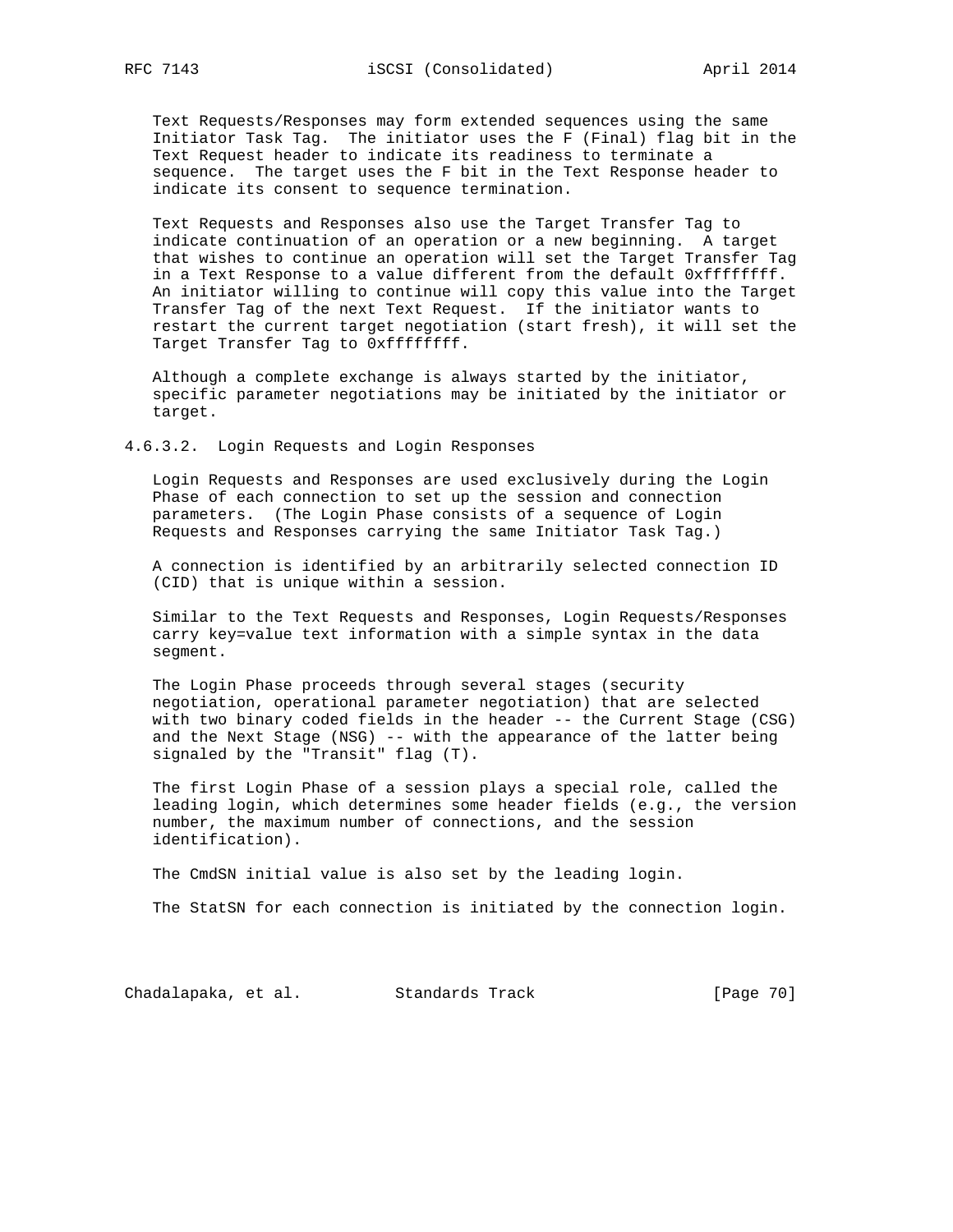Text Requests/Responses may form extended sequences using the same Initiator Task Tag. The initiator uses the F (Final) flag bit in the Text Request header to indicate its readiness to terminate a sequence. The target uses the F bit in the Text Response header to indicate its consent to sequence termination.

Text Requests and Responses also use the Target Transfer Tag to indicate continuation of an operation or a new beginning. A target that wishes to continue an operation will set the Target Transfer Tag in a Text Response to a value different from the default 0xffffffff. An initiator willing to continue will copy this value into the Target Transfer Tag of the next Text Request. If the initiator wants to restart the current target negotiation (start fresh), it will set the Target Transfer Tag to 0xffffffff.

Although a complete exchange is always started by the initiator, specific parameter negotiations may be initiated by the initiator or target.

#### 4.6.3.2. Login Requests and Login Responses

Login Requests and Responses are used exclusively during the Login Phase of each connection to set up the session and connection parameters. (The Login Phase consists of a sequence of Login Requests and Responses carrying the same Initiator Task Tag.)

A connection is identified by an arbitrarily selected connection ID (CID) that is unique within a session.

Similar to the Text Requests and Responses, Login Requests/Responses carry key=value text information with a simple syntax in the data segment.

The Login Phase proceeds through several stages (security negotiation, operational parameter negotiation) that are selected with two binary coded fields in the header -- the Current Stage (CSG) and the Next Stage (NSG) -- with the appearance of the latter being signaled by the "Transit" flag (T).

The first Login Phase of a session plays a special role, called the leading login, which determines some header fields (e.g., the version number, the maximum number of connections, and the session identification).

The CmdSN initial value is also set by the leading login.

The StatSN for each connection is initiated by the connection login.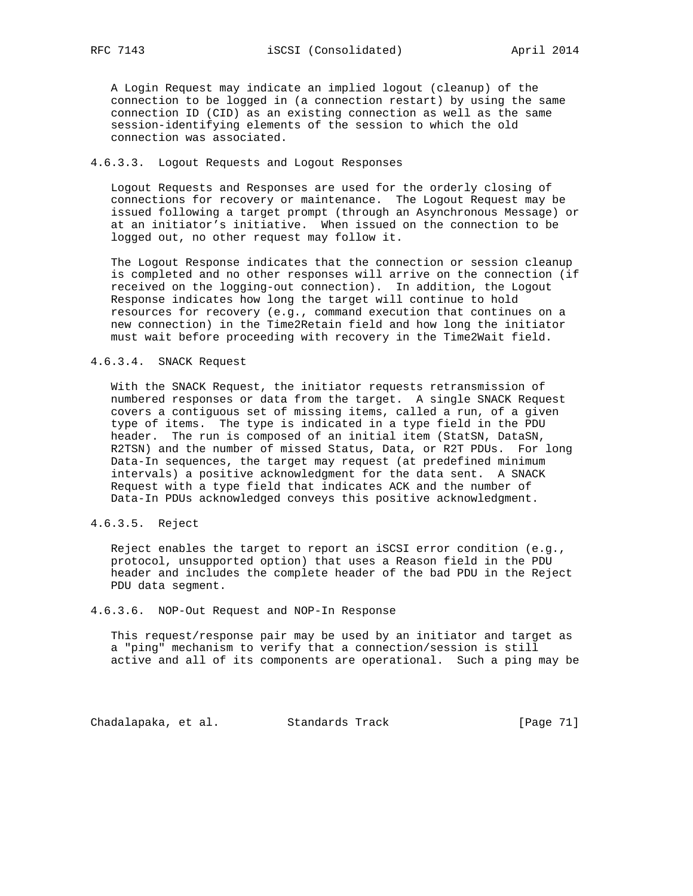A Login Request may indicate an implied logout (cleanup) of the connection to be logged in (a connection restart) by using the same connection ID (CID) as an existing connection as well as the same session-identifying elements of the session to which the old connection was associated.

#### 4.6.3.3. Logout Requests and Logout Responses

Logout Requests and Responses are used for the orderly closing of connections for recovery or maintenance. The Logout Request may be issued following a target prompt (through an Asynchronous Message) or at an initiator's initiative. When issued on the connection to be logged out, no other request may follow it.

The Logout Response indicates that the connection or session cleanup is completed and no other responses will arrive on the connection (if received on the logging-out connection). In addition, the Logout Response indicates how long the target will continue to hold resources for recovery (e.g., command execution that continues on a new connection) in the Time2Retain field and how long the initiator must wait before proceeding with recovery in the Time2Wait field.

#### 4.6.3.4. SNACK Request

With the SNACK Request, the initiator requests retransmission of numbered responses or data from the target. A single SNACK Request covers a contiguous set of missing items, called a run, of a given type of items. The type is indicated in a type field in the PDU header. The run is composed of an initial item (StatSN, DataSN, R2TSN) and the number of missed Status, Data, or R2T PDUs. For long Data-In sequences, the target may request (at predefined minimum intervals) a positive acknowledgment for the data sent. A SNACK Request with a type field that indicates ACK and the number of Data-In PDUs acknowledged conveys this positive acknowledgment.

#### 4.6.3.5. Reject

Reject enables the target to report an iSCSI error condition (e.g., protocol, unsupported option) that uses a Reason field in the PDU header and includes the complete header of the bad PDU in the Reject PDU data segment.

#### 4.6.3.6. NOP-Out Request and NOP-In Response

This request/response pair may be used by an initiator and target as a "ping" mechanism to verify that a connection/session is still active and all of its components are operational. Such a ping may be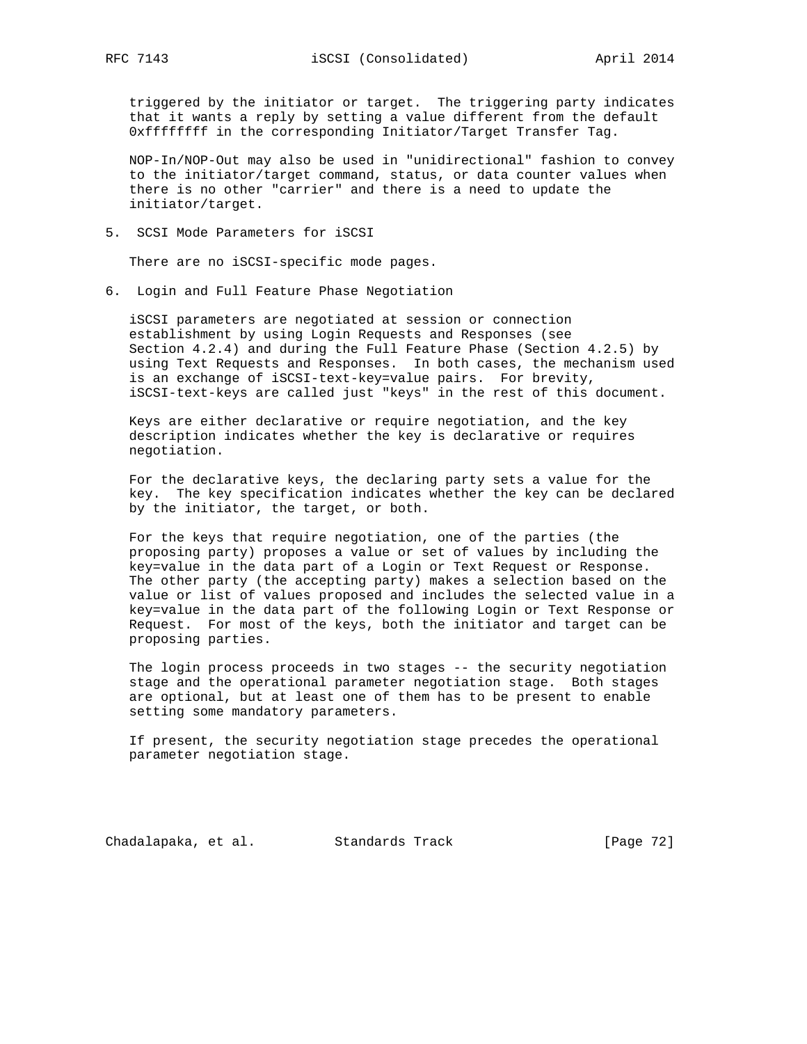triggered by the initiator or target. The triggering party indicates that it wants a reply by setting a value different from the default 0xffffffff in the corresponding Initiator/Target Transfer Tag.

NOP-In/NOP-Out may also be used in "unidirectional" fashion to convey to the initiator/target command, status, or data counter values when there is no other "carrier" and there is a need to update the initiator/target.

## 5. SCSI Mode Parameters for iSCSI

There are no iSCSI-specific mode pages.

## 6. Login and Full Feature Phase Negotiation

iSCSI parameters are negotiated at session or connection establishment by using Login Requests and Responses (see Section 4.2.4) and during the Full Feature Phase (Section 4.2.5) by using Text Requests and Responses. In both cases, the mechanism used is an exchange of iSCSI-text-key=value pairs. For brevity, iSCSI-text-keys are called just "keys" in the rest of this document.

Keys are either declarative or require negotiation, and the key description indicates whether the key is declarative or requires negotiation.

For the declarative keys, the declaring party sets a value for the key. The key specification indicates whether the key can be declared by the initiator, the target, or both.

For the keys that require negotiation, one of the parties (the proposing party) proposes a value or set of values by including the key=value in the data part of a Login or Text Request or Response. The other party (the accepting party) makes a selection based on the value or list of values proposed and includes the selected value in a key=value in the data part of the following Login or Text Response or Request. For most of the keys, both the initiator and target can be proposing parties.

The login process proceeds in two stages -- the security negotiation stage and the operational parameter negotiation stage. Both stages are optional, but at least one of them has to be present to enable setting some mandatory parameters.

If present, the security negotiation stage precedes the operational parameter negotiation stage.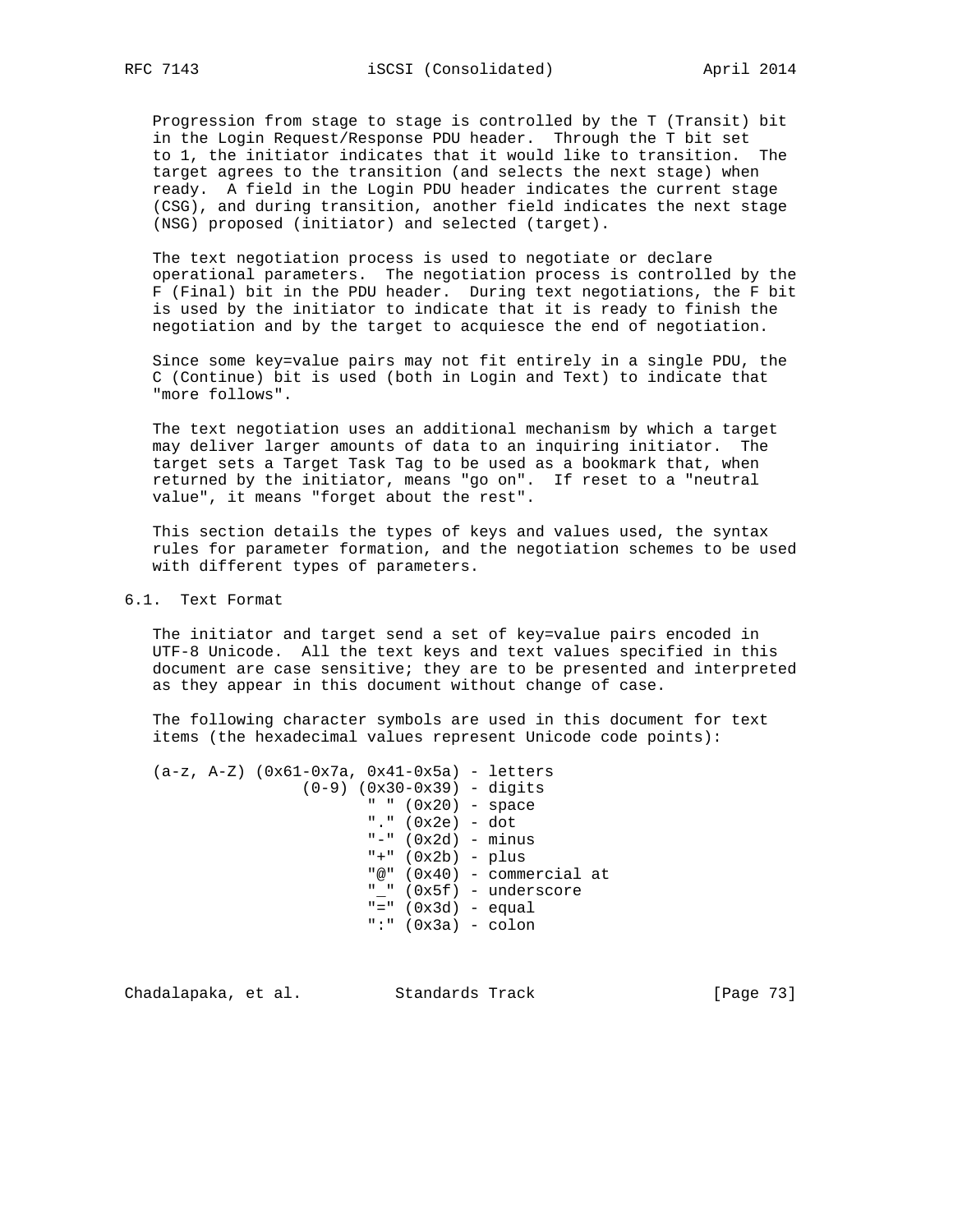Progression from stage to stage is controlled by the T (Transit) bit in the Login Request/Response PDU header. Through the T bit set to 1, the initiator indicates that it would like to transition. The target agrees to the transition (and selects the next stage) when ready. A field in the Login PDU header indicates the current stage (CSG), and during transition, another field indicates the next stage (NSG) proposed (initiator) and selected (target).

The text negotiation process is used to negotiate or declare operational parameters. The negotiation process is controlled by the F (Final) bit in the PDU header. During text negotiations, the F bit is used by the initiator to indicate that it is ready to finish the negotiation and by the target to acquiesce the end of negotiation.

Since some key=value pairs may not fit entirely in a single PDU, the C (Continue) bit is used (both in Login and Text) to indicate that "more follows".

The text negotiation uses an additional mechanism by which a target may deliver larger amounts of data to an inquiring initiator. The target sets a Target Task Tag to be used as a bookmark that, when returned by the initiator, means "go on". If reset to a "neutral value", it means "forget about the rest".

This section details the types of keys and values used, the syntax rules for parameter formation, and the negotiation schemes to be used with different types of parameters.

## 6.1. Text Format

The initiator and target send a set of key=value pairs encoded in UTF-8 Unicode. All the text keys and text values specified in this document are case sensitive; they are to be presented and interpreted as they appear in this document without change of case.

The following character symbols are used in this document for text items (the hexadecimal values represent Unicode code points):

```
(a-z, A-Z) (0x61-0x7a, 0x41-0x5a) - letters
                 (0-9) (0x30-0x39) - digits
                        " " (0x20) - space
                        "." (0x2e) - dot
                        "-" (0x2d) - minus
                        "+" (0x2b) - plus
                        "@" (0x40) - commercial at
                        "_" (0x5f) - underscore
                        "=" (0x3d) - equal
                        ":" (0x3a) - colon
```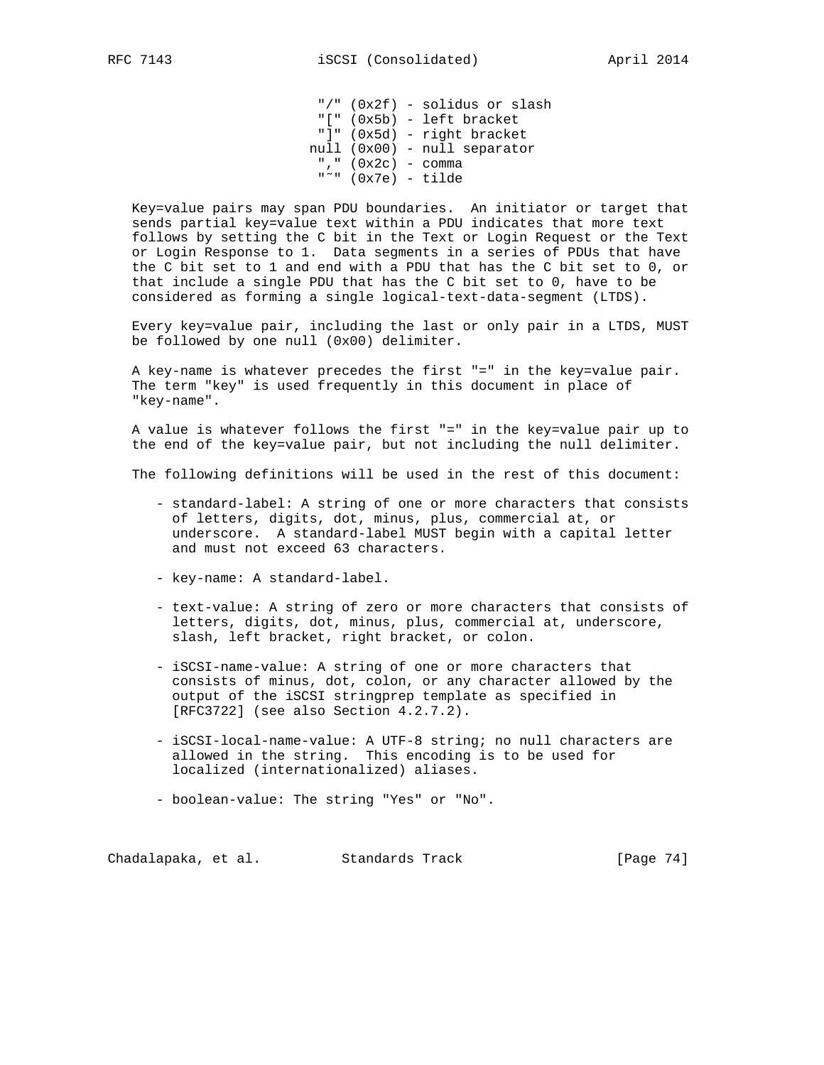"/" (0x2f) - solidus or slash
"[" (0x5b) - left bracket
"]" (0x5d) - right bracket
null (0x00) - null separator
"," (0x2c) - comma
"~" (0x7e) - tilde

Key=value pairs may span PDU boundaries. An initiator or target that sends partial key=value text within a PDU indicates that more text follows by setting the C bit in the Text or Login Request or the Text or Login Response to 1. Data segments in a series of PDUs that have the C bit set to 1 and end with a PDU that has the C bit set to 0, or that include a single PDU that has the C bit set to 0, have to be considered as forming a single logical-text-data-segment (LTDS).

Every key=value pair, including the last or only pair in a LTDS, MUST be followed by one null (0x00) delimiter.

A key-name is whatever precedes the first "=" in the key=value pair. The term "key" is used frequently in this document in place of "key-name".

A value is whatever follows the first "=" in the key=value pair up to the end of the key=value pair, but not including the null delimiter.

The following definitions will be used in the rest of this document:

- standard-label: A string of one or more characters that consists of letters, digits, dot, minus, plus, commercial at, or underscore. A standard-label MUST begin with a capital letter and must not exceed 63 characters.

- key-name: A standard-label.

- text-value: A string of zero or more characters that consists of letters, digits, dot, minus, plus, commercial at, underscore, slash, left bracket, right bracket, or colon.

- iSCSI-name-value: A string of one or more characters that consists of minus, dot, colon, or any character allowed by the output of the iSCSI stringprep template as specified in [RFC3722] (see also Section 4.2.7.2).

- iSCSI-local-name-value: A UTF-8 string; no null characters are allowed in the string. This encoding is to be used for localized (internationalized) aliases.

- boolean-value: The string "Yes" or "No".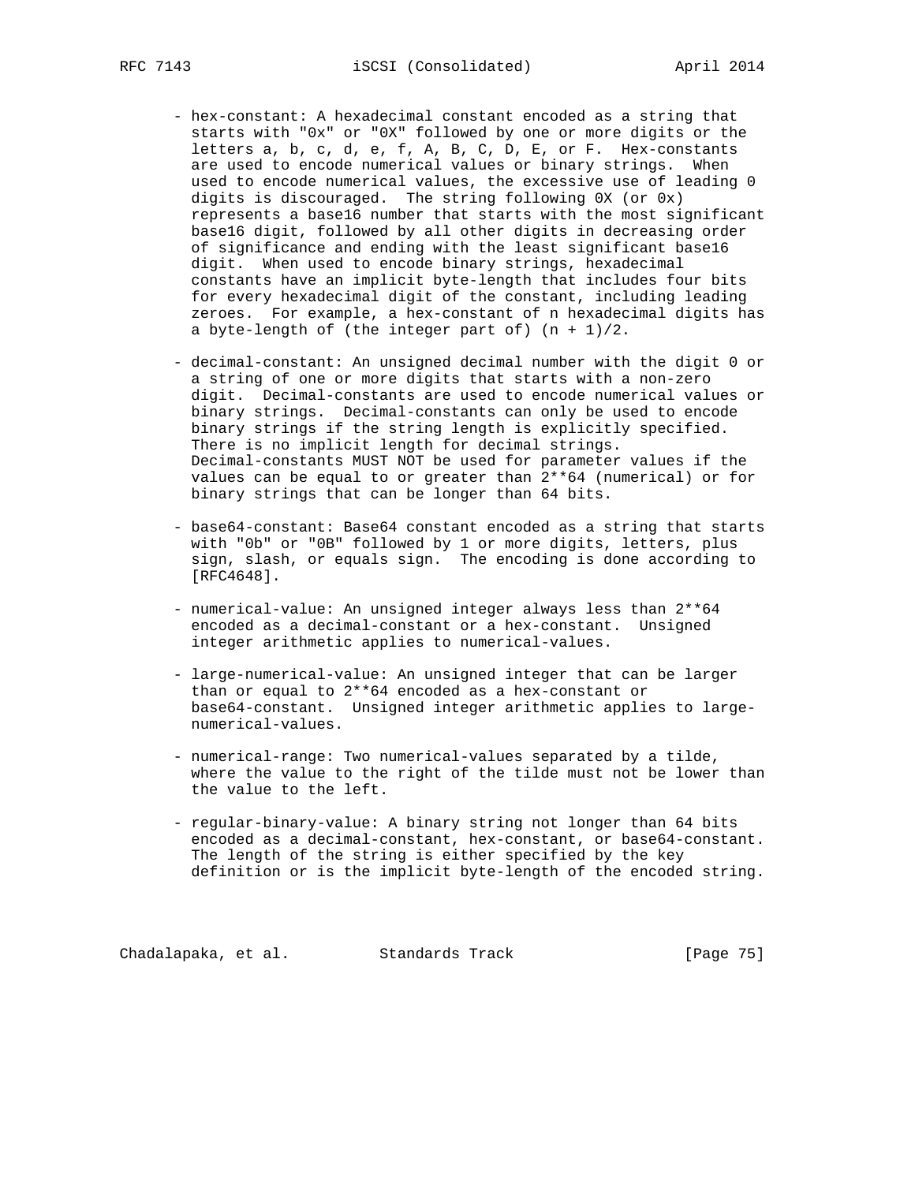- hex-constant: A hexadecimal constant encoded as a string that starts with "0x" or "0X" followed by one or more digits or the letters a, b, c, d, e, f, A, B, C, D, E, or F. Hex-constants are used to encode numerical values or binary strings. When used to encode numerical values, the excessive use of leading 0 digits is discouraged. The string following 0X (or 0x) represents a base16 number that starts with the most significant base16 digit, followed by all other digits in decreasing order of significance and ending with the least significant base16 digit. When used to encode binary strings, hexadecimal constants have an implicit byte-length that includes four bits for every hexadecimal digit of the constant, including leading zeroes. For example, a hex-constant of n hexadecimal digits has a byte-length of (the integer part of) (n + 1)/2.

- decimal-constant: An unsigned decimal number with the digit 0 or a string of one or more digits that starts with a non-zero digit. Decimal-constants are used to encode numerical values or binary strings. Decimal-constants can only be used to encode binary strings if the string length is explicitly specified. There is no implicit length for decimal strings. Decimal-constants MUST NOT be used for parameter values if the values can be equal to or greater than 2**64 (numerical) or for binary strings that can be longer than 64 bits.

- base64-constant: Base64 constant encoded as a string that starts with "0b" or "0B" followed by 1 or more digits, letters, plus sign, slash, or equals sign. The encoding is done according to [RFC4648].

- numerical-value: An unsigned integer always less than 2**64 encoded as a decimal-constant or a hex-constant. Unsigned integer arithmetic applies to numerical-values.

- large-numerical-value: An unsigned integer that can be larger than or equal to 2**64 encoded as a hex-constant or base64-constant. Unsigned integer arithmetic applies to large-numerical-values.

- numerical-range: Two numerical-values separated by a tilde, where the value to the right of the tilde must not be lower than the value to the left.

- regular-binary-value: A binary string not longer than 64 bits encoded as a decimal-constant, hex-constant, or base64-constant. The length of the string is either specified by the key definition or is the implicit byte-length of the encoded string.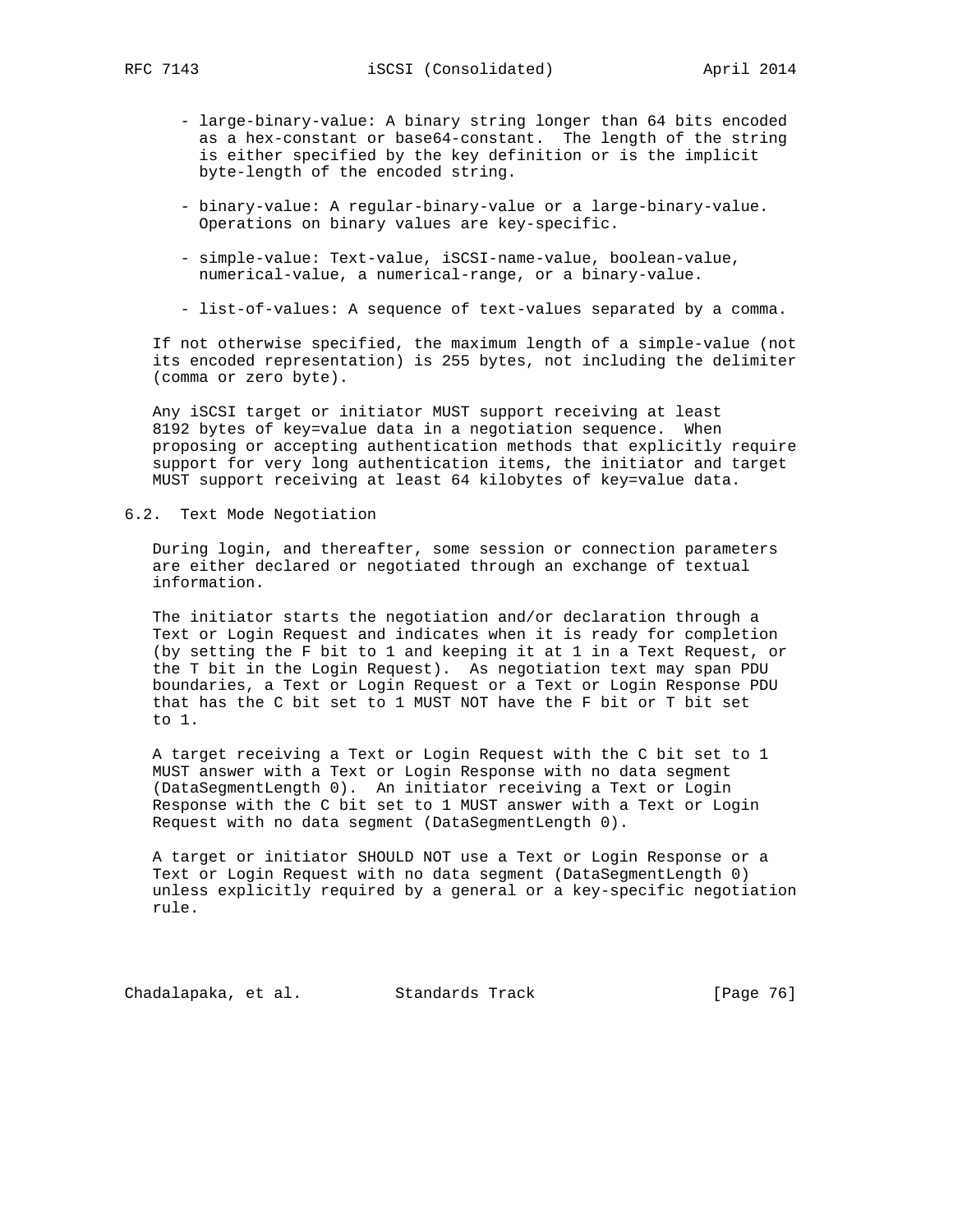- large-binary-value: A binary string longer than 64 bits encoded as a hex-constant or base64-constant. The length of the string is either specified by the key definition or is the implicit byte-length of the encoded string.

- binary-value: A regular-binary-value or a large-binary-value. Operations on binary values are key-specific.

- simple-value: Text-value, iSCSI-name-value, boolean-value, numerical-value, a numerical-range, or a binary-value.

- list-of-values: A sequence of text-values separated by a comma.

If not otherwise specified, the maximum length of a simple-value (not its encoded representation) is 255 bytes, not including the delimiter (comma or zero byte).

Any iSCSI target or initiator MUST support receiving at least 8192 bytes of key=value data in a negotiation sequence. When proposing or accepting authentication methods that explicitly require support for very long authentication items, the initiator and target MUST support receiving at least 64 kilobytes of key=value data.

## 6.2. Text Mode Negotiation

During login, and thereafter, some session or connection parameters are either declared or negotiated through an exchange of textual information.

The initiator starts the negotiation and/or declaration through a Text or Login Request and indicates when it is ready for completion (by setting the F bit to 1 and keeping it at 1 in a Text Request, or the T bit in the Login Request). As negotiation text may span PDU boundaries, a Text or Login Request or a Text or Login Response PDU that has the C bit set to 1 MUST NOT have the F bit or T bit set to 1.

A target receiving a Text or Login Request with the C bit set to 1 MUST answer with a Text or Login Response with no data segment (DataSegmentLength 0). An initiator receiving a Text or Login Response with the C bit set to 1 MUST answer with a Text or Login Request with no data segment (DataSegmentLength 0).

A target or initiator SHOULD NOT use a Text or Login Response or a Text or Login Request with no data segment (DataSegmentLength 0) unless explicitly required by a general or a key-specific negotiation rule.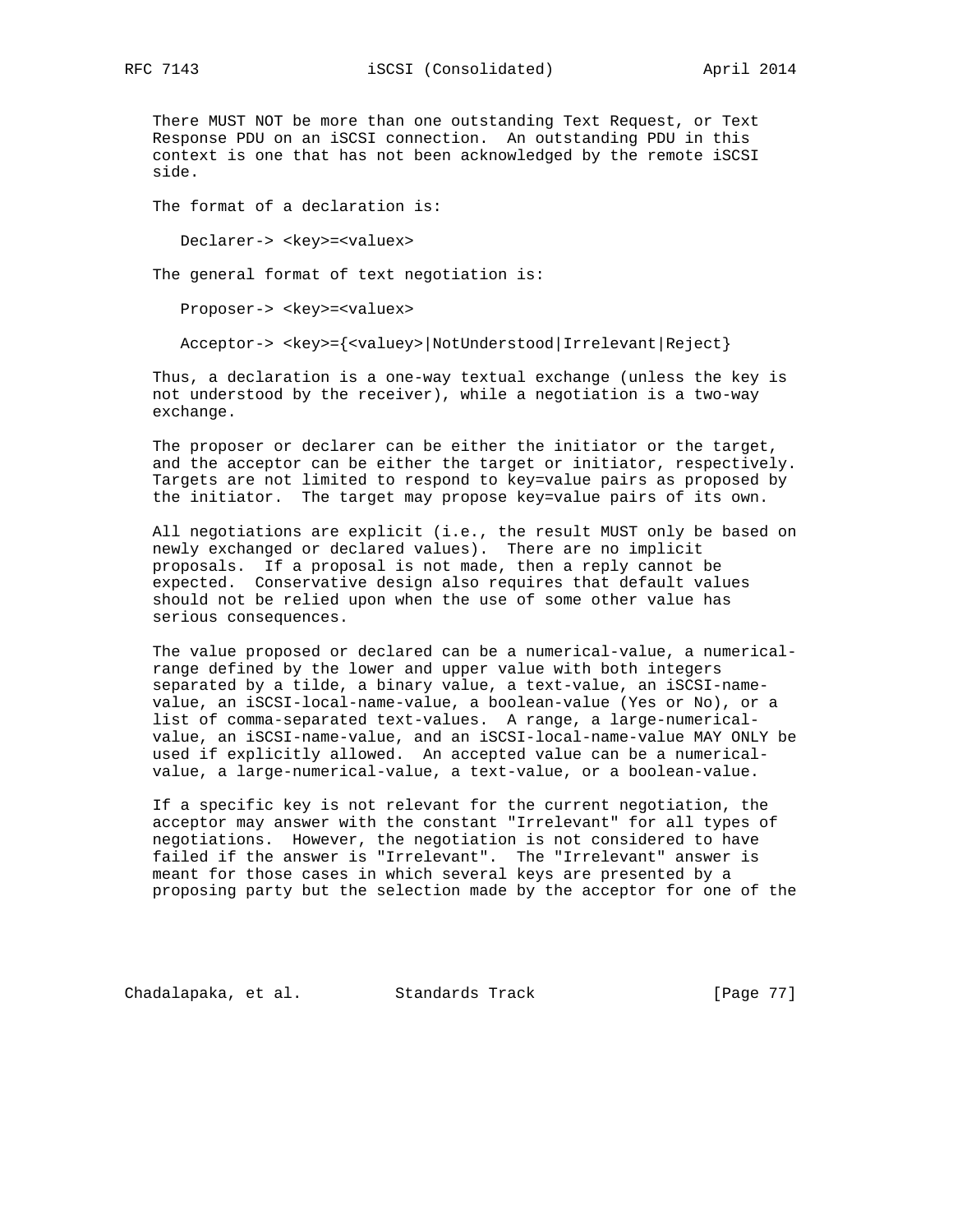There MUST NOT be more than one outstanding Text Request, or Text Response PDU on an iSCSI connection. An outstanding PDU in this context is one that has not been acknowledged by the remote iSCSI side.

The format of a declaration is:

```
Declarer-> <key>=<valuex>
```

The general format of text negotiation is:

```
Proposer-> <key>=<valuex>

Acceptor-> <key>={<valuey>|NotUnderstood|Irrelevant|Reject}
```

Thus, a declaration is a one-way textual exchange (unless the key is not understood by the receiver), while a negotiation is a two-way exchange.

The proposer or declarer can be either the initiator or the target, and the acceptor can be either the target or initiator, respectively. Targets are not limited to respond to key=value pairs as proposed by the initiator. The target may propose key=value pairs of its own.

All negotiations are explicit (i.e., the result MUST only be based on newly exchanged or declared values). There are no implicit proposals. If a proposal is not made, then a reply cannot be expected. Conservative design also requires that default values should not be relied upon when the use of some other value has serious consequences.

The value proposed or declared can be a numerical-value, a numerical-range defined by the lower and upper value with both integers separated by a tilde, a binary value, a text-value, an iSCSI-name-value, an iSCSI-local-name-value, a boolean-value (Yes or No), or a list of comma-separated text-values. A range, a large-numerical-value, an iSCSI-name-value, and an iSCSI-local-name-value MAY ONLY be used if explicitly allowed. An accepted value can be a numerical-value, a large-numerical-value, a text-value, or a boolean-value.

If a specific key is not relevant for the current negotiation, the acceptor may answer with the constant "Irrelevant" for all types of negotiations. However, the negotiation is not considered to have failed if the answer is "Irrelevant". The "Irrelevant" answer is meant for those cases in which several keys are presented by a proposing party but the selection made by the acceptor for one of the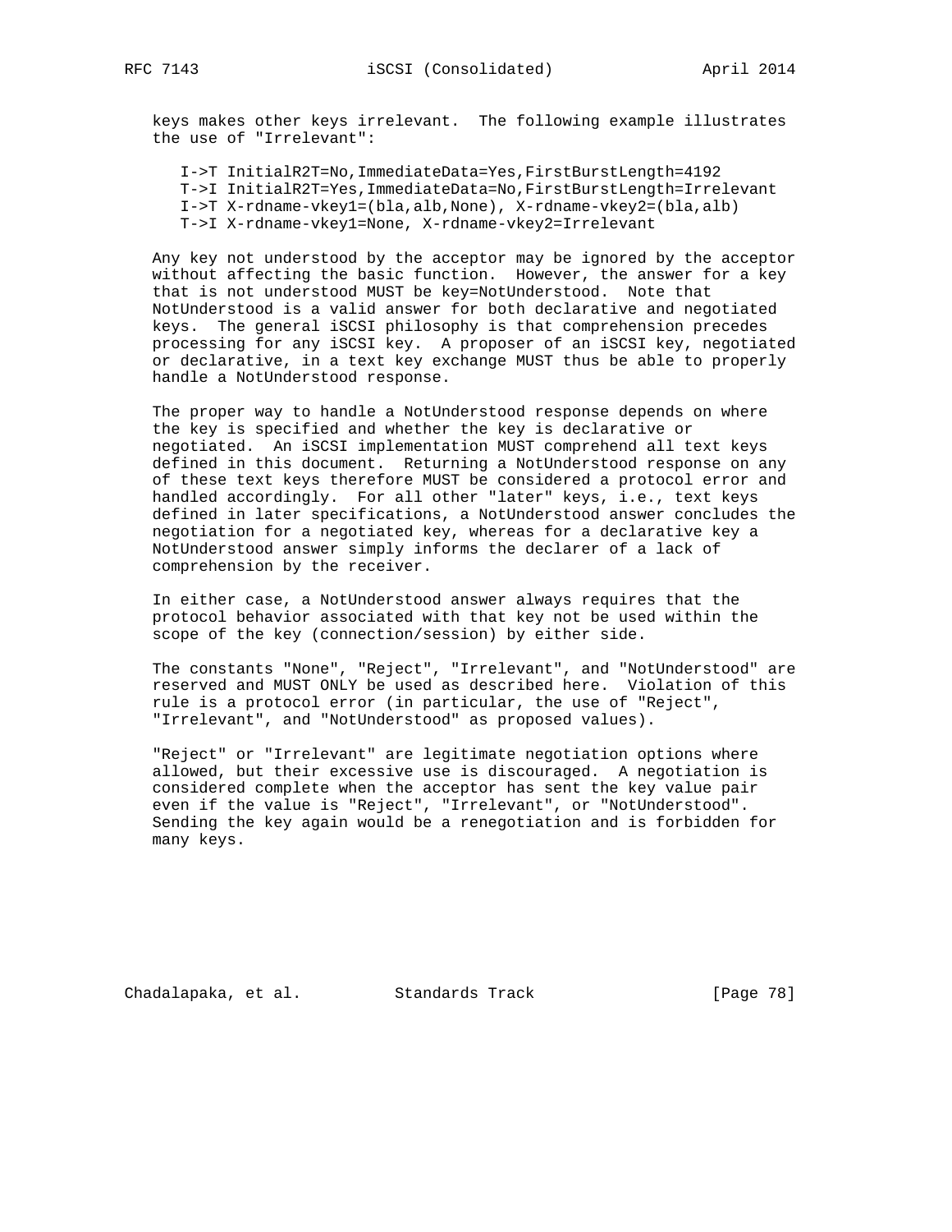keys makes other keys irrelevant. The following example illustrates the use of "Irrelevant":

```
I->T InitialR2T=No,ImmediateData=Yes,FirstBurstLength=4192
T->I InitialR2T=Yes,ImmediateData=No,FirstBurstLength=Irrelevant
I->T X-rdname-vkey1=(bla,alb,None), X-rdname-vkey2=(bla,alb)
T->I X-rdname-vkey1=None, X-rdname-vkey2=Irrelevant
```

Any key not understood by the acceptor may be ignored by the acceptor without affecting the basic function. However, the answer for a key that is not understood MUST be key=NotUnderstood. Note that NotUnderstood is a valid answer for both declarative and negotiated keys. The general iSCSI philosophy is that comprehension precedes processing for any iSCSI key. A proposer of an iSCSI key, negotiated or declarative, in a text key exchange MUST thus be able to properly handle a NotUnderstood response.

The proper way to handle a NotUnderstood response depends on where the key is specified and whether the key is declarative or negotiated. An iSCSI implementation MUST comprehend all text keys defined in this document. Returning a NotUnderstood response on any of these text keys therefore MUST be considered a protocol error and handled accordingly. For all other "later" keys, i.e., text keys defined in later specifications, a NotUnderstood answer concludes the negotiation for a negotiated key, whereas for a declarative key a NotUnderstood answer simply informs the declarer of a lack of comprehension by the receiver.

In either case, a NotUnderstood answer always requires that the protocol behavior associated with that key not be used within the scope of the key (connection/session) by either side.

The constants "None", "Reject", "Irrelevant", and "NotUnderstood" are reserved and MUST ONLY be used as described here. Violation of this rule is a protocol error (in particular, the use of "Reject", "Irrelevant", and "NotUnderstood" as proposed values).

"Reject" or "Irrelevant" are legitimate negotiation options where allowed, but their excessive use is discouraged. A negotiation is considered complete when the acceptor has sent the key value pair even if the value is "Reject", "Irrelevant", or "NotUnderstood". Sending the key again would be a renegotiation and is forbidden for many keys.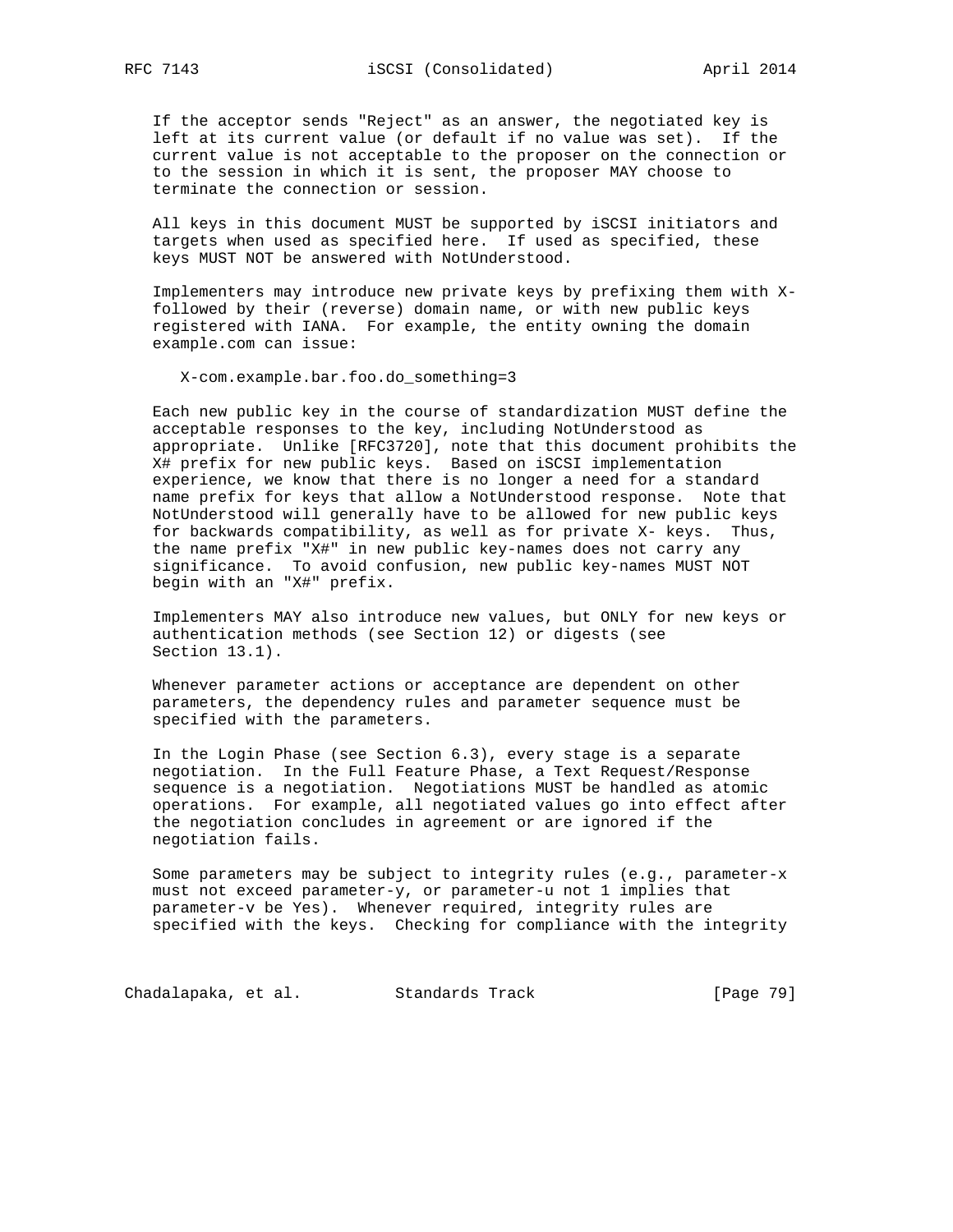If the acceptor sends "Reject" as an answer, the negotiated key is left at its current value (or default if no value was set). If the current value is not acceptable to the proposer on the connection or to the session in which it is sent, the proposer MAY choose to terminate the connection or session.

All keys in this document MUST be supported by iSCSI initiators and targets when used as specified here. If used as specified, these keys MUST NOT be answered with NotUnderstood.

Implementers may introduce new private keys by prefixing them with X- followed by their (reverse) domain name, or with new public keys registered with IANA. For example, the entity owning the domain example.com can issue:

```
X-com.example.bar.foo.do_something=3
```

Each new public key in the course of standardization MUST define the acceptable responses to the key, including NotUnderstood as appropriate. Unlike [RFC3720], note that this document prohibits the X# prefix for new public keys. Based on iSCSI implementation experience, we know that there is no longer a need for a standard name prefix for keys that allow a NotUnderstood response. Note that NotUnderstood will generally have to be allowed for new public keys for backwards compatibility, as well as for private X- keys. Thus, the name prefix "X#" in new public key-names does not carry any significance. To avoid confusion, new public key-names MUST NOT begin with an "X#" prefix.

Implementers MAY also introduce new values, but ONLY for new keys or authentication methods (see Section 12) or digests (see Section 13.1).

Whenever parameter actions or acceptance are dependent on other parameters, the dependency rules and parameter sequence must be specified with the parameters.

In the Login Phase (see Section 6.3), every stage is a separate negotiation. In the Full Feature Phase, a Text Request/Response sequence is a negotiation. Negotiations MUST be handled as atomic operations. For example, all negotiated values go into effect after the negotiation concludes in agreement or are ignored if the negotiation fails.

Some parameters may be subject to integrity rules (e.g., parameter-x must not exceed parameter-y, or parameter-u not 1 implies that parameter-v be Yes). Whenever required, integrity rules are specified with the keys. Checking for compliance with the integrity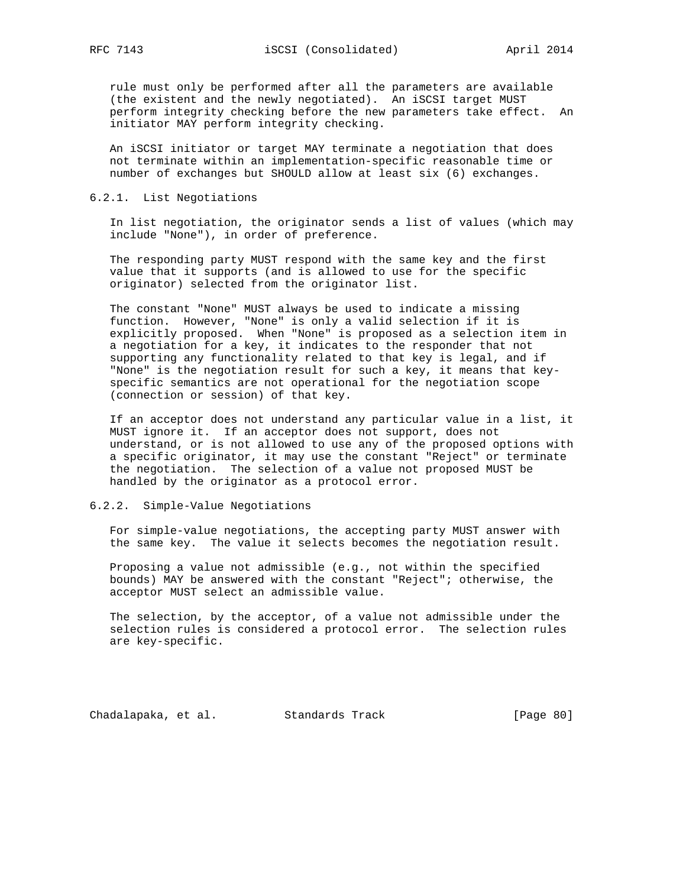rule must only be performed after all the parameters are available (the existent and the newly negotiated). An iSCSI target MUST perform integrity checking before the new parameters take effect. An initiator MAY perform integrity checking.

An iSCSI initiator or target MAY terminate a negotiation that does not terminate within an implementation-specific reasonable time or number of exchanges but SHOULD allow at least six (6) exchanges.

### 6.2.1. List Negotiations

In list negotiation, the originator sends a list of values (which may include "None"), in order of preference.

The responding party MUST respond with the same key and the first value that it supports (and is allowed to use for the specific originator) selected from the originator list.

The constant "None" MUST always be used to indicate a missing function. However, "None" is only a valid selection if it is explicitly proposed. When "None" is proposed as a selection item in a negotiation for a key, it indicates to the responder that not supporting any functionality related to that key is legal, and if "None" is the negotiation result for such a key, it means that key-specific semantics are not operational for the negotiation scope (connection or session) of that key.

If an acceptor does not understand any particular value in a list, it MUST ignore it. If an acceptor does not support, does not understand, or is not allowed to use any of the proposed options with a specific originator, it may use the constant "Reject" or terminate the negotiation. The selection of a value not proposed MUST be handled by the originator as a protocol error.

### 6.2.2. Simple-Value Negotiations

For simple-value negotiations, the accepting party MUST answer with the same key. The value it selects becomes the negotiation result.

Proposing a value not admissible (e.g., not within the specified bounds) MAY be answered with the constant "Reject"; otherwise, the acceptor MUST select an admissible value.

The selection, by the acceptor, of a value not admissible under the selection rules is considered a protocol error. The selection rules are key-specific.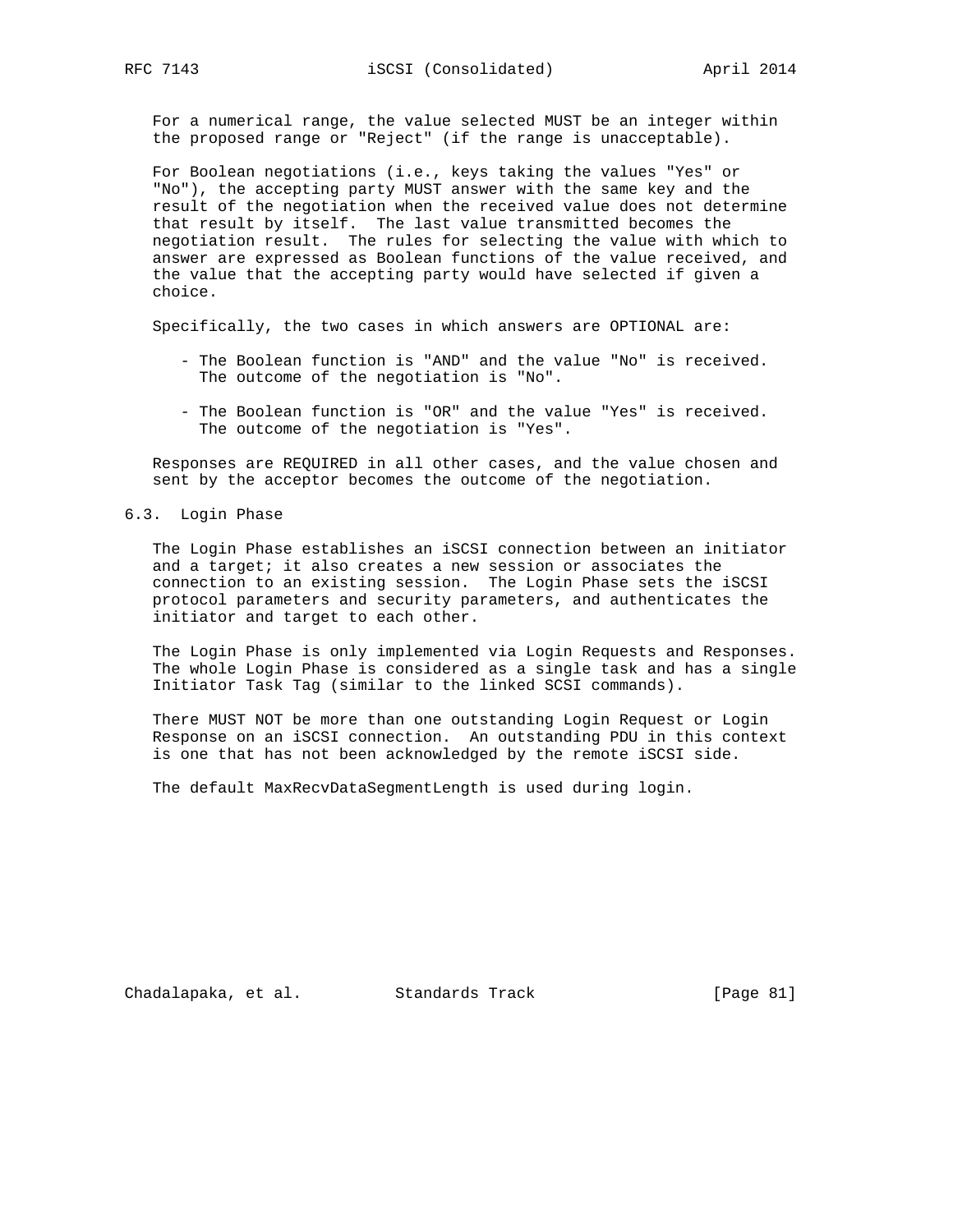For a numerical range, the value selected MUST be an integer within the proposed range or "Reject" (if the range is unacceptable).

For Boolean negotiations (i.e., keys taking the values "Yes" or "No"), the accepting party MUST answer with the same key and the result of the negotiation when the received value does not determine that result by itself. The last value transmitted becomes the negotiation result. The rules for selecting the value with which to answer are expressed as Boolean functions of the value received, and the value that the accepting party would have selected if given a choice.

Specifically, the two cases in which answers are OPTIONAL are:

- The Boolean function is "AND" and the value "No" is received. The outcome of the negotiation is "No".

- The Boolean function is "OR" and the value "Yes" is received. The outcome of the negotiation is "Yes".

Responses are REQUIRED in all other cases, and the value chosen and sent by the acceptor becomes the outcome of the negotiation.

## 6.3. Login Phase

The Login Phase establishes an iSCSI connection between an initiator and a target; it also creates a new session or associates the connection to an existing session. The Login Phase sets the iSCSI protocol parameters and security parameters, and authenticates the initiator and target to each other.

The Login Phase is only implemented via Login Requests and Responses. The whole Login Phase is considered as a single task and has a single Initiator Task Tag (similar to the linked SCSI commands).

There MUST NOT be more than one outstanding Login Request or Login Response on an iSCSI connection. An outstanding PDU in this context is one that has not been acknowledged by the remote iSCSI side.

The default MaxRecvDataSegmentLength is used during login.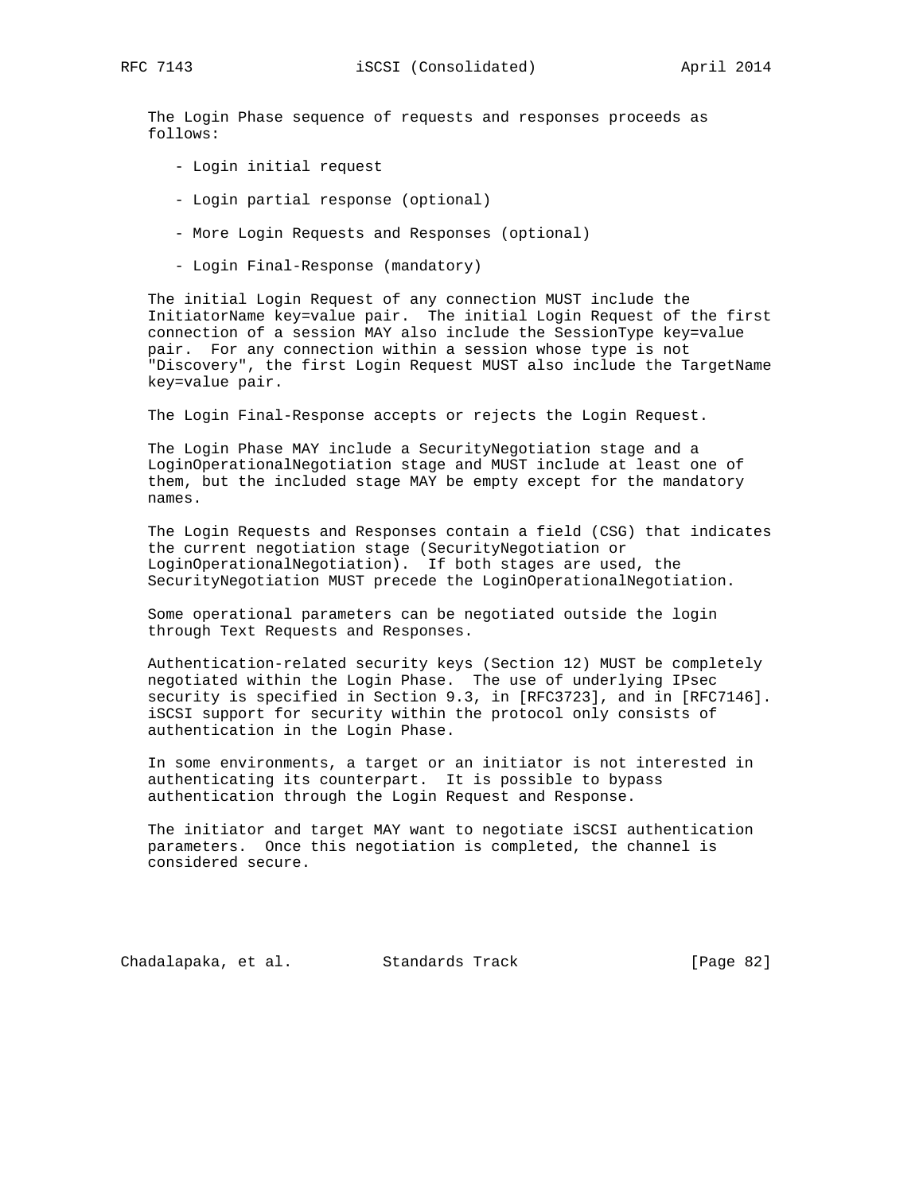The Login Phase sequence of requests and responses proceeds as follows:

- Login initial request
- Login partial response (optional)
- More Login Requests and Responses (optional)
- Login Final-Response (mandatory)

The initial Login Request of any connection MUST include the InitiatorName key=value pair. The initial Login Request of the first connection of a session MAY also include the SessionType key=value pair. For any connection within a session whose type is not "Discovery", the first Login Request MUST also include the TargetName key=value pair.

The Login Final-Response accepts or rejects the Login Request.

The Login Phase MAY include a SecurityNegotiation stage and a LoginOperationalNegotiation stage and MUST include at least one of them, but the included stage MAY be empty except for the mandatory names.

The Login Requests and Responses contain a field (CSG) that indicates the current negotiation stage (SecurityNegotiation or LoginOperationalNegotiation). If both stages are used, the SecurityNegotiation MUST precede the LoginOperationalNegotiation.

Some operational parameters can be negotiated outside the login through Text Requests and Responses.

Authentication-related security keys (Section 12) MUST be completely negotiated within the Login Phase. The use of underlying IPsec security is specified in Section 9.3, in [RFC3723], and in [RFC7146]. iSCSI support for security within the protocol only consists of authentication in the Login Phase.

In some environments, a target or an initiator is not interested in authenticating its counterpart. It is possible to bypass authentication through the Login Request and Response.

The initiator and target MAY want to negotiate iSCSI authentication parameters. Once this negotiation is completed, the channel is considered secure.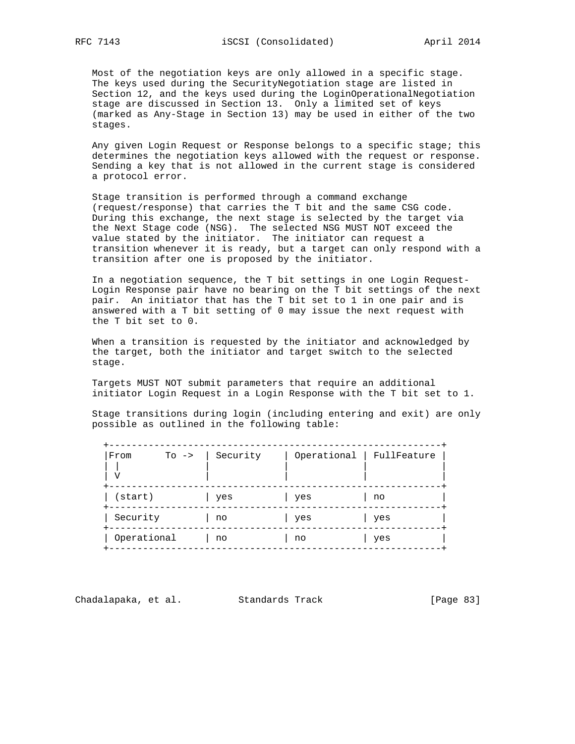Most of the negotiation keys are only allowed in a specific stage. The keys used during the SecurityNegotiation stage are listed in Section 12, and the keys used during the LoginOperationalNegotiation stage are discussed in Section 13. Only a limited set of keys (marked as Any-Stage in Section 13) may be used in either of the two stages.

Any given Login Request or Response belongs to a specific stage; this determines the negotiation keys allowed with the request or response. Sending a key that is not allowed in the current stage is considered a protocol error.

Stage transition is performed through a command exchange (request/response) that carries the T bit and the same CSG code. During this exchange, the next stage is selected by the target via the Next Stage code (NSG). The selected NSG MUST NOT exceed the value stated by the initiator. The initiator can request a transition whenever it is ready, but a target can only respond with a transition after one is proposed by the initiator.

In a negotiation sequence, the T bit settings in one Login Request-Login Response pair have no bearing on the T bit settings of the next pair. An initiator that has the T bit set to 1 in one pair and is answered with a T bit setting of 0 may issue the next request with the T bit set to 0.

When a transition is requested by the initiator and acknowledged by the target, both the initiator and target switch to the selected stage.

Targets MUST NOT submit parameters that require an additional initiator Login Request in a Login Response with the T bit set to 1.

Stage transitions during login (including entering and exit) are only possible as outlined in the following table:

| From \| V &nbsp;&nbsp; To -> | Security | Operational | FullFeature |
|---|---|---|---|
| (start) | yes | yes | no |
| Security | no | yes | yes |
| Operational | no | no | yes |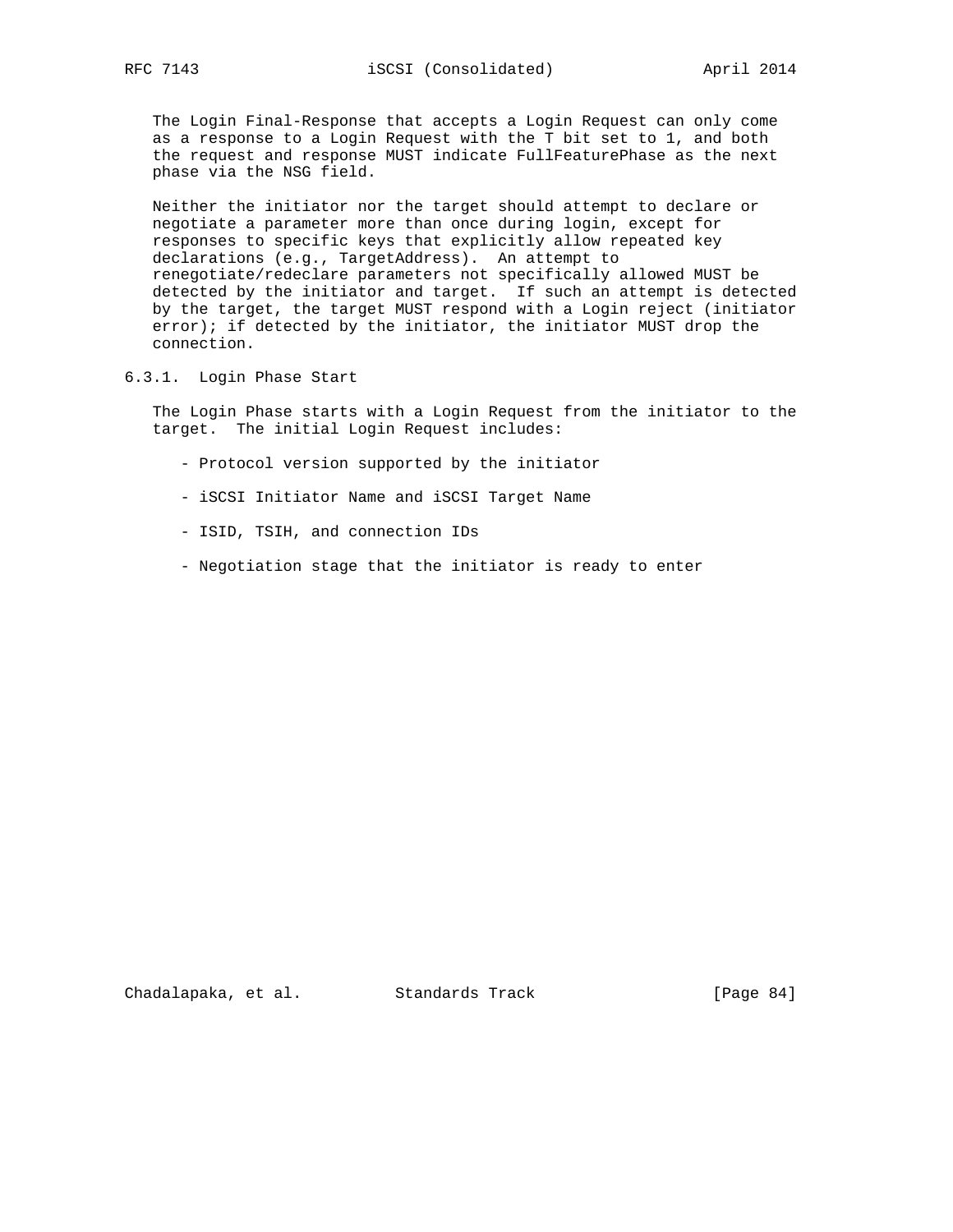The Login Final-Response that accepts a Login Request can only come as a response to a Login Request with the T bit set to 1, and both the request and response MUST indicate FullFeaturePhase as the next phase via the NSG field.

Neither the initiator nor the target should attempt to declare or negotiate a parameter more than once during login, except for responses to specific keys that explicitly allow repeated key declarations (e.g., TargetAddress). An attempt to renegotiate/redeclare parameters not specifically allowed MUST be detected by the initiator and target. If such an attempt is detected by the target, the target MUST respond with a Login reject (initiator error); if detected by the initiator, the initiator MUST drop the connection.

### 6.3.1. Login Phase Start

The Login Phase starts with a Login Request from the initiator to the target. The initial Login Request includes:

- Protocol version supported by the initiator

- iSCSI Initiator Name and iSCSI Target Name

- ISID, TSIH, and connection IDs

- Negotiation stage that the initiator is ready to enter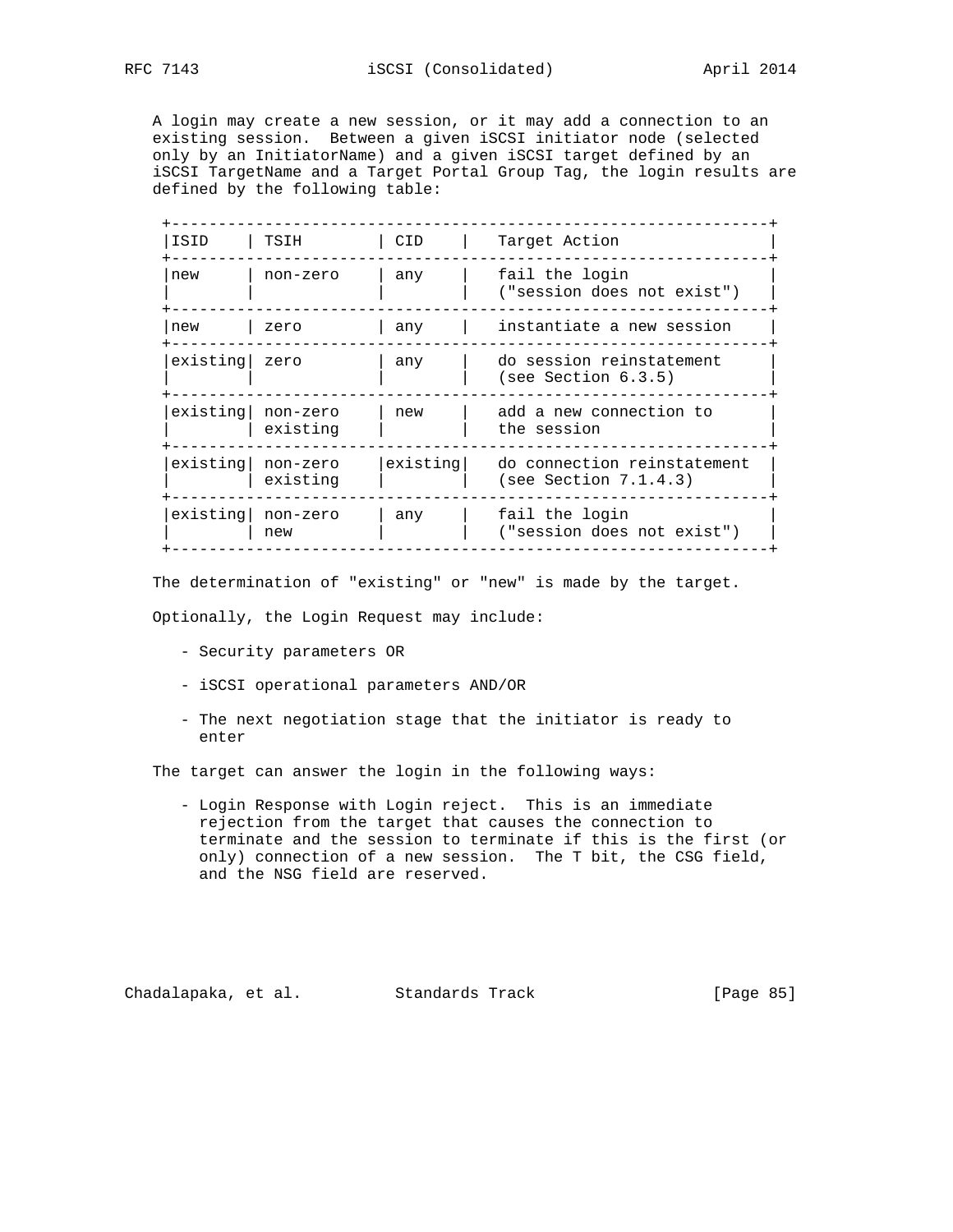A login may create a new session, or it may add a connection to an existing session. Between a given iSCSI initiator node (selected only by an InitiatorName) and a given iSCSI target defined by an iSCSI TargetName and a Target Portal Group Tag, the login results are defined by the following table:

| ISID | TSIH | CID | Target Action |
|---|---|---|---|
| new | non-zero | any | fail the login ("session does not exist") |
| new | zero | any | instantiate a new session |
| existing | zero | any | do session reinstatement (see Section 6.3.5) |
| existing | non-zero existing | new | add a new connection to the session |
| existing | non-zero existing | existing | do connection reinstatement (see Section 7.1.4.3) |
| existing | non-zero new | any | fail the login ("session does not exist") |

The determination of "existing" or "new" is made by the target.

Optionally, the Login Request may include:

- Security parameters OR

- iSCSI operational parameters AND/OR

- The next negotiation stage that the initiator is ready to enter

The target can answer the login in the following ways:

- Login Response with Login reject. This is an immediate rejection from the target that causes the connection to terminate and the session to terminate if this is the first (or only) connection of a new session. The T bit, the CSG field, and the NSG field are reserved.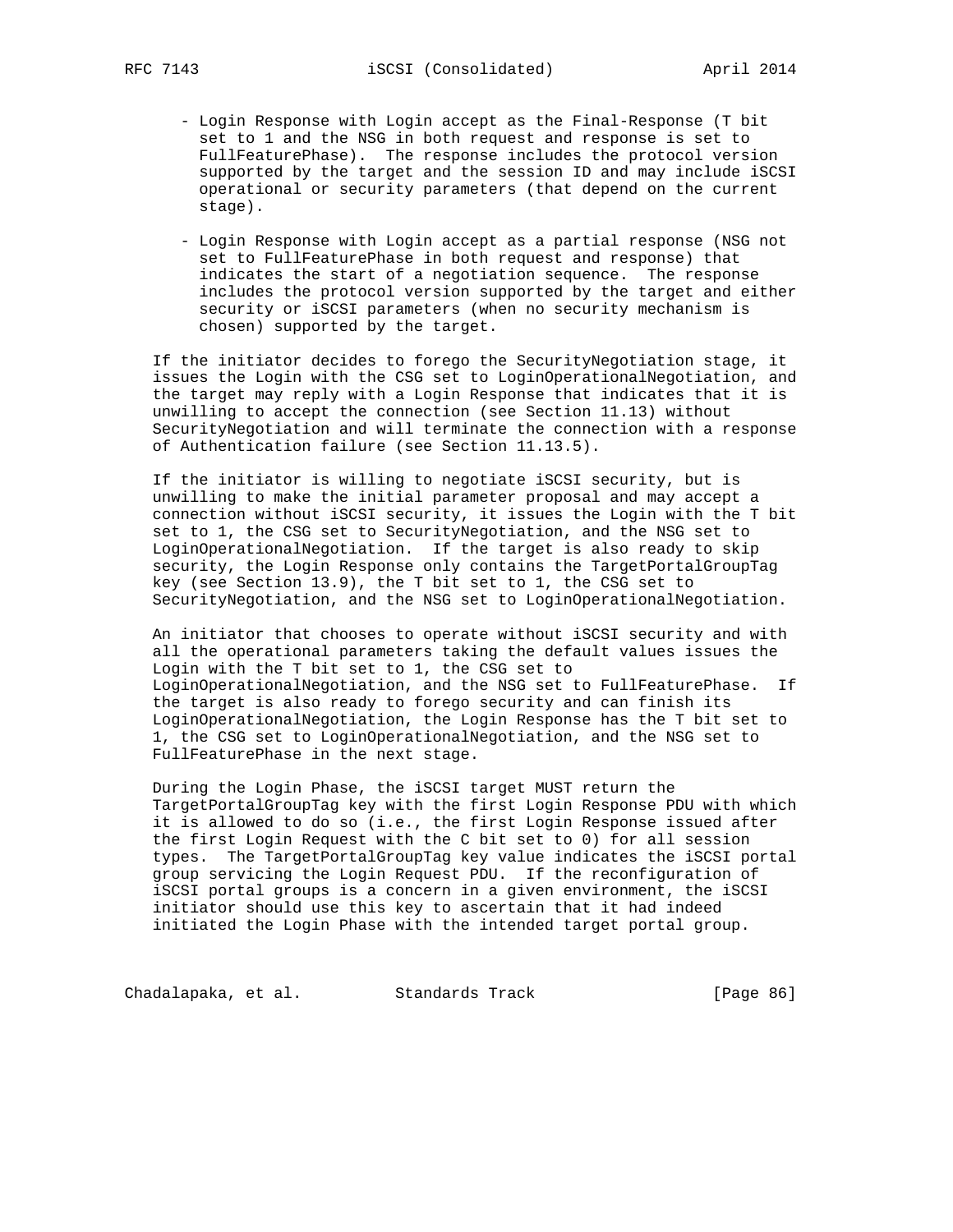- Login Response with Login accept as the Final-Response (T bit set to 1 and the NSG in both request and response is set to FullFeaturePhase). The response includes the protocol version supported by the target and the session ID and may include iSCSI operational or security parameters (that depend on the current stage).

- Login Response with Login accept as a partial response (NSG not set to FullFeaturePhase in both request and response) that indicates the start of a negotiation sequence. The response includes the protocol version supported by the target and either security or iSCSI parameters (when no security mechanism is chosen) supported by the target.

If the initiator decides to forego the SecurityNegotiation stage, it issues the Login with the CSG set to LoginOperationalNegotiation, and the target may reply with a Login Response that indicates that it is unwilling to accept the connection (see Section 11.13) without SecurityNegotiation and will terminate the connection with a response of Authentication failure (see Section 11.13.5).

If the initiator is willing to negotiate iSCSI security, but is unwilling to make the initial parameter proposal and may accept a connection without iSCSI security, it issues the Login with the T bit set to 1, the CSG set to SecurityNegotiation, and the NSG set to LoginOperationalNegotiation. If the target is also ready to skip security, the Login Response only contains the TargetPortalGroupTag key (see Section 13.9), the T bit set to 1, the CSG set to SecurityNegotiation, and the NSG set to LoginOperationalNegotiation.

An initiator that chooses to operate without iSCSI security and with all the operational parameters taking the default values issues the Login with the T bit set to 1, the CSG set to LoginOperationalNegotiation, and the NSG set to FullFeaturePhase. If the target is also ready to forego security and can finish its LoginOperationalNegotiation, the Login Response has the T bit set to 1, the CSG set to LoginOperationalNegotiation, and the NSG set to FullFeaturePhase in the next stage.

During the Login Phase, the iSCSI target MUST return the TargetPortalGroupTag key with the first Login Response PDU with which it is allowed to do so (i.e., the first Login Response issued after the first Login Request with the C bit set to 0) for all session types. The TargetPortalGroupTag key value indicates the iSCSI portal group servicing the Login Request PDU. If the reconfiguration of iSCSI portal groups is a concern in a given environment, the iSCSI initiator should use this key to ascertain that it had indeed initiated the Login Phase with the intended target portal group.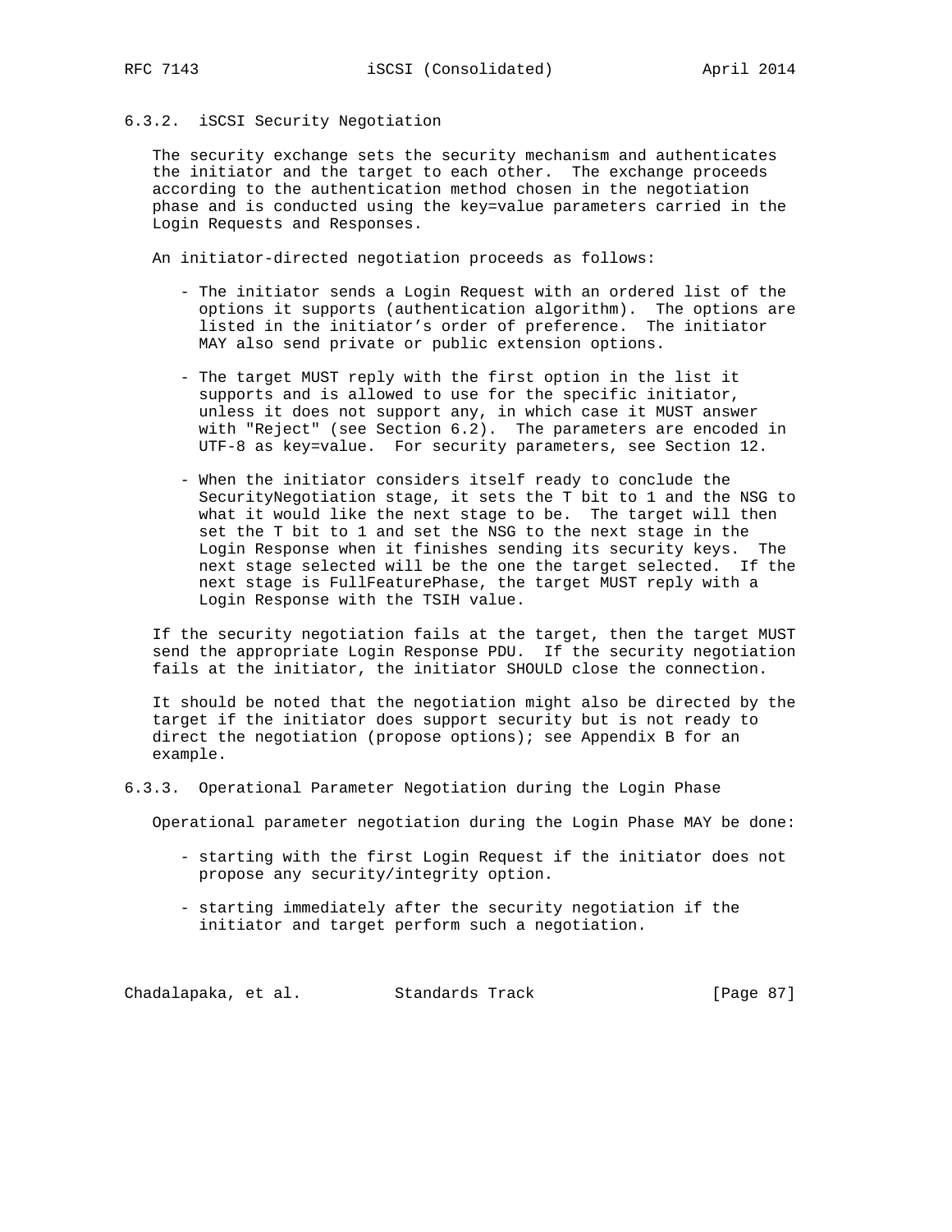### 6.3.2. iSCSI Security Negotiation

The security exchange sets the security mechanism and authenticates the initiator and the target to each other. The exchange proceeds according to the authentication method chosen in the negotiation phase and is conducted using the key=value parameters carried in the Login Requests and Responses.

An initiator-directed negotiation proceeds as follows:

- The initiator sends a Login Request with an ordered list of the options it supports (authentication algorithm). The options are listed in the initiator's order of preference. The initiator MAY also send private or public extension options.

- The target MUST reply with the first option in the list it supports and is allowed to use for the specific initiator, unless it does not support any, in which case it MUST answer with "Reject" (see Section 6.2). The parameters are encoded in UTF-8 as key=value. For security parameters, see Section 12.

- When the initiator considers itself ready to conclude the SecurityNegotiation stage, it sets the T bit to 1 and the NSG to what it would like the next stage to be. The target will then set the T bit to 1 and set the NSG to the next stage in the Login Response when it finishes sending its security keys. The next stage selected will be the one the target selected. If the next stage is FullFeaturePhase, the target MUST reply with a Login Response with the TSIH value.

If the security negotiation fails at the target, then the target MUST send the appropriate Login Response PDU. If the security negotiation fails at the initiator, the initiator SHOULD close the connection.

It should be noted that the negotiation might also be directed by the target if the initiator does support security but is not ready to direct the negotiation (propose options); see Appendix B for an example.

### 6.3.3. Operational Parameter Negotiation during the Login Phase

Operational parameter negotiation during the Login Phase MAY be done:

- starting with the first Login Request if the initiator does not propose any security/integrity option.

- starting immediately after the security negotiation if the initiator and target perform such a negotiation.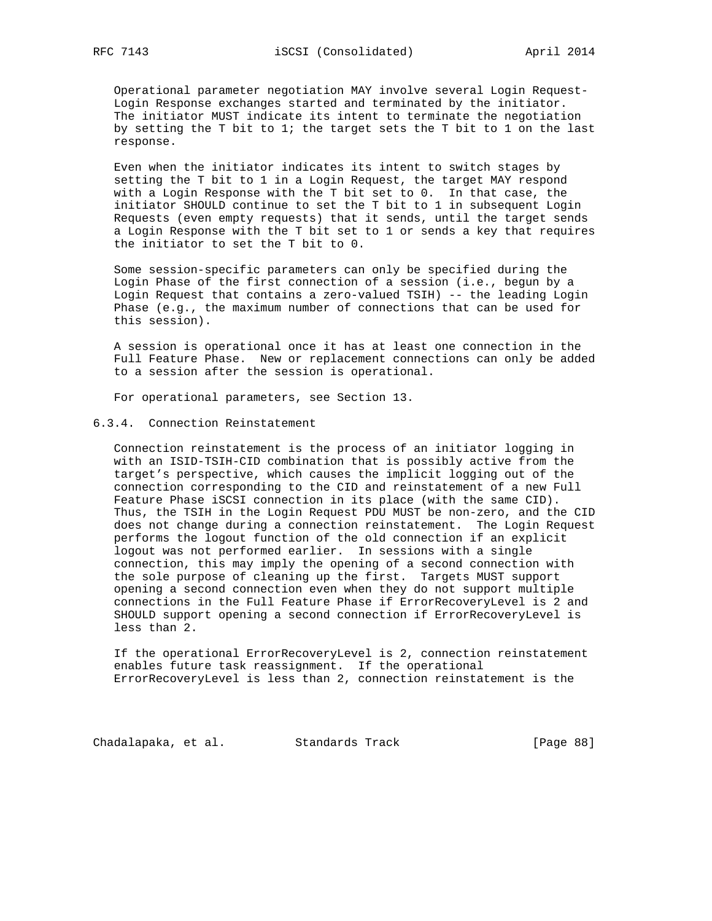Operational parameter negotiation MAY involve several Login Request-Login Response exchanges started and terminated by the initiator. The initiator MUST indicate its intent to terminate the negotiation by setting the T bit to 1; the target sets the T bit to 1 on the last response.

Even when the initiator indicates its intent to switch stages by setting the T bit to 1 in a Login Request, the target MAY respond with a Login Response with the T bit set to 0. In that case, the initiator SHOULD continue to set the T bit to 1 in subsequent Login Requests (even empty requests) that it sends, until the target sends a Login Response with the T bit set to 1 or sends a key that requires the initiator to set the T bit to 0.

Some session-specific parameters can only be specified during the Login Phase of the first connection of a session (i.e., begun by a Login Request that contains a zero-valued TSIH) -- the leading Login Phase (e.g., the maximum number of connections that can be used for this session).

A session is operational once it has at least one connection in the Full Feature Phase. New or replacement connections can only be added to a session after the session is operational.

For operational parameters, see Section 13.

### 6.3.4. Connection Reinstatement

Connection reinstatement is the process of an initiator logging in with an ISID-TSIH-CID combination that is possibly active from the target's perspective, which causes the implicit logging out of the connection corresponding to the CID and reinstatement of a new Full Feature Phase iSCSI connection in its place (with the same CID). Thus, the TSIH in the Login Request PDU MUST be non-zero, and the CID does not change during a connection reinstatement. The Login Request performs the logout function of the old connection if an explicit logout was not performed earlier. In sessions with a single connection, this may imply the opening of a second connection with the sole purpose of cleaning up the first. Targets MUST support opening a second connection even when they do not support multiple connections in the Full Feature Phase if ErrorRecoveryLevel is 2 and SHOULD support opening a second connection if ErrorRecoveryLevel is less than 2.

If the operational ErrorRecoveryLevel is 2, connection reinstatement enables future task reassignment. If the operational ErrorRecoveryLevel is less than 2, connection reinstatement is the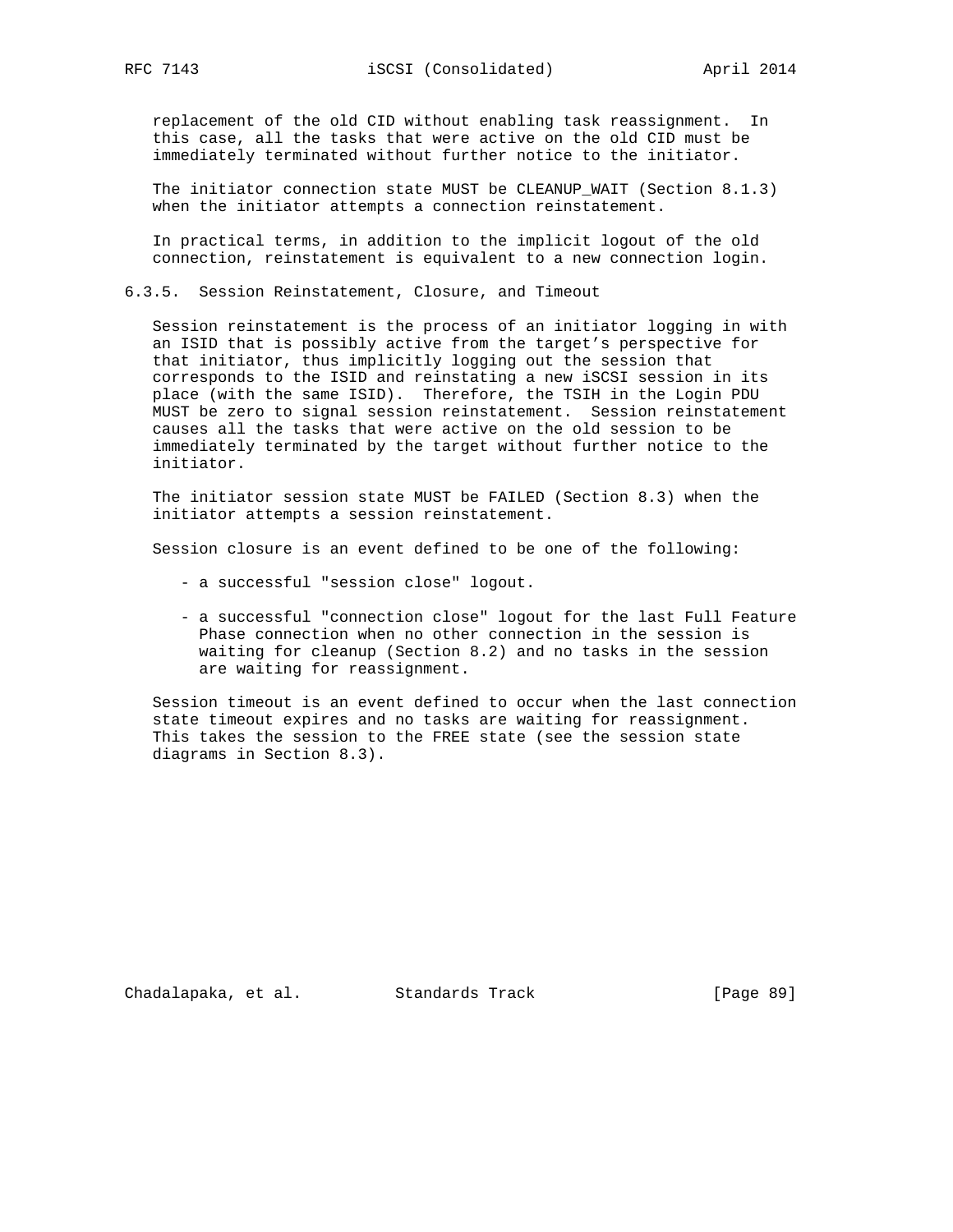replacement of the old CID without enabling task reassignment. In this case, all the tasks that were active on the old CID must be immediately terminated without further notice to the initiator.

The initiator connection state MUST be CLEANUP_WAIT (Section 8.1.3) when the initiator attempts a connection reinstatement.

In practical terms, in addition to the implicit logout of the old connection, reinstatement is equivalent to a new connection login.

### 6.3.5. Session Reinstatement, Closure, and Timeout

Session reinstatement is the process of an initiator logging in with an ISID that is possibly active from the target's perspective for that initiator, thus implicitly logging out the session that corresponds to the ISID and reinstating a new iSCSI session in its place (with the same ISID). Therefore, the TSIH in the Login PDU MUST be zero to signal session reinstatement. Session reinstatement causes all the tasks that were active on the old session to be immediately terminated by the target without further notice to the initiator.

The initiator session state MUST be FAILED (Section 8.3) when the initiator attempts a session reinstatement.

Session closure is an event defined to be one of the following:

- a successful "session close" logout.

- a successful "connection close" logout for the last Full Feature Phase connection when no other connection in the session is waiting for cleanup (Section 8.2) and no tasks in the session are waiting for reassignment.

Session timeout is an event defined to occur when the last connection state timeout expires and no tasks are waiting for reassignment. This takes the session to the FREE state (see the session state diagrams in Section 8.3).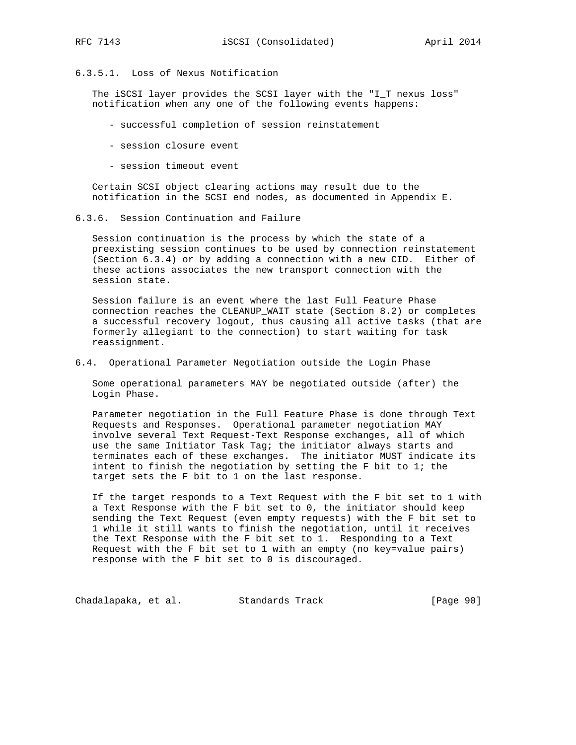#### 6.3.5.1. Loss of Nexus Notification

The iSCSI layer provides the SCSI layer with the "I_T nexus loss" notification when any one of the following events happens:

- successful completion of session reinstatement

- session closure event

- session timeout event

Certain SCSI object clearing actions may result due to the notification in the SCSI end nodes, as documented in Appendix E.

### 6.3.6. Session Continuation and Failure

Session continuation is the process by which the state of a preexisting session continues to be used by connection reinstatement (Section 6.3.4) or by adding a connection with a new CID. Either of these actions associates the new transport connection with the session state.

Session failure is an event where the last Full Feature Phase connection reaches the CLEANUP_WAIT state (Section 8.2) or completes a successful recovery logout, thus causing all active tasks (that are formerly allegiant to the connection) to start waiting for task reassignment.

## 6.4. Operational Parameter Negotiation outside the Login Phase

Some operational parameters MAY be negotiated outside (after) the Login Phase.

Parameter negotiation in the Full Feature Phase is done through Text Requests and Responses. Operational parameter negotiation MAY involve several Text Request-Text Response exchanges, all of which use the same Initiator Task Tag; the initiator always starts and terminates each of these exchanges. The initiator MUST indicate its intent to finish the negotiation by setting the F bit to 1; the target sets the F bit to 1 on the last response.

If the target responds to a Text Request with the F bit set to 1 with a Text Response with the F bit set to 0, the initiator should keep sending the Text Request (even empty requests) with the F bit set to 1 while it still wants to finish the negotiation, until it receives the Text Response with the F bit set to 1. Responding to a Text Request with the F bit set to 1 with an empty (no key=value pairs) response with the F bit set to 0 is discouraged.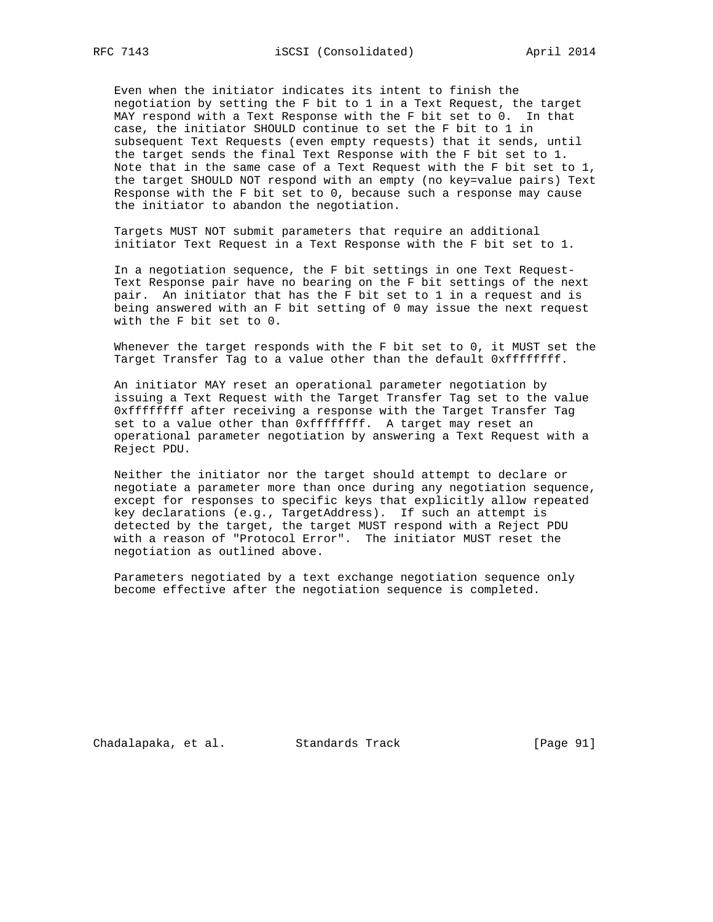Even when the initiator indicates its intent to finish the negotiation by setting the F bit to 1 in a Text Request, the target MAY respond with a Text Response with the F bit set to 0. In that case, the initiator SHOULD continue to set the F bit to 1 in subsequent Text Requests (even empty requests) that it sends, until the target sends the final Text Response with the F bit set to 1. Note that in the same case of a Text Request with the F bit set to 1, the target SHOULD NOT respond with an empty (no key=value pairs) Text Response with the F bit set to 0, because such a response may cause the initiator to abandon the negotiation.

Targets MUST NOT submit parameters that require an additional initiator Text Request in a Text Response with the F bit set to 1.

In a negotiation sequence, the F bit settings in one Text Request-Text Response pair have no bearing on the F bit settings of the next pair. An initiator that has the F bit set to 1 in a request and is being answered with an F bit setting of 0 may issue the next request with the F bit set to 0.

Whenever the target responds with the F bit set to 0, it MUST set the Target Transfer Tag to a value other than the default 0xffffffff.

An initiator MAY reset an operational parameter negotiation by issuing a Text Request with the Target Transfer Tag set to the value 0xffffffff after receiving a response with the Target Transfer Tag set to a value other than 0xffffffff. A target may reset an operational parameter negotiation by answering a Text Request with a Reject PDU.

Neither the initiator nor the target should attempt to declare or negotiate a parameter more than once during any negotiation sequence, except for responses to specific keys that explicitly allow repeated key declarations (e.g., TargetAddress). If such an attempt is detected by the target, the target MUST respond with a Reject PDU with a reason of "Protocol Error". The initiator MUST reset the negotiation as outlined above.

Parameters negotiated by a text exchange negotiation sequence only become effective after the negotiation sequence is completed.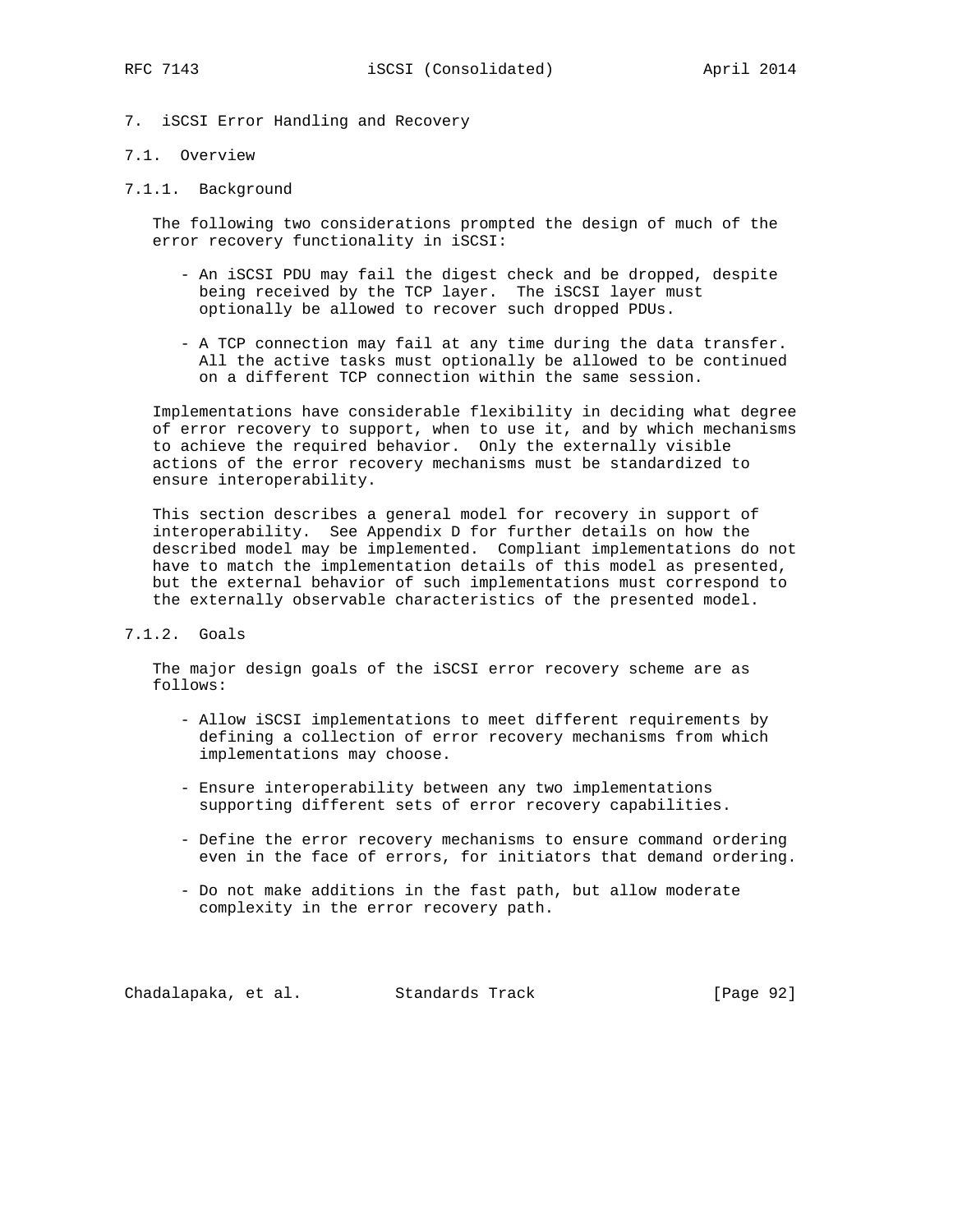# 7. iSCSI Error Handling and Recovery

## 7.1. Overview

### 7.1.1. Background

The following two considerations prompted the design of much of the error recovery functionality in iSCSI:

- An iSCSI PDU may fail the digest check and be dropped, despite being received by the TCP layer. The iSCSI layer must optionally be allowed to recover such dropped PDUs.
- A TCP connection may fail at any time during the data transfer. All the active tasks must optionally be allowed to be continued on a different TCP connection within the same session.

Implementations have considerable flexibility in deciding what degree of error recovery to support, when to use it, and by which mechanisms to achieve the required behavior. Only the externally visible actions of the error recovery mechanisms must be standardized to ensure interoperability.

This section describes a general model for recovery in support of interoperability. See Appendix D for further details on how the described model may be implemented. Compliant implementations do not have to match the implementation details of this model as presented, but the external behavior of such implementations must correspond to the externally observable characteristics of the presented model.

### 7.1.2. Goals

The major design goals of the iSCSI error recovery scheme are as follows:

- Allow iSCSI implementations to meet different requirements by defining a collection of error recovery mechanisms from which implementations may choose.
- Ensure interoperability between any two implementations supporting different sets of error recovery capabilities.
- Define the error recovery mechanisms to ensure command ordering even in the face of errors, for initiators that demand ordering.
- Do not make additions in the fast path, but allow moderate complexity in the error recovery path.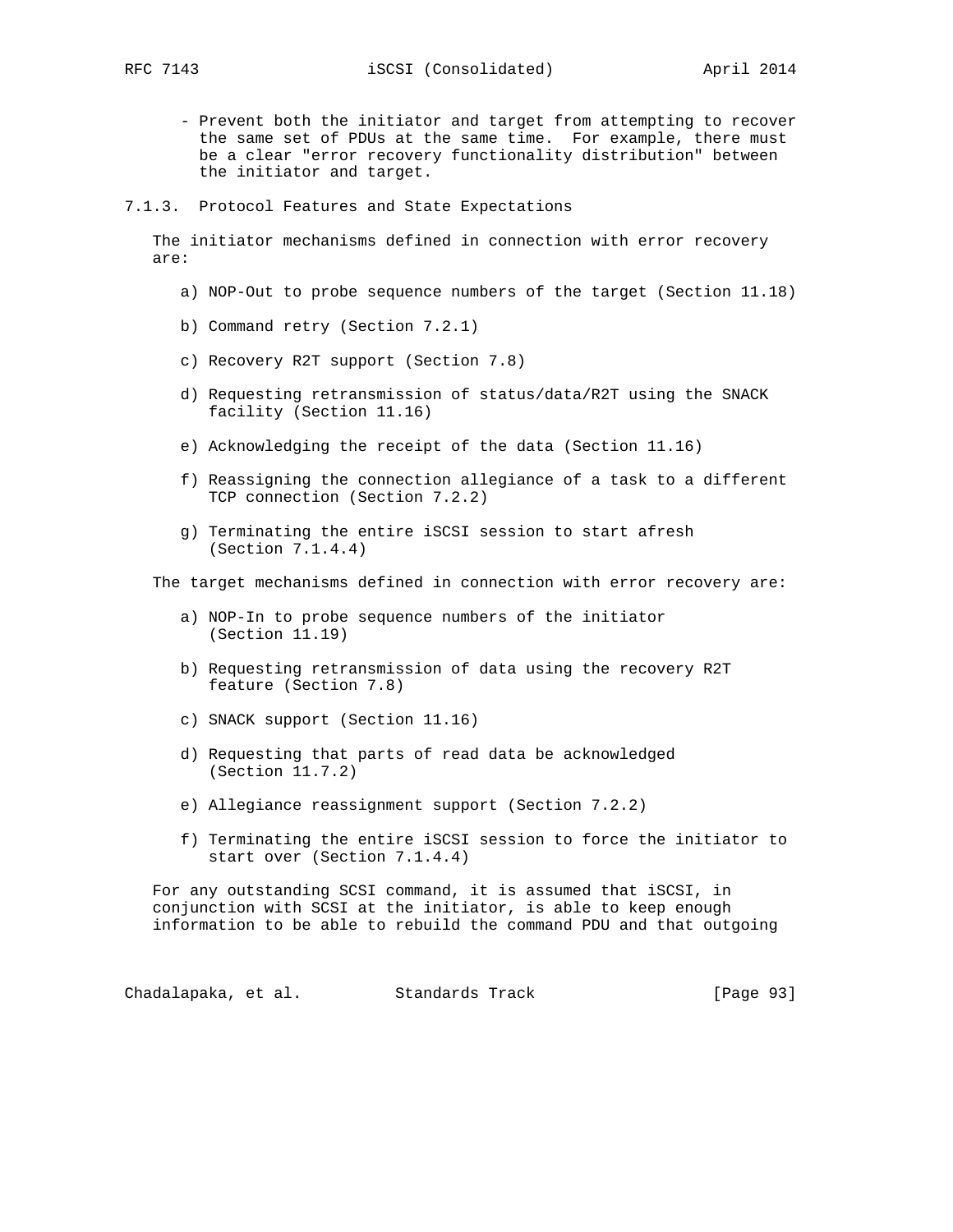- Prevent both the initiator and target from attempting to recover the same set of PDUs at the same time. For example, there must be a clear "error recovery functionality distribution" between the initiator and target.

### 7.1.3. Protocol Features and State Expectations

The initiator mechanisms defined in connection with error recovery are:

a) NOP-Out to probe sequence numbers of the target (Section 11.18)

b) Command retry (Section 7.2.1)

c) Recovery R2T support (Section 7.8)

d) Requesting retransmission of status/data/R2T using the SNACK facility (Section 11.16)

e) Acknowledging the receipt of the data (Section 11.16)

f) Reassigning the connection allegiance of a task to a different TCP connection (Section 7.2.2)

g) Terminating the entire iSCSI session to start afresh (Section 7.1.4.4)

The target mechanisms defined in connection with error recovery are:

a) NOP-In to probe sequence numbers of the initiator (Section 11.19)

b) Requesting retransmission of data using the recovery R2T feature (Section 7.8)

c) SNACK support (Section 11.16)

d) Requesting that parts of read data be acknowledged (Section 11.7.2)

e) Allegiance reassignment support (Section 7.2.2)

f) Terminating the entire iSCSI session to force the initiator to start over (Section 7.1.4.4)

For any outstanding SCSI command, it is assumed that iSCSI, in conjunction with SCSI at the initiator, is able to keep enough information to be able to rebuild the command PDU and that outgoing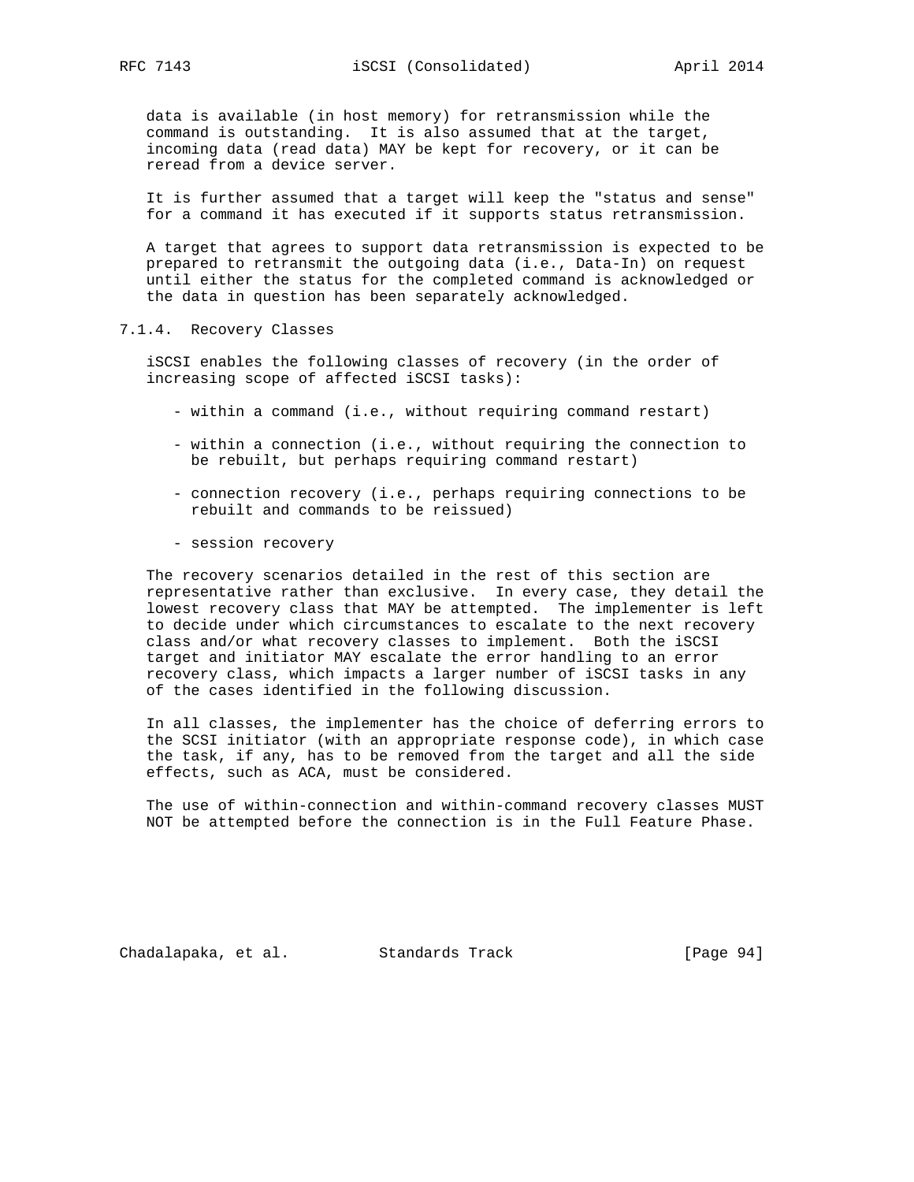data is available (in host memory) for retransmission while the command is outstanding. It is also assumed that at the target, incoming data (read data) MAY be kept for recovery, or it can be reread from a device server.

It is further assumed that a target will keep the "status and sense" for a command it has executed if it supports status retransmission.

A target that agrees to support data retransmission is expected to be prepared to retransmit the outgoing data (i.e., Data-In) on request until either the status for the completed command is acknowledged or the data in question has been separately acknowledged.

### 7.1.4. Recovery Classes

iSCSI enables the following classes of recovery (in the order of increasing scope of affected iSCSI tasks):

- within a command (i.e., without requiring command restart)

- within a connection (i.e., without requiring the connection to be rebuilt, but perhaps requiring command restart)

- connection recovery (i.e., perhaps requiring connections to be rebuilt and commands to be reissued)

- session recovery

The recovery scenarios detailed in the rest of this section are representative rather than exclusive. In every case, they detail the lowest recovery class that MAY be attempted. The implementer is left to decide under which circumstances to escalate to the next recovery class and/or what recovery classes to implement. Both the iSCSI target and initiator MAY escalate the error handling to an error recovery class, which impacts a larger number of iSCSI tasks in any of the cases identified in the following discussion.

In all classes, the implementer has the choice of deferring errors to the SCSI initiator (with an appropriate response code), in which case the task, if any, has to be removed from the target and all the side effects, such as ACA, must be considered.

The use of within-connection and within-command recovery classes MUST NOT be attempted before the connection is in the Full Feature Phase.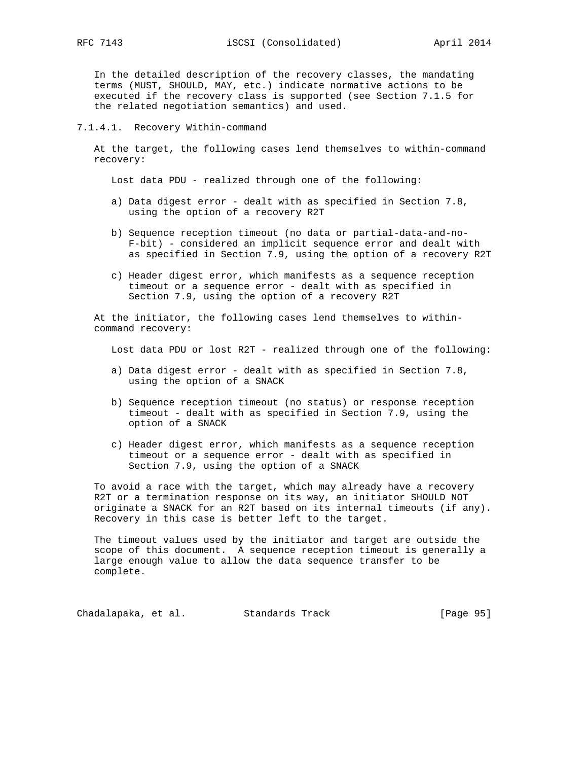In the detailed description of the recovery classes, the mandating terms (MUST, SHOULD, MAY, etc.) indicate normative actions to be executed if the recovery class is supported (see Section 7.1.5 for the related negotiation semantics) and used.

#### 7.1.4.1. Recovery Within-command

At the target, the following cases lend themselves to within-command recovery:

Lost data PDU - realized through one of the following:

a) Data digest error - dealt with as specified in Section 7.8, using the option of a recovery R2T

b) Sequence reception timeout (no data or partial-data-and-no-F-bit) - considered an implicit sequence error and dealt with as specified in Section 7.9, using the option of a recovery R2T

c) Header digest error, which manifests as a sequence reception timeout or a sequence error - dealt with as specified in Section 7.9, using the option of a recovery R2T

At the initiator, the following cases lend themselves to within-command recovery:

Lost data PDU or lost R2T - realized through one of the following:

a) Data digest error - dealt with as specified in Section 7.8, using the option of a SNACK

b) Sequence reception timeout (no status) or response reception timeout - dealt with as specified in Section 7.9, using the option of a SNACK

c) Header digest error, which manifests as a sequence reception timeout or a sequence error - dealt with as specified in Section 7.9, using the option of a SNACK

To avoid a race with the target, which may already have a recovery R2T or a termination response on its way, an initiator SHOULD NOT originate a SNACK for an R2T based on its internal timeouts (if any). Recovery in this case is better left to the target.

The timeout values used by the initiator and target are outside the scope of this document. A sequence reception timeout is generally a large enough value to allow the data sequence transfer to be complete.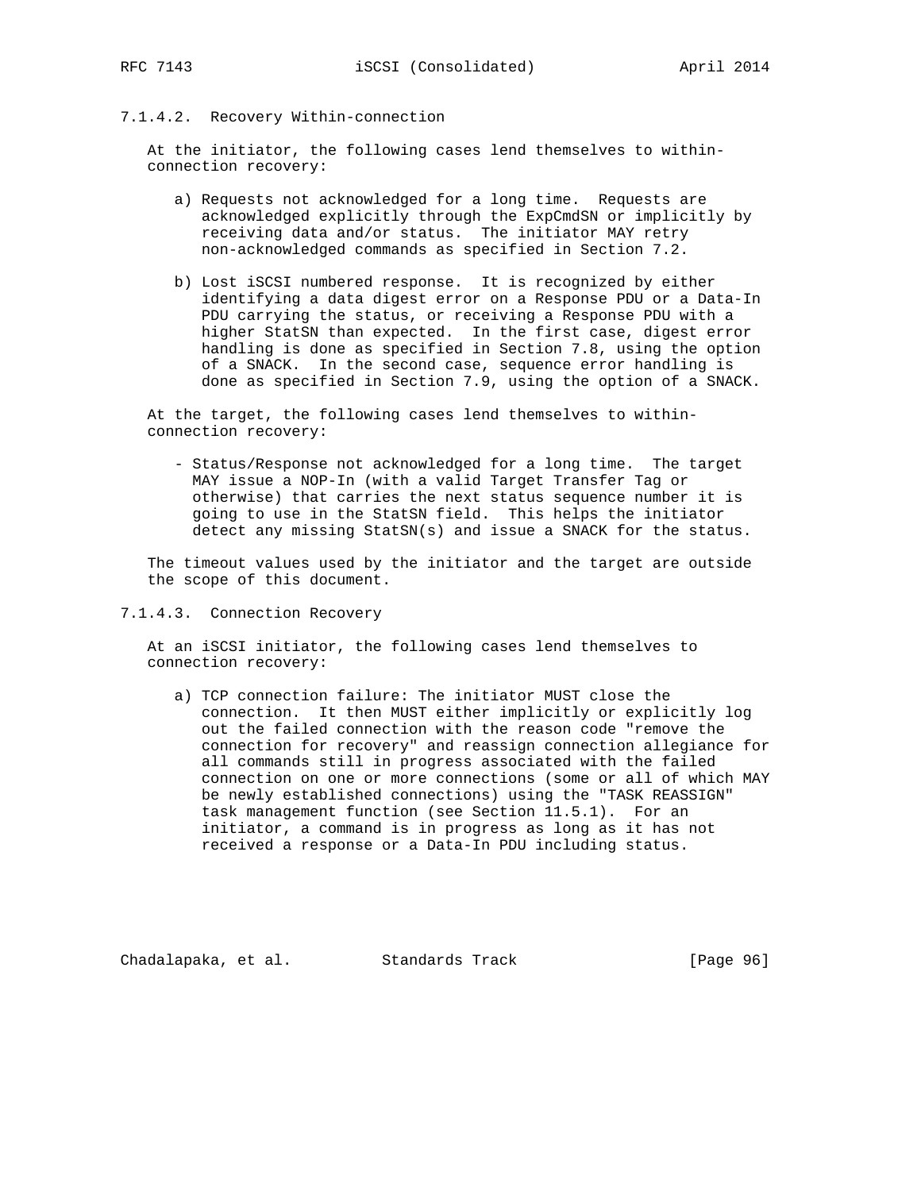#### 7.1.4.2. Recovery Within-connection

At the initiator, the following cases lend themselves to within-connection recovery:

a) Requests not acknowledged for a long time. Requests are acknowledged explicitly through the ExpCmdSN or implicitly by receiving data and/or status. The initiator MAY retry non-acknowledged commands as specified in Section 7.2.

b) Lost iSCSI numbered response. It is recognized by either identifying a data digest error on a Response PDU or a Data-In PDU carrying the status, or receiving a Response PDU with a higher StatSN than expected. In the first case, digest error handling is done as specified in Section 7.8, using the option of a SNACK. In the second case, sequence error handling is done as specified in Section 7.9, using the option of a SNACK.

At the target, the following cases lend themselves to within-connection recovery:

- Status/Response not acknowledged for a long time. The target MAY issue a NOP-In (with a valid Target Transfer Tag or otherwise) that carries the next status sequence number it is going to use in the StatSN field. This helps the initiator detect any missing StatSN(s) and issue a SNACK for the status.

The timeout values used by the initiator and the target are outside the scope of this document.

#### 7.1.4.3. Connection Recovery

At an iSCSI initiator, the following cases lend themselves to connection recovery:

a) TCP connection failure: The initiator MUST close the connection. It then MUST either implicitly or explicitly log out the failed connection with the reason code "remove the connection for recovery" and reassign connection allegiance for all commands still in progress associated with the failed connection on one or more connections (some or all of which MAY be newly established connections) using the "TASK REASSIGN" task management function (see Section 11.5.1). For an initiator, a command is in progress as long as it has not received a response or a Data-In PDU including status.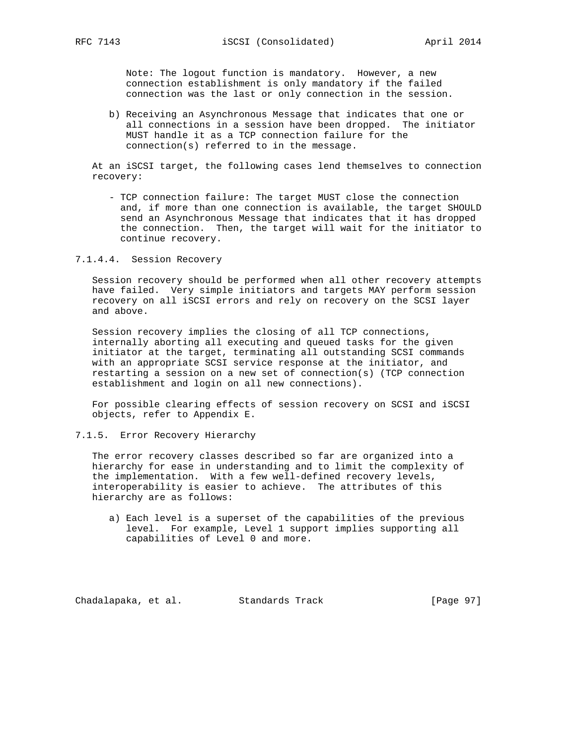Note: The logout function is mandatory. However, a new connection establishment is only mandatory if the failed connection was the last or only connection in the session.

b) Receiving an Asynchronous Message that indicates that one or all connections in a session have been dropped. The initiator MUST handle it as a TCP connection failure for the connection(s) referred to in the message.

At an iSCSI target, the following cases lend themselves to connection recovery:

- TCP connection failure: The target MUST close the connection and, if more than one connection is available, the target SHOULD send an Asynchronous Message that indicates that it has dropped the connection. Then, the target will wait for the initiator to continue recovery.

#### 7.1.4.4. Session Recovery

Session recovery should be performed when all other recovery attempts have failed. Very simple initiators and targets MAY perform session recovery on all iSCSI errors and rely on recovery on the SCSI layer and above.

Session recovery implies the closing of all TCP connections, internally aborting all executing and queued tasks for the given initiator at the target, terminating all outstanding SCSI commands with an appropriate SCSI service response at the initiator, and restarting a session on a new set of connection(s) (TCP connection establishment and login on all new connections).

For possible clearing effects of session recovery on SCSI and iSCSI objects, refer to Appendix E.

### 7.1.5. Error Recovery Hierarchy

The error recovery classes described so far are organized into a hierarchy for ease in understanding and to limit the complexity of the implementation. With a few well-defined recovery levels, interoperability is easier to achieve. The attributes of this hierarchy are as follows:

a) Each level is a superset of the capabilities of the previous level. For example, Level 1 support implies supporting all capabilities of Level 0 and more.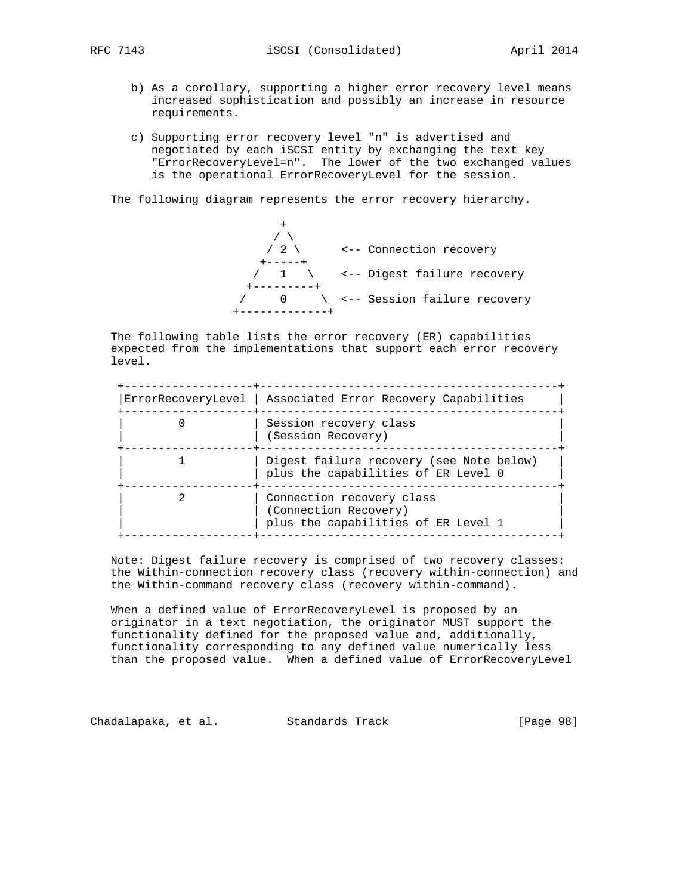b) As a corollary, supporting a higher error recovery level means increased sophistication and possibly an increase in resource requirements.

c) Supporting error recovery level "n" is advertised and negotiated by each iSCSI entity by exchanging the text key "ErrorRecoveryLevel=n". The lower of the two exchanged values is the operational ErrorRecoveryLevel for the session.

The following diagram represents the error recovery hierarchy.

```
                 +
                / \
               / 2 \      <-- Connection recovery
              +-----+
             /   1   \    <-- Digest failure recovery
            +---------+
           /     0     \  <-- Session failure recovery
          +-------------+
```

The following table lists the error recovery (ER) capabilities expected from the implementations that support each error recovery level.

| ErrorRecoveryLevel | Associated Error Recovery Capabilities |
|---|---|
| 0 | Session recovery class (Session Recovery) |
| 1 | Digest failure recovery (see Note below) plus the capabilities of ER Level 0 |
| 2 | Connection recovery class (Connection Recovery) plus the capabilities of ER Level 1 |

Note: Digest failure recovery is comprised of two recovery classes: the Within-connection recovery class (recovery within-connection) and the Within-command recovery class (recovery within-command).

When a defined value of ErrorRecoveryLevel is proposed by an originator in a text negotiation, the originator MUST support the functionality defined for the proposed value and, additionally, functionality corresponding to any defined value numerically less than the proposed value. When a defined value of ErrorRecoveryLevel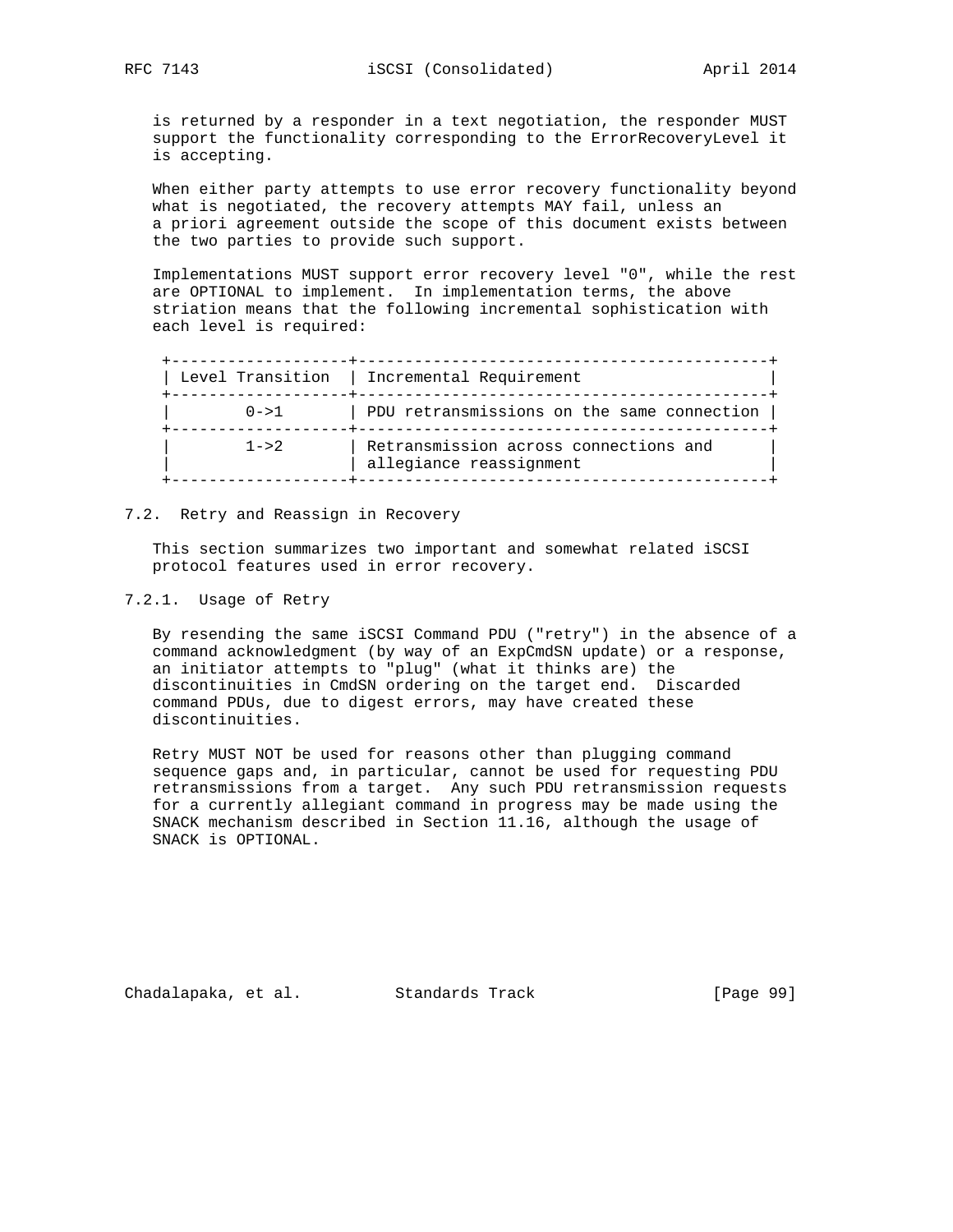is returned by a responder in a text negotiation, the responder MUST support the functionality corresponding to the ErrorRecoveryLevel it is accepting.

When either party attempts to use error recovery functionality beyond what is negotiated, the recovery attempts MAY fail, unless an a priori agreement outside the scope of this document exists between the two parties to provide such support.

Implementations MUST support error recovery level "0", while the rest are OPTIONAL to implement. In implementation terms, the above striation means that the following incremental sophistication with each level is required:

| Level Transition | Incremental Requirement |
|---|---|
| 0->1 | PDU retransmissions on the same connection |
| 1->2 | Retransmission across connections and allegiance reassignment |

### 7.2. Retry and Reassign in Recovery

This section summarizes two important and somewhat related iSCSI protocol features used in error recovery.

#### 7.2.1. Usage of Retry

By resending the same iSCSI Command PDU ("retry") in the absence of a command acknowledgment (by way of an ExpCmdSN update) or a response, an initiator attempts to "plug" (what it thinks are) the discontinuities in CmdSN ordering on the target end. Discarded command PDUs, due to digest errors, may have created these discontinuities.

Retry MUST NOT be used for reasons other than plugging command sequence gaps and, in particular, cannot be used for requesting PDU retransmissions from a target. Any such PDU retransmission requests for a currently allegiant command in progress may be made using the SNACK mechanism described in Section 11.16, although the usage of SNACK is OPTIONAL.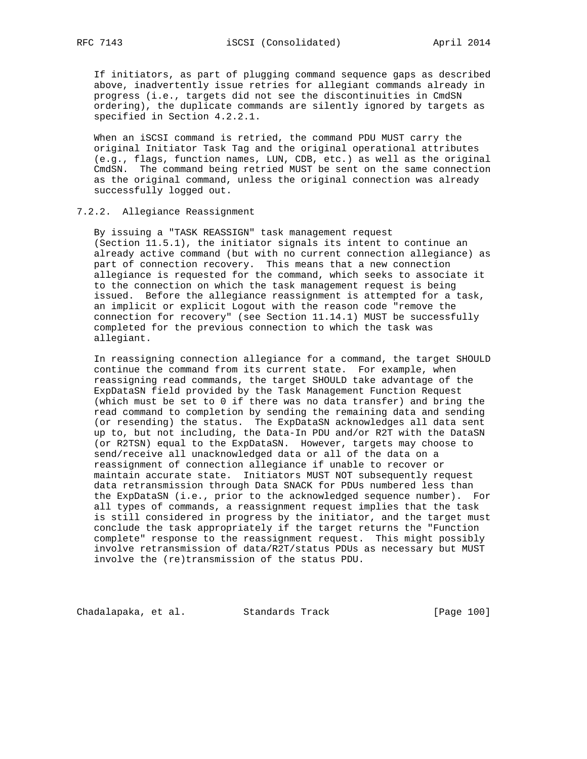If initiators, as part of plugging command sequence gaps as described above, inadvertently issue retries for allegiant commands already in progress (i.e., targets did not see the discontinuities in CmdSN ordering), the duplicate commands are silently ignored by targets as specified in Section 4.2.2.1.

When an iSCSI command is retried, the command PDU MUST carry the original Initiator Task Tag and the original operational attributes (e.g., flags, function names, LUN, CDB, etc.) as well as the original CmdSN. The command being retried MUST be sent on the same connection as the original command, unless the original connection was already successfully logged out.

### 7.2.2. Allegiance Reassignment

By issuing a "TASK REASSIGN" task management request (Section 11.5.1), the initiator signals its intent to continue an already active command (but with no current connection allegiance) as part of connection recovery. This means that a new connection allegiance is requested for the command, which seeks to associate it to the connection on which the task management request is being issued. Before the allegiance reassignment is attempted for a task, an implicit or explicit Logout with the reason code "remove the connection for recovery" (see Section 11.14.1) MUST be successfully completed for the previous connection to which the task was allegiant.

In reassigning connection allegiance for a command, the target SHOULD continue the command from its current state. For example, when reassigning read commands, the target SHOULD take advantage of the ExpDataSN field provided by the Task Management Function Request (which must be set to 0 if there was no data transfer) and bring the read command to completion by sending the remaining data and sending (or resending) the status. The ExpDataSN acknowledges all data sent up to, but not including, the Data-In PDU and/or R2T with the DataSN (or R2TSN) equal to the ExpDataSN. However, targets may choose to send/receive all unacknowledged data or all of the data on a reassignment of connection allegiance if unable to recover or maintain accurate state. Initiators MUST NOT subsequently request data retransmission through Data SNACK for PDUs numbered less than the ExpDataSN (i.e., prior to the acknowledged sequence number). For all types of commands, a reassignment request implies that the task is still considered in progress by the initiator, and the target must conclude the task appropriately if the target returns the "Function complete" response to the reassignment request. This might possibly involve retransmission of data/R2T/status PDUs as necessary but MUST involve the (re)transmission of the status PDU.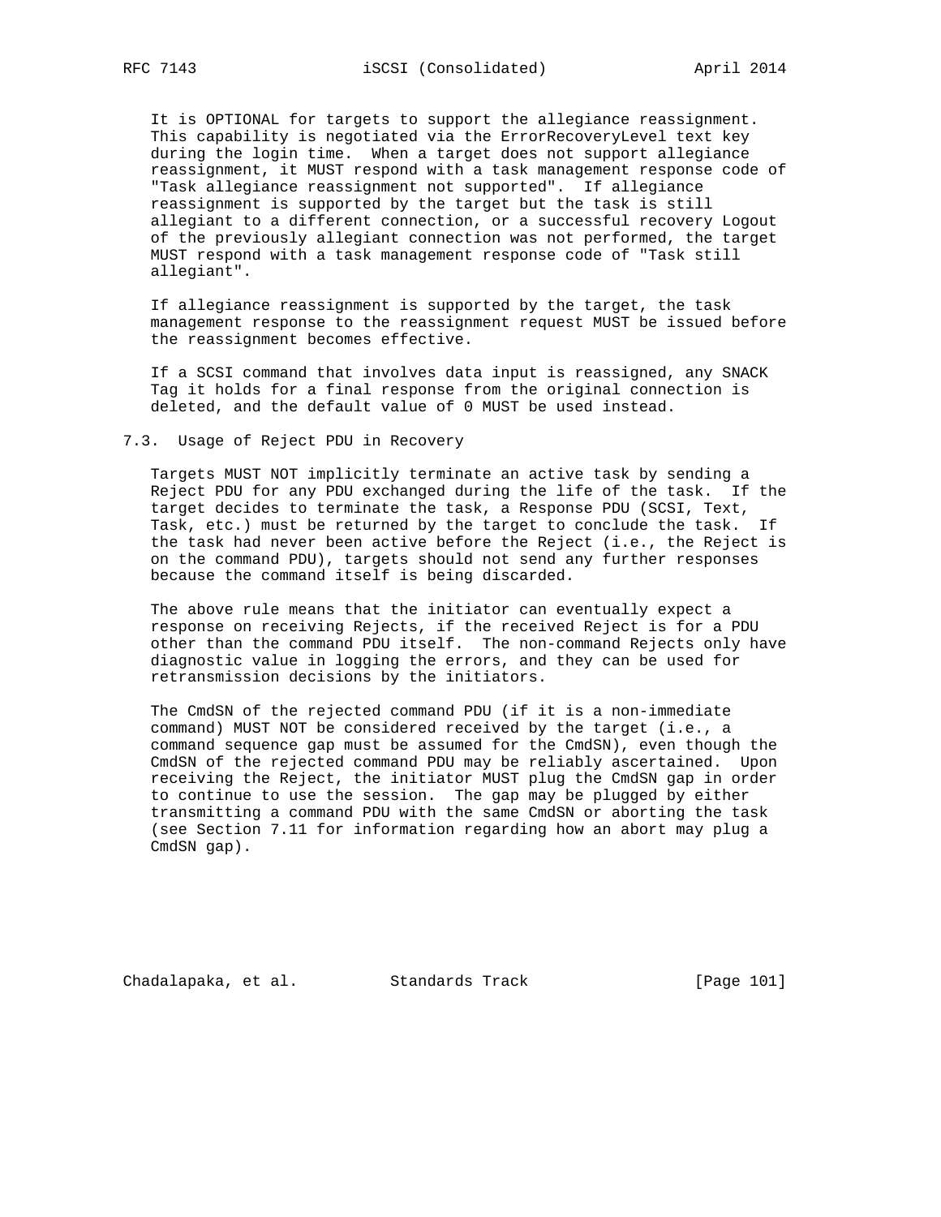It is OPTIONAL for targets to support the allegiance reassignment. This capability is negotiated via the ErrorRecoveryLevel text key during the login time. When a target does not support allegiance reassignment, it MUST respond with a task management response code of "Task allegiance reassignment not supported". If allegiance reassignment is supported by the target but the task is still allegiant to a different connection, or a successful recovery Logout of the previously allegiant connection was not performed, the target MUST respond with a task management response code of "Task still allegiant".

If allegiance reassignment is supported by the target, the task management response to the reassignment request MUST be issued before the reassignment becomes effective.

If a SCSI command that involves data input is reassigned, any SNACK Tag it holds for a final response from the original connection is deleted, and the default value of 0 MUST be used instead.

## 7.3. Usage of Reject PDU in Recovery

Targets MUST NOT implicitly terminate an active task by sending a Reject PDU for any PDU exchanged during the life of the task. If the target decides to terminate the task, a Response PDU (SCSI, Text, Task, etc.) must be returned by the target to conclude the task. If the task had never been active before the Reject (i.e., the Reject is on the command PDU), targets should not send any further responses because the command itself is being discarded.

The above rule means that the initiator can eventually expect a response on receiving Rejects, if the received Reject is for a PDU other than the command PDU itself. The non-command Rejects only have diagnostic value in logging the errors, and they can be used for retransmission decisions by the initiators.

The CmdSN of the rejected command PDU (if it is a non-immediate command) MUST NOT be considered received by the target (i.e., a command sequence gap must be assumed for the CmdSN), even though the CmdSN of the rejected command PDU may be reliably ascertained. Upon receiving the Reject, the initiator MUST plug the CmdSN gap in order to continue to use the session. The gap may be plugged by either transmitting a command PDU with the same CmdSN or aborting the task (see Section 7.11 for information regarding how an abort may plug a CmdSN gap).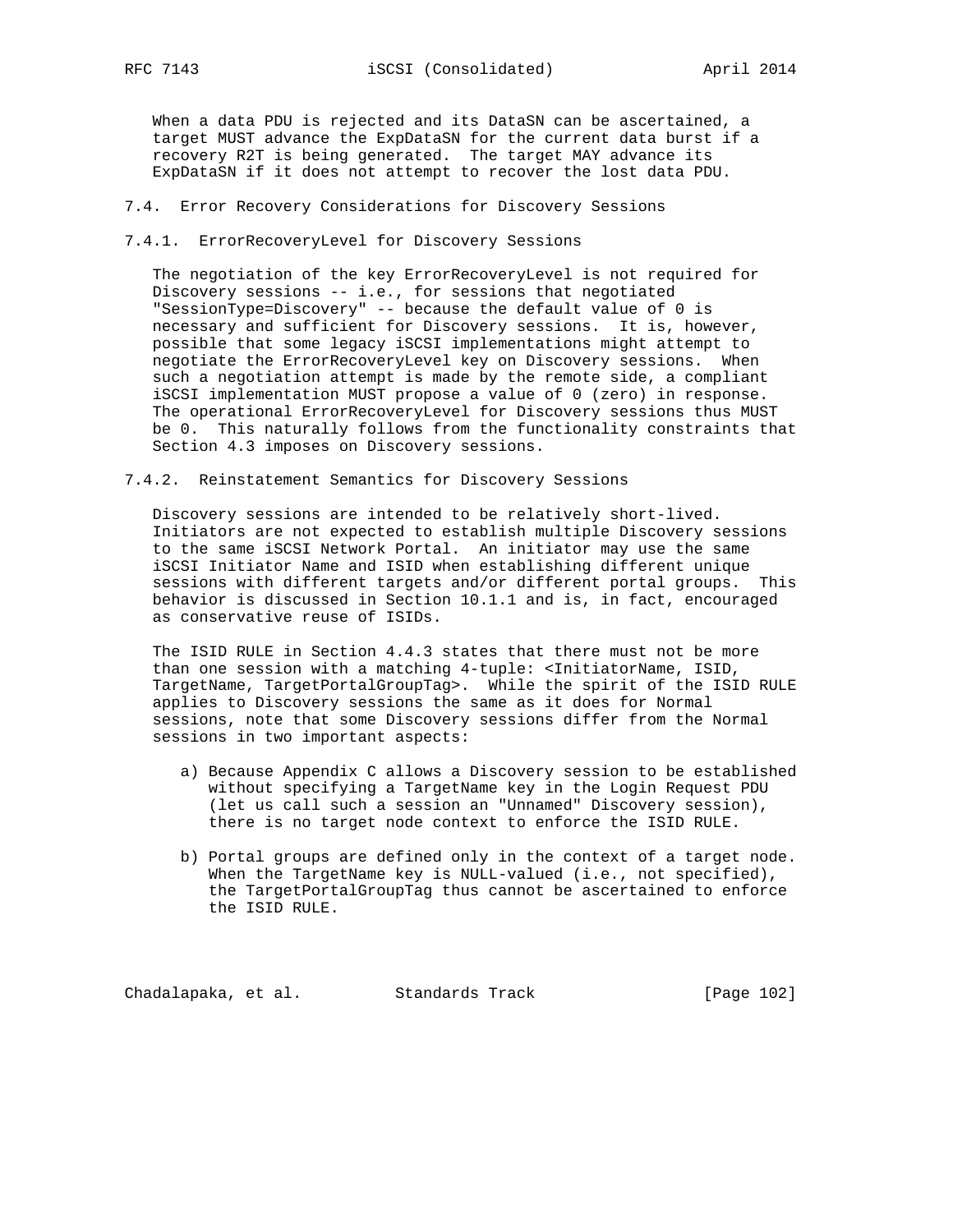When a data PDU is rejected and its DataSN can be ascertained, a target MUST advance the ExpDataSN for the current data burst if a recovery R2T is being generated. The target MAY advance its ExpDataSN if it does not attempt to recover the lost data PDU.

## 7.4. Error Recovery Considerations for Discovery Sessions

### 7.4.1. ErrorRecoveryLevel for Discovery Sessions

The negotiation of the key ErrorRecoveryLevel is not required for Discovery sessions -- i.e., for sessions that negotiated "SessionType=Discovery" -- because the default value of 0 is necessary and sufficient for Discovery sessions. It is, however, possible that some legacy iSCSI implementations might attempt to negotiate the ErrorRecoveryLevel key on Discovery sessions. When such a negotiation attempt is made by the remote side, a compliant iSCSI implementation MUST propose a value of 0 (zero) in response. The operational ErrorRecoveryLevel for Discovery sessions thus MUST be 0. This naturally follows from the functionality constraints that Section 4.3 imposes on Discovery sessions.

### 7.4.2. Reinstatement Semantics for Discovery Sessions

Discovery sessions are intended to be relatively short-lived. Initiators are not expected to establish multiple Discovery sessions to the same iSCSI Network Portal. An initiator may use the same iSCSI Initiator Name and ISID when establishing different unique sessions with different targets and/or different portal groups. This behavior is discussed in Section 10.1.1 and is, in fact, encouraged as conservative reuse of ISIDs.

The ISID RULE in Section 4.4.3 states that there must not be more than one session with a matching 4-tuple: <InitiatorName, ISID, TargetName, TargetPortalGroupTag>. While the spirit of the ISID RULE applies to Discovery sessions the same as it does for Normal sessions, note that some Discovery sessions differ from the Normal sessions in two important aspects:

a) Because Appendix C allows a Discovery session to be established without specifying a TargetName key in the Login Request PDU (let us call such a session an "Unnamed" Discovery session), there is no target node context to enforce the ISID RULE.

b) Portal groups are defined only in the context of a target node. When the TargetName key is NULL-valued (i.e., not specified), the TargetPortalGroupTag thus cannot be ascertained to enforce the ISID RULE.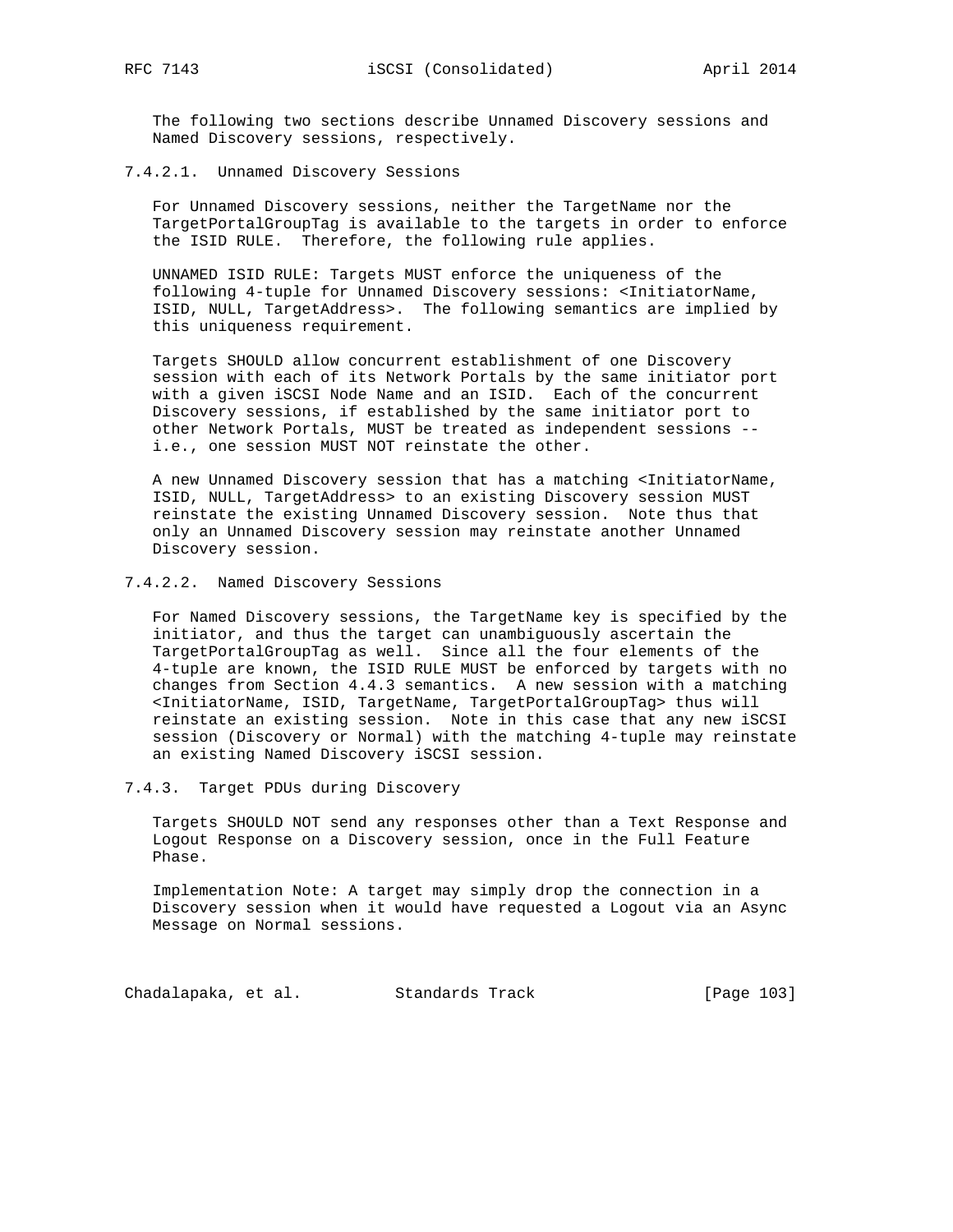The following two sections describe Unnamed Discovery sessions and Named Discovery sessions, respectively.

#### 7.4.2.1. Unnamed Discovery Sessions

For Unnamed Discovery sessions, neither the TargetName nor the TargetPortalGroupTag is available to the targets in order to enforce the ISID RULE. Therefore, the following rule applies.

UNNAMED ISID RULE: Targets MUST enforce the uniqueness of the following 4-tuple for Unnamed Discovery sessions: <InitiatorName, ISID, NULL, TargetAddress>. The following semantics are implied by this uniqueness requirement.

Targets SHOULD allow concurrent establishment of one Discovery session with each of its Network Portals by the same initiator port with a given iSCSI Node Name and an ISID. Each of the concurrent Discovery sessions, if established by the same initiator port to other Network Portals, MUST be treated as independent sessions -- i.e., one session MUST NOT reinstate the other.

A new Unnamed Discovery session that has a matching <InitiatorName, ISID, NULL, TargetAddress> to an existing Discovery session MUST reinstate the existing Unnamed Discovery session. Note thus that only an Unnamed Discovery session may reinstate another Unnamed Discovery session.

#### 7.4.2.2. Named Discovery Sessions

For Named Discovery sessions, the TargetName key is specified by the initiator, and thus the target can unambiguously ascertain the TargetPortalGroupTag as well. Since all the four elements of the 4-tuple are known, the ISID RULE MUST be enforced by targets with no changes from Section 4.4.3 semantics. A new session with a matching <InitiatorName, ISID, TargetName, TargetPortalGroupTag> thus will reinstate an existing session. Note in this case that any new iSCSI session (Discovery or Normal) with the matching 4-tuple may reinstate an existing Named Discovery iSCSI session.

### 7.4.3. Target PDUs during Discovery

Targets SHOULD NOT send any responses other than a Text Response and Logout Response on a Discovery session, once in the Full Feature Phase.

Implementation Note: A target may simply drop the connection in a Discovery session when it would have requested a Logout via an Async Message on Normal sessions.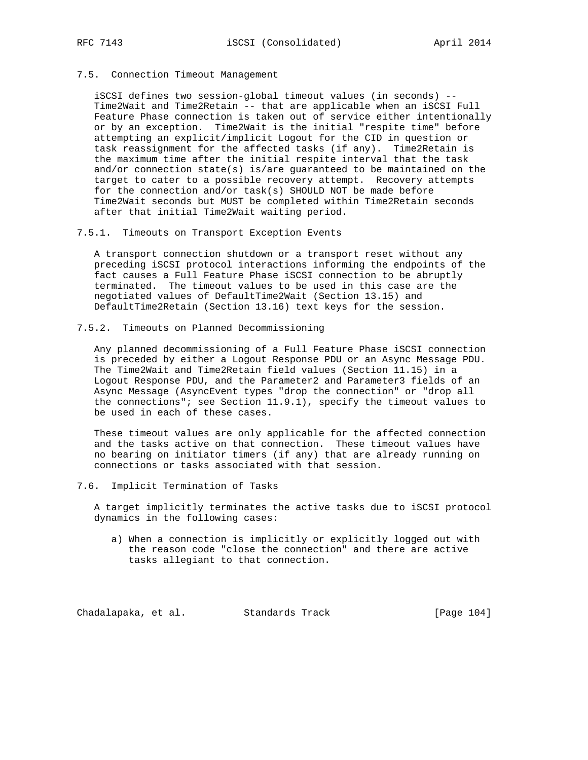### 7.5. Connection Timeout Management

iSCSI defines two session-global timeout values (in seconds) -- Time2Wait and Time2Retain -- that are applicable when an iSCSI Full Feature Phase connection is taken out of service either intentionally or by an exception. Time2Wait is the initial "respite time" before attempting an explicit/implicit Logout for the CID in question or task reassignment for the affected tasks (if any). Time2Retain is the maximum time after the initial respite interval that the task and/or connection state(s) is/are guaranteed to be maintained on the target to cater to a possible recovery attempt. Recovery attempts for the connection and/or task(s) SHOULD NOT be made before Time2Wait seconds but MUST be completed within Time2Retain seconds after that initial Time2Wait waiting period.

#### 7.5.1. Timeouts on Transport Exception Events

A transport connection shutdown or a transport reset without any preceding iSCSI protocol interactions informing the endpoints of the fact causes a Full Feature Phase iSCSI connection to be abruptly terminated. The timeout values to be used in this case are the negotiated values of DefaultTime2Wait (Section 13.15) and DefaultTime2Retain (Section 13.16) text keys for the session.

#### 7.5.2. Timeouts on Planned Decommissioning

Any planned decommissioning of a Full Feature Phase iSCSI connection is preceded by either a Logout Response PDU or an Async Message PDU. The Time2Wait and Time2Retain field values (Section 11.15) in a Logout Response PDU, and the Parameter2 and Parameter3 fields of an Async Message (AsyncEvent types "drop the connection" or "drop all the connections"; see Section 11.9.1), specify the timeout values to be used in each of these cases.

These timeout values are only applicable for the affected connection and the tasks active on that connection. These timeout values have no bearing on initiator timers (if any) that are already running on connections or tasks associated with that session.

### 7.6. Implicit Termination of Tasks

A target implicitly terminates the active tasks due to iSCSI protocol dynamics in the following cases:

a) When a connection is implicitly or explicitly logged out with the reason code "close the connection" and there are active tasks allegiant to that connection.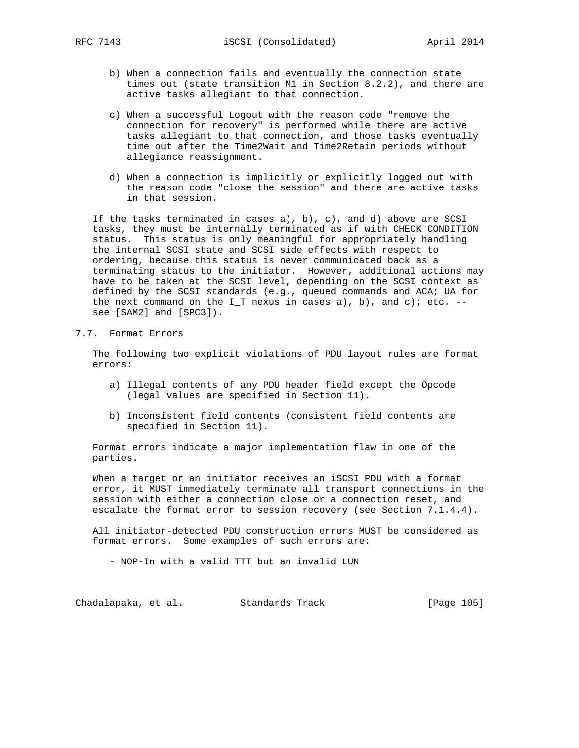b) When a connection fails and eventually the connection state times out (state transition M1 in Section 8.2.2), and there are active tasks allegiant to that connection.

c) When a successful Logout with the reason code "remove the connection for recovery" is performed while there are active tasks allegiant to that connection, and those tasks eventually time out after the Time2Wait and Time2Retain periods without allegiance reassignment.

d) When a connection is implicitly or explicitly logged out with the reason code "close the session" and there are active tasks in that session.

If the tasks terminated in cases a), b), c), and d) above are SCSI tasks, they must be internally terminated as if with CHECK CONDITION status. This status is only meaningful for appropriately handling the internal SCSI state and SCSI side effects with respect to ordering, because this status is never communicated back as a terminating status to the initiator. However, additional actions may have to be taken at the SCSI level, depending on the SCSI context as defined by the SCSI standards (e.g., queued commands and ACA; UA for the next command on the I_T nexus in cases a), b), and c); etc. -- see [SAM2] and [SPC3]).

## 7.7. Format Errors

The following two explicit violations of PDU layout rules are format errors:

a) Illegal contents of any PDU header field except the Opcode (legal values are specified in Section 11).

b) Inconsistent field contents (consistent field contents are specified in Section 11).

Format errors indicate a major implementation flaw in one of the parties.

When a target or an initiator receives an iSCSI PDU with a format error, it MUST immediately terminate all transport connections in the session with either a connection close or a connection reset, and escalate the format error to session recovery (see Section 7.1.4.4).

All initiator-detected PDU construction errors MUST be considered as format errors. Some examples of such errors are:

- NOP-In with a valid TTT but an invalid LUN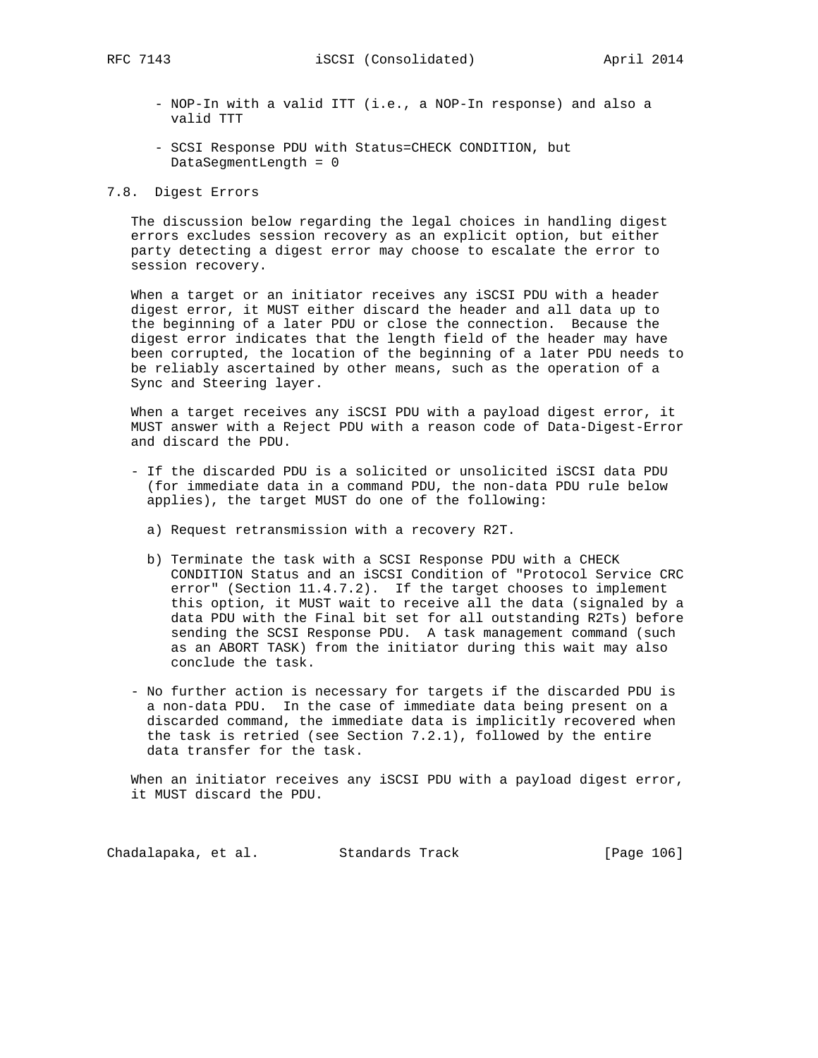- NOP-In with a valid ITT (i.e., a NOP-In response) and also a valid TTT

- SCSI Response PDU with Status=CHECK CONDITION, but DataSegmentLength = 0

## 7.8. Digest Errors

The discussion below regarding the legal choices in handling digest errors excludes session recovery as an explicit option, but either party detecting a digest error may choose to escalate the error to session recovery.

When a target or an initiator receives any iSCSI PDU with a header digest error, it MUST either discard the header and all data up to the beginning of a later PDU or close the connection. Because the digest error indicates that the length field of the header may have been corrupted, the location of the beginning of a later PDU needs to be reliably ascertained by other means, such as the operation of a Sync and Steering layer.

When a target receives any iSCSI PDU with a payload digest error, it MUST answer with a Reject PDU with a reason code of Data-Digest-Error and discard the PDU.

- If the discarded PDU is a solicited or unsolicited iSCSI data PDU (for immediate data in a command PDU, the non-data PDU rule below applies), the target MUST do one of the following:

  a) Request retransmission with a recovery R2T.

  b) Terminate the task with a SCSI Response PDU with a CHECK CONDITION Status and an iSCSI Condition of "Protocol Service CRC error" (Section 11.4.7.2). If the target chooses to implement this option, it MUST wait to receive all the data (signaled by a data PDU with the Final bit set for all outstanding R2Ts) before sending the SCSI Response PDU. A task management command (such as an ABORT TASK) from the initiator during this wait may also conclude the task.

- No further action is necessary for targets if the discarded PDU is a non-data PDU. In the case of immediate data being present on a discarded command, the immediate data is implicitly recovered when the task is retried (see Section 7.2.1), followed by the entire data transfer for the task.

When an initiator receives any iSCSI PDU with a payload digest error, it MUST discard the PDU.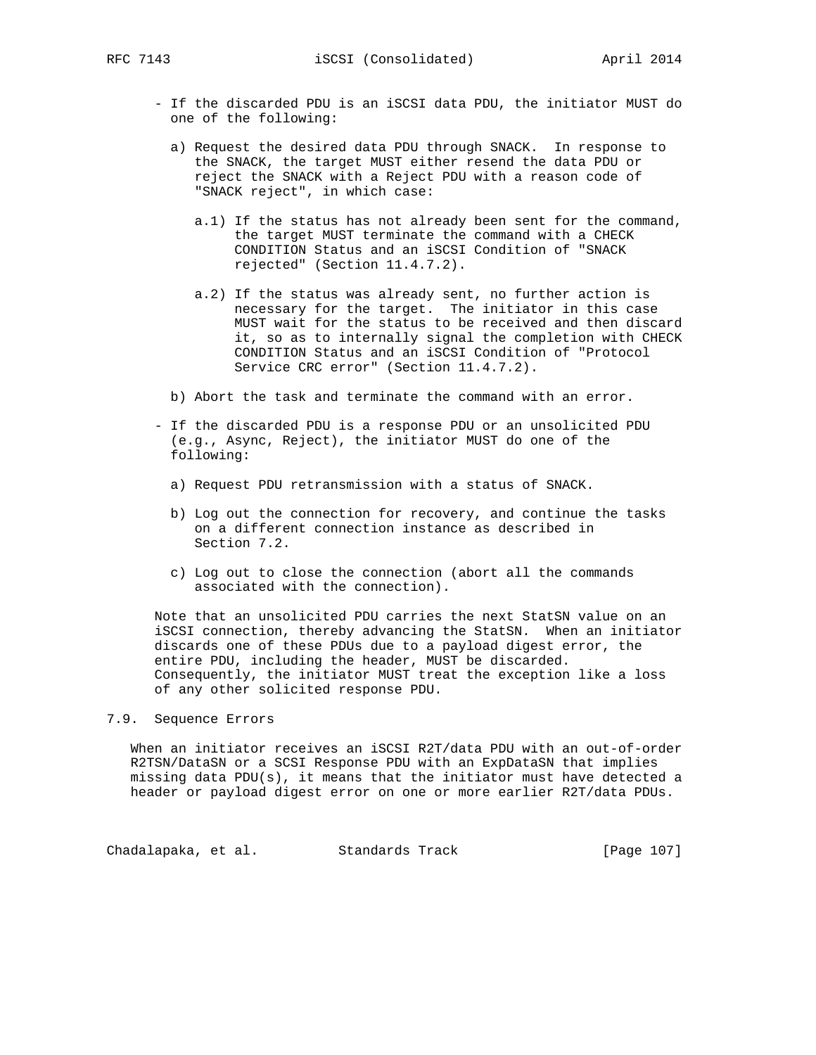- If the discarded PDU is an iSCSI data PDU, the initiator MUST do one of the following:

  a) Request the desired data PDU through SNACK. In response to the SNACK, the target MUST either resend the data PDU or reject the SNACK with a Reject PDU with a reason code of "SNACK reject", in which case:

     a.1) If the status has not already been sent for the command, the target MUST terminate the command with a CHECK CONDITION Status and an iSCSI Condition of "SNACK rejected" (Section 11.4.7.2).

     a.2) If the status was already sent, no further action is necessary for the target. The initiator in this case MUST wait for the status to be received and then discard it, so as to internally signal the completion with CHECK CONDITION Status and an iSCSI Condition of "Protocol Service CRC error" (Section 11.4.7.2).

  b) Abort the task and terminate the command with an error.

- If the discarded PDU is a response PDU or an unsolicited PDU (e.g., Async, Reject), the initiator MUST do one of the following:

  a) Request PDU retransmission with a status of SNACK.

  b) Log out the connection for recovery, and continue the tasks on a different connection instance as described in Section 7.2.

  c) Log out to close the connection (abort all the commands associated with the connection).

  Note that an unsolicited PDU carries the next StatSN value on an iSCSI connection, thereby advancing the StatSN. When an initiator discards one of these PDUs due to a payload digest error, the entire PDU, including the header, MUST be discarded. Consequently, the initiator MUST treat the exception like a loss of any other solicited response PDU.

## 7.9. Sequence Errors

When an initiator receives an iSCSI R2T/data PDU with an out-of-order R2TSN/DataSN or a SCSI Response PDU with an ExpDataSN that implies missing data PDU(s), it means that the initiator must have detected a header or payload digest error on one or more earlier R2T/data PDUs.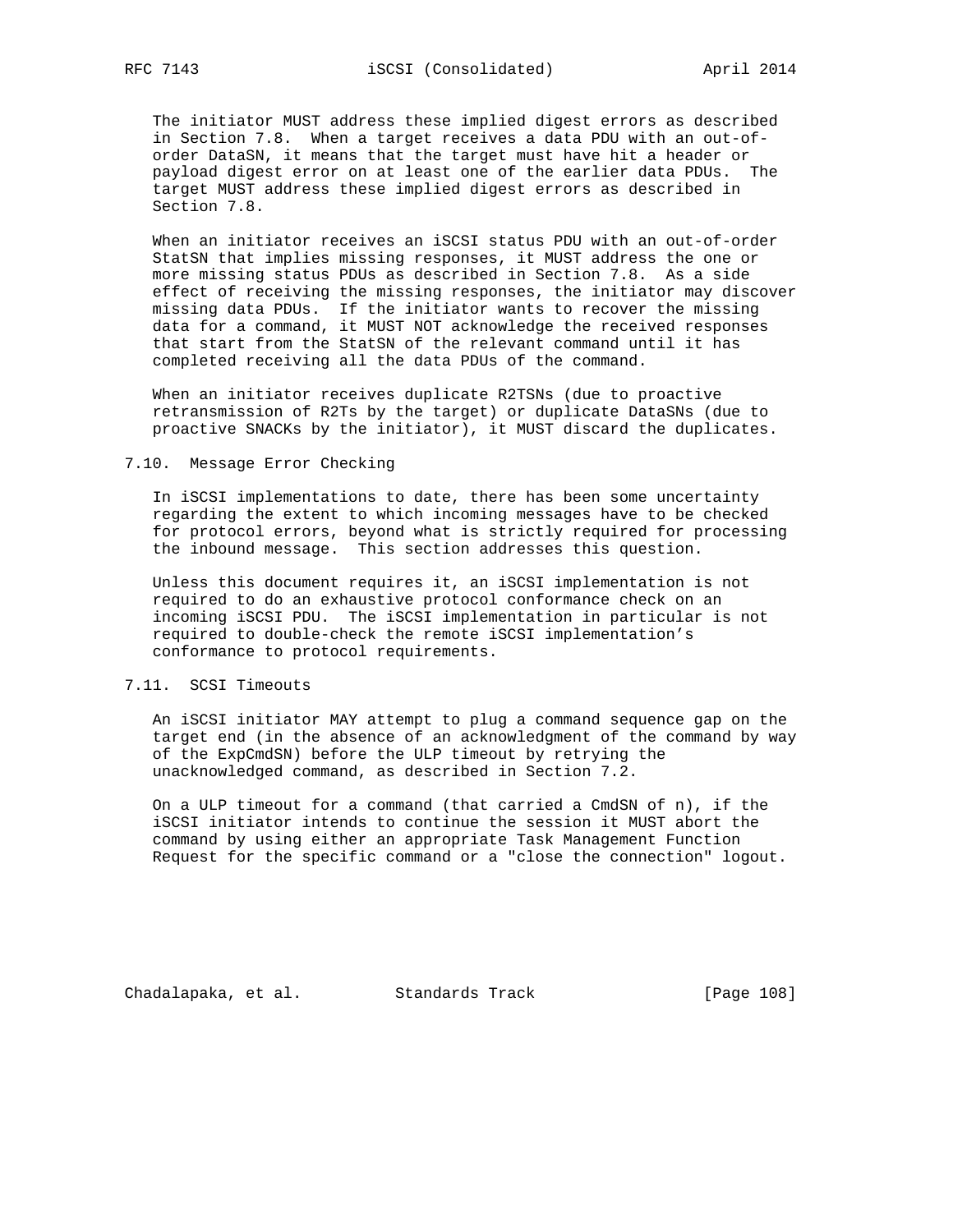The initiator MUST address these implied digest errors as described in Section 7.8. When a target receives a data PDU with an out-of-order DataSN, it means that the target must have hit a header or payload digest error on at least one of the earlier data PDUs. The target MUST address these implied digest errors as described in Section 7.8.

When an initiator receives an iSCSI status PDU with an out-of-order StatSN that implies missing responses, it MUST address the one or more missing status PDUs as described in Section 7.8. As a side effect of receiving the missing responses, the initiator may discover missing data PDUs. If the initiator wants to recover the missing data for a command, it MUST NOT acknowledge the received responses that start from the StatSN of the relevant command until it has completed receiving all the data PDUs of the command.

When an initiator receives duplicate R2TSNs (due to proactive retransmission of R2Ts by the target) or duplicate DataSNs (due to proactive SNACKs by the initiator), it MUST discard the duplicates.

## 7.10. Message Error Checking

In iSCSI implementations to date, there has been some uncertainty regarding the extent to which incoming messages have to be checked for protocol errors, beyond what is strictly required for processing the inbound message. This section addresses this question.

Unless this document requires it, an iSCSI implementation is not required to do an exhaustive protocol conformance check on an incoming iSCSI PDU. The iSCSI implementation in particular is not required to double-check the remote iSCSI implementation's conformance to protocol requirements.

## 7.11. SCSI Timeouts

An iSCSI initiator MAY attempt to plug a command sequence gap on the target end (in the absence of an acknowledgment of the command by way of the ExpCmdSN) before the ULP timeout by retrying the unacknowledged command, as described in Section 7.2.

On a ULP timeout for a command (that carried a CmdSN of n), if the iSCSI initiator intends to continue the session it MUST abort the command by using either an appropriate Task Management Function Request for the specific command or a "close the connection" logout.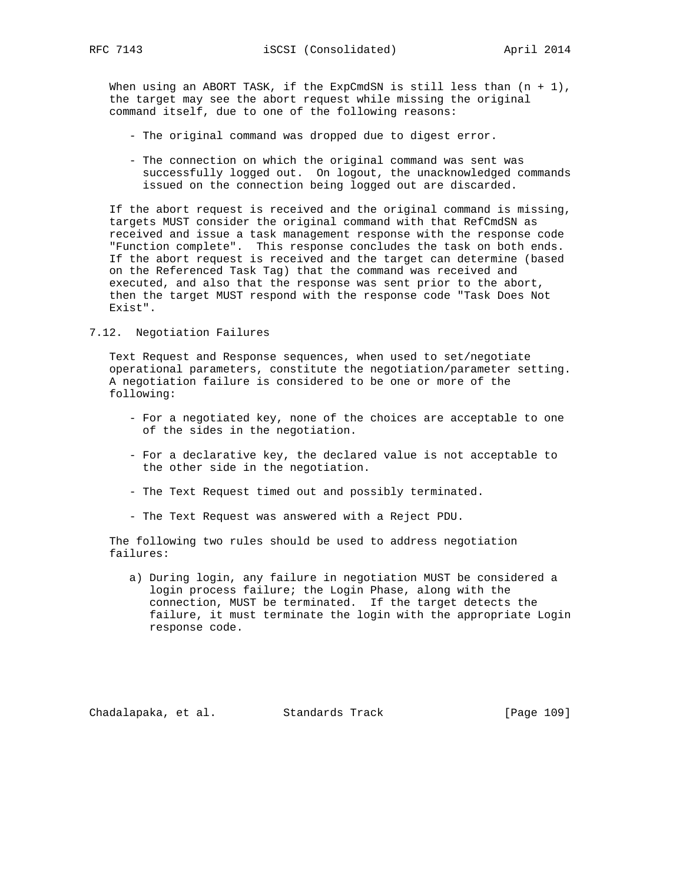When using an ABORT TASK, if the ExpCmdSN is still less than (n + 1), the target may see the abort request while missing the original command itself, due to one of the following reasons:

- The original command was dropped due to digest error.

- The connection on which the original command was sent was successfully logged out. On logout, the unacknowledged commands issued on the connection being logged out are discarded.

If the abort request is received and the original command is missing, targets MUST consider the original command with that RefCmdSN as received and issue a task management response with the response code "Function complete". This response concludes the task on both ends. If the abort request is received and the target can determine (based on the Referenced Task Tag) that the command was received and executed, and also that the response was sent prior to the abort, then the target MUST respond with the response code "Task Does Not Exist".

## 7.12. Negotiation Failures

Text Request and Response sequences, when used to set/negotiate operational parameters, constitute the negotiation/parameter setting. A negotiation failure is considered to be one or more of the following:

- For a negotiated key, none of the choices are acceptable to one of the sides in the negotiation.

- For a declarative key, the declared value is not acceptable to the other side in the negotiation.

- The Text Request timed out and possibly terminated.

- The Text Request was answered with a Reject PDU.

The following two rules should be used to address negotiation failures:

a) During login, any failure in negotiation MUST be considered a login process failure; the Login Phase, along with the connection, MUST be terminated. If the target detects the failure, it must terminate the login with the appropriate Login response code.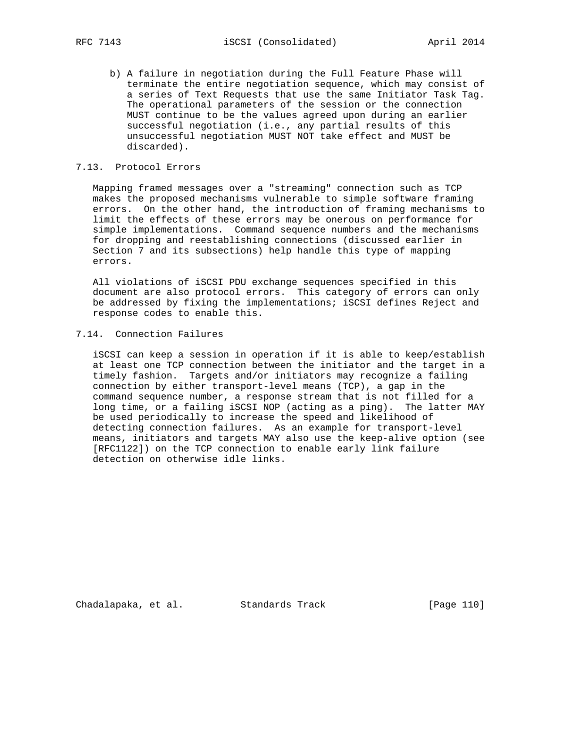b) A failure in negotiation during the Full Feature Phase will terminate the entire negotiation sequence, which may consist of a series of Text Requests that use the same Initiator Task Tag. The operational parameters of the session or the connection MUST continue to be the values agreed upon during an earlier successful negotiation (i.e., any partial results of this unsuccessful negotiation MUST NOT take effect and MUST be discarded).

## 7.13. Protocol Errors

Mapping framed messages over a "streaming" connection such as TCP makes the proposed mechanisms vulnerable to simple software framing errors. On the other hand, the introduction of framing mechanisms to limit the effects of these errors may be onerous on performance for simple implementations. Command sequence numbers and the mechanisms for dropping and reestablishing connections (discussed earlier in Section 7 and its subsections) help handle this type of mapping errors.

All violations of iSCSI PDU exchange sequences specified in this document are also protocol errors. This category of errors can only be addressed by fixing the implementations; iSCSI defines Reject and response codes to enable this.

## 7.14. Connection Failures

iSCSI can keep a session in operation if it is able to keep/establish at least one TCP connection between the initiator and the target in a timely fashion. Targets and/or initiators may recognize a failing connection by either transport-level means (TCP), a gap in the command sequence number, a response stream that is not filled for a long time, or a failing iSCSI NOP (acting as a ping). The latter MAY be used periodically to increase the speed and likelihood of detecting connection failures. As an example for transport-level means, initiators and targets MAY also use the keep-alive option (see [RFC1122]) on the TCP connection to enable early link failure detection on otherwise idle links.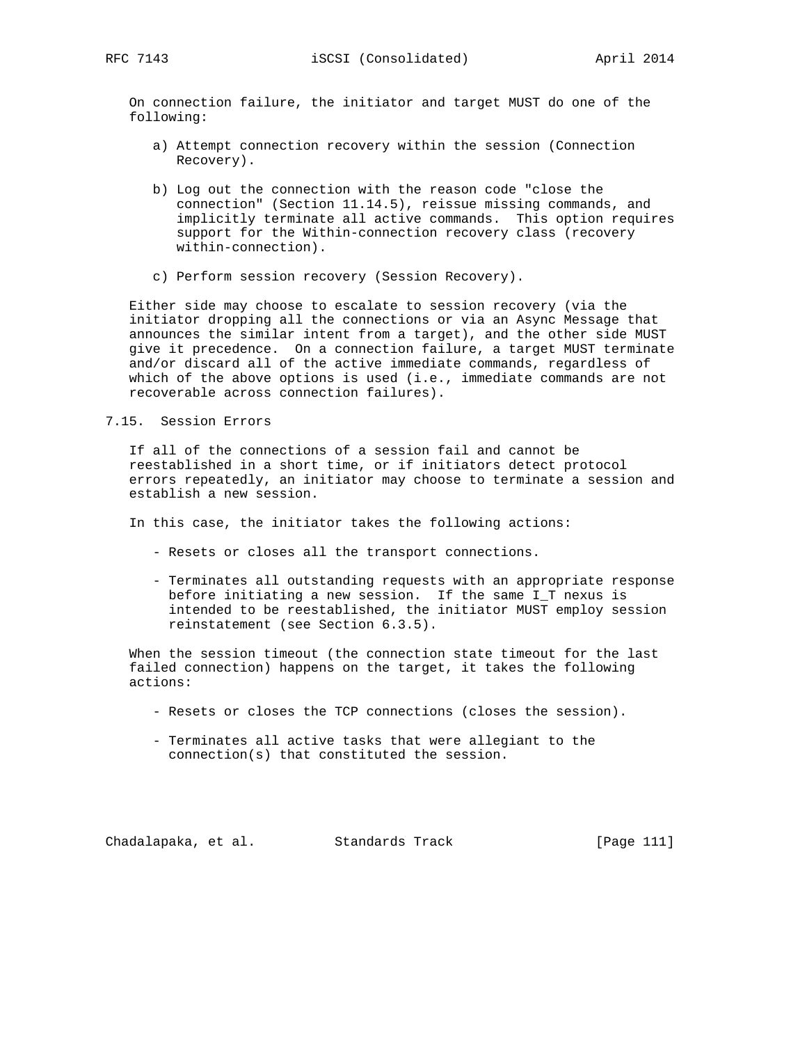On connection failure, the initiator and target MUST do one of the following:

a) Attempt connection recovery within the session (Connection Recovery).

b) Log out the connection with the reason code "close the connection" (Section 11.14.5), reissue missing commands, and implicitly terminate all active commands. This option requires support for the Within-connection recovery class (recovery within-connection).

c) Perform session recovery (Session Recovery).

Either side may choose to escalate to session recovery (via the initiator dropping all the connections or via an Async Message that announces the similar intent from a target), and the other side MUST give it precedence. On a connection failure, a target MUST terminate and/or discard all of the active immediate commands, regardless of which of the above options is used (i.e., immediate commands are not recoverable across connection failures).

## 7.15. Session Errors

If all of the connections of a session fail and cannot be reestablished in a short time, or if initiators detect protocol errors repeatedly, an initiator may choose to terminate a session and establish a new session.

In this case, the initiator takes the following actions:

- Resets or closes all the transport connections.

- Terminates all outstanding requests with an appropriate response before initiating a new session. If the same I_T nexus is intended to be reestablished, the initiator MUST employ session reinstatement (see Section 6.3.5).

When the session timeout (the connection state timeout for the last failed connection) happens on the target, it takes the following actions:

- Resets or closes the TCP connections (closes the session).

- Terminates all active tasks that were allegiant to the connection(s) that constituted the session.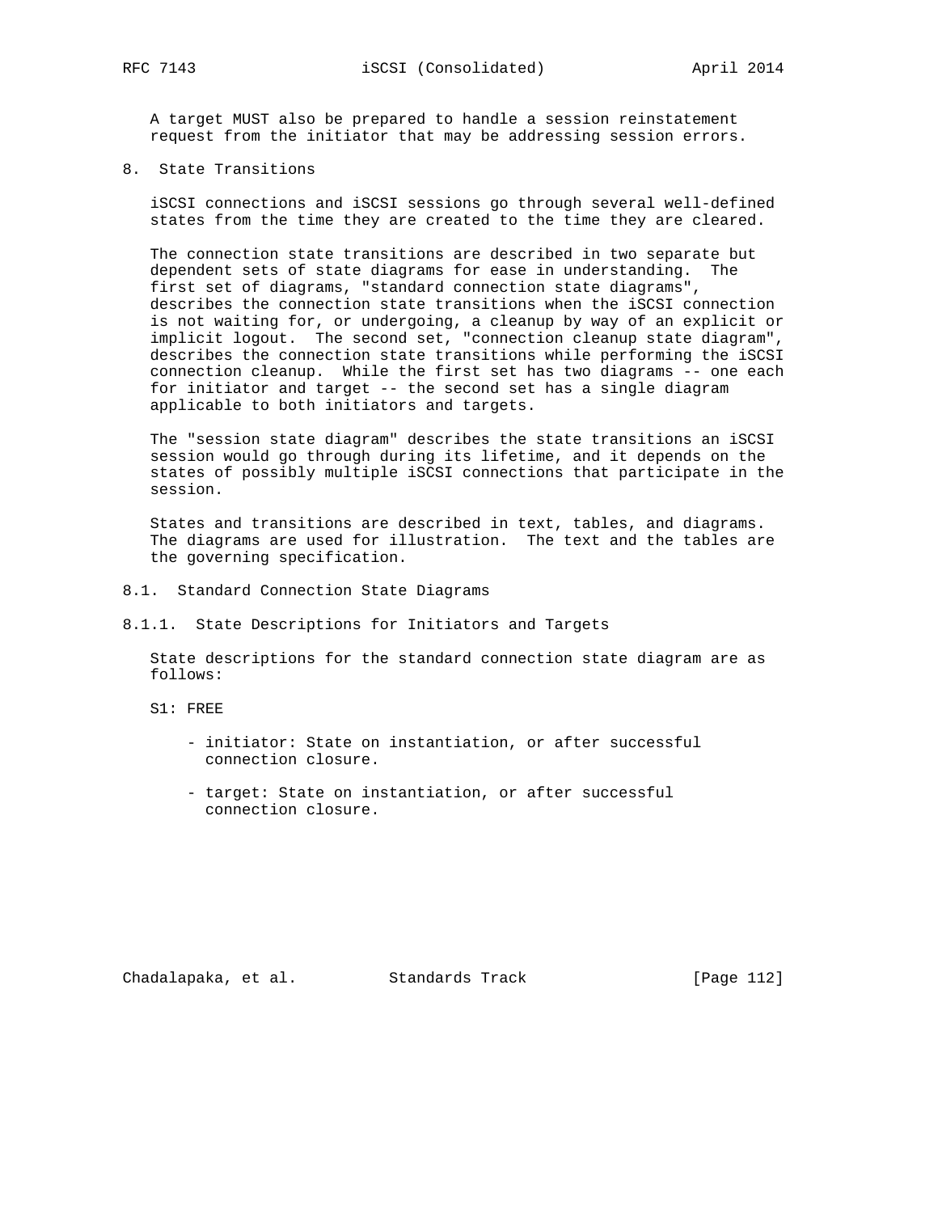A target MUST also be prepared to handle a session reinstatement request from the initiator that may be addressing session errors.

# 8. State Transitions

iSCSI connections and iSCSI sessions go through several well-defined states from the time they are created to the time they are cleared.

The connection state transitions are described in two separate but dependent sets of state diagrams for ease in understanding. The first set of diagrams, "standard connection state diagrams", describes the connection state transitions when the iSCSI connection is not waiting for, or undergoing, a cleanup by way of an explicit or implicit logout. The second set, "connection cleanup state diagram", describes the connection state transitions while performing the iSCSI connection cleanup. While the first set has two diagrams -- one each for initiator and target -- the second set has a single diagram applicable to both initiators and targets.

The "session state diagram" describes the state transitions an iSCSI session would go through during its lifetime, and it depends on the states of possibly multiple iSCSI connections that participate in the session.

States and transitions are described in text, tables, and diagrams. The diagrams are used for illustration. The text and the tables are the governing specification.

## 8.1. Standard Connection State Diagrams

### 8.1.1. State Descriptions for Initiators and Targets

State descriptions for the standard connection state diagram are as follows:

S1: FREE

- initiator: State on instantiation, or after successful connection closure.
- target: State on instantiation, or after successful connection closure.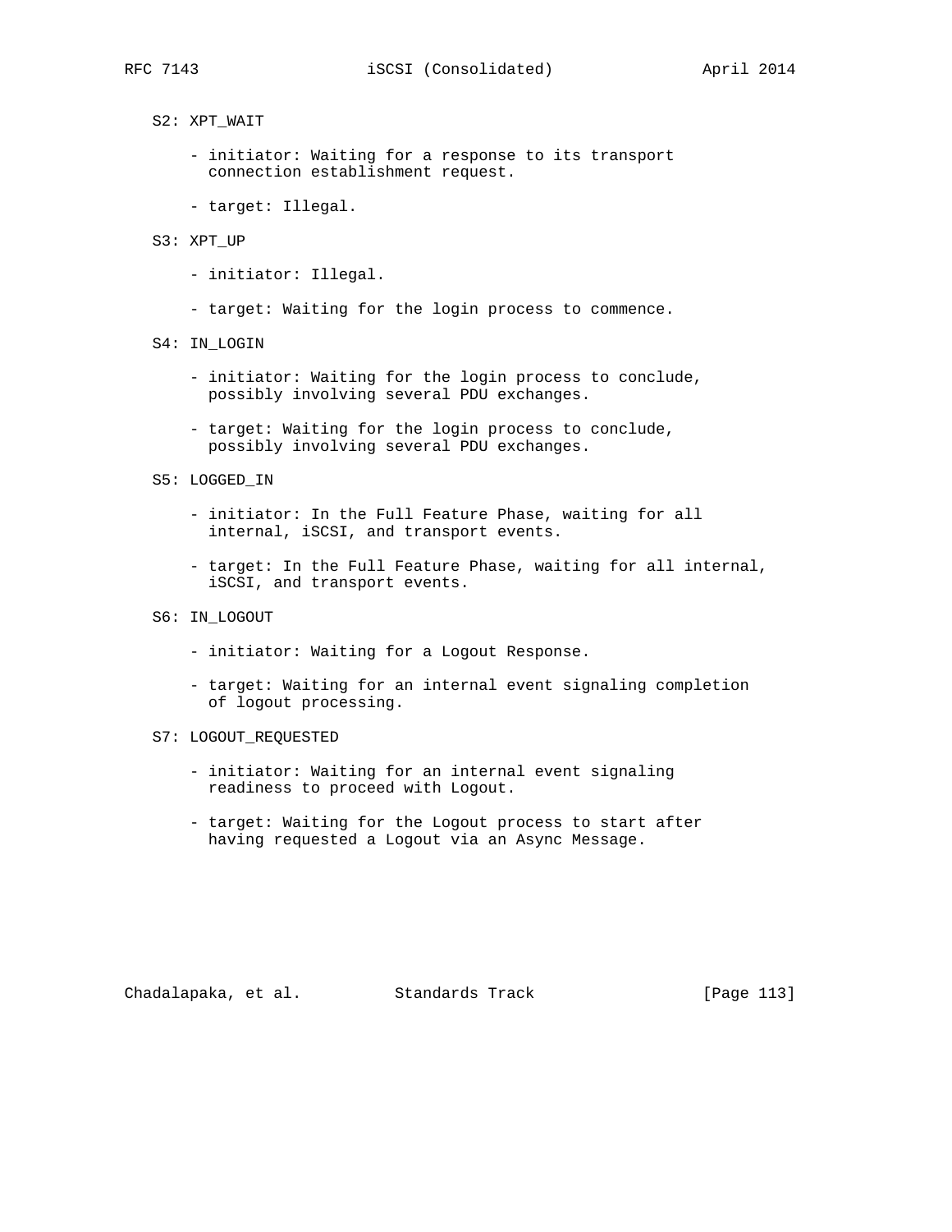S2: XPT_WAIT

- initiator: Waiting for a response to its transport connection establishment request.
- target: Illegal.

S3: XPT_UP

- initiator: Illegal.
- target: Waiting for the login process to commence.

S4: IN_LOGIN

- initiator: Waiting for the login process to conclude, possibly involving several PDU exchanges.
- target: Waiting for the login process to conclude, possibly involving several PDU exchanges.

S5: LOGGED_IN

- initiator: In the Full Feature Phase, waiting for all internal, iSCSI, and transport events.
- target: In the Full Feature Phase, waiting for all internal, iSCSI, and transport events.

S6: IN_LOGOUT

- initiator: Waiting for a Logout Response.
- target: Waiting for an internal event signaling completion of logout processing.

S7: LOGOUT_REQUESTED

- initiator: Waiting for an internal event signaling readiness to proceed with Logout.
- target: Waiting for the Logout process to start after having requested a Logout via an Async Message.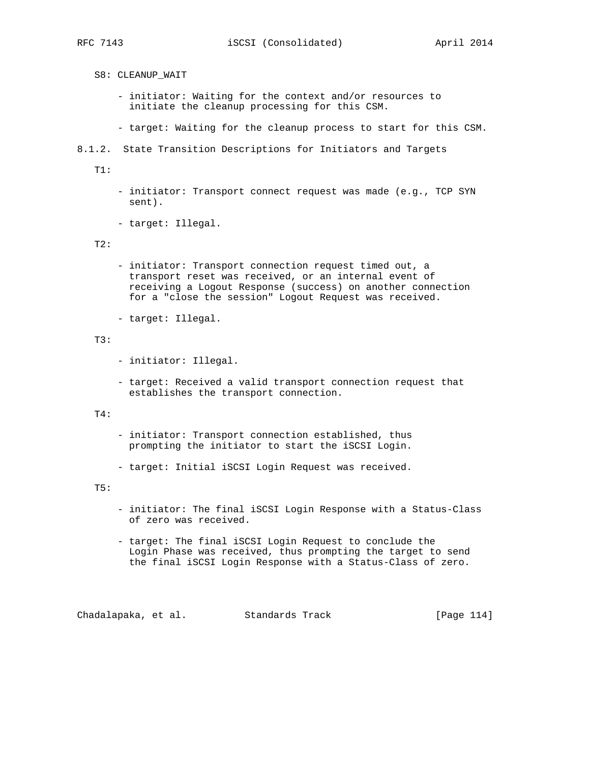S8: CLEANUP_WAIT

- initiator: Waiting for the context and/or resources to initiate the cleanup processing for this CSM.
- target: Waiting for the cleanup process to start for this CSM.

### 8.1.2. State Transition Descriptions for Initiators and Targets

T1:

- initiator: Transport connect request was made (e.g., TCP SYN sent).
- target: Illegal.

T2:

- initiator: Transport connection request timed out, a transport reset was received, or an internal event of receiving a Logout Response (success) on another connection for a "close the session" Logout Request was received.
- target: Illegal.

T3:

- initiator: Illegal.
- target: Received a valid transport connection request that establishes the transport connection.

T4:

- initiator: Transport connection established, thus prompting the initiator to start the iSCSI Login.
- target: Initial iSCSI Login Request was received.

T5:

- initiator: The final iSCSI Login Response with a Status-Class of zero was received.
- target: The final iSCSI Login Request to conclude the Login Phase was received, thus prompting the target to send the final iSCSI Login Response with a Status-Class of zero.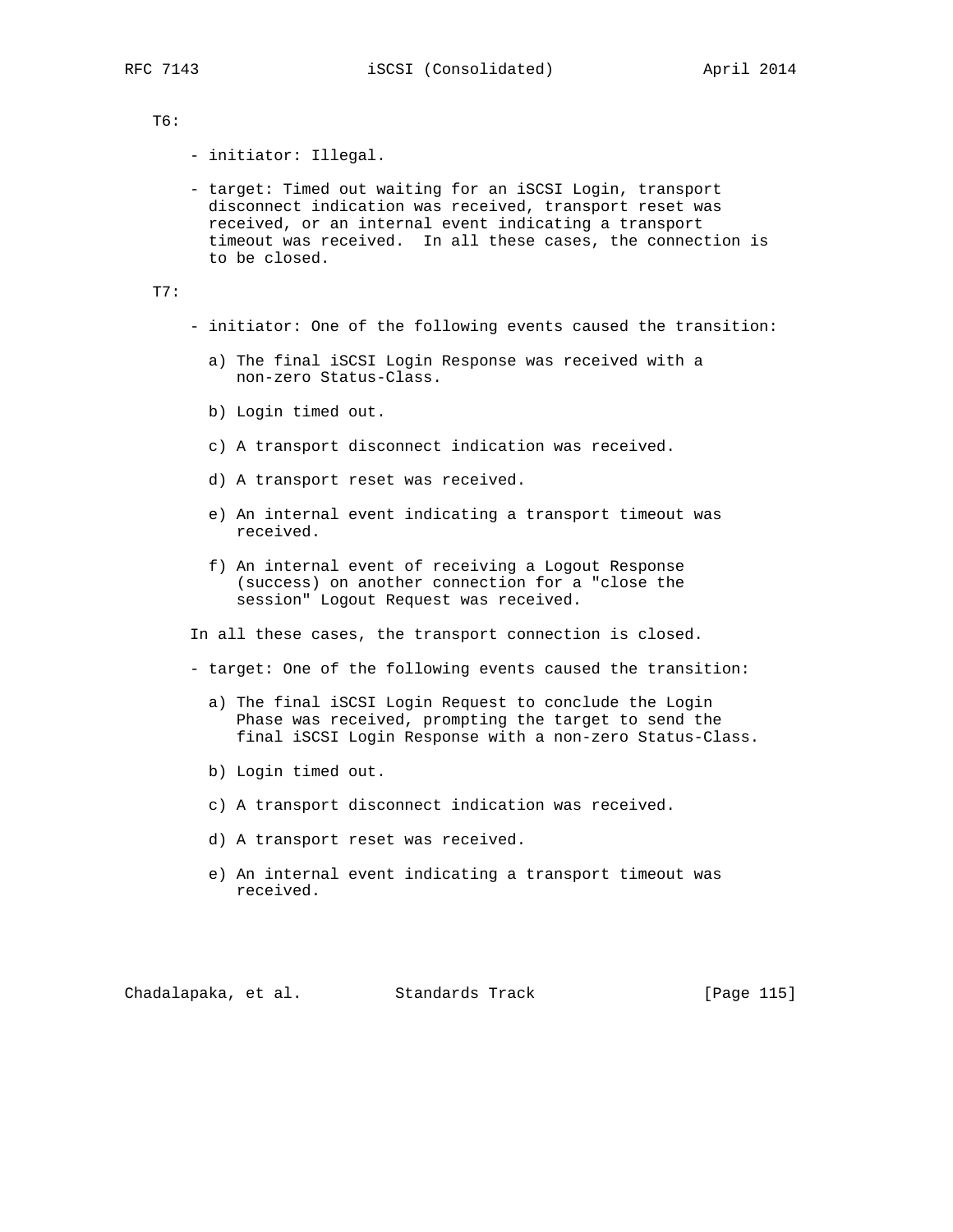T6:

- initiator: Illegal.

- target: Timed out waiting for an iSCSI Login, transport disconnect indication was received, transport reset was received, or an internal event indicating a transport timeout was received. In all these cases, the connection is to be closed.

T7:

- initiator: One of the following events caused the transition:

  a) The final iSCSI Login Response was received with a non-zero Status-Class.

  b) Login timed out.

  c) A transport disconnect indication was received.

  d) A transport reset was received.

  e) An internal event indicating a transport timeout was received.

  f) An internal event of receiving a Logout Response (success) on another connection for a "close the session" Logout Request was received.

  In all these cases, the transport connection is closed.

- target: One of the following events caused the transition:

  a) The final iSCSI Login Request to conclude the Login Phase was received, prompting the target to send the final iSCSI Login Response with a non-zero Status-Class.

  b) Login timed out.

  c) A transport disconnect indication was received.

  d) A transport reset was received.

  e) An internal event indicating a transport timeout was received.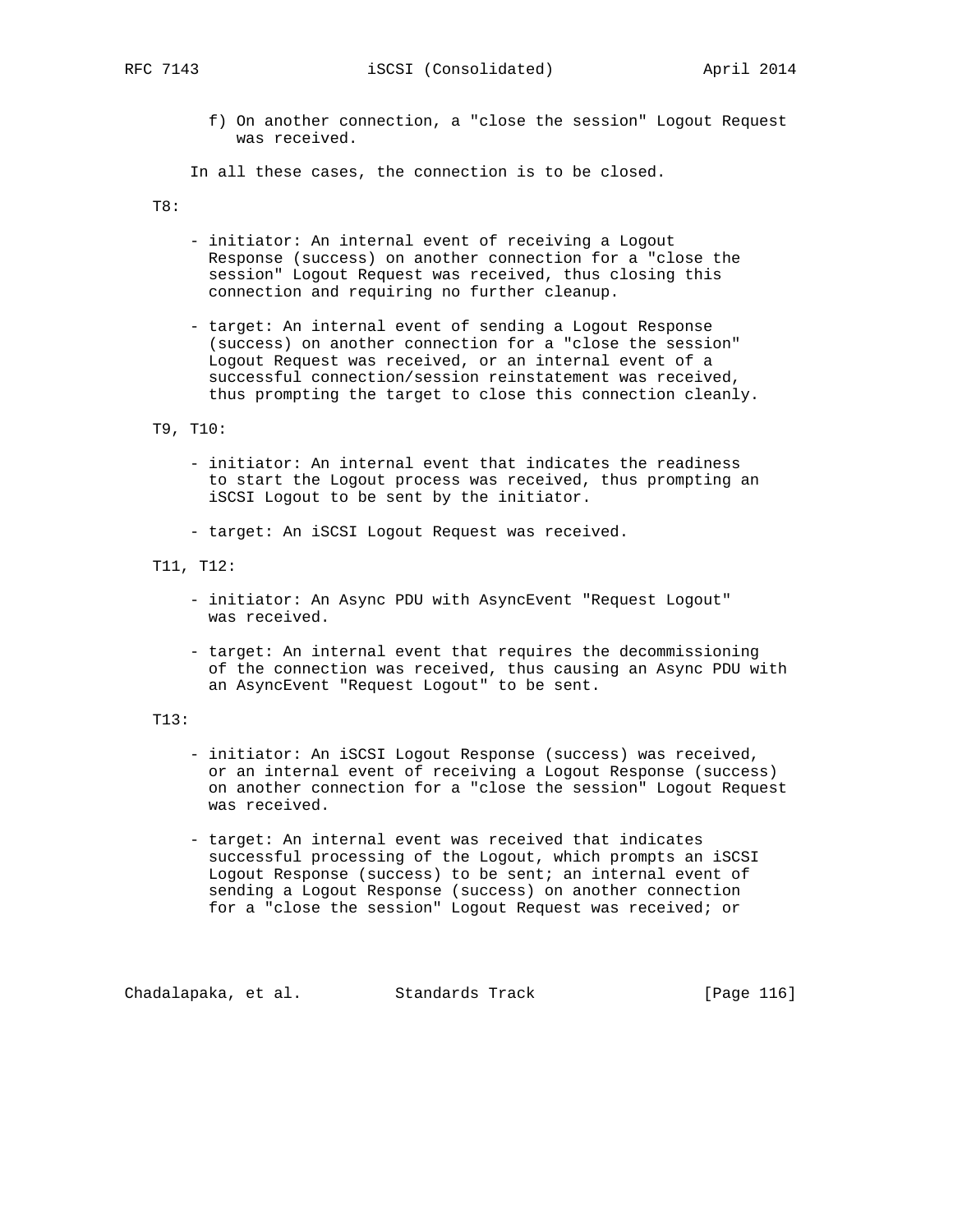f) On another connection, a "close the session" Logout Request was received.

In all these cases, the connection is to be closed.

T8:

- initiator: An internal event of receiving a Logout Response (success) on another connection for a "close the session" Logout Request was received, thus closing this connection and requiring no further cleanup.

- target: An internal event of sending a Logout Response (success) on another connection for a "close the session" Logout Request was received, or an internal event of a successful connection/session reinstatement was received, thus prompting the target to close this connection cleanly.

T9, T10:

- initiator: An internal event that indicates the readiness to start the Logout process was received, thus prompting an iSCSI Logout to be sent by the initiator.

- target: An iSCSI Logout Request was received.

T11, T12:

- initiator: An Async PDU with AsyncEvent "Request Logout" was received.

- target: An internal event that requires the decommissioning of the connection was received, thus causing an Async PDU with an AsyncEvent "Request Logout" to be sent.

T13:

- initiator: An iSCSI Logout Response (success) was received, or an internal event of receiving a Logout Response (success) on another connection for a "close the session" Logout Request was received.

- target: An internal event was received that indicates successful processing of the Logout, which prompts an iSCSI Logout Response (success) to be sent; an internal event of sending a Logout Response (success) on another connection for a "close the session" Logout Request was received; or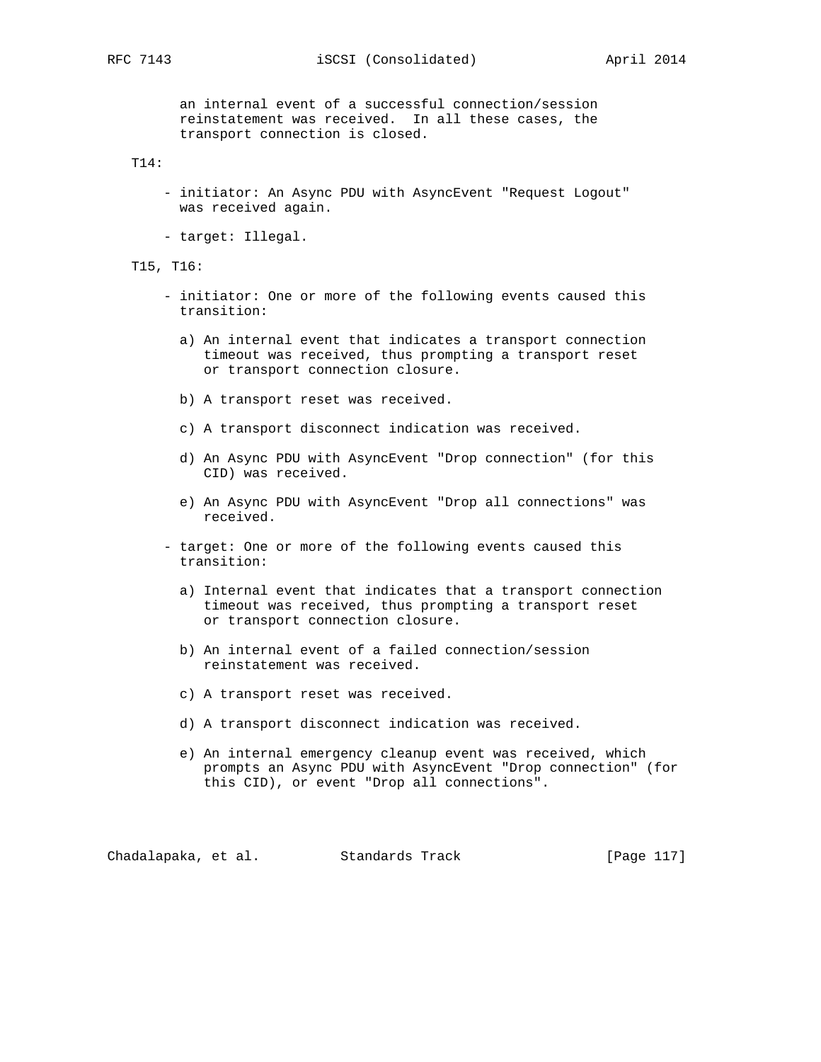an internal event of a successful connection/session reinstatement was received. In all these cases, the transport connection is closed.

T14:

- initiator: An Async PDU with AsyncEvent "Request Logout" was received again.

- target: Illegal.

T15, T16:

- initiator: One or more of the following events caused this transition:

  a) An internal event that indicates a transport connection timeout was received, thus prompting a transport reset or transport connection closure.

  b) A transport reset was received.

  c) A transport disconnect indication was received.

  d) An Async PDU with AsyncEvent "Drop connection" (for this CID) was received.

  e) An Async PDU with AsyncEvent "Drop all connections" was received.

- target: One or more of the following events caused this transition:

  a) Internal event that indicates that a transport connection timeout was received, thus prompting a transport reset or transport connection closure.

  b) An internal event of a failed connection/session reinstatement was received.

  c) A transport reset was received.

  d) A transport disconnect indication was received.

  e) An internal emergency cleanup event was received, which prompts an Async PDU with AsyncEvent "Drop connection" (for this CID), or event "Drop all connections".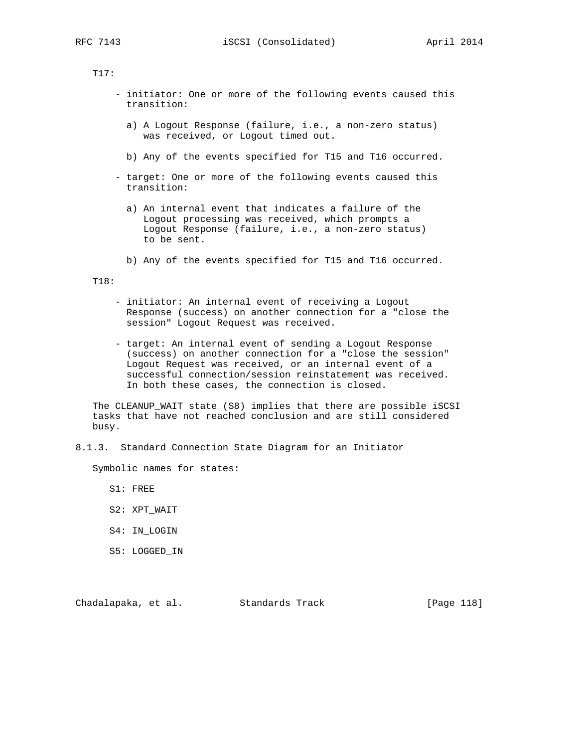T17:

- initiator: One or more of the following events caused this transition:

  a) A Logout Response (failure, i.e., a non-zero status) was received, or Logout timed out.

  b) Any of the events specified for T15 and T16 occurred.

- target: One or more of the following events caused this transition:

  a) An internal event that indicates a failure of the Logout processing was received, which prompts a Logout Response (failure, i.e., a non-zero status) to be sent.

  b) Any of the events specified for T15 and T16 occurred.

T18:

- initiator: An internal event of receiving a Logout Response (success) on another connection for a "close the session" Logout Request was received.

- target: An internal event of sending a Logout Response (success) on another connection for a "close the session" Logout Request was received, or an internal event of a successful connection/session reinstatement was received. In both these cases, the connection is closed.

The CLEANUP_WAIT state (S8) implies that there are possible iSCSI tasks that have not reached conclusion and are still considered busy.

### 8.1.3. Standard Connection State Diagram for an Initiator

Symbolic names for states:

S1: FREE

S2: XPT_WAIT

S4: IN_LOGIN

S5: LOGGED_IN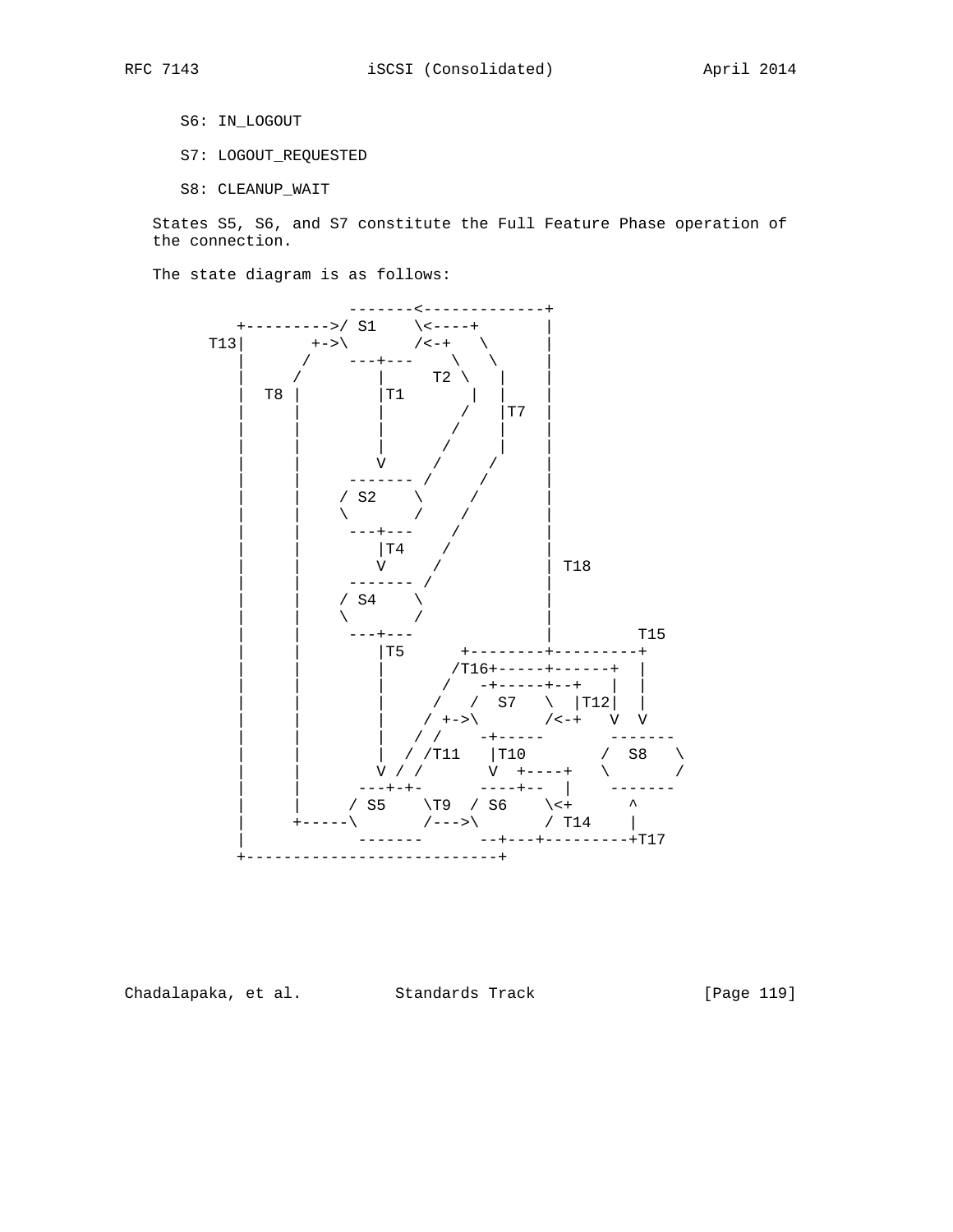S6: IN_LOGOUT

S7: LOGOUT_REQUESTED

S8: CLEANUP_WAIT

States S5, S6, and S7 constitute the Full Feature Phase operation of the connection.

The state diagram is as follows:

```
                  -------<-------------+
      +--------->/ S1    \<----+       |
   T13|       +->\       /<-+   \      |
      |      /    ---+---    \   \     |
      |     /        |     T2 \   |    |
      |  T8 |        |T1       |  |    |
      |     |        |        /   |T7  |
      |     |        |       /    |    |
      |     |        |      /     |    |
      |     |        V     /     /     |
      |     |     ------- /     /      |
      |     |    / S2    \     /       |
      |     |    \       /    /        |
      |     |     ---+---    /         |
      |     |        |T4    /          |
      |     |        V     /           | T18
      |     |     ------- /            |
      |     |    / S4    \             |
      |     |    \       /             |
      |     |     ---+---              |         T15
      |     |        |T5      +--------+---------+
      |     |        |       /T16+-----+------+  |
      |     |        |      /   -+-----+--+   |  |
      |     |        |     /   /  S7   \  |T12|  |
      |     |        |    / +->\       /<-+   V  V
      |     |        |   / /    -+-----       -------
      |     |        |  / /T11   |T10        /  S8   \
      |     |        V / /       V  +----+   \       /
      |     |      ---+-+-      ----+--  |    -------
      |     |     / S5    \T9  / S6    \<+      ^
      |     +-----\       /--->\       / T14    |
      |            -------      --+---+---------+T17
      +---------------------------+
```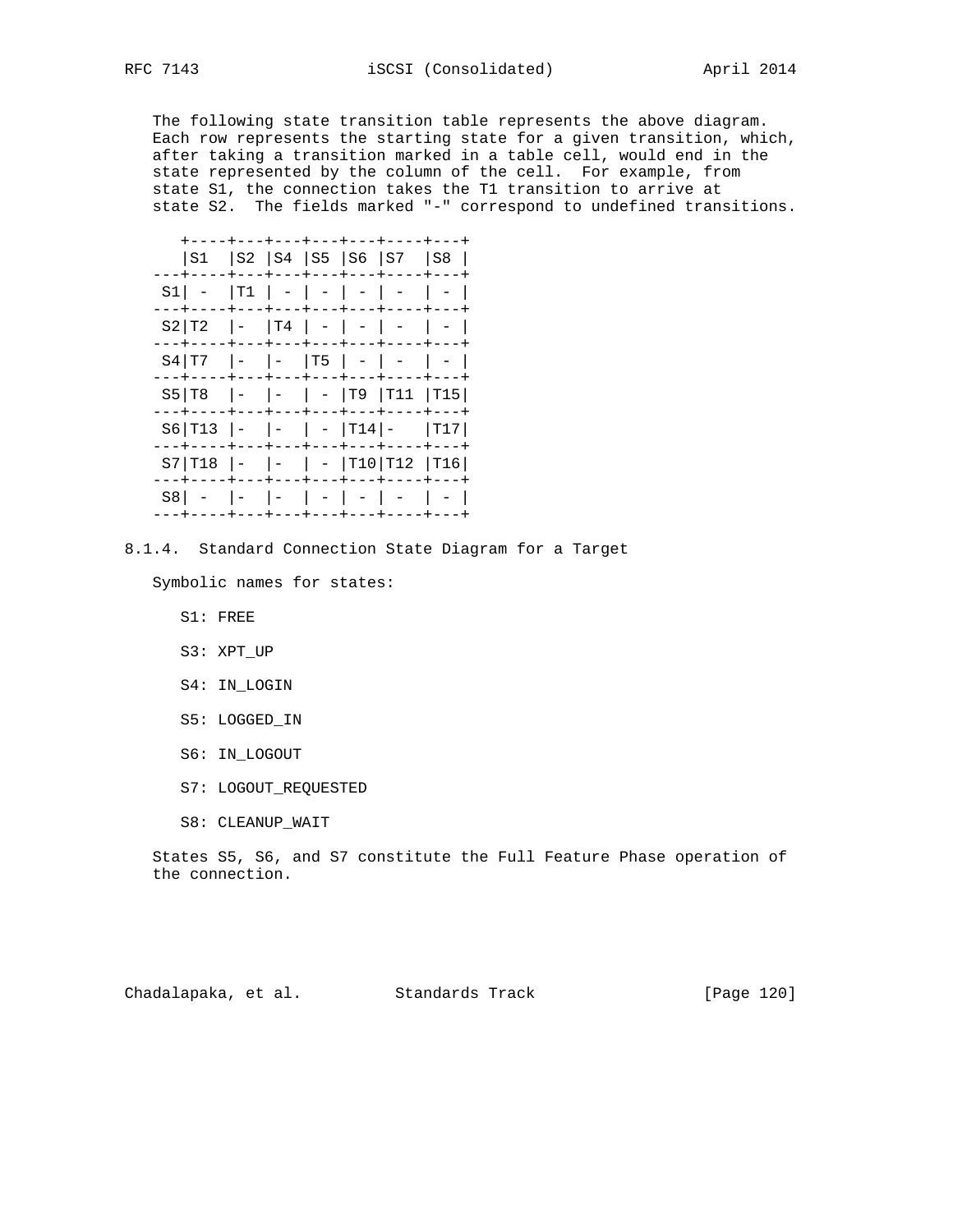The following state transition table represents the above diagram. Each row represents the starting state for a given transition, which, after taking a transition marked in a table cell, would end in the state represented by the column of the cell. For example, from state S1, the connection takes the T1 transition to arrive at state S2. The fields marked "-" correspond to undefined transitions.

| | S1 | S2 | S4 | S5 | S6 | S7 | S8 |
|---|---|---|---|---|---|---|---|
| S1 | - | T1 | - | - | - | - | - |
| S2 | T2 | - | T4 | - | - | - | - |
| S4 | T7 | - | - | T5 | - | - | - |
| S5 | T8 | - | - | - | T9 | T11 | T15 |
| S6 | T13 | - | - | - | T14 | - | T17 |
| S7 | T18 | - | - | - | T10 | T12 | T16 |
| S8 | - | - | - | - | - | - | - |

### 8.1.4. Standard Connection State Diagram for a Target

Symbolic names for states:

S1: FREE

S3: XPT_UP

S4: IN_LOGIN

S5: LOGGED_IN

S6: IN_LOGOUT

S7: LOGOUT_REQUESTED

S8: CLEANUP_WAIT

States S5, S6, and S7 constitute the Full Feature Phase operation of the connection.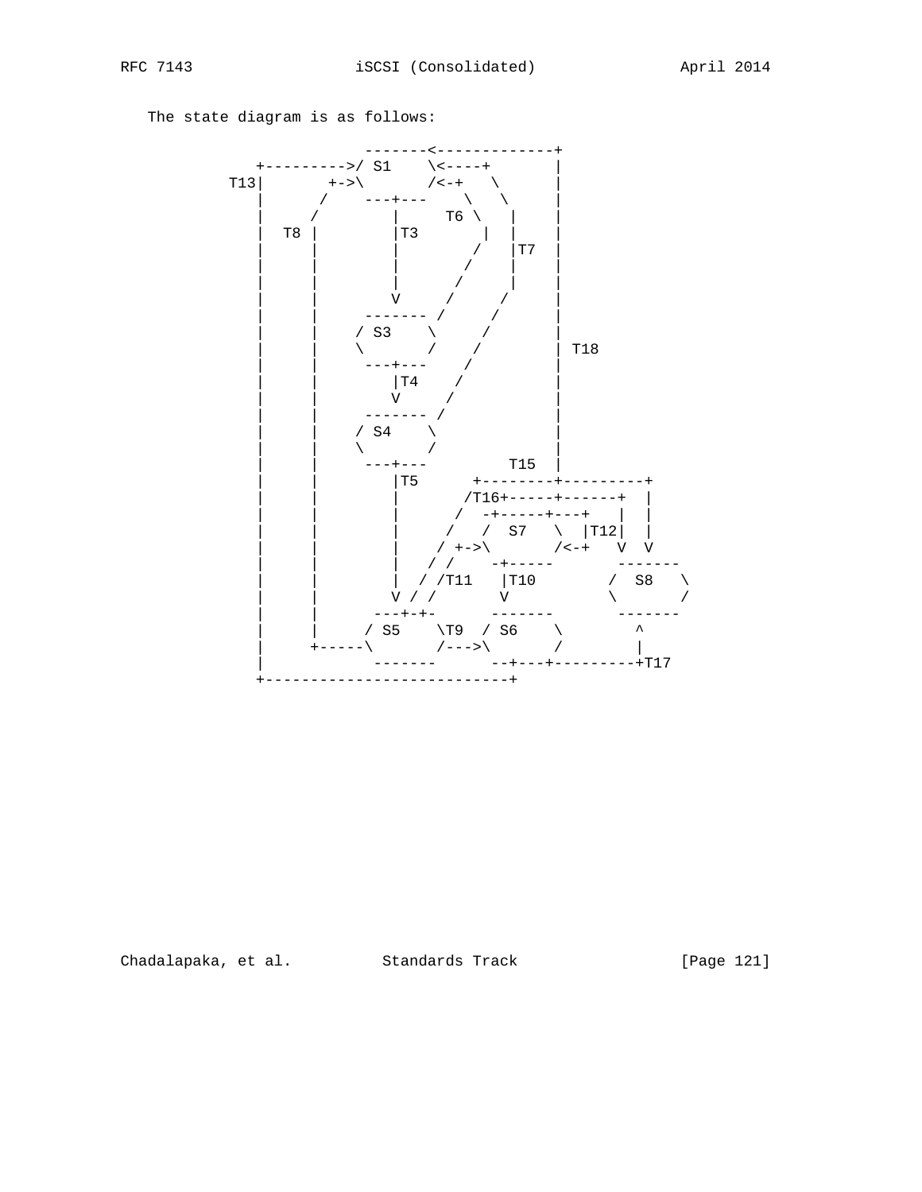The state diagram is as follows:

```
                     -------<-------------+
          +--------->/ S1    \<----+       |
       T13|       +->\       /<-+   \      |
          |      /    ---+---    \   \     |
          |     /        |     T6 \   |    |
          |  T8 |        |T3       |  |    |
          |     |        |        /   |T7  |
          |     |        |       /    |    |
          |     |        |      /     |    |
          |     |        V     /     /     |
          |     |     ------- /     /      |
          |     |    / S3    \     /       |
          |     |    \       /    /        | T18
          |     |     ---+---    /         |
          |     |        |T4    /          |
          |     |        V     /           |
          |     |     ------- /            |
          |     |    / S4    \             |
          |     |    \       /             |
          |     |     ---+---         T15  |
          |     |        |T5      +--------+---------+
          |     |        |       /T16+-----+------+  |
          |     |        |      /  -+-----+---+   |  |
          |     |        |     /   /  S7   \  |T12|  |
          |     |        |    / +->\       /<-+   V  V
          |     |        |   / /    -+-----       -------
          |     |        |  / /T11   |T10        /  S8   \
          |     |        V / /       V           \       /
          |     |     ---+-+-      -------        -------
          |     |    / S5    \T9  / S6    \        ^
          |     +-----\       /--->\       /        |
          |           -------      --+---+---------+T17
          +---------------------------+
```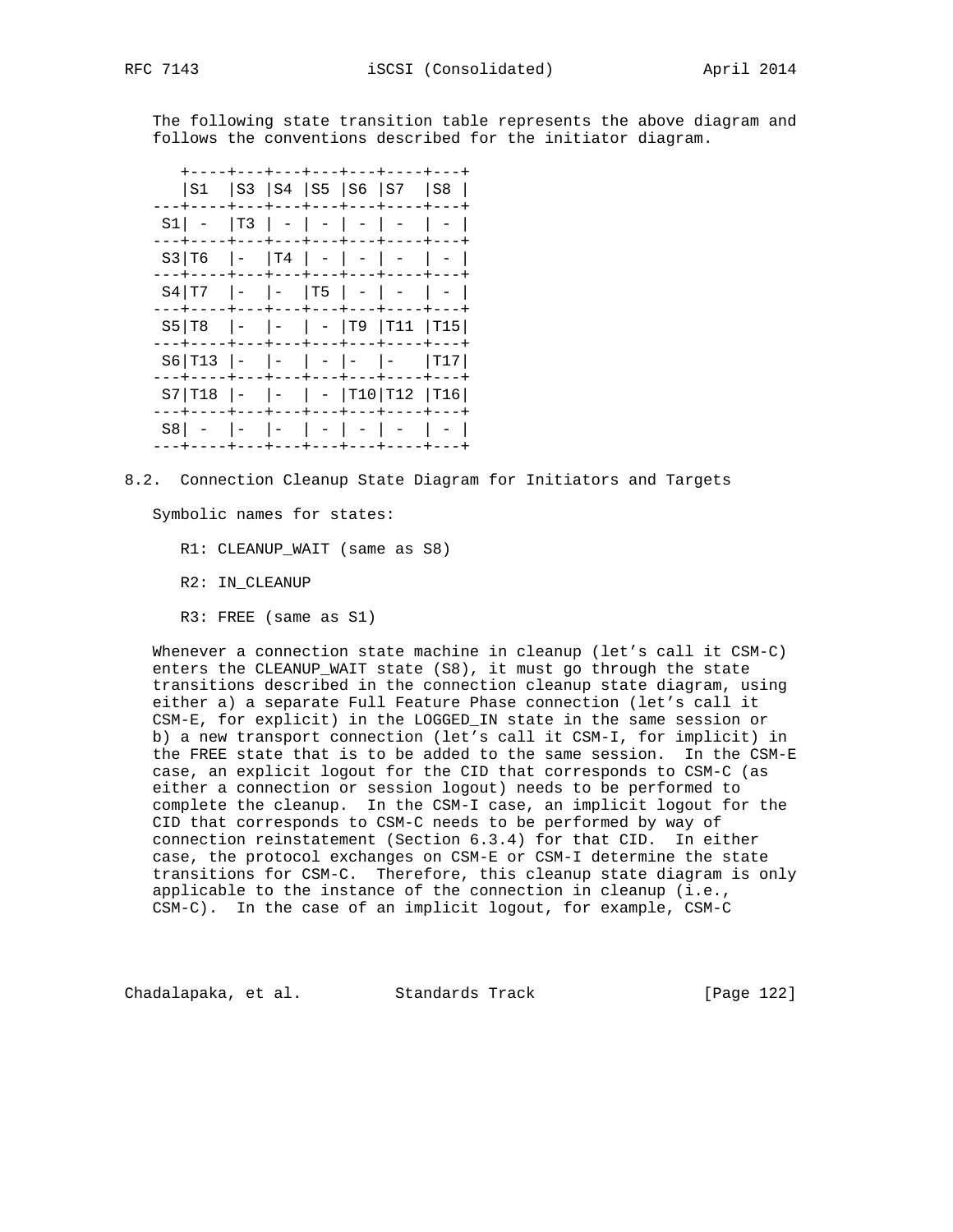The following state transition table represents the above diagram and follows the conventions described for the initiator diagram.

| | S1 | S3 | S4 | S5 | S6 | S7 | S8 |
|---|---|---|---|---|---|---|---|
| S1 | - | T3 | - | - | - | - | - |
| S3 | T6 | - | T4 | - | - | - | - |
| S4 | T7 | - | - | T5 | - | - | - |
| S5 | T8 | - | - | - | T9 | T11 | T15 |
| S6 | T13 | - | - | - | - | - | T17 |
| S7 | T18 | - | - | - | T10 | T12 | T16 |
| S8 | - | - | - | - | - | - | - |

## 8.2. Connection Cleanup State Diagram for Initiators and Targets

Symbolic names for states:

R1: CLEANUP_WAIT (same as S8)

R2: IN_CLEANUP

R3: FREE (same as S1)

Whenever a connection state machine in cleanup (let's call it CSM-C) enters the CLEANUP_WAIT state (S8), it must go through the state transitions described in the connection cleanup state diagram, using either a) a separate Full Feature Phase connection (let's call it CSM-E, for explicit) in the LOGGED_IN state in the same session or b) a new transport connection (let's call it CSM-I, for implicit) in the FREE state that is to be added to the same session. In the CSM-E case, an explicit logout for the CID that corresponds to CSM-C (as either a connection or session logout) needs to be performed to complete the cleanup. In the CSM-I case, an implicit logout for the CID that corresponds to CSM-C needs to be performed by way of connection reinstatement (Section 6.3.4) for that CID. In either case, the protocol exchanges on CSM-E or CSM-I determine the state transitions for CSM-C. Therefore, this cleanup state diagram is only applicable to the instance of the connection in cleanup (i.e., CSM-C). In the case of an implicit logout, for example, CSM-C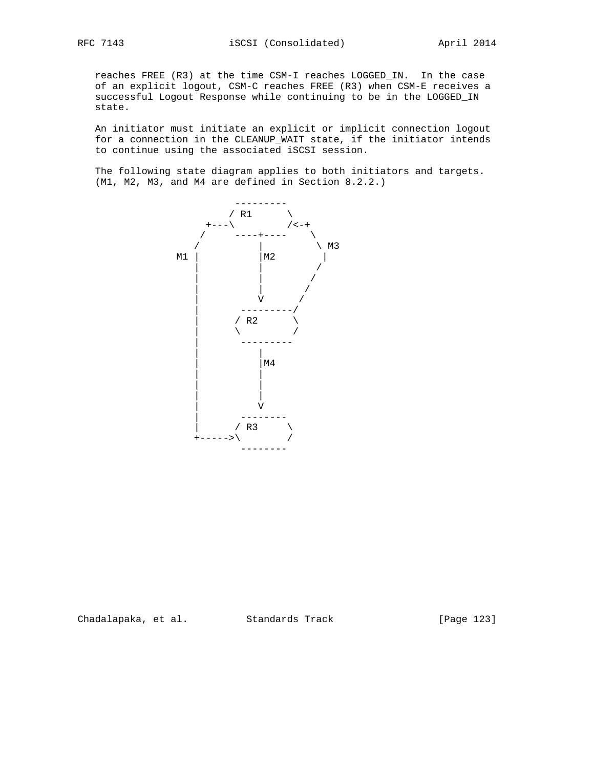reaches FREE (R3) at the time CSM-I reaches LOGGED_IN. In the case of an explicit logout, CSM-C reaches FREE (R3) when CSM-E receives a successful Logout Response while continuing to be in the LOGGED_IN state.

An initiator must initiate an explicit or implicit connection logout for a connection in the CLEANUP_WAIT state, if the initiator intends to continue using the associated iSCSI session.

The following state diagram applies to both initiators and targets. (M1, M2, M3, and M4 are defined in Section 8.2.2.)

```
                        ---------
                       / R1      \
                   +---\         /<-+
                  /     ----+----    \
                 /          |         \ M3
              M1 |          |M2        |
                 |          |         /
                 |          |        /
                 |          |       /
                 |          V      /
                 |       ---------/
                 |      / R2      \
                 |      \         /
                 |       ---------
                 |          |
                 |          |M4
                 |          |
                 |          |
                 |          |
                 |          V
                 |       --------
                 |      / R3     \
                 +----->\        /
                         --------
```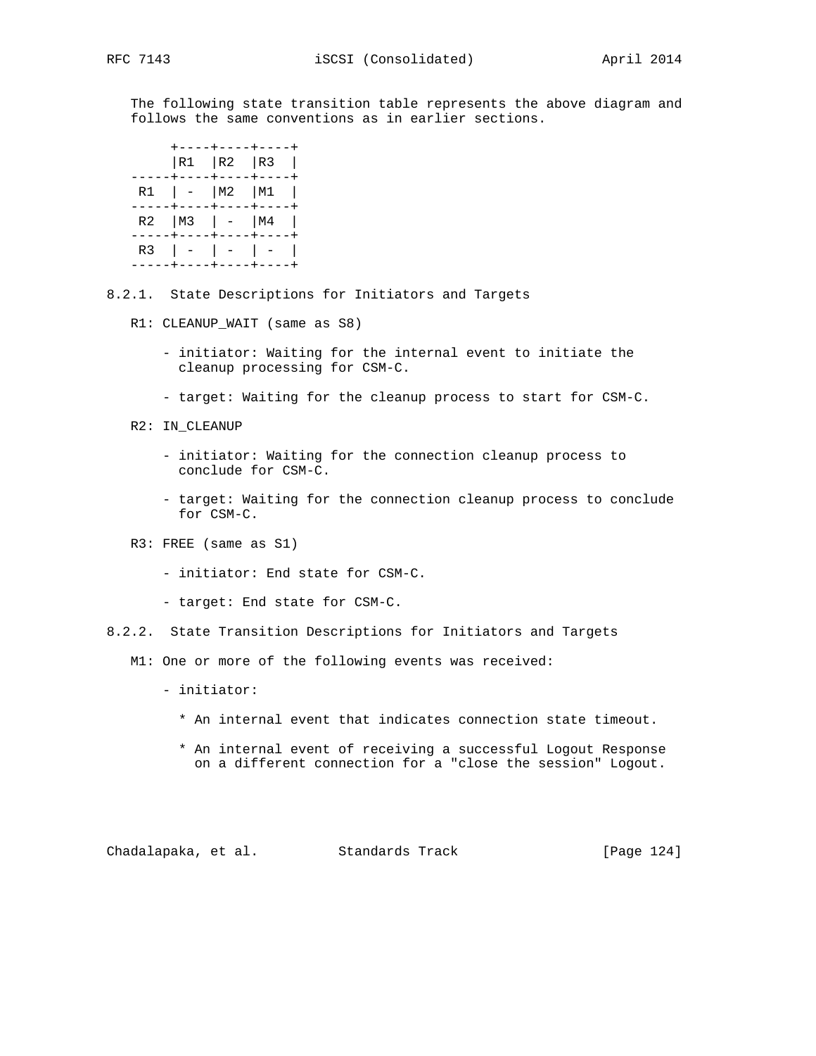The following state transition table represents the above diagram and follows the same conventions as in earlier sections.

|    | R1 | R2 | R3 |
|---|---|---|---|
| R1 | - | M2 | M1 |
| R2 | M3 | - | M4 |
| R3 | - | - | - |

### 8.2.1. State Descriptions for Initiators and Targets

R1: CLEANUP_WAIT (same as S8)

- initiator: Waiting for the internal event to initiate the cleanup processing for CSM-C.

- target: Waiting for the cleanup process to start for CSM-C.

R2: IN_CLEANUP

- initiator: Waiting for the connection cleanup process to conclude for CSM-C.

- target: Waiting for the connection cleanup process to conclude for CSM-C.

R3: FREE (same as S1)

- initiator: End state for CSM-C.

- target: End state for CSM-C.

### 8.2.2. State Transition Descriptions for Initiators and Targets

M1: One or more of the following events was received:

- initiator:

  * An internal event that indicates connection state timeout.

  * An internal event of receiving a successful Logout Response on a different connection for a "close the session" Logout.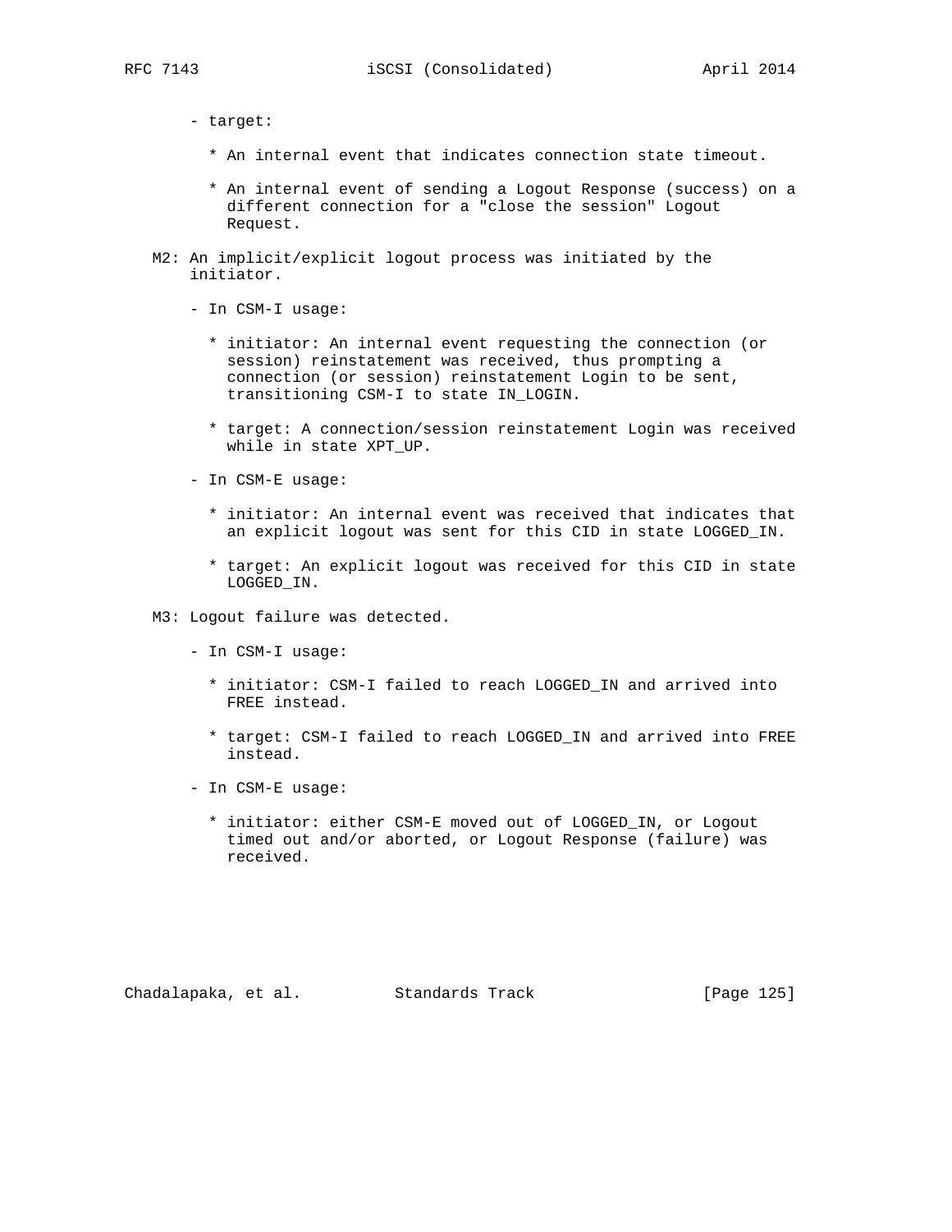- target:

  * An internal event that indicates connection state timeout.

  * An internal event of sending a Logout Response (success) on a different connection for a "close the session" Logout Request.

M2: An implicit/explicit logout process was initiated by the initiator.

- In CSM-I usage:

  * initiator: An internal event requesting the connection (or session) reinstatement was received, thus prompting a connection (or session) reinstatement Login to be sent, transitioning CSM-I to state IN_LOGIN.

  * target: A connection/session reinstatement Login was received while in state XPT_UP.

- In CSM-E usage:

  * initiator: An internal event was received that indicates that an explicit logout was sent for this CID in state LOGGED_IN.

  * target: An explicit logout was received for this CID in state LOGGED_IN.

M3: Logout failure was detected.

- In CSM-I usage:

  * initiator: CSM-I failed to reach LOGGED_IN and arrived into FREE instead.

  * target: CSM-I failed to reach LOGGED_IN and arrived into FREE instead.

- In CSM-E usage:

  * initiator: either CSM-E moved out of LOGGED_IN, or Logout timed out and/or aborted, or Logout Response (failure) was received.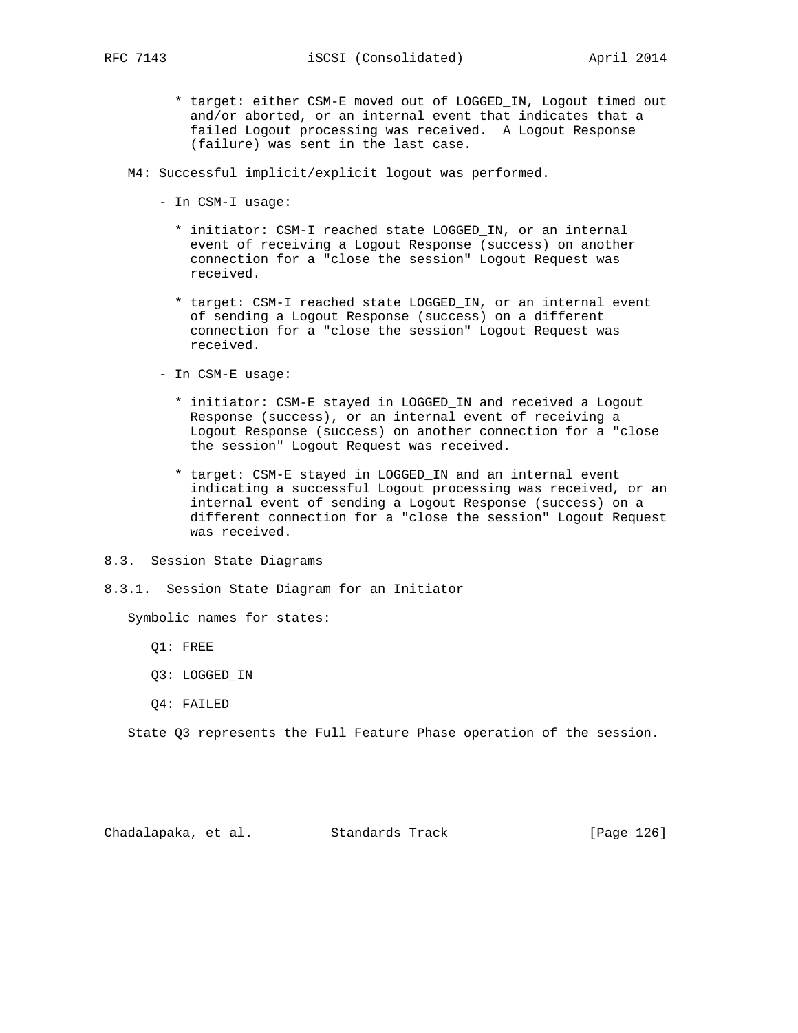* target: either CSM-E moved out of LOGGED_IN, Logout timed out and/or aborted, or an internal event that indicates that a failed Logout processing was received. A Logout Response (failure) was sent in the last case.

M4: Successful implicit/explicit logout was performed.

- In CSM-I usage:

  * initiator: CSM-I reached state LOGGED_IN, or an internal event of receiving a Logout Response (success) on another connection for a "close the session" Logout Request was received.

  * target: CSM-I reached state LOGGED_IN, or an internal event of sending a Logout Response (success) on a different connection for a "close the session" Logout Request was received.

- In CSM-E usage:

  * initiator: CSM-E stayed in LOGGED_IN and received a Logout Response (success), or an internal event of receiving a Logout Response (success) on another connection for a "close the session" Logout Request was received.

  * target: CSM-E stayed in LOGGED_IN and an internal event indicating a successful Logout processing was received, or an internal event of sending a Logout Response (success) on a different connection for a "close the session" Logout Request was received.

## 8.3. Session State Diagrams

### 8.3.1. Session State Diagram for an Initiator

Symbolic names for states:

Q1: FREE

Q3: LOGGED_IN

Q4: FAILED

State Q3 represents the Full Feature Phase operation of the session.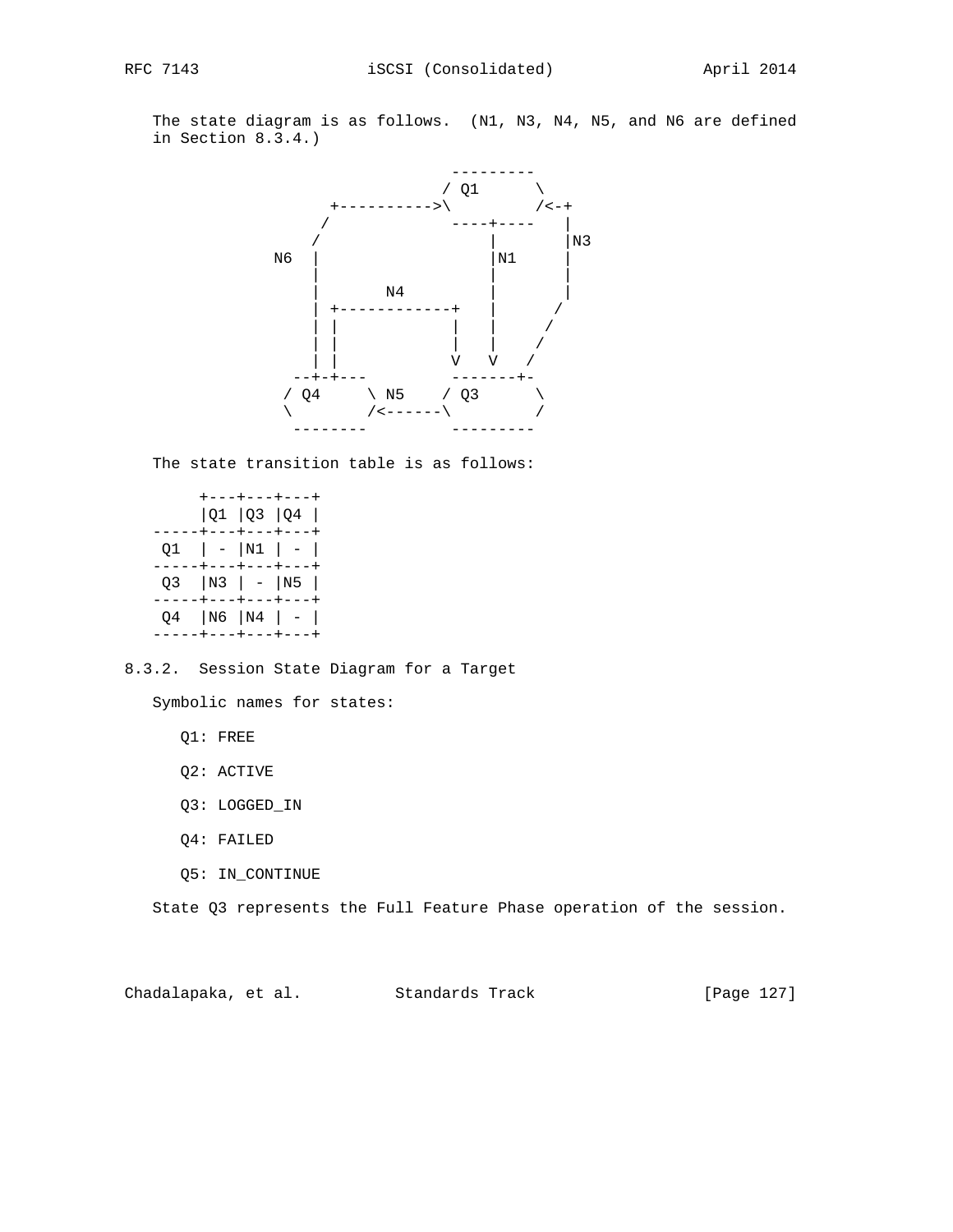The state diagram is as follows. (N1, N3, N4, N5, and N6 are defined in Section 8.3.4.)

```
                          ---------
                         / Q1      \
              +---------->\         /<-+
             /            ----+----   |
            /                 |       |N3
         N6 |                 |N1     |
            |                 |       |
            |        N4       |       |
            | +------------+  |      /
            | |            |  |     /
            | |            |  |    /
            | |            V  V   /
          --+-+---         -------+-
         / Q4     \ N5    / Q3      \
         \        /<------\         /
          --------         ---------
```

The state transition table is as follows:

|    | Q1 | Q3 | Q4 |
|---|---|---|---|
| Q1 | - | N1 | - |
| Q3 | N3 | - | N5 |
| Q4 | N6 | N4 | - |

### 8.3.2. Session State Diagram for a Target

Symbolic names for states:

Q1: FREE

Q2: ACTIVE

Q3: LOGGED_IN

Q4: FAILED

Q5: IN_CONTINUE

State Q3 represents the Full Feature Phase operation of the session.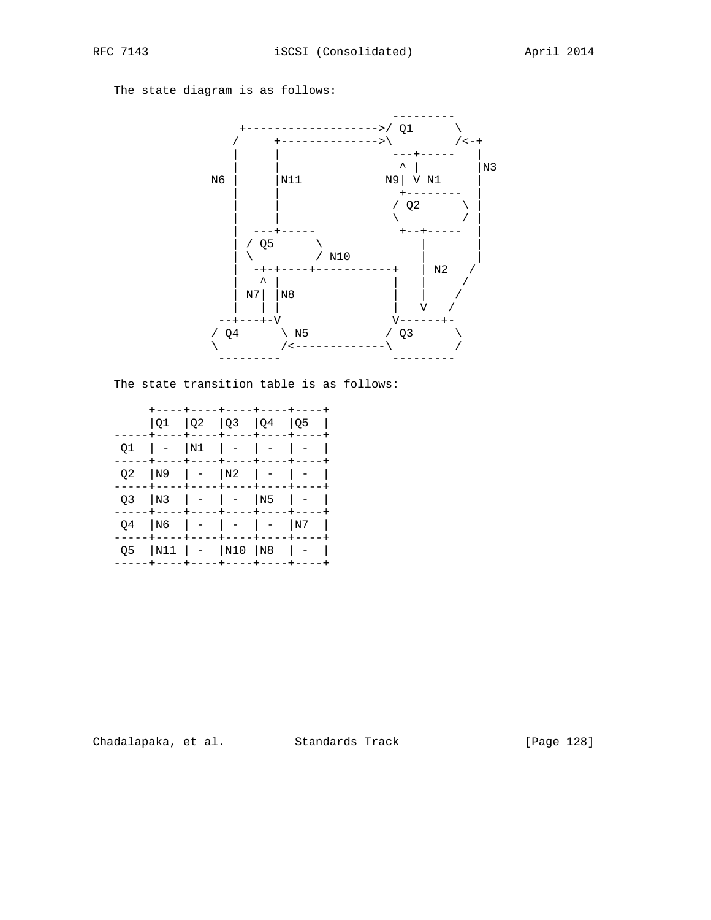The state diagram is as follows:

```
                                        ---------
                 +------------------->/ Q1      \
                /      +------------->\         /<-+
               |       |               ---+-----   |
               |       |                ^ |        |N3
            N6 |       |N11           N9| V N1     |
               |       |                +--------  |
               |       |               / Q2      \ |
               |       |               \         / |
               |   ---+-----            +--+-----  |
               | / Q5      \               |       |
               | \         / N10           |       |
               |  -+-+----+-----------+    | N2   /
               |   ^ |                |    |     /
               | N7| |N8              |    |    /
               |   | |                |    V   /
             --+---+-V                V------+-
            / Q4      \ N5           / Q3      \
            \         /<-------------\         /
             ---------                ---------
```

The state transition table is as follows:

|  | Q1 | Q2 | Q3 | Q4 | Q5 |
|---|---|---|---|---|---|
| Q1 | - | N1 | - | - | - |
| Q2 | N9 | - | N2 | - | - |
| Q3 | N3 | - | - | N5 | - |
| Q4 | N6 | - | - | - | N7 |
| Q5 | N11 | - | N10 | N8 | - |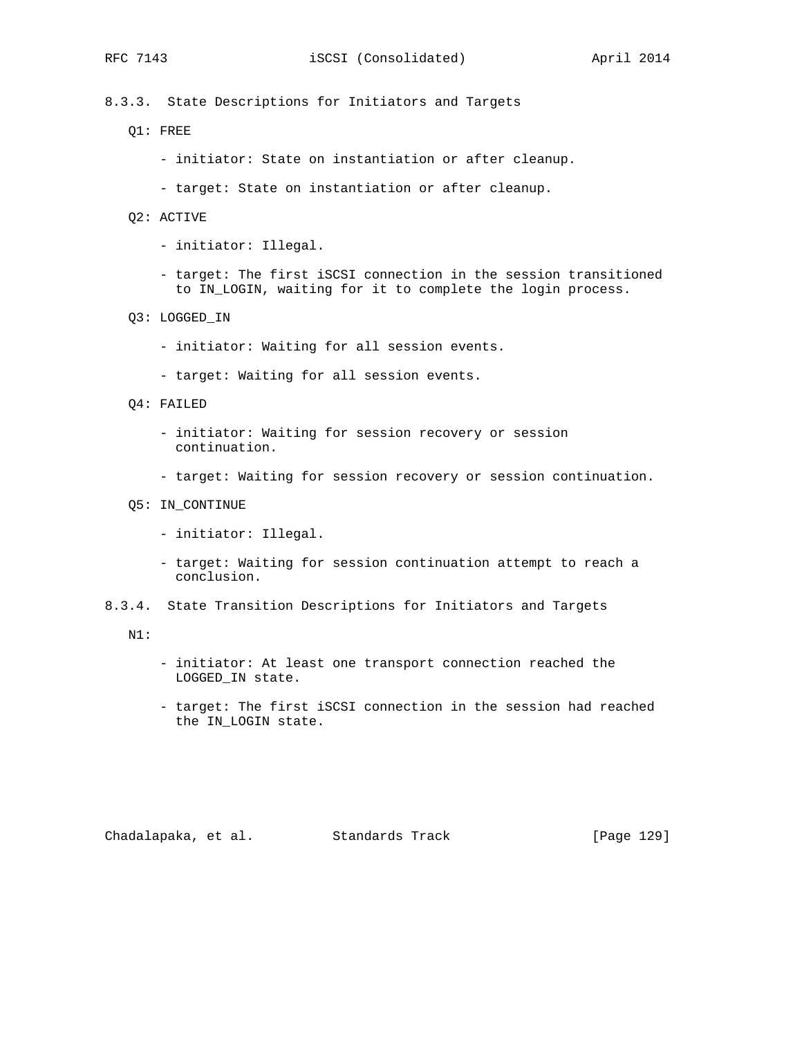### 8.3.3. State Descriptions for Initiators and Targets

Q1: FREE

- initiator: State on instantiation or after cleanup.
- target: State on instantiation or after cleanup.

Q2: ACTIVE

- initiator: Illegal.
- target: The first iSCSI connection in the session transitioned to IN_LOGIN, waiting for it to complete the login process.

Q3: LOGGED_IN

- initiator: Waiting for all session events.
- target: Waiting for all session events.

Q4: FAILED

- initiator: Waiting for session recovery or session continuation.
- target: Waiting for session recovery or session continuation.

Q5: IN_CONTINUE

- initiator: Illegal.
- target: Waiting for session continuation attempt to reach a conclusion.

### 8.3.4. State Transition Descriptions for Initiators and Targets

N1:

- initiator: At least one transport connection reached the LOGGED_IN state.
- target: The first iSCSI connection in the session had reached the IN_LOGIN state.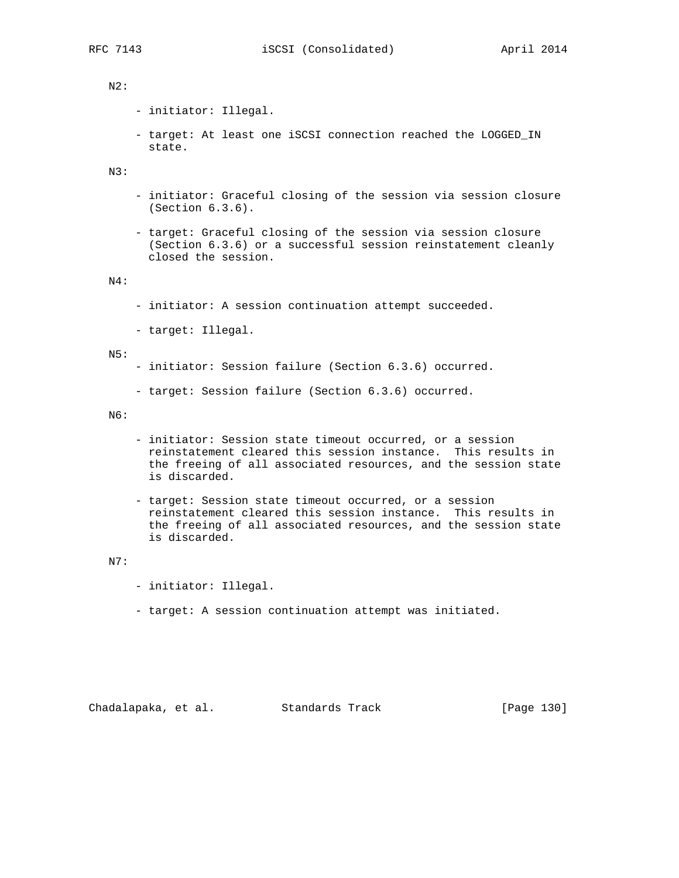N2:

- initiator: Illegal.

- target: At least one iSCSI connection reached the LOGGED_IN state.

N3:

- initiator: Graceful closing of the session via session closure (Section 6.3.6).

- target: Graceful closing of the session via session closure (Section 6.3.6) or a successful session reinstatement cleanly closed the session.

N4:

- initiator: A session continuation attempt succeeded.

- target: Illegal.

N5:

- initiator: Session failure (Section 6.3.6) occurred.

- target: Session failure (Section 6.3.6) occurred.

N6:

- initiator: Session state timeout occurred, or a session reinstatement cleared this session instance. This results in the freeing of all associated resources, and the session state is discarded.

- target: Session state timeout occurred, or a session reinstatement cleared this session instance. This results in the freeing of all associated resources, and the session state is discarded.

N7:

- initiator: Illegal.

- target: A session continuation attempt was initiated.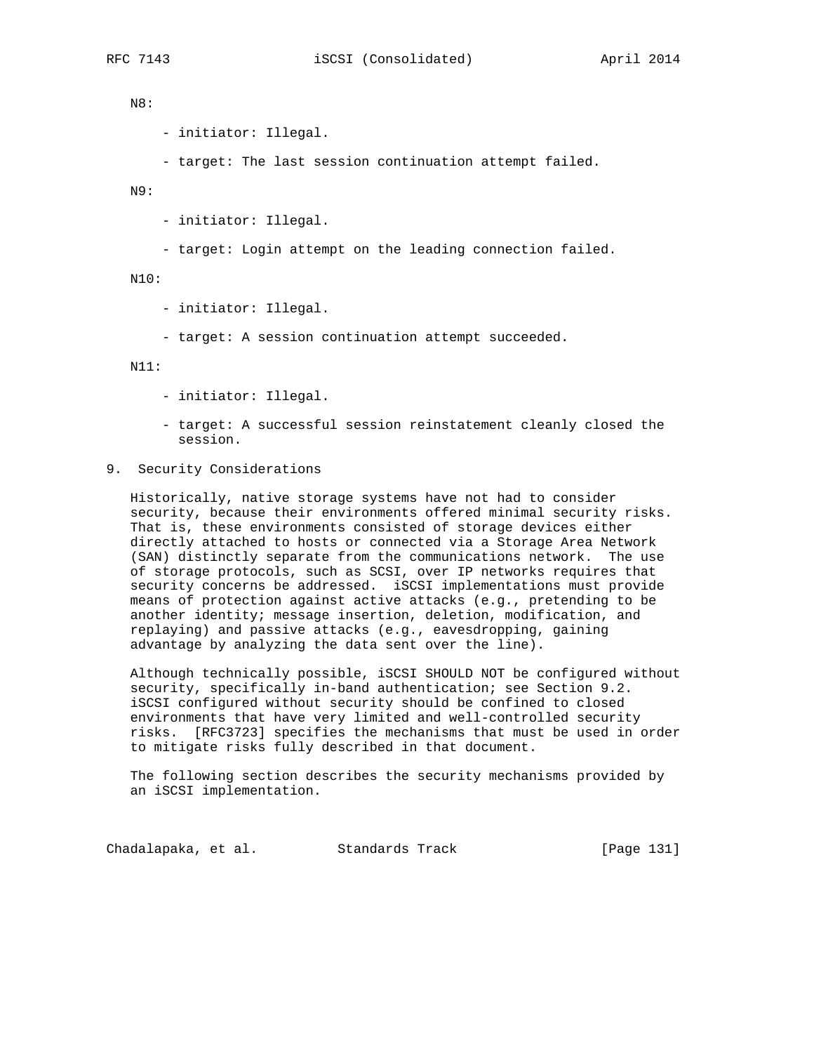N8:

- initiator: Illegal.

- target: The last session continuation attempt failed.

N9:

- initiator: Illegal.

- target: Login attempt on the leading connection failed.

N10:

- initiator: Illegal.

- target: A session continuation attempt succeeded.

N11:

- initiator: Illegal.

- target: A successful session reinstatement cleanly closed the session.

# 9. Security Considerations

Historically, native storage systems have not had to consider security, because their environments offered minimal security risks. That is, these environments consisted of storage devices either directly attached to hosts or connected via a Storage Area Network (SAN) distinctly separate from the communications network. The use of storage protocols, such as SCSI, over IP networks requires that security concerns be addressed. iSCSI implementations must provide means of protection against active attacks (e.g., pretending to be another identity; message insertion, deletion, modification, and replaying) and passive attacks (e.g., eavesdropping, gaining advantage by analyzing the data sent over the line).

Although technically possible, iSCSI SHOULD NOT be configured without security, specifically in-band authentication; see Section 9.2. iSCSI configured without security should be confined to closed environments that have very limited and well-controlled security risks. [RFC3723] specifies the mechanisms that must be used in order to mitigate risks fully described in that document.

The following section describes the security mechanisms provided by an iSCSI implementation.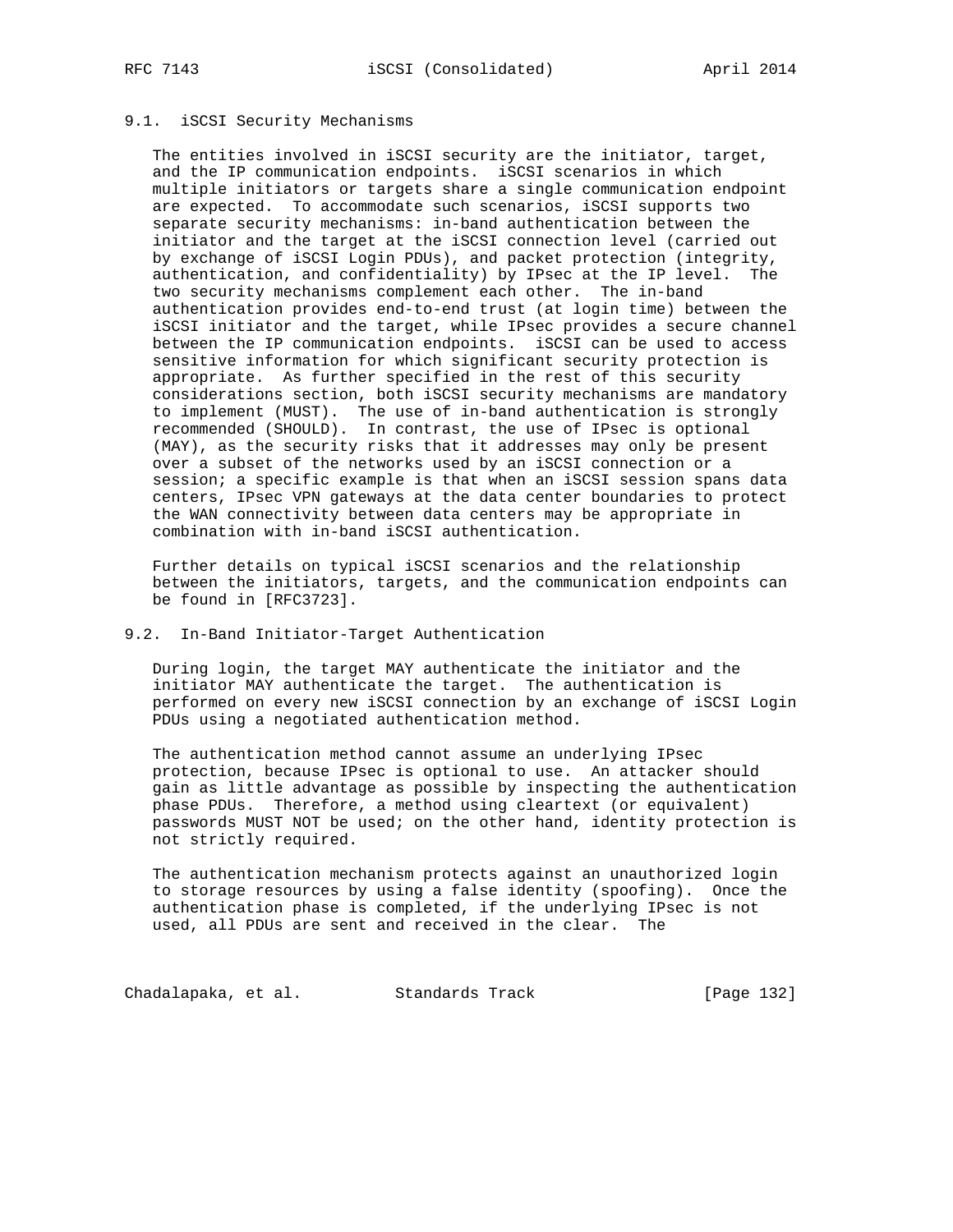## 9.1. iSCSI Security Mechanisms

The entities involved in iSCSI security are the initiator, target, and the IP communication endpoints. iSCSI scenarios in which multiple initiators or targets share a single communication endpoint are expected. To accommodate such scenarios, iSCSI supports two separate security mechanisms: in-band authentication between the initiator and the target at the iSCSI connection level (carried out by exchange of iSCSI Login PDUs), and packet protection (integrity, authentication, and confidentiality) by IPsec at the IP level. The two security mechanisms complement each other. The in-band authentication provides end-to-end trust (at login time) between the iSCSI initiator and the target, while IPsec provides a secure channel between the IP communication endpoints. iSCSI can be used to access sensitive information for which significant security protection is appropriate. As further specified in the rest of this security considerations section, both iSCSI security mechanisms are mandatory to implement (MUST). The use of in-band authentication is strongly recommended (SHOULD). In contrast, the use of IPsec is optional (MAY), as the security risks that it addresses may only be present over a subset of the networks used by an iSCSI connection or a session; a specific example is that when an iSCSI session spans data centers, IPsec VPN gateways at the data center boundaries to protect the WAN connectivity between data centers may be appropriate in combination with in-band iSCSI authentication.

Further details on typical iSCSI scenarios and the relationship between the initiators, targets, and the communication endpoints can be found in [RFC3723].

## 9.2. In-Band Initiator-Target Authentication

During login, the target MAY authenticate the initiator and the initiator MAY authenticate the target. The authentication is performed on every new iSCSI connection by an exchange of iSCSI Login PDUs using a negotiated authentication method.

The authentication method cannot assume an underlying IPsec protection, because IPsec is optional to use. An attacker should gain as little advantage as possible by inspecting the authentication phase PDUs. Therefore, a method using cleartext (or equivalent) passwords MUST NOT be used; on the other hand, identity protection is not strictly required.

The authentication mechanism protects against an unauthorized login to storage resources by using a false identity (spoofing). Once the authentication phase is completed, if the underlying IPsec is not used, all PDUs are sent and received in the clear. The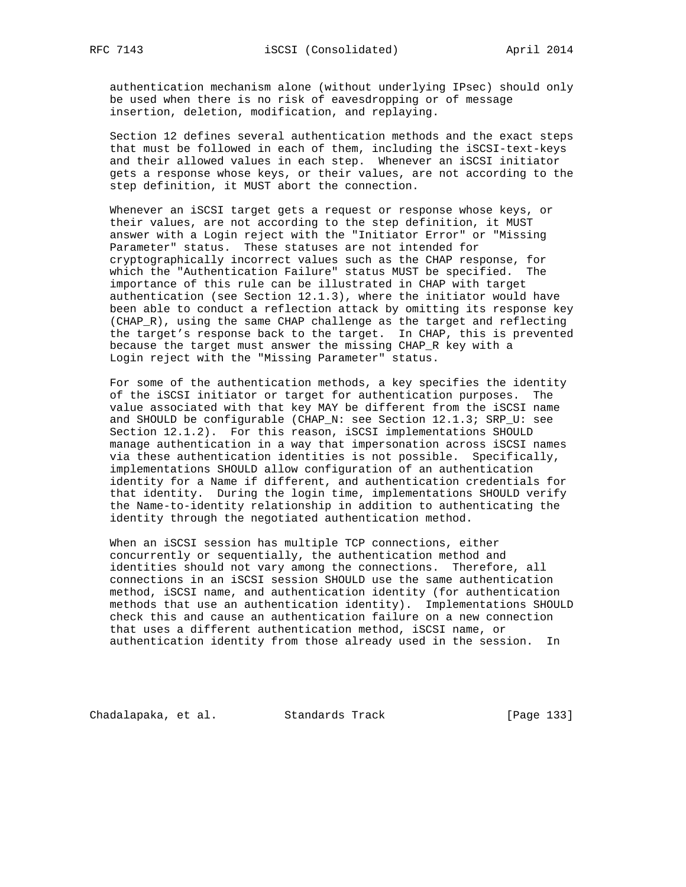authentication mechanism alone (without underlying IPsec) should only be used when there is no risk of eavesdropping or of message insertion, deletion, modification, and replaying.

Section 12 defines several authentication methods and the exact steps that must be followed in each of them, including the iSCSI-text-keys and their allowed values in each step. Whenever an iSCSI initiator gets a response whose keys, or their values, are not according to the step definition, it MUST abort the connection.

Whenever an iSCSI target gets a request or response whose keys, or their values, are not according to the step definition, it MUST answer with a Login reject with the "Initiator Error" or "Missing Parameter" status. These statuses are not intended for cryptographically incorrect values such as the CHAP response, for which the "Authentication Failure" status MUST be specified. The importance of this rule can be illustrated in CHAP with target authentication (see Section 12.1.3), where the initiator would have been able to conduct a reflection attack by omitting its response key (CHAP_R), using the same CHAP challenge as the target and reflecting the target's response back to the target. In CHAP, this is prevented because the target must answer the missing CHAP_R key with a Login reject with the "Missing Parameter" status.

For some of the authentication methods, a key specifies the identity of the iSCSI initiator or target for authentication purposes. The value associated with that key MAY be different from the iSCSI name and SHOULD be configurable (CHAP_N: see Section 12.1.3; SRP_U: see Section 12.1.2). For this reason, iSCSI implementations SHOULD manage authentication in a way that impersonation across iSCSI names via these authentication identities is not possible. Specifically, implementations SHOULD allow configuration of an authentication identity for a Name if different, and authentication credentials for that identity. During the login time, implementations SHOULD verify the Name-to-identity relationship in addition to authenticating the identity through the negotiated authentication method.

When an iSCSI session has multiple TCP connections, either concurrently or sequentially, the authentication method and identities should not vary among the connections. Therefore, all connections in an iSCSI session SHOULD use the same authentication method, iSCSI name, and authentication identity (for authentication methods that use an authentication identity). Implementations SHOULD check this and cause an authentication failure on a new connection that uses a different authentication method, iSCSI name, or authentication identity from those already used in the session. In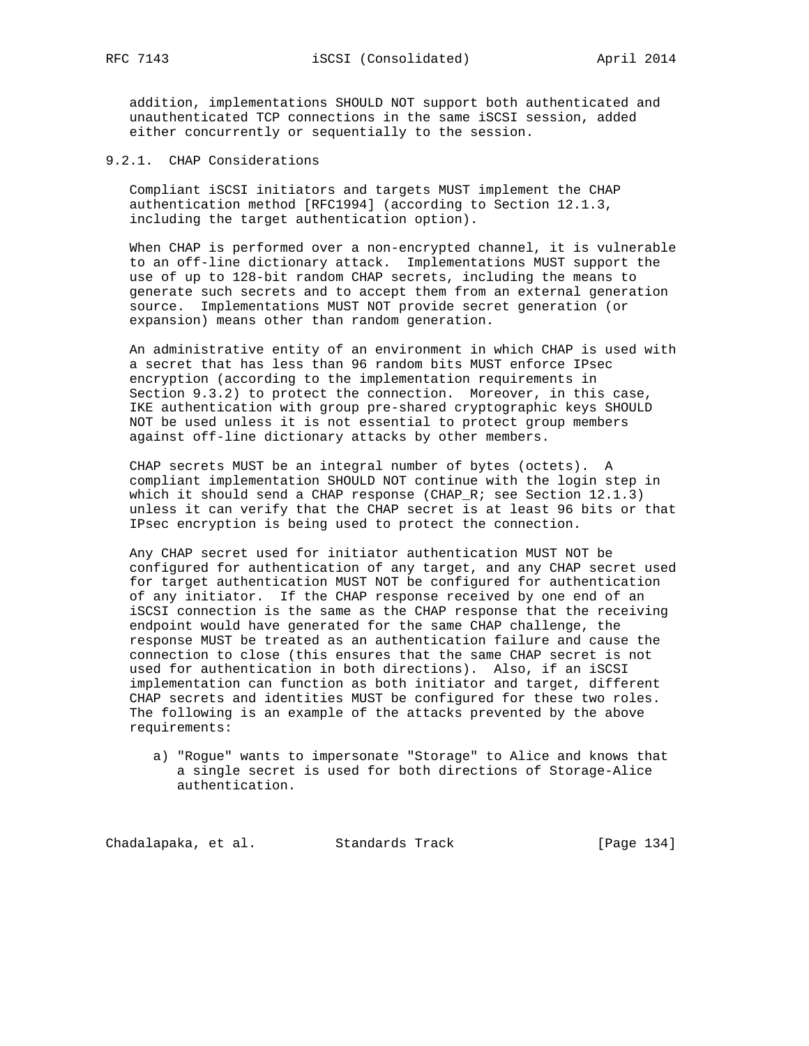addition, implementations SHOULD NOT support both authenticated and unauthenticated TCP connections in the same iSCSI session, added either concurrently or sequentially to the session.

### 9.2.1. CHAP Considerations

Compliant iSCSI initiators and targets MUST implement the CHAP authentication method [RFC1994] (according to Section 12.1.3, including the target authentication option).

When CHAP is performed over a non-encrypted channel, it is vulnerable to an off-line dictionary attack. Implementations MUST support the use of up to 128-bit random CHAP secrets, including the means to generate such secrets and to accept them from an external generation source. Implementations MUST NOT provide secret generation (or expansion) means other than random generation.

An administrative entity of an environment in which CHAP is used with a secret that has less than 96 random bits MUST enforce IPsec encryption (according to the implementation requirements in Section 9.3.2) to protect the connection. Moreover, in this case, IKE authentication with group pre-shared cryptographic keys SHOULD NOT be used unless it is not essential to protect group members against off-line dictionary attacks by other members.

CHAP secrets MUST be an integral number of bytes (octets). A compliant implementation SHOULD NOT continue with the login step in which it should send a CHAP response (CHAP_R; see Section 12.1.3) unless it can verify that the CHAP secret is at least 96 bits or that IPsec encryption is being used to protect the connection.

Any CHAP secret used for initiator authentication MUST NOT be configured for authentication of any target, and any CHAP secret used for target authentication MUST NOT be configured for authentication of any initiator. If the CHAP response received by one end of an iSCSI connection is the same as the CHAP response that the receiving endpoint would have generated for the same CHAP challenge, the response MUST be treated as an authentication failure and cause the connection to close (this ensures that the same CHAP secret is not used for authentication in both directions). Also, if an iSCSI implementation can function as both initiator and target, different CHAP secrets and identities MUST be configured for these two roles. The following is an example of the attacks prevented by the above requirements:

a) "Rogue" wants to impersonate "Storage" to Alice and knows that a single secret is used for both directions of Storage-Alice authentication.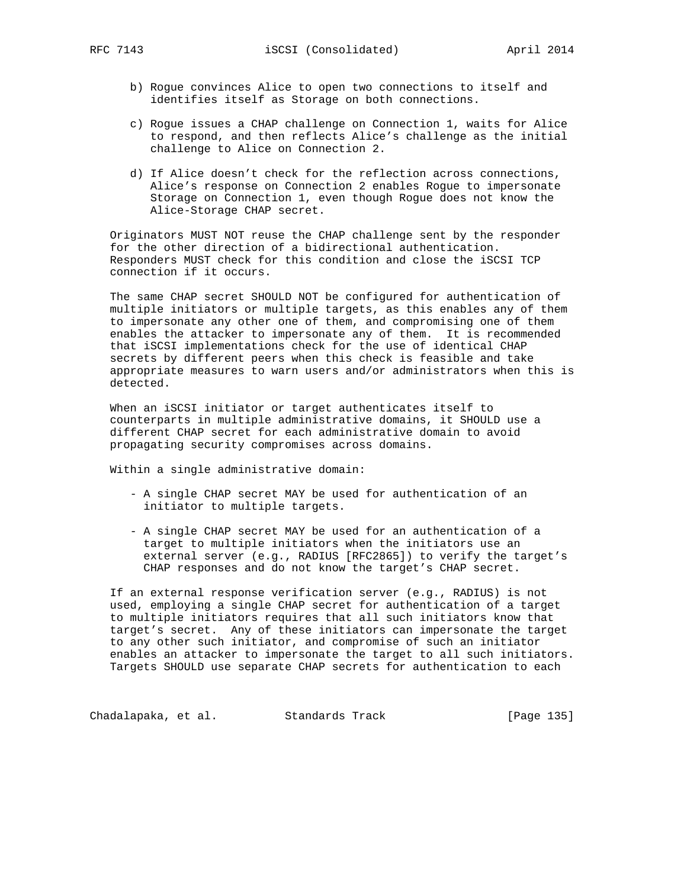b) Rogue convinces Alice to open two connections to itself and identifies itself as Storage on both connections.

c) Rogue issues a CHAP challenge on Connection 1, waits for Alice to respond, and then reflects Alice's challenge as the initial challenge to Alice on Connection 2.

d) If Alice doesn't check for the reflection across connections, Alice's response on Connection 2 enables Rogue to impersonate Storage on Connection 1, even though Rogue does not know the Alice-Storage CHAP secret.

Originators MUST NOT reuse the CHAP challenge sent by the responder for the other direction of a bidirectional authentication. Responders MUST check for this condition and close the iSCSI TCP connection if it occurs.

The same CHAP secret SHOULD NOT be configured for authentication of multiple initiators or multiple targets, as this enables any of them to impersonate any other one of them, and compromising one of them enables the attacker to impersonate any of them. It is recommended that iSCSI implementations check for the use of identical CHAP secrets by different peers when this check is feasible and take appropriate measures to warn users and/or administrators when this is detected.

When an iSCSI initiator or target authenticates itself to counterparts in multiple administrative domains, it SHOULD use a different CHAP secret for each administrative domain to avoid propagating security compromises across domains.

Within a single administrative domain:

- A single CHAP secret MAY be used for authentication of an initiator to multiple targets.

- A single CHAP secret MAY be used for an authentication of a target to multiple initiators when the initiators use an external server (e.g., RADIUS [RFC2865]) to verify the target's CHAP responses and do not know the target's CHAP secret.

If an external response verification server (e.g., RADIUS) is not used, employing a single CHAP secret for authentication of a target to multiple initiators requires that all such initiators know that target's secret. Any of these initiators can impersonate the target to any other such initiator, and compromise of such an initiator enables an attacker to impersonate the target to all such initiators. Targets SHOULD use separate CHAP secrets for authentication to each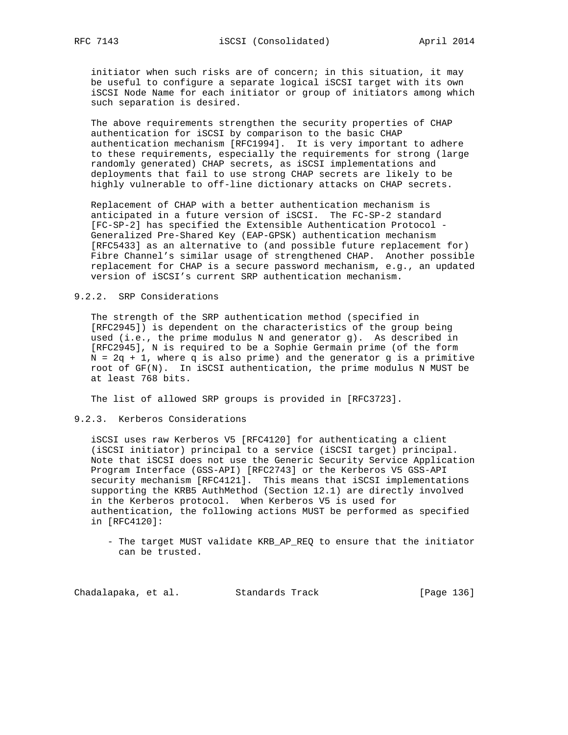initiator when such risks are of concern; in this situation, it may be useful to configure a separate logical iSCSI target with its own iSCSI Node Name for each initiator or group of initiators among which such separation is desired.

The above requirements strengthen the security properties of CHAP authentication for iSCSI by comparison to the basic CHAP authentication mechanism [RFC1994]. It is very important to adhere to these requirements, especially the requirements for strong (large randomly generated) CHAP secrets, as iSCSI implementations and deployments that fail to use strong CHAP secrets are likely to be highly vulnerable to off-line dictionary attacks on CHAP secrets.

Replacement of CHAP with a better authentication mechanism is anticipated in a future version of iSCSI. The FC-SP-2 standard [FC-SP-2] has specified the Extensible Authentication Protocol - Generalized Pre-Shared Key (EAP-GPSK) authentication mechanism [RFC5433] as an alternative to (and possible future replacement for) Fibre Channel's similar usage of strengthened CHAP. Another possible replacement for CHAP is a secure password mechanism, e.g., an updated version of iSCSI's current SRP authentication mechanism.

### 9.2.2. SRP Considerations

The strength of the SRP authentication method (specified in [RFC2945]) is dependent on the characteristics of the group being used (i.e., the prime modulus N and generator g). As described in [RFC2945], N is required to be a Sophie Germain prime (of the form $N = 2q + 1$, where q is also prime) and the generator g is a primitive root of GF(N). In iSCSI authentication, the prime modulus N MUST be at least 768 bits.

The list of allowed SRP groups is provided in [RFC3723].

### 9.2.3. Kerberos Considerations

iSCSI uses raw Kerberos V5 [RFC4120] for authenticating a client (iSCSI initiator) principal to a service (iSCSI target) principal. Note that iSCSI does not use the Generic Security Service Application Program Interface (GSS-API) [RFC2743] or the Kerberos V5 GSS-API security mechanism [RFC4121]. This means that iSCSI implementations supporting the KRB5 AuthMethod (Section 12.1) are directly involved in the Kerberos protocol. When Kerberos V5 is used for authentication, the following actions MUST be performed as specified in [RFC4120]:

- The target MUST validate KRB_AP_REQ to ensure that the initiator can be trusted.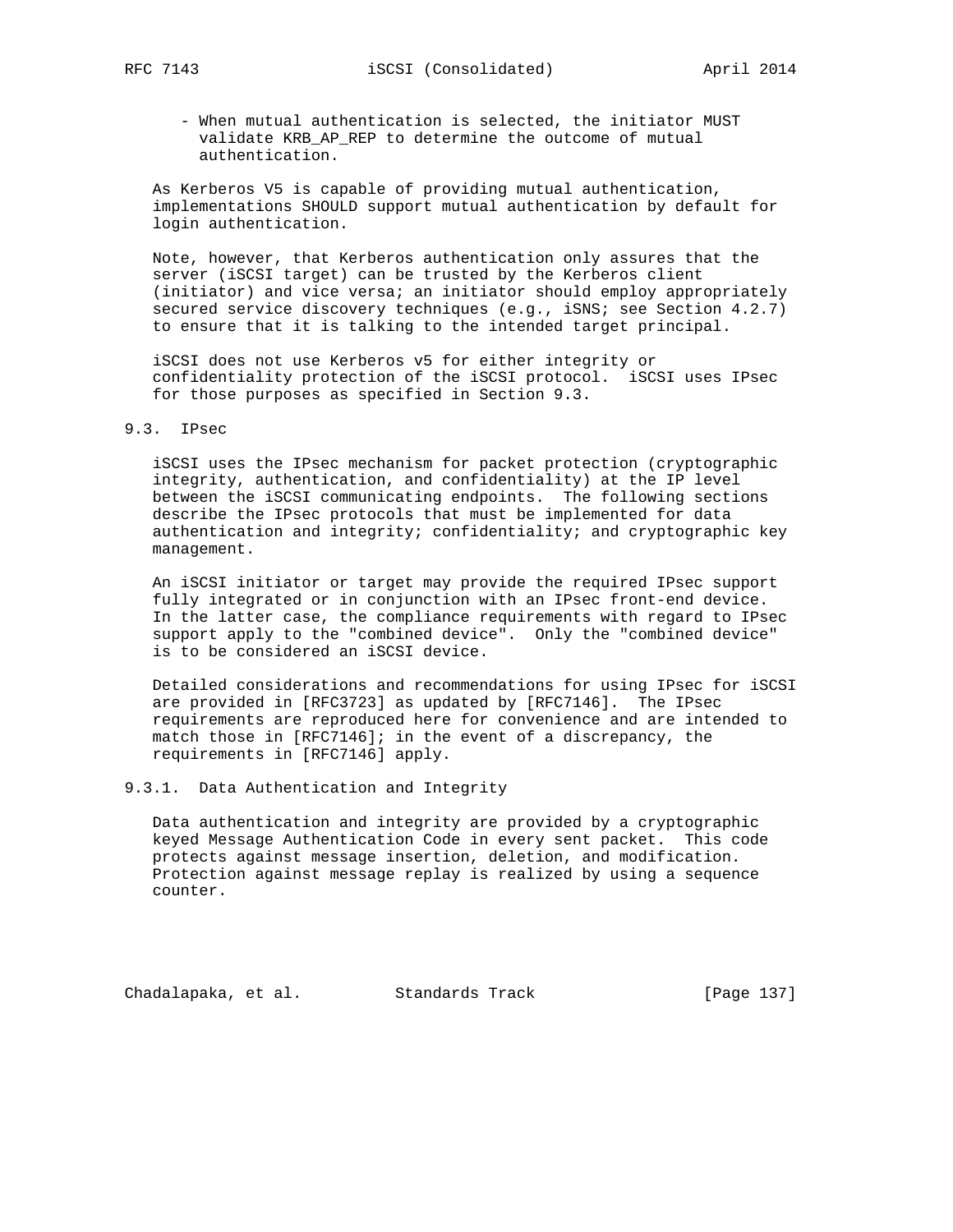- When mutual authentication is selected, the initiator MUST validate KRB_AP_REP to determine the outcome of mutual authentication.

As Kerberos V5 is capable of providing mutual authentication, implementations SHOULD support mutual authentication by default for login authentication.

Note, however, that Kerberos authentication only assures that the server (iSCSI target) can be trusted by the Kerberos client (initiator) and vice versa; an initiator should employ appropriately secured service discovery techniques (e.g., iSNS; see Section 4.2.7) to ensure that it is talking to the intended target principal.

iSCSI does not use Kerberos v5 for either integrity or confidentiality protection of the iSCSI protocol. iSCSI uses IPsec for those purposes as specified in Section 9.3.

## 9.3. IPsec

iSCSI uses the IPsec mechanism for packet protection (cryptographic integrity, authentication, and confidentiality) at the IP level between the iSCSI communicating endpoints. The following sections describe the IPsec protocols that must be implemented for data authentication and integrity; confidentiality; and cryptographic key management.

An iSCSI initiator or target may provide the required IPsec support fully integrated or in conjunction with an IPsec front-end device. In the latter case, the compliance requirements with regard to IPsec support apply to the "combined device". Only the "combined device" is to be considered an iSCSI device.

Detailed considerations and recommendations for using IPsec for iSCSI are provided in [RFC3723] as updated by [RFC7146]. The IPsec requirements are reproduced here for convenience and are intended to match those in [RFC7146]; in the event of a discrepancy, the requirements in [RFC7146] apply.

### 9.3.1. Data Authentication and Integrity

Data authentication and integrity are provided by a cryptographic keyed Message Authentication Code in every sent packet. This code protects against message insertion, deletion, and modification. Protection against message replay is realized by using a sequence counter.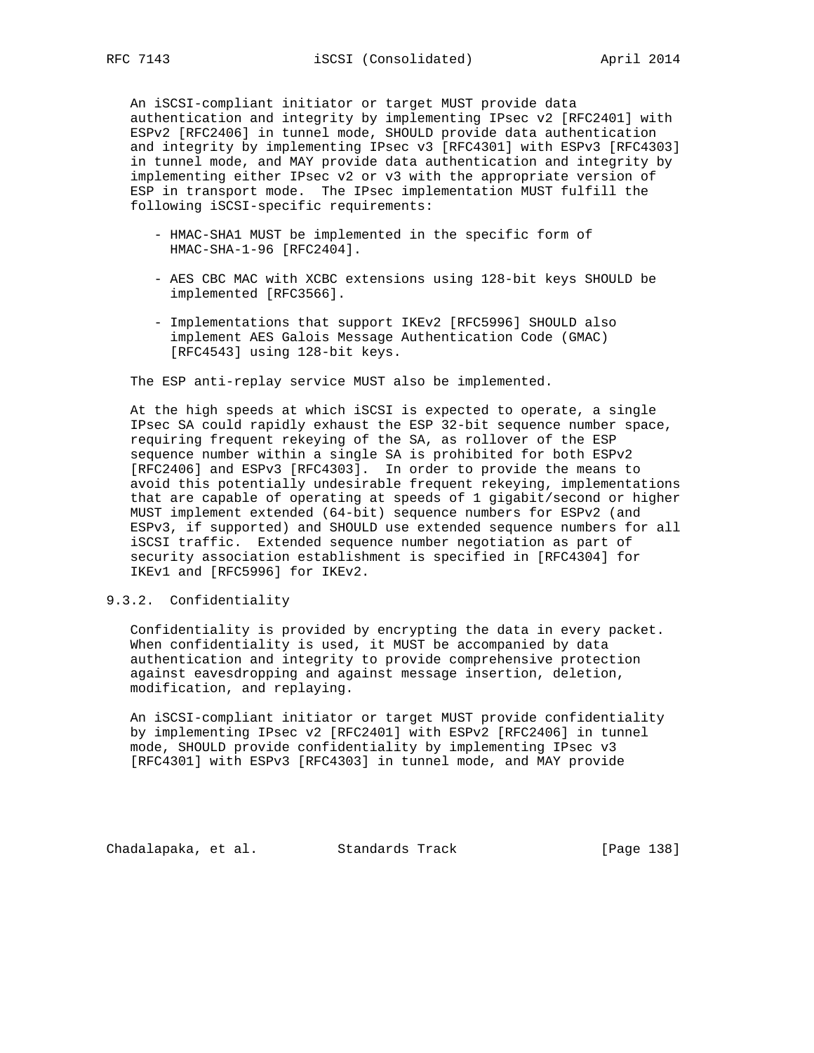An iSCSI-compliant initiator or target MUST provide data authentication and integrity by implementing IPsec v2 [RFC2401] with ESPv2 [RFC2406] in tunnel mode, SHOULD provide data authentication and integrity by implementing IPsec v3 [RFC4301] with ESPv3 [RFC4303] in tunnel mode, and MAY provide data authentication and integrity by implementing either IPsec v2 or v3 with the appropriate version of ESP in transport mode. The IPsec implementation MUST fulfill the following iSCSI-specific requirements:

- HMAC-SHA1 MUST be implemented in the specific form of HMAC-SHA-1-96 [RFC2404].

- AES CBC MAC with XCBC extensions using 128-bit keys SHOULD be implemented [RFC3566].

- Implementations that support IKEv2 [RFC5996] SHOULD also implement AES Galois Message Authentication Code (GMAC) [RFC4543] using 128-bit keys.

The ESP anti-replay service MUST also be implemented.

At the high speeds at which iSCSI is expected to operate, a single IPsec SA could rapidly exhaust the ESP 32-bit sequence number space, requiring frequent rekeying of the SA, as rollover of the ESP sequence number within a single SA is prohibited for both ESPv2 [RFC2406] and ESPv3 [RFC4303]. In order to provide the means to avoid this potentially undesirable frequent rekeying, implementations that are capable of operating at speeds of 1 gigabit/second or higher MUST implement extended (64-bit) sequence numbers for ESPv2 (and ESPv3, if supported) and SHOULD use extended sequence numbers for all iSCSI traffic. Extended sequence number negotiation as part of security association establishment is specified in [RFC4304] for IKEv1 and [RFC5996] for IKEv2.

### 9.3.2. Confidentiality

Confidentiality is provided by encrypting the data in every packet. When confidentiality is used, it MUST be accompanied by data authentication and integrity to provide comprehensive protection against eavesdropping and against message insertion, deletion, modification, and replaying.

An iSCSI-compliant initiator or target MUST provide confidentiality by implementing IPsec v2 [RFC2401] with ESPv2 [RFC2406] in tunnel mode, SHOULD provide confidentiality by implementing IPsec v3 [RFC4301] with ESPv3 [RFC4303] in tunnel mode, and MAY provide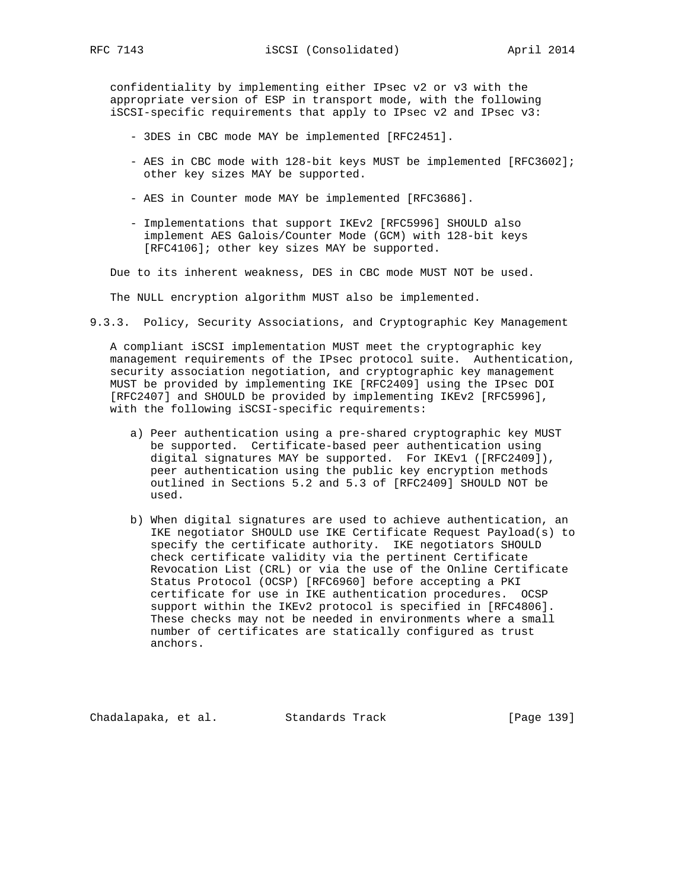confidentiality by implementing either IPsec v2 or v3 with the appropriate version of ESP in transport mode, with the following iSCSI-specific requirements that apply to IPsec v2 and IPsec v3:

- 3DES in CBC mode MAY be implemented [RFC2451].
- AES in CBC mode with 128-bit keys MUST be implemented [RFC3602]; other key sizes MAY be supported.
- AES in Counter mode MAY be implemented [RFC3686].
- Implementations that support IKEv2 [RFC5996] SHOULD also implement AES Galois/Counter Mode (GCM) with 128-bit keys [RFC4106]; other key sizes MAY be supported.

Due to its inherent weakness, DES in CBC mode MUST NOT be used.

The NULL encryption algorithm MUST also be implemented.

### 9.3.3. Policy, Security Associations, and Cryptographic Key Management

A compliant iSCSI implementation MUST meet the cryptographic key management requirements of the IPsec protocol suite. Authentication, security association negotiation, and cryptographic key management MUST be provided by implementing IKE [RFC2409] using the IPsec DOI [RFC2407] and SHOULD be provided by implementing IKEv2 [RFC5996], with the following iSCSI-specific requirements:

a) Peer authentication using a pre-shared cryptographic key MUST be supported. Certificate-based peer authentication using digital signatures MAY be supported. For IKEv1 ([RFC2409]), peer authentication using the public key encryption methods outlined in Sections 5.2 and 5.3 of [RFC2409] SHOULD NOT be used.

b) When digital signatures are used to achieve authentication, an IKE negotiator SHOULD use IKE Certificate Request Payload(s) to specify the certificate authority. IKE negotiators SHOULD check certificate validity via the pertinent Certificate Revocation List (CRL) or via the use of the Online Certificate Status Protocol (OCSP) [RFC6960] before accepting a PKI certificate for use in IKE authentication procedures. OCSP support within the IKEv2 protocol is specified in [RFC4806]. These checks may not be needed in environments where a small number of certificates are statically configured as trust anchors.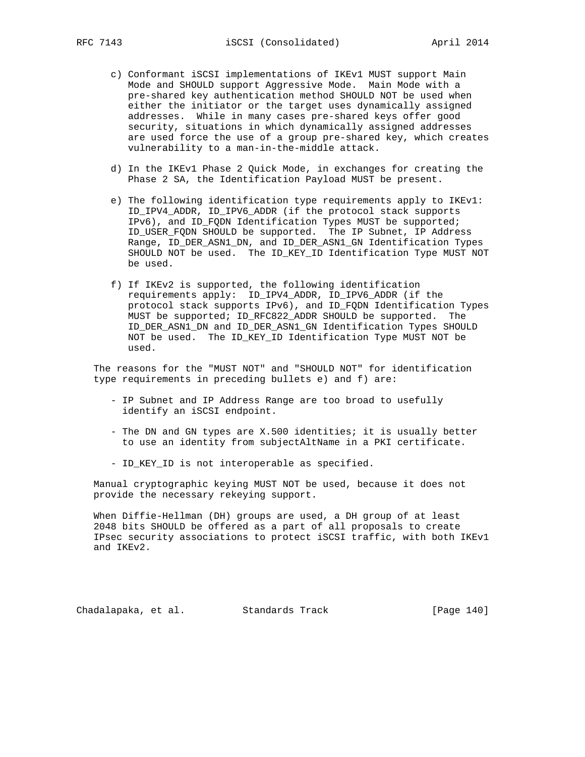c) Conformant iSCSI implementations of IKEv1 MUST support Main Mode and SHOULD support Aggressive Mode. Main Mode with a pre-shared key authentication method SHOULD NOT be used when either the initiator or the target uses dynamically assigned addresses. While in many cases pre-shared keys offer good security, situations in which dynamically assigned addresses are used force the use of a group pre-shared key, which creates vulnerability to a man-in-the-middle attack.

d) In the IKEv1 Phase 2 Quick Mode, in exchanges for creating the Phase 2 SA, the Identification Payload MUST be present.

e) The following identification type requirements apply to IKEv1: ID_IPV4_ADDR, ID_IPV6_ADDR (if the protocol stack supports IPv6), and ID_FQDN Identification Types MUST be supported; ID_USER_FQDN SHOULD be supported. The IP Subnet, IP Address Range, ID_DER_ASN1_DN, and ID_DER_ASN1_GN Identification Types SHOULD NOT be used. The ID_KEY_ID Identification Type MUST NOT be used.

f) If IKEv2 is supported, the following identification requirements apply: ID_IPV4_ADDR, ID_IPV6_ADDR (if the protocol stack supports IPv6), and ID_FQDN Identification Types MUST be supported; ID_RFC822_ADDR SHOULD be supported. The ID_DER_ASN1_DN and ID_DER_ASN1_GN Identification Types SHOULD NOT be used. The ID_KEY_ID Identification Type MUST NOT be used.

The reasons for the "MUST NOT" and "SHOULD NOT" for identification type requirements in preceding bullets e) and f) are:

- IP Subnet and IP Address Range are too broad to usefully identify an iSCSI endpoint.

- The DN and GN types are X.500 identities; it is usually better to use an identity from subjectAltName in a PKI certificate.

- ID_KEY_ID is not interoperable as specified.

Manual cryptographic keying MUST NOT be used, because it does not provide the necessary rekeying support.

When Diffie-Hellman (DH) groups are used, a DH group of at least 2048 bits SHOULD be offered as a part of all proposals to create IPsec security associations to protect iSCSI traffic, with both IKEv1 and IKEv2.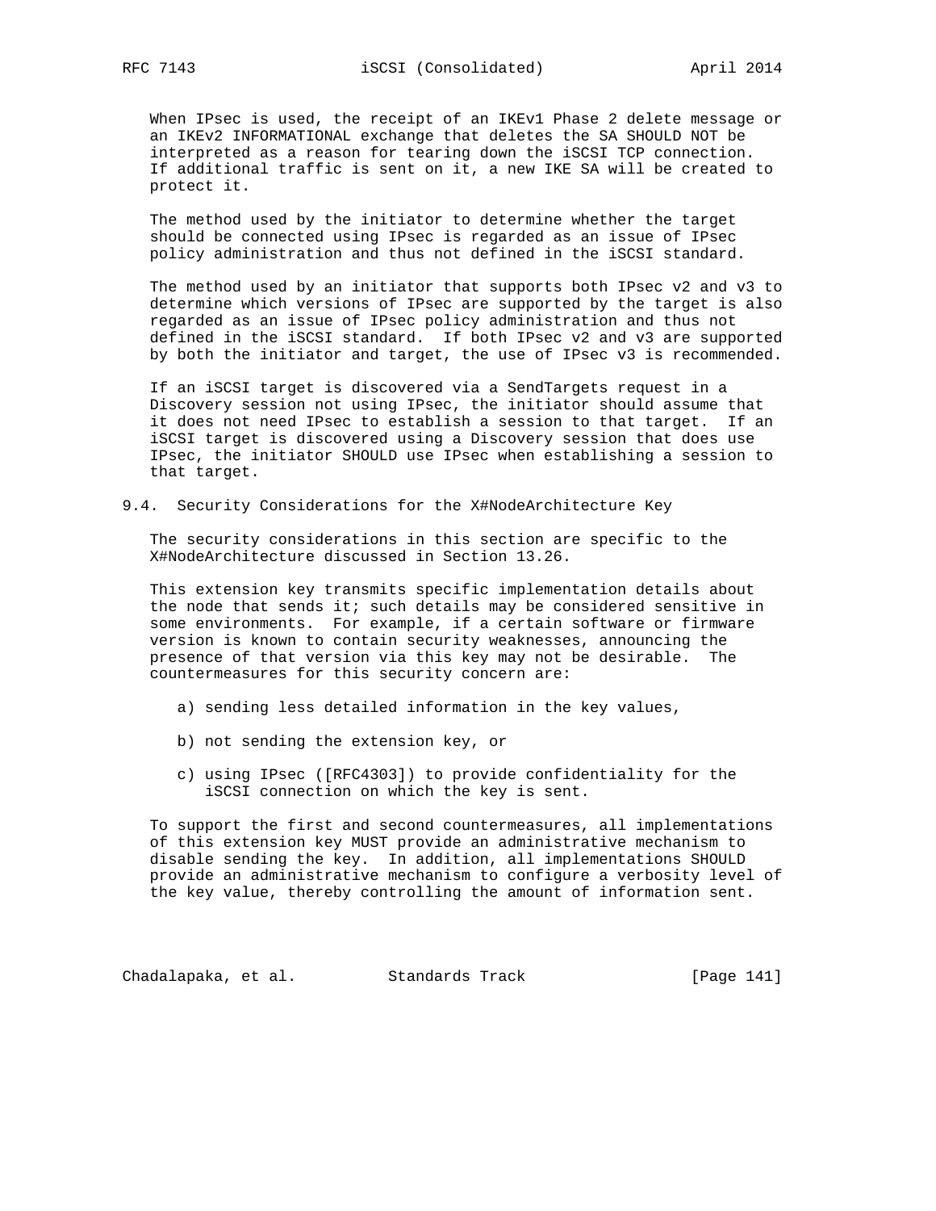When IPsec is used, the receipt of an IKEv1 Phase 2 delete message or an IKEv2 INFORMATIONAL exchange that deletes the SA SHOULD NOT be interpreted as a reason for tearing down the iSCSI TCP connection. If additional traffic is sent on it, a new IKE SA will be created to protect it.

The method used by the initiator to determine whether the target should be connected using IPsec is regarded as an issue of IPsec policy administration and thus not defined in the iSCSI standard.

The method used by an initiator that supports both IPsec v2 and v3 to determine which versions of IPsec are supported by the target is also regarded as an issue of IPsec policy administration and thus not defined in the iSCSI standard. If both IPsec v2 and v3 are supported by both the initiator and target, the use of IPsec v3 is recommended.

If an iSCSI target is discovered via a SendTargets request in a Discovery session not using IPsec, the initiator should assume that it does not need IPsec to establish a session to that target. If an iSCSI target is discovered using a Discovery session that does use IPsec, the initiator SHOULD use IPsec when establishing a session to that target.

### 9.4. Security Considerations for the X#NodeArchitecture Key

The security considerations in this section are specific to the X#NodeArchitecture discussed in Section 13.26.

This extension key transmits specific implementation details about the node that sends it; such details may be considered sensitive in some environments. For example, if a certain software or firmware version is known to contain security weaknesses, announcing the presence of that version via this key may not be desirable. The countermeasures for this security concern are:

a) sending less detailed information in the key values,

b) not sending the extension key, or

c) using IPsec ([RFC4303]) to provide confidentiality for the iSCSI connection on which the key is sent.

To support the first and second countermeasures, all implementations of this extension key MUST provide an administrative mechanism to disable sending the key. In addition, all implementations SHOULD provide an administrative mechanism to configure a verbosity level of the key value, thereby controlling the amount of information sent.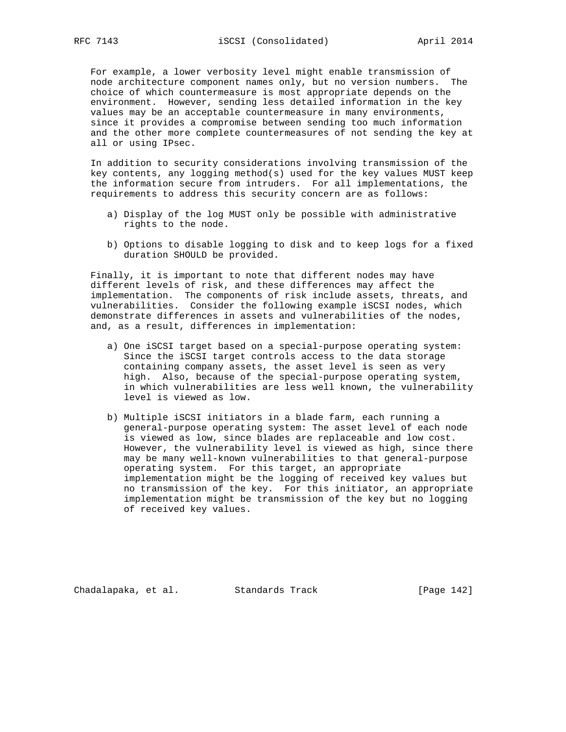For example, a lower verbosity level might enable transmission of node architecture component names only, but no version numbers. The choice of which countermeasure is most appropriate depends on the environment. However, sending less detailed information in the key values may be an acceptable countermeasure in many environments, since it provides a compromise between sending too much information and the other more complete countermeasures of not sending the key at all or using IPsec.

In addition to security considerations involving transmission of the key contents, any logging method(s) used for the key values MUST keep the information secure from intruders. For all implementations, the requirements to address this security concern are as follows:

a) Display of the log MUST only be possible with administrative rights to the node.

b) Options to disable logging to disk and to keep logs for a fixed duration SHOULD be provided.

Finally, it is important to note that different nodes may have different levels of risk, and these differences may affect the implementation. The components of risk include assets, threats, and vulnerabilities. Consider the following example iSCSI nodes, which demonstrate differences in assets and vulnerabilities of the nodes, and, as a result, differences in implementation:

a) One iSCSI target based on a special-purpose operating system: Since the iSCSI target controls access to the data storage containing company assets, the asset level is seen as very high. Also, because of the special-purpose operating system, in which vulnerabilities are less well known, the vulnerability level is viewed as low.

b) Multiple iSCSI initiators in a blade farm, each running a general-purpose operating system: The asset level of each node is viewed as low, since blades are replaceable and low cost. However, the vulnerability level is viewed as high, since there may be many well-known vulnerabilities to that general-purpose operating system. For this target, an appropriate implementation might be the logging of received key values but no transmission of the key. For this initiator, an appropriate implementation might be transmission of the key but no logging of received key values.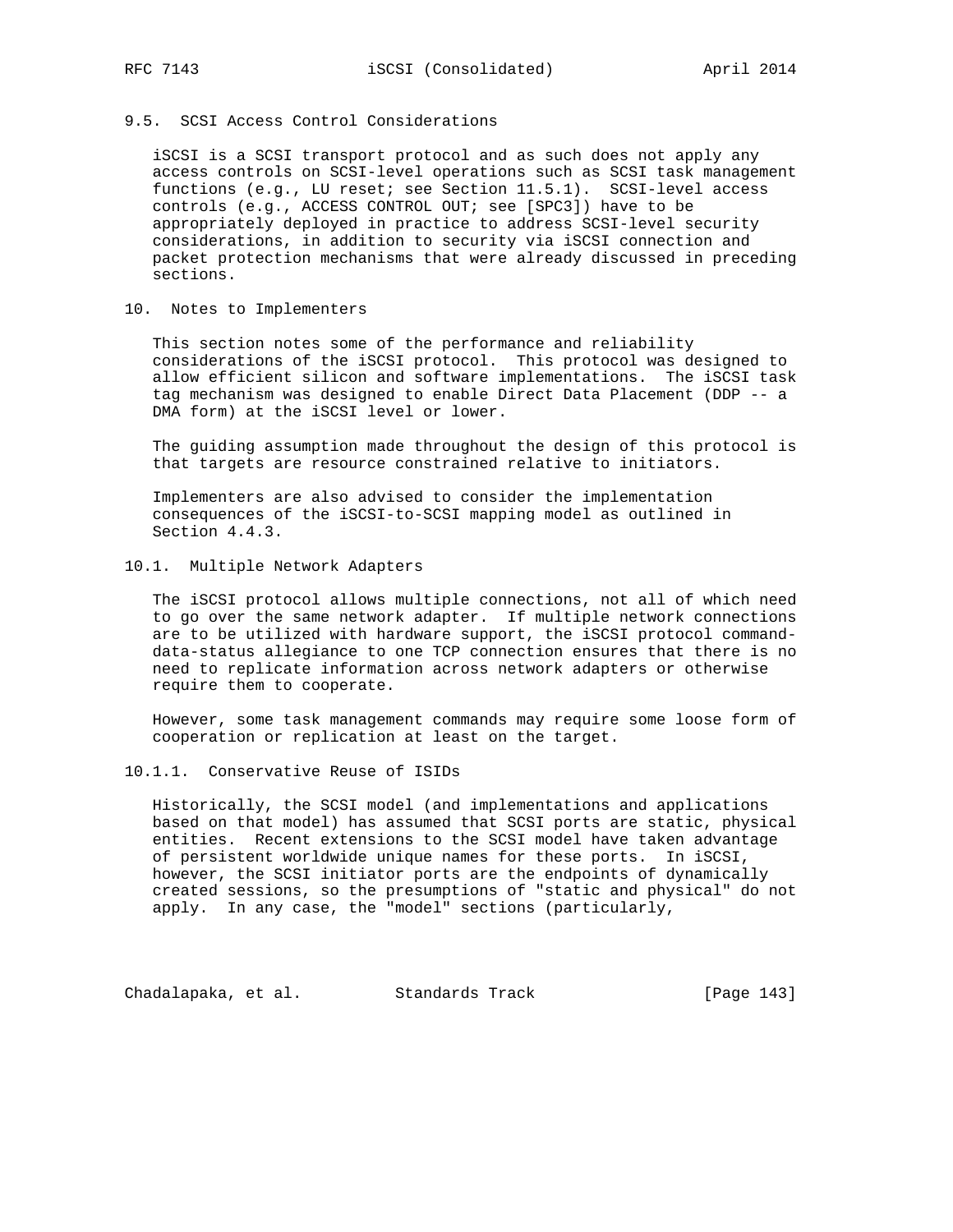## 9.5. SCSI Access Control Considerations

iSCSI is a SCSI transport protocol and as such does not apply any access controls on SCSI-level operations such as SCSI task management functions (e.g., LU reset; see Section 11.5.1). SCSI-level access controls (e.g., ACCESS CONTROL OUT; see [SPC3]) have to be appropriately deployed in practice to address SCSI-level security considerations, in addition to security via iSCSI connection and packet protection mechanisms that were already discussed in preceding sections.

# 10. Notes to Implementers

This section notes some of the performance and reliability considerations of the iSCSI protocol. This protocol was designed to allow efficient silicon and software implementations. The iSCSI task tag mechanism was designed to enable Direct Data Placement (DDP -- a DMA form) at the iSCSI level or lower.

The guiding assumption made throughout the design of this protocol is that targets are resource constrained relative to initiators.

Implementers are also advised to consider the implementation consequences of the iSCSI-to-SCSI mapping model as outlined in Section 4.4.3.

## 10.1. Multiple Network Adapters

The iSCSI protocol allows multiple connections, not all of which need to go over the same network adapter. If multiple network connections are to be utilized with hardware support, the iSCSI protocol command-data-status allegiance to one TCP connection ensures that there is no need to replicate information across network adapters or otherwise require them to cooperate.

However, some task management commands may require some loose form of cooperation or replication at least on the target.

### 10.1.1. Conservative Reuse of ISIDs

Historically, the SCSI model (and implementations and applications based on that model) has assumed that SCSI ports are static, physical entities. Recent extensions to the SCSI model have taken advantage of persistent worldwide unique names for these ports. In iSCSI, however, the SCSI initiator ports are the endpoints of dynamically created sessions, so the presumptions of "static and physical" do not apply. In any case, the "model" sections (particularly,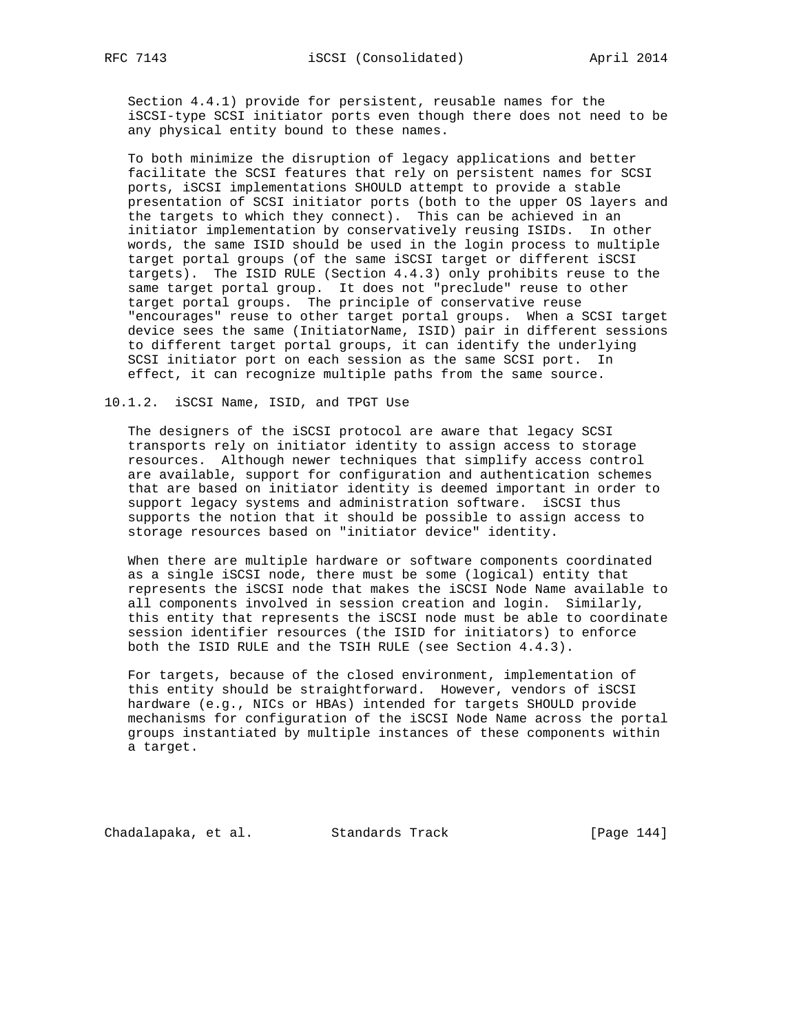Section 4.4.1) provide for persistent, reusable names for the iSCSI-type SCSI initiator ports even though there does not need to be any physical entity bound to these names.

To both minimize the disruption of legacy applications and better facilitate the SCSI features that rely on persistent names for SCSI ports, iSCSI implementations SHOULD attempt to provide a stable presentation of SCSI initiator ports (both to the upper OS layers and the targets to which they connect). This can be achieved in an initiator implementation by conservatively reusing ISIDs. In other words, the same ISID should be used in the login process to multiple target portal groups (of the same iSCSI target or different iSCSI targets). The ISID RULE (Section 4.4.3) only prohibits reuse to the same target portal group. It does not "preclude" reuse to other target portal groups. The principle of conservative reuse "encourages" reuse to other target portal groups. When a SCSI target device sees the same (InitiatorName, ISID) pair in different sessions to different target portal groups, it can identify the underlying SCSI initiator port on each session as the same SCSI port. In effect, it can recognize multiple paths from the same source.

### 10.1.2. iSCSI Name, ISID, and TPGT Use

The designers of the iSCSI protocol are aware that legacy SCSI transports rely on initiator identity to assign access to storage resources. Although newer techniques that simplify access control are available, support for configuration and authentication schemes that are based on initiator identity is deemed important in order to support legacy systems and administration software. iSCSI thus supports the notion that it should be possible to assign access to storage resources based on "initiator device" identity.

When there are multiple hardware or software components coordinated as a single iSCSI node, there must be some (logical) entity that represents the iSCSI node that makes the iSCSI Node Name available to all components involved in session creation and login. Similarly, this entity that represents the iSCSI node must be able to coordinate session identifier resources (the ISID for initiators) to enforce both the ISID RULE and the TSIH RULE (see Section 4.4.3).

For targets, because of the closed environment, implementation of this entity should be straightforward. However, vendors of iSCSI hardware (e.g., NICs or HBAs) intended for targets SHOULD provide mechanisms for configuration of the iSCSI Node Name across the portal groups instantiated by multiple instances of these components within a target.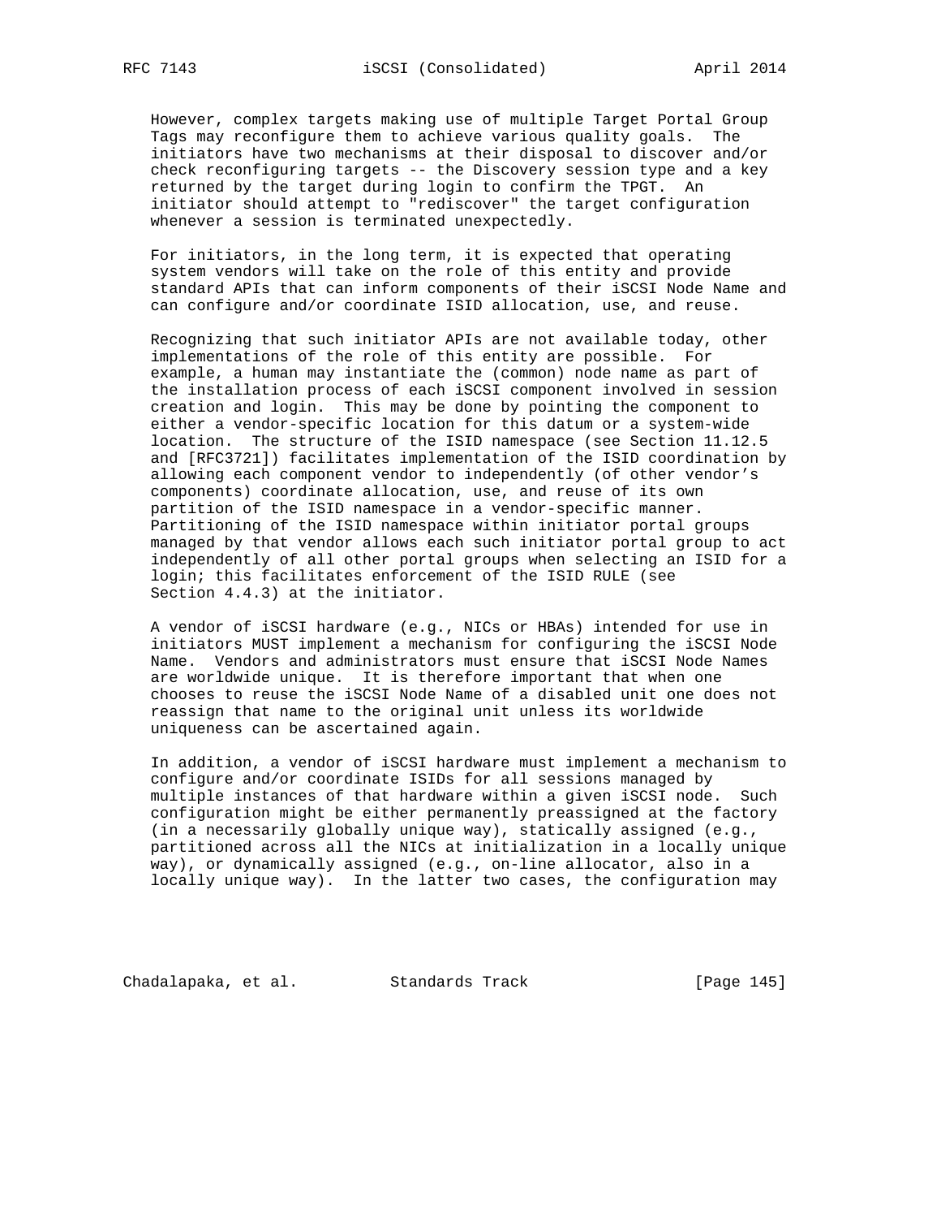However, complex targets making use of multiple Target Portal Group Tags may reconfigure them to achieve various quality goals. The initiators have two mechanisms at their disposal to discover and/or check reconfiguring targets -- the Discovery session type and a key returned by the target during login to confirm the TPGT. An initiator should attempt to "rediscover" the target configuration whenever a session is terminated unexpectedly.

For initiators, in the long term, it is expected that operating system vendors will take on the role of this entity and provide standard APIs that can inform components of their iSCSI Node Name and can configure and/or coordinate ISID allocation, use, and reuse.

Recognizing that such initiator APIs are not available today, other implementations of the role of this entity are possible. For example, a human may instantiate the (common) node name as part of the installation process of each iSCSI component involved in session creation and login. This may be done by pointing the component to either a vendor-specific location for this datum or a system-wide location. The structure of the ISID namespace (see Section 11.12.5 and [RFC3721]) facilitates implementation of the ISID coordination by allowing each component vendor to independently (of other vendor's components) coordinate allocation, use, and reuse of its own partition of the ISID namespace in a vendor-specific manner. Partitioning of the ISID namespace within initiator portal groups managed by that vendor allows each such initiator portal group to act independently of all other portal groups when selecting an ISID for a login; this facilitates enforcement of the ISID RULE (see Section 4.4.3) at the initiator.

A vendor of iSCSI hardware (e.g., NICs or HBAs) intended for use in initiators MUST implement a mechanism for configuring the iSCSI Node Name. Vendors and administrators must ensure that iSCSI Node Names are worldwide unique. It is therefore important that when one chooses to reuse the iSCSI Node Name of a disabled unit one does not reassign that name to the original unit unless its worldwide uniqueness can be ascertained again.

In addition, a vendor of iSCSI hardware must implement a mechanism to configure and/or coordinate ISIDs for all sessions managed by multiple instances of that hardware within a given iSCSI node. Such configuration might be either permanently preassigned at the factory (in a necessarily globally unique way), statically assigned (e.g., partitioned across all the NICs at initialization in a locally unique way), or dynamically assigned (e.g., on-line allocator, also in a locally unique way). In the latter two cases, the configuration may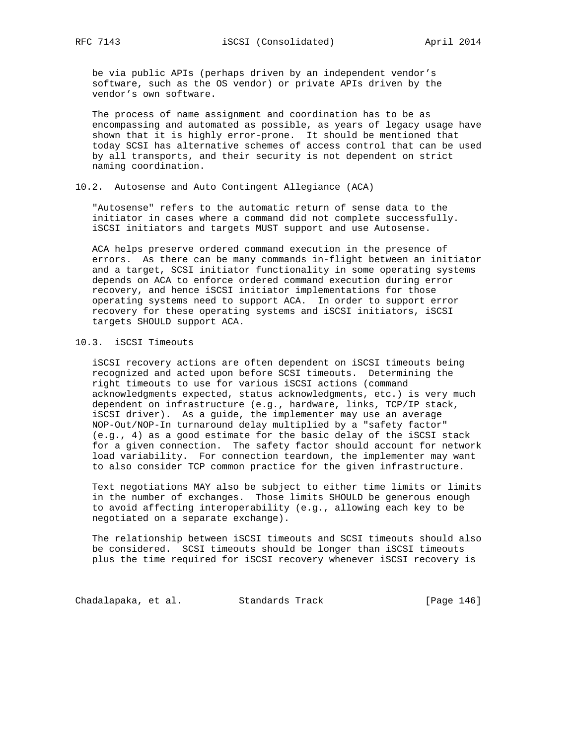be via public APIs (perhaps driven by an independent vendor's software, such as the OS vendor) or private APIs driven by the vendor's own software.

The process of name assignment and coordination has to be as encompassing and automated as possible, as years of legacy usage have shown that it is highly error-prone. It should be mentioned that today SCSI has alternative schemes of access control that can be used by all transports, and their security is not dependent on strict naming coordination.

## 10.2. Autosense and Auto Contingent Allegiance (ACA)

"Autosense" refers to the automatic return of sense data to the initiator in cases where a command did not complete successfully. iSCSI initiators and targets MUST support and use Autosense.

ACA helps preserve ordered command execution in the presence of errors. As there can be many commands in-flight between an initiator and a target, SCSI initiator functionality in some operating systems depends on ACA to enforce ordered command execution during error recovery, and hence iSCSI initiator implementations for those operating systems need to support ACA. In order to support error recovery for these operating systems and iSCSI initiators, iSCSI targets SHOULD support ACA.

## 10.3. iSCSI Timeouts

iSCSI recovery actions are often dependent on iSCSI timeouts being recognized and acted upon before SCSI timeouts. Determining the right timeouts to use for various iSCSI actions (command acknowledgments expected, status acknowledgments, etc.) is very much dependent on infrastructure (e.g., hardware, links, TCP/IP stack, iSCSI driver). As a guide, the implementer may use an average NOP-Out/NOP-In turnaround delay multiplied by a "safety factor" (e.g., 4) as a good estimate for the basic delay of the iSCSI stack for a given connection. The safety factor should account for network load variability. For connection teardown, the implementer may want to also consider TCP common practice for the given infrastructure.

Text negotiations MAY also be subject to either time limits or limits in the number of exchanges. Those limits SHOULD be generous enough to avoid affecting interoperability (e.g., allowing each key to be negotiated on a separate exchange).

The relationship between iSCSI timeouts and SCSI timeouts should also be considered. SCSI timeouts should be longer than iSCSI timeouts plus the time required for iSCSI recovery whenever iSCSI recovery is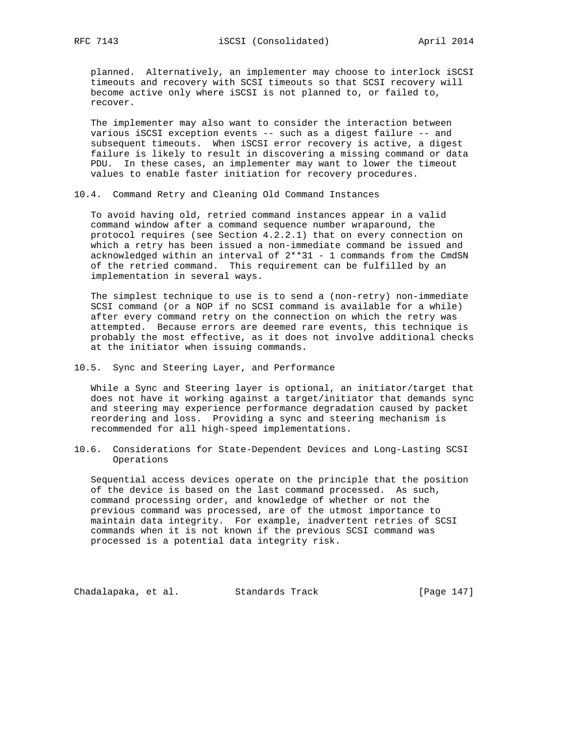planned. Alternatively, an implementer may choose to interlock iSCSI timeouts and recovery with SCSI timeouts so that SCSI recovery will become active only where iSCSI is not planned to, or failed to, recover.

The implementer may also want to consider the interaction between various iSCSI exception events -- such as a digest failure -- and subsequent timeouts. When iSCSI error recovery is active, a digest failure is likely to result in discovering a missing command or data PDU. In these cases, an implementer may want to lower the timeout values to enable faster initiation for recovery procedures.

## 10.4. Command Retry and Cleaning Old Command Instances

To avoid having old, retried command instances appear in a valid command window after a command sequence number wraparound, the protocol requires (see Section 4.2.2.1) that on every connection on which a retry has been issued a non-immediate command be issued and acknowledged within an interval of 2**31 - 1 commands from the CmdSN of the retried command. This requirement can be fulfilled by an implementation in several ways.

The simplest technique to use is to send a (non-retry) non-immediate SCSI command (or a NOP if no SCSI command is available for a while) after every command retry on the connection on which the retry was attempted. Because errors are deemed rare events, this technique is probably the most effective, as it does not involve additional checks at the initiator when issuing commands.

## 10.5. Sync and Steering Layer, and Performance

While a Sync and Steering layer is optional, an initiator/target that does not have it working against a target/initiator that demands sync and steering may experience performance degradation caused by packet reordering and loss. Providing a sync and steering mechanism is recommended for all high-speed implementations.

## 10.6. Considerations for State-Dependent Devices and Long-Lasting SCSI Operations

Sequential access devices operate on the principle that the position of the device is based on the last command processed. As such, command processing order, and knowledge of whether or not the previous command was processed, are of the utmost importance to maintain data integrity. For example, inadvertent retries of SCSI commands when it is not known if the previous SCSI command was processed is a potential data integrity risk.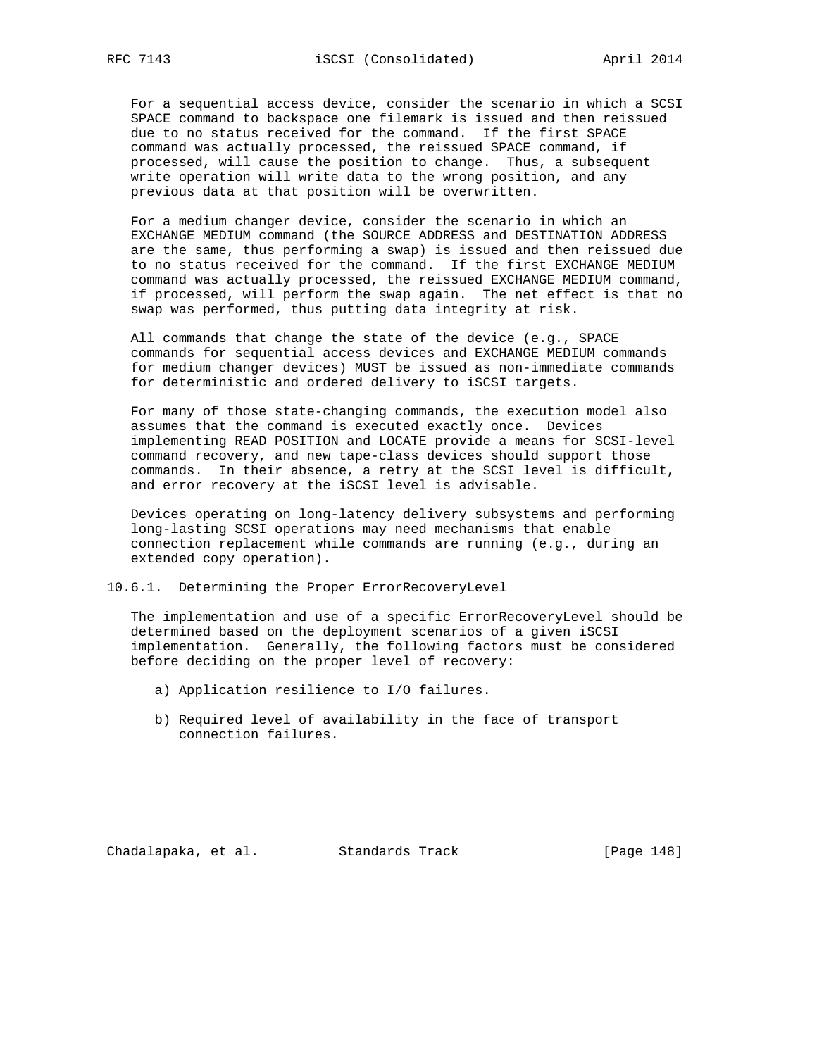For a sequential access device, consider the scenario in which a SCSI SPACE command to backspace one filemark is issued and then reissued due to no status received for the command. If the first SPACE command was actually processed, the reissued SPACE command, if processed, will cause the position to change. Thus, a subsequent write operation will write data to the wrong position, and any previous data at that position will be overwritten.

For a medium changer device, consider the scenario in which an EXCHANGE MEDIUM command (the SOURCE ADDRESS and DESTINATION ADDRESS are the same, thus performing a swap) is issued and then reissued due to no status received for the command. If the first EXCHANGE MEDIUM command was actually processed, the reissued EXCHANGE MEDIUM command, if processed, will perform the swap again. The net effect is that no swap was performed, thus putting data integrity at risk.

All commands that change the state of the device (e.g., SPACE commands for sequential access devices and EXCHANGE MEDIUM commands for medium changer devices) MUST be issued as non-immediate commands for deterministic and ordered delivery to iSCSI targets.

For many of those state-changing commands, the execution model also assumes that the command is executed exactly once. Devices implementing READ POSITION and LOCATE provide a means for SCSI-level command recovery, and new tape-class devices should support those commands. In their absence, a retry at the SCSI level is difficult, and error recovery at the iSCSI level is advisable.

Devices operating on long-latency delivery subsystems and performing long-lasting SCSI operations may need mechanisms that enable connection replacement while commands are running (e.g., during an extended copy operation).

### 10.6.1. Determining the Proper ErrorRecoveryLevel

The implementation and use of a specific ErrorRecoveryLevel should be determined based on the deployment scenarios of a given iSCSI implementation. Generally, the following factors must be considered before deciding on the proper level of recovery:

a) Application resilience to I/O failures.

b) Required level of availability in the face of transport connection failures.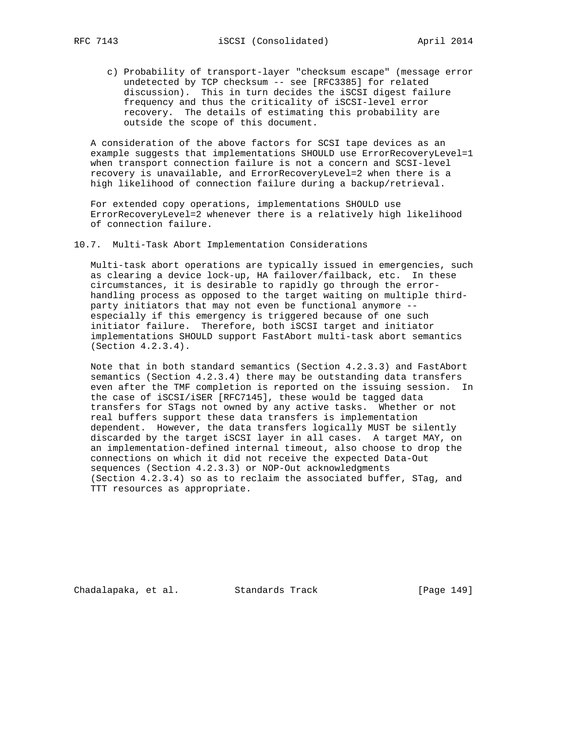c) Probability of transport-layer "checksum escape" (message error undetected by TCP checksum -- see [RFC3385] for related discussion). This in turn decides the iSCSI digest failure frequency and thus the criticality of iSCSI-level error recovery. The details of estimating this probability are outside the scope of this document.

A consideration of the above factors for SCSI tape devices as an example suggests that implementations SHOULD use ErrorRecoveryLevel=1 when transport connection failure is not a concern and SCSI-level recovery is unavailable, and ErrorRecoveryLevel=2 when there is a high likelihood of connection failure during a backup/retrieval.

For extended copy operations, implementations SHOULD use ErrorRecoveryLevel=2 whenever there is a relatively high likelihood of connection failure.

## 10.7. Multi-Task Abort Implementation Considerations

Multi-task abort operations are typically issued in emergencies, such as clearing a device lock-up, HA failover/failback, etc. In these circumstances, it is desirable to rapidly go through the error-handling process as opposed to the target waiting on multiple third-party initiators that may not even be functional anymore -- especially if this emergency is triggered because of one such initiator failure. Therefore, both iSCSI target and initiator implementations SHOULD support FastAbort multi-task abort semantics (Section 4.2.3.4).

Note that in both standard semantics (Section 4.2.3.3) and FastAbort semantics (Section 4.2.3.4) there may be outstanding data transfers even after the TMF completion is reported on the issuing session. In the case of iSCSI/iSER [RFC7145], these would be tagged data transfers for STags not owned by any active tasks. Whether or not real buffers support these data transfers is implementation dependent. However, the data transfers logically MUST be silently discarded by the target iSCSI layer in all cases. A target MAY, on an implementation-defined internal timeout, also choose to drop the connections on which it did not receive the expected Data-Out sequences (Section 4.2.3.3) or NOP-Out acknowledgments (Section 4.2.3.4) so as to reclaim the associated buffer, STag, and TTT resources as appropriate.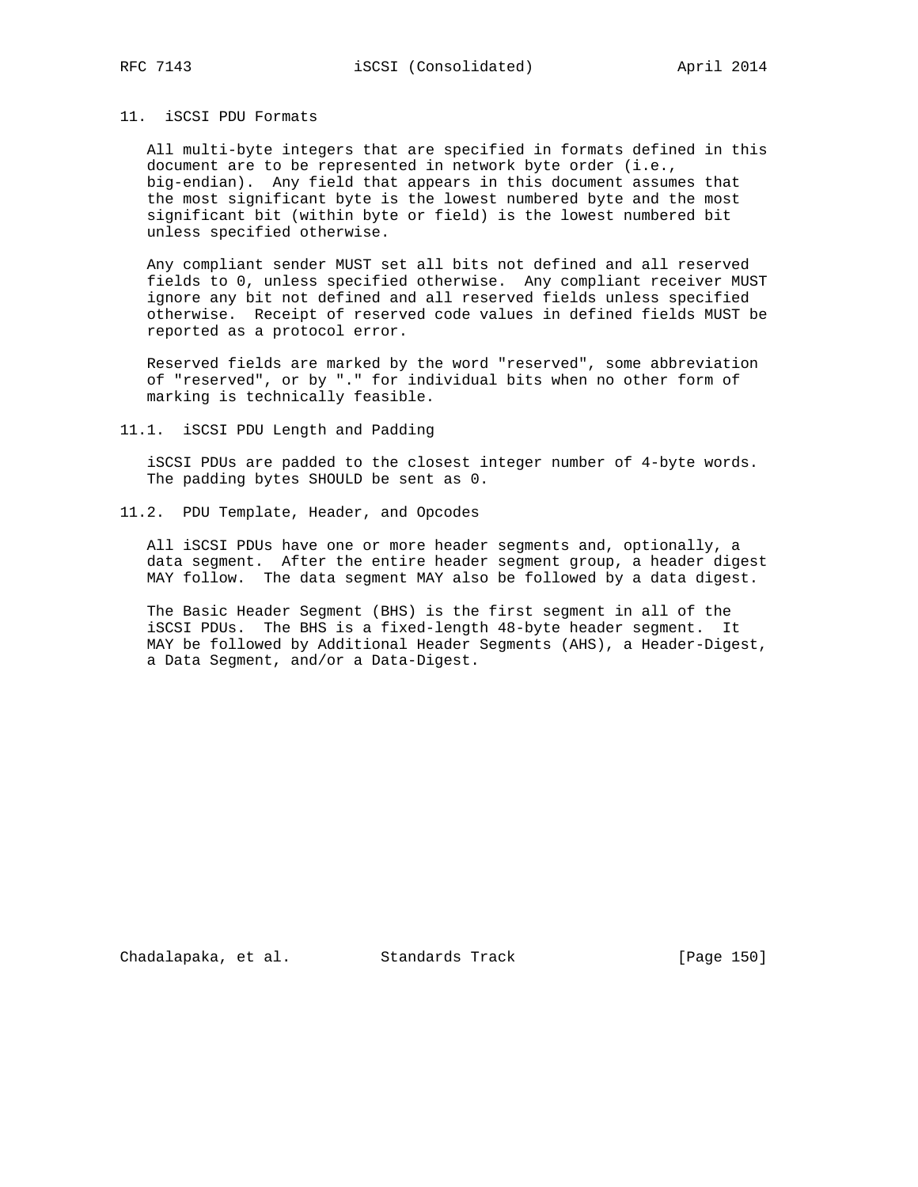## 11. iSCSI PDU Formats

All multi-byte integers that are specified in formats defined in this document are to be represented in network byte order (i.e., big-endian). Any field that appears in this document assumes that the most significant byte is the lowest numbered byte and the most significant bit (within byte or field) is the lowest numbered bit unless specified otherwise.

Any compliant sender MUST set all bits not defined and all reserved fields to 0, unless specified otherwise. Any compliant receiver MUST ignore any bit not defined and all reserved fields unless specified otherwise. Receipt of reserved code values in defined fields MUST be reported as a protocol error.

Reserved fields are marked by the word "reserved", some abbreviation of "reserved", or by "." for individual bits when no other form of marking is technically feasible.

### 11.1. iSCSI PDU Length and Padding

iSCSI PDUs are padded to the closest integer number of 4-byte words. The padding bytes SHOULD be sent as 0.

### 11.2. PDU Template, Header, and Opcodes

All iSCSI PDUs have one or more header segments and, optionally, a data segment. After the entire header segment group, a header digest MAY follow. The data segment MAY also be followed by a data digest.

The Basic Header Segment (BHS) is the first segment in all of the iSCSI PDUs. The BHS is a fixed-length 48-byte header segment. It MAY be followed by Additional Header Segments (AHS), a Header-Digest, a Data Segment, and/or a Data-Digest.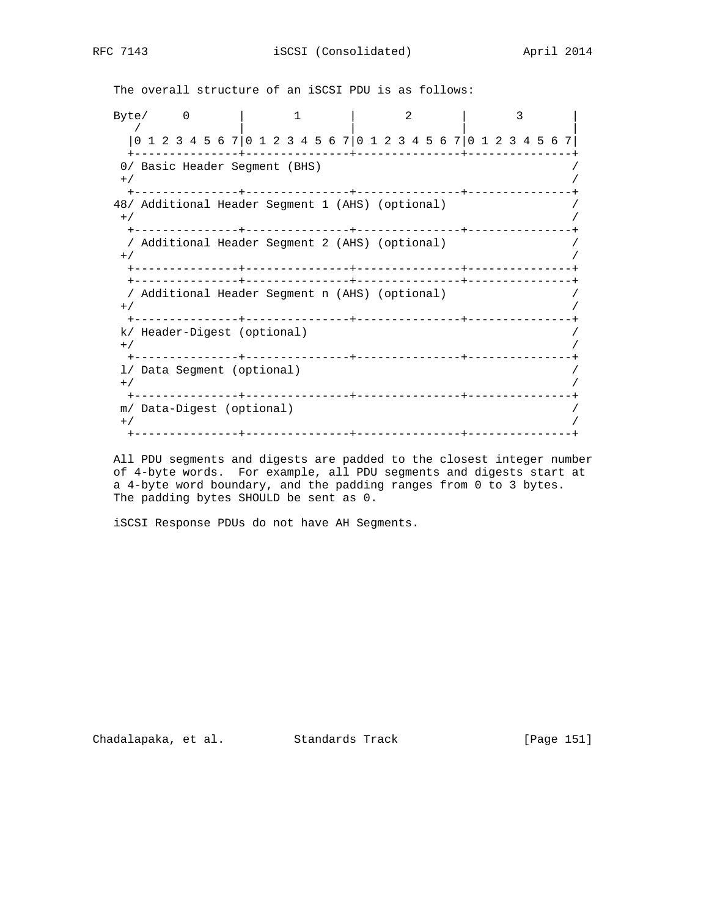The overall structure of an iSCSI PDU is as follows:

```
Byte/     0       |       1       |       2       |       3       |
   /              |               |               |               |
  |0 1 2 3 4 5 6 7|0 1 2 3 4 5 6 7|0 1 2 3 4 5 6 7|0 1 2 3 4 5 6 7|
  +---------------+---------------+---------------+---------------+
 0/ Basic Header Segment (BHS)                                    /
 +/                                                               /
  +---------------+---------------+---------------+---------------+
48/ Additional Header Segment 1 (AHS) (optional)                  /
 +/                                                               /
  +---------------+---------------+---------------+---------------+
  / Additional Header Segment 2 (AHS) (optional)                  /
 +/                                                               /
  +---------------+---------------+---------------+---------------+
  +---------------+---------------+---------------+---------------+
  / Additional Header Segment n (AHS) (optional)                  /
 +/                                                               /
  +---------------+---------------+---------------+---------------+
 k/ Header-Digest (optional)                                      /
 +/                                                               /
  +---------------+---------------+---------------+---------------+
 l/ Data Segment (optional)                                       /
 +/                                                               /
  +---------------+---------------+---------------+---------------+
 m/ Data-Digest (optional)                                        /
 +/                                                               /
  +---------------+---------------+---------------+---------------+
```

All PDU segments and digests are padded to the closest integer number of 4-byte words. For example, all PDU segments and digests start at a 4-byte word boundary, and the padding ranges from 0 to 3 bytes. The padding bytes SHOULD be sent as 0.

iSCSI Response PDUs do not have AH Segments.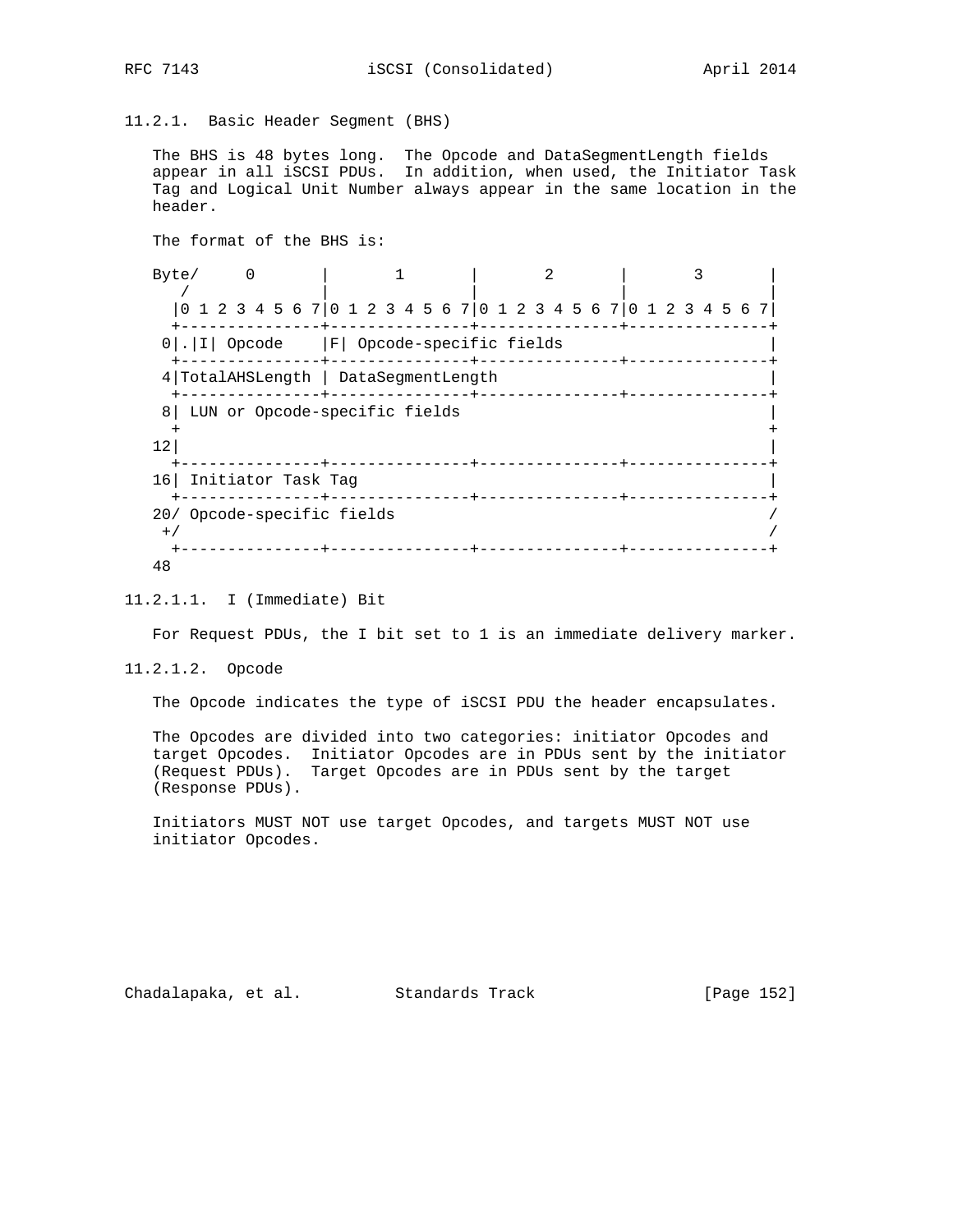### 11.2.1. Basic Header Segment (BHS)

The BHS is 48 bytes long. The Opcode and DataSegmentLength fields appear in all iSCSI PDUs. In addition, when used, the Initiator Task Tag and Logical Unit Number always appear in the same location in the header.

The format of the BHS is:

```
Byte/     0       |       1       |       2       |       3       |
   /              |               |               |               |
  |0 1 2 3 4 5 6 7|0 1 2 3 4 5 6 7|0 1 2 3 4 5 6 7|0 1 2 3 4 5 6 7|
  +---------------+---------------+---------------+---------------+
 0|.|I| Opcode    |F| Opcode-specific fields                      |
  +---------------+---------------+---------------+---------------+
 4|TotalAHSLength | DataSegmentLength                             |
  +---------------+---------------+---------------+---------------+
 8| LUN or Opcode-specific fields                                 |
  +                                                               +
12|                                                               |
  +---------------+---------------+---------------+---------------+
16| Initiator Task Tag                                            |
  +---------------+---------------+---------------+---------------+
20/ Opcode-specific fields                                        /
 +/                                                               /
  +---------------+---------------+---------------+---------------+
48
```

#### 11.2.1.1. I (Immediate) Bit

For Request PDUs, the I bit set to 1 is an immediate delivery marker.

#### 11.2.1.2. Opcode

The Opcode indicates the type of iSCSI PDU the header encapsulates.

The Opcodes are divided into two categories: initiator Opcodes and target Opcodes. Initiator Opcodes are in PDUs sent by the initiator (Request PDUs). Target Opcodes are in PDUs sent by the target (Response PDUs).

Initiators MUST NOT use target Opcodes, and targets MUST NOT use initiator Opcodes.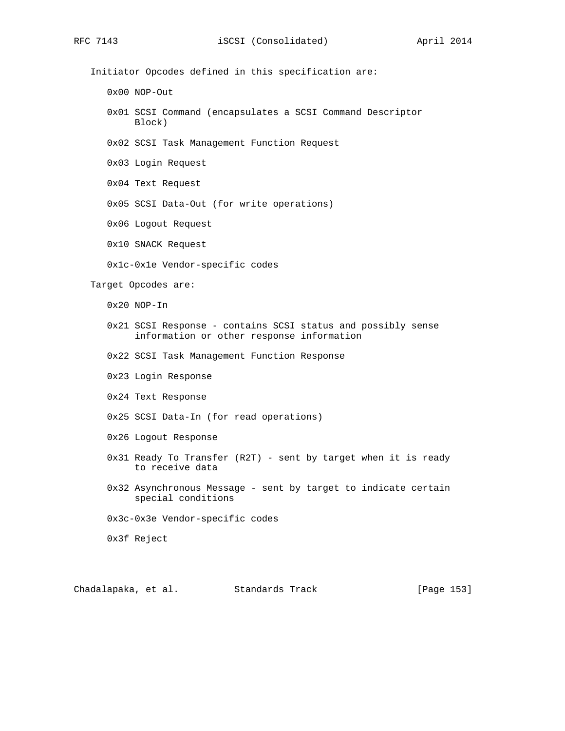Initiator Opcodes defined in this specification are:

0x00 NOP-Out

0x01 SCSI Command (encapsulates a SCSI Command Descriptor Block)

0x02 SCSI Task Management Function Request

0x03 Login Request

0x04 Text Request

0x05 SCSI Data-Out (for write operations)

0x06 Logout Request

0x10 SNACK Request

0x1c-0x1e Vendor-specific codes

Target Opcodes are:

0x20 NOP-In

0x21 SCSI Response - contains SCSI status and possibly sense information or other response information

0x22 SCSI Task Management Function Response

0x23 Login Response

0x24 Text Response

0x25 SCSI Data-In (for read operations)

0x26 Logout Response

0x31 Ready To Transfer (R2T) - sent by target when it is ready to receive data

0x32 Asynchronous Message - sent by target to indicate certain special conditions

0x3c-0x3e Vendor-specific codes

0x3f Reject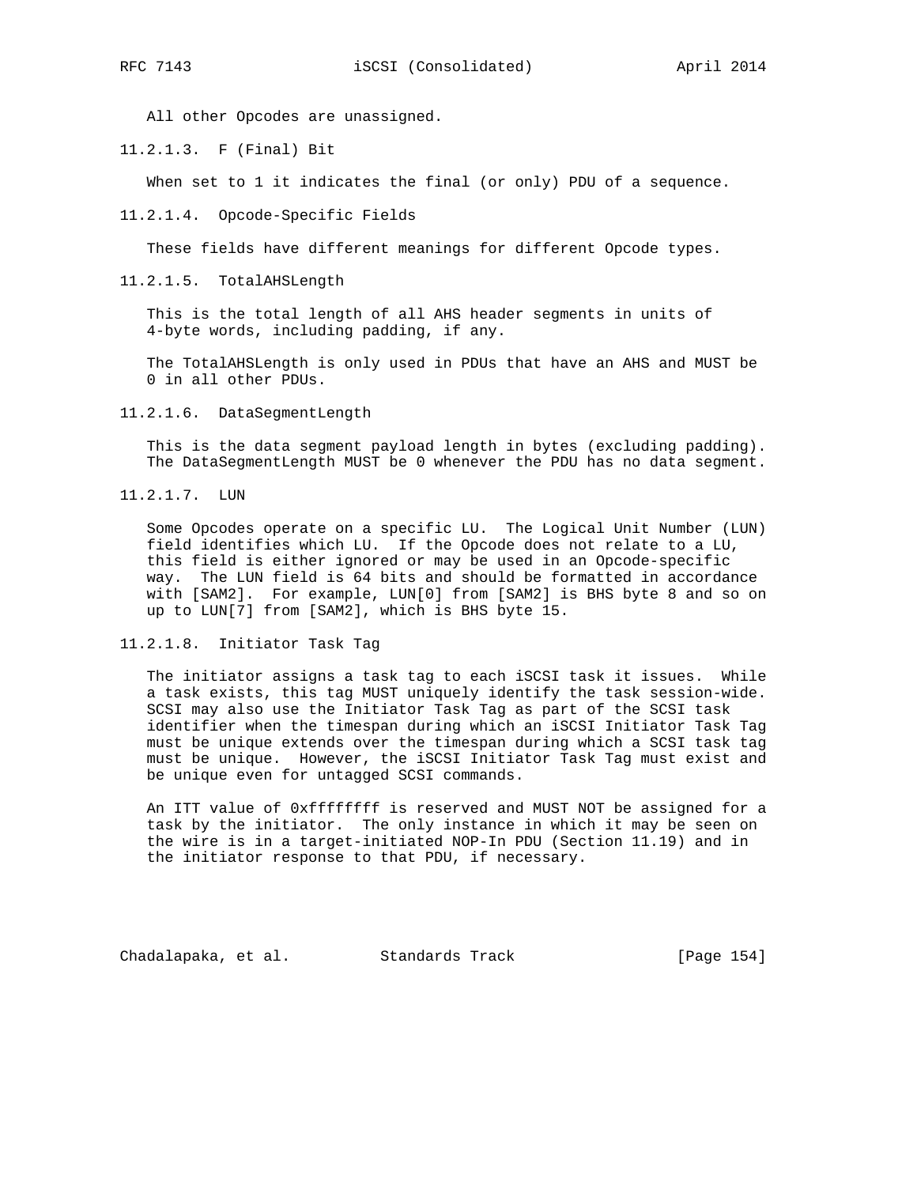All other Opcodes are unassigned.

#### 11.2.1.3. F (Final) Bit

When set to 1 it indicates the final (or only) PDU of a sequence.

#### 11.2.1.4. Opcode-Specific Fields

These fields have different meanings for different Opcode types.

#### 11.2.1.5. TotalAHSLength

This is the total length of all AHS header segments in units of 4-byte words, including padding, if any.

The TotalAHSLength is only used in PDUs that have an AHS and MUST be 0 in all other PDUs.

#### 11.2.1.6. DataSegmentLength

This is the data segment payload length in bytes (excluding padding). The DataSegmentLength MUST be 0 whenever the PDU has no data segment.

#### 11.2.1.7. LUN

Some Opcodes operate on a specific LU. The Logical Unit Number (LUN) field identifies which LU. If the Opcode does not relate to a LU, this field is either ignored or may be used in an Opcode-specific way. The LUN field is 64 bits and should be formatted in accordance with [SAM2]. For example, LUN[0] from [SAM2] is BHS byte 8 and so on up to LUN[7] from [SAM2], which is BHS byte 15.

#### 11.2.1.8. Initiator Task Tag

The initiator assigns a task tag to each iSCSI task it issues. While a task exists, this tag MUST uniquely identify the task session-wide. SCSI may also use the Initiator Task Tag as part of the SCSI task identifier when the timespan during which an iSCSI Initiator Task Tag must be unique extends over the timespan during which a SCSI task tag must be unique. However, the iSCSI Initiator Task Tag must exist and be unique even for untagged SCSI commands.

An ITT value of 0xffffffff is reserved and MUST NOT be assigned for a task by the initiator. The only instance in which it may be seen on the wire is in a target-initiated NOP-In PDU (Section 11.19) and in the initiator response to that PDU, if necessary.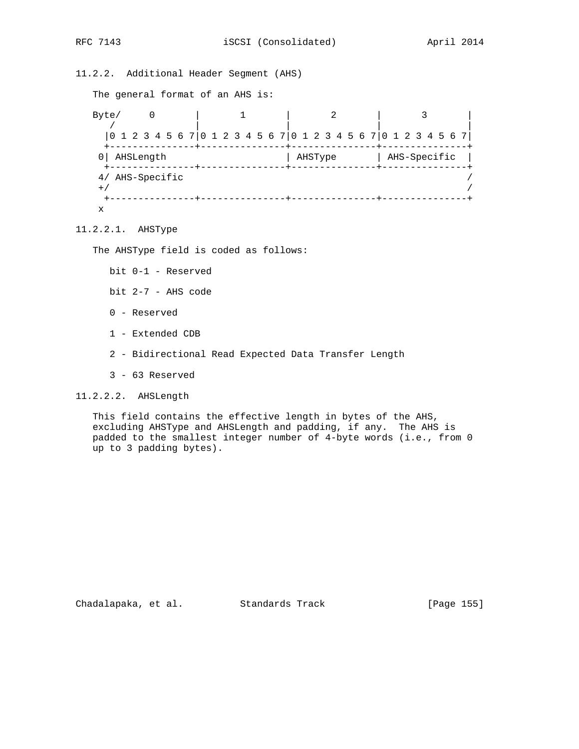### 11.2.2. Additional Header Segment (AHS)

The general format of an AHS is:

```
Byte/     0       |       1       |       2       |       3       |
   /              |               |               |               |
  |0 1 2 3 4 5 6 7|0 1 2 3 4 5 6 7|0 1 2 3 4 5 6 7|0 1 2 3 4 5 6 7|
  +---------------+---------------+---------------+---------------+
 0| AHSLength                     | AHSType       | AHS-Specific  |
  +---------------+---------------+---------------+---------------+
 4/ AHS-Specific                                                  /
 +/                                                               /
  +---------------+---------------+---------------+---------------+
 x
```

#### 11.2.2.1. AHSType

The AHSType field is coded as follows:

bit 0-1 - Reserved

bit 2-7 - AHS code

0 - Reserved

1 - Extended CDB

2 - Bidirectional Read Expected Data Transfer Length

3 - 63 Reserved

#### 11.2.2.2. AHSLength

This field contains the effective length in bytes of the AHS, excluding AHSType and AHSLength and padding, if any. The AHS is padded to the smallest integer number of 4-byte words (i.e., from 0 up to 3 padding bytes).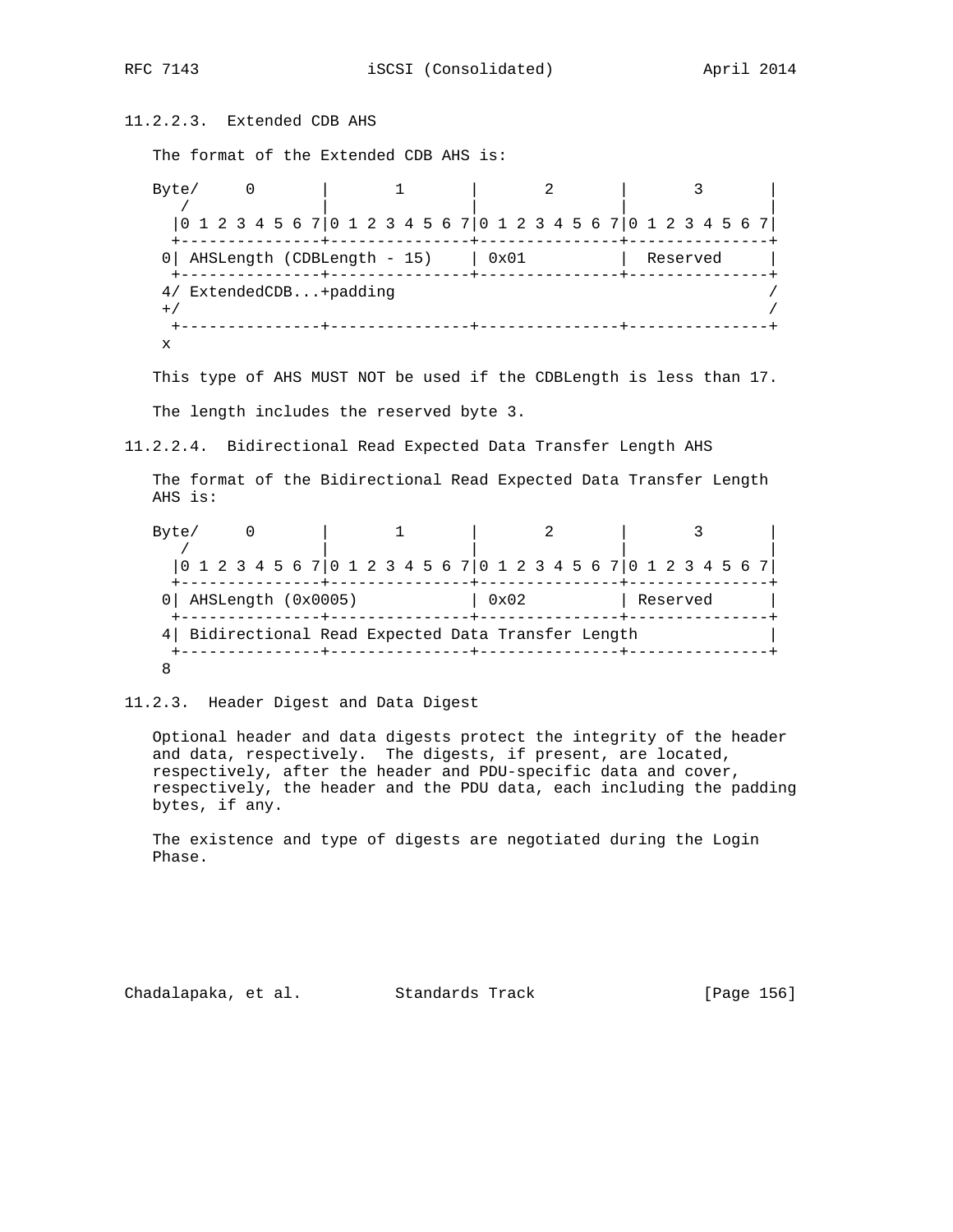### 11.2.2.3. Extended CDB AHS

The format of the Extended CDB AHS is:

```
Byte/     0       |       1       |       2       |       3       |
   /              |               |               |               |
  |0 1 2 3 4 5 6 7|0 1 2 3 4 5 6 7|0 1 2 3 4 5 6 7|0 1 2 3 4 5 6 7|
  +---------------+---------------+---------------+---------------+
 0| AHSLength (CDBLength - 15)    | 0x01          |  Reserved     |
  +---------------+---------------+---------------+---------------+
 4/ ExtendedCDB...+padding                                        /
 +/                                                               /
  +---------------+---------------+---------------+---------------+
 x
```

This type of AHS MUST NOT be used if the CDBLength is less than 17.

The length includes the reserved byte 3.

### 11.2.2.4. Bidirectional Read Expected Data Transfer Length AHS

The format of the Bidirectional Read Expected Data Transfer Length AHS is:

```
Byte/     0       |       1       |       2       |       3       |
   /              |               |               |               |
  |0 1 2 3 4 5 6 7|0 1 2 3 4 5 6 7|0 1 2 3 4 5 6 7|0 1 2 3 4 5 6 7|
  +---------------+---------------+---------------+---------------+
 0| AHSLength (0x0005)            | 0x02          | Reserved      |
  +---------------+---------------+---------------+---------------+
 4| Bidirectional Read Expected Data Transfer Length              |
  +---------------+---------------+---------------+---------------+
 8
```

### 11.2.3. Header Digest and Data Digest

Optional header and data digests protect the integrity of the header and data, respectively. The digests, if present, are located, respectively, after the header and PDU-specific data and cover, respectively, the header and the PDU data, each including the padding bytes, if any.

The existence and type of digests are negotiated during the Login Phase.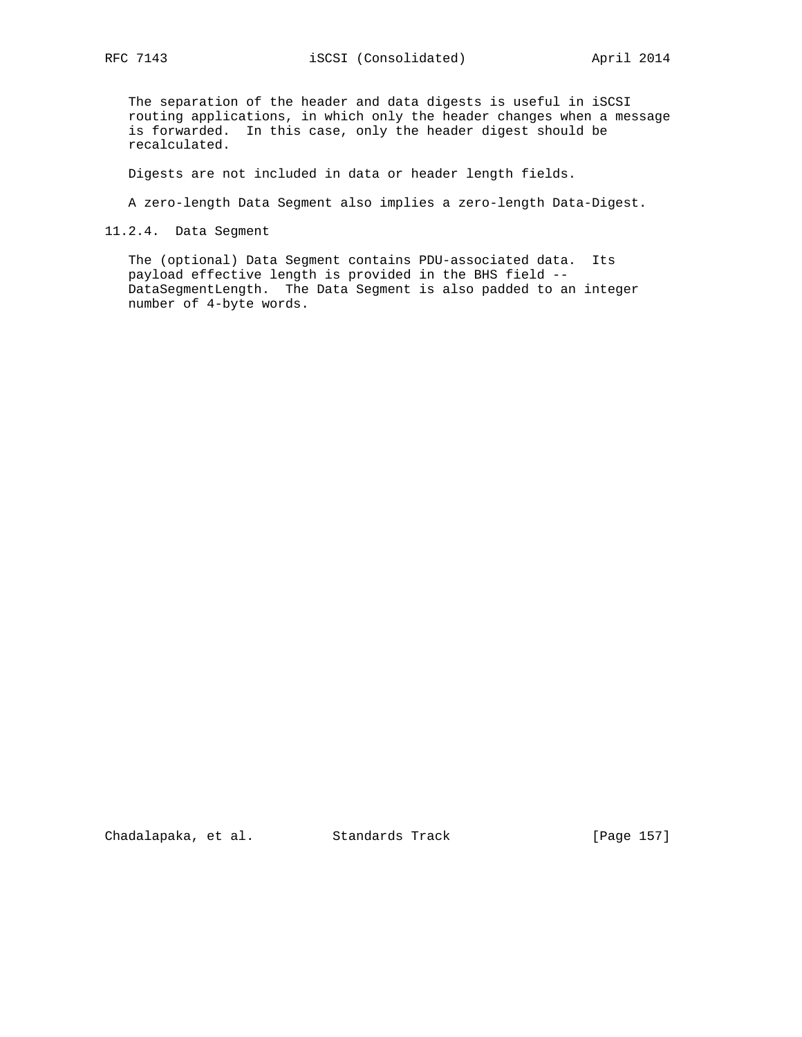The separation of the header and data digests is useful in iSCSI routing applications, in which only the header changes when a message is forwarded. In this case, only the header digest should be recalculated.

Digests are not included in data or header length fields.

A zero-length Data Segment also implies a zero-length Data-Digest.

#### 11.2.4. Data Segment

The (optional) Data Segment contains PDU-associated data. Its payload effective length is provided in the BHS field -- DataSegmentLength. The Data Segment is also padded to an integer number of 4-byte words.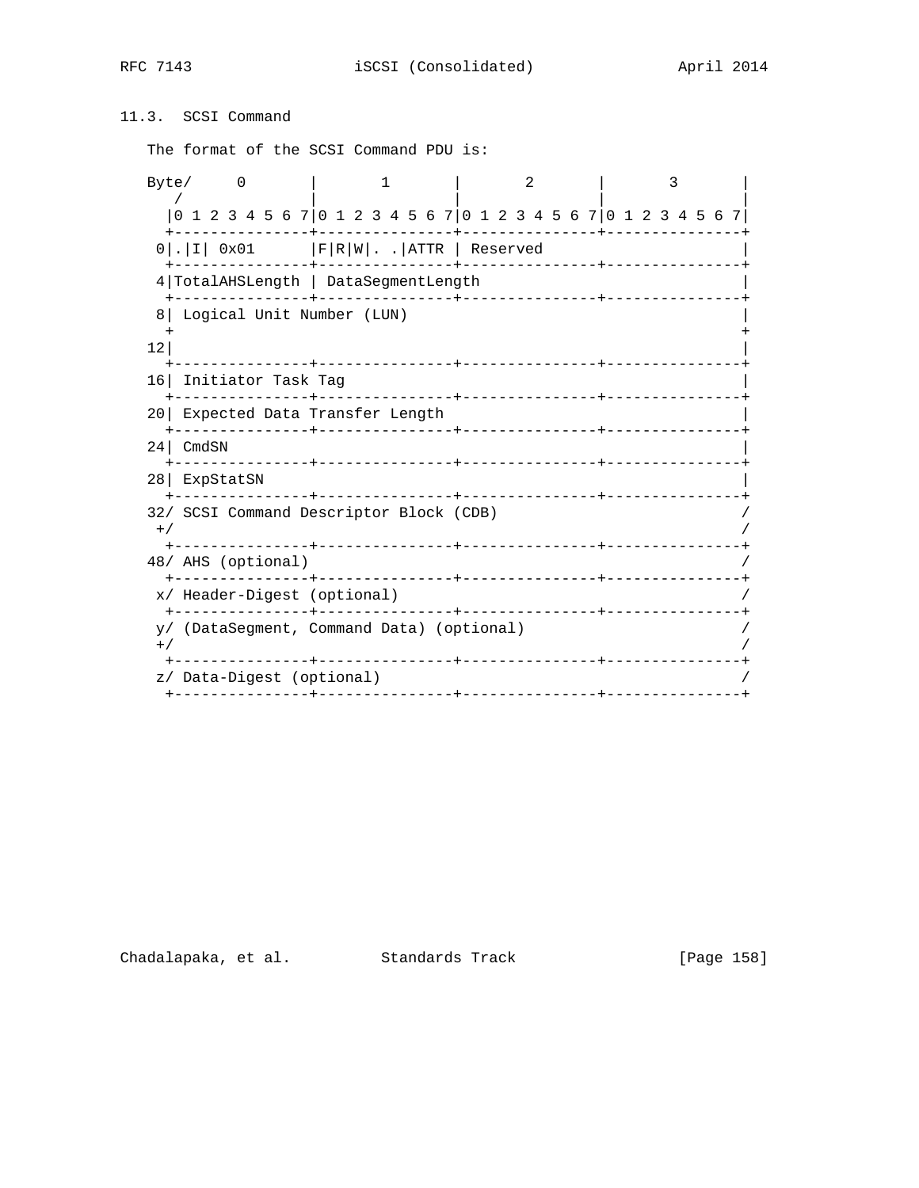### 11.3. SCSI Command

The format of the SCSI Command PDU is:

```
Byte/     0       |       1       |       2       |       3       |
   /              |               |               |               |
  |0 1 2 3 4 5 6 7|0 1 2 3 4 5 6 7|0 1 2 3 4 5 6 7|0 1 2 3 4 5 6 7|
  +---------------+---------------+---------------+---------------+
 0|.|I| 0x01      |F|R|W|. .|ATTR | Reserved                      |
  +---------------+---------------+---------------+---------------+
 4|TotalAHSLength | DataSegmentLength                             |
  +---------------+---------------+---------------+---------------+
 8| Logical Unit Number (LUN)                                     |
  +                                                               +
12|                                                               |
  +---------------+---------------+---------------+---------------+
16| Initiator Task Tag                                            |
  +---------------+---------------+---------------+---------------+
20| Expected Data Transfer Length                                 |
  +---------------+---------------+---------------+---------------+
24| CmdSN                                                         |
  +---------------+---------------+---------------+---------------+
28| ExpStatSN                                                     |
  +---------------+---------------+---------------+---------------+
32/ SCSI Command Descriptor Block (CDB)                           /
 +/                                                               /
  +---------------+---------------+---------------+---------------+
48/ AHS (optional)                                                /
  +---------------+---------------+---------------+---------------+
 x/ Header-Digest (optional)                                      /
  +---------------+---------------+---------------+---------------+
 y/ (DataSegment, Command Data) (optional)                        /
 +/                                                               /
  +---------------+---------------+---------------+---------------+
 z/ Data-Digest (optional)                                        /
  +---------------+---------------+---------------+---------------+
```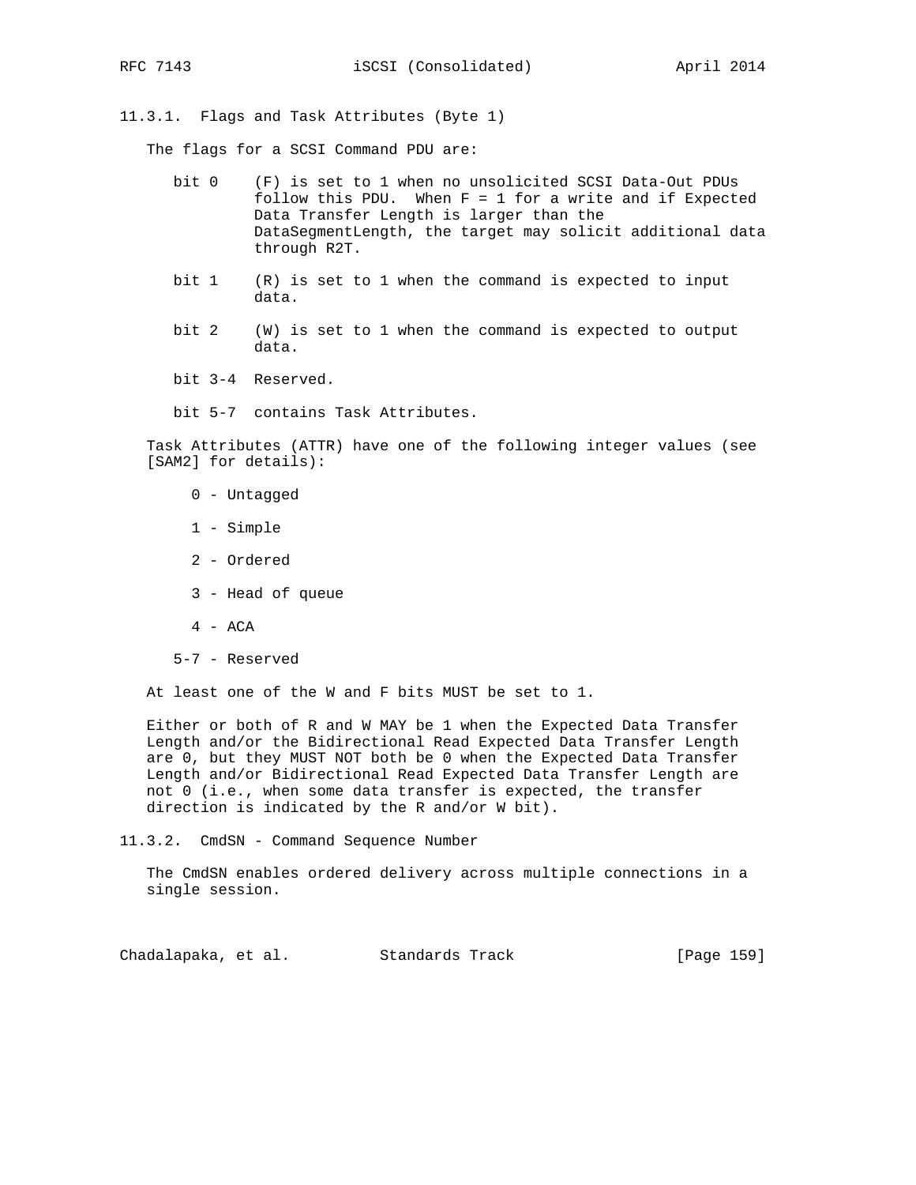### 11.3.1. Flags and Task Attributes (Byte 1)

The flags for a SCSI Command PDU are:

- bit 0 (F) is set to 1 when no unsolicited SCSI Data-Out PDUs follow this PDU. When F = 1 for a write and if Expected Data Transfer Length is larger than the DataSegmentLength, the target may solicit additional data through R2T.

- bit 1 (R) is set to 1 when the command is expected to input data.

- bit 2 (W) is set to 1 when the command is expected to output data.

- bit 3-4 Reserved.

- bit 5-7 contains Task Attributes.

Task Attributes (ATTR) have one of the following integer values (see [SAM2] for details):

- 0 - Untagged

- 1 - Simple

- 2 - Ordered

- 3 - Head of queue

- 4 - ACA

- 5-7 - Reserved

At least one of the W and F bits MUST be set to 1.

Either or both of R and W MAY be 1 when the Expected Data Transfer Length and/or the Bidirectional Read Expected Data Transfer Length are 0, but they MUST NOT both be 0 when the Expected Data Transfer Length and/or Bidirectional Read Expected Data Transfer Length are not 0 (i.e., when some data transfer is expected, the transfer direction is indicated by the R and/or W bit).

### 11.3.2. CmdSN - Command Sequence Number

The CmdSN enables ordered delivery across multiple connections in a single session.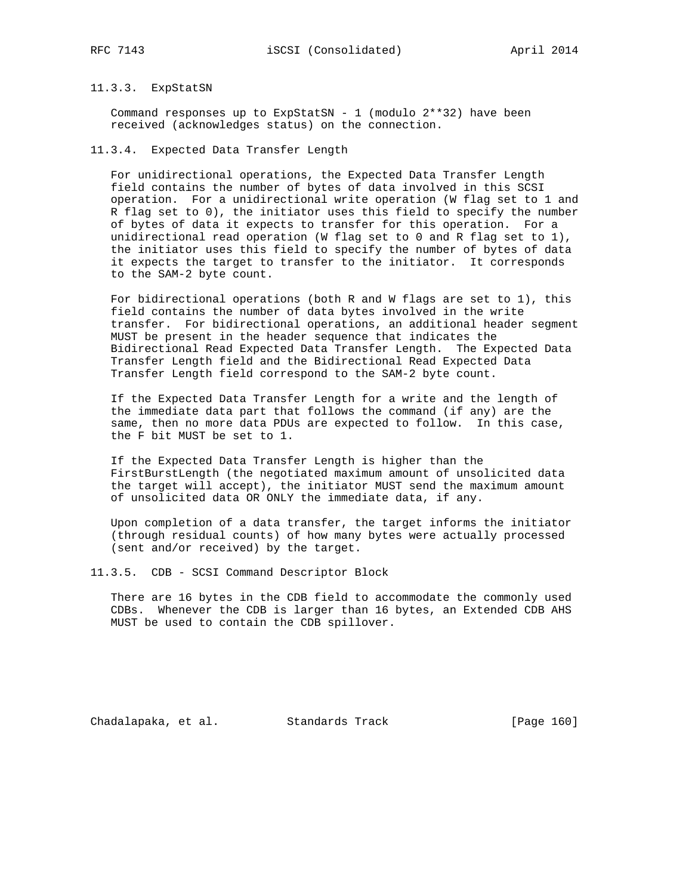### 11.3.3. ExpStatSN

Command responses up to ExpStatSN - 1 (modulo 2**32) have been received (acknowledges status) on the connection.

### 11.3.4. Expected Data Transfer Length

For unidirectional operations, the Expected Data Transfer Length field contains the number of bytes of data involved in this SCSI operation. For a unidirectional write operation (W flag set to 1 and R flag set to 0), the initiator uses this field to specify the number of bytes of data it expects to transfer for this operation. For a unidirectional read operation (W flag set to 0 and R flag set to 1), the initiator uses this field to specify the number of bytes of data it expects the target to transfer to the initiator. It corresponds to the SAM-2 byte count.

For bidirectional operations (both R and W flags are set to 1), this field contains the number of data bytes involved in the write transfer. For bidirectional operations, an additional header segment MUST be present in the header sequence that indicates the Bidirectional Read Expected Data Transfer Length. The Expected Data Transfer Length field and the Bidirectional Read Expected Data Transfer Length field correspond to the SAM-2 byte count.

If the Expected Data Transfer Length for a write and the length of the immediate data part that follows the command (if any) are the same, then no more data PDUs are expected to follow. In this case, the F bit MUST be set to 1.

If the Expected Data Transfer Length is higher than the FirstBurstLength (the negotiated maximum amount of unsolicited data the target will accept), the initiator MUST send the maximum amount of unsolicited data OR ONLY the immediate data, if any.

Upon completion of a data transfer, the target informs the initiator (through residual counts) of how many bytes were actually processed (sent and/or received) by the target.

### 11.3.5. CDB - SCSI Command Descriptor Block

There are 16 bytes in the CDB field to accommodate the commonly used CDBs. Whenever the CDB is larger than 16 bytes, an Extended CDB AHS MUST be used to contain the CDB spillover.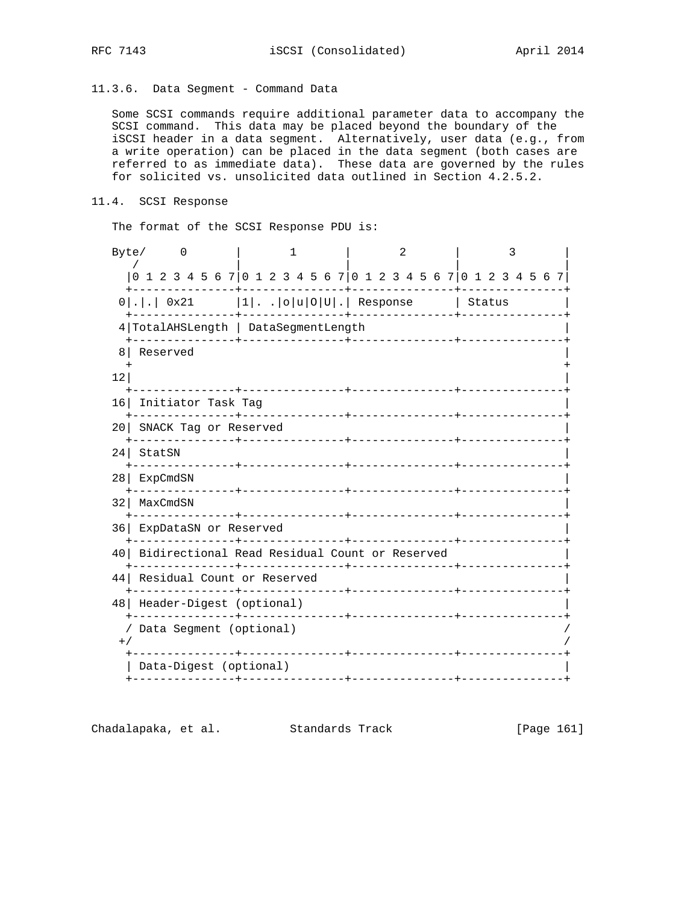### 11.3.6. Data Segment - Command Data

Some SCSI commands require additional parameter data to accompany the SCSI command. This data may be placed beyond the boundary of the iSCSI header in a data segment. Alternatively, user data (e.g., from a write operation) can be placed in the data segment (both cases are referred to as immediate data). These data are governed by the rules for solicited vs. unsolicited data outlined in Section 4.2.5.2.

## 11.4. SCSI Response

The format of the SCSI Response PDU is:

```
Byte/     0       |       1       |       2       |       3       |
   /              |               |               |               |
  |0 1 2 3 4 5 6 7|0 1 2 3 4 5 6 7|0 1 2 3 4 5 6 7|0 1 2 3 4 5 6 7|
  +---------------+---------------+---------------+---------------+
 0|.|.| 0x21      |1|. .|o|u|O|U|.| Response      | Status        |
  +---------------+---------------+---------------+---------------+
 4|TotalAHSLength | DataSegmentLength                             |
  +---------------+---------------+---------------+---------------+
 8| Reserved                                                      |
  +                                                               +
12|                                                               |
  +---------------+---------------+---------------+---------------+
16| Initiator Task Tag                                            |
  +---------------+---------------+---------------+---------------+
20| SNACK Tag or Reserved                                         |
  +---------------+---------------+---------------+---------------+
24| StatSN                                                        |
  +---------------+---------------+---------------+---------------+
28| ExpCmdSN                                                      |
  +---------------+---------------+---------------+---------------+
32| MaxCmdSN                                                      |
  +---------------+---------------+---------------+---------------+
36| ExpDataSN or Reserved                                         |
  +---------------+---------------+---------------+---------------+
40| Bidirectional Read Residual Count or Reserved                 |
  +---------------+---------------+---------------+---------------+
44| Residual Count or Reserved                                    |
  +---------------+---------------+---------------+---------------+
48| Header-Digest (optional)                                      |
  +---------------+---------------+---------------+---------------+
  / Data Segment (optional)                                       /
 +/                                                               /
  +---------------+---------------+---------------+---------------+
  | Data-Digest (optional)                                        |
  +---------------+---------------+---------------+---------------+
```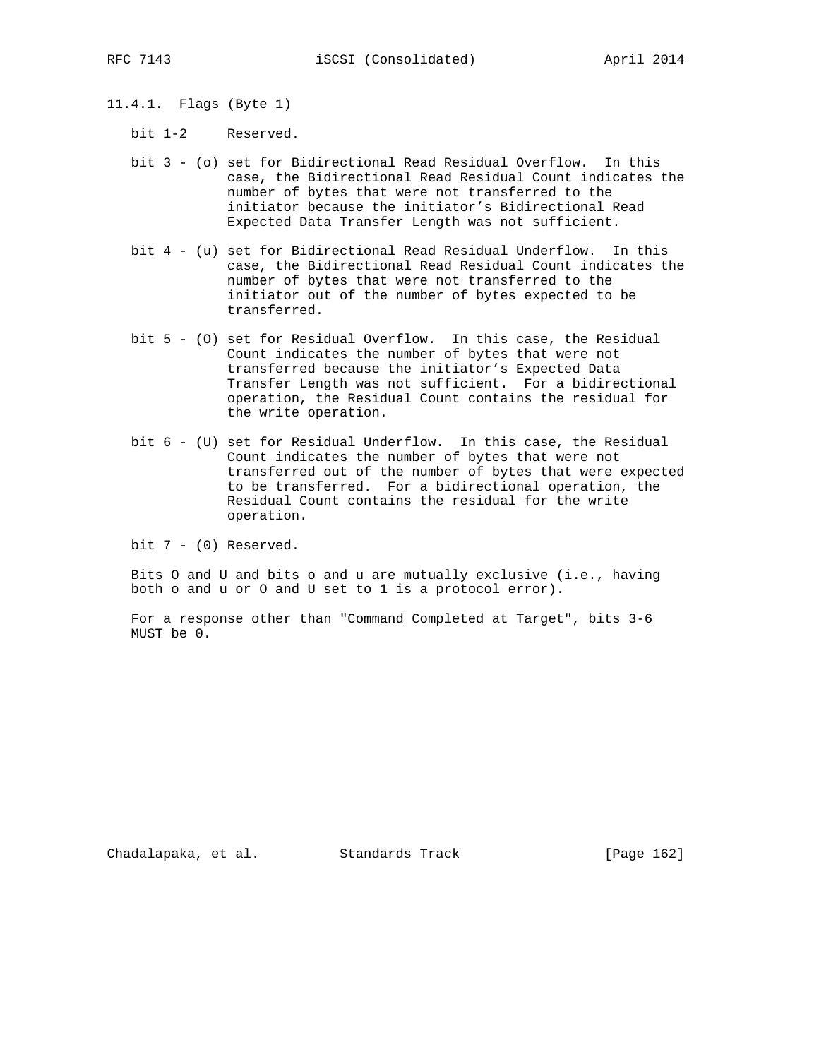### 11.4.1. Flags (Byte 1)

bit 1-2 Reserved.

bit 3 - (o) set for Bidirectional Read Residual Overflow. In this case, the Bidirectional Read Residual Count indicates the number of bytes that were not transferred to the initiator because the initiator's Bidirectional Read Expected Data Transfer Length was not sufficient.

bit 4 - (u) set for Bidirectional Read Residual Underflow. In this case, the Bidirectional Read Residual Count indicates the number of bytes that were not transferred to the initiator out of the number of bytes expected to be transferred.

bit 5 - (O) set for Residual Overflow. In this case, the Residual Count indicates the number of bytes that were not transferred because the initiator's Expected Data Transfer Length was not sufficient. For a bidirectional operation, the Residual Count contains the residual for the write operation.

bit 6 - (U) set for Residual Underflow. In this case, the Residual Count indicates the number of bytes that were not transferred out of the number of bytes that were expected to be transferred. For a bidirectional operation, the Residual Count contains the residual for the write operation.

bit 7 - (0) Reserved.

Bits O and U and bits o and u are mutually exclusive (i.e., having both o and u or O and U set to 1 is a protocol error).

For a response other than "Command Completed at Target", bits 3-6 MUST be 0.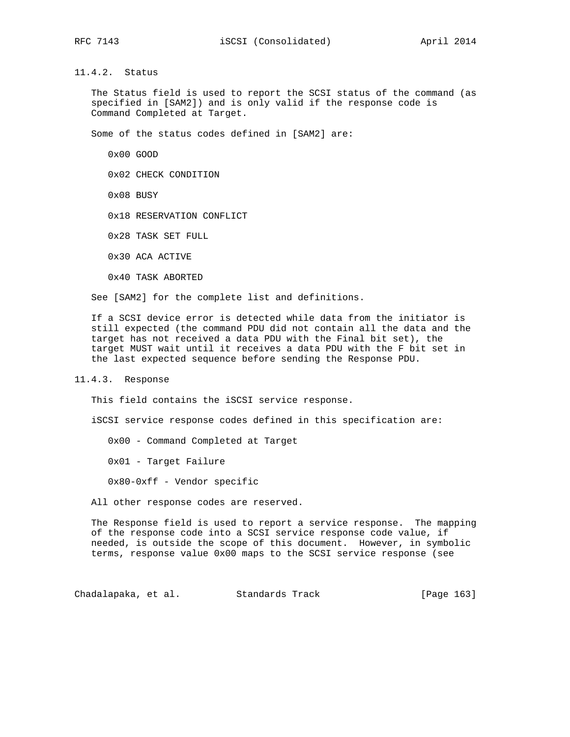### 11.4.2. Status

The Status field is used to report the SCSI status of the command (as specified in [SAM2]) and is only valid if the response code is Command Completed at Target.

Some of the status codes defined in [SAM2] are:

0x00 GOOD

0x02 CHECK CONDITION

0x08 BUSY

0x18 RESERVATION CONFLICT

0x28 TASK SET FULL

0x30 ACA ACTIVE

0x40 TASK ABORTED

See [SAM2] for the complete list and definitions.

If a SCSI device error is detected while data from the initiator is still expected (the command PDU did not contain all the data and the target has not received a data PDU with the Final bit set), the target MUST wait until it receives a data PDU with the F bit set in the last expected sequence before sending the Response PDU.

### 11.4.3. Response

This field contains the iSCSI service response.

iSCSI service response codes defined in this specification are:

0x00 - Command Completed at Target

0x01 - Target Failure

0x80-0xff - Vendor specific

All other response codes are reserved.

The Response field is used to report a service response. The mapping of the response code into a SCSI service response code value, if needed, is outside the scope of this document. However, in symbolic terms, response value 0x00 maps to the SCSI service response (see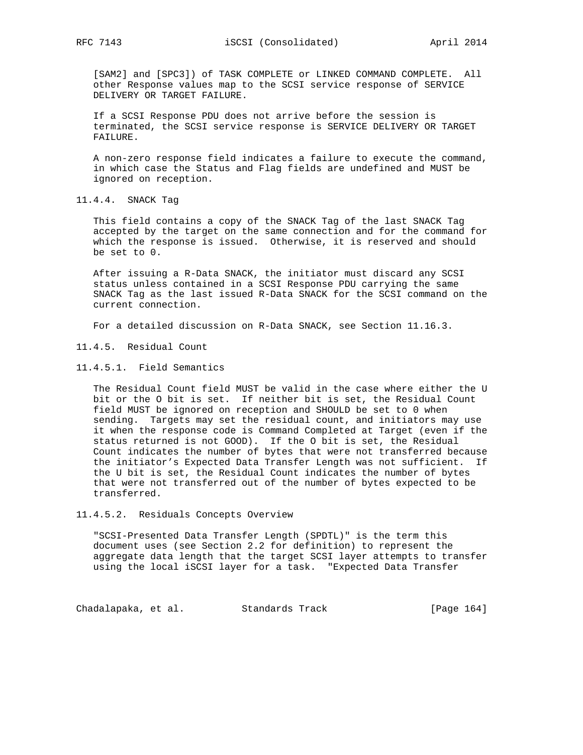[SAM2] and [SPC3]) of TASK COMPLETE or LINKED COMMAND COMPLETE. All other Response values map to the SCSI service response of SERVICE DELIVERY OR TARGET FAILURE.

If a SCSI Response PDU does not arrive before the session is terminated, the SCSI service response is SERVICE DELIVERY OR TARGET FAILURE.

A non-zero response field indicates a failure to execute the command, in which case the Status and Flag fields are undefined and MUST be ignored on reception.

### 11.4.4. SNACK Tag

This field contains a copy of the SNACK Tag of the last SNACK Tag accepted by the target on the same connection and for the command for which the response is issued. Otherwise, it is reserved and should be set to 0.

After issuing a R-Data SNACK, the initiator must discard any SCSI status unless contained in a SCSI Response PDU carrying the same SNACK Tag as the last issued R-Data SNACK for the SCSI command on the current connection.

For a detailed discussion on R-Data SNACK, see Section 11.16.3.

### 11.4.5. Residual Count

#### 11.4.5.1. Field Semantics

The Residual Count field MUST be valid in the case where either the U bit or the O bit is set. If neither bit is set, the Residual Count field MUST be ignored on reception and SHOULD be set to 0 when sending. Targets may set the residual count, and initiators may use it when the response code is Command Completed at Target (even if the status returned is not GOOD). If the O bit is set, the Residual Count indicates the number of bytes that were not transferred because the initiator's Expected Data Transfer Length was not sufficient. If the U bit is set, the Residual Count indicates the number of bytes that were not transferred out of the number of bytes expected to be transferred.

#### 11.4.5.2. Residuals Concepts Overview

"SCSI-Presented Data Transfer Length (SPDTL)" is the term this document uses (see Section 2.2 for definition) to represent the aggregate data length that the target SCSI layer attempts to transfer using the local iSCSI layer for a task. "Expected Data Transfer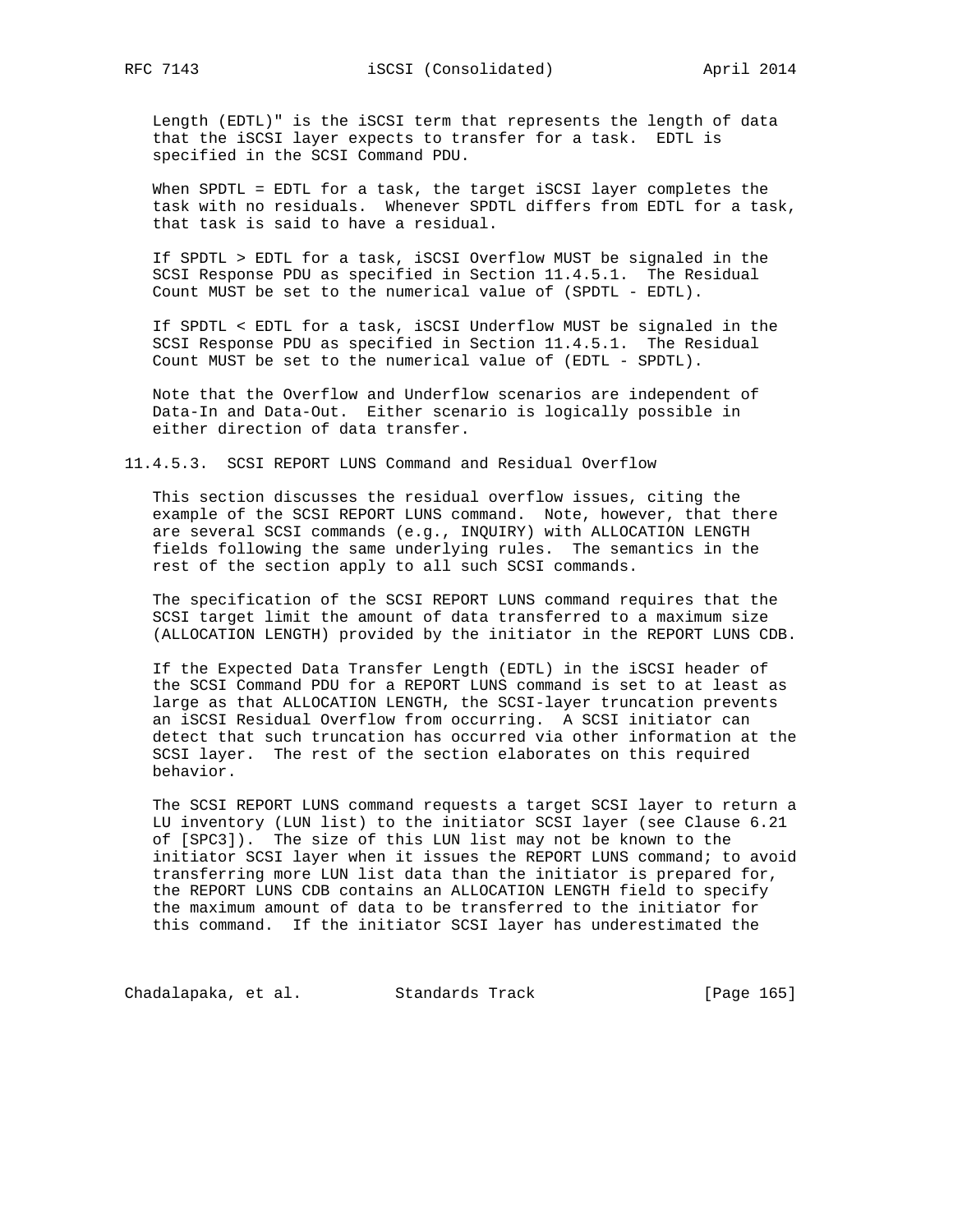Length (EDTL)" is the iSCSI term that represents the length of data that the iSCSI layer expects to transfer for a task. EDTL is specified in the SCSI Command PDU.

When SPDTL = EDTL for a task, the target iSCSI layer completes the task with no residuals. Whenever SPDTL differs from EDTL for a task, that task is said to have a residual.

If SPDTL > EDTL for a task, iSCSI Overflow MUST be signaled in the SCSI Response PDU as specified in Section 11.4.5.1. The Residual Count MUST be set to the numerical value of (SPDTL - EDTL).

If SPDTL < EDTL for a task, iSCSI Underflow MUST be signaled in the SCSI Response PDU as specified in Section 11.4.5.1. The Residual Count MUST be set to the numerical value of (EDTL - SPDTL).

Note that the Overflow and Underflow scenarios are independent of Data-In and Data-Out. Either scenario is logically possible in either direction of data transfer.

#### 11.4.5.3. SCSI REPORT LUNS Command and Residual Overflow

This section discusses the residual overflow issues, citing the example of the SCSI REPORT LUNS command. Note, however, that there are several SCSI commands (e.g., INQUIRY) with ALLOCATION LENGTH fields following the same underlying rules. The semantics in the rest of the section apply to all such SCSI commands.

The specification of the SCSI REPORT LUNS command requires that the SCSI target limit the amount of data transferred to a maximum size (ALLOCATION LENGTH) provided by the initiator in the REPORT LUNS CDB.

If the Expected Data Transfer Length (EDTL) in the iSCSI header of the SCSI Command PDU for a REPORT LUNS command is set to at least as large as that ALLOCATION LENGTH, the SCSI-layer truncation prevents an iSCSI Residual Overflow from occurring. A SCSI initiator can detect that such truncation has occurred via other information at the SCSI layer. The rest of the section elaborates on this required behavior.

The SCSI REPORT LUNS command requests a target SCSI layer to return a LU inventory (LUN list) to the initiator SCSI layer (see Clause 6.21 of [SPC3]). The size of this LUN list may not be known to the initiator SCSI layer when it issues the REPORT LUNS command; to avoid transferring more LUN list data than the initiator is prepared for, the REPORT LUNS CDB contains an ALLOCATION LENGTH field to specify the maximum amount of data to be transferred to the initiator for this command. If the initiator SCSI layer has underestimated the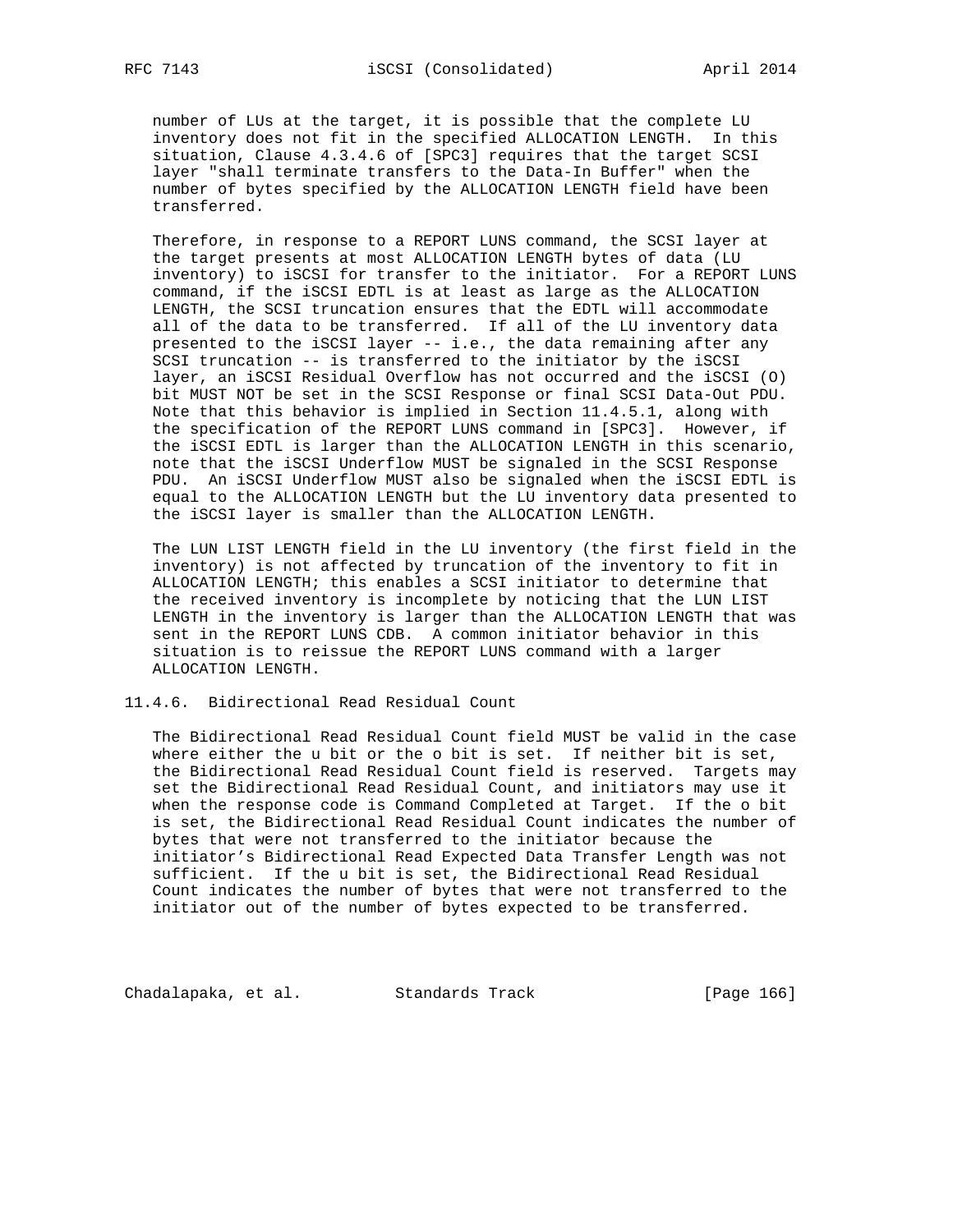number of LUs at the target, it is possible that the complete LU inventory does not fit in the specified ALLOCATION LENGTH. In this situation, Clause 4.3.4.6 of [SPC3] requires that the target SCSI layer "shall terminate transfers to the Data-In Buffer" when the number of bytes specified by the ALLOCATION LENGTH field have been transferred.

Therefore, in response to a REPORT LUNS command, the SCSI layer at the target presents at most ALLOCATION LENGTH bytes of data (LU inventory) to iSCSI for transfer to the initiator. For a REPORT LUNS command, if the iSCSI EDTL is at least as large as the ALLOCATION LENGTH, the SCSI truncation ensures that the EDTL will accommodate all of the data to be transferred. If all of the LU inventory data presented to the iSCSI layer -- i.e., the data remaining after any SCSI truncation -- is transferred to the initiator by the iSCSI layer, an iSCSI Residual Overflow has not occurred and the iSCSI (O) bit MUST NOT be set in the SCSI Response or final SCSI Data-Out PDU. Note that this behavior is implied in Section 11.4.5.1, along with the specification of the REPORT LUNS command in [SPC3]. However, if the iSCSI EDTL is larger than the ALLOCATION LENGTH in this scenario, note that the iSCSI Underflow MUST be signaled in the SCSI Response PDU. An iSCSI Underflow MUST also be signaled when the iSCSI EDTL is equal to the ALLOCATION LENGTH but the LU inventory data presented to the iSCSI layer is smaller than the ALLOCATION LENGTH.

The LUN LIST LENGTH field in the LU inventory (the first field in the inventory) is not affected by truncation of the inventory to fit in ALLOCATION LENGTH; this enables a SCSI initiator to determine that the received inventory is incomplete by noticing that the LUN LIST LENGTH in the inventory is larger than the ALLOCATION LENGTH that was sent in the REPORT LUNS CDB. A common initiator behavior in this situation is to reissue the REPORT LUNS command with a larger ALLOCATION LENGTH.

#### 11.4.6. Bidirectional Read Residual Count

The Bidirectional Read Residual Count field MUST be valid in the case where either the u bit or the o bit is set. If neither bit is set, the Bidirectional Read Residual Count field is reserved. Targets may set the Bidirectional Read Residual Count, and initiators may use it when the response code is Command Completed at Target. If the o bit is set, the Bidirectional Read Residual Count indicates the number of bytes that were not transferred to the initiator because the initiator's Bidirectional Read Expected Data Transfer Length was not sufficient. If the u bit is set, the Bidirectional Read Residual Count indicates the number of bytes that were not transferred to the initiator out of the number of bytes expected to be transferred.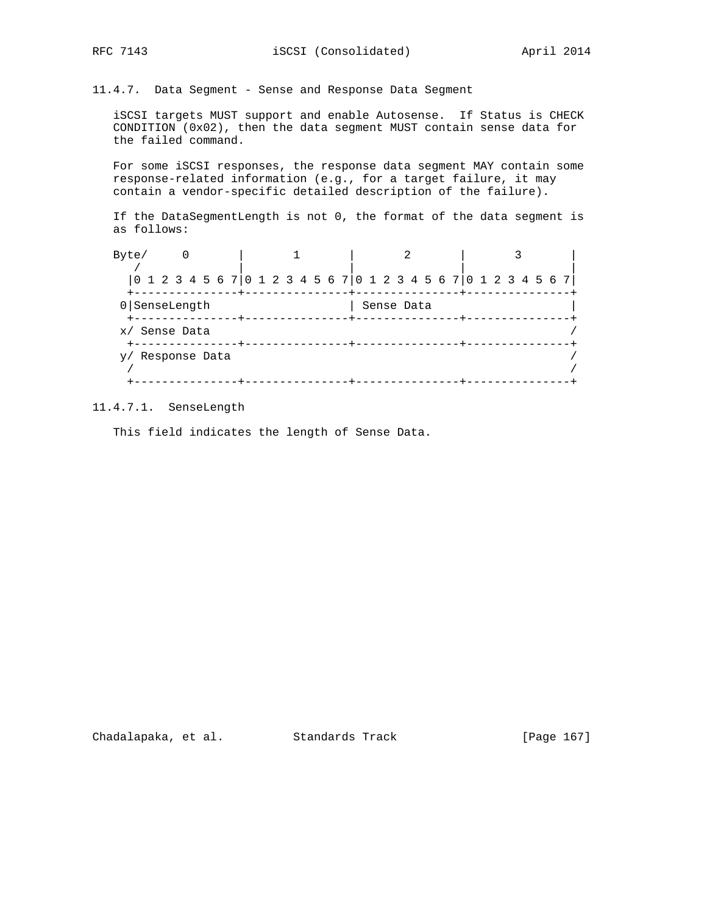### 11.4.7. Data Segment - Sense and Response Data Segment

iSCSI targets MUST support and enable Autosense. If Status is CHECK CONDITION (0x02), then the data segment MUST contain sense data for the failed command.

For some iSCSI responses, the response data segment MAY contain some response-related information (e.g., for a target failure, it may contain a vendor-specific detailed description of the failure).

If the DataSegmentLength is not 0, the format of the data segment is as follows:

```
Byte/     0       |       1       |       2       |       3       |
   /              |               |               |               |
  |0 1 2 3 4 5 6 7|0 1 2 3 4 5 6 7|0 1 2 3 4 5 6 7|0 1 2 3 4 5 6 7|
  +---------------+---------------+---------------+---------------+
 0|SenseLength                    | Sense Data                    |
  +---------------+---------------+---------------+---------------+
 x/ Sense Data                                                    /
  +---------------+---------------+---------------+---------------+
 y/ Response Data                                                 /
 /                                                                /
  +---------------+---------------+---------------+---------------+
```

#### 11.4.7.1. SenseLength

This field indicates the length of Sense Data.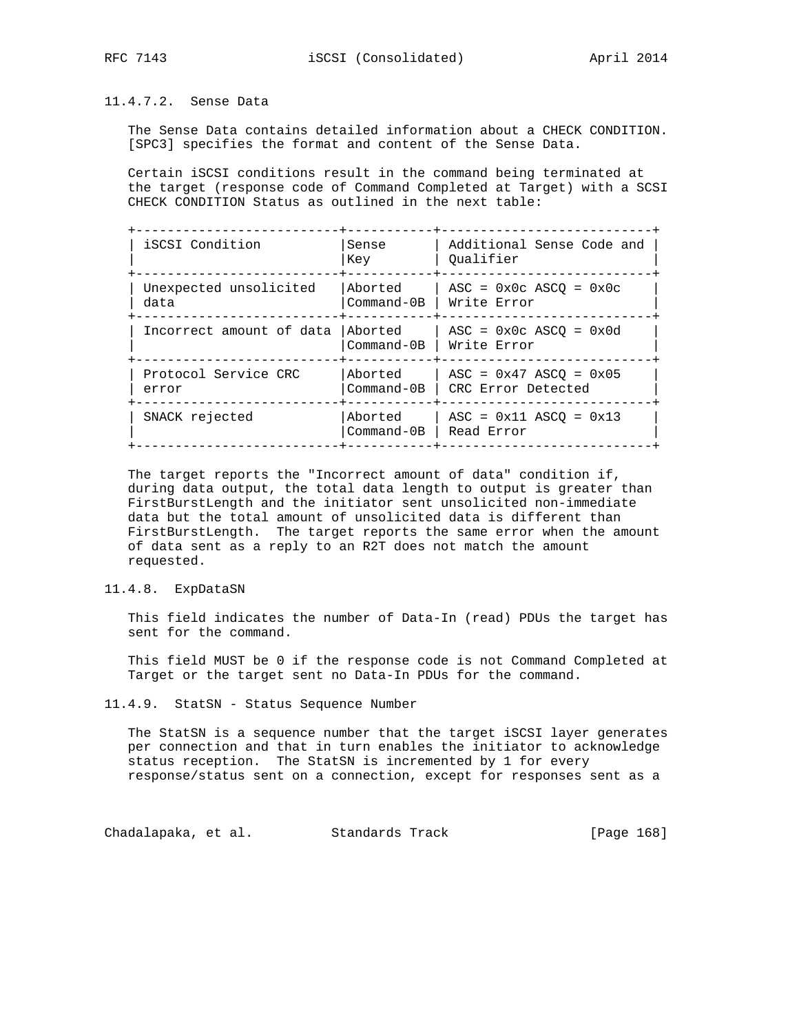#### 11.4.7.2. Sense Data

The Sense Data contains detailed information about a CHECK CONDITION. [SPC3] specifies the format and content of the Sense Data.

Certain iSCSI conditions result in the command being terminated at the target (response code of Command Completed at Target) with a SCSI CHECK CONDITION Status as outlined in the next table:

| iSCSI Condition | Sense Key | Additional Sense Code and Qualifier |
|---|---|---|
| Unexpected unsolicited data | Aborted Command-0B | ASC = 0x0c ASCQ = 0x0c Write Error |
| Incorrect amount of data | Aborted Command-0B | ASC = 0x0c ASCQ = 0x0d Write Error |
| Protocol Service CRC error | Aborted Command-0B | ASC = 0x47 ASCQ = 0x05 CRC Error Detected |
| SNACK rejected | Aborted Command-0B | ASC = 0x11 ASCQ = 0x13 Read Error |

The target reports the "Incorrect amount of data" condition if, during data output, the total data length to output is greater than FirstBurstLength and the initiator sent unsolicited non-immediate data but the total amount of unsolicited data is different than FirstBurstLength. The target reports the same error when the amount of data sent as a reply to an R2T does not match the amount requested.

### 11.4.8. ExpDataSN

This field indicates the number of Data-In (read) PDUs the target has sent for the command.

This field MUST be 0 if the response code is not Command Completed at Target or the target sent no Data-In PDUs for the command.

### 11.4.9. StatSN - Status Sequence Number

The StatSN is a sequence number that the target iSCSI layer generates per connection and that in turn enables the initiator to acknowledge status reception. The StatSN is incremented by 1 for every response/status sent on a connection, except for responses sent as a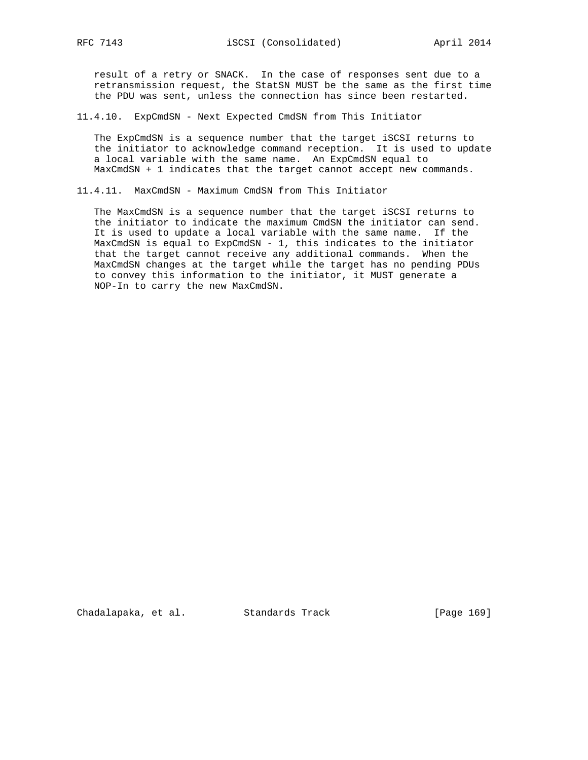result of a retry or SNACK. In the case of responses sent due to a retransmission request, the StatSN MUST be the same as the first time the PDU was sent, unless the connection has since been restarted.

### 11.4.10. ExpCmdSN - Next Expected CmdSN from This Initiator

The ExpCmdSN is a sequence number that the target iSCSI returns to the initiator to acknowledge command reception. It is used to update a local variable with the same name. An ExpCmdSN equal to MaxCmdSN + 1 indicates that the target cannot accept new commands.

### 11.4.11. MaxCmdSN - Maximum CmdSN from This Initiator

The MaxCmdSN is a sequence number that the target iSCSI returns to the initiator to indicate the maximum CmdSN the initiator can send. It is used to update a local variable with the same name. If the MaxCmdSN is equal to ExpCmdSN - 1, this indicates to the initiator that the target cannot receive any additional commands. When the MaxCmdSN changes at the target while the target has no pending PDUs to convey this information to the initiator, it MUST generate a NOP-In to carry the new MaxCmdSN.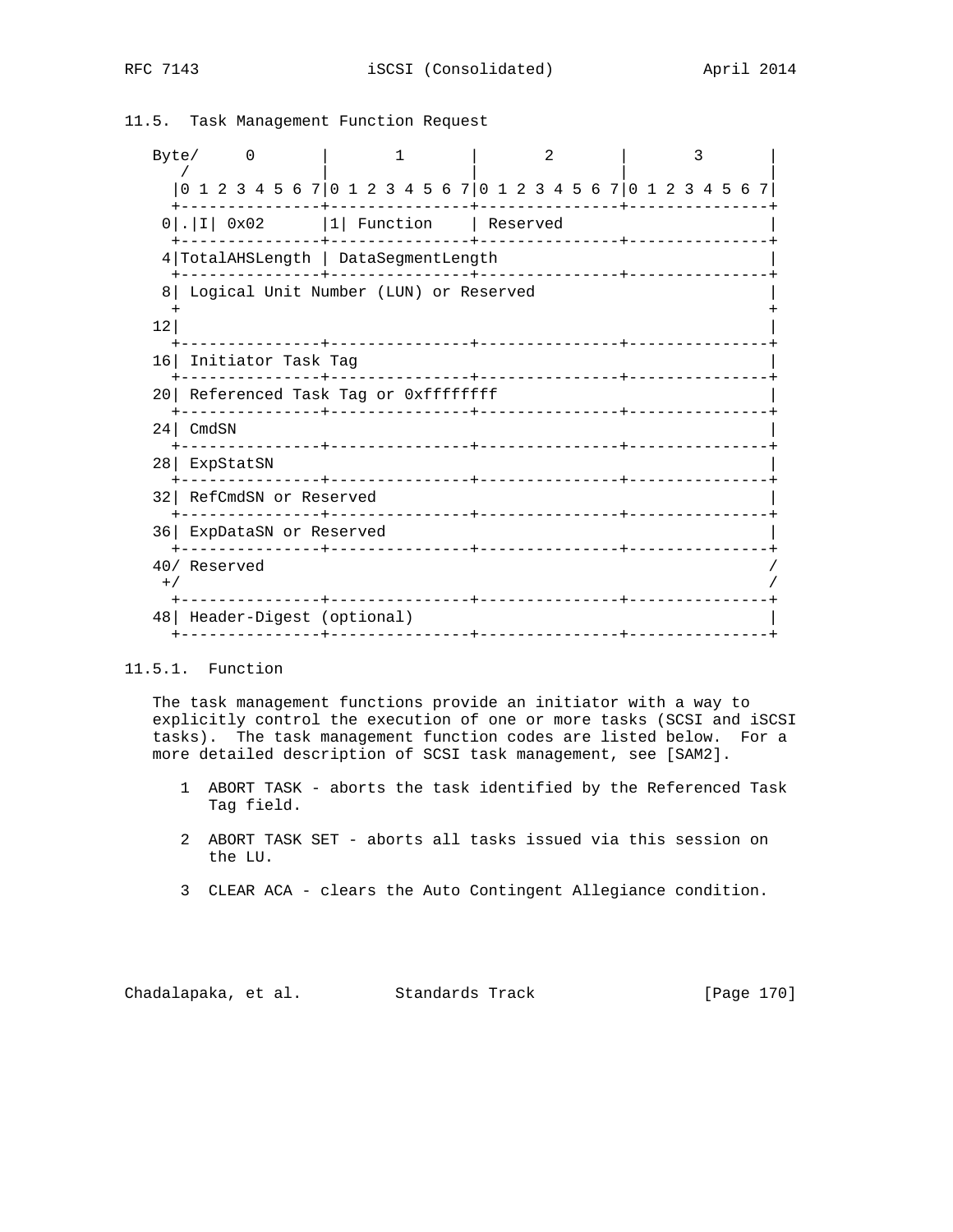### 11.5. Task Management Function Request

```
Byte/     0       |       1       |       2       |       3       |
   /              |               |               |               |
  |0 1 2 3 4 5 6 7|0 1 2 3 4 5 6 7|0 1 2 3 4 5 6 7|0 1 2 3 4 5 6 7|
  +---------------+---------------+---------------+---------------+
 0|.|I| 0x02      |1| Function    | Reserved                      |
  +---------------+---------------+---------------+---------------+
 4|TotalAHSLength | DataSegmentLength                             |
  +---------------+---------------+---------------+---------------+
 8| Logical Unit Number (LUN) or Reserved                         |
  +                                                               +
12|                                                               |
  +---------------+---------------+---------------+---------------+
16| Initiator Task Tag                                            |
  +---------------+---------------+---------------+---------------+
20| Referenced Task Tag or 0xffffffff                             |
  +---------------+---------------+---------------+---------------+
24| CmdSN                                                         |
  +---------------+---------------+---------------+---------------+
28| ExpStatSN                                                     |
  +---------------+---------------+---------------+---------------+
32| RefCmdSN or Reserved                                          |
  +---------------+---------------+---------------+---------------+
36| ExpDataSN or Reserved                                         |
  +---------------+---------------+---------------+---------------+
40/ Reserved                                                      /
 +/                                                               /
  +---------------+---------------+---------------+---------------+
48| Header-Digest (optional)                                      |
  +---------------+---------------+---------------+---------------+
```

#### 11.5.1. Function

The task management functions provide an initiator with a way to explicitly control the execution of one or more tasks (SCSI and iSCSI tasks). The task management function codes are listed below. For a more detailed description of SCSI task management, see [SAM2].

1 ABORT TASK - aborts the task identified by the Referenced Task Tag field.

2 ABORT TASK SET - aborts all tasks issued via this session on the LU.

3 CLEAR ACA - clears the Auto Contingent Allegiance condition.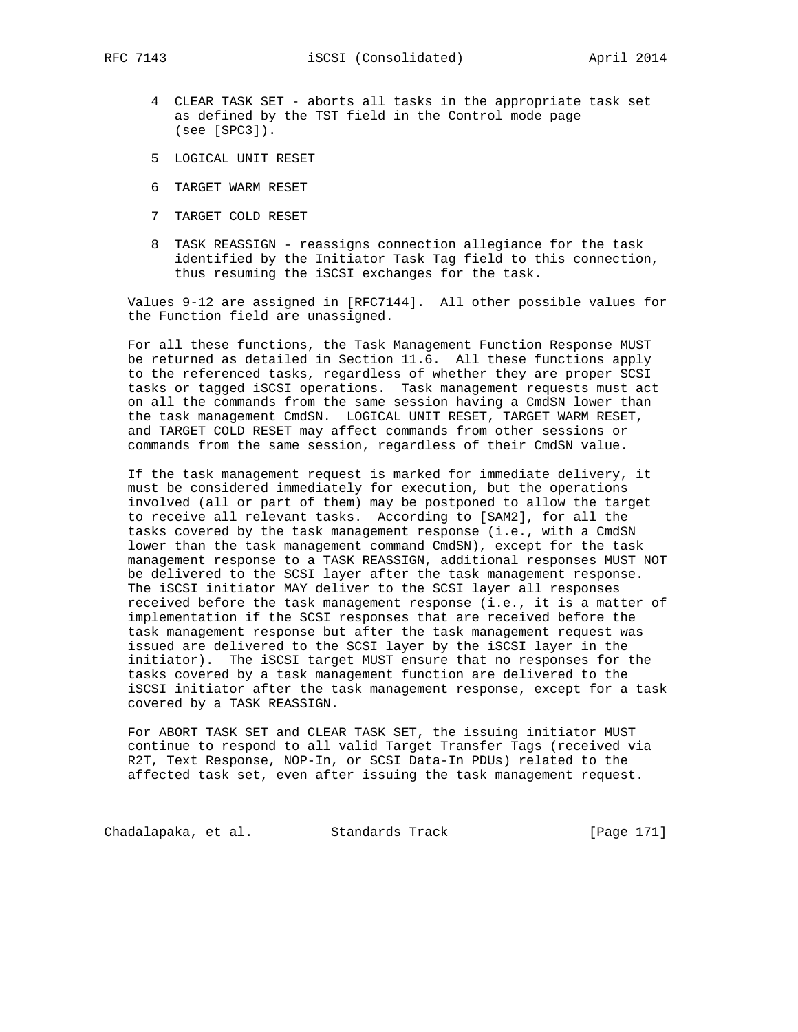4 CLEAR TASK SET - aborts all tasks in the appropriate task set as defined by the TST field in the Control mode page (see [SPC3]).

5 LOGICAL UNIT RESET

6 TARGET WARM RESET

7 TARGET COLD RESET

8 TASK REASSIGN - reassigns connection allegiance for the task identified by the Initiator Task Tag field to this connection, thus resuming the iSCSI exchanges for the task.

Values 9-12 are assigned in [RFC7144]. All other possible values for the Function field are unassigned.

For all these functions, the Task Management Function Response MUST be returned as detailed in Section 11.6. All these functions apply to the referenced tasks, regardless of whether they are proper SCSI tasks or tagged iSCSI operations. Task management requests must act on all the commands from the same session having a CmdSN lower than the task management CmdSN. LOGICAL UNIT RESET, TARGET WARM RESET, and TARGET COLD RESET may affect commands from other sessions or commands from the same session, regardless of their CmdSN value.

If the task management request is marked for immediate delivery, it must be considered immediately for execution, but the operations involved (all or part of them) may be postponed to allow the target to receive all relevant tasks. According to [SAM2], for all the tasks covered by the task management response (i.e., with a CmdSN lower than the task management command CmdSN), except for the task management response to a TASK REASSIGN, additional responses MUST NOT be delivered to the SCSI layer after the task management response. The iSCSI initiator MAY deliver to the SCSI layer all responses received before the task management response (i.e., it is a matter of implementation if the SCSI responses that are received before the task management response but after the task management request was issued are delivered to the SCSI layer by the iSCSI layer in the initiator). The iSCSI target MUST ensure that no responses for the tasks covered by a task management function are delivered to the iSCSI initiator after the task management response, except for a task covered by a TASK REASSIGN.

For ABORT TASK SET and CLEAR TASK SET, the issuing initiator MUST continue to respond to all valid Target Transfer Tags (received via R2T, Text Response, NOP-In, or SCSI Data-In PDUs) related to the affected task set, even after issuing the task management request.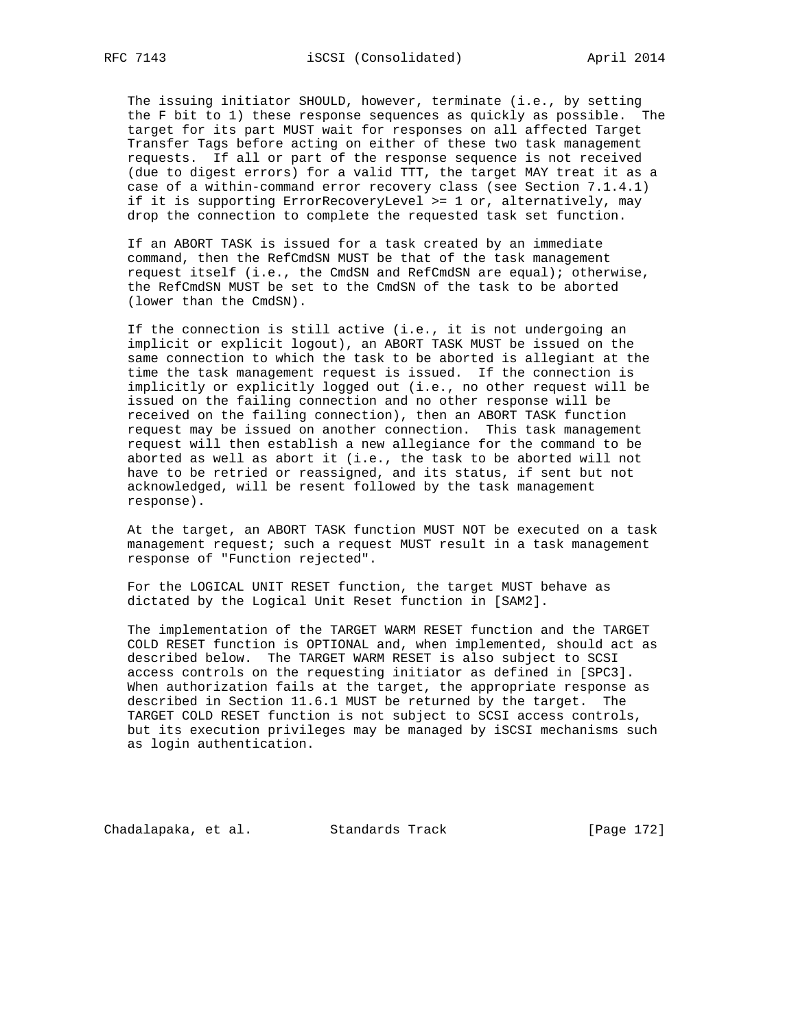The issuing initiator SHOULD, however, terminate (i.e., by setting the F bit to 1) these response sequences as quickly as possible. The target for its part MUST wait for responses on all affected Target Transfer Tags before acting on either of these two task management requests. If all or part of the response sequence is not received (due to digest errors) for a valid TTT, the target MAY treat it as a case of a within-command error recovery class (see Section 7.1.4.1) if it is supporting ErrorRecoveryLevel >= 1 or, alternatively, may drop the connection to complete the requested task set function.

If an ABORT TASK is issued for a task created by an immediate command, then the RefCmdSN MUST be that of the task management request itself (i.e., the CmdSN and RefCmdSN are equal); otherwise, the RefCmdSN MUST be set to the CmdSN of the task to be aborted (lower than the CmdSN).

If the connection is still active (i.e., it is not undergoing an implicit or explicit logout), an ABORT TASK MUST be issued on the same connection to which the task to be aborted is allegiant at the time the task management request is issued. If the connection is implicitly or explicitly logged out (i.e., no other request will be issued on the failing connection and no other response will be received on the failing connection), then an ABORT TASK function request may be issued on another connection. This task management request will then establish a new allegiance for the command to be aborted as well as abort it (i.e., the task to be aborted will not have to be retried or reassigned, and its status, if sent but not acknowledged, will be resent followed by the task management response).

At the target, an ABORT TASK function MUST NOT be executed on a task management request; such a request MUST result in a task management response of "Function rejected".

For the LOGICAL UNIT RESET function, the target MUST behave as dictated by the Logical Unit Reset function in [SAM2].

The implementation of the TARGET WARM RESET function and the TARGET COLD RESET function is OPTIONAL and, when implemented, should act as described below. The TARGET WARM RESET is also subject to SCSI access controls on the requesting initiator as defined in [SPC3]. When authorization fails at the target, the appropriate response as described in Section 11.6.1 MUST be returned by the target. The TARGET COLD RESET function is not subject to SCSI access controls, but its execution privileges may be managed by iSCSI mechanisms such as login authentication.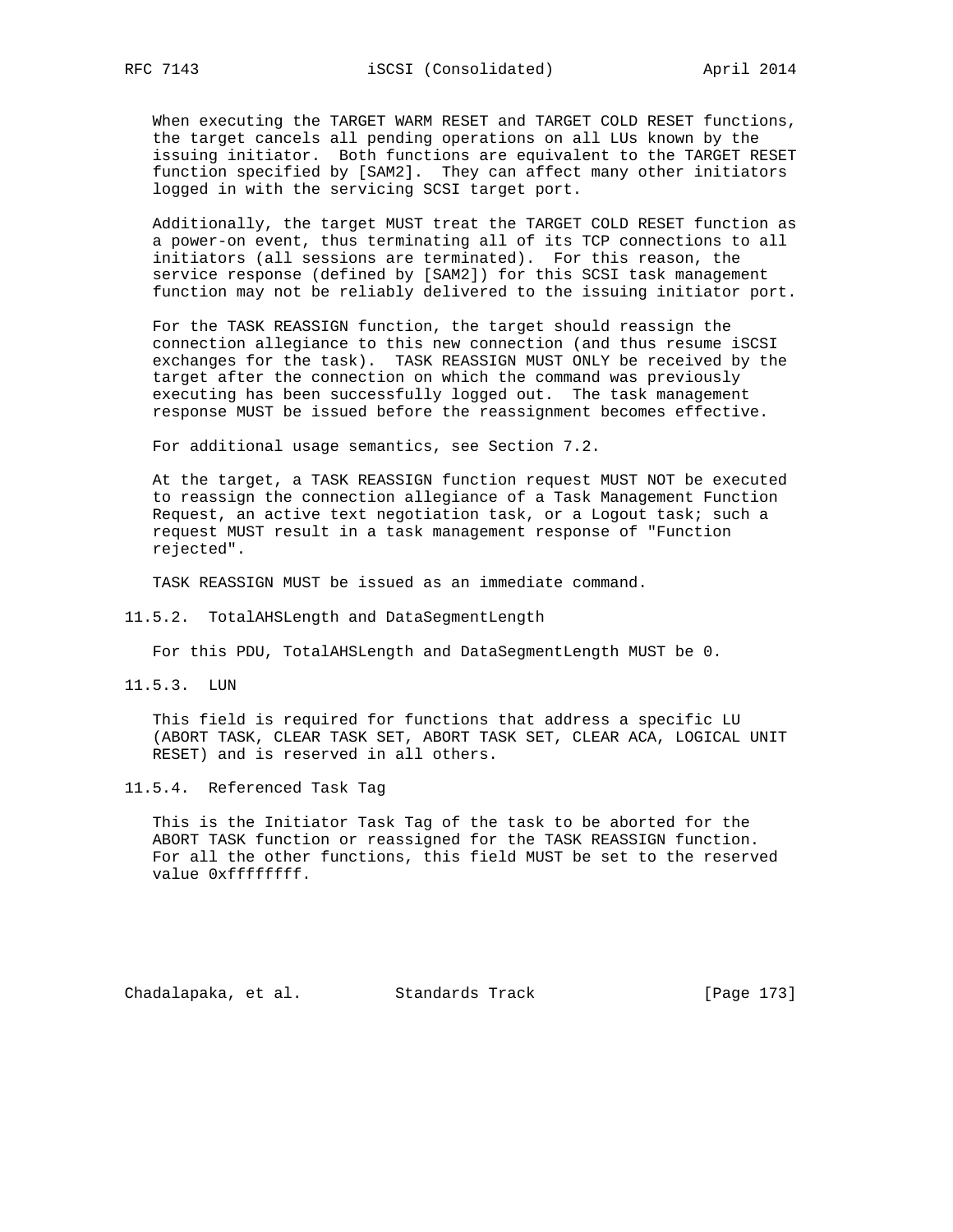When executing the TARGET WARM RESET and TARGET COLD RESET functions, the target cancels all pending operations on all LUs known by the issuing initiator. Both functions are equivalent to the TARGET RESET function specified by [SAM2]. They can affect many other initiators logged in with the servicing SCSI target port.

Additionally, the target MUST treat the TARGET COLD RESET function as a power-on event, thus terminating all of its TCP connections to all initiators (all sessions are terminated). For this reason, the service response (defined by [SAM2]) for this SCSI task management function may not be reliably delivered to the issuing initiator port.

For the TASK REASSIGN function, the target should reassign the connection allegiance to this new connection (and thus resume iSCSI exchanges for the task). TASK REASSIGN MUST ONLY be received by the target after the connection on which the command was previously executing has been successfully logged out. The task management response MUST be issued before the reassignment becomes effective.

For additional usage semantics, see Section 7.2.

At the target, a TASK REASSIGN function request MUST NOT be executed to reassign the connection allegiance of a Task Management Function Request, an active text negotiation task, or a Logout task; such a request MUST result in a task management response of "Function rejected".

TASK REASSIGN MUST be issued as an immediate command.

### 11.5.2. TotalAHSLength and DataSegmentLength

For this PDU, TotalAHSLength and DataSegmentLength MUST be 0.

### 11.5.3. LUN

This field is required for functions that address a specific LU (ABORT TASK, CLEAR TASK SET, ABORT TASK SET, CLEAR ACA, LOGICAL UNIT RESET) and is reserved in all others.

### 11.5.4. Referenced Task Tag

This is the Initiator Task Tag of the task to be aborted for the ABORT TASK function or reassigned for the TASK REASSIGN function. For all the other functions, this field MUST be set to the reserved value 0xffffffff.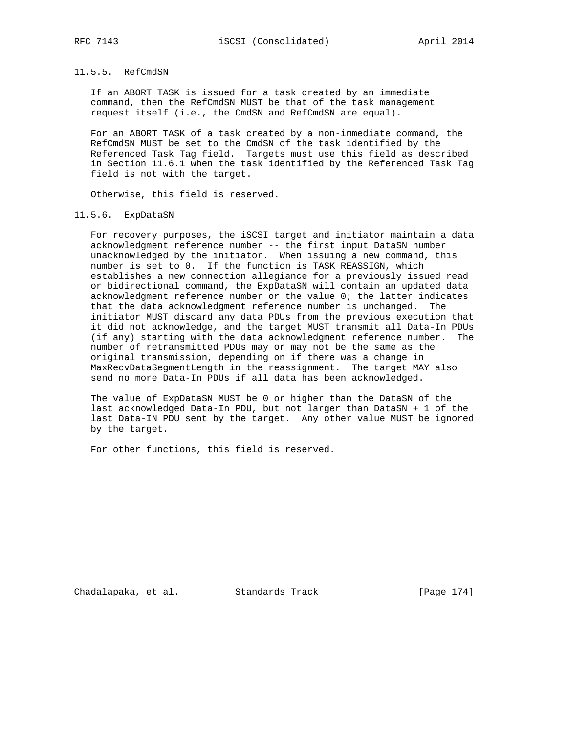### 11.5.5. RefCmdSN

If an ABORT TASK is issued for a task created by an immediate command, then the RefCmdSN MUST be that of the task management request itself (i.e., the CmdSN and RefCmdSN are equal).

For an ABORT TASK of a task created by a non-immediate command, the RefCmdSN MUST be set to the CmdSN of the task identified by the Referenced Task Tag field. Targets must use this field as described in Section 11.6.1 when the task identified by the Referenced Task Tag field is not with the target.

Otherwise, this field is reserved.

### 11.5.6. ExpDataSN

For recovery purposes, the iSCSI target and initiator maintain a data acknowledgment reference number -- the first input DataSN number unacknowledged by the initiator. When issuing a new command, this number is set to 0. If the function is TASK REASSIGN, which establishes a new connection allegiance for a previously issued read or bidirectional command, the ExpDataSN will contain an updated data acknowledgment reference number or the value 0; the latter indicates that the data acknowledgment reference number is unchanged. The initiator MUST discard any data PDUs from the previous execution that it did not acknowledge, and the target MUST transmit all Data-In PDUs (if any) starting with the data acknowledgment reference number. The number of retransmitted PDUs may or may not be the same as the original transmission, depending on if there was a change in MaxRecvDataSegmentLength in the reassignment. The target MAY also send no more Data-In PDUs if all data has been acknowledged.

The value of ExpDataSN MUST be 0 or higher than the DataSN of the last acknowledged Data-In PDU, but not larger than DataSN + 1 of the last Data-IN PDU sent by the target. Any other value MUST be ignored by the target.

For other functions, this field is reserved.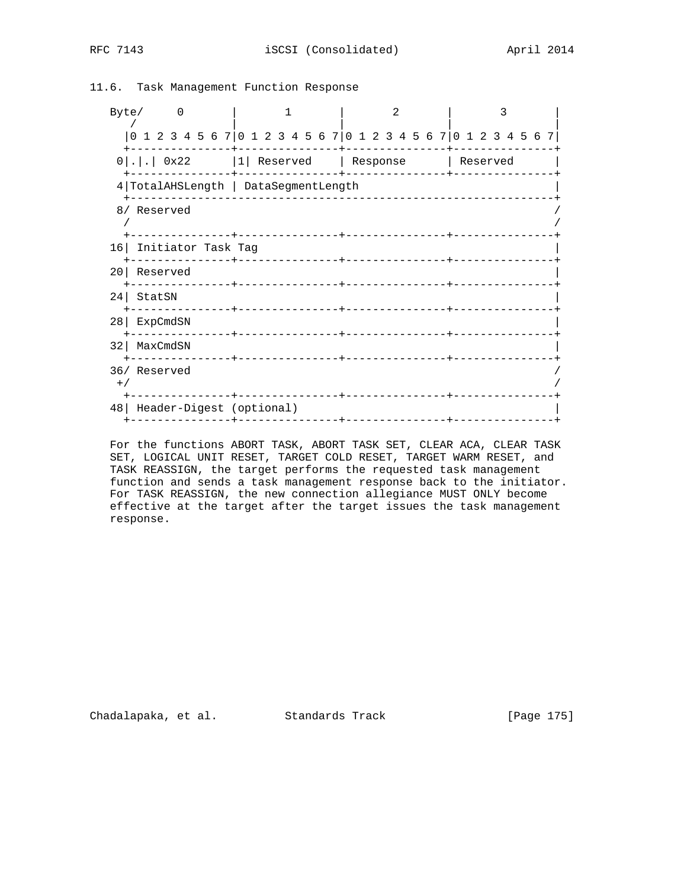### 11.6. Task Management Function Response

```
Byte/     0       |       1       |       2       |       3       |
   /              |               |               |               |
  |0 1 2 3 4 5 6 7|0 1 2 3 4 5 6 7|0 1 2 3 4 5 6 7|0 1 2 3 4 5 6 7|
  +---------------+---------------+---------------+---------------+
 0|.|.| 0x22      |1| Reserved    | Response      | Reserved      |
  +---------------+---------------+---------------+---------------+
 4|TotalAHSLength | DataSegmentLength                             |
  +---------------------------------------------------------------+
 8/ Reserved                                                      /
  /                                                               /
  +---------------+---------------+---------------+---------------+
16| Initiator Task Tag                                            |
  +---------------+---------------+---------------+---------------+
20| Reserved                                                      |
  +---------------+---------------+---------------+---------------+
24| StatSN                                                        |
  +---------------+---------------+---------------+---------------+
28| ExpCmdSN                                                      |
  +---------------+---------------+---------------+---------------+
32| MaxCmdSN                                                      |
  +---------------+---------------+---------------+---------------+
36/ Reserved                                                      /
 +/                                                               /
  +---------------+---------------+---------------+---------------+
48| Header-Digest (optional)                                      |
  +---------------+---------------+---------------+---------------+
```

For the functions ABORT TASK, ABORT TASK SET, CLEAR ACA, CLEAR TASK SET, LOGICAL UNIT RESET, TARGET COLD RESET, TARGET WARM RESET, and TASK REASSIGN, the target performs the requested task management function and sends a task management response back to the initiator. For TASK REASSIGN, the new connection allegiance MUST ONLY become effective at the target after the target issues the task management response.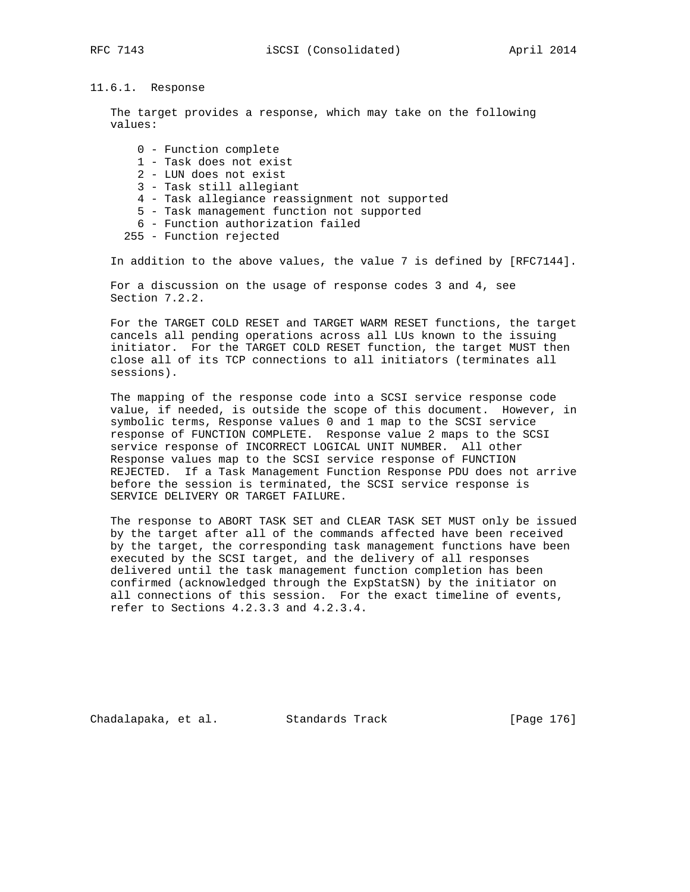### 11.6.1. Response

The target provides a response, which may take on the following values:

- 0 - Function complete
- 1 - Task does not exist
- 2 - LUN does not exist
- 3 - Task still allegiant
- 4 - Task allegiance reassignment not supported
- 5 - Task management function not supported
- 6 - Function authorization failed
- 255 - Function rejected

In addition to the above values, the value 7 is defined by [RFC7144].

For a discussion on the usage of response codes 3 and 4, see Section 7.2.2.

For the TARGET COLD RESET and TARGET WARM RESET functions, the target cancels all pending operations across all LUs known to the issuing initiator. For the TARGET COLD RESET function, the target MUST then close all of its TCP connections to all initiators (terminates all sessions).

The mapping of the response code into a SCSI service response code value, if needed, is outside the scope of this document. However, in symbolic terms, Response values 0 and 1 map to the SCSI service response of FUNCTION COMPLETE. Response value 2 maps to the SCSI service response of INCORRECT LOGICAL UNIT NUMBER. All other Response values map to the SCSI service response of FUNCTION REJECTED. If a Task Management Function Response PDU does not arrive before the session is terminated, the SCSI service response is SERVICE DELIVERY OR TARGET FAILURE.

The response to ABORT TASK SET and CLEAR TASK SET MUST only be issued by the target after all of the commands affected have been received by the target, the corresponding task management functions have been executed by the SCSI target, and the delivery of all responses delivered until the task management function completion has been confirmed (acknowledged through the ExpStatSN) by the initiator on all connections of this session. For the exact timeline of events, refer to Sections 4.2.3.3 and 4.2.3.4.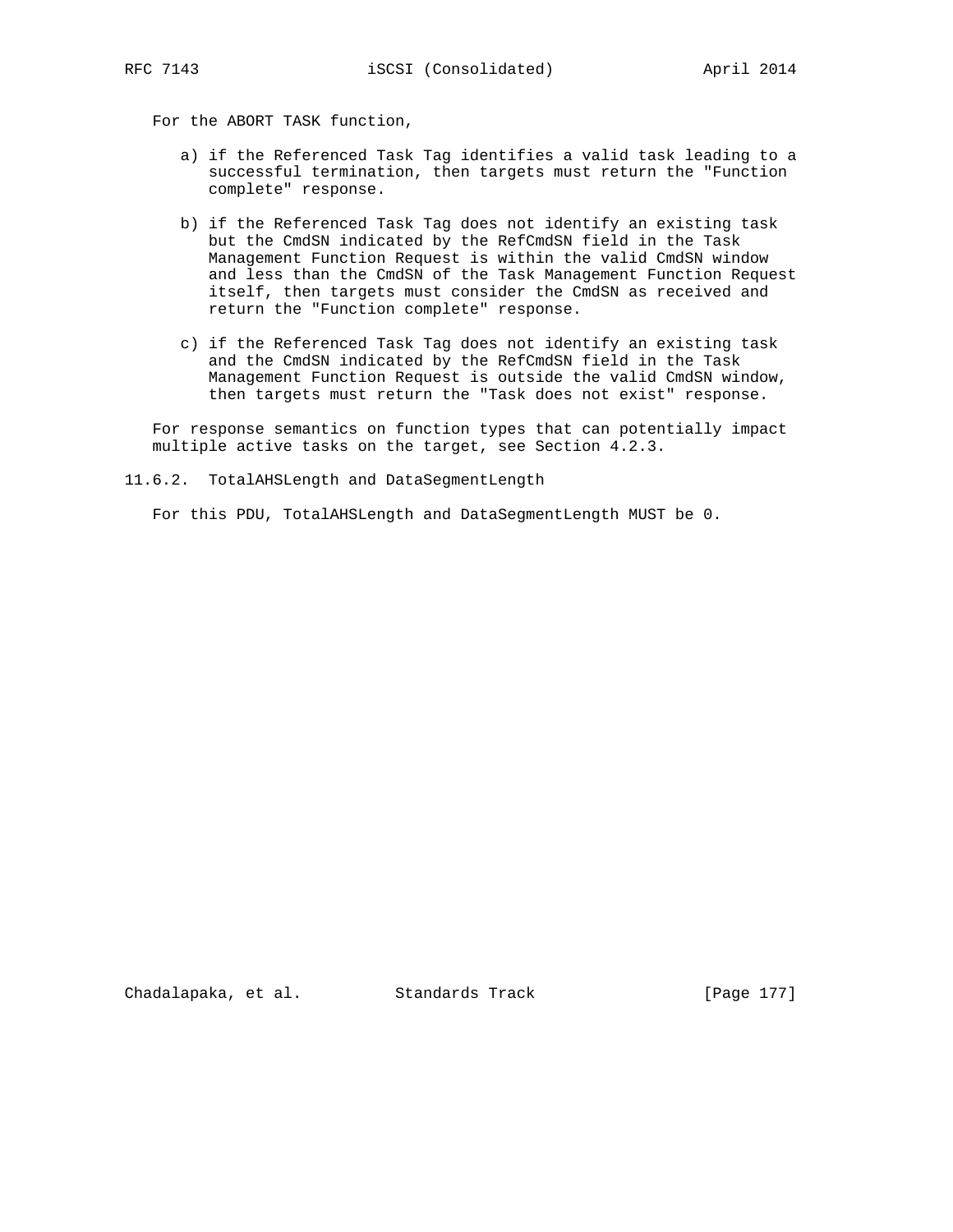For the ABORT TASK function,

a) if the Referenced Task Tag identifies a valid task leading to a successful termination, then targets must return the "Function complete" response.

b) if the Referenced Task Tag does not identify an existing task but the CmdSN indicated by the RefCmdSN field in the Task Management Function Request is within the valid CmdSN window and less than the CmdSN of the Task Management Function Request itself, then targets must consider the CmdSN as received and return the "Function complete" response.

c) if the Referenced Task Tag does not identify an existing task and the CmdSN indicated by the RefCmdSN field in the Task Management Function Request is outside the valid CmdSN window, then targets must return the "Task does not exist" response.

For response semantics on function types that can potentially impact multiple active tasks on the target, see Section 4.2.3.

### 11.6.2. TotalAHSLength and DataSegmentLength

For this PDU, TotalAHSLength and DataSegmentLength MUST be 0.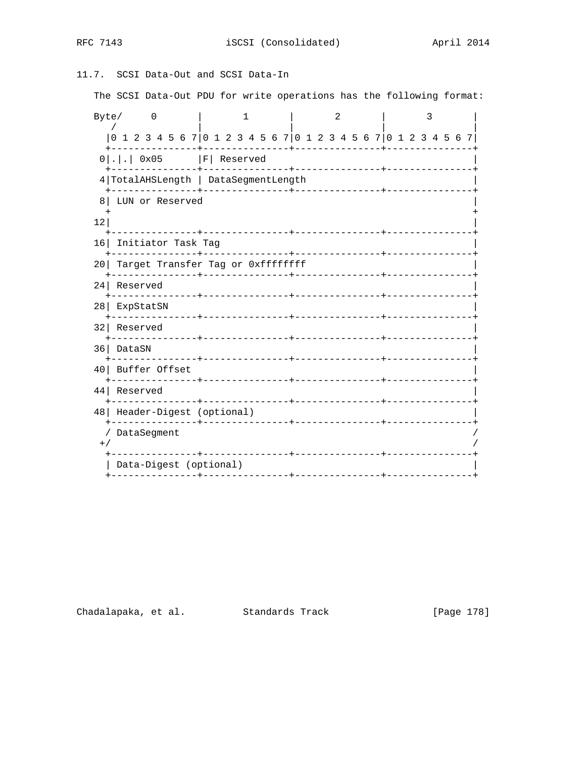## 11.7. SCSI Data-Out and SCSI Data-In

The SCSI Data-Out PDU for write operations has the following format:

```
Byte/     0       |       1       |       2       |       3       |
   /              |               |               |               |
  |0 1 2 3 4 5 6 7|0 1 2 3 4 5 6 7|0 1 2 3 4 5 6 7|0 1 2 3 4 5 6 7|
  +---------------+---------------+---------------+---------------+
 0|.|.| 0x05      |F| Reserved                                    |
  +---------------+---------------+---------------+---------------+
 4|TotalAHSLength | DataSegmentLength                             |
  +---------------+---------------+---------------+---------------+
 8| LUN or Reserved                                               |
  +                                                               +
12|                                                               |
  +---------------+---------------+---------------+---------------+
16| Initiator Task Tag                                            |
  +---------------+---------------+---------------+---------------+
20| Target Transfer Tag or 0xffffffff                             |
  +---------------+---------------+---------------+---------------+
24| Reserved                                                      |
  +---------------+---------------+---------------+---------------+
28| ExpStatSN                                                     |
  +---------------+---------------+---------------+---------------+
32| Reserved                                                      |
  +---------------+---------------+---------------+---------------+
36| DataSN                                                        |
  +---------------+---------------+---------------+---------------+
40| Buffer Offset                                                 |
  +---------------+---------------+---------------+---------------+
44| Reserved                                                      |
  +---------------+---------------+---------------+---------------+
48| Header-Digest (optional)                                      |
  +---------------+---------------+---------------+---------------+
  / DataSegment                                                   /
 +/                                                               /
  +---------------+---------------+---------------+---------------+
  | Data-Digest (optional)                                        |
  +---------------+---------------+---------------+---------------+
```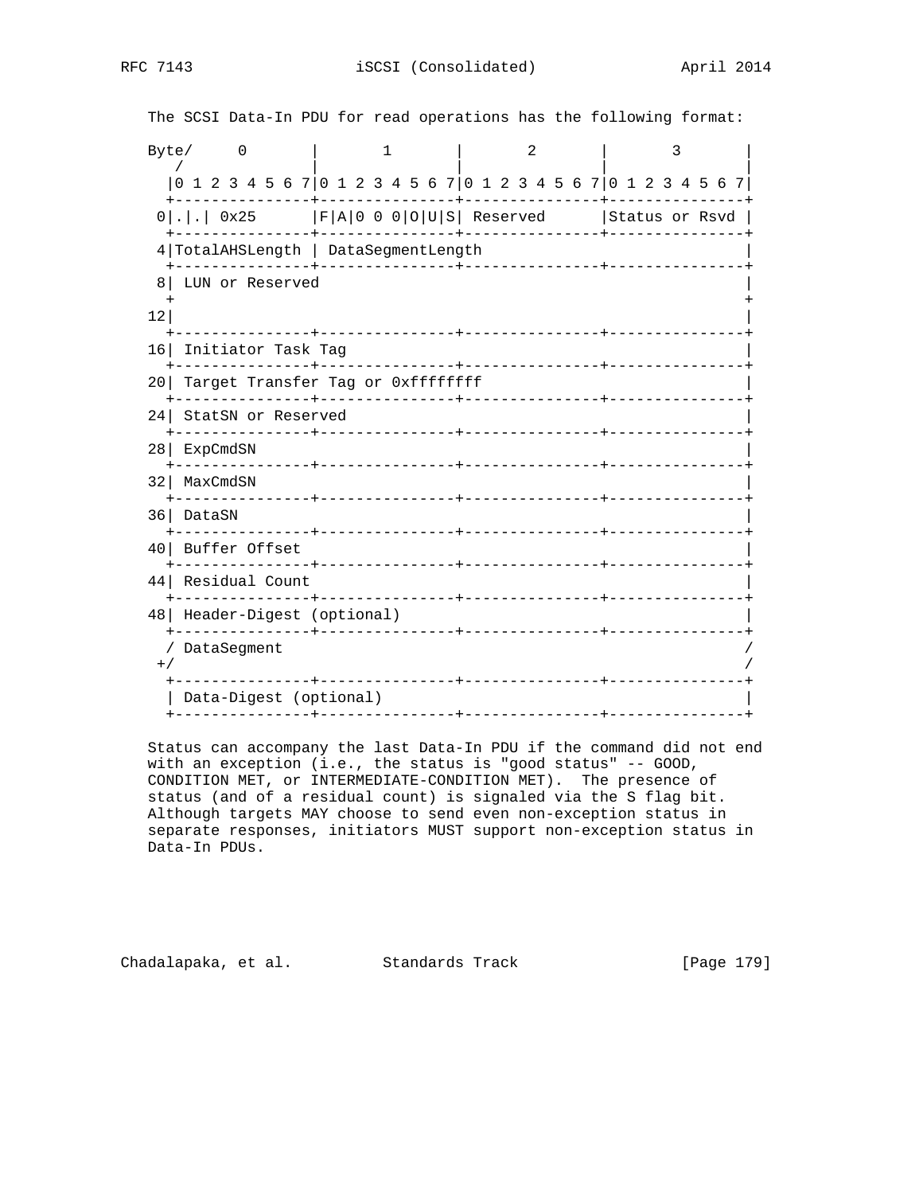The SCSI Data-In PDU for read operations has the following format:

```
Byte/     0       |       1       |       2       |       3       |
   /              |               |               |               |
  |0 1 2 3 4 5 6 7|0 1 2 3 4 5 6 7|0 1 2 3 4 5 6 7|0 1 2 3 4 5 6 7|
  +---------------+---------------+---------------+---------------+
 0|.|.| 0x25      |F|A|0 0 0|O|U|S| Reserved      |Status or Rsvd |
  +---------------+---------------+---------------+---------------+
 4|TotalAHSLength | DataSegmentLength                             |
  +---------------+---------------+---------------+---------------+
 8| LUN or Reserved                                               |
  +                                                               +
12|                                                               |
  +---------------+---------------+---------------+---------------+
16| Initiator Task Tag                                            |
  +---------------+---------------+---------------+---------------+
20| Target Transfer Tag or 0xffffffff                             |
  +---------------+---------------+---------------+---------------+
24| StatSN or Reserved                                            |
  +---------------+---------------+---------------+---------------+
28| ExpCmdSN                                                      |
  +---------------+---------------+---------------+---------------+
32| MaxCmdSN                                                      |
  +---------------+---------------+---------------+---------------+
36| DataSN                                                        |
  +---------------+---------------+---------------+---------------+
40| Buffer Offset                                                 |
  +---------------+---------------+---------------+---------------+
44| Residual Count                                                |
  +---------------+---------------+---------------+---------------+
48| Header-Digest (optional)                                      |
  +---------------+---------------+---------------+---------------+
  / DataSegment                                                   /
 +/                                                               /
  +---------------+---------------+---------------+---------------+
  | Data-Digest (optional)                                        |
  +---------------+---------------+---------------+---------------+
```

Status can accompany the last Data-In PDU if the command did not end with an exception (i.e., the status is "good status" -- GOOD, CONDITION MET, or INTERMEDIATE-CONDITION MET). The presence of status (and of a residual count) is signaled via the S flag bit. Although targets MAY choose to send even non-exception status in separate responses, initiators MUST support non-exception status in Data-In PDUs.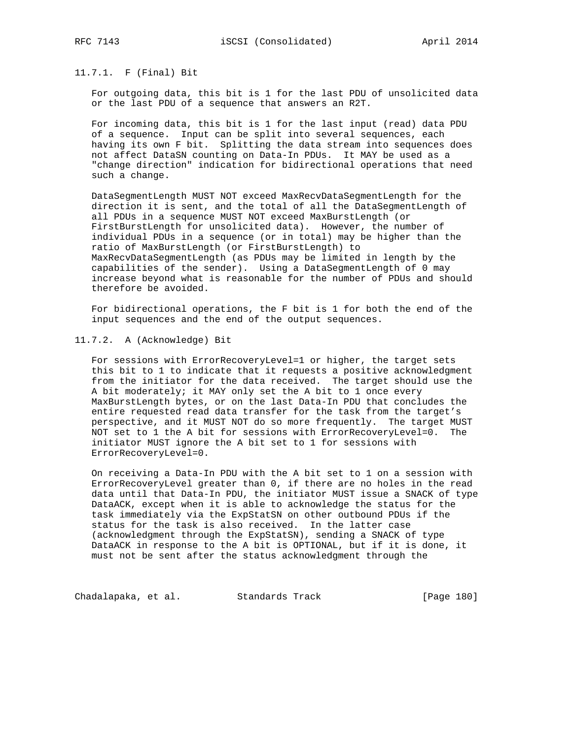#### 11.7.1. F (Final) Bit

For outgoing data, this bit is 1 for the last PDU of unsolicited data or the last PDU of a sequence that answers an R2T.

For incoming data, this bit is 1 for the last input (read) data PDU of a sequence. Input can be split into several sequences, each having its own F bit. Splitting the data stream into sequences does not affect DataSN counting on Data-In PDUs. It MAY be used as a "change direction" indication for bidirectional operations that need such a change.

DataSegmentLength MUST NOT exceed MaxRecvDataSegmentLength for the direction it is sent, and the total of all the DataSegmentLength of all PDUs in a sequence MUST NOT exceed MaxBurstLength (or FirstBurstLength for unsolicited data). However, the number of individual PDUs in a sequence (or in total) may be higher than the ratio of MaxBurstLength (or FirstBurstLength) to MaxRecvDataSegmentLength (as PDUs may be limited in length by the capabilities of the sender). Using a DataSegmentLength of 0 may increase beyond what is reasonable for the number of PDUs and should therefore be avoided.

For bidirectional operations, the F bit is 1 for both the end of the input sequences and the end of the output sequences.

#### 11.7.2. A (Acknowledge) Bit

For sessions with ErrorRecoveryLevel=1 or higher, the target sets this bit to 1 to indicate that it requests a positive acknowledgment from the initiator for the data received. The target should use the A bit moderately; it MAY only set the A bit to 1 once every MaxBurstLength bytes, or on the last Data-In PDU that concludes the entire requested read data transfer for the task from the target's perspective, and it MUST NOT do so more frequently. The target MUST NOT set to 1 the A bit for sessions with ErrorRecoveryLevel=0. The initiator MUST ignore the A bit set to 1 for sessions with ErrorRecoveryLevel=0.

On receiving a Data-In PDU with the A bit set to 1 on a session with ErrorRecoveryLevel greater than 0, if there are no holes in the read data until that Data-In PDU, the initiator MUST issue a SNACK of type DataACK, except when it is able to acknowledge the status for the task immediately via the ExpStatSN on other outbound PDUs if the status for the task is also received. In the latter case (acknowledgment through the ExpStatSN), sending a SNACK of type DataACK in response to the A bit is OPTIONAL, but if it is done, it must not be sent after the status acknowledgment through the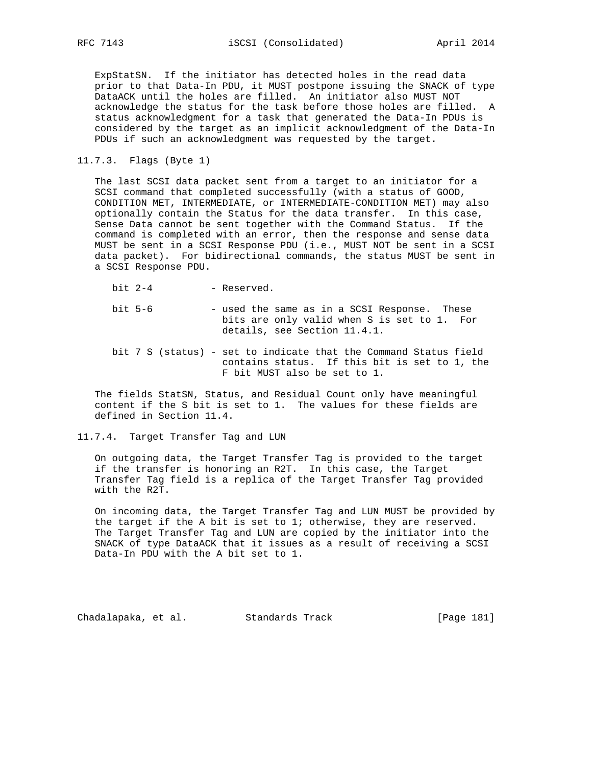ExpStatSN. If the initiator has detected holes in the read data prior to that Data-In PDU, it MUST postpone issuing the SNACK of type DataACK until the holes are filled. An initiator also MUST NOT acknowledge the status for the task before those holes are filled. A status acknowledgment for a task that generated the Data-In PDUs is considered by the target as an implicit acknowledgment of the Data-In PDUs if such an acknowledgment was requested by the target.

### 11.7.3. Flags (Byte 1)

The last SCSI data packet sent from a target to an initiator for a SCSI command that completed successfully (with a status of GOOD, CONDITION MET, INTERMEDIATE, or INTERMEDIATE-CONDITION MET) may also optionally contain the Status for the data transfer. In this case, Sense Data cannot be sent together with the Command Status. If the command is completed with an error, then the response and sense data MUST be sent in a SCSI Response PDU (i.e., MUST NOT be sent in a SCSI data packet). For bidirectional commands, the status MUST be sent in a SCSI Response PDU.

- bit 2-4 - Reserved.
- bit 5-6 - used the same as in a SCSI Response. These bits are only valid when S is set to 1. For details, see Section 11.4.1.
- bit 7 S (status) - set to indicate that the Command Status field contains status. If this bit is set to 1, the F bit MUST also be set to 1.

The fields StatSN, Status, and Residual Count only have meaningful content if the S bit is set to 1. The values for these fields are defined in Section 11.4.

### 11.7.4. Target Transfer Tag and LUN

On outgoing data, the Target Transfer Tag is provided to the target if the transfer is honoring an R2T. In this case, the Target Transfer Tag field is a replica of the Target Transfer Tag provided with the R2T.

On incoming data, the Target Transfer Tag and LUN MUST be provided by the target if the A bit is set to 1; otherwise, they are reserved. The Target Transfer Tag and LUN are copied by the initiator into the SNACK of type DataACK that it issues as a result of receiving a SCSI Data-In PDU with the A bit set to 1.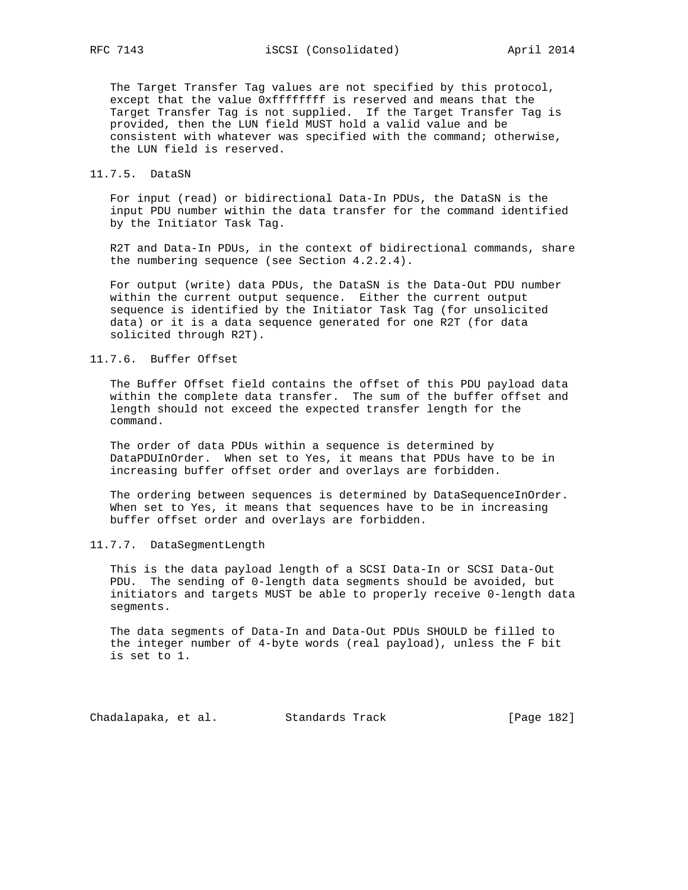The Target Transfer Tag values are not specified by this protocol, except that the value 0xffffffff is reserved and means that the Target Transfer Tag is not supplied. If the Target Transfer Tag is provided, then the LUN field MUST hold a valid value and be consistent with whatever was specified with the command; otherwise, the LUN field is reserved.

### 11.7.5. DataSN

For input (read) or bidirectional Data-In PDUs, the DataSN is the input PDU number within the data transfer for the command identified by the Initiator Task Tag.

R2T and Data-In PDUs, in the context of bidirectional commands, share the numbering sequence (see Section 4.2.2.4).

For output (write) data PDUs, the DataSN is the Data-Out PDU number within the current output sequence. Either the current output sequence is identified by the Initiator Task Tag (for unsolicited data) or it is a data sequence generated for one R2T (for data solicited through R2T).

### 11.7.6. Buffer Offset

The Buffer Offset field contains the offset of this PDU payload data within the complete data transfer. The sum of the buffer offset and length should not exceed the expected transfer length for the command.

The order of data PDUs within a sequence is determined by DataPDUInOrder. When set to Yes, it means that PDUs have to be in increasing buffer offset order and overlays are forbidden.

The ordering between sequences is determined by DataSequenceInOrder. When set to Yes, it means that sequences have to be in increasing buffer offset order and overlays are forbidden.

### 11.7.7. DataSegmentLength

This is the data payload length of a SCSI Data-In or SCSI Data-Out PDU. The sending of 0-length data segments should be avoided, but initiators and targets MUST be able to properly receive 0-length data segments.

The data segments of Data-In and Data-Out PDUs SHOULD be filled to the integer number of 4-byte words (real payload), unless the F bit is set to 1.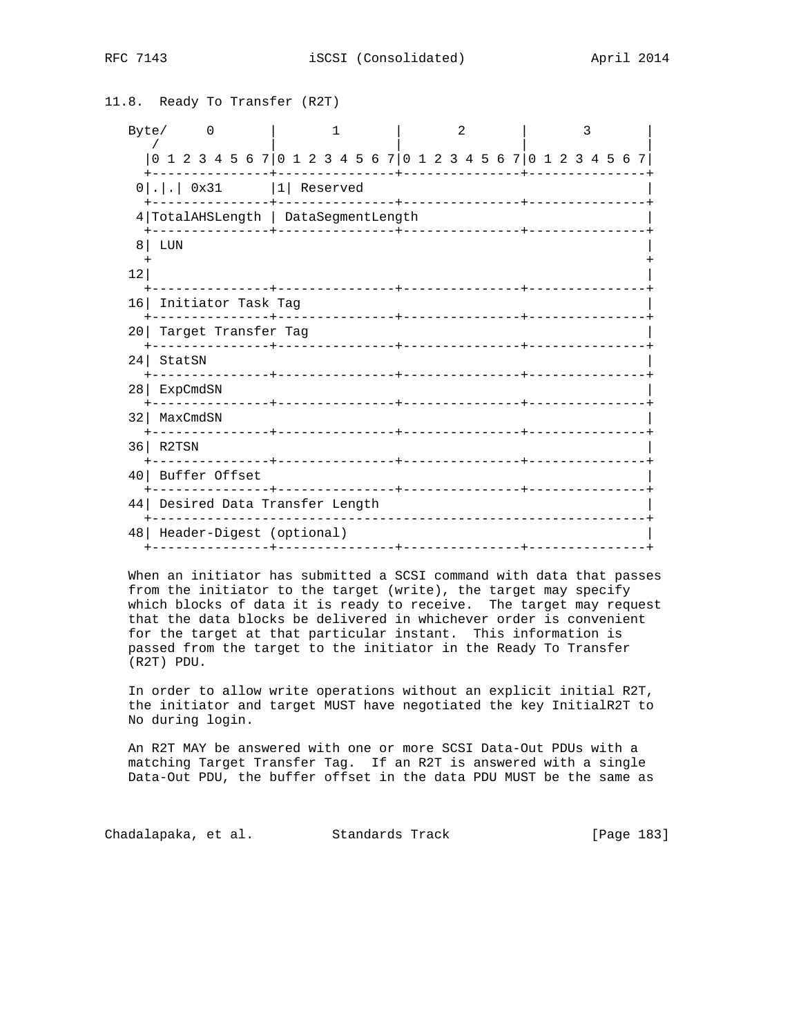## 11.8. Ready To Transfer (R2T)

```
Byte/     0       |       1       |       2       |       3       |
   /              |               |               |               |
  |0 1 2 3 4 5 6 7|0 1 2 3 4 5 6 7|0 1 2 3 4 5 6 7|0 1 2 3 4 5 6 7|
  +---------------+---------------+---------------+---------------+
 0|.|.| 0x31      |1| Reserved                                    |
  +---------------+---------------+---------------+---------------+
 4|TotalAHSLength | DataSegmentLength                             |
  +---------------+---------------+---------------+---------------+
 8| LUN                                                           |
  +                                                               +
12|                                                               |
  +---------------+---------------+---------------+---------------+
16| Initiator Task Tag                                            |
  +---------------+---------------+---------------+---------------+
20| Target Transfer Tag                                           |
  +---------------+---------------+---------------+---------------+
24| StatSN                                                        |
  +---------------+---------------+---------------+---------------+
28| ExpCmdSN                                                      |
  +---------------+---------------+---------------+---------------+
32| MaxCmdSN                                                      |
  +---------------+---------------+---------------+---------------+
36| R2TSN                                                         |
  +---------------+---------------+---------------+---------------+
40| Buffer Offset                                                 |
  +---------------+---------------+---------------+---------------+
44| Desired Data Transfer Length                                  |
  +---------------------------------------------------------------+
48| Header-Digest (optional)                                      |
  +---------------+---------------+---------------+---------------+
```

When an initiator has submitted a SCSI command with data that passes from the initiator to the target (write), the target may specify which blocks of data it is ready to receive. The target may request that the data blocks be delivered in whichever order is convenient for the target at that particular instant. This information is passed from the target to the initiator in the Ready To Transfer (R2T) PDU.

In order to allow write operations without an explicit initial R2T, the initiator and target MUST have negotiated the key InitialR2T to No during login.

An R2T MAY be answered with one or more SCSI Data-Out PDUs with a matching Target Transfer Tag. If an R2T is answered with a single Data-Out PDU, the buffer offset in the data PDU MUST be the same as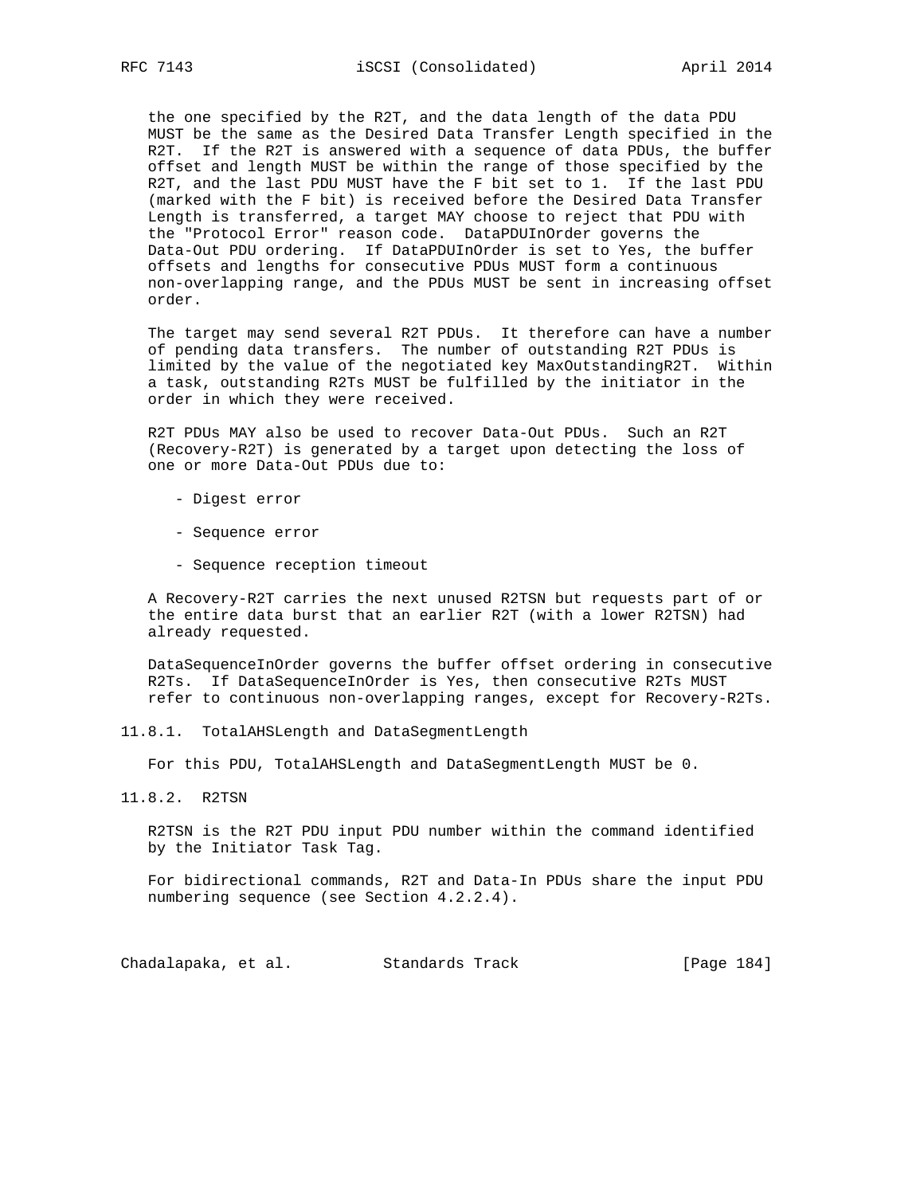the one specified by the R2T, and the data length of the data PDU MUST be the same as the Desired Data Transfer Length specified in the R2T. If the R2T is answered with a sequence of data PDUs, the buffer offset and length MUST be within the range of those specified by the R2T, and the last PDU MUST have the F bit set to 1. If the last PDU (marked with the F bit) is received before the Desired Data Transfer Length is transferred, a target MAY choose to reject that PDU with the "Protocol Error" reason code. DataPDUInOrder governs the Data-Out PDU ordering. If DataPDUInOrder is set to Yes, the buffer offsets and lengths for consecutive PDUs MUST form a continuous non-overlapping range, and the PDUs MUST be sent in increasing offset order.

The target may send several R2T PDUs. It therefore can have a number of pending data transfers. The number of outstanding R2T PDUs is limited by the value of the negotiated key MaxOutstandingR2T. Within a task, outstanding R2Ts MUST be fulfilled by the initiator in the order in which they were received.

R2T PDUs MAY also be used to recover Data-Out PDUs. Such an R2T (Recovery-R2T) is generated by a target upon detecting the loss of one or more Data-Out PDUs due to:

- Digest error
- Sequence error
- Sequence reception timeout

A Recovery-R2T carries the next unused R2TSN but requests part of or the entire data burst that an earlier R2T (with a lower R2TSN) had already requested.

DataSequenceInOrder governs the buffer offset ordering in consecutive R2Ts. If DataSequenceInOrder is Yes, then consecutive R2Ts MUST refer to continuous non-overlapping ranges, except for Recovery-R2Ts.

### 11.8.1. TotalAHSLength and DataSegmentLength

For this PDU, TotalAHSLength and DataSegmentLength MUST be 0.

### 11.8.2. R2TSN

R2TSN is the R2T PDU input PDU number within the command identified by the Initiator Task Tag.

For bidirectional commands, R2T and Data-In PDUs share the input PDU numbering sequence (see Section 4.2.2.4).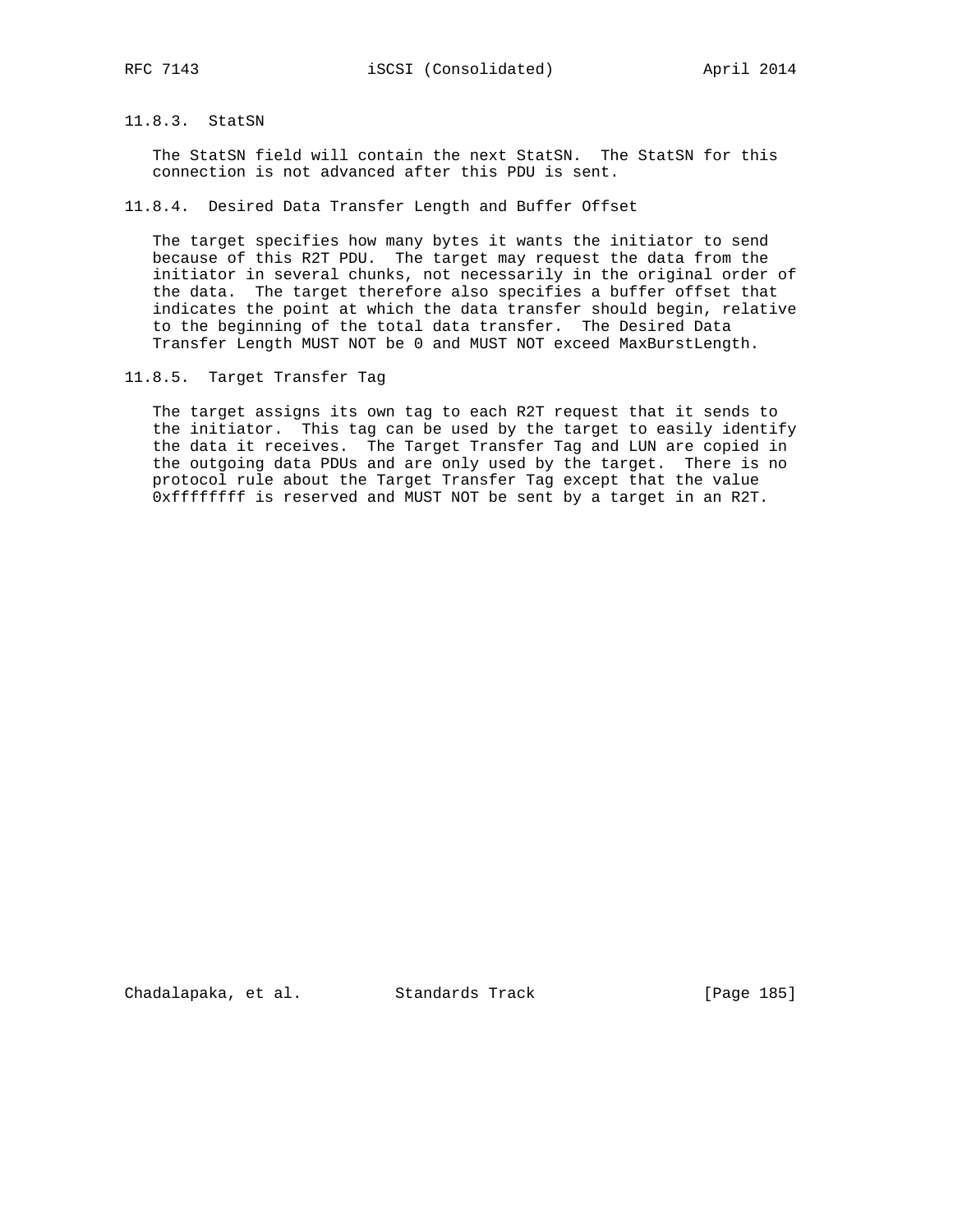### 11.8.3. StatSN

The StatSN field will contain the next StatSN. The StatSN for this connection is not advanced after this PDU is sent.

### 11.8.4. Desired Data Transfer Length and Buffer Offset

The target specifies how many bytes it wants the initiator to send because of this R2T PDU. The target may request the data from the initiator in several chunks, not necessarily in the original order of the data. The target therefore also specifies a buffer offset that indicates the point at which the data transfer should begin, relative to the beginning of the total data transfer. The Desired Data Transfer Length MUST NOT be 0 and MUST NOT exceed MaxBurstLength.

### 11.8.5. Target Transfer Tag

The target assigns its own tag to each R2T request that it sends to the initiator. This tag can be used by the target to easily identify the data it receives. The Target Transfer Tag and LUN are copied in the outgoing data PDUs and are only used by the target. There is no protocol rule about the Target Transfer Tag except that the value 0xffffffff is reserved and MUST NOT be sent by a target in an R2T.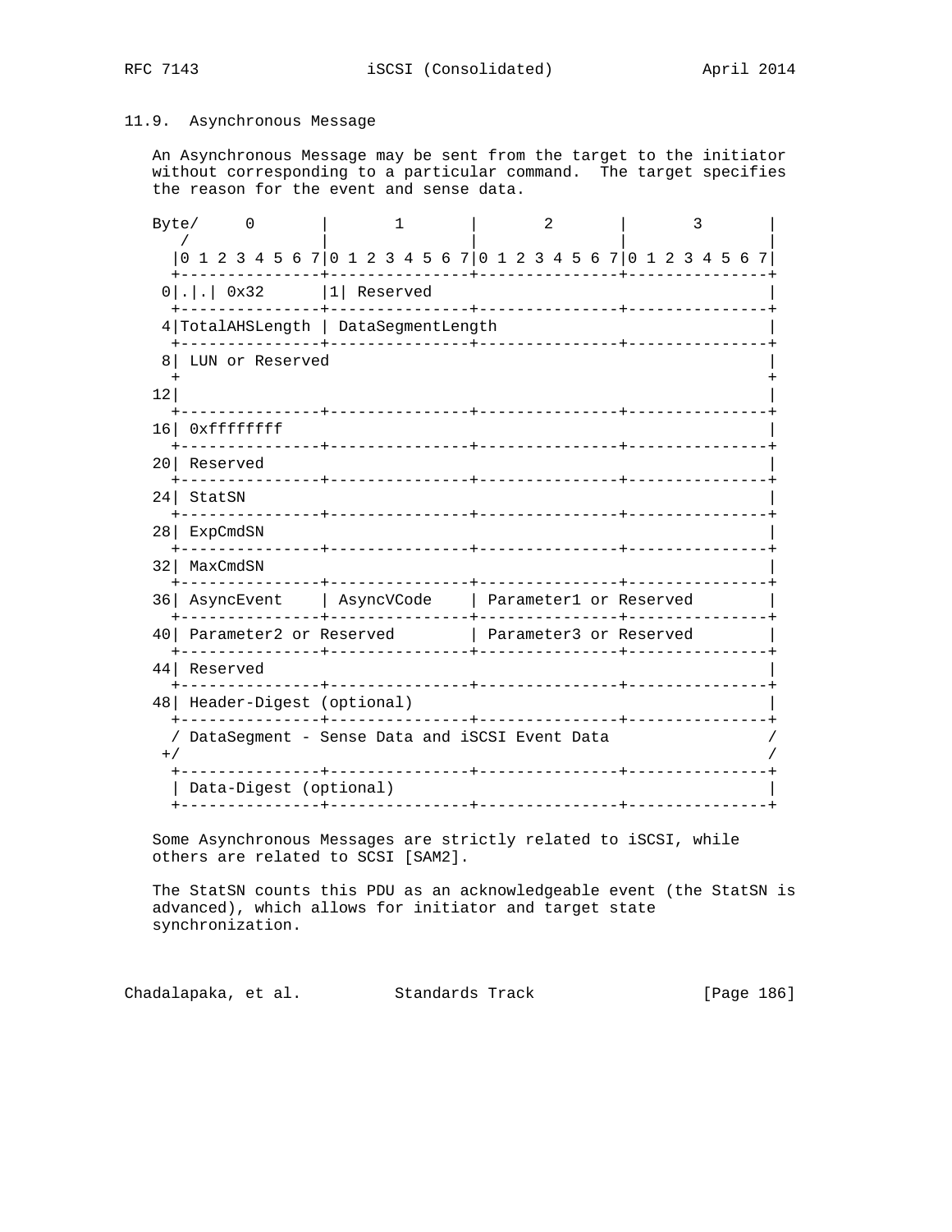## 11.9. Asynchronous Message

An Asynchronous Message may be sent from the target to the initiator without corresponding to a particular command. The target specifies the reason for the event and sense data.

```
Byte/     0       |       1       |       2       |       3       |
   /              |               |               |               |
  |0 1 2 3 4 5 6 7|0 1 2 3 4 5 6 7|0 1 2 3 4 5 6 7|0 1 2 3 4 5 6 7|
  +---------------+---------------+---------------+---------------+
 0|.|.| 0x32      |1| Reserved                                    |
  +---------------+---------------+---------------+---------------+
 4|TotalAHSLength | DataSegmentLength                             |
  +---------------+---------------+---------------+---------------+
 8| LUN or Reserved                                               |
  +                                                               +
12|                                                               |
  +---------------+---------------+---------------+---------------+
16| 0xffffffff                                                    |
  +---------------+---------------+---------------+---------------+
20| Reserved                                                      |
  +---------------+---------------+---------------+---------------+
24| StatSN                                                        |
  +---------------+---------------+---------------+---------------+
28| ExpCmdSN                                                      |
  +---------------+---------------+---------------+---------------+
32| MaxCmdSN                                                      |
  +---------------+---------------+---------------+---------------+
36| AsyncEvent    | AsyncVCode    | Parameter1 or Reserved        |
  +---------------+---------------+---------------+---------------+
40| Parameter2 or Reserved        | Parameter3 or Reserved        |
  +---------------+---------------+---------------+---------------+
44| Reserved                                                      |
  +---------------+---------------+---------------+---------------+
48| Header-Digest (optional)                                      |
  +---------------+---------------+---------------+---------------+
  / DataSegment - Sense Data and iSCSI Event Data                 /
 +/                                                               /
  +---------------+---------------+---------------+---------------+
  | Data-Digest (optional)                                        |
  +---------------+---------------+---------------+---------------+
```

Some Asynchronous Messages are strictly related to iSCSI, while others are related to SCSI [SAM2].

The StatSN counts this PDU as an acknowledgeable event (the StatSN is advanced), which allows for initiator and target state synchronization.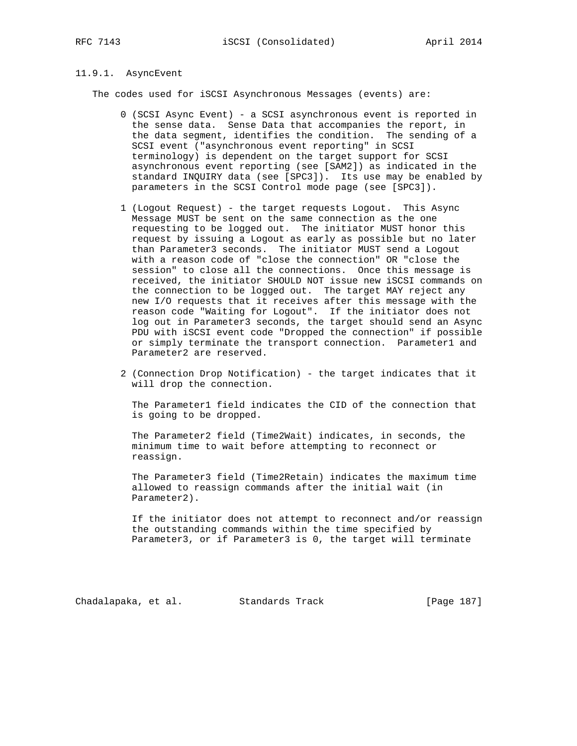### 11.9.1. AsyncEvent

The codes used for iSCSI Asynchronous Messages (events) are:

0 (SCSI Async Event) - a SCSI asynchronous event is reported in the sense data. Sense Data that accompanies the report, in the data segment, identifies the condition. The sending of a SCSI event ("asynchronous event reporting" in SCSI terminology) is dependent on the target support for SCSI asynchronous event reporting (see [SAM2]) as indicated in the standard INQUIRY data (see [SPC3]). Its use may be enabled by parameters in the SCSI Control mode page (see [SPC3]).

1 (Logout Request) - the target requests Logout. This Async Message MUST be sent on the same connection as the one requesting to be logged out. The initiator MUST honor this request by issuing a Logout as early as possible but no later than Parameter3 seconds. The initiator MUST send a Logout with a reason code of "close the connection" OR "close the session" to close all the connections. Once this message is received, the initiator SHOULD NOT issue new iSCSI commands on the connection to be logged out. The target MAY reject any new I/O requests that it receives after this message with the reason code "Waiting for Logout". If the initiator does not log out in Parameter3 seconds, the target should send an Async PDU with iSCSI event code "Dropped the connection" if possible or simply terminate the transport connection. Parameter1 and Parameter2 are reserved.

2 (Connection Drop Notification) - the target indicates that it will drop the connection.

The Parameter1 field indicates the CID of the connection that is going to be dropped.

The Parameter2 field (Time2Wait) indicates, in seconds, the minimum time to wait before attempting to reconnect or reassign.

The Parameter3 field (Time2Retain) indicates the maximum time allowed to reassign commands after the initial wait (in Parameter2).

If the initiator does not attempt to reconnect and/or reassign the outstanding commands within the time specified by Parameter3, or if Parameter3 is 0, the target will terminate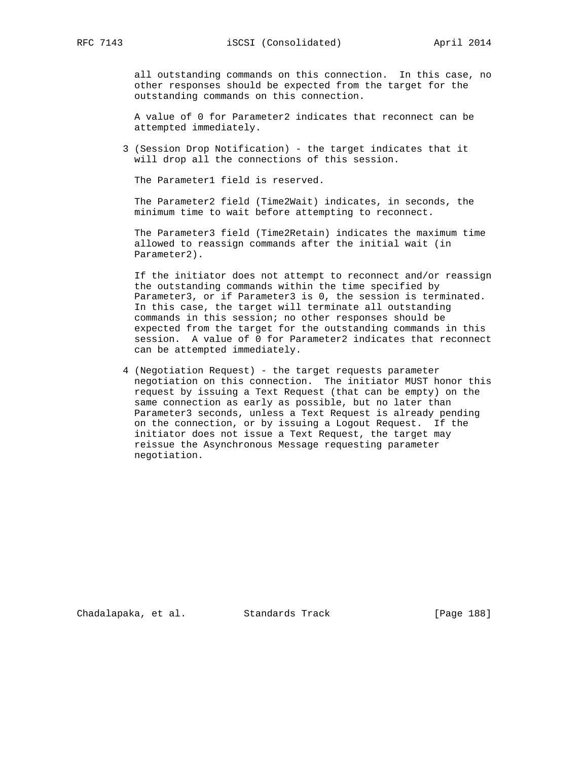all outstanding commands on this connection. In this case, no other responses should be expected from the target for the outstanding commands on this connection.

A value of 0 for Parameter2 indicates that reconnect can be attempted immediately.

3 (Session Drop Notification) - the target indicates that it will drop all the connections of this session.

The Parameter1 field is reserved.

The Parameter2 field (Time2Wait) indicates, in seconds, the minimum time to wait before attempting to reconnect.

The Parameter3 field (Time2Retain) indicates the maximum time allowed to reassign commands after the initial wait (in Parameter2).

If the initiator does not attempt to reconnect and/or reassign the outstanding commands within the time specified by Parameter3, or if Parameter3 is 0, the session is terminated. In this case, the target will terminate all outstanding commands in this session; no other responses should be expected from the target for the outstanding commands in this session. A value of 0 for Parameter2 indicates that reconnect can be attempted immediately.

4 (Negotiation Request) - the target requests parameter negotiation on this connection. The initiator MUST honor this request by issuing a Text Request (that can be empty) on the same connection as early as possible, but no later than Parameter3 seconds, unless a Text Request is already pending on the connection, or by issuing a Logout Request. If the initiator does not issue a Text Request, the target may reissue the Asynchronous Message requesting parameter negotiation.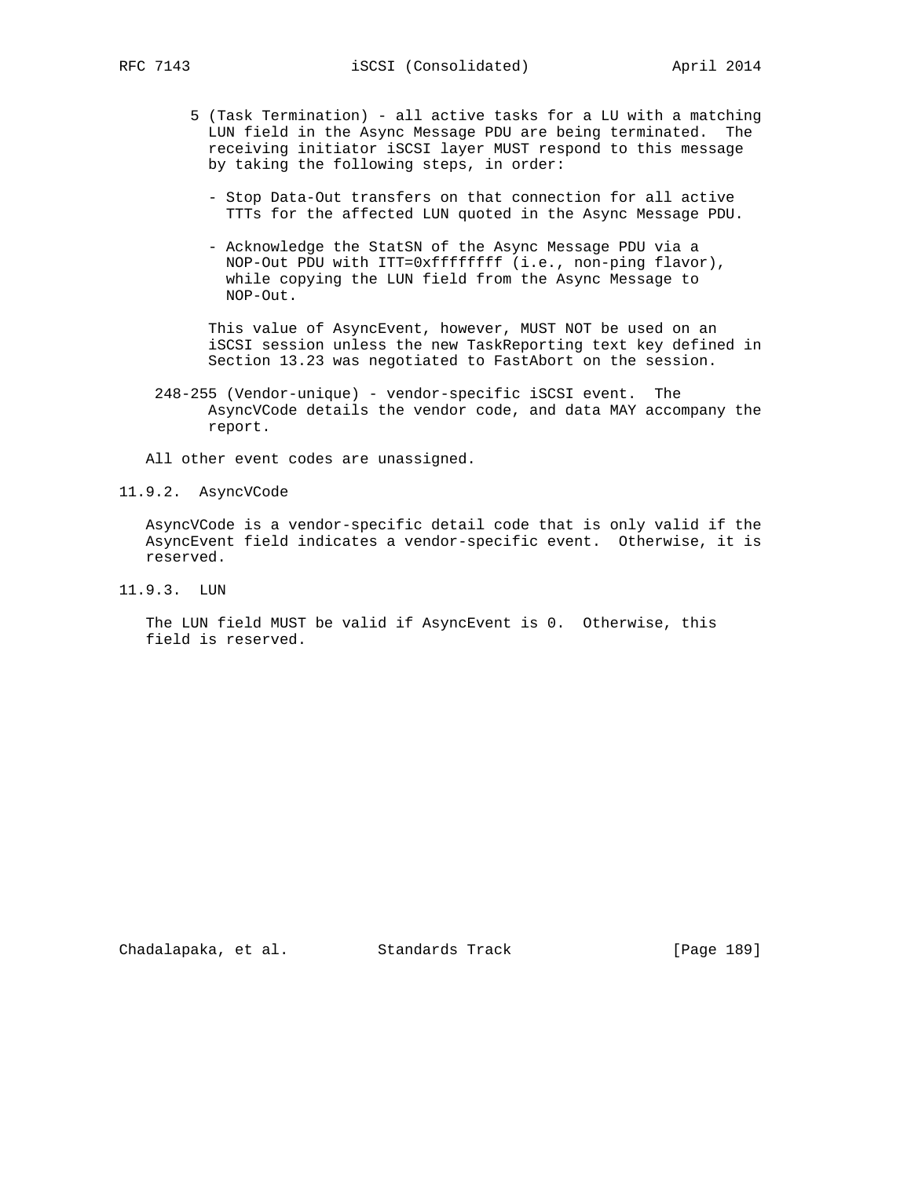5 (Task Termination) - all active tasks for a LU with a matching LUN field in the Async Message PDU are being terminated. The receiving initiator iSCSI layer MUST respond to this message by taking the following steps, in order:

- Stop Data-Out transfers on that connection for all active TTTs for the affected LUN quoted in the Async Message PDU.

- Acknowledge the StatSN of the Async Message PDU via a NOP-Out PDU with ITT=0xffffffff (i.e., non-ping flavor), while copying the LUN field from the Async Message to NOP-Out.

This value of AsyncEvent, however, MUST NOT be used on an iSCSI session unless the new TaskReporting text key defined in Section 13.23 was negotiated to FastAbort on the session.

248-255 (Vendor-unique) - vendor-specific iSCSI event. The AsyncVCode details the vendor code, and data MAY accompany the report.

All other event codes are unassigned.

### 11.9.2. AsyncVCode

AsyncVCode is a vendor-specific detail code that is only valid if the AsyncEvent field indicates a vendor-specific event. Otherwise, it is reserved.

### 11.9.3. LUN

The LUN field MUST be valid if AsyncEvent is 0. Otherwise, this field is reserved.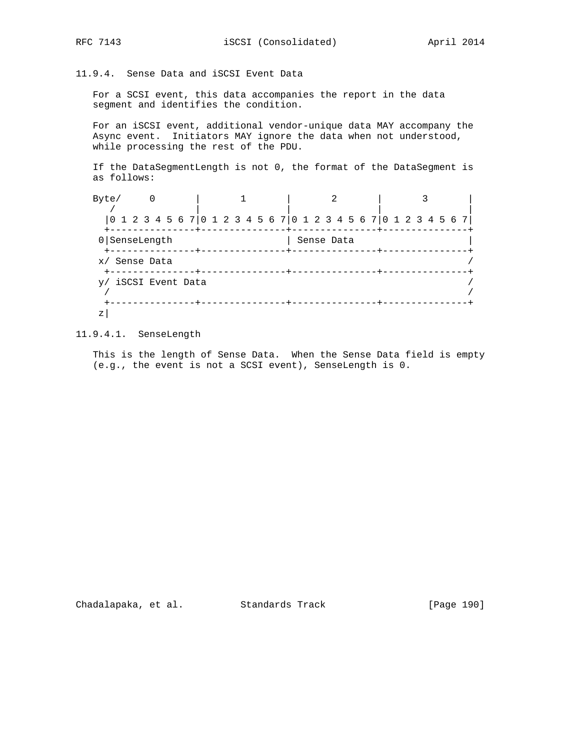### 11.9.4. Sense Data and iSCSI Event Data

For a SCSI event, this data accompanies the report in the data segment and identifies the condition.

For an iSCSI event, additional vendor-unique data MAY accompany the Async event. Initiators MAY ignore the data when not understood, while processing the rest of the PDU.

If the DataSegmentLength is not 0, the format of the DataSegment is as follows:

```
Byte/     0       |       1       |       2       |       3       |
   /              |               |               |               |
  |0 1 2 3 4 5 6 7|0 1 2 3 4 5 6 7|0 1 2 3 4 5 6 7|0 1 2 3 4 5 6 7|
  +---------------+---------------+---------------+---------------+
 0|SenseLength                    | Sense Data                    |
  +---------------+---------------+---------------+---------------+
 x/ Sense Data                                                    /
  +---------------+---------------+---------------+---------------+
 y/ iSCSI Event Data                                              /
  /                                                               /
  +---------------+---------------+---------------+---------------+
 z|
```

#### 11.9.4.1. SenseLength

This is the length of Sense Data. When the Sense Data field is empty (e.g., the event is not a SCSI event), SenseLength is 0.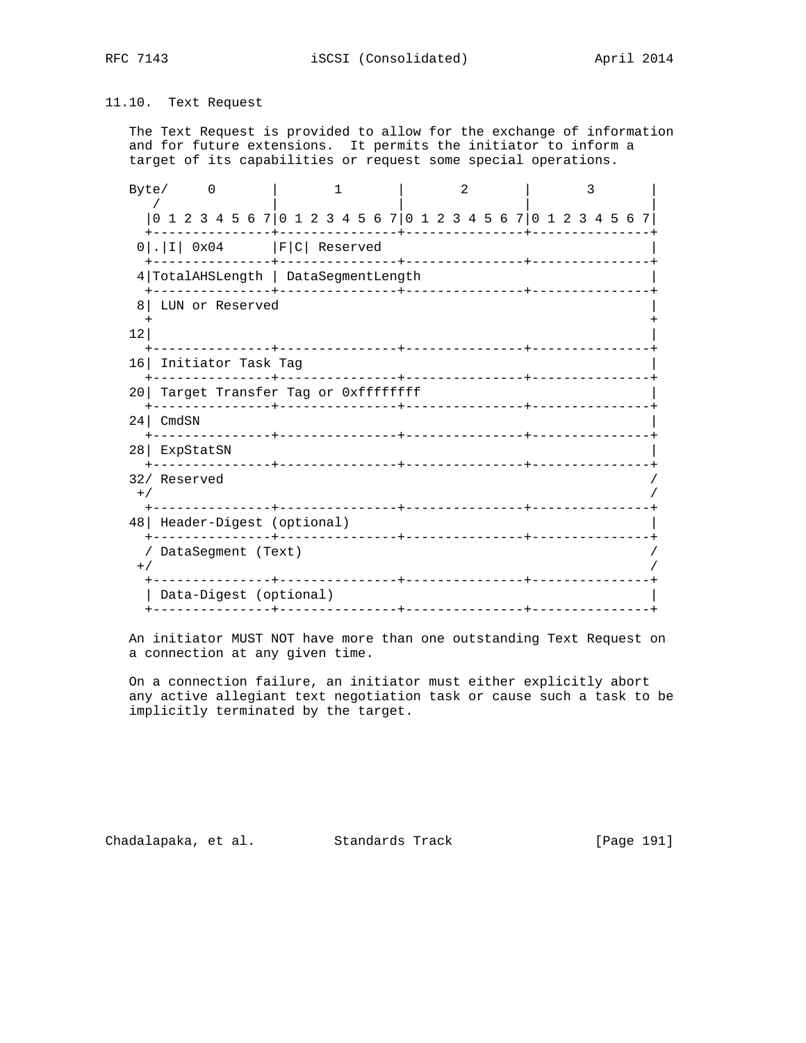### 11.10. Text Request

The Text Request is provided to allow for the exchange of information and for future extensions. It permits the initiator to inform a target of its capabilities or request some special operations.

```
Byte/     0       |       1       |       2       |       3       |
   /              |               |               |               |
  |0 1 2 3 4 5 6 7|0 1 2 3 4 5 6 7|0 1 2 3 4 5 6 7|0 1 2 3 4 5 6 7|
  +---------------+---------------+---------------+---------------+
 0|.|I| 0x04      |F|C| Reserved                                  |
  +---------------+---------------+---------------+---------------+
 4|TotalAHSLength | DataSegmentLength                             |
  +---------------+---------------+---------------+---------------+
 8| LUN or Reserved                                               |
  +                                                               +
12|                                                               |
  +---------------+---------------+---------------+---------------+
16| Initiator Task Tag                                            |
  +---------------+---------------+---------------+---------------+
20| Target Transfer Tag or 0xffffffff                             |
  +---------------+---------------+---------------+---------------+
24| CmdSN                                                         |
  +---------------+---------------+---------------+---------------+
28| ExpStatSN                                                     |
  +---------------+---------------+---------------+---------------+
32/ Reserved                                                      /
 +/                                                               /
  +---------------+---------------+---------------+---------------+
48| Header-Digest (optional)                                      |
  +---------------+---------------+---------------+---------------+
  / DataSegment (Text)                                            /
 +/                                                               /
  +---------------+---------------+---------------+---------------+
  | Data-Digest (optional)                                        |
  +---------------+---------------+---------------+---------------+
```

An initiator MUST NOT have more than one outstanding Text Request on a connection at any given time.

On a connection failure, an initiator must either explicitly abort any active allegiant text negotiation task or cause such a task to be implicitly terminated by the target.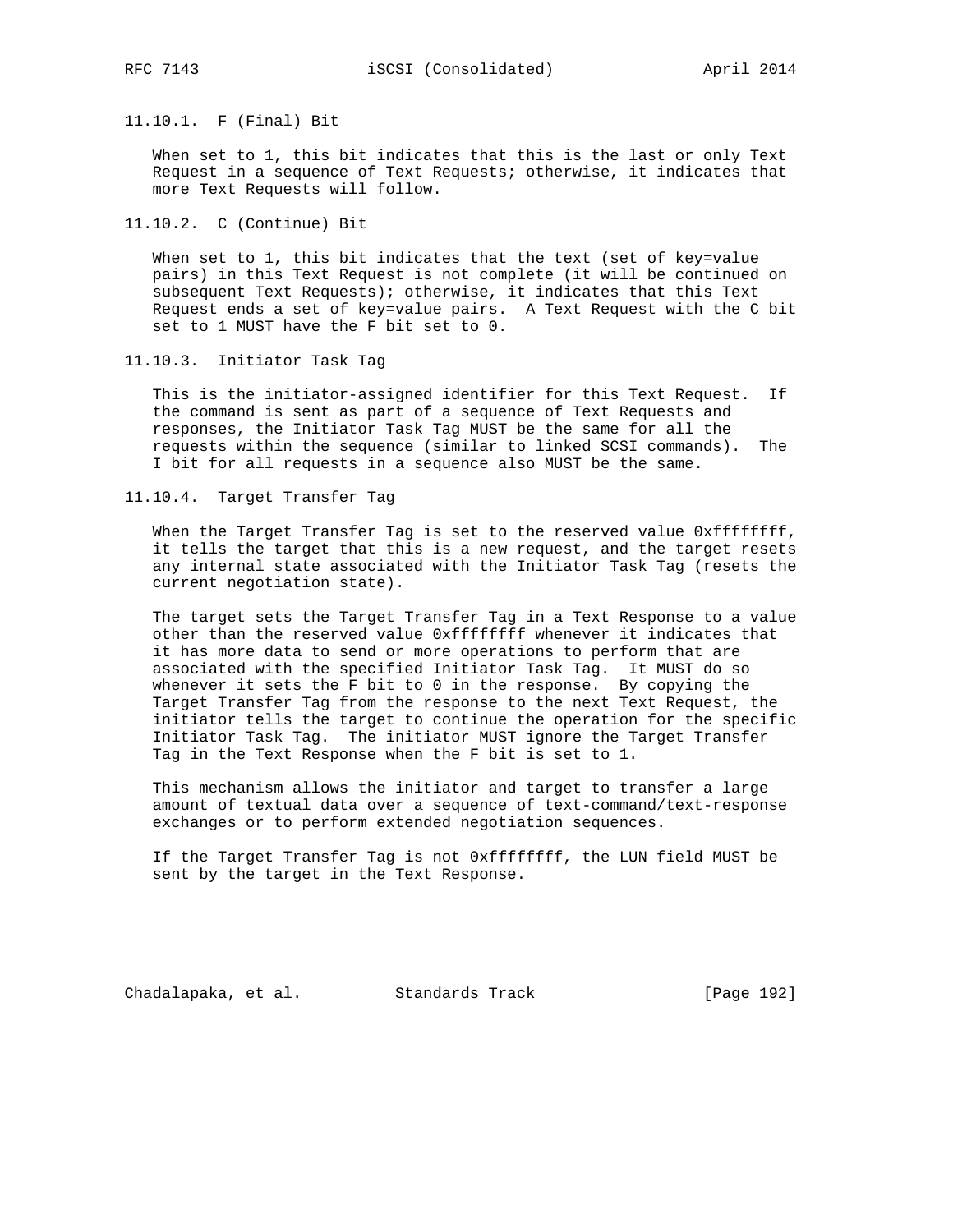### 11.10.1. F (Final) Bit

When set to 1, this bit indicates that this is the last or only Text Request in a sequence of Text Requests; otherwise, it indicates that more Text Requests will follow.

### 11.10.2. C (Continue) Bit

When set to 1, this bit indicates that the text (set of key=value pairs) in this Text Request is not complete (it will be continued on subsequent Text Requests); otherwise, it indicates that this Text Request ends a set of key=value pairs. A Text Request with the C bit set to 1 MUST have the F bit set to 0.

### 11.10.3. Initiator Task Tag

This is the initiator-assigned identifier for this Text Request. If the command is sent as part of a sequence of Text Requests and responses, the Initiator Task Tag MUST be the same for all the requests within the sequence (similar to linked SCSI commands). The I bit for all requests in a sequence also MUST be the same.

### 11.10.4. Target Transfer Tag

When the Target Transfer Tag is set to the reserved value 0xffffffff, it tells the target that this is a new request, and the target resets any internal state associated with the Initiator Task Tag (resets the current negotiation state).

The target sets the Target Transfer Tag in a Text Response to a value other than the reserved value 0xffffffff whenever it indicates that it has more data to send or more operations to perform that are associated with the specified Initiator Task Tag. It MUST do so whenever it sets the F bit to 0 in the response. By copying the Target Transfer Tag from the response to the next Text Request, the initiator tells the target to continue the operation for the specific Initiator Task Tag. The initiator MUST ignore the Target Transfer Tag in the Text Response when the F bit is set to 1.

This mechanism allows the initiator and target to transfer a large amount of textual data over a sequence of text-command/text-response exchanges or to perform extended negotiation sequences.

If the Target Transfer Tag is not 0xffffffff, the LUN field MUST be sent by the target in the Text Response.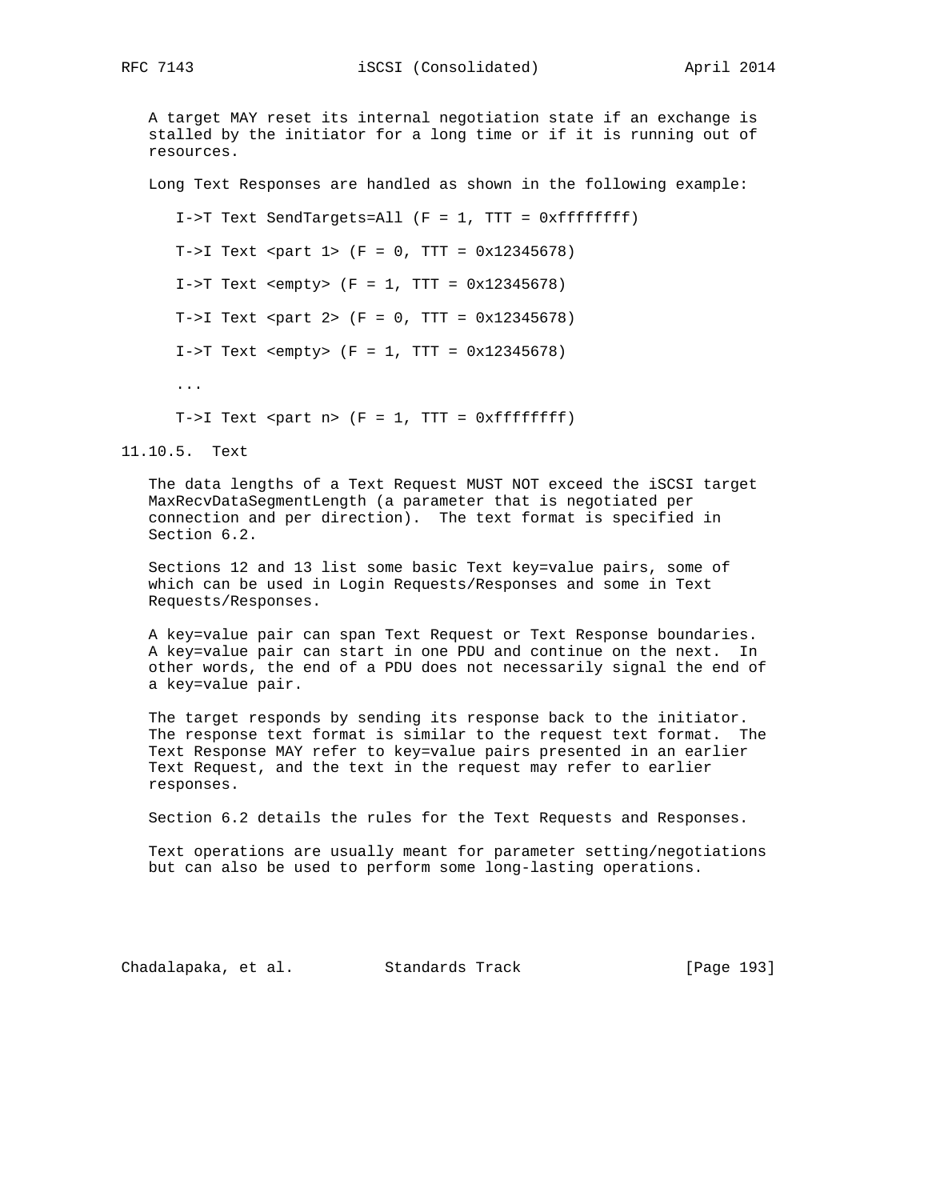A target MAY reset its internal negotiation state if an exchange is stalled by the initiator for a long time or if it is running out of resources.

Long Text Responses are handled as shown in the following example:

```
I->T Text SendTargets=All (F = 1, TTT = 0xffffffff)

T->I Text <part 1> (F = 0, TTT = 0x12345678)

I->T Text <empty> (F = 1, TTT = 0x12345678)

T->I Text <part 2> (F = 0, TTT = 0x12345678)

I->T Text <empty> (F = 1, TTT = 0x12345678)

...

T->I Text <part n> (F = 1, TTT = 0xffffffff)
```

### 11.10.5. Text

The data lengths of a Text Request MUST NOT exceed the iSCSI target MaxRecvDataSegmentLength (a parameter that is negotiated per connection and per direction). The text format is specified in Section 6.2.

Sections 12 and 13 list some basic Text key=value pairs, some of which can be used in Login Requests/Responses and some in Text Requests/Responses.

A key=value pair can span Text Request or Text Response boundaries. A key=value pair can start in one PDU and continue on the next. In other words, the end of a PDU does not necessarily signal the end of a key=value pair.

The target responds by sending its response back to the initiator. The response text format is similar to the request text format. The Text Response MAY refer to key=value pairs presented in an earlier Text Request, and the text in the request may refer to earlier responses.

Section 6.2 details the rules for the Text Requests and Responses.

Text operations are usually meant for parameter setting/negotiations but can also be used to perform some long-lasting operations.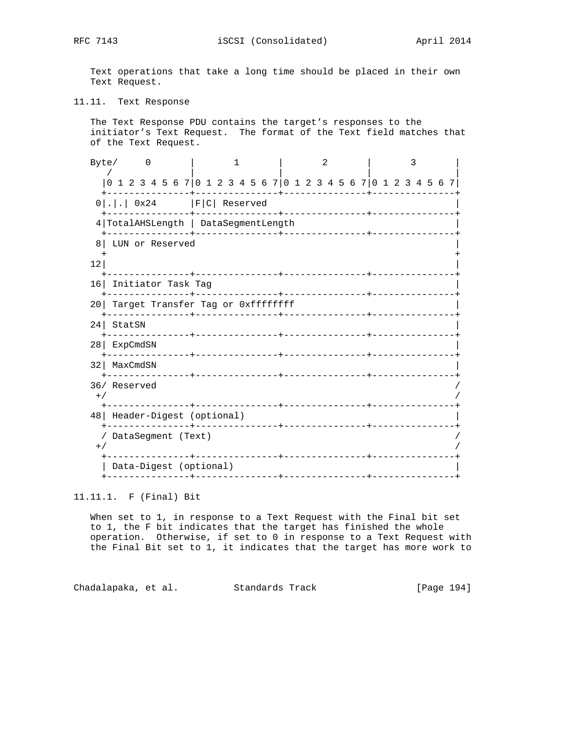Text operations that take a long time should be placed in their own Text Request.

## 11.11. Text Response

The Text Response PDU contains the target's responses to the initiator's Text Request. The format of the Text field matches that of the Text Request.

```
Byte/     0       |       1       |       2       |       3       |
   /              |               |               |               |
  |0 1 2 3 4 5 6 7|0 1 2 3 4 5 6 7|0 1 2 3 4 5 6 7|0 1 2 3 4 5 6 7|
  +---------------+---------------+---------------+---------------+
 0|.|.| 0x24      |F|C| Reserved                                  |
  +---------------+---------------+---------------+---------------+
 4|TotalAHSLength | DataSegmentLength                             |
  +---------------+---------------+---------------+---------------+
 8| LUN or Reserved                                               |
  +                                                               +
12|                                                               |
  +---------------+---------------+---------------+---------------+
16| Initiator Task Tag                                            |
  +---------------+---------------+---------------+---------------+
20| Target Transfer Tag or 0xffffffff                             |
  +---------------+---------------+---------------+---------------+
24| StatSN                                                        |
  +---------------+---------------+---------------+---------------+
28| ExpCmdSN                                                      |
  +---------------+---------------+---------------+---------------+
32| MaxCmdSN                                                      |
  +---------------+---------------+---------------+---------------+
36/ Reserved                                                      /
 +/                                                               /
  +---------------+---------------+---------------+---------------+
48| Header-Digest (optional)                                      |
  +---------------+---------------+---------------+---------------+
  / DataSegment (Text)                                            /
 +/                                                               /
  +---------------+---------------+---------------+---------------+
  | Data-Digest (optional)                                        |
  +---------------+---------------+---------------+---------------+
```

### 11.11.1. F (Final) Bit

When set to 1, in response to a Text Request with the Final bit set to 1, the F bit indicates that the target has finished the whole operation. Otherwise, if set to 0 in response to a Text Request with the Final Bit set to 1, it indicates that the target has more work to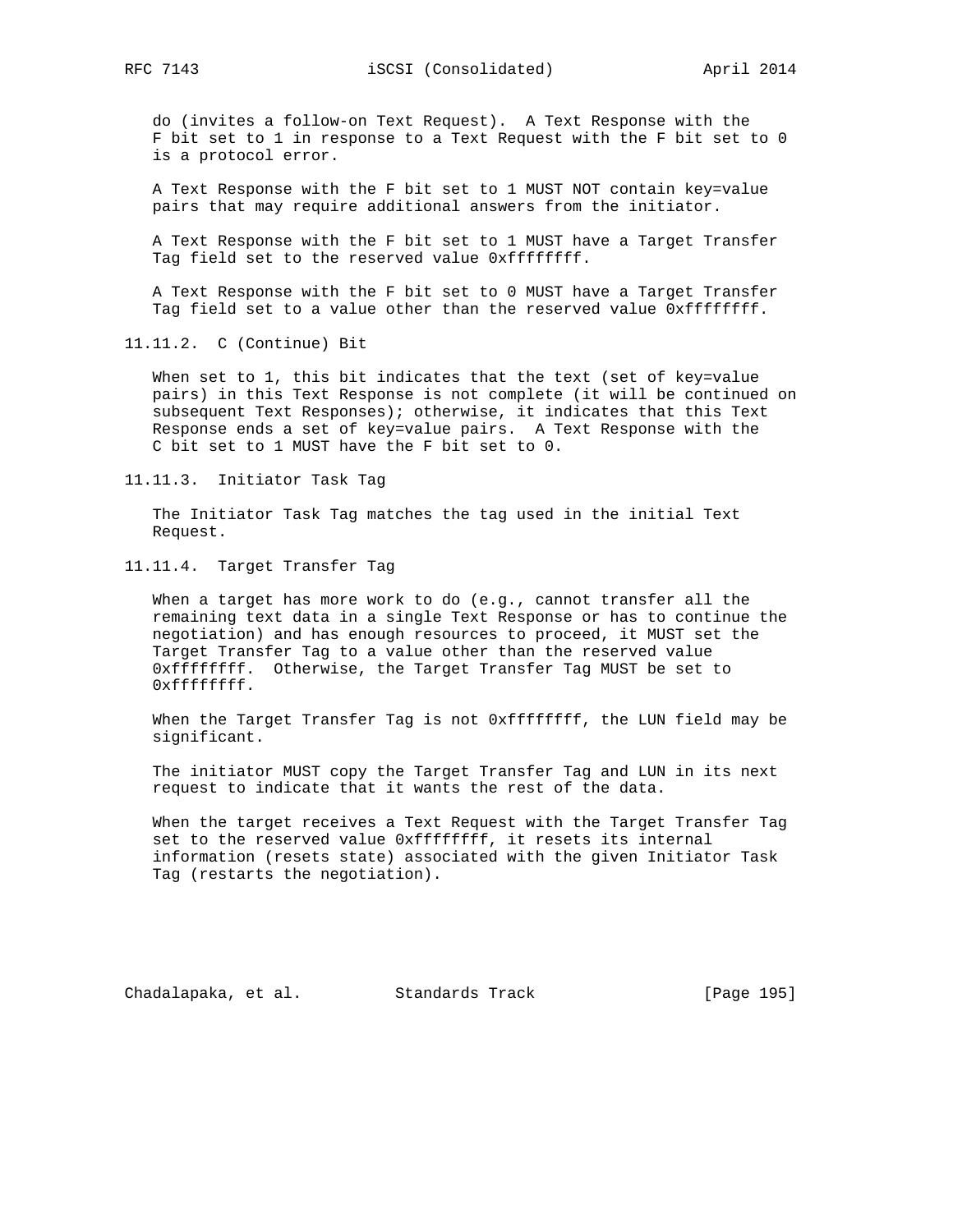do (invites a follow-on Text Request). A Text Response with the F bit set to 1 in response to a Text Request with the F bit set to 0 is a protocol error.

A Text Response with the F bit set to 1 MUST NOT contain key=value pairs that may require additional answers from the initiator.

A Text Response with the F bit set to 1 MUST have a Target Transfer Tag field set to the reserved value 0xffffffff.

A Text Response with the F bit set to 0 MUST have a Target Transfer Tag field set to a value other than the reserved value 0xffffffff.

### 11.11.2. C (Continue) Bit

When set to 1, this bit indicates that the text (set of key=value pairs) in this Text Response is not complete (it will be continued on subsequent Text Responses); otherwise, it indicates that this Text Response ends a set of key=value pairs. A Text Response with the C bit set to 1 MUST have the F bit set to 0.

### 11.11.3. Initiator Task Tag

The Initiator Task Tag matches the tag used in the initial Text Request.

### 11.11.4. Target Transfer Tag

When a target has more work to do (e.g., cannot transfer all the remaining text data in a single Text Response or has to continue the negotiation) and has enough resources to proceed, it MUST set the Target Transfer Tag to a value other than the reserved value 0xffffffff. Otherwise, the Target Transfer Tag MUST be set to 0xffffffff.

When the Target Transfer Tag is not 0xffffffff, the LUN field may be significant.

The initiator MUST copy the Target Transfer Tag and LUN in its next request to indicate that it wants the rest of the data.

When the target receives a Text Request with the Target Transfer Tag set to the reserved value 0xffffffff, it resets its internal information (resets state) associated with the given Initiator Task Tag (restarts the negotiation).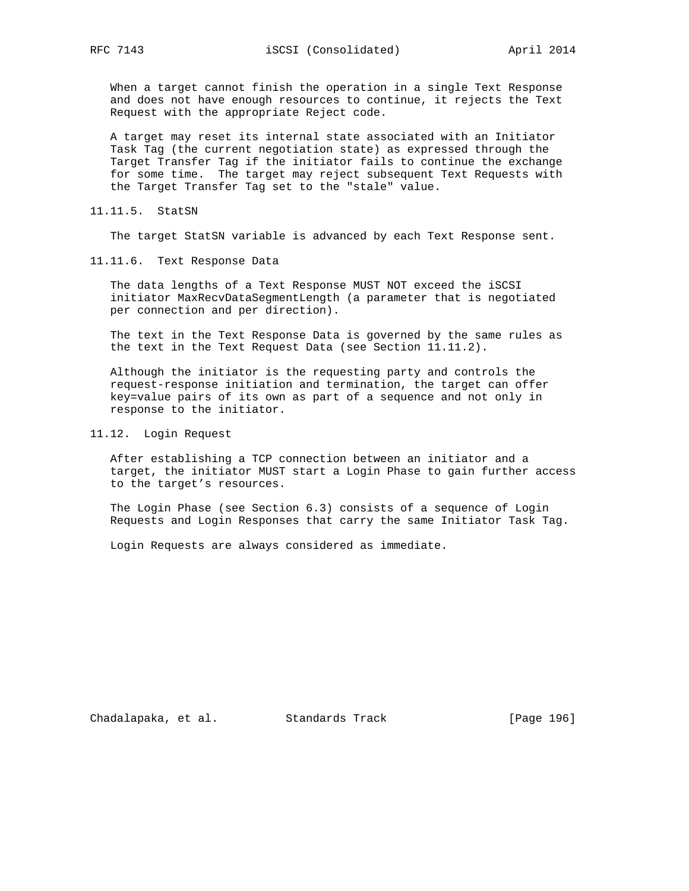When a target cannot finish the operation in a single Text Response and does not have enough resources to continue, it rejects the Text Request with the appropriate Reject code.

A target may reset its internal state associated with an Initiator Task Tag (the current negotiation state) as expressed through the Target Transfer Tag if the initiator fails to continue the exchange for some time. The target may reject subsequent Text Requests with the Target Transfer Tag set to the "stale" value.

### 11.11.5. StatSN

The target StatSN variable is advanced by each Text Response sent.

### 11.11.6. Text Response Data

The data lengths of a Text Response MUST NOT exceed the iSCSI initiator MaxRecvDataSegmentLength (a parameter that is negotiated per connection and per direction).

The text in the Text Response Data is governed by the same rules as the text in the Text Request Data (see Section 11.11.2).

Although the initiator is the requesting party and controls the request-response initiation and termination, the target can offer key=value pairs of its own as part of a sequence and not only in response to the initiator.

## 11.12. Login Request

After establishing a TCP connection between an initiator and a target, the initiator MUST start a Login Phase to gain further access to the target's resources.

The Login Phase (see Section 6.3) consists of a sequence of Login Requests and Login Responses that carry the same Initiator Task Tag.

Login Requests are always considered as immediate.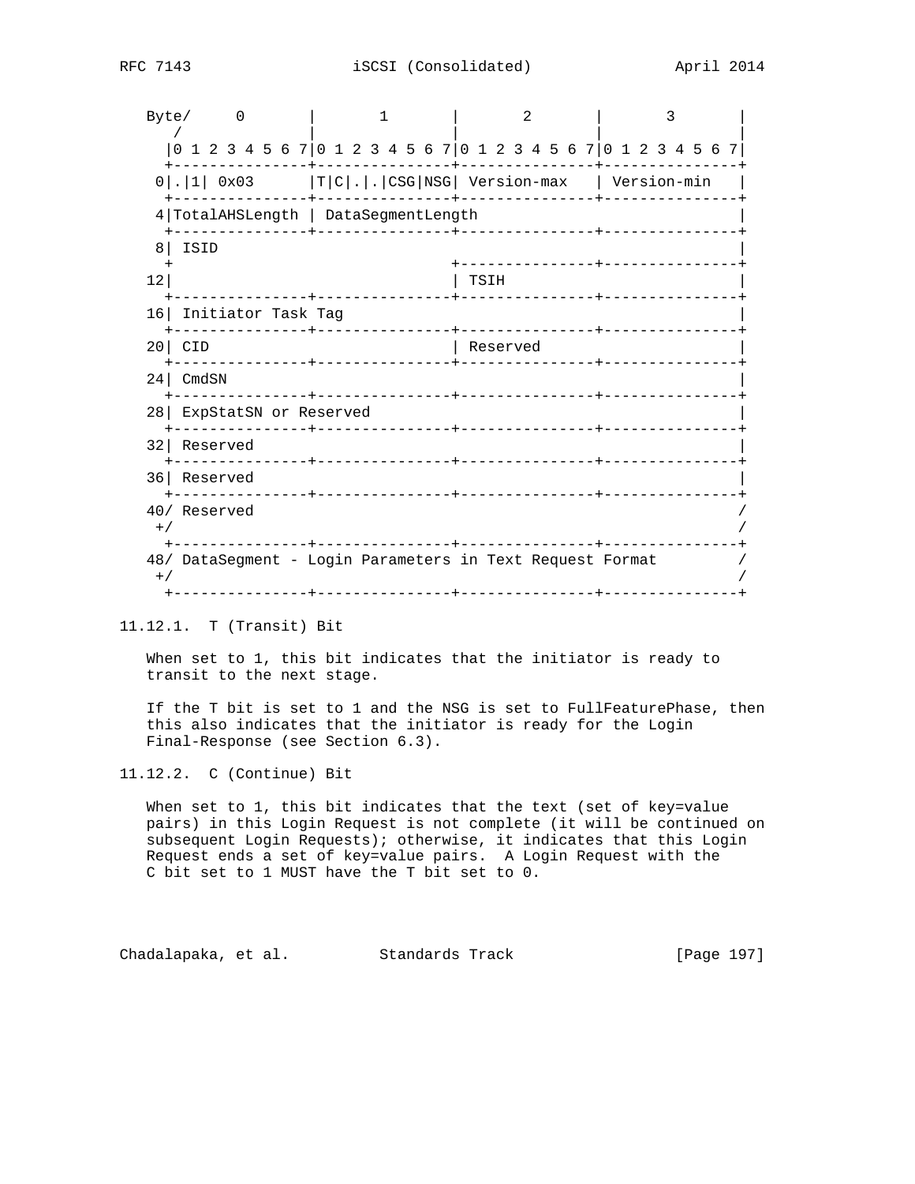```
Byte/     0       |       1       |       2       |       3       |
   /              |               |               |               |
  |0 1 2 3 4 5 6 7|0 1 2 3 4 5 6 7|0 1 2 3 4 5 6 7|0 1 2 3 4 5 6 7|
  +---------------+---------------+---------------+---------------+
 0|.|1| 0x03      |T|C|.|.|CSG|NSG| Version-max   | Version-min   |
  +---------------+---------------+---------------+---------------+
 4|TotalAHSLength | DataSegmentLength                             |
  +---------------+---------------+---------------+---------------+
 8| ISID                                                          |
  +                               +---------------+---------------+
12|                               | TSIH                          |
  +---------------+---------------+---------------+---------------+
16| Initiator Task Tag                                            |
  +---------------+---------------+---------------+---------------+
20| CID                           | Reserved                      |
  +---------------+---------------+---------------+---------------+
24| CmdSN                                                         |
  +---------------+---------------+---------------+---------------+
28| ExpStatSN or Reserved                                         |
  +---------------+---------------+---------------+---------------+
32| Reserved                                                      |
  +---------------+---------------+---------------+---------------+
36| Reserved                                                      |
  +---------------+---------------+---------------+---------------+
40/ Reserved                                                      /
 +/                                                               /
  +---------------+---------------+---------------+---------------+
48/ DataSegment - Login Parameters in Text Request Format         /
 +/                                                               /
  +---------------+---------------+---------------+---------------+
```

### 11.12.1. T (Transit) Bit

When set to 1, this bit indicates that the initiator is ready to transit to the next stage.

If the T bit is set to 1 and the NSG is set to FullFeaturePhase, then this also indicates that the initiator is ready for the Login Final-Response (see Section 6.3).

### 11.12.2. C (Continue) Bit

When set to 1, this bit indicates that the text (set of key=value pairs) in this Login Request is not complete (it will be continued on subsequent Login Requests); otherwise, it indicates that this Login Request ends a set of key=value pairs. A Login Request with the C bit set to 1 MUST have the T bit set to 0.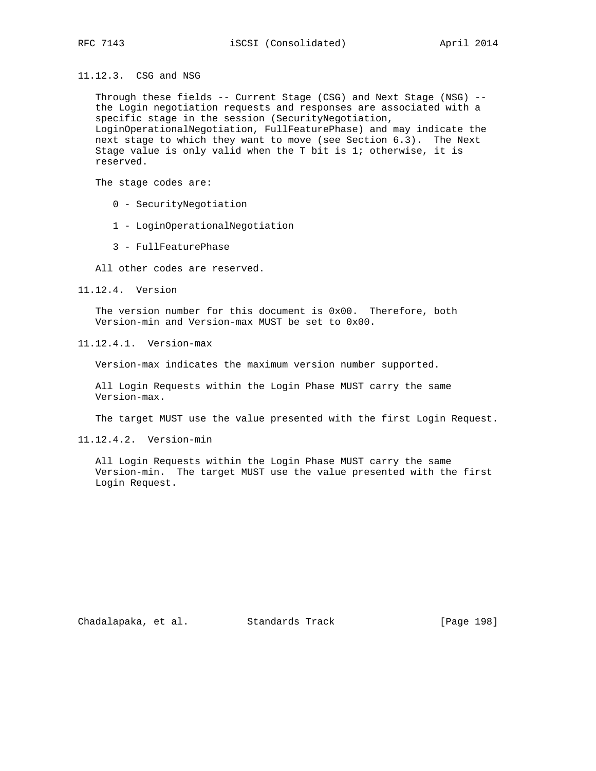#### 11.12.3. CSG and NSG

Through these fields -- Current Stage (CSG) and Next Stage (NSG) -- the Login negotiation requests and responses are associated with a specific stage in the session (SecurityNegotiation, LoginOperationalNegotiation, FullFeaturePhase) and may indicate the next stage to which they want to move (see Section 6.3). The Next Stage value is only valid when the T bit is 1; otherwise, it is reserved.

The stage codes are:

- 0 - SecurityNegotiation
- 1 - LoginOperationalNegotiation
- 3 - FullFeaturePhase

All other codes are reserved.

#### 11.12.4. Version

The version number for this document is 0x00. Therefore, both Version-min and Version-max MUST be set to 0x00.

##### 11.12.4.1. Version-max

Version-max indicates the maximum version number supported.

All Login Requests within the Login Phase MUST carry the same Version-max.

The target MUST use the value presented with the first Login Request.

##### 11.12.4.2. Version-min

All Login Requests within the Login Phase MUST carry the same Version-min. The target MUST use the value presented with the first Login Request.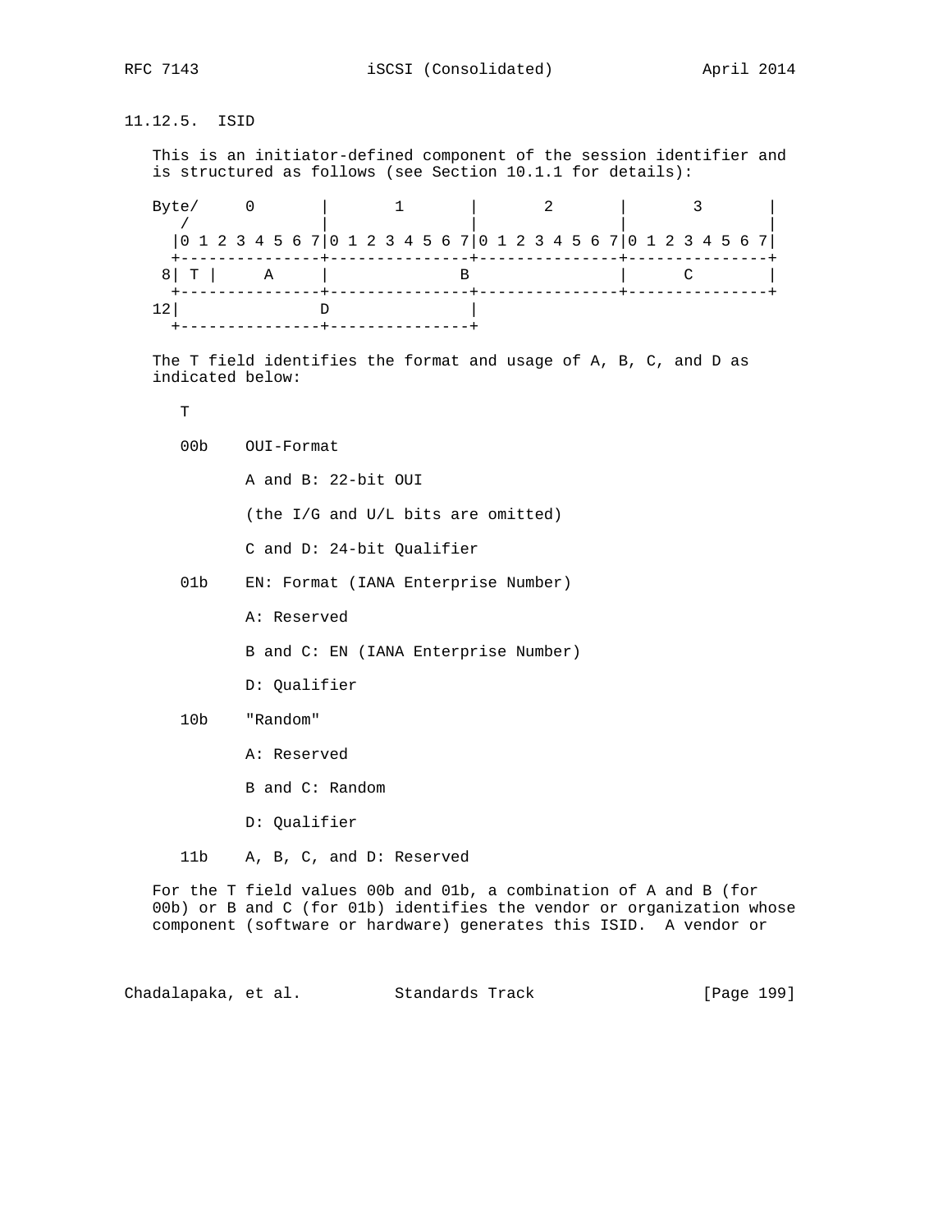### 11.12.5. ISID

This is an initiator-defined component of the session identifier and is structured as follows (see Section 10.1.1 for details):

```
Byte/     0       |       1       |       2       |       3       |
   /              |               |               |               |
  |0 1 2 3 4 5 6 7|0 1 2 3 4 5 6 7|0 1 2 3 4 5 6 7|0 1 2 3 4 5 6 7|
  +---------------+---------------+---------------+---------------+
 8| T |     A     |              B                |      C        |
  +---------------+---------------+---------------+---------------+
12|               D               |
  +---------------+---------------+
```

The T field identifies the format and usage of A, B, C, and D as indicated below:

T

00b    OUI-Format

A and B: 22-bit OUI

(the I/G and U/L bits are omitted)

C and D: 24-bit Qualifier

01b    EN: Format (IANA Enterprise Number)

A: Reserved

B and C: EN (IANA Enterprise Number)

D: Qualifier

10b    "Random"

A: Reserved

B and C: Random

D: Qualifier

11b    A, B, C, and D: Reserved

For the T field values 00b and 01b, a combination of A and B (for 00b) or B and C (for 01b) identifies the vendor or organization whose component (software or hardware) generates this ISID. A vendor or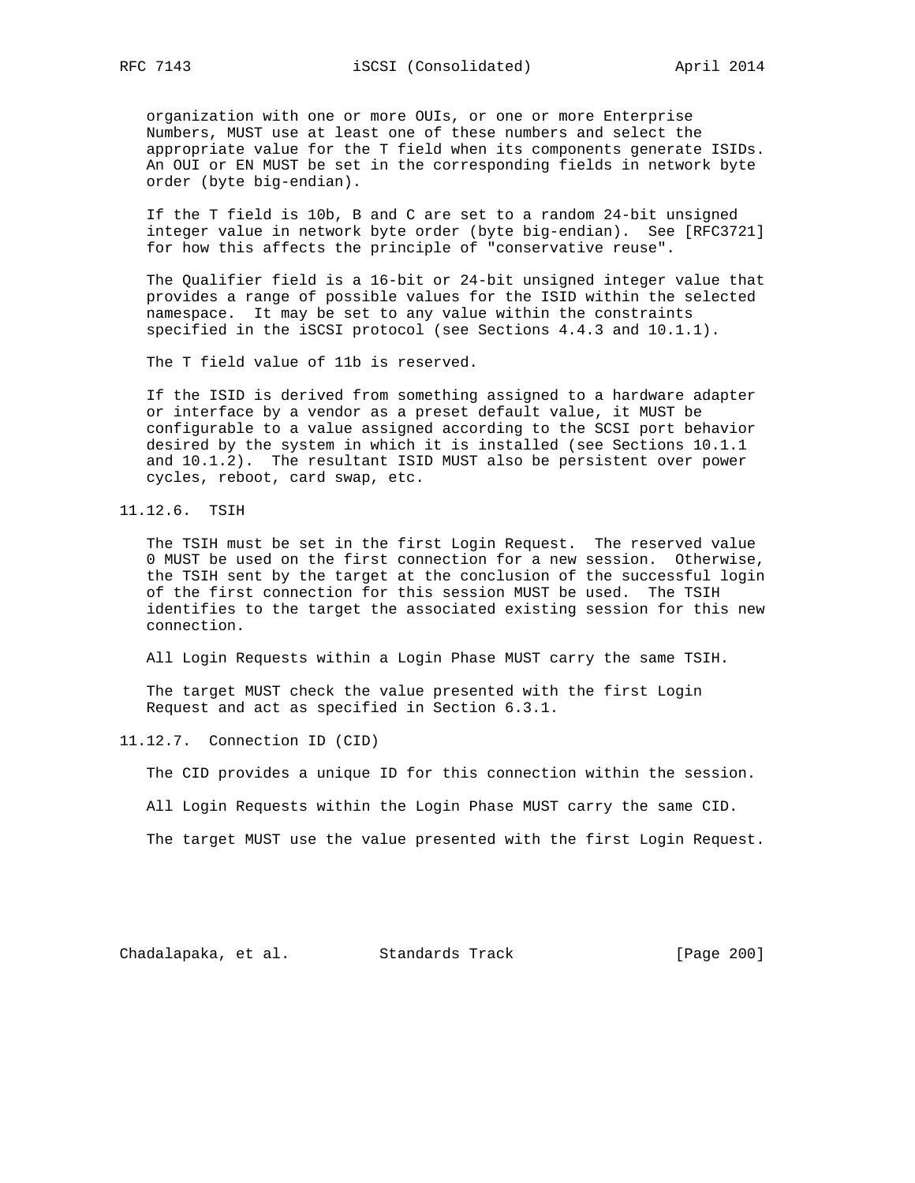organization with one or more OUIs, or one or more Enterprise Numbers, MUST use at least one of these numbers and select the appropriate value for the T field when its components generate ISIDs. An OUI or EN MUST be set in the corresponding fields in network byte order (byte big-endian).

If the T field is 10b, B and C are set to a random 24-bit unsigned integer value in network byte order (byte big-endian). See [RFC3721] for how this affects the principle of "conservative reuse".

The Qualifier field is a 16-bit or 24-bit unsigned integer value that provides a range of possible values for the ISID within the selected namespace. It may be set to any value within the constraints specified in the iSCSI protocol (see Sections 4.4.3 and 10.1.1).

The T field value of 11b is reserved.

If the ISID is derived from something assigned to a hardware adapter or interface by a vendor as a preset default value, it MUST be configurable to a value assigned according to the SCSI port behavior desired by the system in which it is installed (see Sections 10.1.1 and 10.1.2). The resultant ISID MUST also be persistent over power cycles, reboot, card swap, etc.

### 11.12.6. TSIH

The TSIH must be set in the first Login Request. The reserved value 0 MUST be used on the first connection for a new session. Otherwise, the TSIH sent by the target at the conclusion of the successful login of the first connection for this session MUST be used. The TSIH identifies to the target the associated existing session for this new connection.

All Login Requests within a Login Phase MUST carry the same TSIH.

The target MUST check the value presented with the first Login Request and act as specified in Section 6.3.1.

### 11.12.7. Connection ID (CID)

The CID provides a unique ID for this connection within the session.

All Login Requests within the Login Phase MUST carry the same CID.

The target MUST use the value presented with the first Login Request.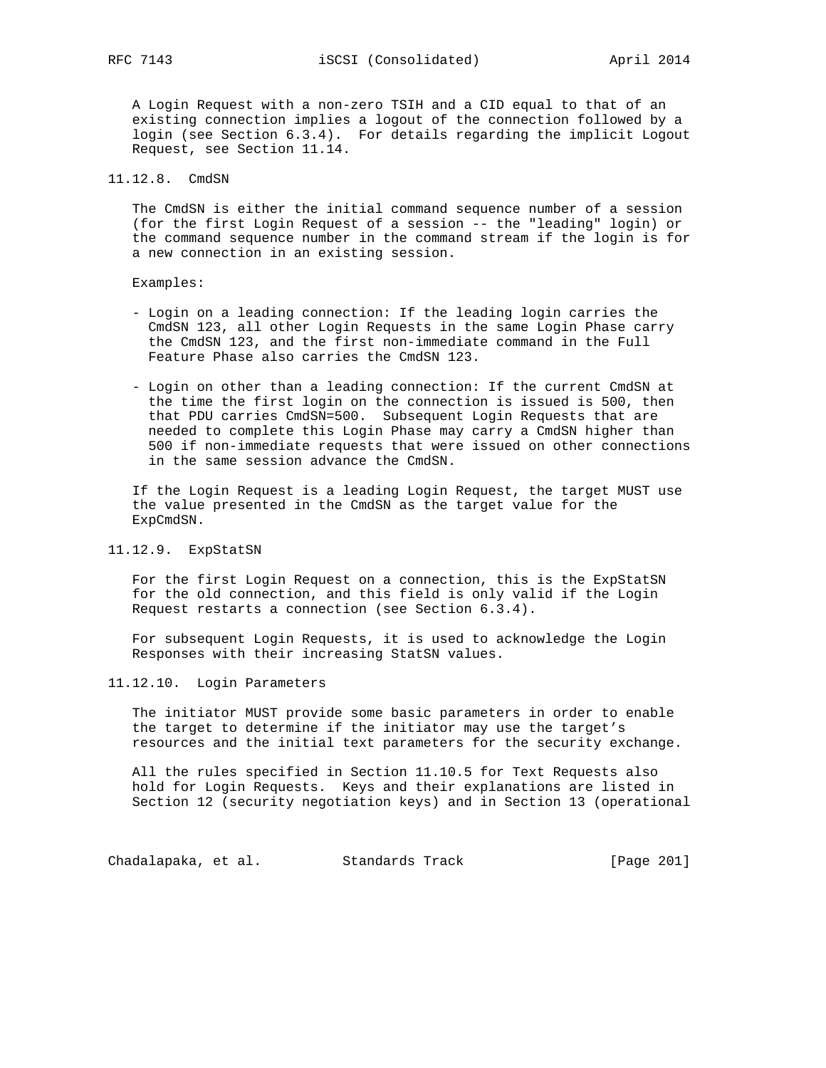A Login Request with a non-zero TSIH and a CID equal to that of an existing connection implies a logout of the connection followed by a login (see Section 6.3.4). For details regarding the implicit Logout Request, see Section 11.14.

### 11.12.8. CmdSN

The CmdSN is either the initial command sequence number of a session (for the first Login Request of a session -- the "leading" login) or the command sequence number in the command stream if the login is for a new connection in an existing session.

Examples:

- Login on a leading connection: If the leading login carries the CmdSN 123, all other Login Requests in the same Login Phase carry the CmdSN 123, and the first non-immediate command in the Full Feature Phase also carries the CmdSN 123.

- Login on other than a leading connection: If the current CmdSN at the time the first login on the connection is issued is 500, then that PDU carries CmdSN=500. Subsequent Login Requests that are needed to complete this Login Phase may carry a CmdSN higher than 500 if non-immediate requests that were issued on other connections in the same session advance the CmdSN.

If the Login Request is a leading Login Request, the target MUST use the value presented in the CmdSN as the target value for the ExpCmdSN.

### 11.12.9. ExpStatSN

For the first Login Request on a connection, this is the ExpStatSN for the old connection, and this field is only valid if the Login Request restarts a connection (see Section 6.3.4).

For subsequent Login Requests, it is used to acknowledge the Login Responses with their increasing StatSN values.

### 11.12.10. Login Parameters

The initiator MUST provide some basic parameters in order to enable the target to determine if the initiator may use the target's resources and the initial text parameters for the security exchange.

All the rules specified in Section 11.10.5 for Text Requests also hold for Login Requests. Keys and their explanations are listed in Section 12 (security negotiation keys) and in Section 13 (operational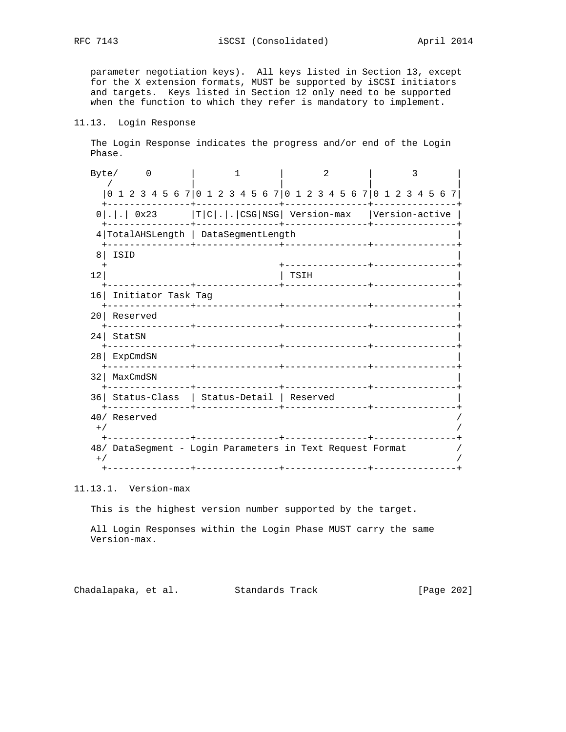parameter negotiation keys). All keys listed in Section 13, except for the X extension formats, MUST be supported by iSCSI initiators and targets. Keys listed in Section 12 only need to be supported when the function to which they refer is mandatory to implement.

## 11.13. Login Response

The Login Response indicates the progress and/or end of the Login Phase.

```
Byte/     0       |       1       |       2       |       3       |
   /              |               |               |               |
  |0 1 2 3 4 5 6 7|0 1 2 3 4 5 6 7|0 1 2 3 4 5 6 7|0 1 2 3 4 5 6 7|
  +---------------+---------------+---------------+---------------+
 0|.|.| 0x23      |T|C|.|.|CSG|NSG| Version-max   |Version-active |
  +---------------+---------------+---------------+---------------+
 4|TotalAHSLength | DataSegmentLength                             |
  +---------------+---------------+---------------+---------------+
 8| ISID                                                          |
  +                               +---------------+---------------+
12|                               | TSIH                          |
  +---------------+---------------+---------------+---------------+
16| Initiator Task Tag                                            |
  +---------------+---------------+---------------+---------------+
20| Reserved                                                      |
  +---------------+---------------+---------------+---------------+
24| StatSN                                                        |
  +---------------+---------------+---------------+---------------+
28| ExpCmdSN                                                      |
  +---------------+---------------+---------------+---------------+
32| MaxCmdSN                                                      |
  +---------------+---------------+---------------+---------------+
36| Status-Class  | Status-Detail | Reserved                      |
  +---------------+---------------+---------------+---------------+
40/ Reserved                                                      /
 +/                                                               /
  +---------------+---------------+---------------+---------------+
48/ DataSegment - Login Parameters in Text Request Format         /
 +/                                                               /
  +---------------+---------------+---------------+---------------+
```

### 11.13.1. Version-max

This is the highest version number supported by the target.

All Login Responses within the Login Phase MUST carry the same Version-max.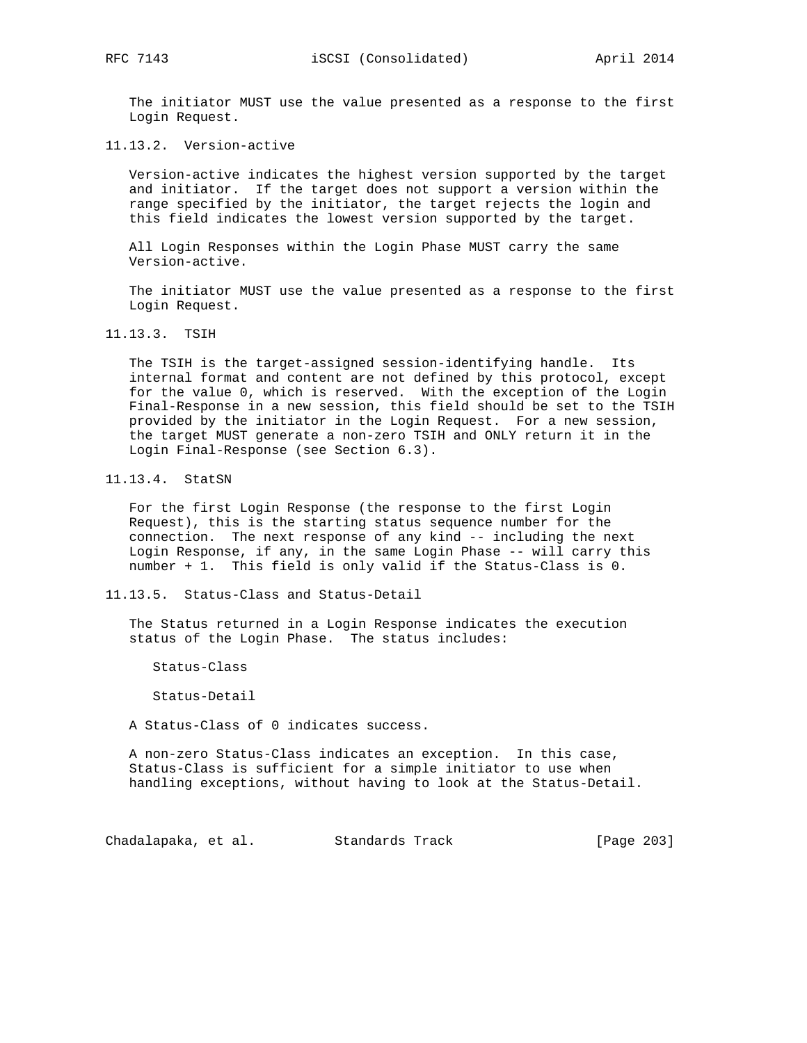The initiator MUST use the value presented as a response to the first Login Request.

### 11.13.2. Version-active

Version-active indicates the highest version supported by the target and initiator. If the target does not support a version within the range specified by the initiator, the target rejects the login and this field indicates the lowest version supported by the target.

All Login Responses within the Login Phase MUST carry the same Version-active.

The initiator MUST use the value presented as a response to the first Login Request.

### 11.13.3. TSIH

The TSIH is the target-assigned session-identifying handle. Its internal format and content are not defined by this protocol, except for the value 0, which is reserved. With the exception of the Login Final-Response in a new session, this field should be set to the TSIH provided by the initiator in the Login Request. For a new session, the target MUST generate a non-zero TSIH and ONLY return it in the Login Final-Response (see Section 6.3).

### 11.13.4. StatSN

For the first Login Response (the response to the first Login Request), this is the starting status sequence number for the connection. The next response of any kind -- including the next Login Response, if any, in the same Login Phase -- will carry this number + 1. This field is only valid if the Status-Class is 0.

### 11.13.5. Status-Class and Status-Detail

The Status returned in a Login Response indicates the execution status of the Login Phase. The status includes:

Status-Class

Status-Detail

A Status-Class of 0 indicates success.

A non-zero Status-Class indicates an exception. In this case, Status-Class is sufficient for a simple initiator to use when handling exceptions, without having to look at the Status-Detail.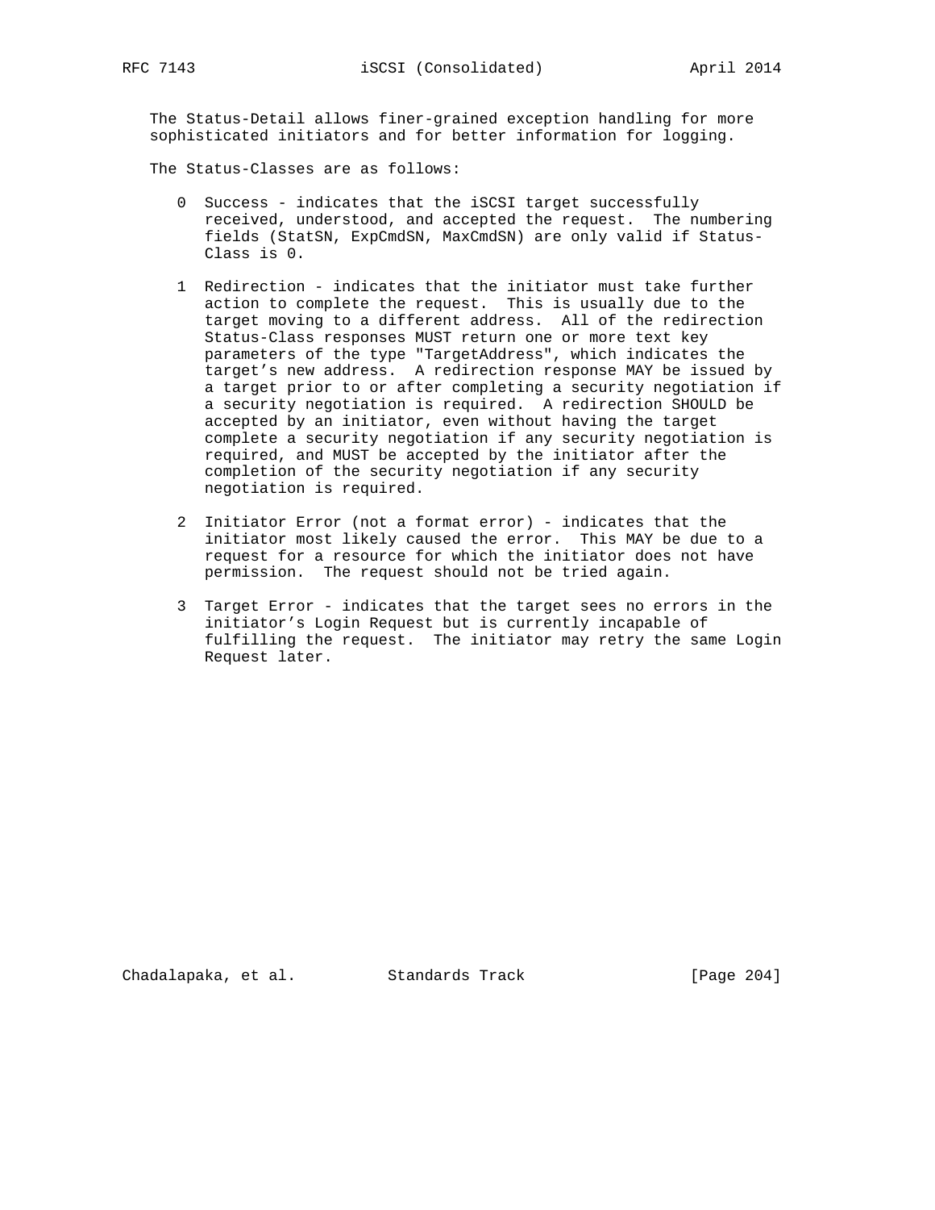The Status-Detail allows finer-grained exception handling for more sophisticated initiators and for better information for logging.

The Status-Classes are as follows:

0 Success - indicates that the iSCSI target successfully received, understood, and accepted the request. The numbering fields (StatSN, ExpCmdSN, MaxCmdSN) are only valid if Status-Class is 0.

1 Redirection - indicates that the initiator must take further action to complete the request. This is usually due to the target moving to a different address. All of the redirection Status-Class responses MUST return one or more text key parameters of the type "TargetAddress", which indicates the target's new address. A redirection response MAY be issued by a target prior to or after completing a security negotiation if a security negotiation is required. A redirection SHOULD be accepted by an initiator, even without having the target complete a security negotiation if any security negotiation is required, and MUST be accepted by the initiator after the completion of the security negotiation if any security negotiation is required.

2 Initiator Error (not a format error) - indicates that the initiator most likely caused the error. This MAY be due to a request for a resource for which the initiator does not have permission. The request should not be tried again.

3 Target Error - indicates that the target sees no errors in the initiator's Login Request but is currently incapable of fulfilling the request. The initiator may retry the same Login Request later.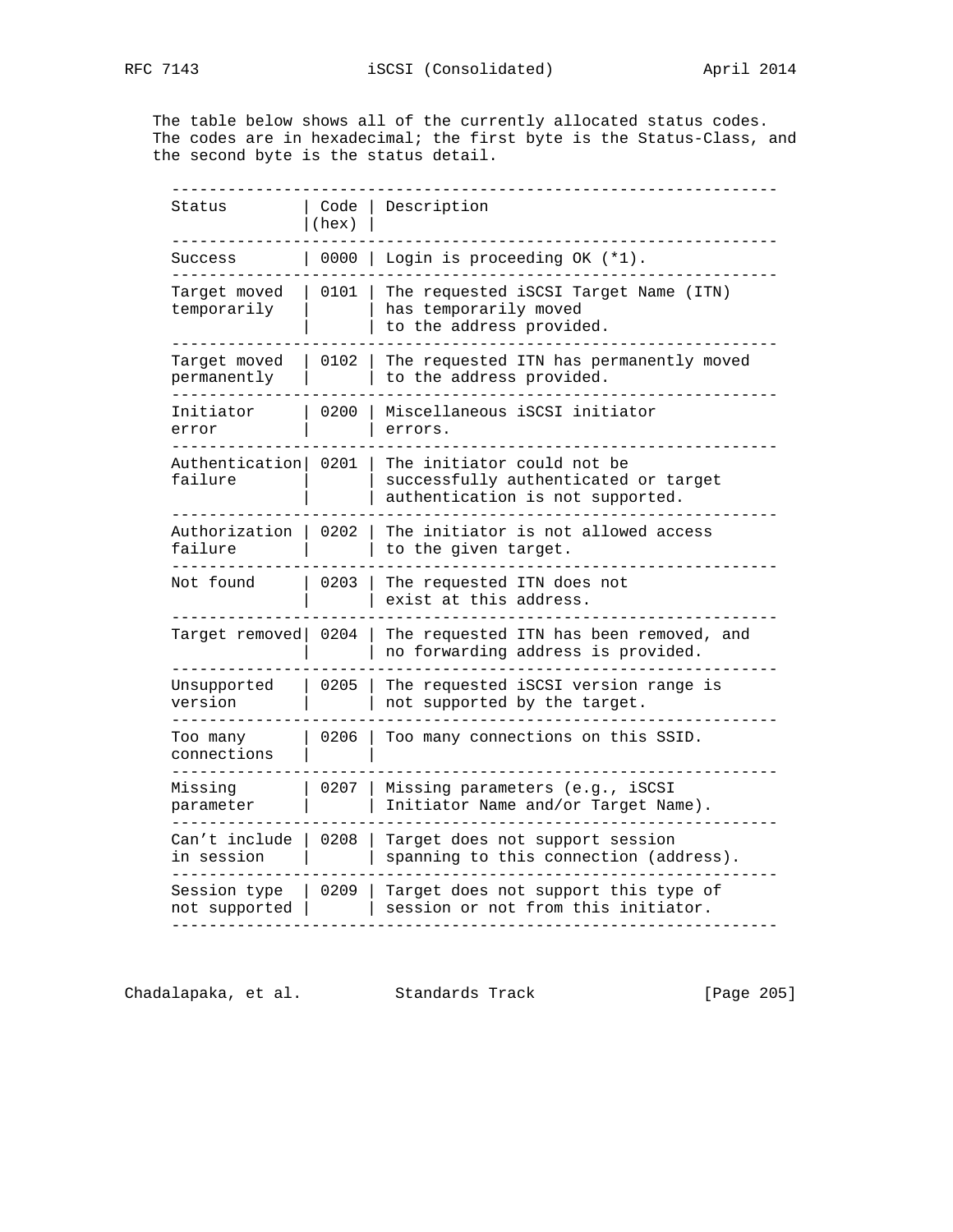The table below shows all of the currently allocated status codes. The codes are in hexadecimal; the first byte is the Status-Class, and the second byte is the status detail.

| Status | Code (hex) | Description |
|---|---|---|
| Success | 0000 | Login is proceeding OK (*1). |
| Target moved temporarily | 0101 | The requested iSCSI Target Name (ITN) has temporarily moved to the address provided. |
| Target moved permanently | 0102 | The requested ITN has permanently moved to the address provided. |
| Initiator error | 0200 | Miscellaneous iSCSI initiator errors. |
| Authentication failure | 0201 | The initiator could not be successfully authenticated or target authentication is not supported. |
| Authorization failure | 0202 | The initiator is not allowed access to the given target. |
| Not found | 0203 | The requested ITN does not exist at this address. |
| Target removed | 0204 | The requested ITN has been removed, and no forwarding address is provided. |
| Unsupported version | 0205 | The requested iSCSI version range is not supported by the target. |
| Too many connections | 0206 | Too many connections on this SSID. |
| Missing parameter | 0207 | Missing parameters (e.g., iSCSI Initiator Name and/or Target Name). |
| Can't include in session | 0208 | Target does not support session spanning to this connection (address). |
| Session type not supported | 0209 | Target does not support this type of session or not from this initiator. |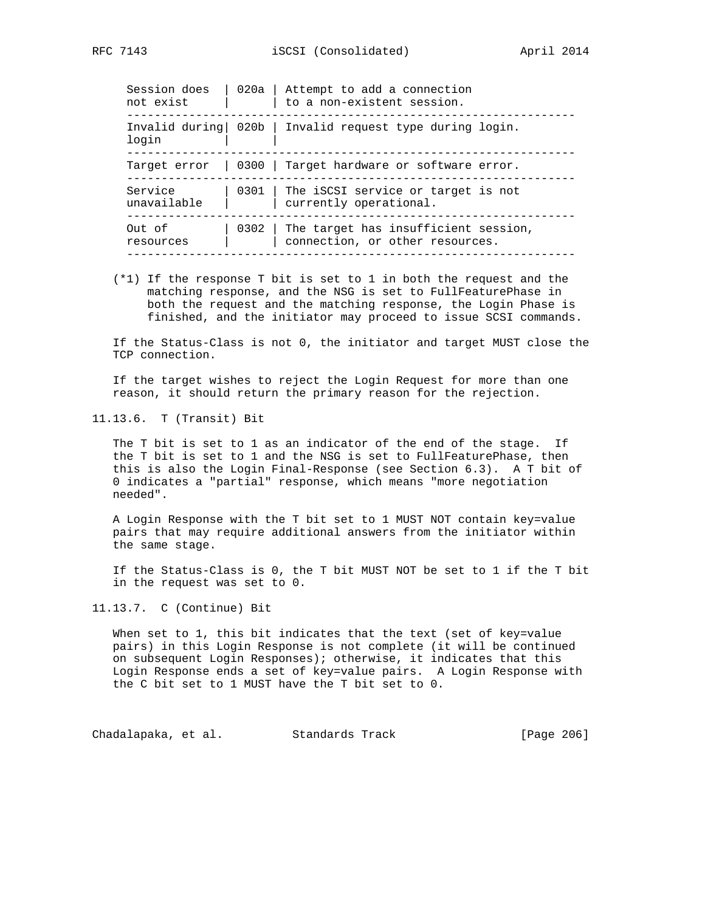| Status | Code | Description |
|---|---|---|
| Session does not exist | 020a | Attempt to add a connection to a non-existent session. |
| Invalid during login | 020b | Invalid request type during login. |
| Target error | 0300 | Target hardware or software error. |
| Service unavailable | 0301 | The iSCSI service or target is not currently operational. |
| Out of resources | 0302 | The target has insufficient session, connection, or other resources. |

(*1) If the response T bit is set to 1 in both the request and the matching response, and the NSG is set to FullFeaturePhase in both the request and the matching response, the Login Phase is finished, and the initiator may proceed to issue SCSI commands.

If the Status-Class is not 0, the initiator and target MUST close the TCP connection.

If the target wishes to reject the Login Request for more than one reason, it should return the primary reason for the rejection.

### 11.13.6. T (Transit) Bit

The T bit is set to 1 as an indicator of the end of the stage. If the T bit is set to 1 and the NSG is set to FullFeaturePhase, then this is also the Login Final-Response (see Section 6.3). A T bit of 0 indicates a "partial" response, which means "more negotiation needed".

A Login Response with the T bit set to 1 MUST NOT contain key=value pairs that may require additional answers from the initiator within the same stage.

If the Status-Class is 0, the T bit MUST NOT be set to 1 if the T bit in the request was set to 0.

### 11.13.7. C (Continue) Bit

When set to 1, this bit indicates that the text (set of key=value pairs) in this Login Response is not complete (it will be continued on subsequent Login Responses); otherwise, it indicates that this Login Response ends a set of key=value pairs. A Login Response with the C bit set to 1 MUST have the T bit set to 0.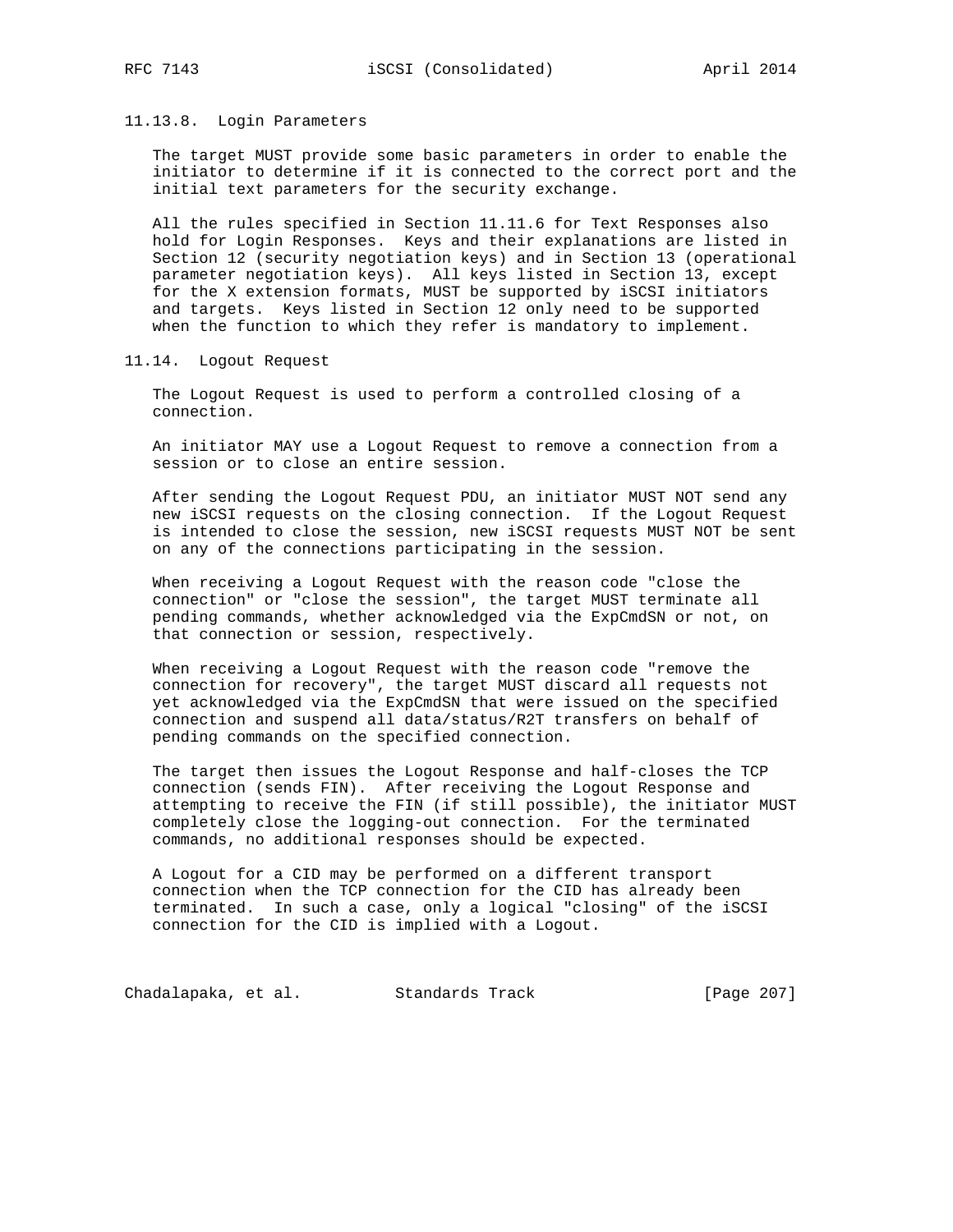#### 11.13.8. Login Parameters

The target MUST provide some basic parameters in order to enable the initiator to determine if it is connected to the correct port and the initial text parameters for the security exchange.

All the rules specified in Section 11.11.6 for Text Responses also hold for Login Responses. Keys and their explanations are listed in Section 12 (security negotiation keys) and in Section 13 (operational parameter negotiation keys). All keys listed in Section 13, except for the X extension formats, MUST be supported by iSCSI initiators and targets. Keys listed in Section 12 only need to be supported when the function to which they refer is mandatory to implement.

### 11.14. Logout Request

The Logout Request is used to perform a controlled closing of a connection.

An initiator MAY use a Logout Request to remove a connection from a session or to close an entire session.

After sending the Logout Request PDU, an initiator MUST NOT send any new iSCSI requests on the closing connection. If the Logout Request is intended to close the session, new iSCSI requests MUST NOT be sent on any of the connections participating in the session.

When receiving a Logout Request with the reason code "close the connection" or "close the session", the target MUST terminate all pending commands, whether acknowledged via the ExpCmdSN or not, on that connection or session, respectively.

When receiving a Logout Request with the reason code "remove the connection for recovery", the target MUST discard all requests not yet acknowledged via the ExpCmdSN that were issued on the specified connection and suspend all data/status/R2T transfers on behalf of pending commands on the specified connection.

The target then issues the Logout Response and half-closes the TCP connection (sends FIN). After receiving the Logout Response and attempting to receive the FIN (if still possible), the initiator MUST completely close the logging-out connection. For the terminated commands, no additional responses should be expected.

A Logout for a CID may be performed on a different transport connection when the TCP connection for the CID has already been terminated. In such a case, only a logical "closing" of the iSCSI connection for the CID is implied with a Logout.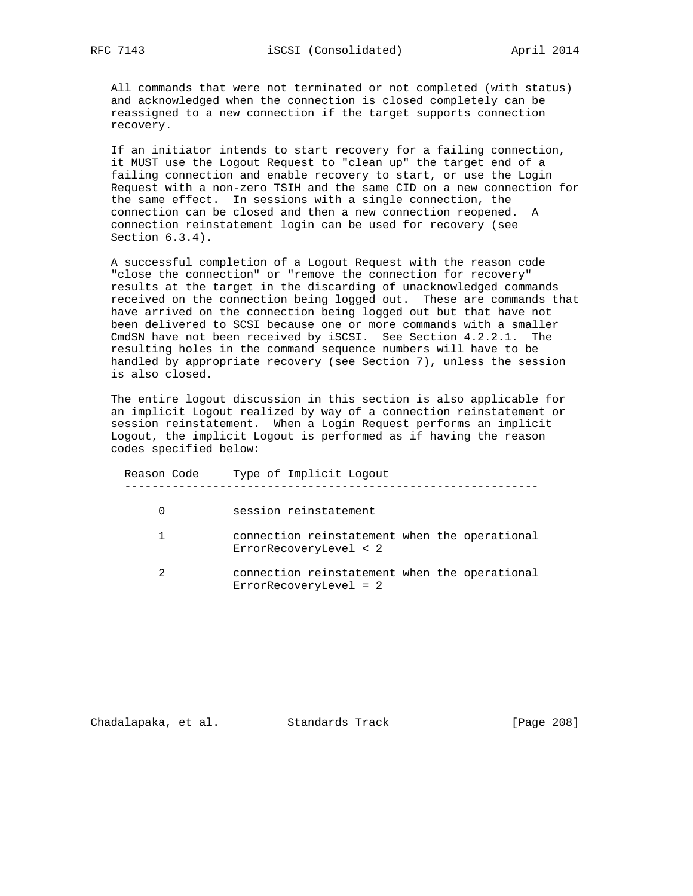All commands that were not terminated or not completed (with status) and acknowledged when the connection is closed completely can be reassigned to a new connection if the target supports connection recovery.

If an initiator intends to start recovery for a failing connection, it MUST use the Logout Request to "clean up" the target end of a failing connection and enable recovery to start, or use the Login Request with a non-zero TSIH and the same CID on a new connection for the same effect. In sessions with a single connection, the connection can be closed and then a new connection reopened. A connection reinstatement login can be used for recovery (see Section 6.3.4).

A successful completion of a Logout Request with the reason code "close the connection" or "remove the connection for recovery" results at the target in the discarding of unacknowledged commands received on the connection being logged out. These are commands that have arrived on the connection being logged out but that have not been delivered to SCSI because one or more commands with a smaller CmdSN have not been received by iSCSI. See Section 4.2.2.1. The resulting holes in the command sequence numbers will have to be handled by appropriate recovery (see Section 7), unless the session is also closed.

The entire logout discussion in this section is also applicable for an implicit Logout realized by way of a connection reinstatement or session reinstatement. When a Login Request performs an implicit Logout, the implicit Logout is performed as if having the reason codes specified below:

| Reason Code | Type of Implicit Logout |
|---|---|
| 0 | session reinstatement |
| 1 | connection reinstatement when the operational ErrorRecoveryLevel < 2 |
| 2 | connection reinstatement when the operational ErrorRecoveryLevel = 2 |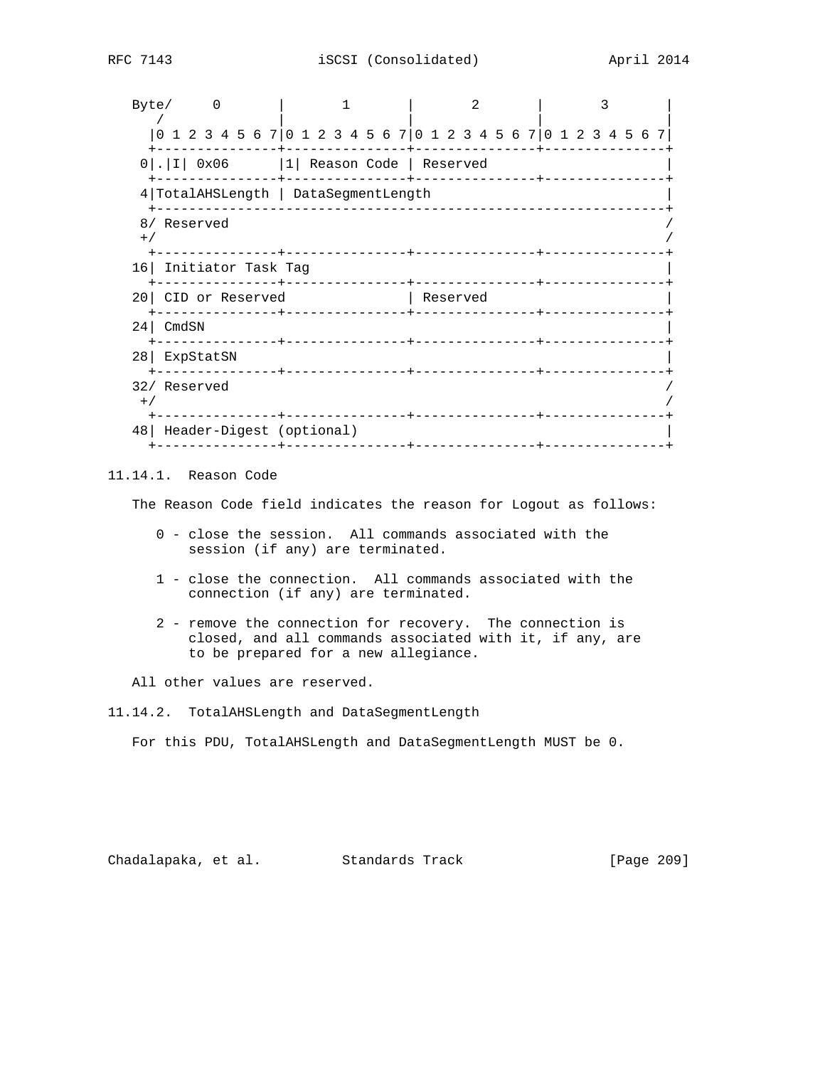```
Byte/     0       |       1       |       2       |       3       |
   /              |               |               |               |
  |0 1 2 3 4 5 6 7|0 1 2 3 4 5 6 7|0 1 2 3 4 5 6 7|0 1 2 3 4 5 6 7|
  +---------------+---------------+---------------+---------------+
 0|.|I| 0x06      |1| Reason Code | Reserved                      |
  +---------------+---------------+---------------+---------------+
 4|TotalAHSLength | DataSegmentLength                             |
  +---------------------------------------------------------------+
 8/ Reserved                                                      /
 +/                                                               /
  +---------------+---------------+---------------+---------------+
16| Initiator Task Tag                                            |
  +---------------+---------------+---------------+---------------+
20| CID or Reserved               | Reserved                      |
  +---------------+---------------+---------------+---------------+
24| CmdSN                                                         |
  +---------------+---------------+---------------+---------------+
28| ExpStatSN                                                     |
  +---------------+---------------+---------------+---------------+
32/ Reserved                                                      /
 +/                                                               /
  +---------------+---------------+---------------+---------------+
48| Header-Digest (optional)                                      |
  +---------------+---------------+---------------+---------------+
```

### 11.14.1. Reason Code

The Reason Code field indicates the reason for Logout as follows:

- 0 - close the session. All commands associated with the session (if any) are terminated.
- 1 - close the connection. All commands associated with the connection (if any) are terminated.
- 2 - remove the connection for recovery. The connection is closed, and all commands associated with it, if any, are to be prepared for a new allegiance.

All other values are reserved.

### 11.14.2. TotalAHSLength and DataSegmentLength

For this PDU, TotalAHSLength and DataSegmentLength MUST be 0.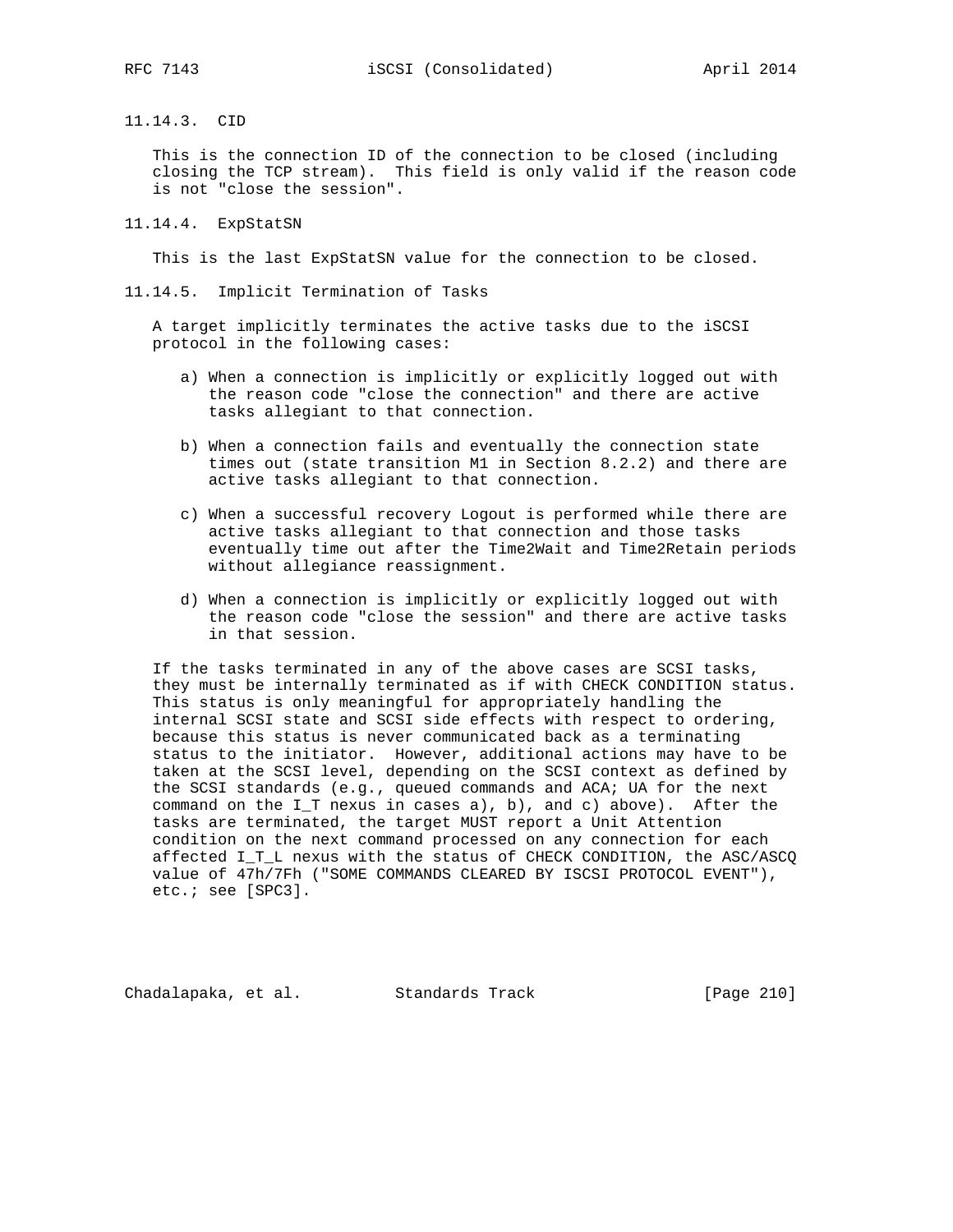### 11.14.3. CID

This is the connection ID of the connection to be closed (including closing the TCP stream). This field is only valid if the reason code is not "close the session".

### 11.14.4. ExpStatSN

This is the last ExpStatSN value for the connection to be closed.

### 11.14.5. Implicit Termination of Tasks

A target implicitly terminates the active tasks due to the iSCSI protocol in the following cases:

a) When a connection is implicitly or explicitly logged out with the reason code "close the connection" and there are active tasks allegiant to that connection.

b) When a connection fails and eventually the connection state times out (state transition M1 in Section 8.2.2) and there are active tasks allegiant to that connection.

c) When a successful recovery Logout is performed while there are active tasks allegiant to that connection and those tasks eventually time out after the Time2Wait and Time2Retain periods without allegiance reassignment.

d) When a connection is implicitly or explicitly logged out with the reason code "close the session" and there are active tasks in that session.

If the tasks terminated in any of the above cases are SCSI tasks, they must be internally terminated as if with CHECK CONDITION status. This status is only meaningful for appropriately handling the internal SCSI state and SCSI side effects with respect to ordering, because this status is never communicated back as a terminating status to the initiator. However, additional actions may have to be taken at the SCSI level, depending on the SCSI context as defined by the SCSI standards (e.g., queued commands and ACA; UA for the next command on the I_T nexus in cases a), b), and c) above). After the tasks are terminated, the target MUST report a Unit Attention condition on the next command processed on any connection for each affected I_T_L nexus with the status of CHECK CONDITION, the ASC/ASCQ value of 47h/7Fh ("SOME COMMANDS CLEARED BY ISCSI PROTOCOL EVENT"), etc.; see [SPC3].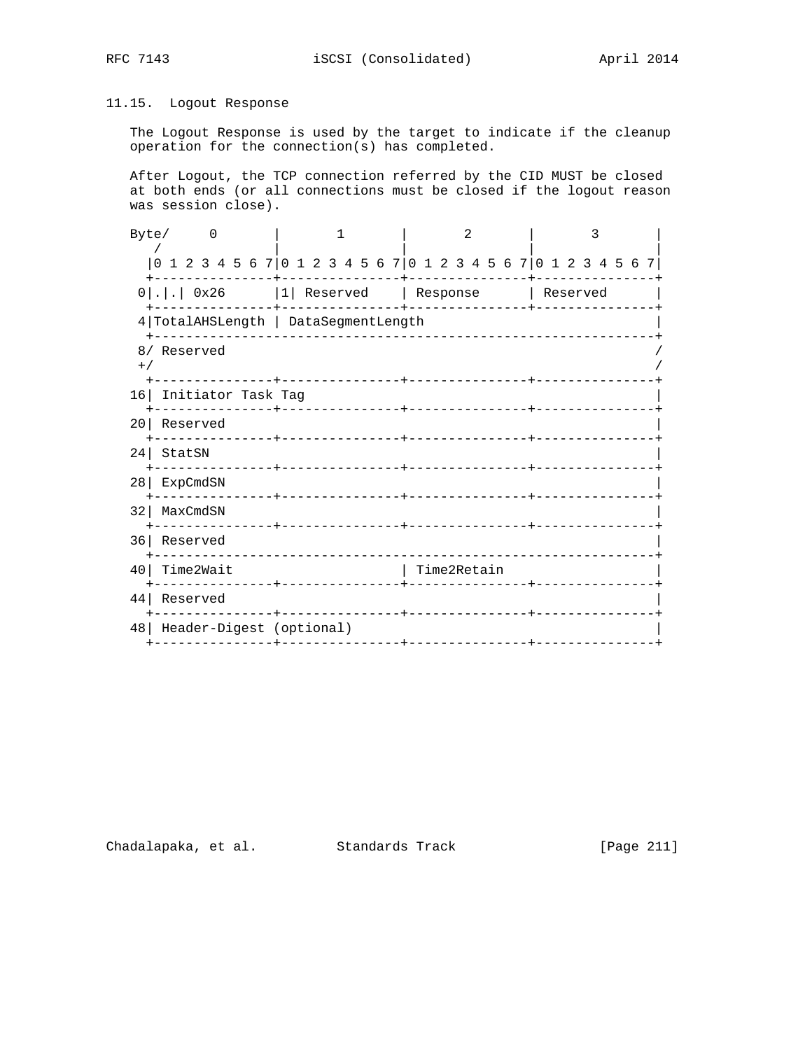## 11.15. Logout Response

The Logout Response is used by the target to indicate if the cleanup operation for the connection(s) has completed.

After Logout, the TCP connection referred by the CID MUST be closed at both ends (or all connections must be closed if the logout reason was session close).

```
Byte/     0       |       1       |       2       |       3       |
   /              |               |               |               |
  |0 1 2 3 4 5 6 7|0 1 2 3 4 5 6 7|0 1 2 3 4 5 6 7|0 1 2 3 4 5 6 7|
  +---------------+---------------+---------------+---------------+
 0|.|.| 0x26      |1| Reserved    | Response      | Reserved      |
  +---------------+---------------+---------------+---------------+
 4|TotalAHSLength | DataSegmentLength                             |
  +---------------------------------------------------------------+
 8/ Reserved                                                      /
 +/                                                               /
  +---------------+---------------+---------------+---------------+
16| Initiator Task Tag                                            |
  +---------------+---------------+---------------+---------------+
20| Reserved                                                      |
  +---------------+---------------+---------------+---------------+
24| StatSN                                                        |
  +---------------+---------------+---------------+---------------+
28| ExpCmdSN                                                      |
  +---------------+---------------+---------------+---------------+
32| MaxCmdSN                                                      |
  +---------------+---------------+---------------+---------------+
36| Reserved                                                      |
  +---------------------------------------------------------------+
40| Time2Wait                     | Time2Retain                   |
  +---------------+---------------+---------------+---------------+
44| Reserved                                                      |
  +---------------+---------------+---------------+---------------+
48| Header-Digest (optional)                                      |
  +---------------+---------------+---------------+---------------+
```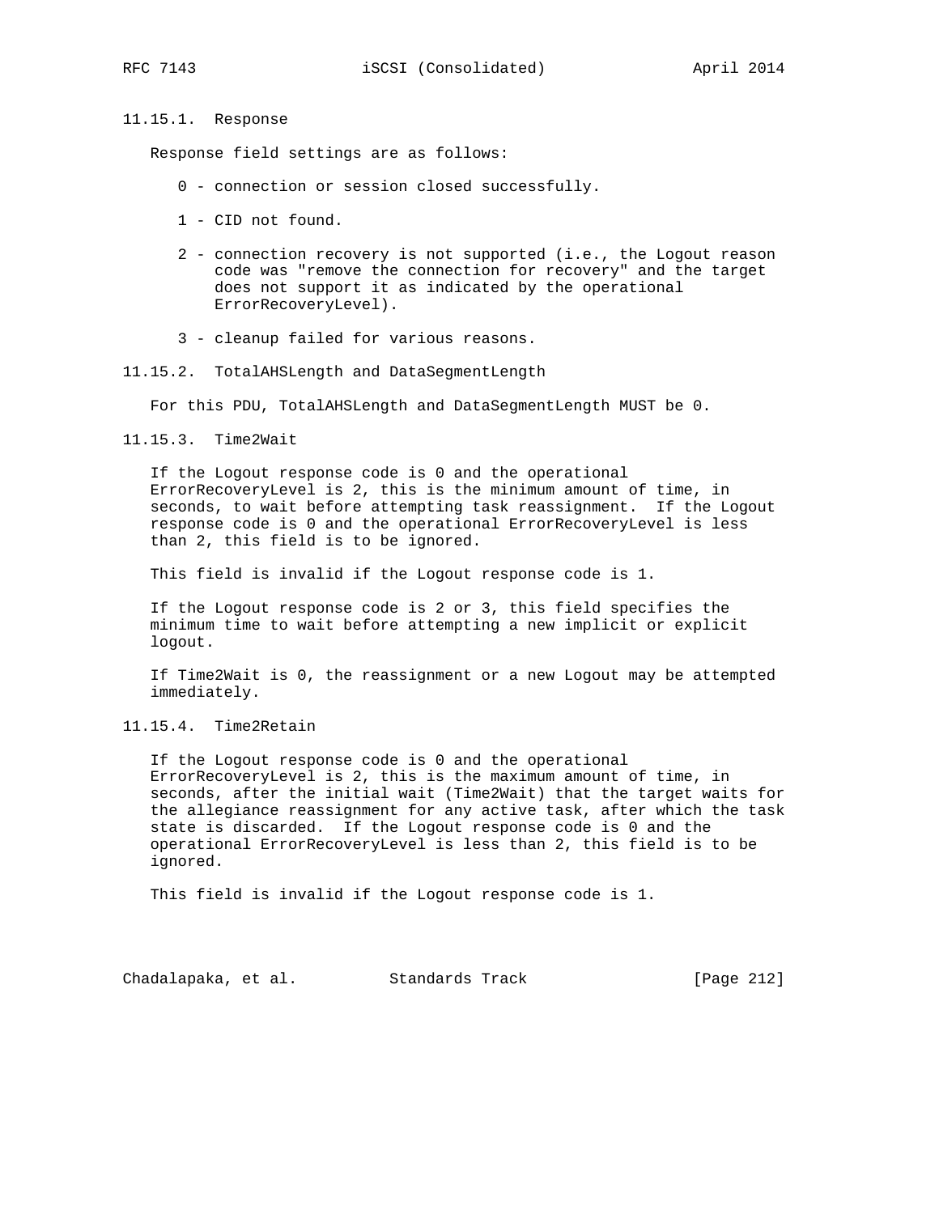### 11.15.1. Response

Response field settings are as follows:

- 0 - connection or session closed successfully.
- 1 - CID not found.
- 2 - connection recovery is not supported (i.e., the Logout reason code was "remove the connection for recovery" and the target does not support it as indicated by the operational ErrorRecoveryLevel).
- 3 - cleanup failed for various reasons.

### 11.15.2. TotalAHSLength and DataSegmentLength

For this PDU, TotalAHSLength and DataSegmentLength MUST be 0.

### 11.15.3. Time2Wait

If the Logout response code is 0 and the operational ErrorRecoveryLevel is 2, this is the minimum amount of time, in seconds, to wait before attempting task reassignment. If the Logout response code is 0 and the operational ErrorRecoveryLevel is less than 2, this field is to be ignored.

This field is invalid if the Logout response code is 1.

If the Logout response code is 2 or 3, this field specifies the minimum time to wait before attempting a new implicit or explicit logout.

If Time2Wait is 0, the reassignment or a new Logout may be attempted immediately.

### 11.15.4. Time2Retain

If the Logout response code is 0 and the operational ErrorRecoveryLevel is 2, this is the maximum amount of time, in seconds, after the initial wait (Time2Wait) that the target waits for the allegiance reassignment for any active task, after which the task state is discarded. If the Logout response code is 0 and the operational ErrorRecoveryLevel is less than 2, this field is to be ignored.

This field is invalid if the Logout response code is 1.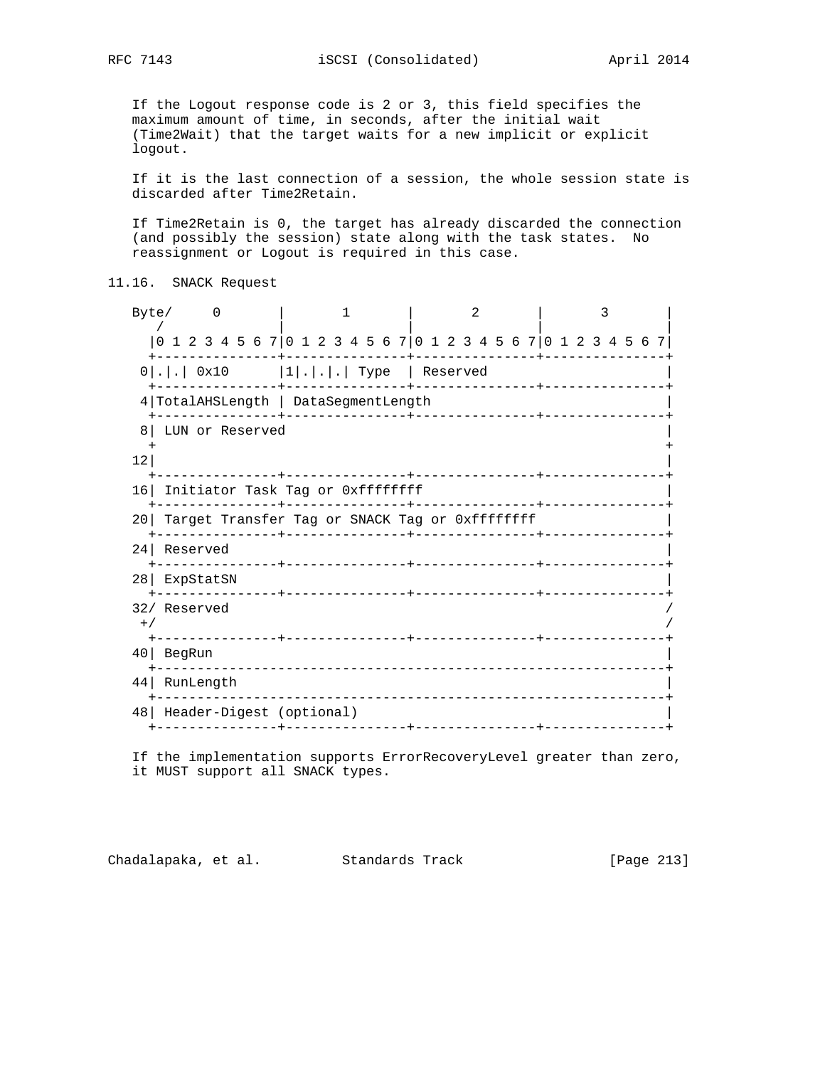If the Logout response code is 2 or 3, this field specifies the maximum amount of time, in seconds, after the initial wait (Time2Wait) that the target waits for a new implicit or explicit logout.

If it is the last connection of a session, the whole session state is discarded after Time2Retain.

If Time2Retain is 0, the target has already discarded the connection (and possibly the session) state along with the task states. No reassignment or Logout is required in this case.

## 11.16. SNACK Request

```
Byte/     0       |       1       |       2       |       3       |
   /              |               |               |               |
  |0 1 2 3 4 5 6 7|0 1 2 3 4 5 6 7|0 1 2 3 4 5 6 7|0 1 2 3 4 5 6 7|
  +---------------+---------------+---------------+---------------+
 0|.|.| 0x10      |1|.|.|.| Type  | Reserved                      |
  +---------------+---------------+---------------+---------------+
 4|TotalAHSLength | DataSegmentLength                             |
  +---------------+---------------+---------------+---------------+
 8| LUN or Reserved                                               |
  +                                                               +
12|                                                               |
  +---------------+---------------+---------------+---------------+
16| Initiator Task Tag or 0xffffffff                              |
  +---------------+---------------+---------------+---------------+
20| Target Transfer Tag or SNACK Tag or 0xffffffff                |
  +---------------+---------------+---------------+---------------+
24| Reserved                                                      |
  +---------------+---------------+---------------+---------------+
28| ExpStatSN                                                     |
  +---------------+---------------+---------------+---------------+
32/ Reserved                                                      /
 +/                                                               /
  +---------------+---------------+---------------+---------------+
40| BegRun                                                        |
  +---------------------------------------------------------------+
44| RunLength                                                     |
  +---------------------------------------------------------------+
48| Header-Digest (optional)                                      |
  +---------------+---------------+---------------+---------------+
```

If the implementation supports ErrorRecoveryLevel greater than zero, it MUST support all SNACK types.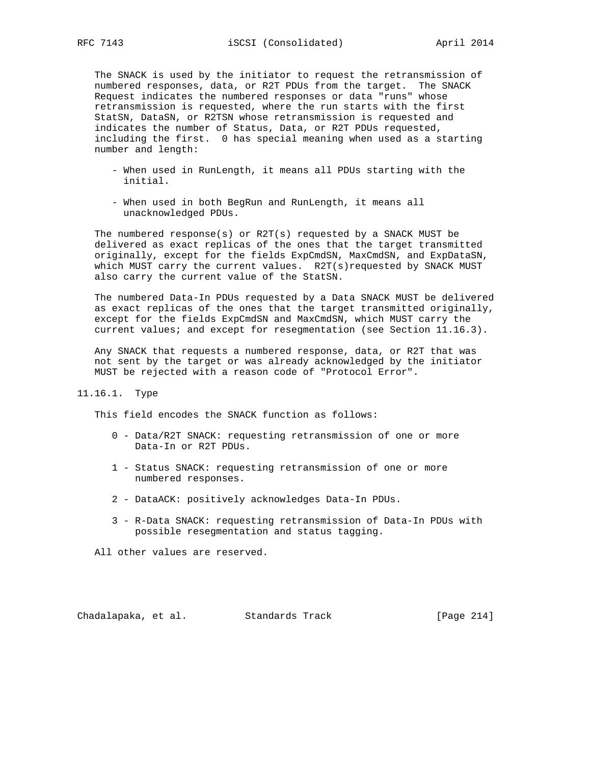The SNACK is used by the initiator to request the retransmission of numbered responses, data, or R2T PDUs from the target. The SNACK Request indicates the numbered responses or data "runs" whose retransmission is requested, where the run starts with the first StatSN, DataSN, or R2TSN whose retransmission is requested and indicates the number of Status, Data, or R2T PDUs requested, including the first. 0 has special meaning when used as a starting number and length:

- When used in RunLength, it means all PDUs starting with the initial.
- When used in both BegRun and RunLength, it means all unacknowledged PDUs.

The numbered response(s) or R2T(s) requested by a SNACK MUST be delivered as exact replicas of the ones that the target transmitted originally, except for the fields ExpCmdSN, MaxCmdSN, and ExpDataSN, which MUST carry the current values. R2T(s)requested by SNACK MUST also carry the current value of the StatSN.

The numbered Data-In PDUs requested by a Data SNACK MUST be delivered as exact replicas of the ones that the target transmitted originally, except for the fields ExpCmdSN and MaxCmdSN, which MUST carry the current values; and except for resegmentation (see Section 11.16.3).

Any SNACK that requests a numbered response, data, or R2T that was not sent by the target or was already acknowledged by the initiator MUST be rejected with a reason code of "Protocol Error".

### 11.16.1. Type

This field encodes the SNACK function as follows:

- 0 - Data/R2T SNACK: requesting retransmission of one or more Data-In or R2T PDUs.
- 1 - Status SNACK: requesting retransmission of one or more numbered responses.
- 2 - DataACK: positively acknowledges Data-In PDUs.
- 3 - R-Data SNACK: requesting retransmission of Data-In PDUs with possible resegmentation and status tagging.

All other values are reserved.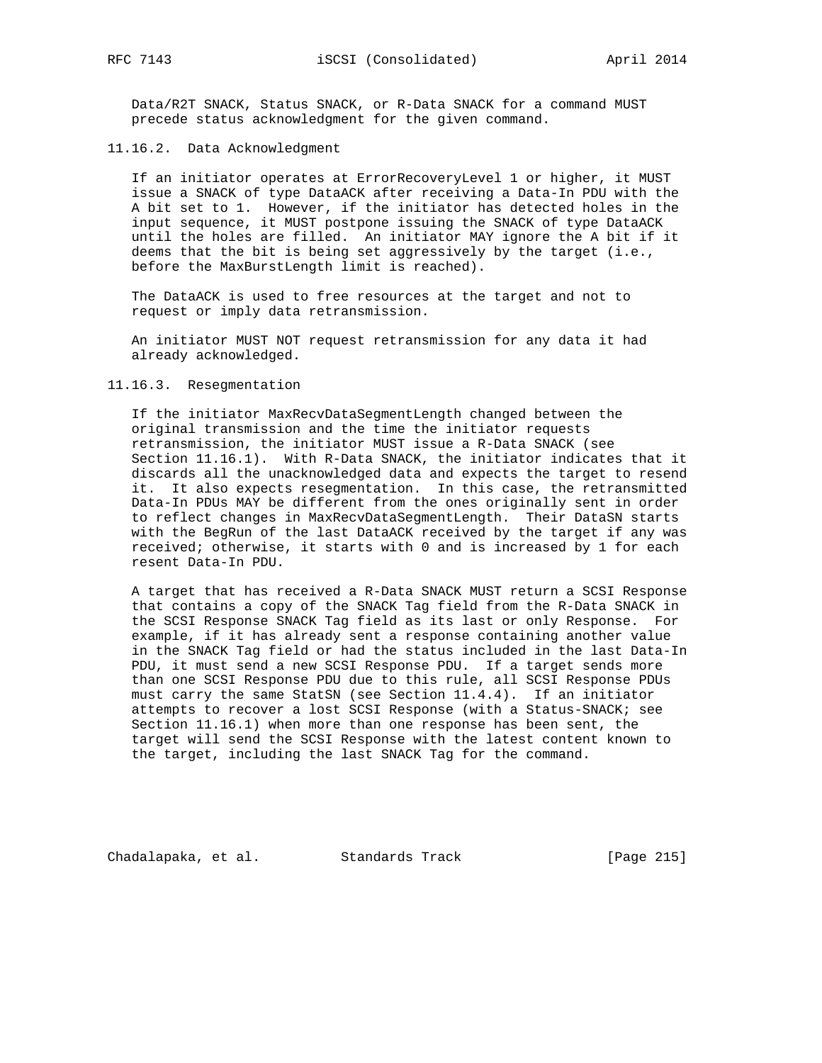Data/R2T SNACK, Status SNACK, or R-Data SNACK for a command MUST precede status acknowledgment for the given command.

### 11.16.2. Data Acknowledgment

If an initiator operates at ErrorRecoveryLevel 1 or higher, it MUST issue a SNACK of type DataACK after receiving a Data-In PDU with the A bit set to 1. However, if the initiator has detected holes in the input sequence, it MUST postpone issuing the SNACK of type DataACK until the holes are filled. An initiator MAY ignore the A bit if it deems that the bit is being set aggressively by the target (i.e., before the MaxBurstLength limit is reached).

The DataACK is used to free resources at the target and not to request or imply data retransmission.

An initiator MUST NOT request retransmission for any data it had already acknowledged.

### 11.16.3. Resegmentation

If the initiator MaxRecvDataSegmentLength changed between the original transmission and the time the initiator requests retransmission, the initiator MUST issue a R-Data SNACK (see Section 11.16.1). With R-Data SNACK, the initiator indicates that it discards all the unacknowledged data and expects the target to resend it. It also expects resegmentation. In this case, the retransmitted Data-In PDUs MAY be different from the ones originally sent in order to reflect changes in MaxRecvDataSegmentLength. Their DataSN starts with the BegRun of the last DataACK received by the target if any was received; otherwise, it starts with 0 and is increased by 1 for each resent Data-In PDU.

A target that has received a R-Data SNACK MUST return a SCSI Response that contains a copy of the SNACK Tag field from the R-Data SNACK in the SCSI Response SNACK Tag field as its last or only Response. For example, if it has already sent a response containing another value in the SNACK Tag field or had the status included in the last Data-In PDU, it must send a new SCSI Response PDU. If a target sends more than one SCSI Response PDU due to this rule, all SCSI Response PDUs must carry the same StatSN (see Section 11.4.4). If an initiator attempts to recover a lost SCSI Response (with a Status-SNACK; see Section 11.16.1) when more than one response has been sent, the target will send the SCSI Response with the latest content known to the target, including the last SNACK Tag for the command.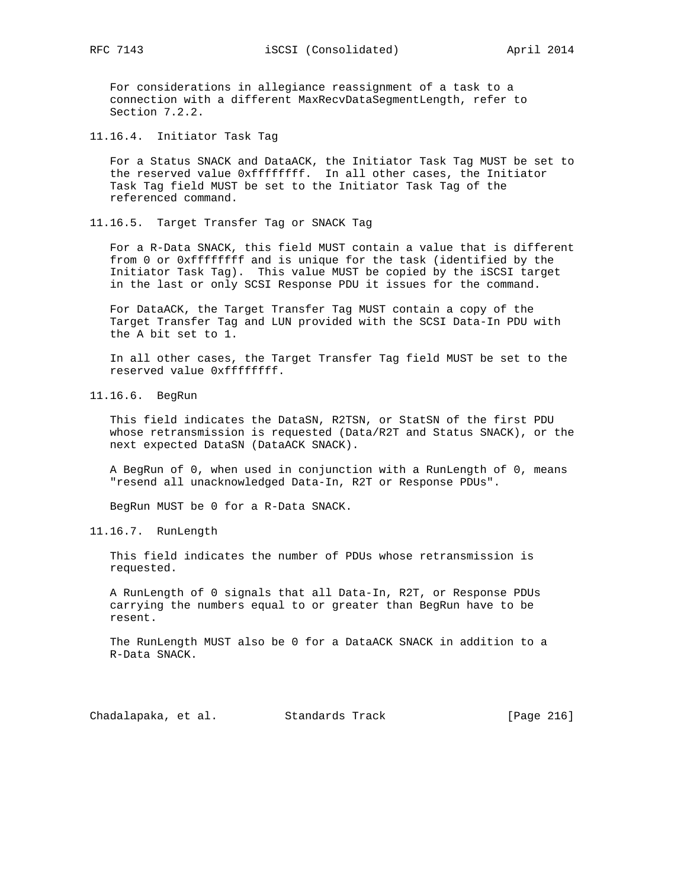For considerations in allegiance reassignment of a task to a connection with a different MaxRecvDataSegmentLength, refer to Section 7.2.2.

### 11.16.4. Initiator Task Tag

For a Status SNACK and DataACK, the Initiator Task Tag MUST be set to the reserved value 0xffffffff. In all other cases, the Initiator Task Tag field MUST be set to the Initiator Task Tag of the referenced command.

### 11.16.5. Target Transfer Tag or SNACK Tag

For a R-Data SNACK, this field MUST contain a value that is different from 0 or 0xffffffff and is unique for the task (identified by the Initiator Task Tag). This value MUST be copied by the iSCSI target in the last or only SCSI Response PDU it issues for the command.

For DataACK, the Target Transfer Tag MUST contain a copy of the Target Transfer Tag and LUN provided with the SCSI Data-In PDU with the A bit set to 1.

In all other cases, the Target Transfer Tag field MUST be set to the reserved value 0xffffffff.

### 11.16.6. BegRun

This field indicates the DataSN, R2TSN, or StatSN of the first PDU whose retransmission is requested (Data/R2T and Status SNACK), or the next expected DataSN (DataACK SNACK).

A BegRun of 0, when used in conjunction with a RunLength of 0, means "resend all unacknowledged Data-In, R2T or Response PDUs".

BegRun MUST be 0 for a R-Data SNACK.

### 11.16.7. RunLength

This field indicates the number of PDUs whose retransmission is requested.

A RunLength of 0 signals that all Data-In, R2T, or Response PDUs carrying the numbers equal to or greater than BegRun have to be resent.

The RunLength MUST also be 0 for a DataACK SNACK in addition to a R-Data SNACK.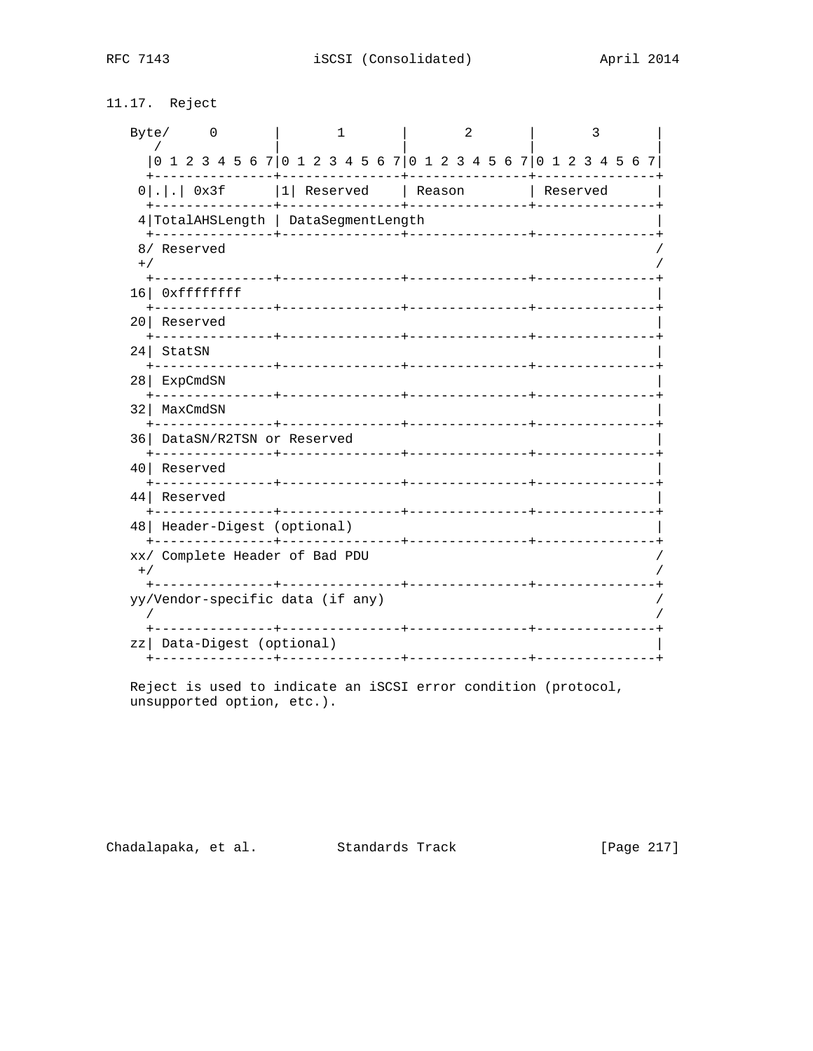## 11.17. Reject

```
Byte/     0       |       1       |       2       |       3       |
   /              |               |               |               |
  |0 1 2 3 4 5 6 7|0 1 2 3 4 5 6 7|0 1 2 3 4 5 6 7|0 1 2 3 4 5 6 7|
  +---------------+---------------+---------------+---------------+
 0|.|.| 0x3f      |1| Reserved    | Reason        | Reserved      |
  +---------------+---------------+---------------+---------------+
 4|TotalAHSLength | DataSegmentLength                             |
  +---------------+---------------+---------------+---------------+
 8/ Reserved                                                      /
 +/                                                               /
  +---------------+---------------+---------------+---------------+
16| 0xffffffff                                                    |
  +---------------+---------------+---------------+---------------+
20| Reserved                                                      |
  +---------------+---------------+---------------+---------------+
24| StatSN                                                        |
  +---------------+---------------+---------------+---------------+
28| ExpCmdSN                                                      |
  +---------------+---------------+---------------+---------------+
32| MaxCmdSN                                                      |
  +---------------+---------------+---------------+---------------+
36| DataSN/R2TSN or Reserved                                      |
  +---------------+---------------+---------------+---------------+
40| Reserved                                                      |
  +---------------+---------------+---------------+---------------+
44| Reserved                                                      |
  +---------------+---------------+---------------+---------------+
48| Header-Digest (optional)                                      |
  +---------------+---------------+---------------+---------------+
xx/ Complete Header of Bad PDU                                    /
 +/                                                               /
  +---------------+---------------+---------------+---------------+
yy/Vendor-specific data (if any)                                  /
  /                                                               /
  +---------------+---------------+---------------+---------------+
zz| Data-Digest (optional)                                        |
  +---------------+---------------+---------------+---------------+
```

Reject is used to indicate an iSCSI error condition (protocol, unsupported option, etc.).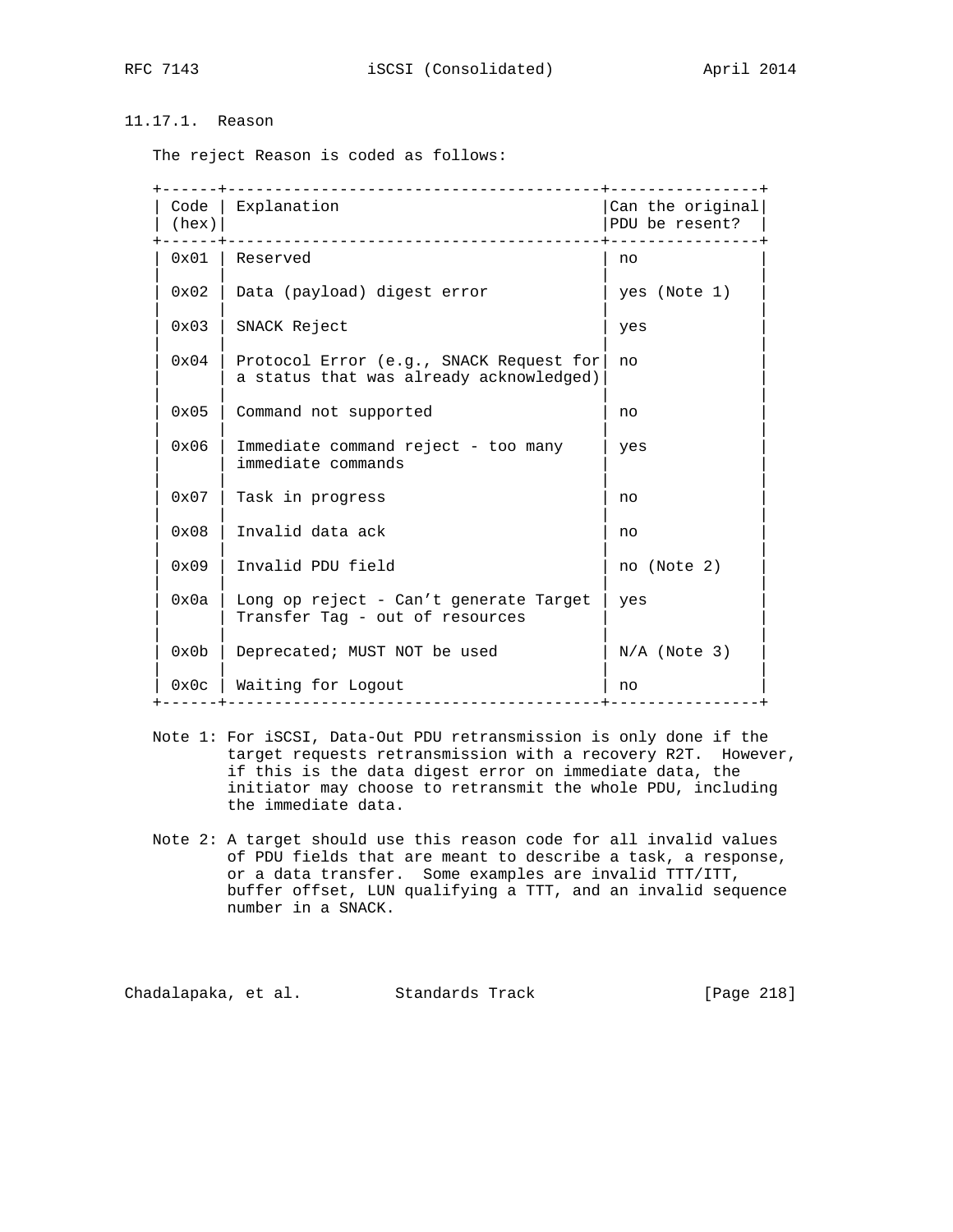### 11.17.1. Reason

The reject Reason is coded as follows:

| Code (hex) | Explanation | Can the original PDU be resent? |
|---|---|---|
| 0x01 | Reserved | no |
| 0x02 | Data (payload) digest error | yes (Note 1) |
| 0x03 | SNACK Reject | yes |
| 0x04 | Protocol Error (e.g., SNACK Request for a status that was already acknowledged) | no |
| 0x05 | Command not supported | no |
| 0x06 | Immediate command reject - too many immediate commands | yes |
| 0x07 | Task in progress | no |
| 0x08 | Invalid data ack | no |
| 0x09 | Invalid PDU field | no (Note 2) |
| 0x0a | Long op reject - Can't generate Target Transfer Tag - out of resources | yes |
| 0x0b | Deprecated; MUST NOT be used | N/A (Note 3) |
| 0x0c | Waiting for Logout | no |

Note 1: For iSCSI, Data-Out PDU retransmission is only done if the target requests retransmission with a recovery R2T. However, if this is the data digest error on immediate data, the initiator may choose to retransmit the whole PDU, including the immediate data.

Note 2: A target should use this reason code for all invalid values of PDU fields that are meant to describe a task, a response, or a data transfer. Some examples are invalid TTT/ITT, buffer offset, LUN qualifying a TTT, and an invalid sequence number in a SNACK.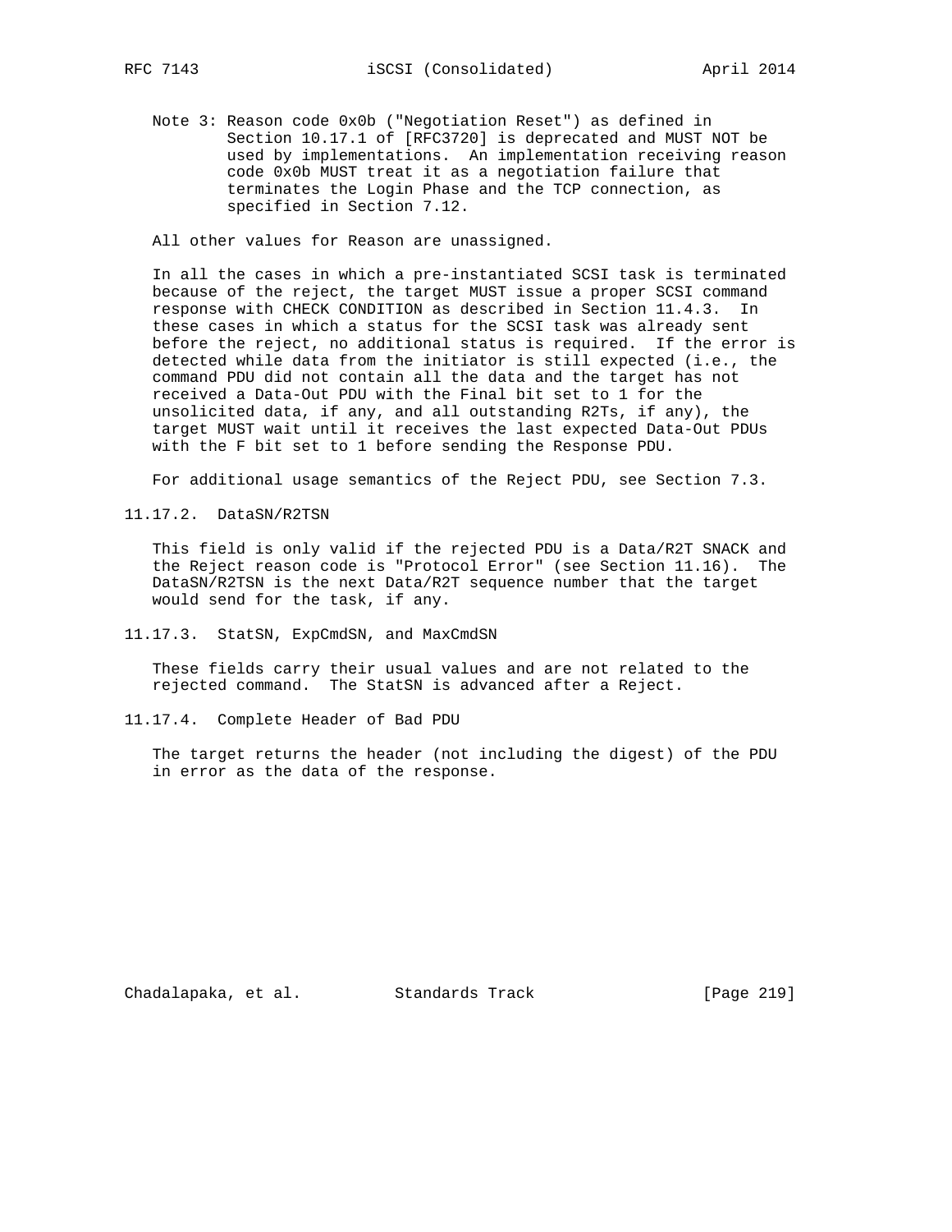Note 3: Reason code 0x0b ("Negotiation Reset") as defined in Section 10.17.1 of [RFC3720] is deprecated and MUST NOT be used by implementations. An implementation receiving reason code 0x0b MUST treat it as a negotiation failure that terminates the Login Phase and the TCP connection, as specified in Section 7.12.

All other values for Reason are unassigned.

In all the cases in which a pre-instantiated SCSI task is terminated because of the reject, the target MUST issue a proper SCSI command response with CHECK CONDITION as described in Section 11.4.3. In these cases in which a status for the SCSI task was already sent before the reject, no additional status is required. If the error is detected while data from the initiator is still expected (i.e., the command PDU did not contain all the data and the target has not received a Data-Out PDU with the Final bit set to 1 for the unsolicited data, if any, and all outstanding R2Ts, if any), the target MUST wait until it receives the last expected Data-Out PDUs with the F bit set to 1 before sending the Response PDU.

For additional usage semantics of the Reject PDU, see Section 7.3.

### 11.17.2. DataSN/R2TSN

This field is only valid if the rejected PDU is a Data/R2T SNACK and the Reject reason code is "Protocol Error" (see Section 11.16). The DataSN/R2TSN is the next Data/R2T sequence number that the target would send for the task, if any.

### 11.17.3. StatSN, ExpCmdSN, and MaxCmdSN

These fields carry their usual values and are not related to the rejected command. The StatSN is advanced after a Reject.

### 11.17.4. Complete Header of Bad PDU

The target returns the header (not including the digest) of the PDU in error as the data of the response.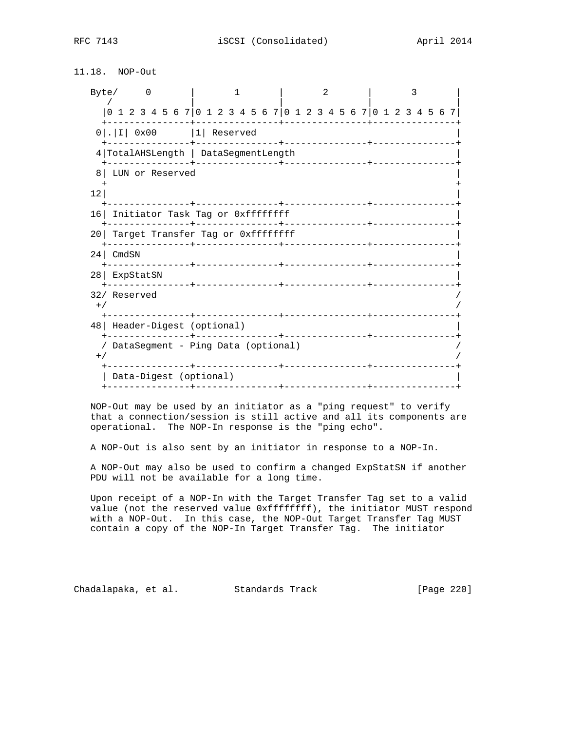### 11.18. NOP-Out

```
Byte/     0       |       1       |       2       |       3       |
   /              |               |               |               |
  |0 1 2 3 4 5 6 7|0 1 2 3 4 5 6 7|0 1 2 3 4 5 6 7|0 1 2 3 4 5 6 7|
  +---------------+---------------+---------------+---------------+
 0|.|I| 0x00      |1| Reserved                                    |
  +---------------+---------------+---------------+---------------+
 4|TotalAHSLength | DataSegmentLength                             |
  +---------------+---------------+---------------+---------------+
 8| LUN or Reserved                                               |
  +                                                               +
12|                                                               |
  +---------------+---------------+---------------+---------------+
16| Initiator Task Tag or 0xffffffff                              |
  +---------------+---------------+---------------+---------------+
20| Target Transfer Tag or 0xffffffff                             |
  +---------------+---------------+---------------+---------------+
24| CmdSN                                                         |
  +---------------+---------------+---------------+---------------+
28| ExpStatSN                                                     |
  +---------------+---------------+---------------+---------------+
32/ Reserved                                                      /
 +/                                                               /
  +---------------+---------------+---------------+---------------+
48| Header-Digest (optional)                                      |
  +---------------+---------------+---------------+---------------+
  / DataSegment - Ping Data (optional)                            /
 +/                                                               /
  +---------------+---------------+---------------+---------------+
  | Data-Digest (optional)                                        |
  +---------------+---------------+---------------+---------------+
```

NOP-Out may be used by an initiator as a "ping request" to verify that a connection/session is still active and all its components are operational. The NOP-In response is the "ping echo".

A NOP-Out is also sent by an initiator in response to a NOP-In.

A NOP-Out may also be used to confirm a changed ExpStatSN if another PDU will not be available for a long time.

Upon receipt of a NOP-In with the Target Transfer Tag set to a valid value (not the reserved value 0xffffffff), the initiator MUST respond with a NOP-Out. In this case, the NOP-Out Target Transfer Tag MUST contain a copy of the NOP-In Target Transfer Tag. The initiator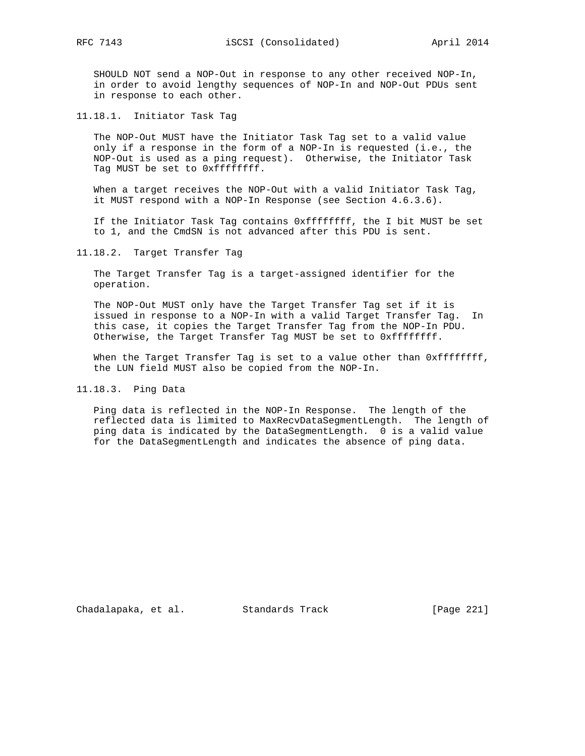SHOULD NOT send a NOP-Out in response to any other received NOP-In, in order to avoid lengthy sequences of NOP-In and NOP-Out PDUs sent in response to each other.

### 11.18.1. Initiator Task Tag

The NOP-Out MUST have the Initiator Task Tag set to a valid value only if a response in the form of a NOP-In is requested (i.e., the NOP-Out is used as a ping request). Otherwise, the Initiator Task Tag MUST be set to 0xffffffff.

When a target receives the NOP-Out with a valid Initiator Task Tag, it MUST respond with a NOP-In Response (see Section 4.6.3.6).

If the Initiator Task Tag contains 0xffffffff, the I bit MUST be set to 1, and the CmdSN is not advanced after this PDU is sent.

### 11.18.2. Target Transfer Tag

The Target Transfer Tag is a target-assigned identifier for the operation.

The NOP-Out MUST only have the Target Transfer Tag set if it is issued in response to a NOP-In with a valid Target Transfer Tag. In this case, it copies the Target Transfer Tag from the NOP-In PDU. Otherwise, the Target Transfer Tag MUST be set to 0xffffffff.

When the Target Transfer Tag is set to a value other than 0xffffffff, the LUN field MUST also be copied from the NOP-In.

### 11.18.3. Ping Data

Ping data is reflected in the NOP-In Response. The length of the reflected data is limited to MaxRecvDataSegmentLength. The length of ping data is indicated by the DataSegmentLength. 0 is a valid value for the DataSegmentLength and indicates the absence of ping data.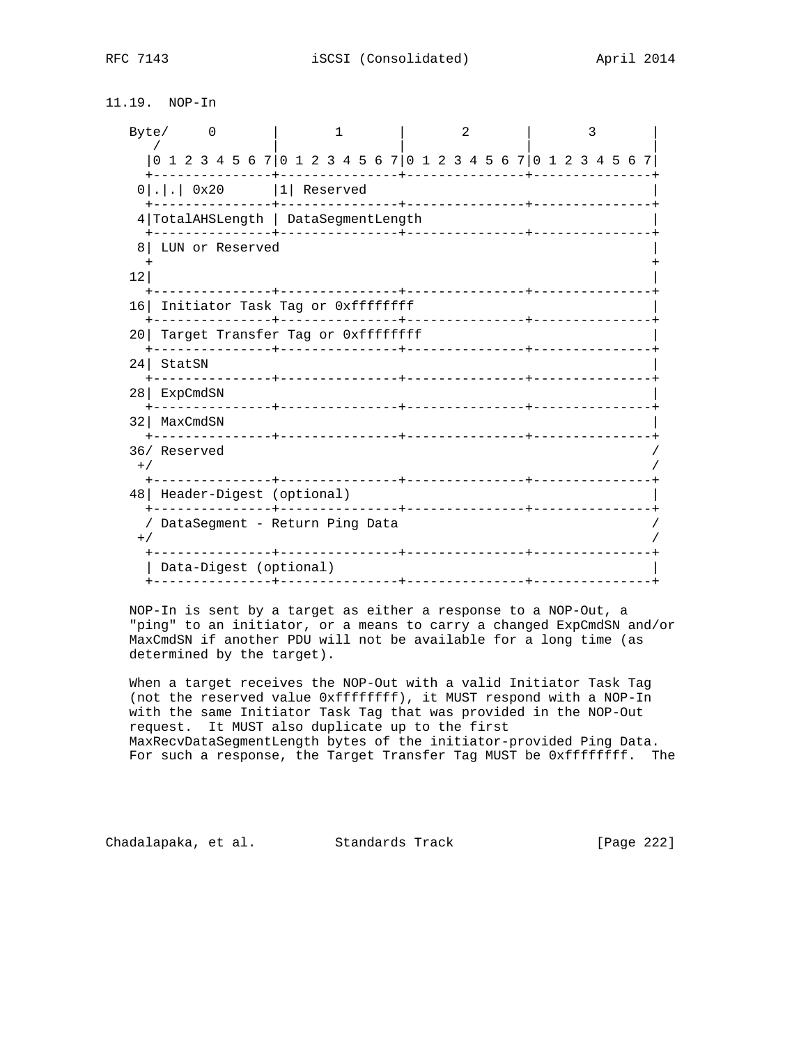## 11.19. NOP-In

```
Byte/     0       |       1       |       2       |       3       |
   /              |               |               |               |
  |0 1 2 3 4 5 6 7|0 1 2 3 4 5 6 7|0 1 2 3 4 5 6 7|0 1 2 3 4 5 6 7|
  +---------------+---------------+---------------+---------------+
 0|.|.| 0x20      |1| Reserved                                    |
  +---------------+---------------+---------------+---------------+
 4|TotalAHSLength | DataSegmentLength                             |
  +---------------+---------------+---------------+---------------+
 8| LUN or Reserved                                               |
  +                                                               +
12|                                                               |
  +---------------+---------------+---------------+---------------+
16| Initiator Task Tag or 0xffffffff                              |
  +---------------+---------------+---------------+---------------+
20| Target Transfer Tag or 0xffffffff                             |
  +---------------+---------------+---------------+---------------+
24| StatSN                                                        |
  +---------------+---------------+---------------+---------------+
28| ExpCmdSN                                                      |
  +---------------+---------------+---------------+---------------+
32| MaxCmdSN                                                      |
  +---------------+---------------+---------------+---------------+
36/ Reserved                                                      /
 +/                                                               /
  +---------------+---------------+---------------+---------------+
48| Header-Digest (optional)                                      |
  +---------------+---------------+---------------+---------------+
  / DataSegment - Return Ping Data                                /
 +/                                                               /
  +---------------+---------------+---------------+---------------+
  | Data-Digest (optional)                                        |
  +---------------+---------------+---------------+---------------+
```

NOP-In is sent by a target as either a response to a NOP-Out, a "ping" to an initiator, or a means to carry a changed ExpCmdSN and/or MaxCmdSN if another PDU will not be available for a long time (as determined by the target).

When a target receives the NOP-Out with a valid Initiator Task Tag (not the reserved value 0xffffffff), it MUST respond with a NOP-In with the same Initiator Task Tag that was provided in the NOP-Out request. It MUST also duplicate up to the first MaxRecvDataSegmentLength bytes of the initiator-provided Ping Data. For such a response, the Target Transfer Tag MUST be 0xffffffff. The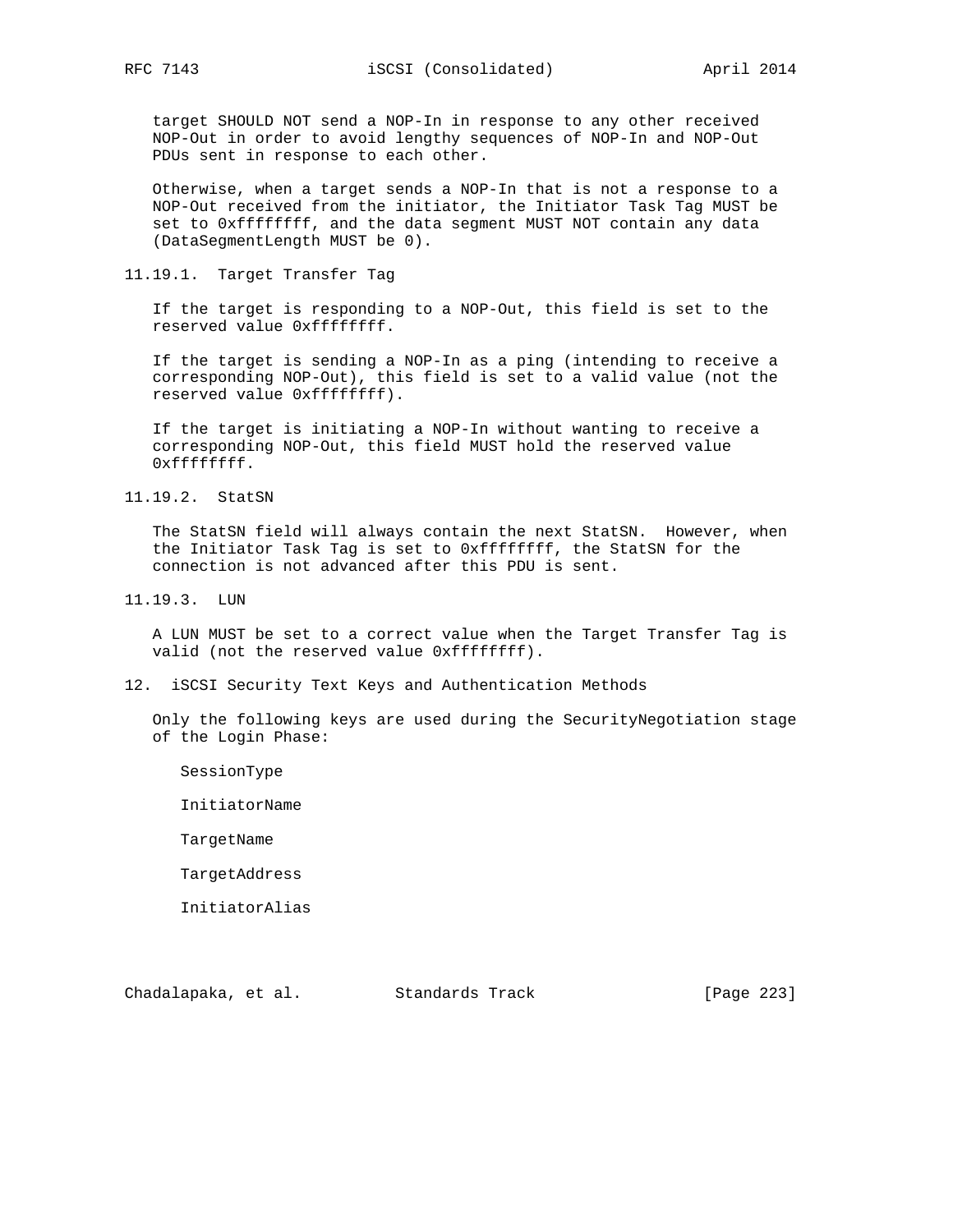target SHOULD NOT send a NOP-In in response to any other received NOP-Out in order to avoid lengthy sequences of NOP-In and NOP-Out PDUs sent in response to each other.

Otherwise, when a target sends a NOP-In that is not a response to a NOP-Out received from the initiator, the Initiator Task Tag MUST be set to 0xffffffff, and the data segment MUST NOT contain any data (DataSegmentLength MUST be 0).

### 11.19.1. Target Transfer Tag

If the target is responding to a NOP-Out, this field is set to the reserved value 0xffffffff.

If the target is sending a NOP-In as a ping (intending to receive a corresponding NOP-Out), this field is set to a valid value (not the reserved value 0xffffffff).

If the target is initiating a NOP-In without wanting to receive a corresponding NOP-Out, this field MUST hold the reserved value 0xffffffff.

### 11.19.2. StatSN

The StatSN field will always contain the next StatSN. However, when the Initiator Task Tag is set to 0xffffffff, the StatSN for the connection is not advanced after this PDU is sent.

### 11.19.3. LUN

A LUN MUST be set to a correct value when the Target Transfer Tag is valid (not the reserved value 0xffffffff).

## 12. iSCSI Security Text Keys and Authentication Methods

Only the following keys are used during the SecurityNegotiation stage of the Login Phase:

SessionType

InitiatorName

TargetName

TargetAddress

InitiatorAlias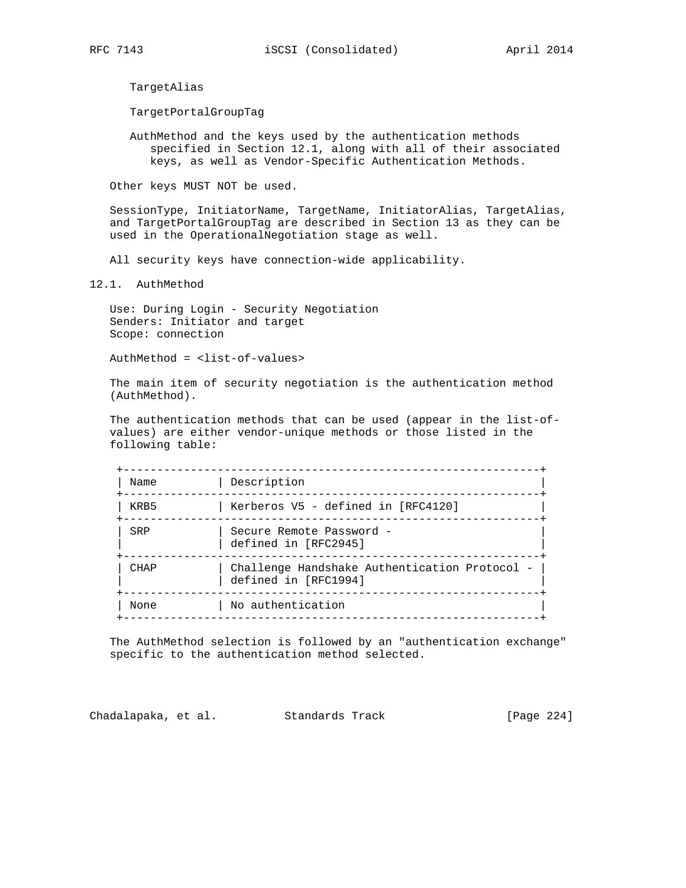TargetAlias

TargetPortalGroupTag

AuthMethod and the keys used by the authentication methods specified in Section 12.1, along with all of their associated keys, as well as Vendor-Specific Authentication Methods.

Other keys MUST NOT be used.

SessionType, InitiatorName, TargetName, InitiatorAlias, TargetAlias, and TargetPortalGroupTag are described in Section 13 as they can be used in the OperationalNegotiation stage as well.

All security keys have connection-wide applicability.

## 12.1. AuthMethod

Use: During Login - Security Negotiation
Senders: Initiator and target
Scope: connection

AuthMethod = <list-of-values>

The main item of security negotiation is the authentication method (AuthMethod).

The authentication methods that can be used (appear in the list-of-values) are either vendor-unique methods or those listed in the following table:

| Name | Description |
|---|---|
| KRB5 | Kerberos V5 - defined in [RFC4120] |
| SRP | Secure Remote Password - defined in [RFC2945] |
| CHAP | Challenge Handshake Authentication Protocol - defined in [RFC1994] |
| None | No authentication |

The AuthMethod selection is followed by an "authentication exchange" specific to the authentication method selected.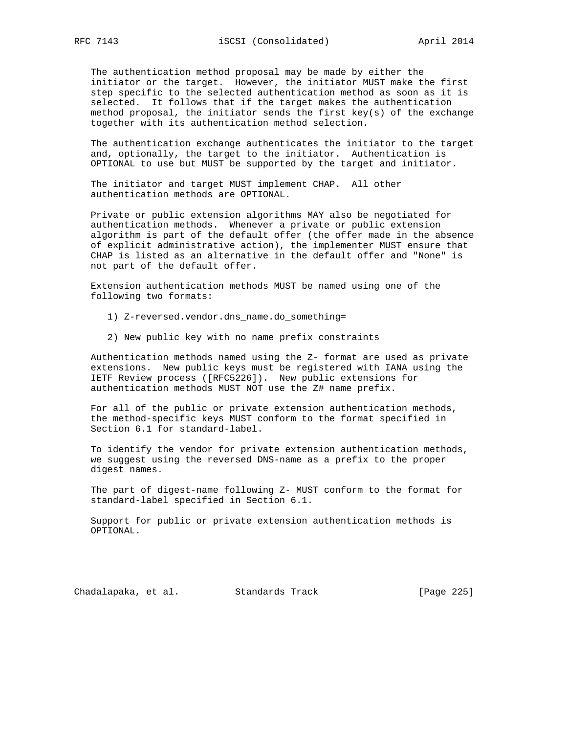The authentication method proposal may be made by either the initiator or the target. However, the initiator MUST make the first step specific to the selected authentication method as soon as it is selected. It follows that if the target makes the authentication method proposal, the initiator sends the first key(s) of the exchange together with its authentication method selection.

The authentication exchange authenticates the initiator to the target and, optionally, the target to the initiator. Authentication is OPTIONAL to use but MUST be supported by the target and initiator.

The initiator and target MUST implement CHAP. All other authentication methods are OPTIONAL.

Private or public extension algorithms MAY also be negotiated for authentication methods. Whenever a private or public extension algorithm is part of the default offer (the offer made in the absence of explicit administrative action), the implementer MUST ensure that CHAP is listed as an alternative in the default offer and "None" is not part of the default offer.

Extension authentication methods MUST be named using one of the following two formats:

1) Z-reversed.vendor.dns_name.do_something=

2) New public key with no name prefix constraints

Authentication methods named using the Z- format are used as private extensions. New public keys must be registered with IANA using the IETF Review process ([RFC5226]). New public extensions for authentication methods MUST NOT use the Z# name prefix.

For all of the public or private extension authentication methods, the method-specific keys MUST conform to the format specified in Section 6.1 for standard-label.

To identify the vendor for private extension authentication methods, we suggest using the reversed DNS-name as a prefix to the proper digest names.

The part of digest-name following Z- MUST conform to the format for standard-label specified in Section 6.1.

Support for public or private extension authentication methods is OPTIONAL.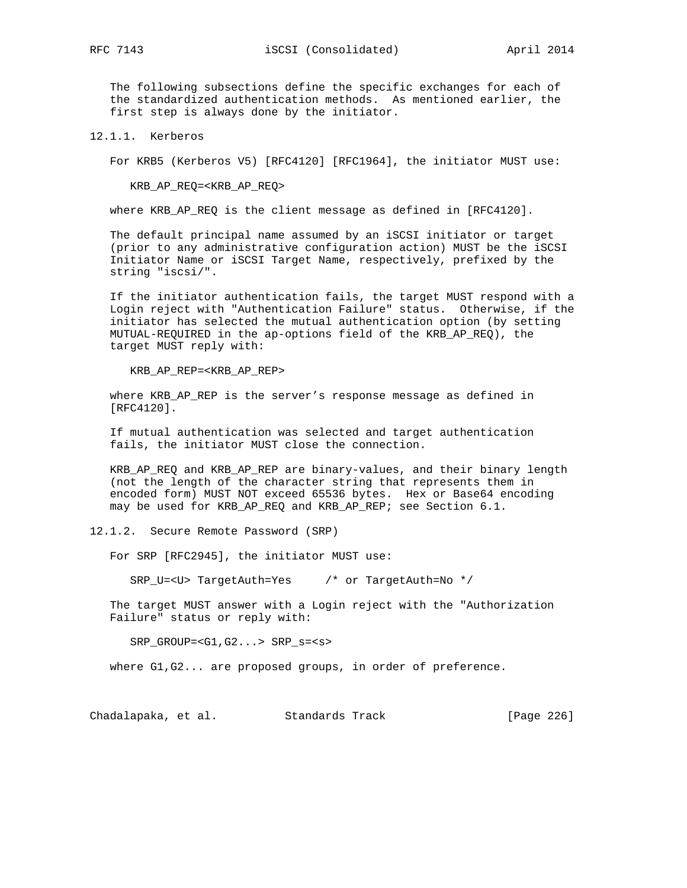The following subsections define the specific exchanges for each of the standardized authentication methods. As mentioned earlier, the first step is always done by the initiator.

### 12.1.1. Kerberos

For KRB5 (Kerberos V5) [RFC4120] [RFC1964], the initiator MUST use:

```
KRB_AP_REQ=<KRB_AP_REQ>
```

where KRB_AP_REQ is the client message as defined in [RFC4120].

The default principal name assumed by an iSCSI initiator or target (prior to any administrative configuration action) MUST be the iSCSI Initiator Name or iSCSI Target Name, respectively, prefixed by the string "iscsi/".

If the initiator authentication fails, the target MUST respond with a Login reject with "Authentication Failure" status. Otherwise, if the initiator has selected the mutual authentication option (by setting MUTUAL-REQUIRED in the ap-options field of the KRB_AP_REQ), the target MUST reply with:

```
KRB_AP_REP=<KRB_AP_REP>
```

where KRB_AP_REP is the server’s response message as defined in [RFC4120].

If mutual authentication was selected and target authentication fails, the initiator MUST close the connection.

KRB_AP_REQ and KRB_AP_REP are binary-values, and their binary length (not the length of the character string that represents them in encoded form) MUST NOT exceed 65536 bytes. Hex or Base64 encoding may be used for KRB_AP_REQ and KRB_AP_REP; see Section 6.1.

### 12.1.2. Secure Remote Password (SRP)

For SRP [RFC2945], the initiator MUST use:

```
SRP_U=<U> TargetAuth=Yes     /* or TargetAuth=No */
```

The target MUST answer with a Login reject with the "Authorization Failure" status or reply with:

```
SRP_GROUP=<G1,G2...> SRP_s=<s>
```

where G1,G2... are proposed groups, in order of preference.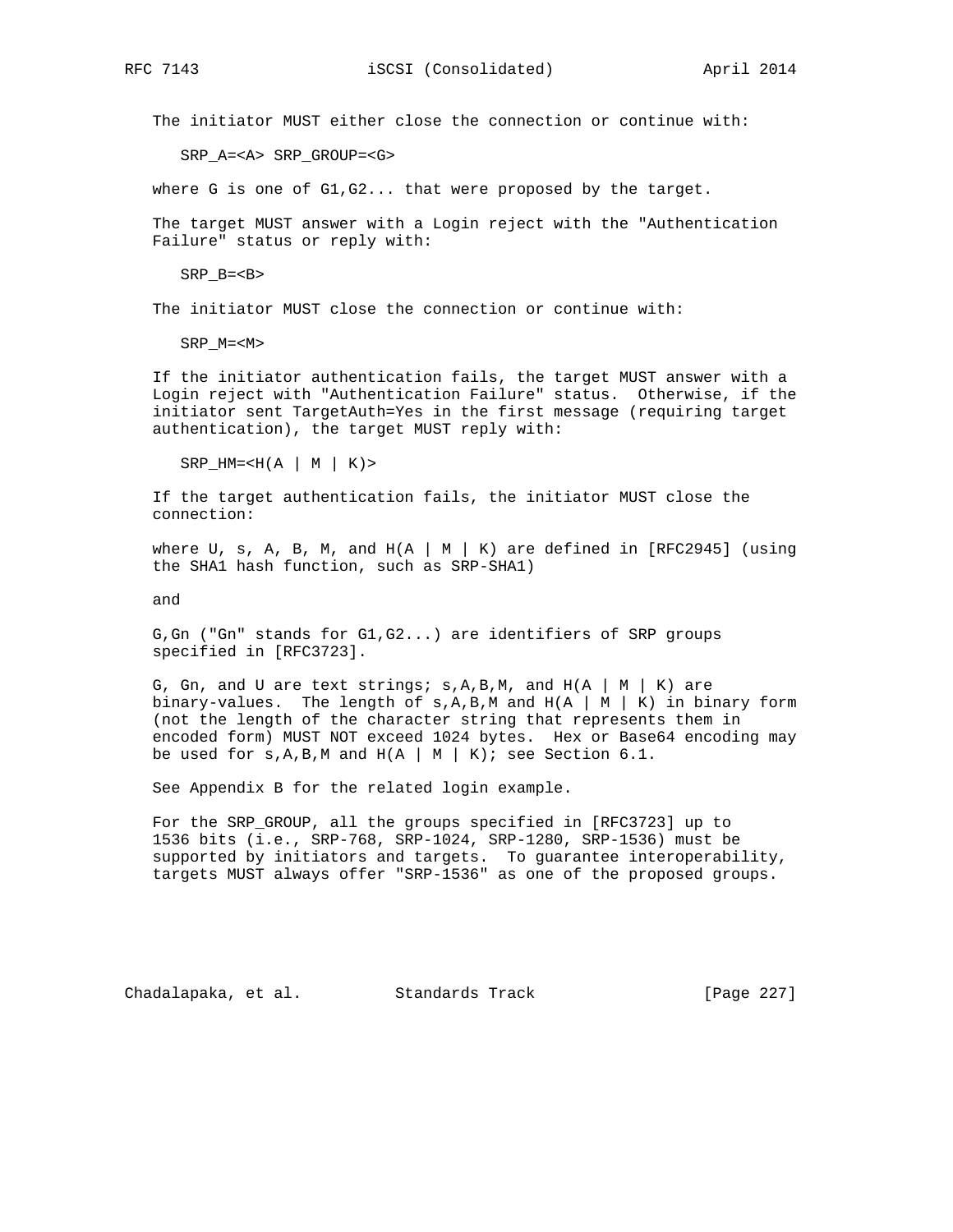The initiator MUST either close the connection or continue with:

```
SRP_A=<A> SRP_GROUP=<G>
```

where G is one of G1,G2... that were proposed by the target.

The target MUST answer with a Login reject with the "Authentication Failure" status or reply with:

```
SRP_B=<B>
```

The initiator MUST close the connection or continue with:

```
SRP_M=<M>
```

If the initiator authentication fails, the target MUST answer with a Login reject with "Authentication Failure" status. Otherwise, if the initiator sent TargetAuth=Yes in the first message (requiring target authentication), the target MUST reply with:

```
SRP_HM=<H(A | M | K)>
```

If the target authentication fails, the initiator MUST close the connection:

where U, s, A, B, M, and H(A | M | K) are defined in [RFC2945] (using the SHA1 hash function, such as SRP-SHA1)

and

G,Gn ("Gn" stands for G1,G2...) are identifiers of SRP groups specified in [RFC3723].

G, Gn, and U are text strings; s,A,B,M, and H(A | M | K) are binary-values. The length of s,A,B,M and H(A | M | K) in binary form (not the length of the character string that represents them in encoded form) MUST NOT exceed 1024 bytes. Hex or Base64 encoding may be used for s,A,B,M and H(A | M | K); see Section 6.1.

See Appendix B for the related login example.

For the SRP_GROUP, all the groups specified in [RFC3723] up to 1536 bits (i.e., SRP-768, SRP-1024, SRP-1280, SRP-1536) must be supported by initiators and targets. To guarantee interoperability, targets MUST always offer "SRP-1536" as one of the proposed groups.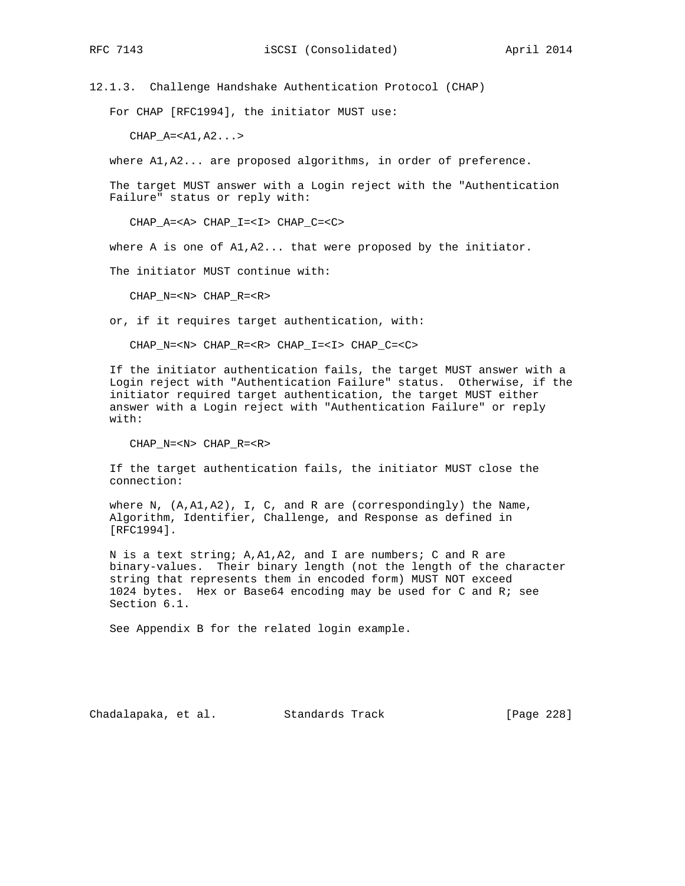### 12.1.3. Challenge Handshake Authentication Protocol (CHAP)

For CHAP [RFC1994], the initiator MUST use:

```
CHAP_A=<A1,A2...>
```

where A1,A2... are proposed algorithms, in order of preference.

The target MUST answer with a Login reject with the "Authentication Failure" status or reply with:

```
CHAP_A=<A> CHAP_I=<I> CHAP_C=<C>
```

where A is one of A1,A2... that were proposed by the initiator.

The initiator MUST continue with:

```
CHAP_N=<N> CHAP_R=<R>
```

or, if it requires target authentication, with:

```
CHAP_N=<N> CHAP_R=<R> CHAP_I=<I> CHAP_C=<C>
```

If the initiator authentication fails, the target MUST answer with a Login reject with "Authentication Failure" status. Otherwise, if the initiator required target authentication, the target MUST either answer with a Login reject with "Authentication Failure" or reply with:

```
CHAP_N=<N> CHAP_R=<R>
```

If the target authentication fails, the initiator MUST close the connection:

where N, (A,A1,A2), I, C, and R are (correspondingly) the Name, Algorithm, Identifier, Challenge, and Response as defined in [RFC1994].

N is a text string; A,A1,A2, and I are numbers; C and R are binary-values. Their binary length (not the length of the character string that represents them in encoded form) MUST NOT exceed 1024 bytes. Hex or Base64 encoding may be used for C and R; see Section 6.1.

See Appendix B for the related login example.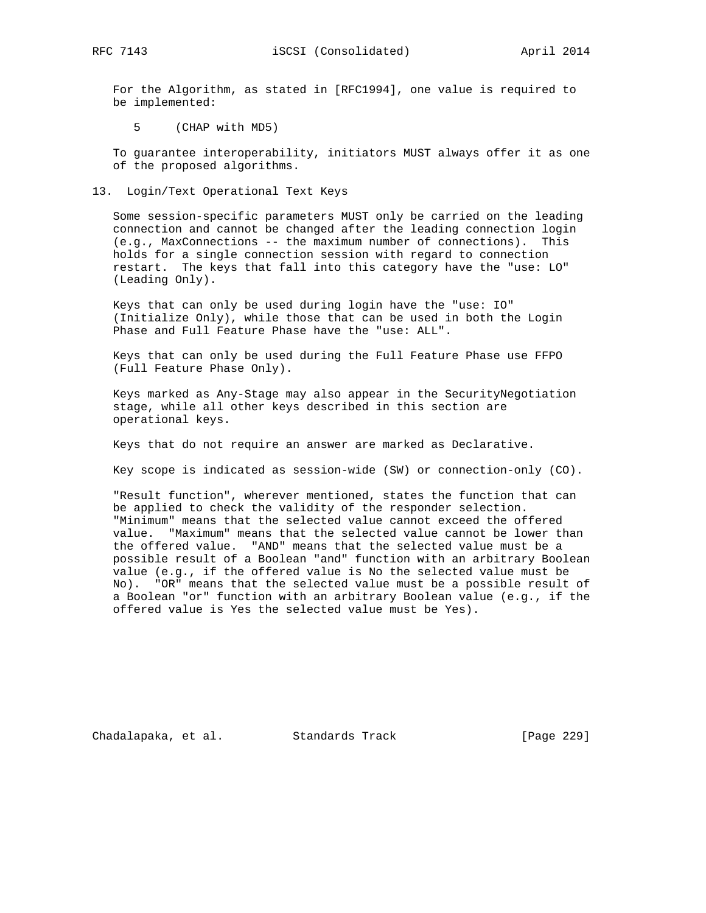For the Algorithm, as stated in [RFC1994], one value is required to be implemented:

5     (CHAP with MD5)

To guarantee interoperability, initiators MUST always offer it as one of the proposed algorithms.

## 13. Login/Text Operational Text Keys

Some session-specific parameters MUST only be carried on the leading connection and cannot be changed after the leading connection login (e.g., MaxConnections -- the maximum number of connections). This holds for a single connection session with regard to connection restart. The keys that fall into this category have the "use: LO" (Leading Only).

Keys that can only be used during login have the "use: IO" (Initialize Only), while those that can be used in both the Login Phase and Full Feature Phase have the "use: ALL".

Keys that can only be used during the Full Feature Phase use FFPO (Full Feature Phase Only).

Keys marked as Any-Stage may also appear in the SecurityNegotiation stage, while all other keys described in this section are operational keys.

Keys that do not require an answer are marked as Declarative.

Key scope is indicated as session-wide (SW) or connection-only (CO).

"Result function", wherever mentioned, states the function that can be applied to check the validity of the responder selection. "Minimum" means that the selected value cannot exceed the offered value. "Maximum" means that the selected value cannot be lower than the offered value. "AND" means that the selected value must be a possible result of a Boolean "and" function with an arbitrary Boolean value (e.g., if the offered value is No the selected value must be No). "OR" means that the selected value must be a possible result of a Boolean "or" function with an arbitrary Boolean value (e.g., if the offered value is Yes the selected value must be Yes).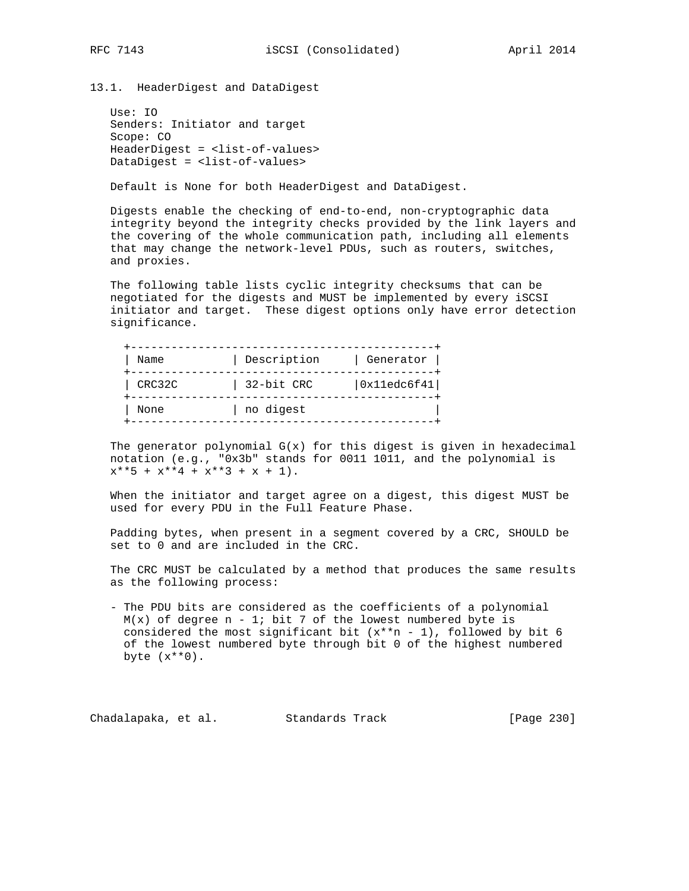## 13.1. HeaderDigest and DataDigest

Use: IO
Senders: Initiator and target
Scope: CO
HeaderDigest = <list-of-values>
DataDigest = <list-of-values>

Default is None for both HeaderDigest and DataDigest.

Digests enable the checking of end-to-end, non-cryptographic data integrity beyond the integrity checks provided by the link layers and the covering of the whole communication path, including all elements that may change the network-level PDUs, such as routers, switches, and proxies.

The following table lists cyclic integrity checksums that can be negotiated for the digests and MUST be implemented by every iSCSI initiator and target. These digest options only have error detection significance.

| Name | Description | Generator |
|---|---|---|
| CRC32C | 32-bit CRC | 0x11edc6f41 |
| None | no digest | |

The generator polynomial $G(x)$ for this digest is given in hexadecimal notation (e.g., "0x3b" stands for 0011 1011, and the polynomial is $x^5 + x^4 + x^3 + x + 1$).

When the initiator and target agree on a digest, this digest MUST be used for every PDU in the Full Feature Phase.

Padding bytes, when present in a segment covered by a CRC, SHOULD be set to 0 and are included in the CRC.

The CRC MUST be calculated by a method that produces the same results as the following process:

- The PDU bits are considered as the coefficients of a polynomial $M(x)$ of degree $n - 1$; bit 7 of the lowest numbered byte is considered the most significant bit ($x^{n - 1}$), followed by bit 6 of the lowest numbered byte through bit 0 of the highest numbered byte ($x^0$).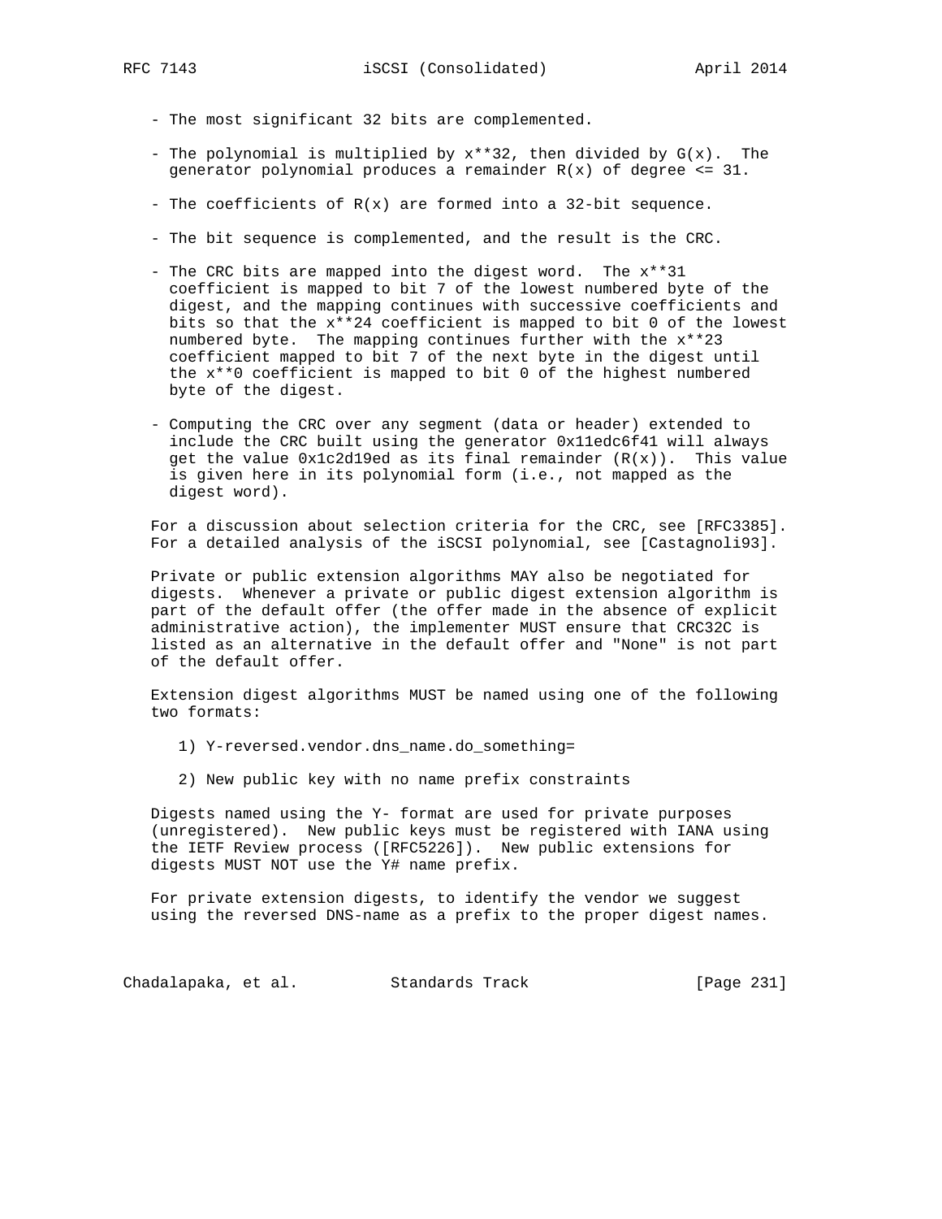- The most significant 32 bits are complemented.

- The polynomial is multiplied by $x^{32}$, then divided by $G(x)$. The generator polynomial produces a remainder $R(x)$ of degree <= 31.

- The coefficients of $R(x)$ are formed into a 32-bit sequence.

- The bit sequence is complemented, and the result is the CRC.

- The CRC bits are mapped into the digest word. The $x^{31}$ coefficient is mapped to bit 7 of the lowest numbered byte of the digest, and the mapping continues with successive coefficients and bits so that the $x^{24}$ coefficient is mapped to bit 0 of the lowest numbered byte. The mapping continues further with the $x^{23}$ coefficient mapped to bit 7 of the next byte in the digest until the $x^{0}$ coefficient is mapped to bit 0 of the highest numbered byte of the digest.

- Computing the CRC over any segment (data or header) extended to include the CRC built using the generator 0x11edc6f41 will always get the value 0x1c2d19ed as its final remainder ($R(x)$). This value is given here in its polynomial form (i.e., not mapped as the digest word).

For a discussion about selection criteria for the CRC, see [RFC3385]. For a detailed analysis of the iSCSI polynomial, see [Castagnoli93].

Private or public extension algorithms MAY also be negotiated for digests. Whenever a private or public digest extension algorithm is part of the default offer (the offer made in the absence of explicit administrative action), the implementer MUST ensure that CRC32C is listed as an alternative in the default offer and "None" is not part of the default offer.

Extension digest algorithms MUST be named using one of the following two formats:

1) Y-reversed.vendor.dns_name.do_something=

2) New public key with no name prefix constraints

Digests named using the Y- format are used for private purposes (unregistered). New public keys must be registered with IANA using the IETF Review process ([RFC5226]). New public extensions for digests MUST NOT use the Y# name prefix.

For private extension digests, to identify the vendor we suggest using the reversed DNS-name as a prefix to the proper digest names.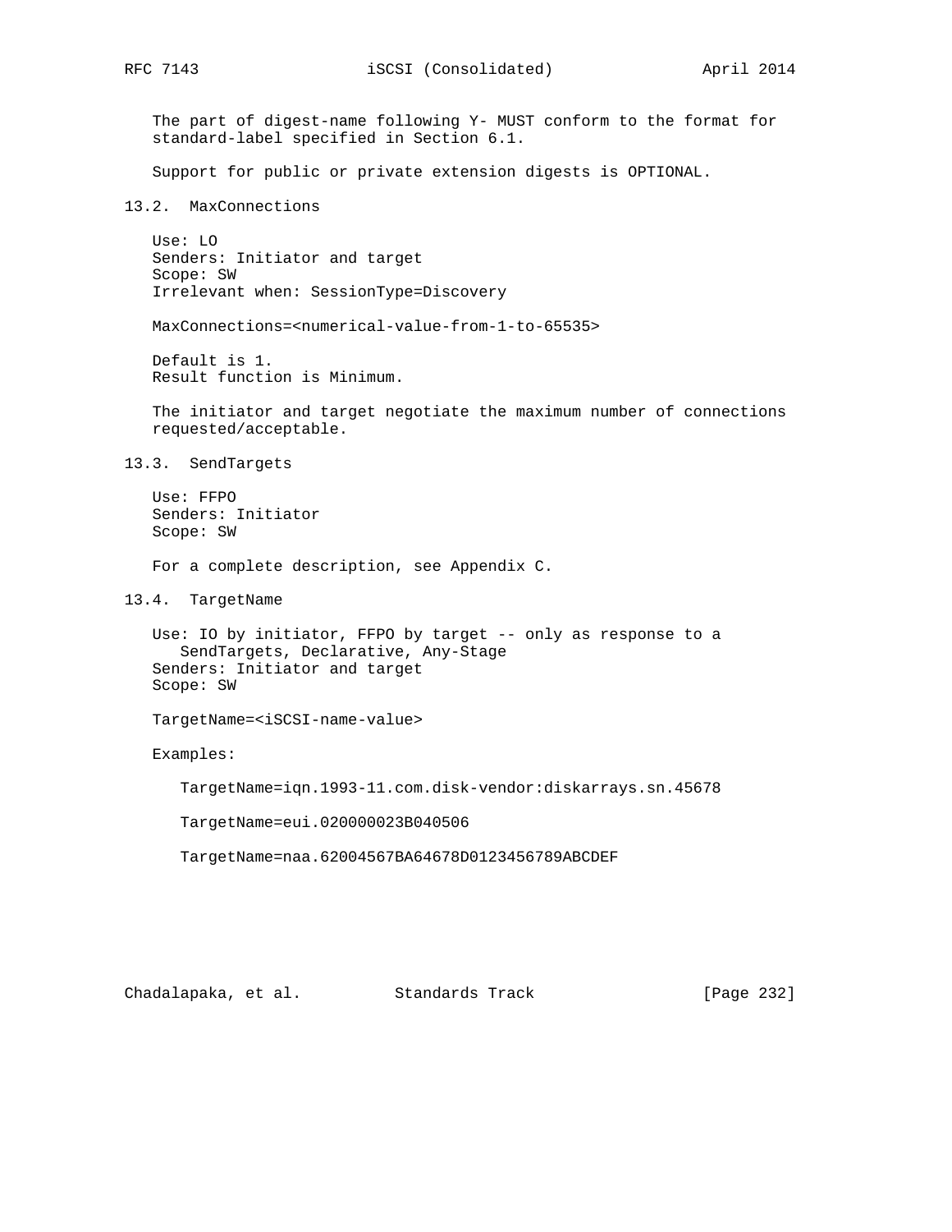The part of digest-name following Y- MUST conform to the format for standard-label specified in Section 6.1.

Support for public or private extension digests is OPTIONAL.

## 13.2. MaxConnections

Use: LO
Senders: Initiator and target
Scope: SW
Irrelevant when: SessionType=Discovery

MaxConnections=<numerical-value-from-1-to-65535>

Default is 1.
Result function is Minimum.

The initiator and target negotiate the maximum number of connections requested/acceptable.

## 13.3. SendTargets

Use: FFPO
Senders: Initiator
Scope: SW

For a complete description, see Appendix C.

## 13.4. TargetName

Use: IO by initiator, FFPO by target -- only as response to a SendTargets, Declarative, Any-Stage
Senders: Initiator and target
Scope: SW

TargetName=<iSCSI-name-value>

Examples:

```
TargetName=iqn.1993-11.com.disk-vendor:diskarrays.sn.45678

TargetName=eui.020000023B040506

TargetName=naa.62004567BA64678D0123456789ABCDEF
```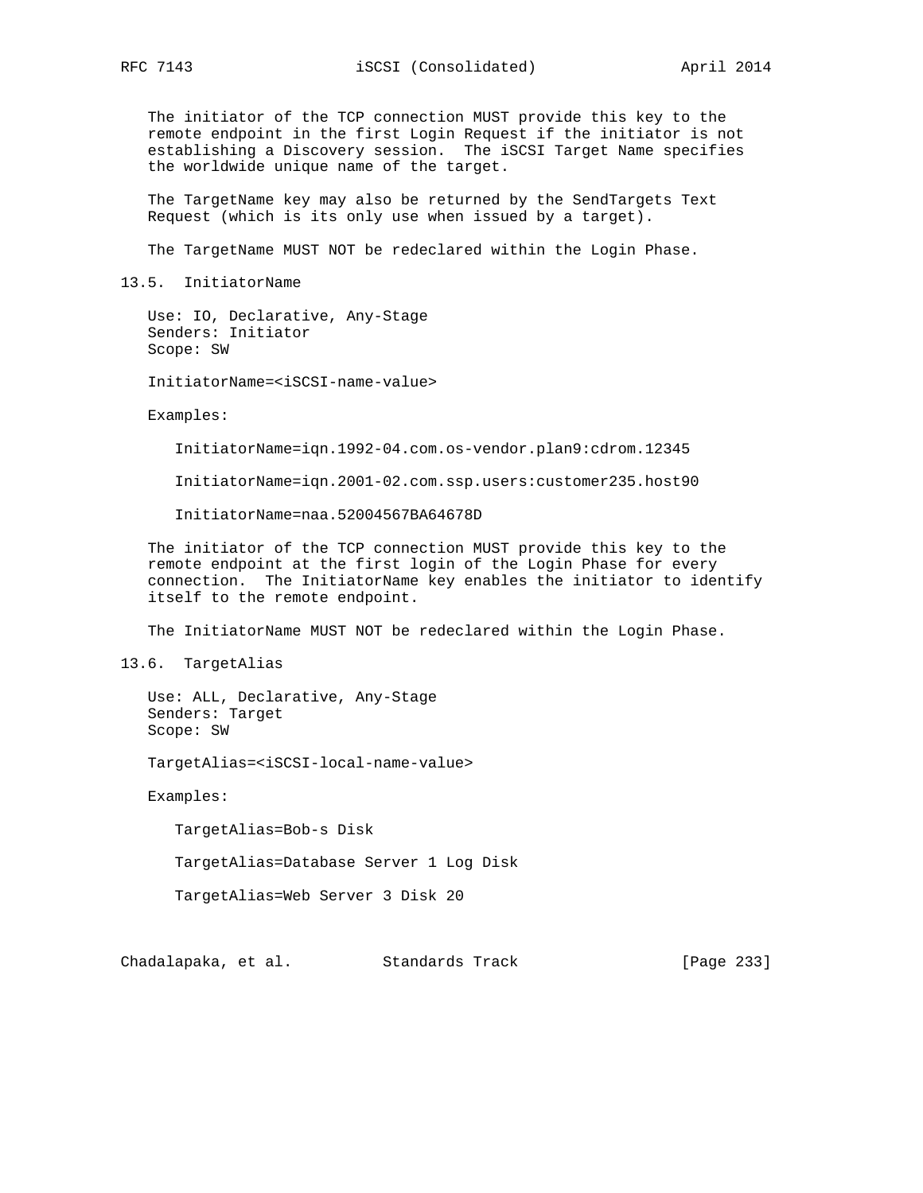The initiator of the TCP connection MUST provide this key to the remote endpoint in the first Login Request if the initiator is not establishing a Discovery session. The iSCSI Target Name specifies the worldwide unique name of the target.

The TargetName key may also be returned by the SendTargets Text Request (which is its only use when issued by a target).

The TargetName MUST NOT be redeclared within the Login Phase.

## 13.5. InitiatorName

Use: IO, Declarative, Any-Stage
Senders: Initiator
Scope: SW

InitiatorName=<iSCSI-name-value>

Examples:

```
InitiatorName=iqn.1992-04.com.os-vendor.plan9:cdrom.12345

InitiatorName=iqn.2001-02.com.ssp.users:customer235.host90

InitiatorName=naa.52004567BA64678D
```

The initiator of the TCP connection MUST provide this key to the remote endpoint at the first login of the Login Phase for every connection. The InitiatorName key enables the initiator to identify itself to the remote endpoint.

The InitiatorName MUST NOT be redeclared within the Login Phase.

## 13.6. TargetAlias

Use: ALL, Declarative, Any-Stage
Senders: Target
Scope: SW

TargetAlias=<iSCSI-local-name-value>

Examples:

```
TargetAlias=Bob-s Disk

TargetAlias=Database Server 1 Log Disk

TargetAlias=Web Server 3 Disk 20
```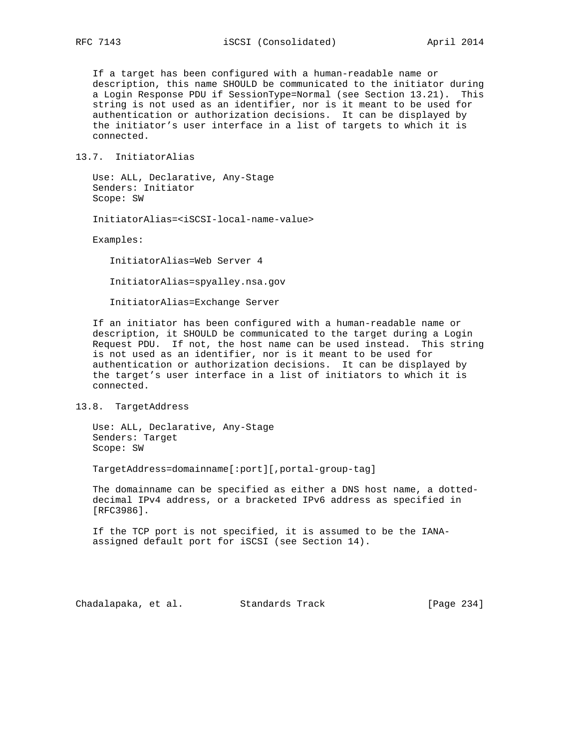If a target has been configured with a human-readable name or description, this name SHOULD be communicated to the initiator during a Login Response PDU if SessionType=Normal (see Section 13.21). This string is not used as an identifier, nor is it meant to be used for authentication or authorization decisions. It can be displayed by the initiator's user interface in a list of targets to which it is connected.

## 13.7. InitiatorAlias

Use: ALL, Declarative, Any-Stage
Senders: Initiator
Scope: SW

InitiatorAlias=<iSCSI-local-name-value>

Examples:

```
InitiatorAlias=Web Server 4

InitiatorAlias=spyalley.nsa.gov

InitiatorAlias=Exchange Server
```

If an initiator has been configured with a human-readable name or description, it SHOULD be communicated to the target during a Login Request PDU. If not, the host name can be used instead. This string is not used as an identifier, nor is it meant to be used for authentication or authorization decisions. It can be displayed by the target's user interface in a list of initiators to which it is connected.

## 13.8. TargetAddress

Use: ALL, Declarative, Any-Stage
Senders: Target
Scope: SW

TargetAddress=domainname[:port][,portal-group-tag]

The domainname can be specified as either a DNS host name, a dotted-decimal IPv4 address, or a bracketed IPv6 address as specified in [RFC3986].

If the TCP port is not specified, it is assumed to be the IANA-assigned default port for iSCSI (see Section 14).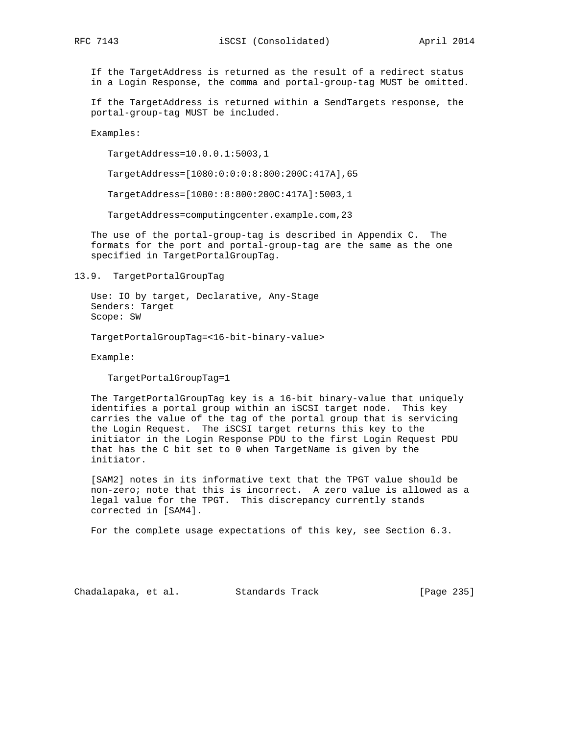If the TargetAddress is returned as the result of a redirect status in a Login Response, the comma and portal-group-tag MUST be omitted.

If the TargetAddress is returned within a SendTargets response, the portal-group-tag MUST be included.

Examples:

```
TargetAddress=10.0.0.1:5003,1

TargetAddress=[1080:0:0:0:8:800:200C:417A],65

TargetAddress=[1080::8:800:200C:417A]:5003,1

TargetAddress=computingcenter.example.com,23
```

The use of the portal-group-tag is described in Appendix C. The formats for the port and portal-group-tag are the same as the one specified in TargetPortalGroupTag.

## 13.9. TargetPortalGroupTag

Use: IO by target, Declarative, Any-Stage
Senders: Target
Scope: SW

TargetPortalGroupTag=<16-bit-binary-value>

Example:

```
TargetPortalGroupTag=1
```

The TargetPortalGroupTag key is a 16-bit binary-value that uniquely identifies a portal group within an iSCSI target node. This key carries the value of the tag of the portal group that is servicing the Login Request. The iSCSI target returns this key to the initiator in the Login Response PDU to the first Login Request PDU that has the C bit set to 0 when TargetName is given by the initiator.

[SAM2] notes in its informative text that the TPGT value should be non-zero; note that this is incorrect. A zero value is allowed as a legal value for the TPGT. This discrepancy currently stands corrected in [SAM4].

For the complete usage expectations of this key, see Section 6.3.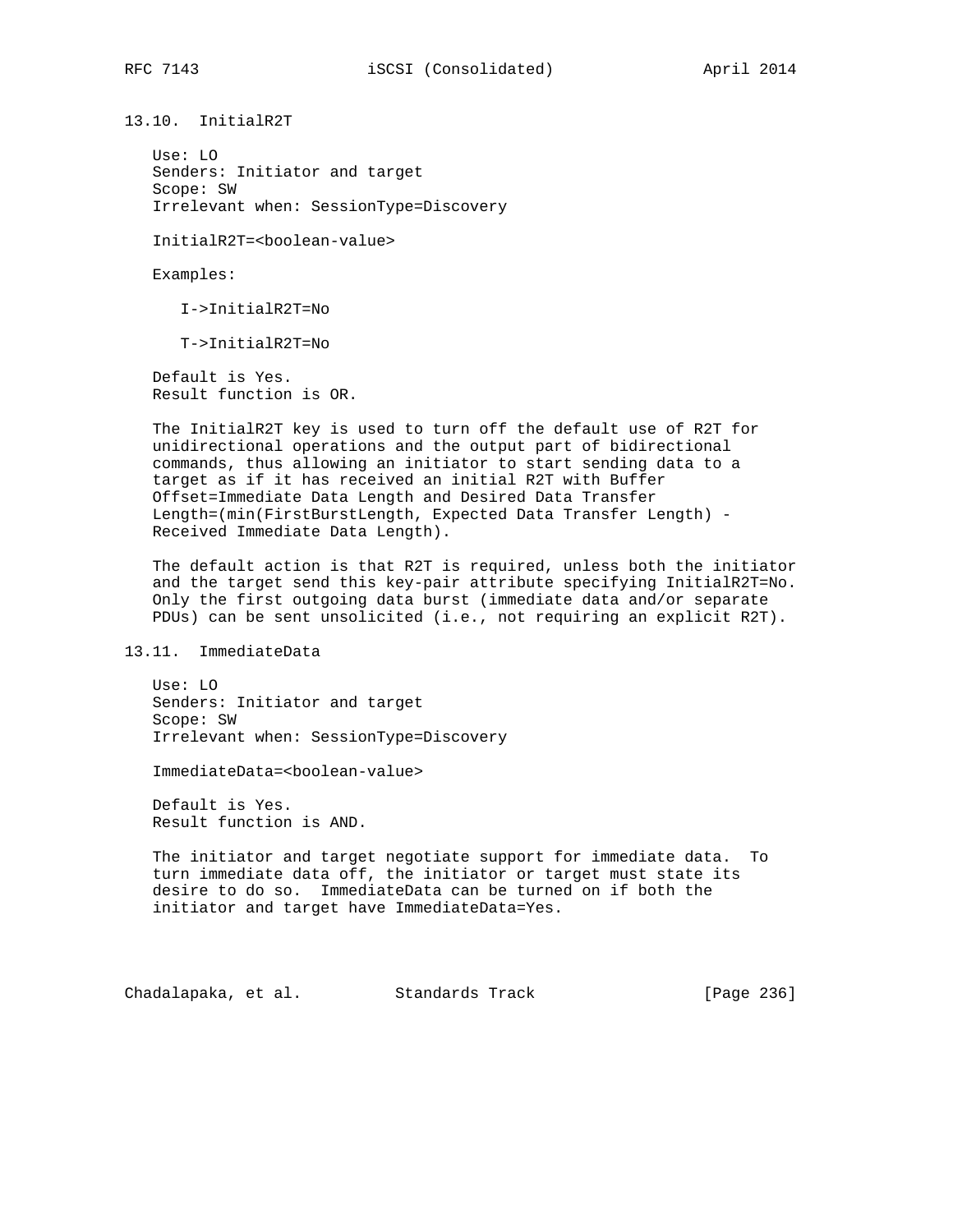## 13.10. InitialR2T

Use: LO
Senders: Initiator and target
Scope: SW
Irrelevant when: SessionType=Discovery

InitialR2T=<boolean-value>

Examples:

I->InitialR2T=No

T->InitialR2T=No

Default is Yes.
Result function is OR.

The InitialR2T key is used to turn off the default use of R2T for unidirectional operations and the output part of bidirectional commands, thus allowing an initiator to start sending data to a target as if it has received an initial R2T with Buffer Offset=Immediate Data Length and Desired Data Transfer Length=(min(FirstBurstLength, Expected Data Transfer Length) - Received Immediate Data Length).

The default action is that R2T is required, unless both the initiator and the target send this key-pair attribute specifying InitialR2T=No. Only the first outgoing data burst (immediate data and/or separate PDUs) can be sent unsolicited (i.e., not requiring an explicit R2T).

## 13.11. ImmediateData

Use: LO
Senders: Initiator and target
Scope: SW
Irrelevant when: SessionType=Discovery

ImmediateData=<boolean-value>

Default is Yes.
Result function is AND.

The initiator and target negotiate support for immediate data. To turn immediate data off, the initiator or target must state its desire to do so. ImmediateData can be turned on if both the initiator and target have ImmediateData=Yes.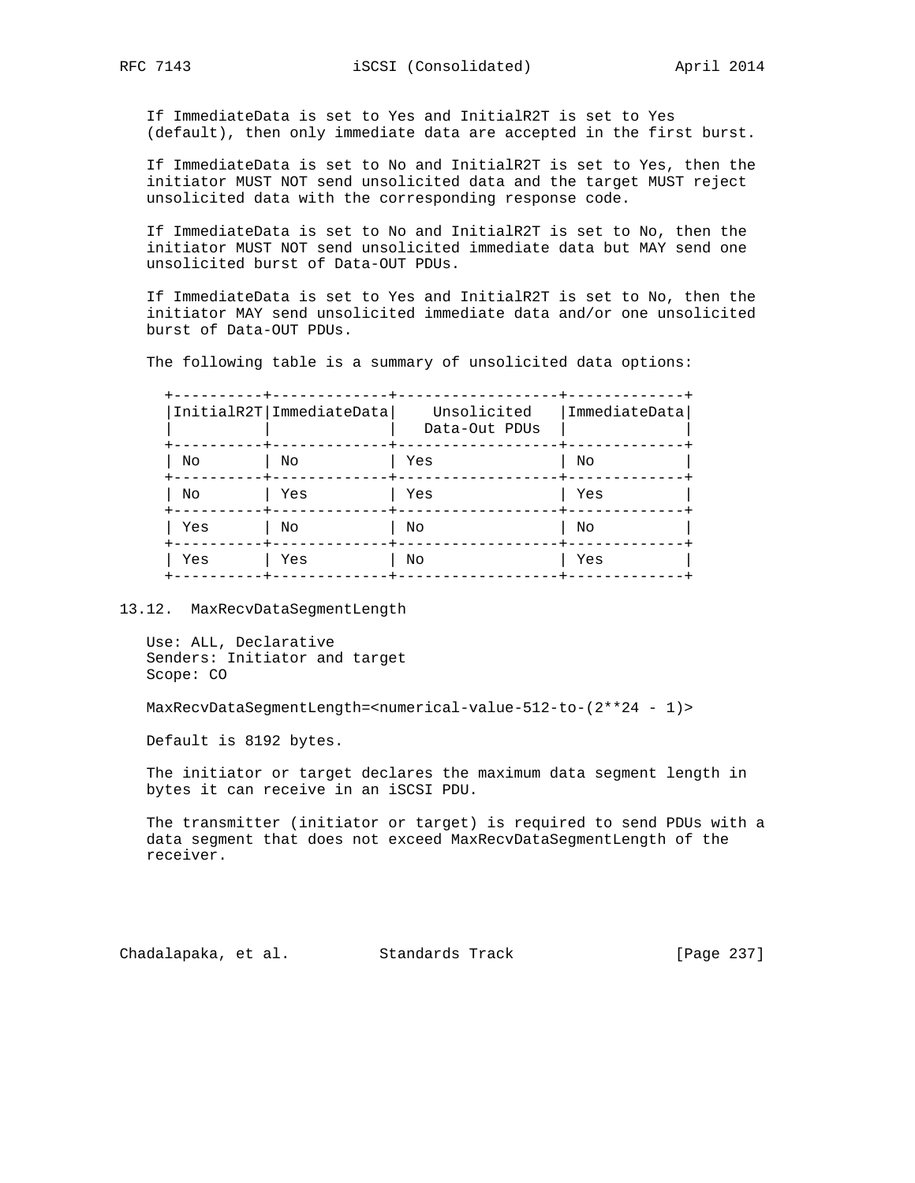If ImmediateData is set to Yes and InitialR2T is set to Yes (default), then only immediate data are accepted in the first burst.

If ImmediateData is set to No and InitialR2T is set to Yes, then the initiator MUST NOT send unsolicited data and the target MUST reject unsolicited data with the corresponding response code.

If ImmediateData is set to No and InitialR2T is set to No, then the initiator MUST NOT send unsolicited immediate data but MAY send one unsolicited burst of Data-OUT PDUs.

If ImmediateData is set to Yes and InitialR2T is set to No, then the initiator MAY send unsolicited immediate data and/or one unsolicited burst of Data-OUT PDUs.

The following table is a summary of unsolicited data options:

| InitialR2T | ImmediateData | Unsolicited Data-Out PDUs | ImmediateData |
|---|---|---|---|
| No | No | Yes | No |
| No | Yes | Yes | Yes |
| Yes | No | No | No |
| Yes | Yes | No | Yes |

## 13.12. MaxRecvDataSegmentLength

Use: ALL, Declarative
Senders: Initiator and target
Scope: CO

MaxRecvDataSegmentLength=<numerical-value-512-to-(2**24 - 1)>

Default is 8192 bytes.

The initiator or target declares the maximum data segment length in bytes it can receive in an iSCSI PDU.

The transmitter (initiator or target) is required to send PDUs with a data segment that does not exceed MaxRecvDataSegmentLength of the receiver.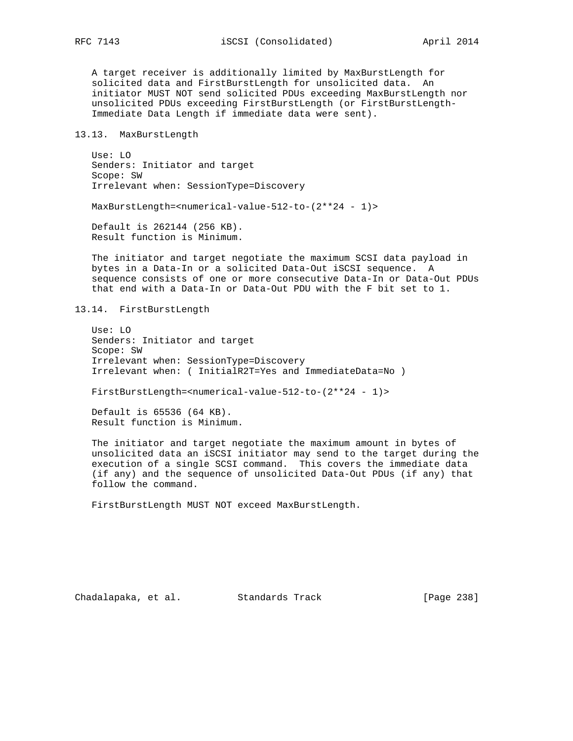A target receiver is additionally limited by MaxBurstLength for solicited data and FirstBurstLength for unsolicited data. An initiator MUST NOT send solicited PDUs exceeding MaxBurstLength nor unsolicited PDUs exceeding FirstBurstLength (or FirstBurstLength-Immediate Data Length if immediate data were sent).

## 13.13. MaxBurstLength

Use: LO
Senders: Initiator and target
Scope: SW
Irrelevant when: SessionType=Discovery

MaxBurstLength=<numerical-value-512-to-(2**24 - 1)>

Default is 262144 (256 KB).
Result function is Minimum.

The initiator and target negotiate the maximum SCSI data payload in bytes in a Data-In or a solicited Data-Out iSCSI sequence. A sequence consists of one or more consecutive Data-In or Data-Out PDUs that end with a Data-In or Data-Out PDU with the F bit set to 1.

## 13.14. FirstBurstLength

Use: LO
Senders: Initiator and target
Scope: SW
Irrelevant when: SessionType=Discovery
Irrelevant when: ( InitialR2T=Yes and ImmediateData=No )

FirstBurstLength=<numerical-value-512-to-(2**24 - 1)>

Default is 65536 (64 KB).
Result function is Minimum.

The initiator and target negotiate the maximum amount in bytes of unsolicited data an iSCSI initiator may send to the target during the execution of a single SCSI command. This covers the immediate data (if any) and the sequence of unsolicited Data-Out PDUs (if any) that follow the command.

FirstBurstLength MUST NOT exceed MaxBurstLength.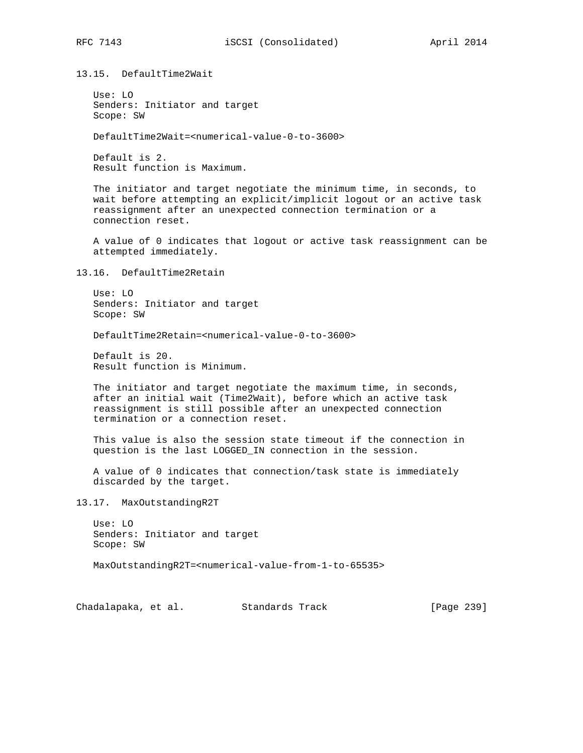### 13.15. DefaultTime2Wait

Use: LO
Senders: Initiator and target
Scope: SW

DefaultTime2Wait=<numerical-value-0-to-3600>

Default is 2.
Result function is Maximum.

The initiator and target negotiate the minimum time, in seconds, to wait before attempting an explicit/implicit logout or an active task reassignment after an unexpected connection termination or a connection reset.

A value of 0 indicates that logout or active task reassignment can be attempted immediately.

### 13.16. DefaultTime2Retain

Use: LO
Senders: Initiator and target
Scope: SW

DefaultTime2Retain=<numerical-value-0-to-3600>

Default is 20.
Result function is Minimum.

The initiator and target negotiate the maximum time, in seconds, after an initial wait (Time2Wait), before which an active task reassignment is still possible after an unexpected connection termination or a connection reset.

This value is also the session state timeout if the connection in question is the last LOGGED_IN connection in the session.

A value of 0 indicates that connection/task state is immediately discarded by the target.

### 13.17. MaxOutstandingR2T

Use: LO
Senders: Initiator and target
Scope: SW

MaxOutstandingR2T=<numerical-value-from-1-to-65535>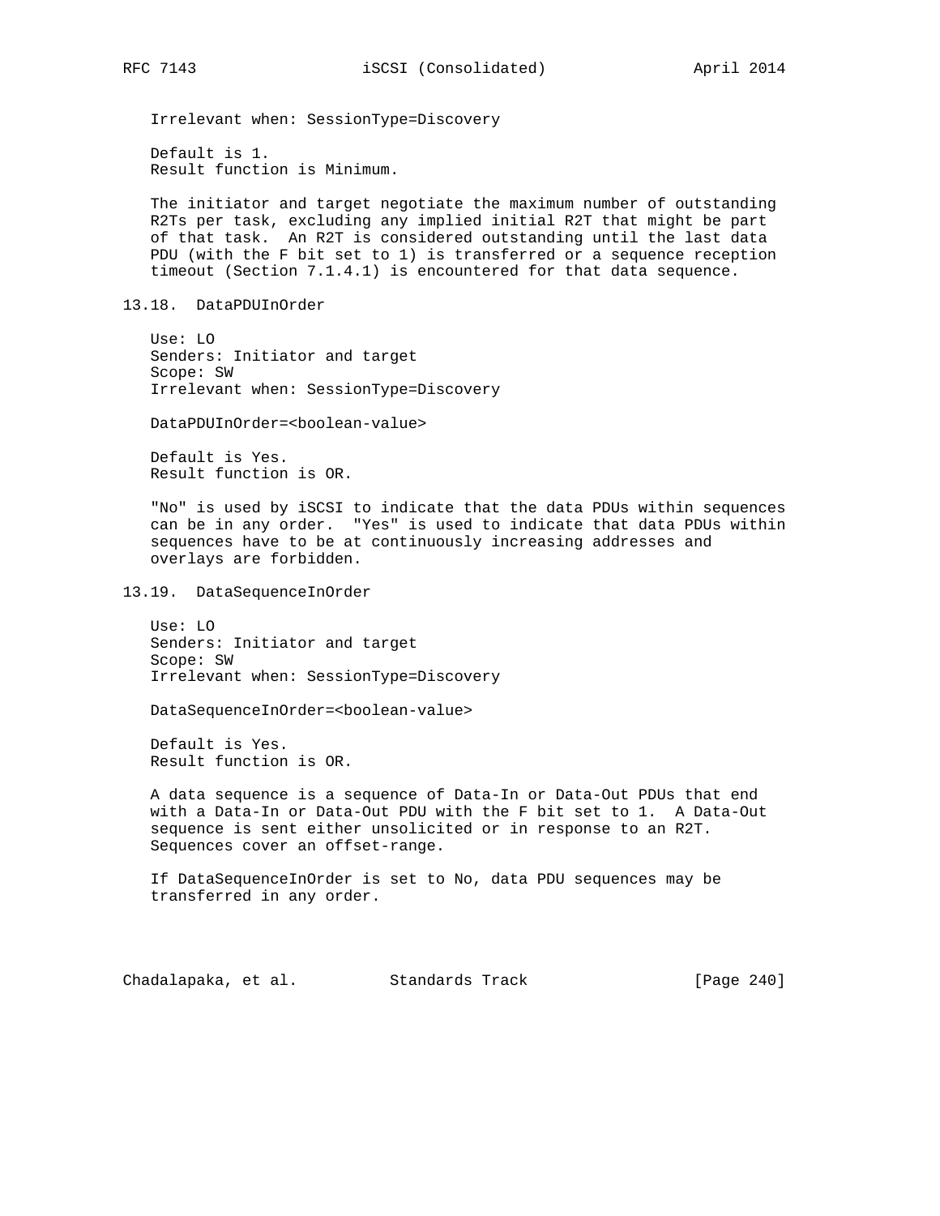Irrelevant when: SessionType=Discovery

Default is 1.
Result function is Minimum.

The initiator and target negotiate the maximum number of outstanding R2Ts per task, excluding any implied initial R2T that might be part of that task. An R2T is considered outstanding until the last data PDU (with the F bit set to 1) is transferred or a sequence reception timeout (Section 7.1.4.1) is encountered for that data sequence.

## 13.18. DataPDUInOrder

Use: LO
Senders: Initiator and target
Scope: SW
Irrelevant when: SessionType=Discovery

DataPDUInOrder=<boolean-value>

Default is Yes.
Result function is OR.

"No" is used by iSCSI to indicate that the data PDUs within sequences can be in any order. "Yes" is used to indicate that data PDUs within sequences have to be at continuously increasing addresses and overlays are forbidden.

## 13.19. DataSequenceInOrder

Use: LO
Senders: Initiator and target
Scope: SW
Irrelevant when: SessionType=Discovery

DataSequenceInOrder=<boolean-value>

Default is Yes.
Result function is OR.

A data sequence is a sequence of Data-In or Data-Out PDUs that end with a Data-In or Data-Out PDU with the F bit set to 1. A Data-Out sequence is sent either unsolicited or in response to an R2T. Sequences cover an offset-range.

If DataSequenceInOrder is set to No, data PDU sequences may be transferred in any order.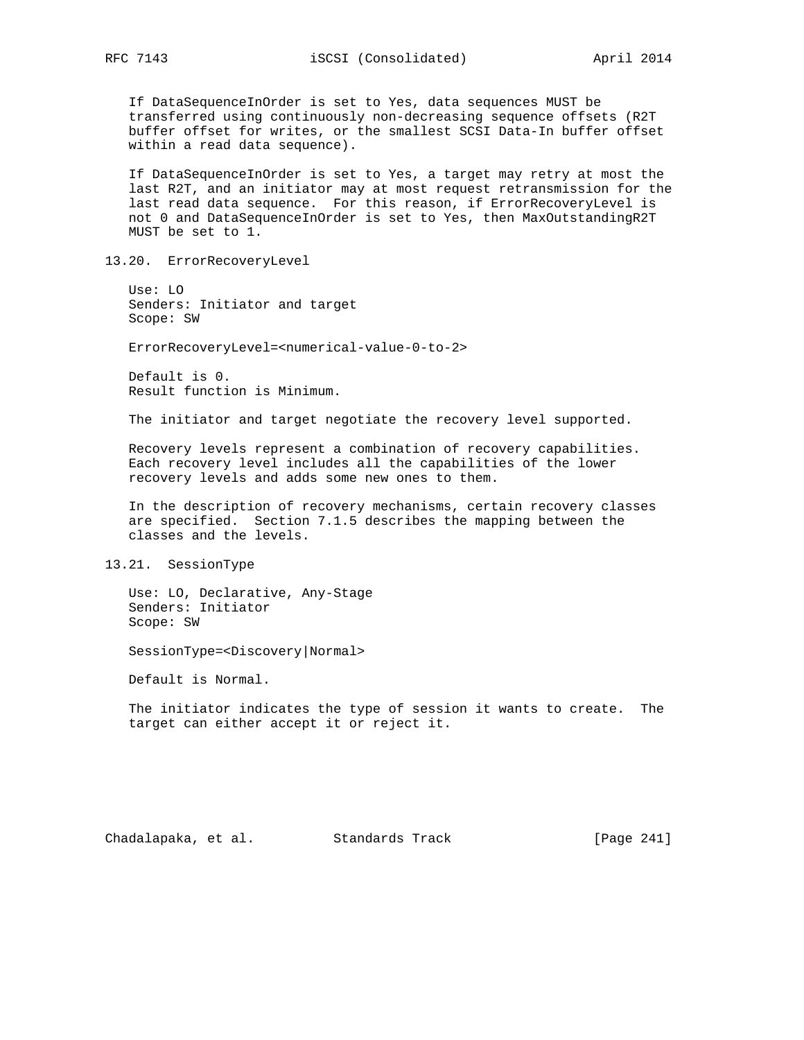If DataSequenceInOrder is set to Yes, data sequences MUST be transferred using continuously non-decreasing sequence offsets (R2T buffer offset for writes, or the smallest SCSI Data-In buffer offset within a read data sequence).

If DataSequenceInOrder is set to Yes, a target may retry at most the last R2T, and an initiator may at most request retransmission for the last read data sequence. For this reason, if ErrorRecoveryLevel is not 0 and DataSequenceInOrder is set to Yes, then MaxOutstandingR2T MUST be set to 1.

## 13.20. ErrorRecoveryLevel

Use: LO
Senders: Initiator and target
Scope: SW

ErrorRecoveryLevel=<numerical-value-0-to-2>

Default is 0.
Result function is Minimum.

The initiator and target negotiate the recovery level supported.

Recovery levels represent a combination of recovery capabilities. Each recovery level includes all the capabilities of the lower recovery levels and adds some new ones to them.

In the description of recovery mechanisms, certain recovery classes are specified. Section 7.1.5 describes the mapping between the classes and the levels.

## 13.21. SessionType

Use: LO, Declarative, Any-Stage
Senders: Initiator
Scope: SW

SessionType=<Discovery|Normal>

Default is Normal.

The initiator indicates the type of session it wants to create. The target can either accept it or reject it.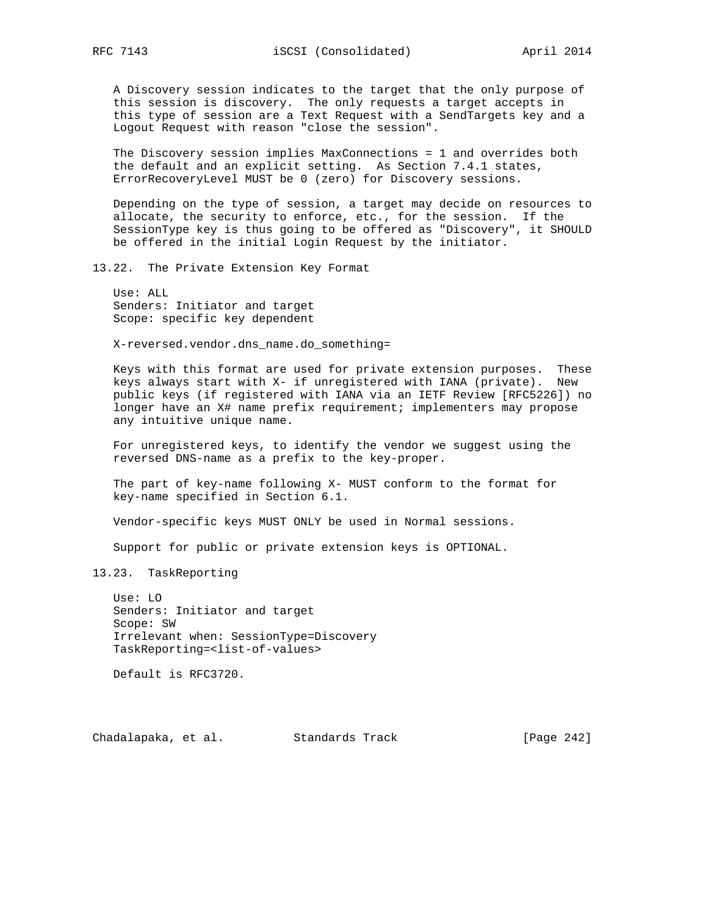A Discovery session indicates to the target that the only purpose of this session is discovery. The only requests a target accepts in this type of session are a Text Request with a SendTargets key and a Logout Request with reason "close the session".

The Discovery session implies MaxConnections = 1 and overrides both the default and an explicit setting. As Section 7.4.1 states, ErrorRecoveryLevel MUST be 0 (zero) for Discovery sessions.

Depending on the type of session, a target may decide on resources to allocate, the security to enforce, etc., for the session. If the SessionType key is thus going to be offered as "Discovery", it SHOULD be offered in the initial Login Request by the initiator.

## 13.22. The Private Extension Key Format

Use: ALL
Senders: Initiator and target
Scope: specific key dependent

X-reversed.vendor.dns_name.do_something=

Keys with this format are used for private extension purposes. These keys always start with X- if unregistered with IANA (private). New public keys (if registered with IANA via an IETF Review [RFC5226]) no longer have an X# name prefix requirement; implementers may propose any intuitive unique name.

For unregistered keys, to identify the vendor we suggest using the reversed DNS-name as a prefix to the key-proper.

The part of key-name following X- MUST conform to the format for key-name specified in Section 6.1.

Vendor-specific keys MUST ONLY be used in Normal sessions.

Support for public or private extension keys is OPTIONAL.

## 13.23. TaskReporting

Use: LO
Senders: Initiator and target
Scope: SW
Irrelevant when: SessionType=Discovery
TaskReporting=<list-of-values>

Default is RFC3720.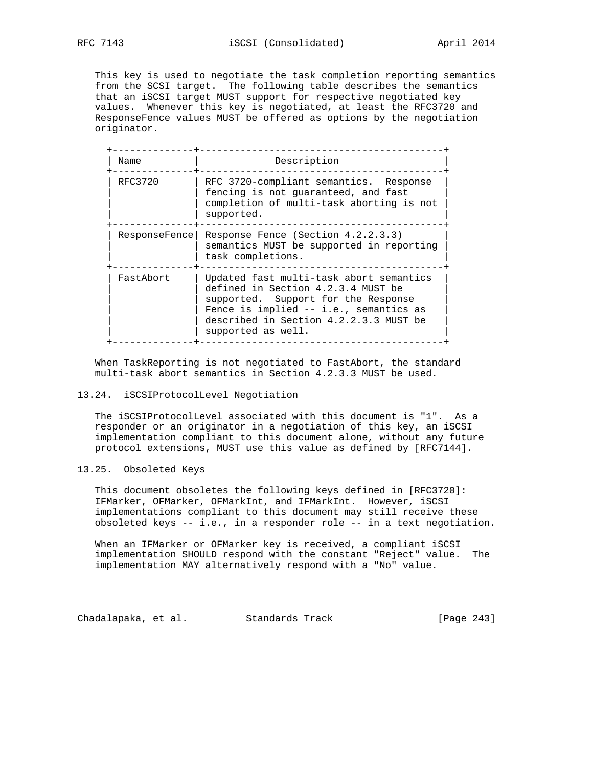This key is used to negotiate the task completion reporting semantics from the SCSI target. The following table describes the semantics that an iSCSI target MUST support for respective negotiated key values. Whenever this key is negotiated, at least the RFC3720 and ResponseFence values MUST be offered as options by the negotiation originator.

| Name | Description |
|---|---|
| RFC3720 | RFC 3720-compliant semantics. Response fencing is not guaranteed, and fast completion of multi-task aborting is not supported. |
| ResponseFence | Response Fence (Section 4.2.2.3.3) semantics MUST be supported in reporting task completions. |
| FastAbort | Updated fast multi-task abort semantics defined in Section 4.2.3.4 MUST be supported. Support for the Response Fence is implied -- i.e., semantics as described in Section 4.2.2.3.3 MUST be supported as well. |

When TaskReporting is not negotiated to FastAbort, the standard multi-task abort semantics in Section 4.2.3.3 MUST be used.

## 13.24. iSCSIProtocolLevel Negotiation

The iSCSIProtocolLevel associated with this document is "1". As a responder or an originator in a negotiation of this key, an iSCSI implementation compliant to this document alone, without any future protocol extensions, MUST use this value as defined by [RFC7144].

## 13.25. Obsoleted Keys

This document obsoletes the following keys defined in [RFC3720]: IFMarker, OFMarker, OFMarkInt, and IFMarkInt. However, iSCSI implementations compliant to this document may still receive these obsoleted keys -- i.e., in a responder role -- in a text negotiation.

When an IFMarker or OFMarker key is received, a compliant iSCSI implementation SHOULD respond with the constant "Reject" value. The implementation MAY alternatively respond with a "No" value.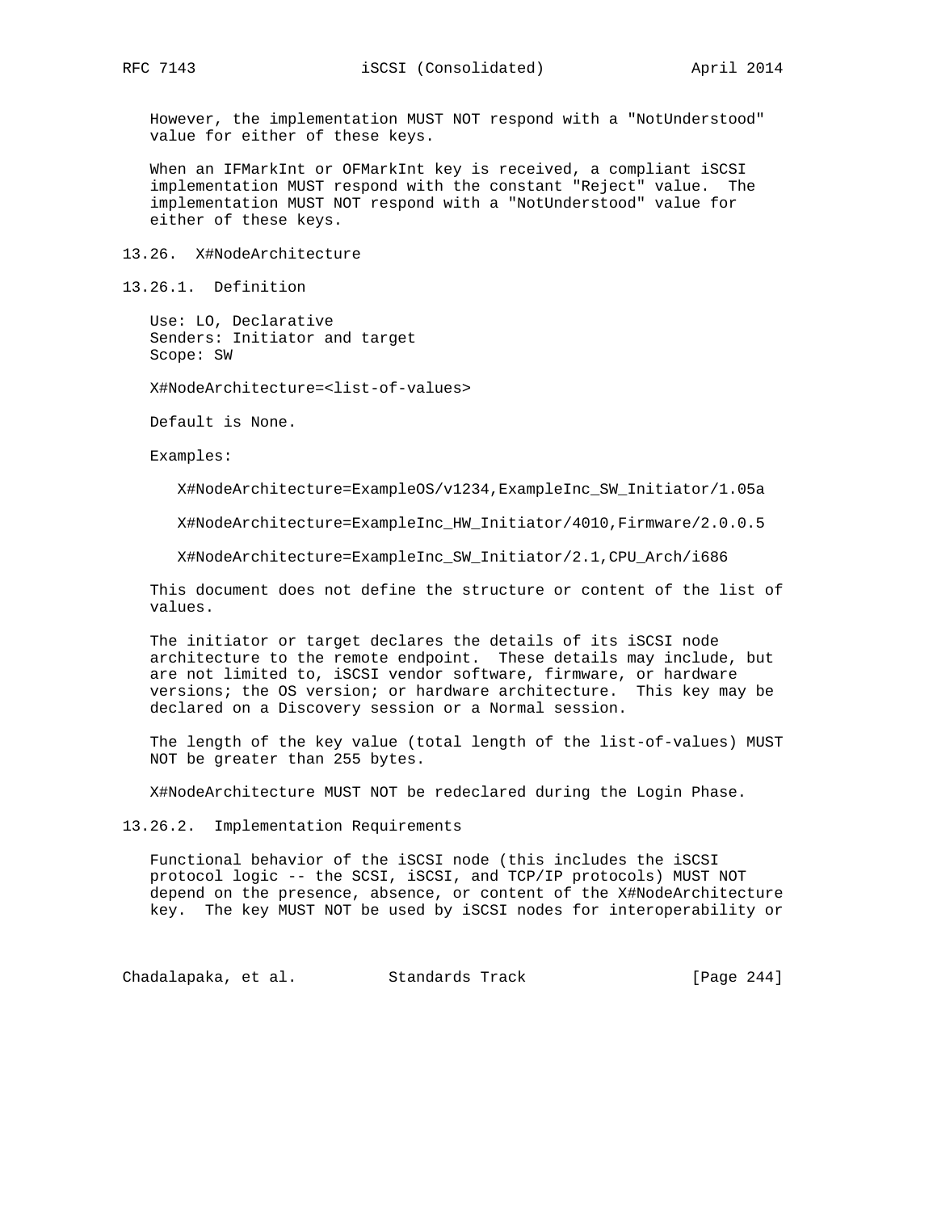However, the implementation MUST NOT respond with a "NotUnderstood" value for either of these keys.

When an IFMarkInt or OFMarkInt key is received, a compliant iSCSI implementation MUST respond with the constant "Reject" value. The implementation MUST NOT respond with a "NotUnderstood" value for either of these keys.

## 13.26. X#NodeArchitecture

### 13.26.1. Definition

Use: LO, Declarative
Senders: Initiator and target
Scope: SW

X#NodeArchitecture=<list-of-values>

Default is None.

Examples:

```
X#NodeArchitecture=ExampleOS/v1234,ExampleInc_SW_Initiator/1.05a

X#NodeArchitecture=ExampleInc_HW_Initiator/4010,Firmware/2.0.0.5

X#NodeArchitecture=ExampleInc_SW_Initiator/2.1,CPU_Arch/i686
```

This document does not define the structure or content of the list of values.

The initiator or target declares the details of its iSCSI node architecture to the remote endpoint. These details may include, but are not limited to, iSCSI vendor software, firmware, or hardware versions; the OS version; or hardware architecture. This key may be declared on a Discovery session or a Normal session.

The length of the key value (total length of the list-of-values) MUST NOT be greater than 255 bytes.

X#NodeArchitecture MUST NOT be redeclared during the Login Phase.

### 13.26.2. Implementation Requirements

Functional behavior of the iSCSI node (this includes the iSCSI protocol logic -- the SCSI, iSCSI, and TCP/IP protocols) MUST NOT depend on the presence, absence, or content of the X#NodeArchitecture key. The key MUST NOT be used by iSCSI nodes for interoperability or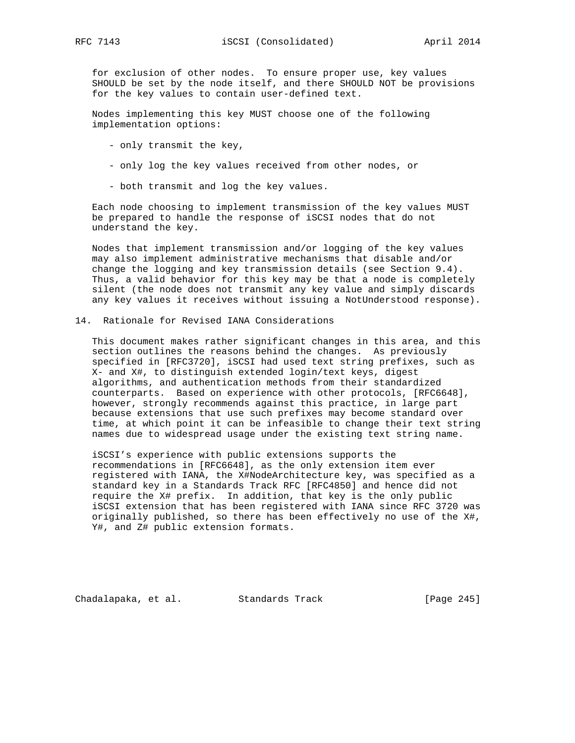for exclusion of other nodes. To ensure proper use, key values SHOULD be set by the node itself, and there SHOULD NOT be provisions for the key values to contain user-defined text.

Nodes implementing this key MUST choose one of the following implementation options:

- only transmit the key,
- only log the key values received from other nodes, or
- both transmit and log the key values.

Each node choosing to implement transmission of the key values MUST be prepared to handle the response of iSCSI nodes that do not understand the key.

Nodes that implement transmission and/or logging of the key values may also implement administrative mechanisms that disable and/or change the logging and key transmission details (see Section 9.4). Thus, a valid behavior for this key may be that a node is completely silent (the node does not transmit any key value and simply discards any key values it receives without issuing a NotUnderstood response).

## 14. Rationale for Revised IANA Considerations

This document makes rather significant changes in this area, and this section outlines the reasons behind the changes. As previously specified in [RFC3720], iSCSI had used text string prefixes, such as X- and X#, to distinguish extended login/text keys, digest algorithms, and authentication methods from their standardized counterparts. Based on experience with other protocols, [RFC6648], however, strongly recommends against this practice, in large part because extensions that use such prefixes may become standard over time, at which point it can be infeasible to change their text string names due to widespread usage under the existing text string name.

iSCSI's experience with public extensions supports the recommendations in [RFC6648], as the only extension item ever registered with IANA, the X#NodeArchitecture key, was specified as a standard key in a Standards Track RFC [RFC4850] and hence did not require the X# prefix. In addition, that key is the only public iSCSI extension that has been registered with IANA since RFC 3720 was originally published, so there has been effectively no use of the X#, Y#, and Z# public extension formats.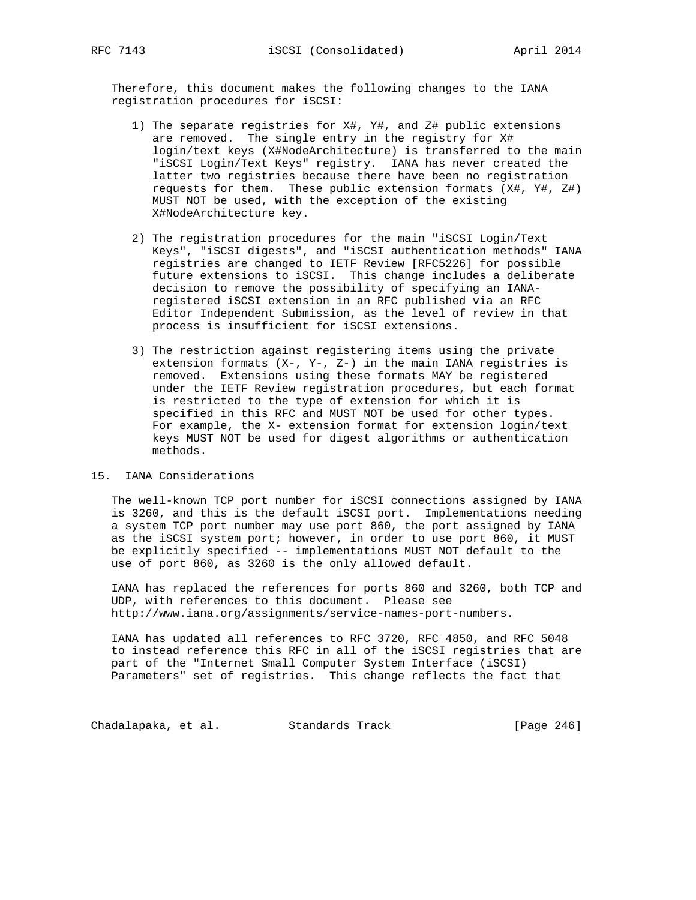Therefore, this document makes the following changes to the IANA registration procedures for iSCSI:

1) The separate registries for X#, Y#, and Z# public extensions are removed. The single entry in the registry for X# login/text keys (X#NodeArchitecture) is transferred to the main "iSCSI Login/Text Keys" registry. IANA has never created the latter two registries because there have been no registration requests for them. These public extension formats (X#, Y#, Z#) MUST NOT be used, with the exception of the existing X#NodeArchitecture key.

2) The registration procedures for the main "iSCSI Login/Text Keys", "iSCSI digests", and "iSCSI authentication methods" IANA registries are changed to IETF Review [RFC5226] for possible future extensions to iSCSI. This change includes a deliberate decision to remove the possibility of specifying an IANA-registered iSCSI extension in an RFC published via an RFC Editor Independent Submission, as the level of review in that process is insufficient for iSCSI extensions.

3) The restriction against registering items using the private extension formats (X-, Y-, Z-) in the main IANA registries is removed. Extensions using these formats MAY be registered under the IETF Review registration procedures, but each format is restricted to the type of extension for which it is specified in this RFC and MUST NOT be used for other types. For example, the X- extension format for extension login/text keys MUST NOT be used for digest algorithms or authentication methods.

## 15. IANA Considerations

The well-known TCP port number for iSCSI connections assigned by IANA is 3260, and this is the default iSCSI port. Implementations needing a system TCP port number may use port 860, the port assigned by IANA as the iSCSI system port; however, in order to use port 860, it MUST be explicitly specified -- implementations MUST NOT default to the use of port 860, as 3260 is the only allowed default.

IANA has replaced the references for ports 860 and 3260, both TCP and UDP, with references to this document. Please see http://www.iana.org/assignments/service-names-port-numbers.

IANA has updated all references to RFC 3720, RFC 4850, and RFC 5048 to instead reference this RFC in all of the iSCSI registries that are part of the "Internet Small Computer System Interface (iSCSI) Parameters" set of registries. This change reflects the fact that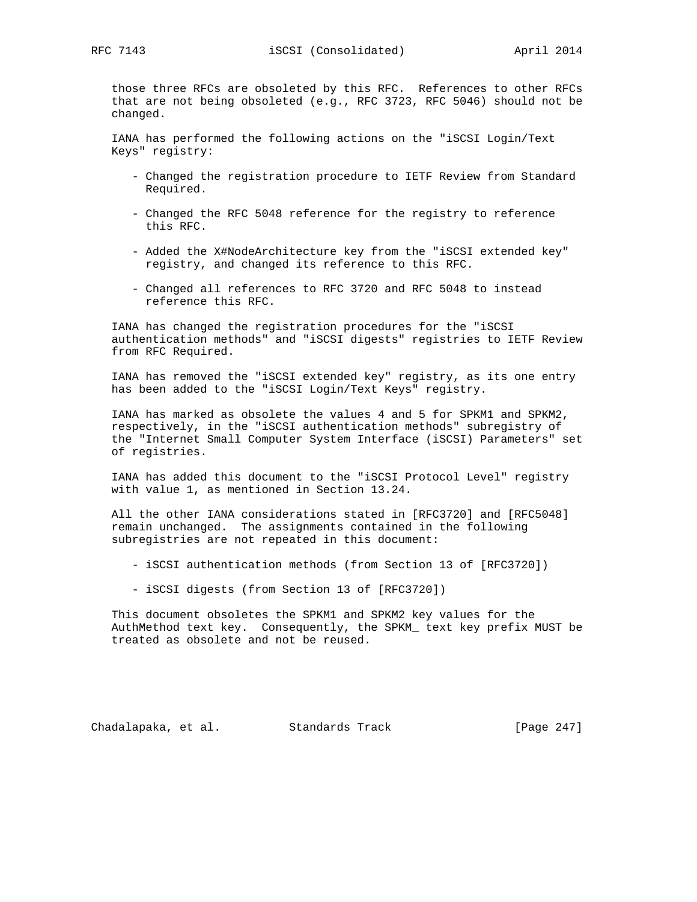those three RFCs are obsoleted by this RFC. References to other RFCs that are not being obsoleted (e.g., RFC 3723, RFC 5046) should not be changed.

IANA has performed the following actions on the "iSCSI Login/Text Keys" registry:

- Changed the registration procedure to IETF Review from Standard Required.

- Changed the RFC 5048 reference for the registry to reference this RFC.

- Added the X#NodeArchitecture key from the "iSCSI extended key" registry, and changed its reference to this RFC.

- Changed all references to RFC 3720 and RFC 5048 to instead reference this RFC.

IANA has changed the registration procedures for the "iSCSI authentication methods" and "iSCSI digests" registries to IETF Review from RFC Required.

IANA has removed the "iSCSI extended key" registry, as its one entry has been added to the "iSCSI Login/Text Keys" registry.

IANA has marked as obsolete the values 4 and 5 for SPKM1 and SPKM2, respectively, in the "iSCSI authentication methods" subregistry of the "Internet Small Computer System Interface (iSCSI) Parameters" set of registries.

IANA has added this document to the "iSCSI Protocol Level" registry with value 1, as mentioned in Section 13.24.

All the other IANA considerations stated in [RFC3720] and [RFC5048] remain unchanged. The assignments contained in the following subregistries are not repeated in this document:

- iSCSI authentication methods (from Section 13 of [RFC3720])

- iSCSI digests (from Section 13 of [RFC3720])

This document obsoletes the SPKM1 and SPKM2 key values for the AuthMethod text key. Consequently, the SPKM_ text key prefix MUST be treated as obsolete and not be reused.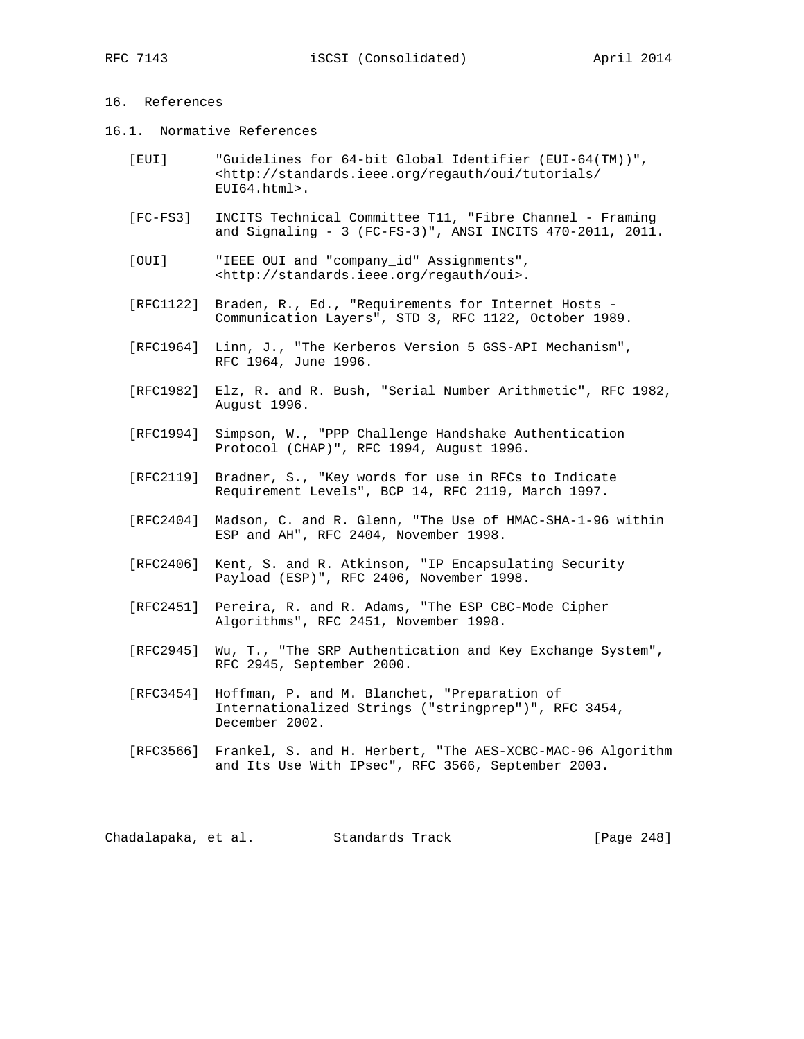# 16. References

## 16.1. Normative References

[EUI] "Guidelines for 64-bit Global Identifier (EUI-64(TM))", <http://standards.ieee.org/regauth/oui/tutorials/EUI64.html>.

[FC-FS3] INCITS Technical Committee T11, "Fibre Channel - Framing and Signaling - 3 (FC-FS-3)", ANSI INCITS 470-2011, 2011.

[OUI] "IEEE OUI and "company_id" Assignments", <http://standards.ieee.org/regauth/oui>.

[RFC1122] Braden, R., Ed., "Requirements for Internet Hosts - Communication Layers", STD 3, RFC 1122, October 1989.

[RFC1964] Linn, J., "The Kerberos Version 5 GSS-API Mechanism", RFC 1964, June 1996.

[RFC1982] Elz, R. and R. Bush, "Serial Number Arithmetic", RFC 1982, August 1996.

[RFC1994] Simpson, W., "PPP Challenge Handshake Authentication Protocol (CHAP)", RFC 1994, August 1996.

[RFC2119] Bradner, S., "Key words for use in RFCs to Indicate Requirement Levels", BCP 14, RFC 2119, March 1997.

[RFC2404] Madson, C. and R. Glenn, "The Use of HMAC-SHA-1-96 within ESP and AH", RFC 2404, November 1998.

[RFC2406] Kent, S. and R. Atkinson, "IP Encapsulating Security Payload (ESP)", RFC 2406, November 1998.

[RFC2451] Pereira, R. and R. Adams, "The ESP CBC-Mode Cipher Algorithms", RFC 2451, November 1998.

[RFC2945] Wu, T., "The SRP Authentication and Key Exchange System", RFC 2945, September 2000.

[RFC3454] Hoffman, P. and M. Blanchet, "Preparation of Internationalized Strings ("stringprep")", RFC 3454, December 2002.

[RFC3566] Frankel, S. and H. Herbert, "The AES-XCBC-MAC-96 Algorithm and Its Use With IPsec", RFC 3566, September 2003.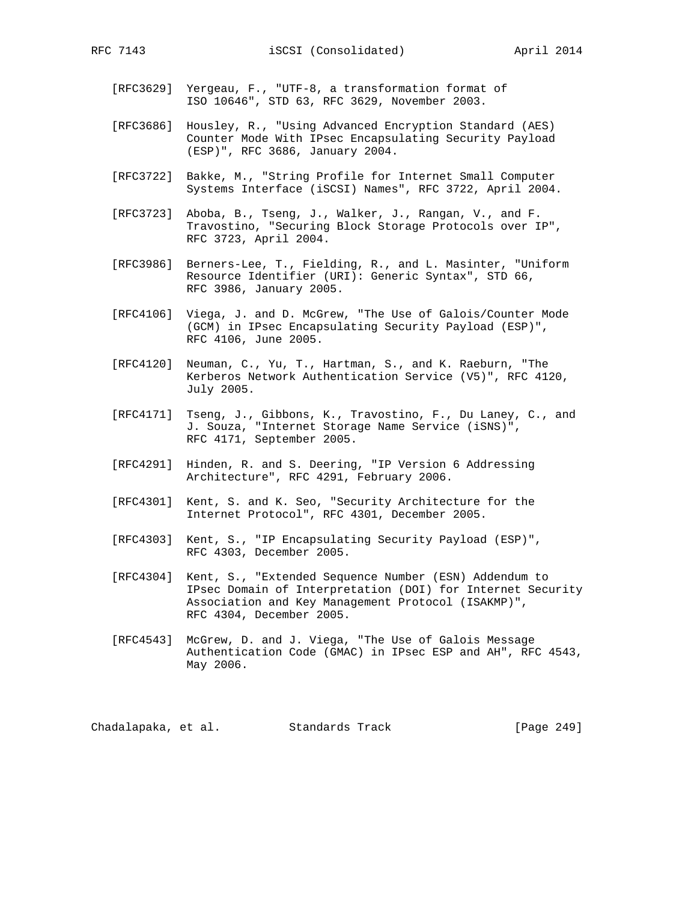[RFC3629] Yergeau, F., "UTF-8, a transformation format of ISO 10646", STD 63, RFC 3629, November 2003.

[RFC3686] Housley, R., "Using Advanced Encryption Standard (AES) Counter Mode With IPsec Encapsulating Security Payload (ESP)", RFC 3686, January 2004.

[RFC3722] Bakke, M., "String Profile for Internet Small Computer Systems Interface (iSCSI) Names", RFC 3722, April 2004.

[RFC3723] Aboba, B., Tseng, J., Walker, J., Rangan, V., and F. Travostino, "Securing Block Storage Protocols over IP", RFC 3723, April 2004.

[RFC3986] Berners-Lee, T., Fielding, R., and L. Masinter, "Uniform Resource Identifier (URI): Generic Syntax", STD 66, RFC 3986, January 2005.

[RFC4106] Viega, J. and D. McGrew, "The Use of Galois/Counter Mode (GCM) in IPsec Encapsulating Security Payload (ESP)", RFC 4106, June 2005.

[RFC4120] Neuman, C., Yu, T., Hartman, S., and K. Raeburn, "The Kerberos Network Authentication Service (V5)", RFC 4120, July 2005.

[RFC4171] Tseng, J., Gibbons, K., Travostino, F., Du Laney, C., and J. Souza, "Internet Storage Name Service (iSNS)", RFC 4171, September 2005.

[RFC4291] Hinden, R. and S. Deering, "IP Version 6 Addressing Architecture", RFC 4291, February 2006.

[RFC4301] Kent, S. and K. Seo, "Security Architecture for the Internet Protocol", RFC 4301, December 2005.

[RFC4303] Kent, S., "IP Encapsulating Security Payload (ESP)", RFC 4303, December 2005.

[RFC4304] Kent, S., "Extended Sequence Number (ESN) Addendum to IPsec Domain of Interpretation (DOI) for Internet Security Association and Key Management Protocol (ISAKMP)", RFC 4304, December 2005.

[RFC4543] McGrew, D. and J. Viega, "The Use of Galois Message Authentication Code (GMAC) in IPsec ESP and AH", RFC 4543, May 2006.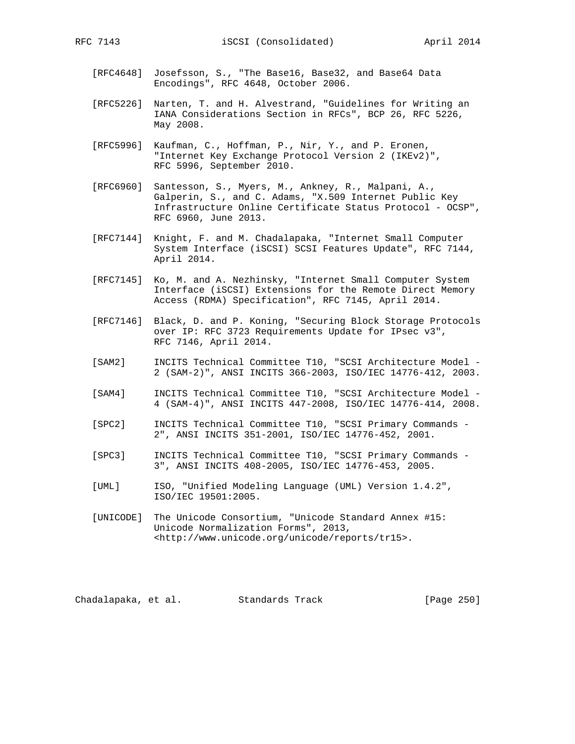[RFC4648] Josefsson, S., "The Base16, Base32, and Base64 Data Encodings", RFC 4648, October 2006.

[RFC5226] Narten, T. and H. Alvestrand, "Guidelines for Writing an IANA Considerations Section in RFCs", BCP 26, RFC 5226, May 2008.

[RFC5996] Kaufman, C., Hoffman, P., Nir, Y., and P. Eronen, "Internet Key Exchange Protocol Version 2 (IKEv2)", RFC 5996, September 2010.

[RFC6960] Santesson, S., Myers, M., Ankney, R., Malpani, A., Galperin, S., and C. Adams, "X.509 Internet Public Key Infrastructure Online Certificate Status Protocol - OCSP", RFC 6960, June 2013.

[RFC7144] Knight, F. and M. Chadalapaka, "Internet Small Computer System Interface (iSCSI) SCSI Features Update", RFC 7144, April 2014.

[RFC7145] Ko, M. and A. Nezhinsky, "Internet Small Computer System Interface (iSCSI) Extensions for the Remote Direct Memory Access (RDMA) Specification", RFC 7145, April 2014.

[RFC7146] Black, D. and P. Koning, "Securing Block Storage Protocols over IP: RFC 3723 Requirements Update for IPsec v3", RFC 7146, April 2014.

[SAM2] INCITS Technical Committee T10, "SCSI Architecture Model - 2 (SAM-2)", ANSI INCITS 366-2003, ISO/IEC 14776-412, 2003.

[SAM4] INCITS Technical Committee T10, "SCSI Architecture Model - 4 (SAM-4)", ANSI INCITS 447-2008, ISO/IEC 14776-414, 2008.

[SPC2] INCITS Technical Committee T10, "SCSI Primary Commands - 2", ANSI INCITS 351-2001, ISO/IEC 14776-452, 2001.

[SPC3] INCITS Technical Committee T10, "SCSI Primary Commands - 3", ANSI INCITS 408-2005, ISO/IEC 14776-453, 2005.

[UML] ISO, "Unified Modeling Language (UML) Version 1.4.2", ISO/IEC 19501:2005.

[UNICODE] The Unicode Consortium, "Unicode Standard Annex #15: Unicode Normalization Forms", 2013, <http://www.unicode.org/unicode/reports/tr15>.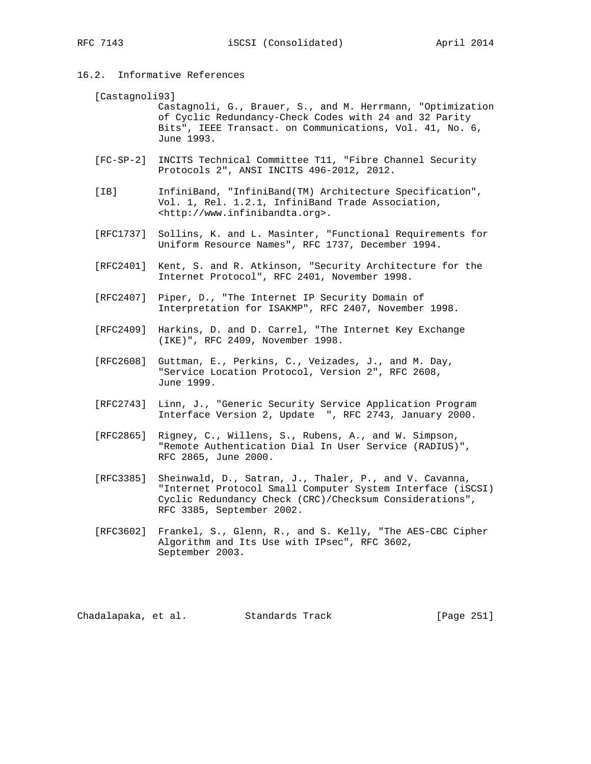## 16.2. Informative References

[Castagnoli93]
Castagnoli, G., Brauer, S., and M. Herrmann, "Optimization of Cyclic Redundancy-Check Codes with 24 and 32 Parity Bits", IEEE Transact. on Communications, Vol. 41, No. 6, June 1993.

[FC-SP-2] INCITS Technical Committee T11, "Fibre Channel Security Protocols 2", ANSI INCITS 496-2012, 2012.

[IB] InfiniBand, "InfiniBand(TM) Architecture Specification", Vol. 1, Rel. 1.2.1, InfiniBand Trade Association, <http://www.infinibandta.org>.

[RFC1737] Sollins, K. and L. Masinter, "Functional Requirements for Uniform Resource Names", RFC 1737, December 1994.

[RFC2401] Kent, S. and R. Atkinson, "Security Architecture for the Internet Protocol", RFC 2401, November 1998.

[RFC2407] Piper, D., "The Internet IP Security Domain of Interpretation for ISAKMP", RFC 2407, November 1998.

[RFC2409] Harkins, D. and D. Carrel, "The Internet Key Exchange (IKE)", RFC 2409, November 1998.

[RFC2608] Guttman, E., Perkins, C., Veizades, J., and M. Day, "Service Location Protocol, Version 2", RFC 2608, June 1999.

[RFC2743] Linn, J., "Generic Security Service Application Program Interface Version 2, Update  ", RFC 2743, January 2000.

[RFC2865] Rigney, C., Willens, S., Rubens, A., and W. Simpson, "Remote Authentication Dial In User Service (RADIUS)", RFC 2865, June 2000.

[RFC3385] Sheinwald, D., Satran, J., Thaler, P., and V. Cavanna, "Internet Protocol Small Computer System Interface (iSCSI) Cyclic Redundancy Check (CRC)/Checksum Considerations", RFC 3385, September 2002.

[RFC3602] Frankel, S., Glenn, R., and S. Kelly, "The AES-CBC Cipher Algorithm and Its Use with IPsec", RFC 3602, September 2003.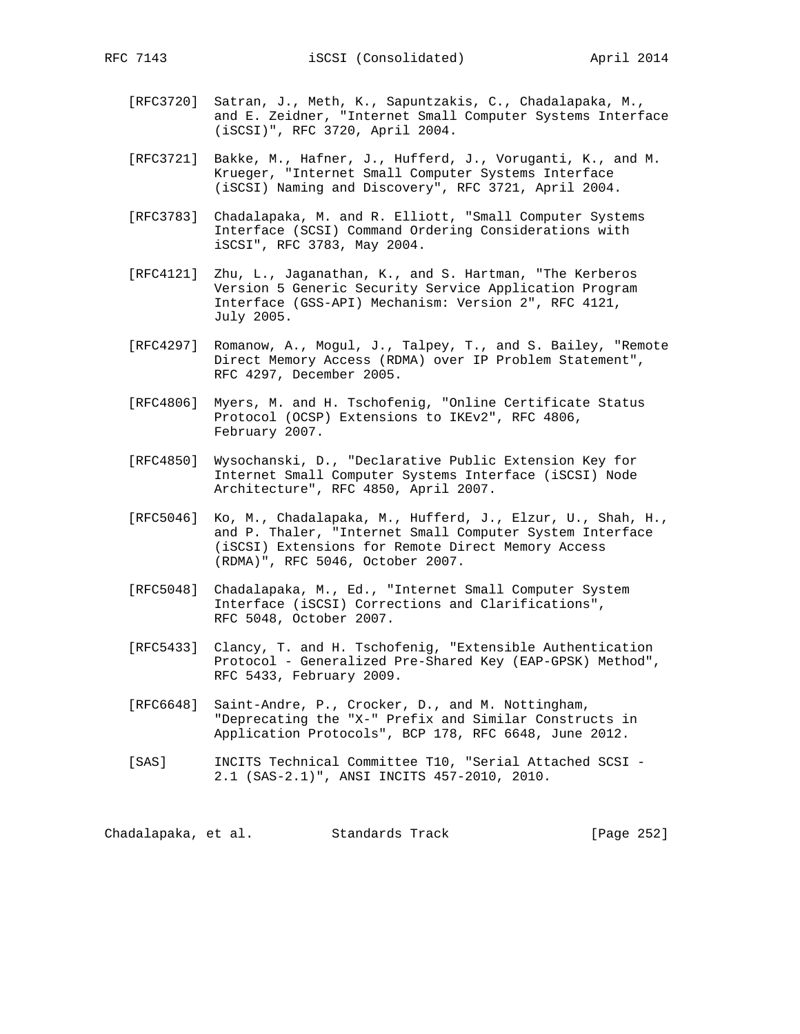[RFC3720] Satran, J., Meth, K., Sapuntzakis, C., Chadalapaka, M., and E. Zeidner, "Internet Small Computer Systems Interface (iSCSI)", RFC 3720, April 2004.

[RFC3721] Bakke, M., Hafner, J., Hufferd, J., Voruganti, K., and M. Krueger, "Internet Small Computer Systems Interface (iSCSI) Naming and Discovery", RFC 3721, April 2004.

[RFC3783] Chadalapaka, M. and R. Elliott, "Small Computer Systems Interface (SCSI) Command Ordering Considerations with iSCSI", RFC 3783, May 2004.

[RFC4121] Zhu, L., Jaganathan, K., and S. Hartman, "The Kerberos Version 5 Generic Security Service Application Program Interface (GSS-API) Mechanism: Version 2", RFC 4121, July 2005.

[RFC4297] Romanow, A., Mogul, J., Talpey, T., and S. Bailey, "Remote Direct Memory Access (RDMA) over IP Problem Statement", RFC 4297, December 2005.

[RFC4806] Myers, M. and H. Tschofenig, "Online Certificate Status Protocol (OCSP) Extensions to IKEv2", RFC 4806, February 2007.

[RFC4850] Wysochanski, D., "Declarative Public Extension Key for Internet Small Computer Systems Interface (iSCSI) Node Architecture", RFC 4850, April 2007.

[RFC5046] Ko, M., Chadalapaka, M., Hufferd, J., Elzur, U., Shah, H., and P. Thaler, "Internet Small Computer System Interface (iSCSI) Extensions for Remote Direct Memory Access (RDMA)", RFC 5046, October 2007.

[RFC5048] Chadalapaka, M., Ed., "Internet Small Computer System Interface (iSCSI) Corrections and Clarifications", RFC 5048, October 2007.

[RFC5433] Clancy, T. and H. Tschofenig, "Extensible Authentication Protocol - Generalized Pre-Shared Key (EAP-GPSK) Method", RFC 5433, February 2009.

[RFC6648] Saint-Andre, P., Crocker, D., and M. Nottingham, "Deprecating the "X-" Prefix and Similar Constructs in Application Protocols", BCP 178, RFC 6648, June 2012.

[SAS] INCITS Technical Committee T10, "Serial Attached SCSI - 2.1 (SAS-2.1)", ANSI INCITS 457-2010, 2010.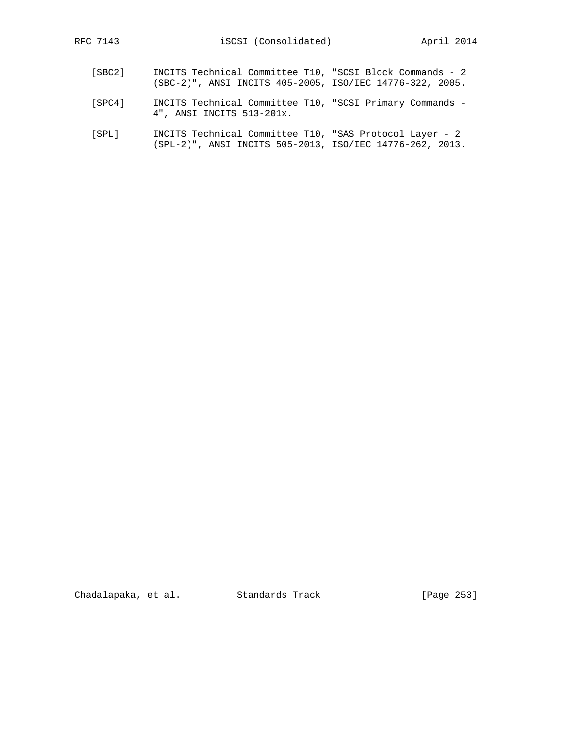[SBC2] INCITS Technical Committee T10, "SCSI Block Commands - 2 (SBC-2)", ANSI INCITS 405-2005, ISO/IEC 14776-322, 2005.

[SPC4] INCITS Technical Committee T10, "SCSI Primary Commands - 4", ANSI INCITS 513-201x.

[SPL] INCITS Technical Committee T10, "SAS Protocol Layer - 2 (SPL-2)", ANSI INCITS 505-2013, ISO/IEC 14776-262, 2013.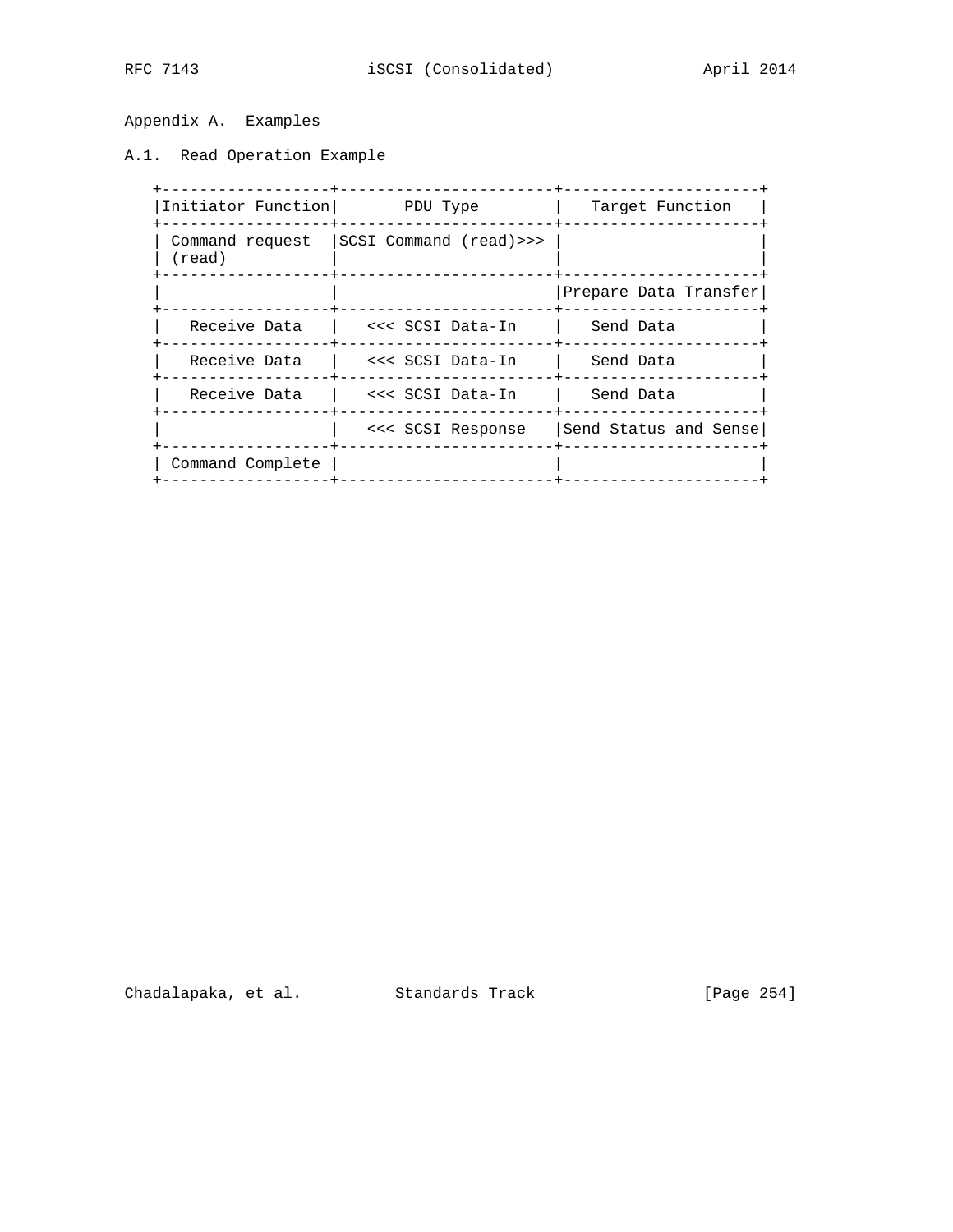## Appendix A. Examples

### A.1. Read Operation Example

| Initiator Function | PDU Type | Target Function |
| --- | --- | --- |
| Command request (read) | SCSI Command (read)>>> | |
| | | Prepare Data Transfer |
| Receive Data | <<< SCSI Data-In | Send Data |
| Receive Data | <<< SCSI Data-In | Send Data |
| Receive Data | <<< SCSI Data-In | Send Data |
| | <<< SCSI Response | Send Status and Sense |
| Command Complete | | |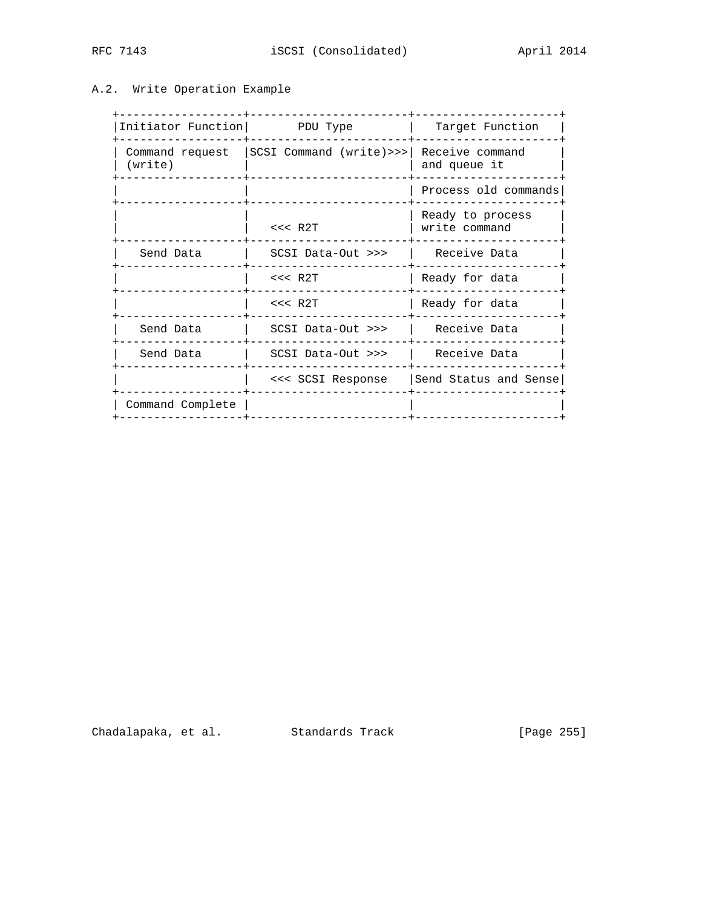## A.2. Write Operation Example

| Initiator Function | PDU Type | Target Function |
|---|---|---|
| Command request (write) | SCSI Command (write)>>> | Receive command and queue it |
| | | Process old commands |
| | <<< R2T | Ready to process write command |
| Send Data | SCSI Data-Out >>> | Receive Data |
| | <<< R2T | Ready for data |
| | <<< R2T | Ready for data |
| Send Data | SCSI Data-Out >>> | Receive Data |
| Send Data | SCSI Data-Out >>> | Receive Data |
| | <<< SCSI Response | Send Status and Sense |
| Command Complete | | |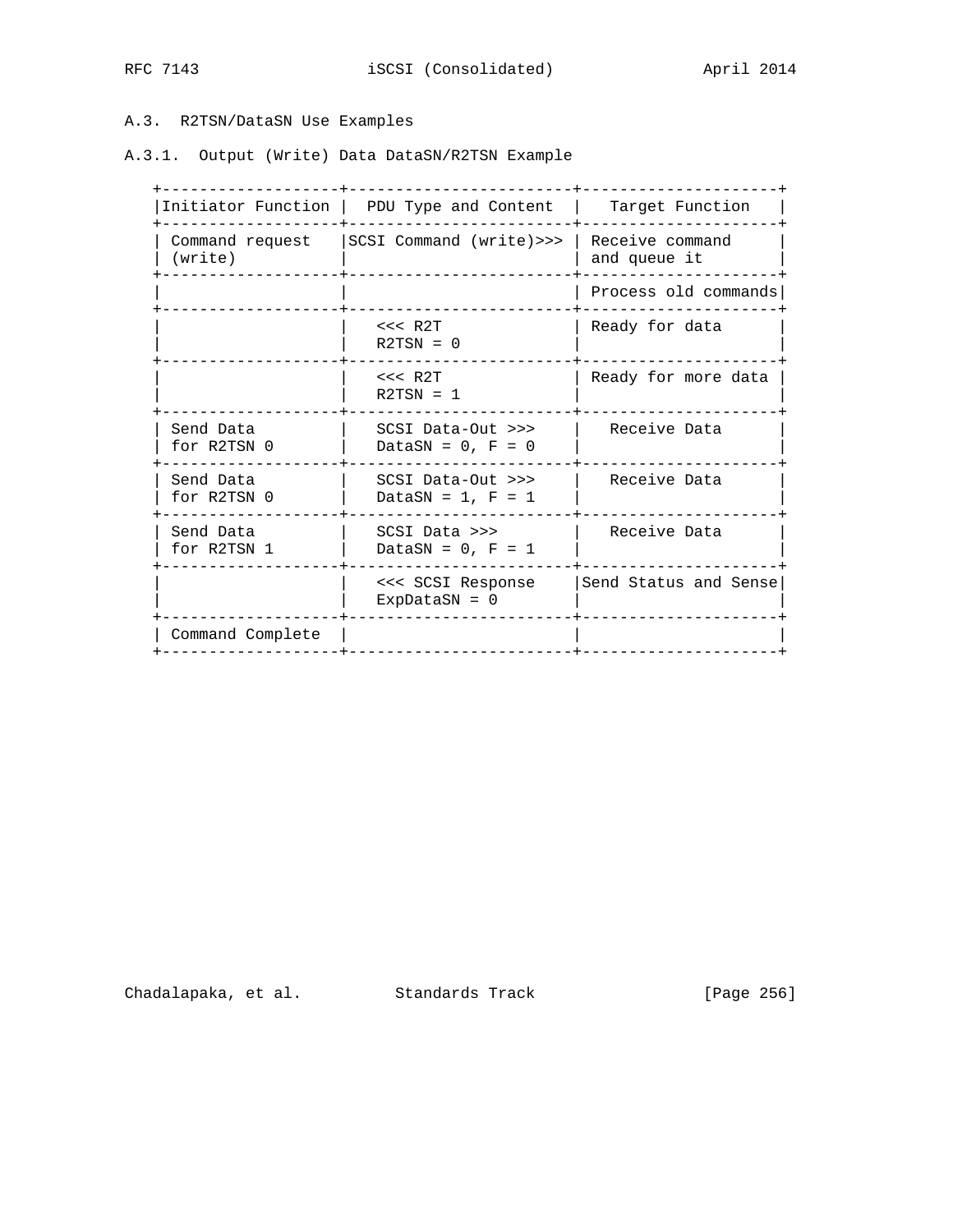### A.3. R2TSN/DataSN Use Examples

#### A.3.1. Output (Write) Data DataSN/R2TSN Example

| Initiator Function | PDU Type and Content | Target Function |
|---|---|---|
| Command request (write) | SCSI Command (write)>>> | Receive command and queue it |
| | | Process old commands |
| | <<< R2T R2TSN = 0 | Ready for data |
| | <<< R2T R2TSN = 1 | Ready for more data |
| Send Data for R2TSN 0 | SCSI Data-Out >>> DataSN = 0, F = 0 | Receive Data |
| Send Data for R2TSN 0 | SCSI Data-Out >>> DataSN = 1, F = 1 | Receive Data |
| Send Data for R2TSN 1 | SCSI Data >>> DataSN = 0, F = 1 | Receive Data |
| | <<< SCSI Response ExpDataSN = 0 | Send Status and Sense |
| Command Complete | | |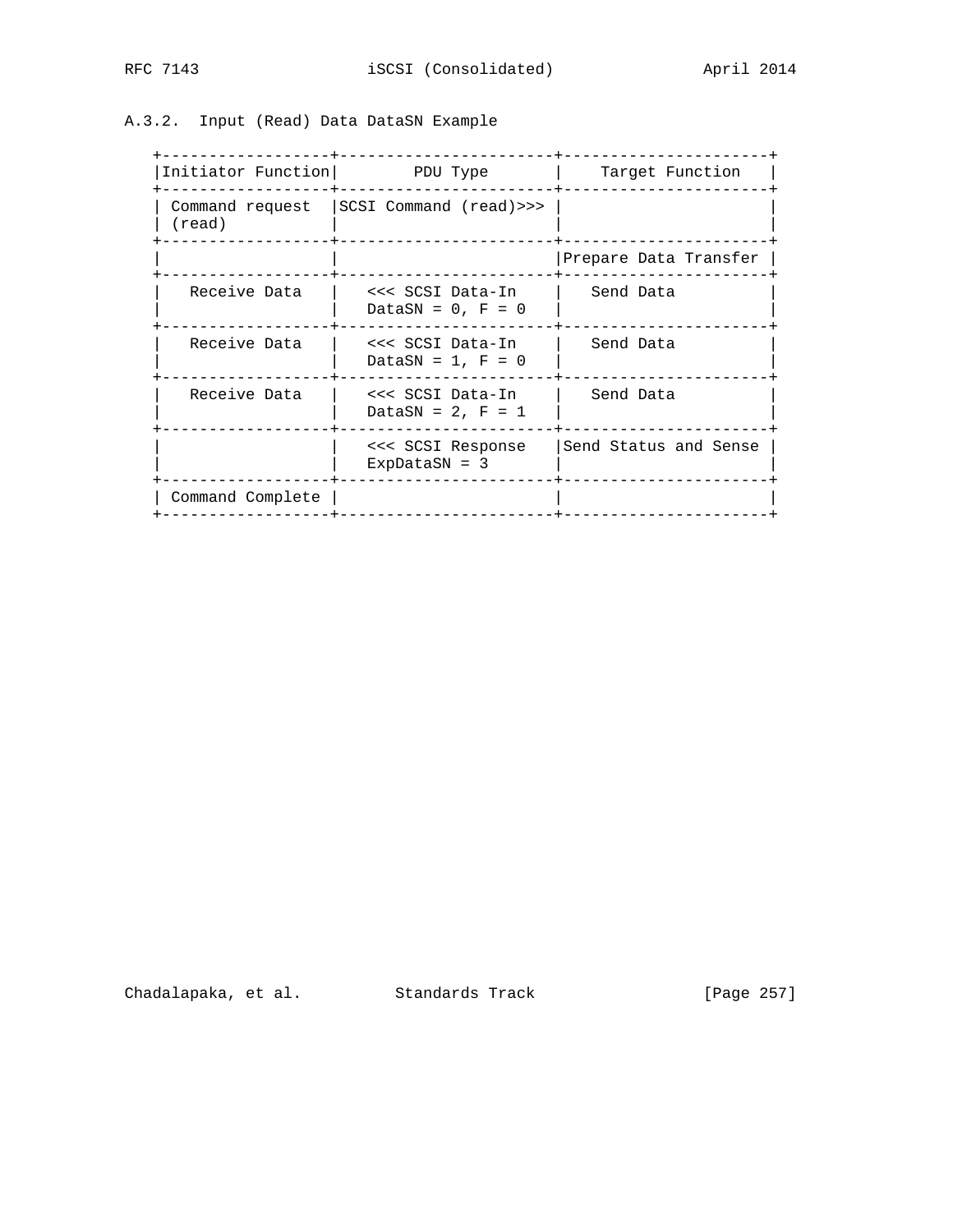### A.3.2. Input (Read) Data DataSN Example

| Initiator Function | PDU Type | Target Function |
| --- | --- | --- |
| Command request (read) | SCSI Command (read)>>> | |
| | | Prepare Data Transfer |
| Receive Data | <<< SCSI Data-In DataSN = 0, F = 0 | Send Data |
| Receive Data | <<< SCSI Data-In DataSN = 1, F = 0 | Send Data |
| Receive Data | <<< SCSI Data-In DataSN = 2, F = 1 | Send Data |
| | <<< SCSI Response ExpDataSN = 3 | Send Status and Sense |
| Command Complete | | |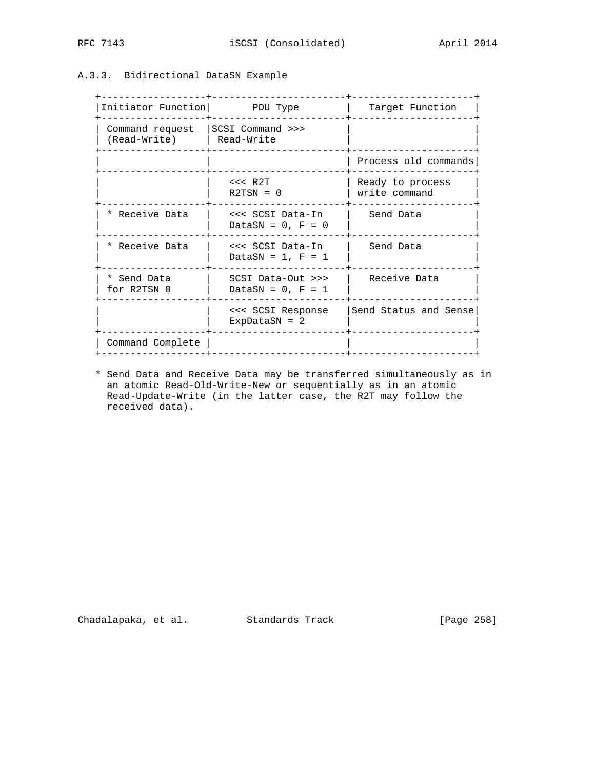### A.3.3. Bidirectional DataSN Example

| Initiator Function | PDU Type | Target Function |
|---|---|---|
| Command request (Read-Write) | SCSI Command >>> Read-Write | |
| | | Process old commands |
| | <<< R2T R2TSN = 0 | Ready to process write command |
| * Receive Data | <<< SCSI Data-In DataSN = 0, F = 0 | Send Data |
| * Receive Data | <<< SCSI Data-In DataSN = 1, F = 1 | Send Data |
| * Send Data for R2TSN 0 | SCSI Data-Out >>> DataSN = 0, F = 1 | Receive Data |
| | <<< SCSI Response ExpDataSN = 2 | Send Status and Sense |
| Command Complete | | |

* Send Data and Receive Data may be transferred simultaneously as in an atomic Read-Old-Write-New or sequentially as in an atomic Read-Update-Write (in the latter case, the R2T may follow the received data).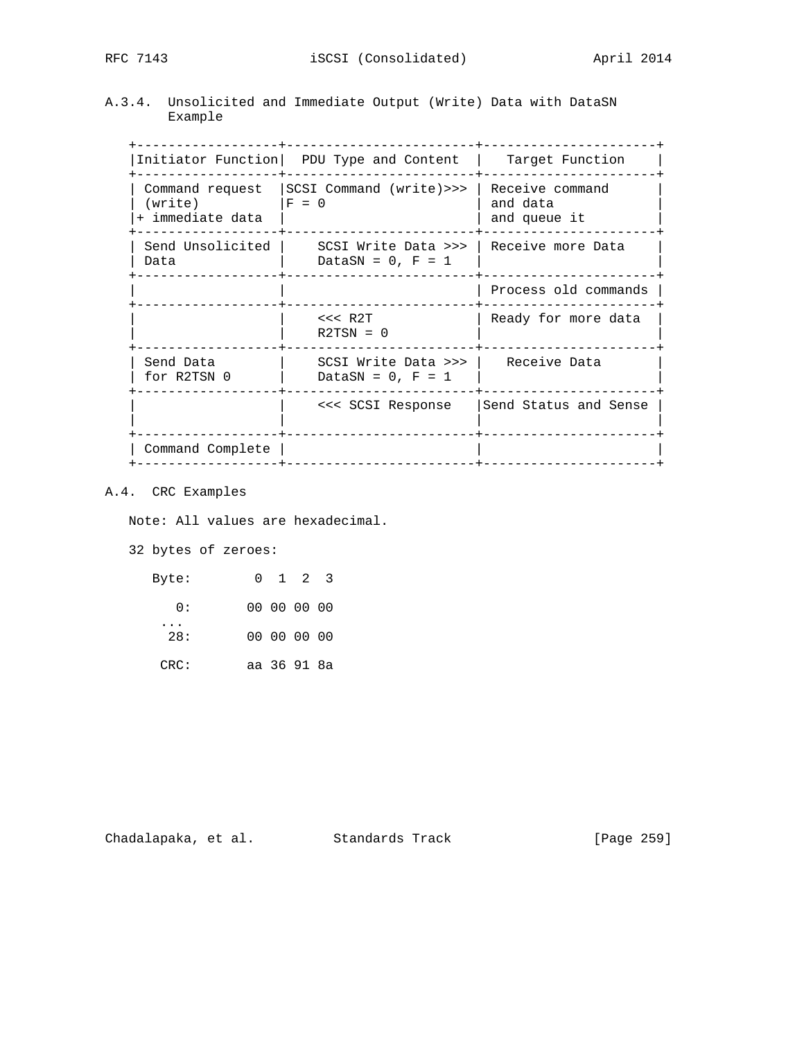### A.3.4. Unsolicited and Immediate Output (Write) Data with DataSN Example

| Initiator Function | PDU Type and Content | Target Function |
| --- | --- | --- |
| Command request (write) + immediate data | SCSI Command (write)>>> F = 0 | Receive command and data and queue it |
| Send Unsolicited Data | SCSI Write Data >>> DataSN = 0, F = 1 | Receive more Data |
| | | Process old commands |
| | <<< R2T R2TSN = 0 | Ready for more data |
| Send Data for R2TSN 0 | SCSI Write Data >>> DataSN = 0, F = 1 | Receive Data |
| | <<< SCSI Response | Send Status and Sense |
| Command Complete | | |

## A.4. CRC Examples

Note: All values are hexadecimal.

32 bytes of zeroes:

```
   Byte:        0  1  2  3

     0:       00 00 00 00
    ...
    28:       00 00 00 00

    CRC:      aa 36 91 8a
```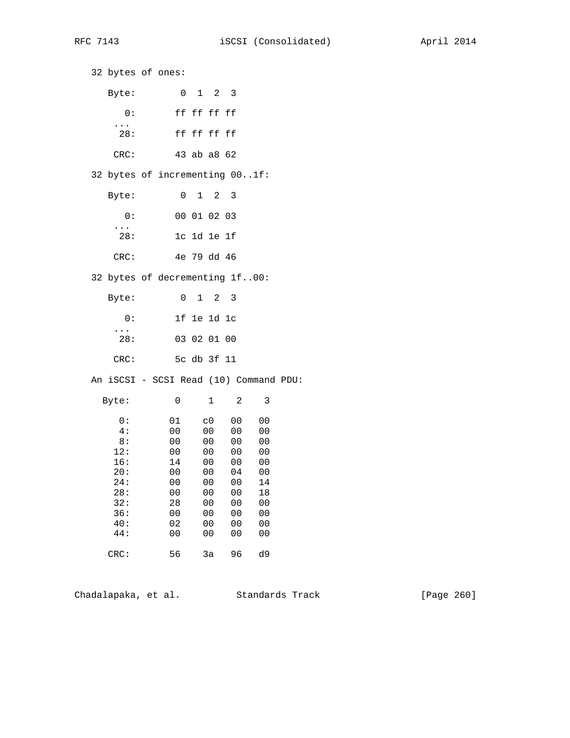32 bytes of ones:

```
   Byte:        0  1  2  3

     0:       ff ff ff ff
    ...
    28:       ff ff ff ff

   CRC:       43 ab a8 62
```

32 bytes of incrementing 00..1f:

```
   Byte:        0  1  2  3

     0:       00 01 02 03
    ...
    28:       1c 1d 1e 1f

   CRC:       4e 79 dd 46
```

32 bytes of decrementing 1f..00:

```
   Byte:        0  1  2  3

     0:       1f 1e 1d 1c
    ...
    28:       03 02 01 00

   CRC:       5c db 3f 11
```

An iSCSI - SCSI Read (10) Command PDU:

```
  Byte:        0     1    2    3

    0:       01    c0   00   00
    4:       00    00   00   00
    8:       00    00   00   00
   12:       00    00   00   00
   16:       14    00   00   00
   20:       00    00   04   00
   24:       00    00   00   14
   28:       00    00   00   18
   32:       28    00   00   00
   36:       00    00   00   00
   40:       02    00   00   00
   44:       00    00   00   00

  CRC:       56    3a   96   d9
```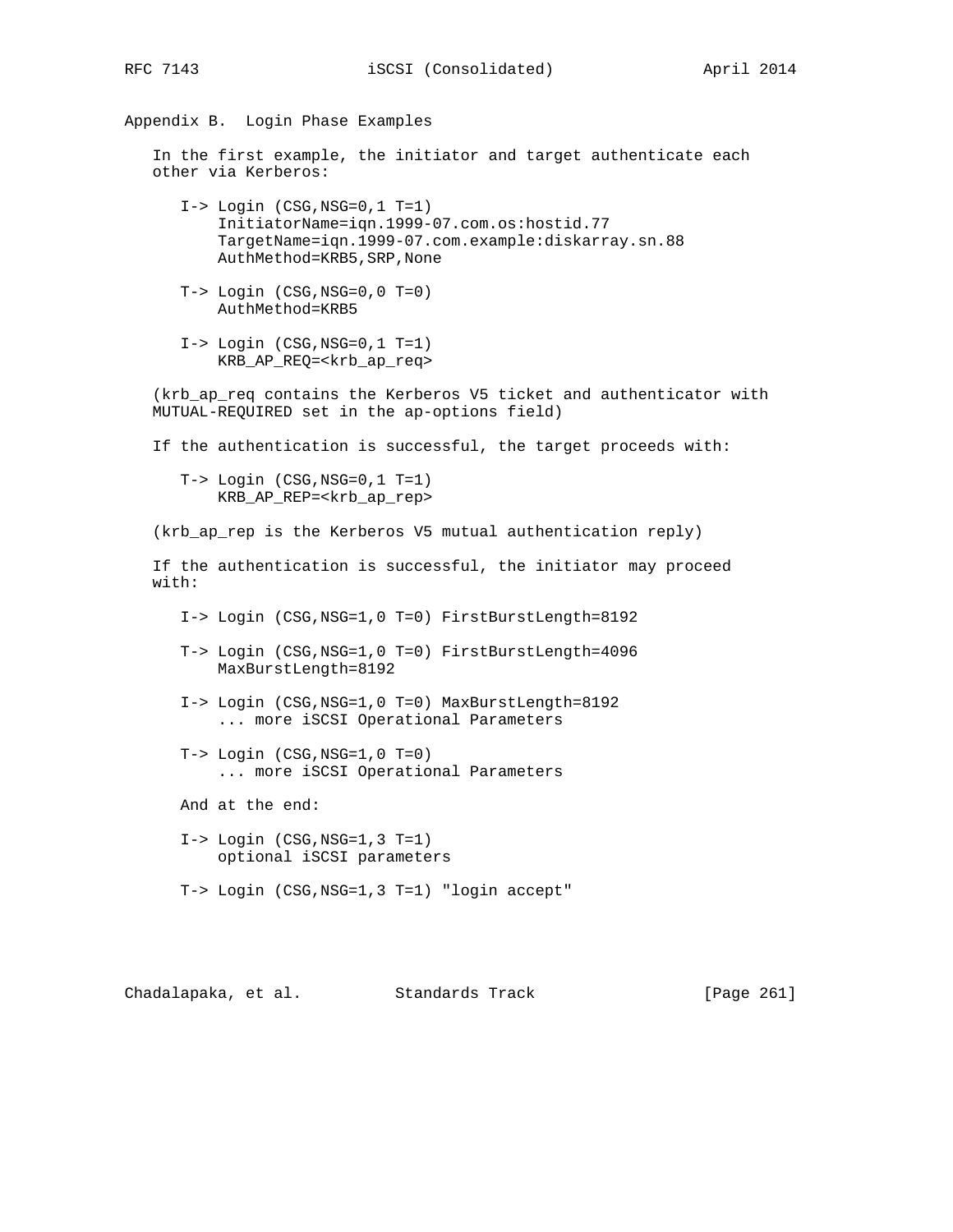## Appendix B. Login Phase Examples

In the first example, the initiator and target authenticate each other via Kerberos:

```
I-> Login (CSG,NSG=0,1 T=1)
    InitiatorName=iqn.1999-07.com.os:hostid.77
    TargetName=iqn.1999-07.com.example:diskarray.sn.88
    AuthMethod=KRB5,SRP,None

T-> Login (CSG,NSG=0,0 T=0)
    AuthMethod=KRB5

I-> Login (CSG,NSG=0,1 T=1)
    KRB_AP_REQ=<krb_ap_req>
```

(krb_ap_req contains the Kerberos V5 ticket and authenticator with MUTUAL-REQUIRED set in the ap-options field)

If the authentication is successful, the target proceeds with:

```
T-> Login (CSG,NSG=0,1 T=1)
    KRB_AP_REP=<krb_ap_rep>
```

(krb_ap_rep is the Kerberos V5 mutual authentication reply)

If the authentication is successful, the initiator may proceed with:

```
I-> Login (CSG,NSG=1,0 T=0) FirstBurstLength=8192

T-> Login (CSG,NSG=1,0 T=0) FirstBurstLength=4096
    MaxBurstLength=8192

I-> Login (CSG,NSG=1,0 T=0) MaxBurstLength=8192
    ... more iSCSI Operational Parameters

T-> Login (CSG,NSG=1,0 T=0)
    ... more iSCSI Operational Parameters
```

And at the end:

```
I-> Login (CSG,NSG=1,3 T=1)
    optional iSCSI parameters

T-> Login (CSG,NSG=1,3 T=1) "login accept"
```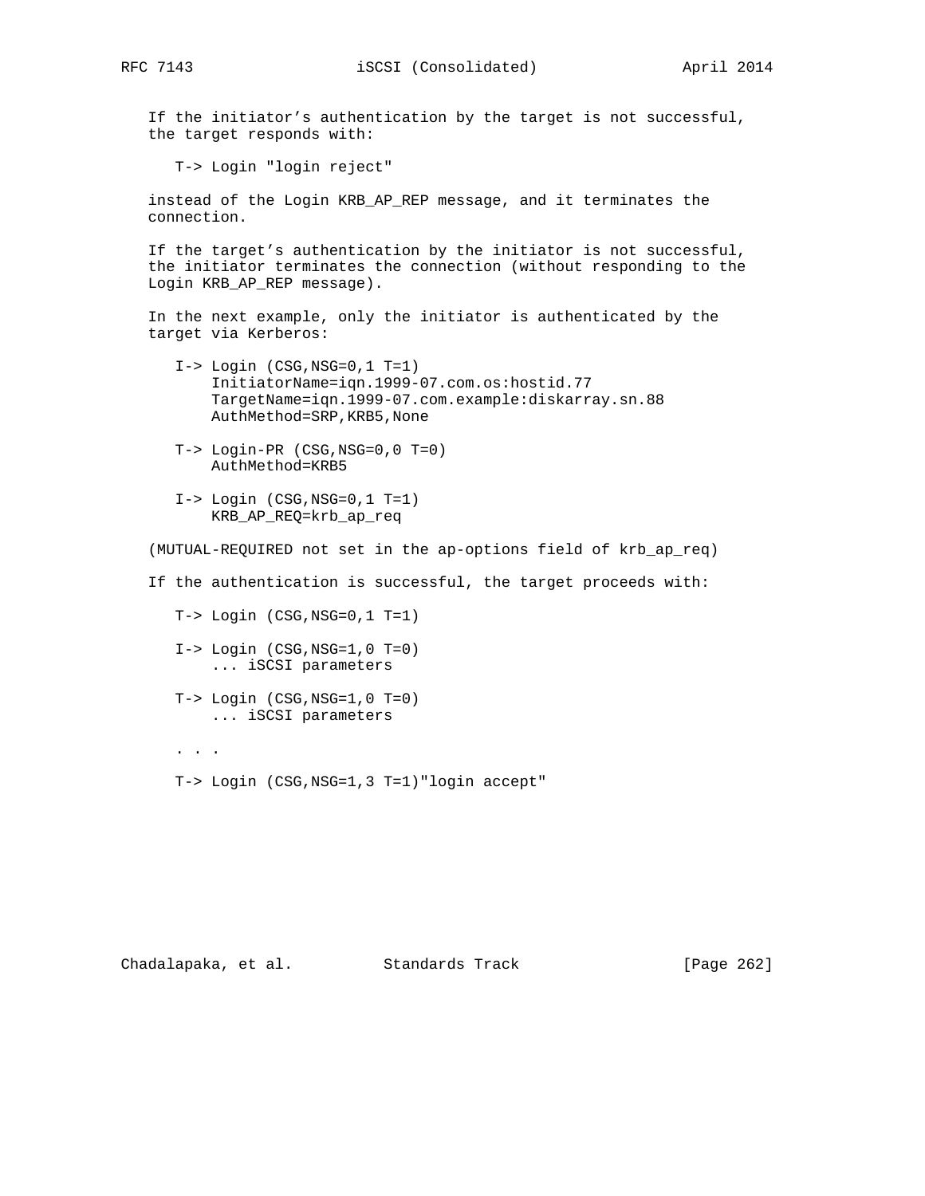If the initiator's authentication by the target is not successful, the target responds with:

```
T-> Login "login reject"
```

instead of the Login KRB_AP_REP message, and it terminates the connection.

If the target's authentication by the initiator is not successful, the initiator terminates the connection (without responding to the Login KRB_AP_REP message).

In the next example, only the initiator is authenticated by the target via Kerberos:

```
I-> Login (CSG,NSG=0,1 T=1)
    InitiatorName=iqn.1999-07.com.os:hostid.77
    TargetName=iqn.1999-07.com.example:diskarray.sn.88
    AuthMethod=SRP,KRB5,None

T-> Login-PR (CSG,NSG=0,0 T=0)
    AuthMethod=KRB5

I-> Login (CSG,NSG=0,1 T=1)
    KRB_AP_REQ=krb_ap_req
```

(MUTUAL-REQUIRED not set in the ap-options field of krb_ap_req)

If the authentication is successful, the target proceeds with:

```
T-> Login (CSG,NSG=0,1 T=1)

I-> Login (CSG,NSG=1,0 T=0)
    ... iSCSI parameters

T-> Login (CSG,NSG=1,0 T=0)
    ... iSCSI parameters

. . .

T-> Login (CSG,NSG=1,3 T=1)"login accept"
```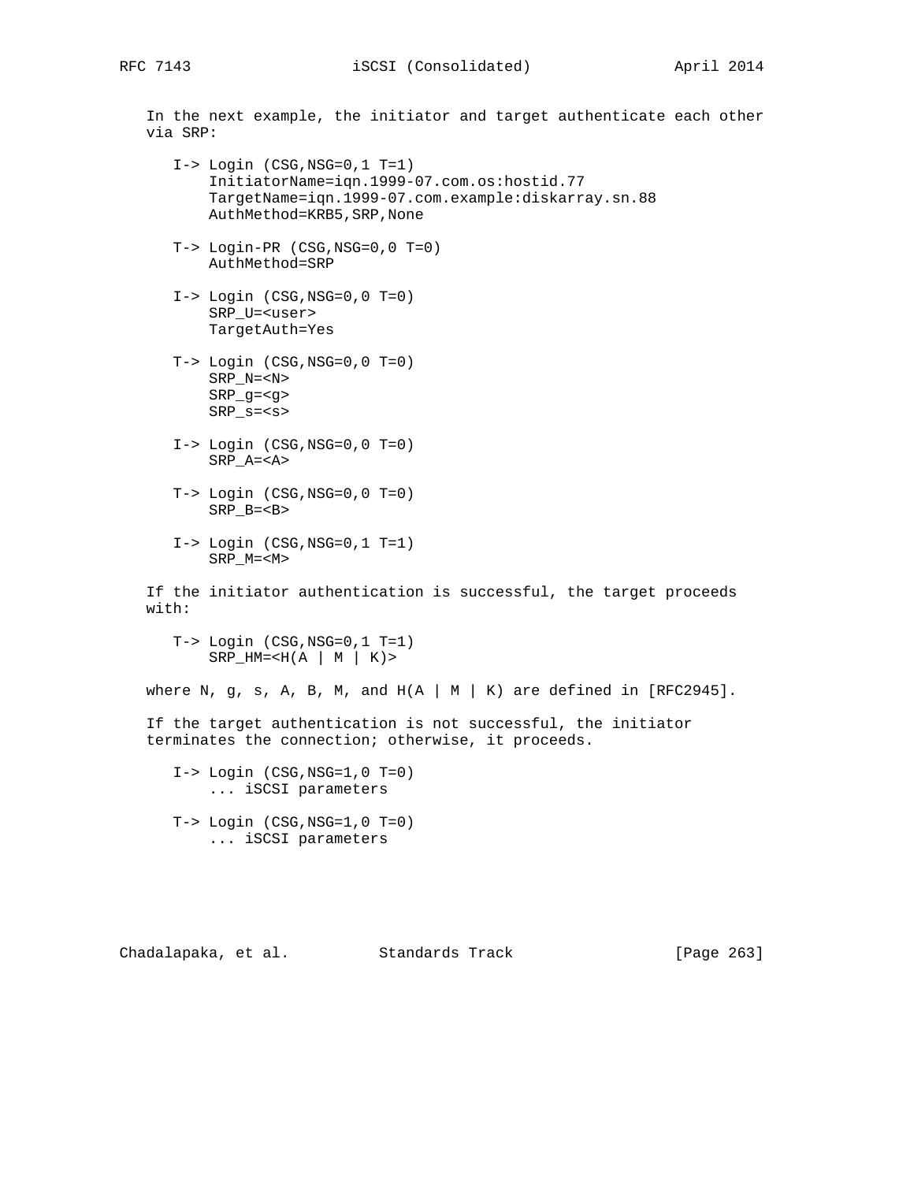In the next example, the initiator and target authenticate each other via SRP:

```
I-> Login (CSG,NSG=0,1 T=1)
    InitiatorName=iqn.1999-07.com.os:hostid.77
    TargetName=iqn.1999-07.com.example:diskarray.sn.88
    AuthMethod=KRB5,SRP,None

T-> Login-PR (CSG,NSG=0,0 T=0)
    AuthMethod=SRP

I-> Login (CSG,NSG=0,0 T=0)
    SRP_U=<user>
    TargetAuth=Yes

T-> Login (CSG,NSG=0,0 T=0)
    SRP_N=<N>
    SRP_g=<g>
    SRP_s=<s>

I-> Login (CSG,NSG=0,0 T=0)
    SRP_A=<A>

T-> Login (CSG,NSG=0,0 T=0)
    SRP_B=<B>

I-> Login (CSG,NSG=0,1 T=1)
    SRP_M=<M>
```

If the initiator authentication is successful, the target proceeds with:

```
T-> Login (CSG,NSG=0,1 T=1)
    SRP_HM=<H(A | M | K)>
```

where N, g, s, A, B, M, and H(A | M | K) are defined in [RFC2945].

If the target authentication is not successful, the initiator terminates the connection; otherwise, it proceeds.

```
I-> Login (CSG,NSG=1,0 T=0)
    ... iSCSI parameters

T-> Login (CSG,NSG=1,0 T=0)
    ... iSCSI parameters
```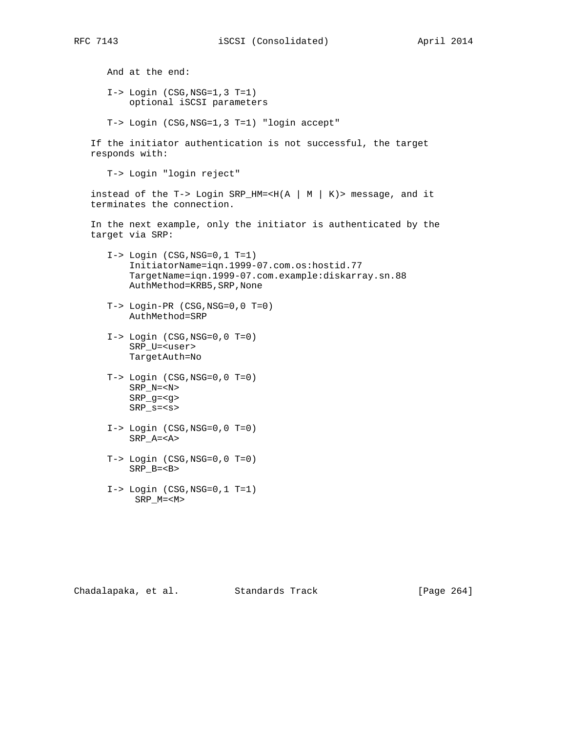And at the end:

```
I-> Login (CSG,NSG=1,3 T=1)
    optional iSCSI parameters

T-> Login (CSG,NSG=1,3 T=1) "login accept"
```

If the initiator authentication is not successful, the target responds with:

```
T-> Login "login reject"
```

instead of the T-> Login SRP_HM=<H(A | M | K)> message, and it terminates the connection.

In the next example, only the initiator is authenticated by the target via SRP:

```
I-> Login (CSG,NSG=0,1 T=1)
    InitiatorName=iqn.1999-07.com.os:hostid.77
    TargetName=iqn.1999-07.com.example:diskarray.sn.88
    AuthMethod=KRB5,SRP,None

T-> Login-PR (CSG,NSG=0,0 T=0)
    AuthMethod=SRP

I-> Login (CSG,NSG=0,0 T=0)
    SRP_U=<user>
    TargetAuth=No

T-> Login (CSG,NSG=0,0 T=0)
    SRP_N=<N>
    SRP_g=<g>
    SRP_s=<s>

I-> Login (CSG,NSG=0,0 T=0)
    SRP_A=<A>

T-> Login (CSG,NSG=0,0 T=0)
    SRP_B=<B>

I-> Login (CSG,NSG=0,1 T=1)
     SRP_M=<M>
```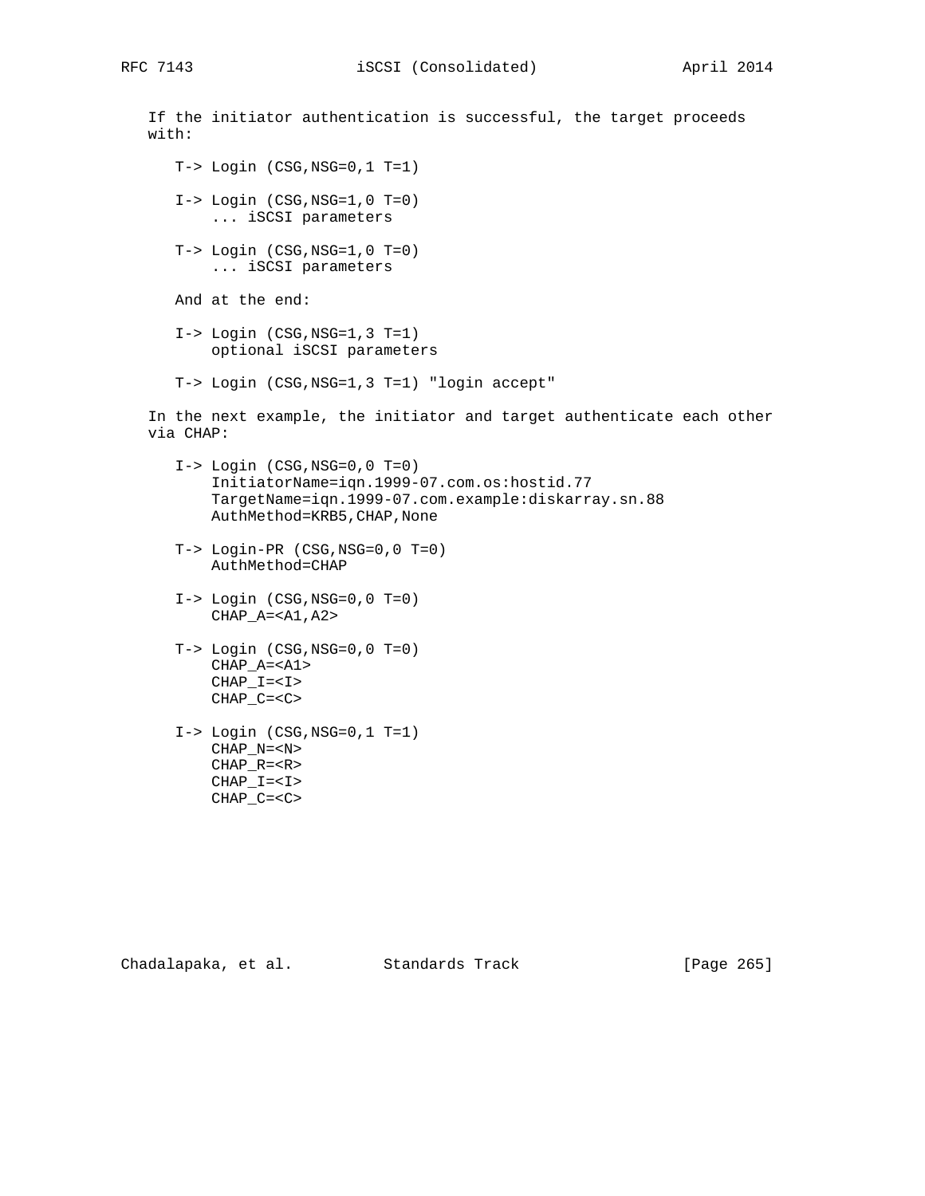If the initiator authentication is successful, the target proceeds with:

```
T-> Login (CSG,NSG=0,1 T=1)

I-> Login (CSG,NSG=1,0 T=0)
    ... iSCSI parameters

T-> Login (CSG,NSG=1,0 T=0)
    ... iSCSI parameters

And at the end:

I-> Login (CSG,NSG=1,3 T=1)
    optional iSCSI parameters

T-> Login (CSG,NSG=1,3 T=1) "login accept"
```

In the next example, the initiator and target authenticate each other via CHAP:

```
I-> Login (CSG,NSG=0,0 T=0)
    InitiatorName=iqn.1999-07.com.os:hostid.77
    TargetName=iqn.1999-07.com.example:diskarray.sn.88
    AuthMethod=KRB5,CHAP,None

T-> Login-PR (CSG,NSG=0,0 T=0)
    AuthMethod=CHAP

I-> Login (CSG,NSG=0,0 T=0)
    CHAP_A=<A1,A2>

T-> Login (CSG,NSG=0,0 T=0)
    CHAP_A=<A1>
    CHAP_I=<I>
    CHAP_C=<C>

I-> Login (CSG,NSG=0,1 T=1)
    CHAP_N=<N>
    CHAP_R=<R>
    CHAP_I=<I>
    CHAP_C=<C>
```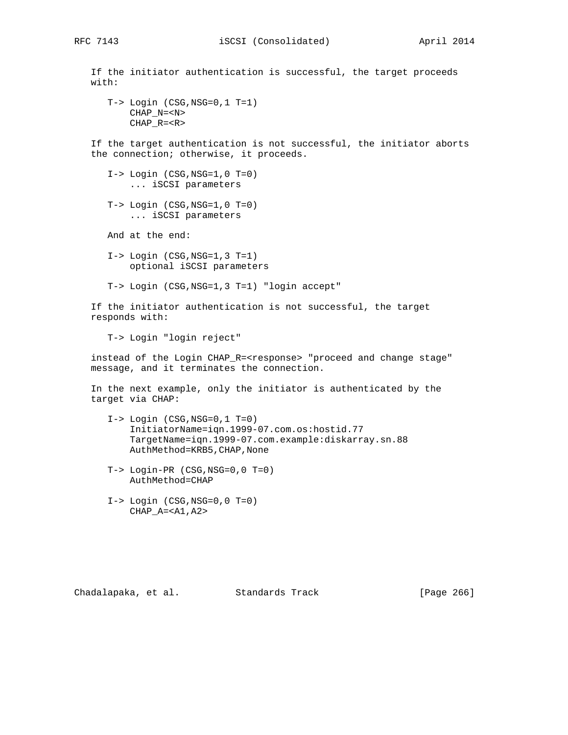If the initiator authentication is successful, the target proceeds with:

```
T-> Login (CSG,NSG=0,1 T=1)
    CHAP_N=<N>
    CHAP_R=<R>
```

If the target authentication is not successful, the initiator aborts the connection; otherwise, it proceeds.

```
I-> Login (CSG,NSG=1,0 T=0)
    ... iSCSI parameters

T-> Login (CSG,NSG=1,0 T=0)
    ... iSCSI parameters
```

And at the end:

```
I-> Login (CSG,NSG=1,3 T=1)
    optional iSCSI parameters

T-> Login (CSG,NSG=1,3 T=1) "login accept"
```

If the initiator authentication is not successful, the target responds with:

```
T-> Login "login reject"
```

instead of the Login CHAP_R=<response> "proceed and change stage" message, and it terminates the connection.

In the next example, only the initiator is authenticated by the target via CHAP:

```
I-> Login (CSG,NSG=0,1 T=0)
    InitiatorName=iqn.1999-07.com.os:hostid.77
    TargetName=iqn.1999-07.com.example:diskarray.sn.88
    AuthMethod=KRB5,CHAP,None

T-> Login-PR (CSG,NSG=0,0 T=0)
    AuthMethod=CHAP

I-> Login (CSG,NSG=0,0 T=0)
    CHAP_A=<A1,A2>
```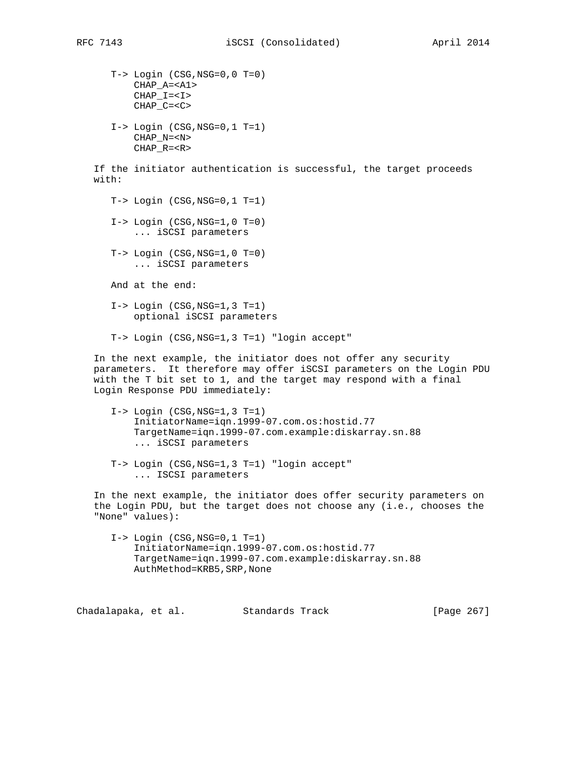```
T-> Login (CSG,NSG=0,0 T=0)
    CHAP_A=<A1>
    CHAP_I=<I>
    CHAP_C=<C>

I-> Login (CSG,NSG=0,1 T=1)
    CHAP_N=<N>
    CHAP_R=<R>
```

If the initiator authentication is successful, the target proceeds with:

```
T-> Login (CSG,NSG=0,1 T=1)

I-> Login (CSG,NSG=1,0 T=0)
    ... iSCSI parameters

T-> Login (CSG,NSG=1,0 T=0)
    ... iSCSI parameters

And at the end:

I-> Login (CSG,NSG=1,3 T=1)
    optional iSCSI parameters

T-> Login (CSG,NSG=1,3 T=1) "login accept"
```

In the next example, the initiator does not offer any security parameters. It therefore may offer iSCSI parameters on the Login PDU with the T bit set to 1, and the target may respond with a final Login Response PDU immediately:

```
I-> Login (CSG,NSG=1,3 T=1)
    InitiatorName=iqn.1999-07.com.os:hostid.77
    TargetName=iqn.1999-07.com.example:diskarray.sn.88
    ... iSCSI parameters

T-> Login (CSG,NSG=1,3 T=1) "login accept"
    ... ISCSI parameters
```

In the next example, the initiator does offer security parameters on the Login PDU, but the target does not choose any (i.e., chooses the "None" values):

```
I-> Login (CSG,NSG=0,1 T=1)
    InitiatorName=iqn.1999-07.com.os:hostid.77
    TargetName=iqn.1999-07.com.example:diskarray.sn.88
    AuthMethod=KRB5,SRP,None
```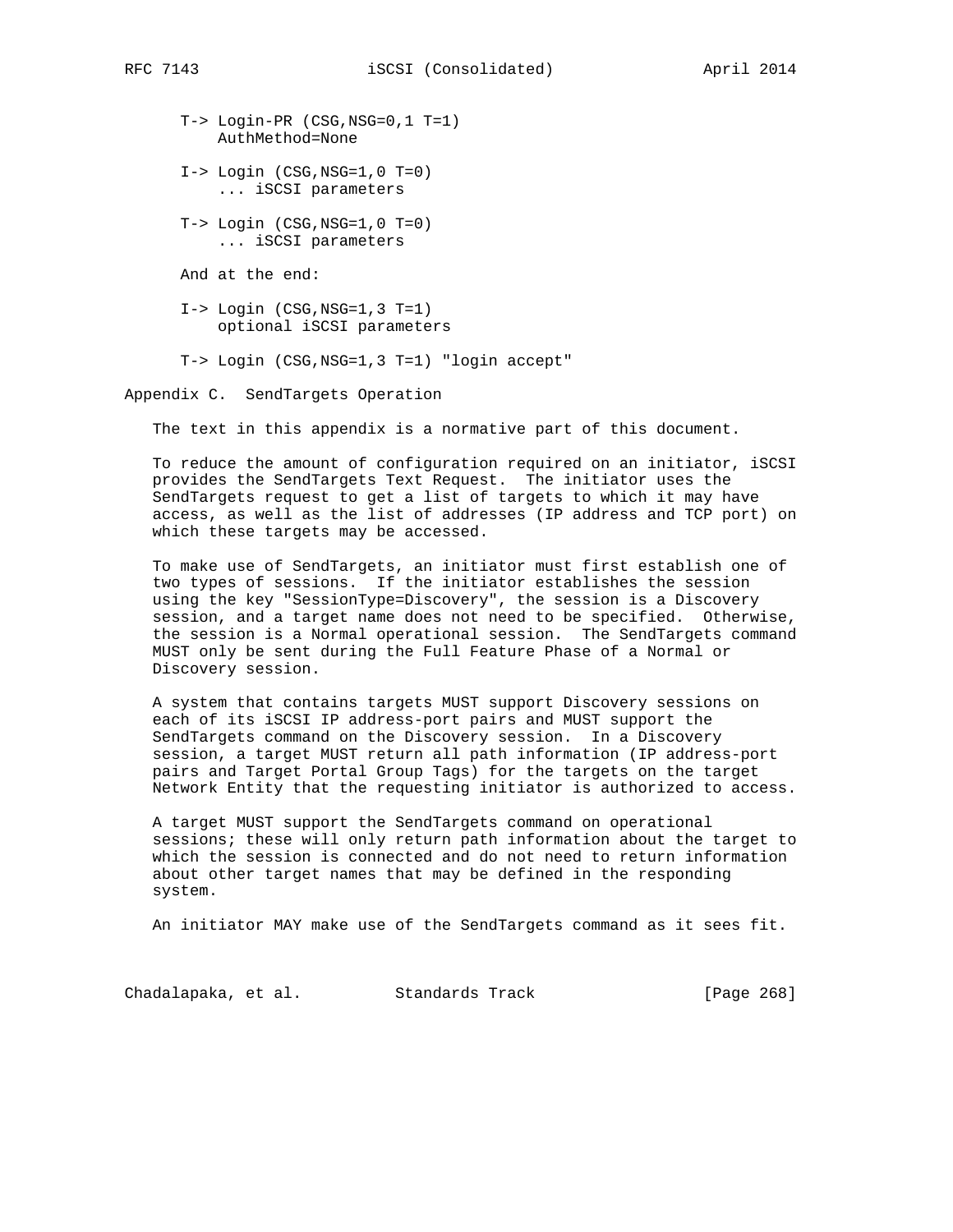```
T-> Login-PR (CSG,NSG=0,1 T=1)
    AuthMethod=None

I-> Login (CSG,NSG=1,0 T=0)
    ... iSCSI parameters

T-> Login (CSG,NSG=1,0 T=0)
    ... iSCSI parameters

And at the end:

I-> Login (CSG,NSG=1,3 T=1)
    optional iSCSI parameters

T-> Login (CSG,NSG=1,3 T=1) "login accept"
```

## Appendix C. SendTargets Operation

The text in this appendix is a normative part of this document.

To reduce the amount of configuration required on an initiator, iSCSI provides the SendTargets Text Request. The initiator uses the SendTargets request to get a list of targets to which it may have access, as well as the list of addresses (IP address and TCP port) on which these targets may be accessed.

To make use of SendTargets, an initiator must first establish one of two types of sessions. If the initiator establishes the session using the key "SessionType=Discovery", the session is a Discovery session, and a target name does not need to be specified. Otherwise, the session is a Normal operational session. The SendTargets command MUST only be sent during the Full Feature Phase of a Normal or Discovery session.

A system that contains targets MUST support Discovery sessions on each of its iSCSI IP address-port pairs and MUST support the SendTargets command on the Discovery session. In a Discovery session, a target MUST return all path information (IP address-port pairs and Target Portal Group Tags) for the targets on the target Network Entity that the requesting initiator is authorized to access.

A target MUST support the SendTargets command on operational sessions; these will only return path information about the target to which the session is connected and do not need to return information about other target names that may be defined in the responding system.

An initiator MAY make use of the SendTargets command as it sees fit.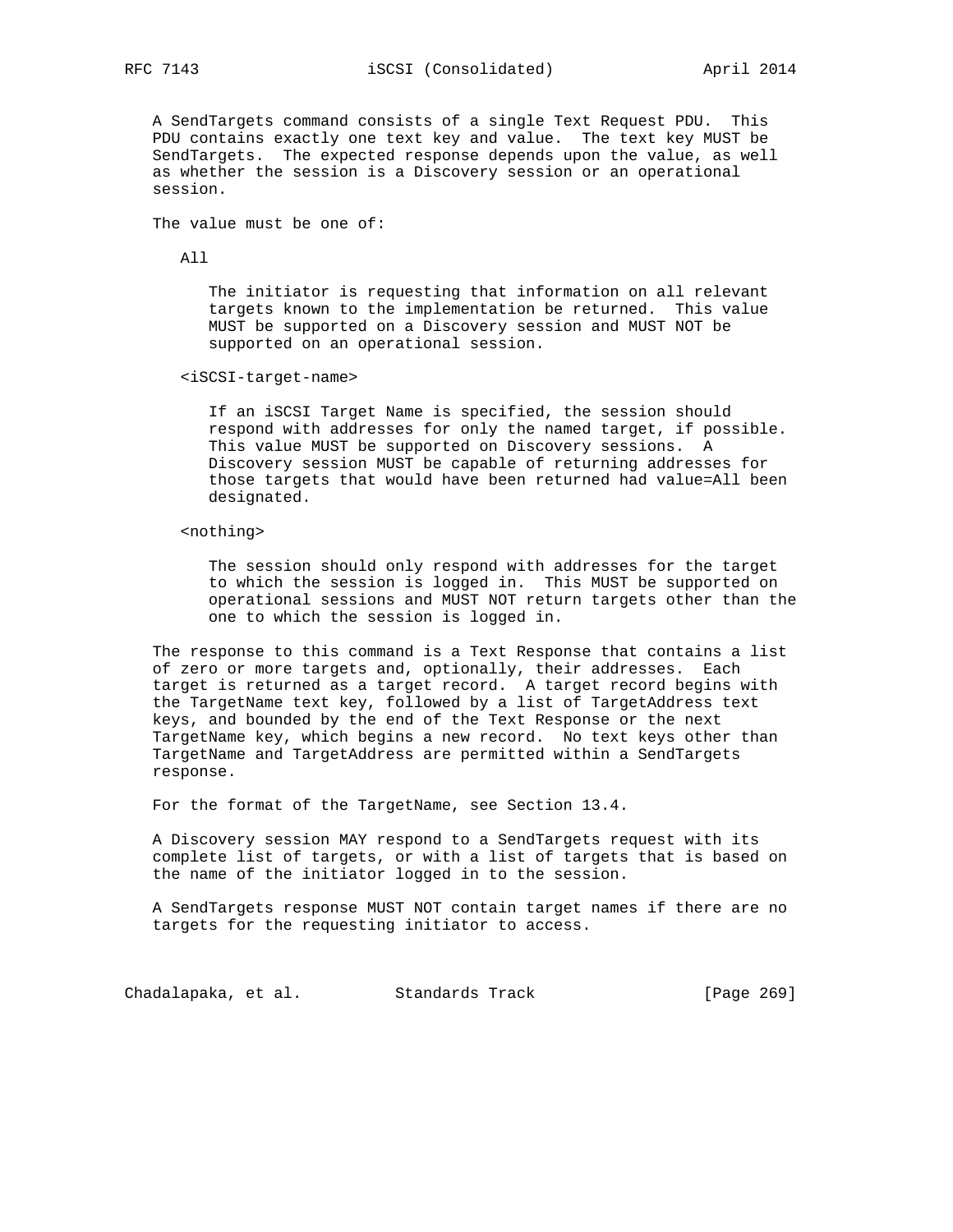A SendTargets command consists of a single Text Request PDU. This PDU contains exactly one text key and value. The text key MUST be SendTargets. The expected response depends upon the value, as well as whether the session is a Discovery session or an operational session.

The value must be one of:

All

The initiator is requesting that information on all relevant targets known to the implementation be returned. This value MUST be supported on a Discovery session and MUST NOT be supported on an operational session.

<iSCSI-target-name>

If an iSCSI Target Name is specified, the session should respond with addresses for only the named target, if possible. This value MUST be supported on Discovery sessions. A Discovery session MUST be capable of returning addresses for those targets that would have been returned had value=All been designated.

<nothing>

The session should only respond with addresses for the target to which the session is logged in. This MUST be supported on operational sessions and MUST NOT return targets other than the one to which the session is logged in.

The response to this command is a Text Response that contains a list of zero or more targets and, optionally, their addresses. Each target is returned as a target record. A target record begins with the TargetName text key, followed by a list of TargetAddress text keys, and bounded by the end of the Text Response or the next TargetName key, which begins a new record. No text keys other than TargetName and TargetAddress are permitted within a SendTargets response.

For the format of the TargetName, see Section 13.4.

A Discovery session MAY respond to a SendTargets request with its complete list of targets, or with a list of targets that is based on the name of the initiator logged in to the session.

A SendTargets response MUST NOT contain target names if there are no targets for the requesting initiator to access.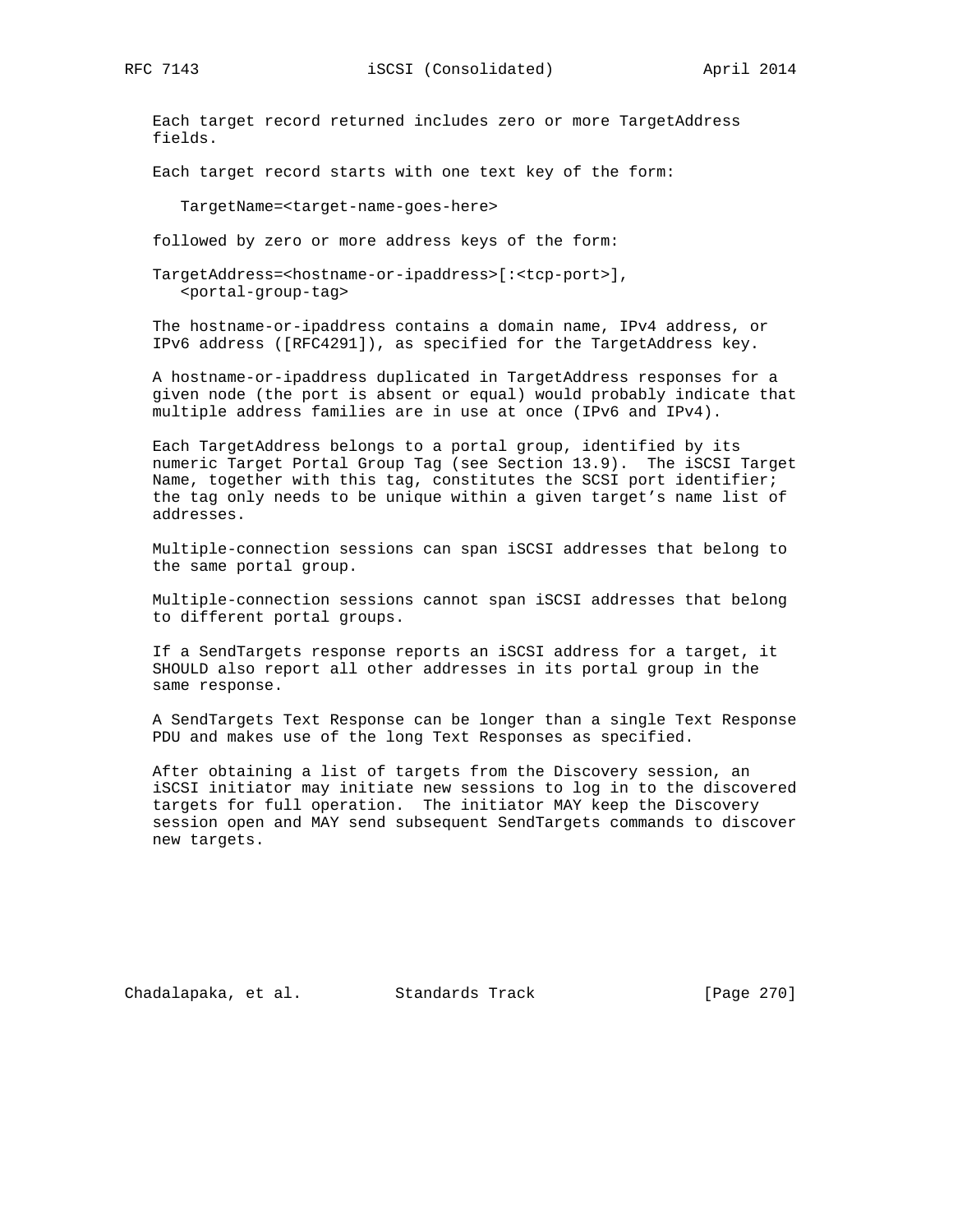Each target record returned includes zero or more TargetAddress fields.

Each target record starts with one text key of the form:

```
TargetName=<target-name-goes-here>
```

followed by zero or more address keys of the form:

```
TargetAddress=<hostname-or-ipaddress>[:<tcp-port>],
   <portal-group-tag>
```

The hostname-or-ipaddress contains a domain name, IPv4 address, or IPv6 address ([RFC4291]), as specified for the TargetAddress key.

A hostname-or-ipaddress duplicated in TargetAddress responses for a given node (the port is absent or equal) would probably indicate that multiple address families are in use at once (IPv6 and IPv4).

Each TargetAddress belongs to a portal group, identified by its numeric Target Portal Group Tag (see Section 13.9). The iSCSI Target Name, together with this tag, constitutes the SCSI port identifier; the tag only needs to be unique within a given target's name list of addresses.

Multiple-connection sessions can span iSCSI addresses that belong to the same portal group.

Multiple-connection sessions cannot span iSCSI addresses that belong to different portal groups.

If a SendTargets response reports an iSCSI address for a target, it SHOULD also report all other addresses in its portal group in the same response.

A SendTargets Text Response can be longer than a single Text Response PDU and makes use of the long Text Responses as specified.

After obtaining a list of targets from the Discovery session, an iSCSI initiator may initiate new sessions to log in to the discovered targets for full operation. The initiator MAY keep the Discovery session open and MAY send subsequent SendTargets commands to discover new targets.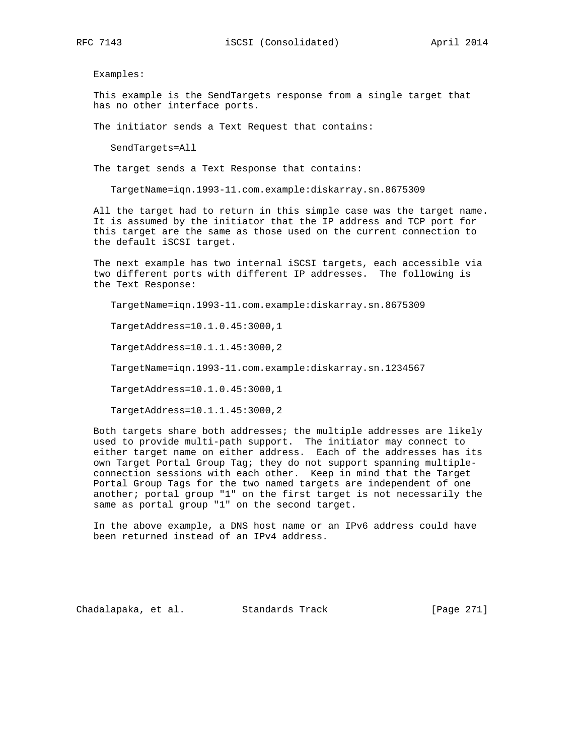Examples:

This example is the SendTargets response from a single target that has no other interface ports.

The initiator sends a Text Request that contains:

```
SendTargets=All
```

The target sends a Text Response that contains:

```
TargetName=iqn.1993-11.com.example:diskarray.sn.8675309
```

All the target had to return in this simple case was the target name. It is assumed by the initiator that the IP address and TCP port for this target are the same as those used on the current connection to the default iSCSI target.

The next example has two internal iSCSI targets, each accessible via two different ports with different IP addresses. The following is the Text Response:

```
TargetName=iqn.1993-11.com.example:diskarray.sn.8675309

TargetAddress=10.1.0.45:3000,1

TargetAddress=10.1.1.45:3000,2

TargetName=iqn.1993-11.com.example:diskarray.sn.1234567

TargetAddress=10.1.0.45:3000,1

TargetAddress=10.1.1.45:3000,2
```

Both targets share both addresses; the multiple addresses are likely used to provide multi-path support. The initiator may connect to either target name on either address. Each of the addresses has its own Target Portal Group Tag; they do not support spanning multiple-connection sessions with each other. Keep in mind that the Target Portal Group Tags for the two named targets are independent of one another; portal group "1" on the first target is not necessarily the same as portal group "1" on the second target.

In the above example, a DNS host name or an IPv6 address could have been returned instead of an IPv4 address.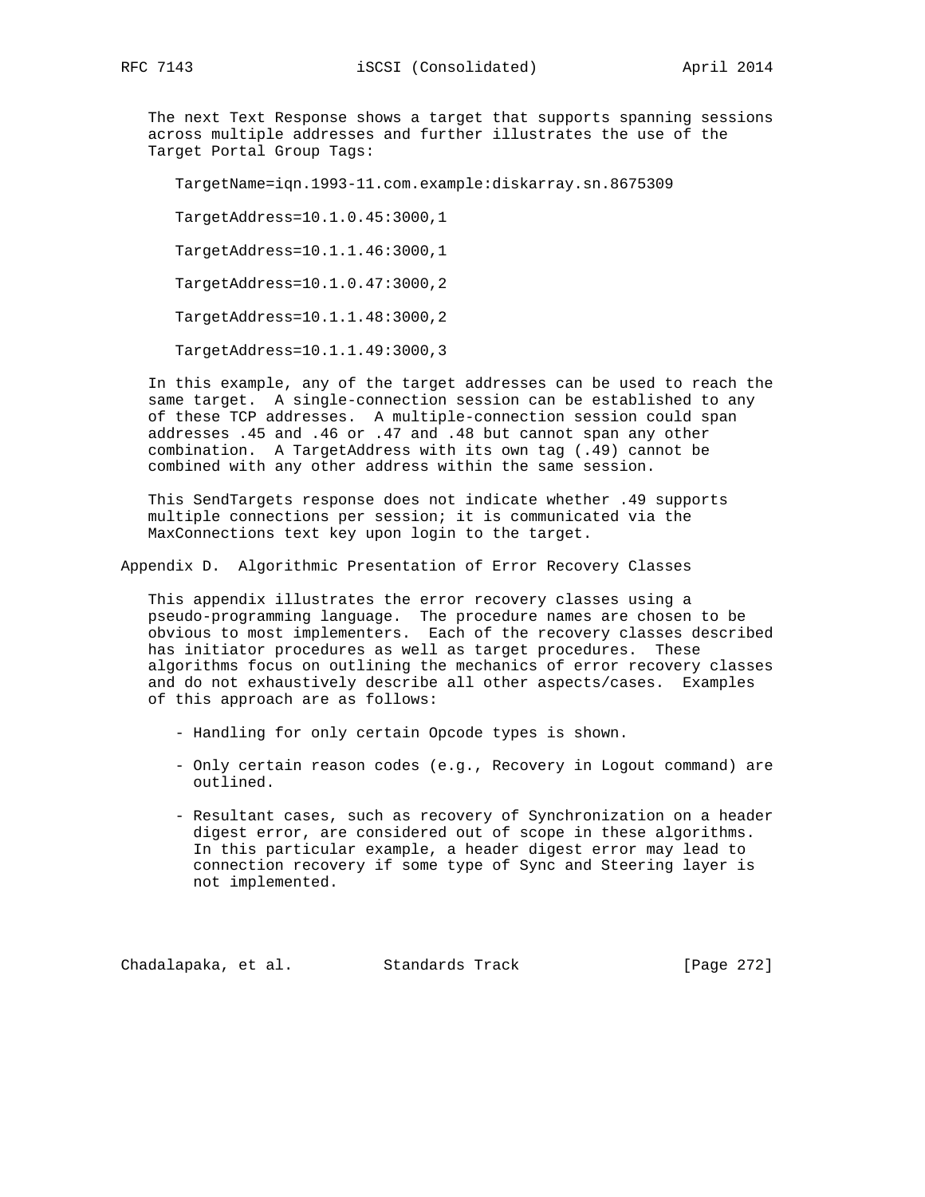The next Text Response shows a target that supports spanning sessions across multiple addresses and further illustrates the use of the Target Portal Group Tags:

```
TargetName=iqn.1993-11.com.example:diskarray.sn.8675309

TargetAddress=10.1.0.45:3000,1

TargetAddress=10.1.1.46:3000,1

TargetAddress=10.1.0.47:3000,2

TargetAddress=10.1.1.48:3000,2

TargetAddress=10.1.1.49:3000,3
```

In this example, any of the target addresses can be used to reach the same target. A single-connection session can be established to any of these TCP addresses. A multiple-connection session could span addresses .45 and .46 or .47 and .48 but cannot span any other combination. A TargetAddress with its own tag (.49) cannot be combined with any other address within the same session.

This SendTargets response does not indicate whether .49 supports multiple connections per session; it is communicated via the MaxConnections text key upon login to the target.

# Appendix D. Algorithmic Presentation of Error Recovery Classes

This appendix illustrates the error recovery classes using a pseudo-programming language. The procedure names are chosen to be obvious to most implementers. Each of the recovery classes described has initiator procedures as well as target procedures. These algorithms focus on outlining the mechanics of error recovery classes and do not exhaustively describe all other aspects/cases. Examples of this approach are as follows:

- Handling for only certain Opcode types is shown.

- Only certain reason codes (e.g., Recovery in Logout command) are outlined.

- Resultant cases, such as recovery of Synchronization on a header digest error, are considered out of scope in these algorithms. In this particular example, a header digest error may lead to connection recovery if some type of Sync and Steering layer is not implemented.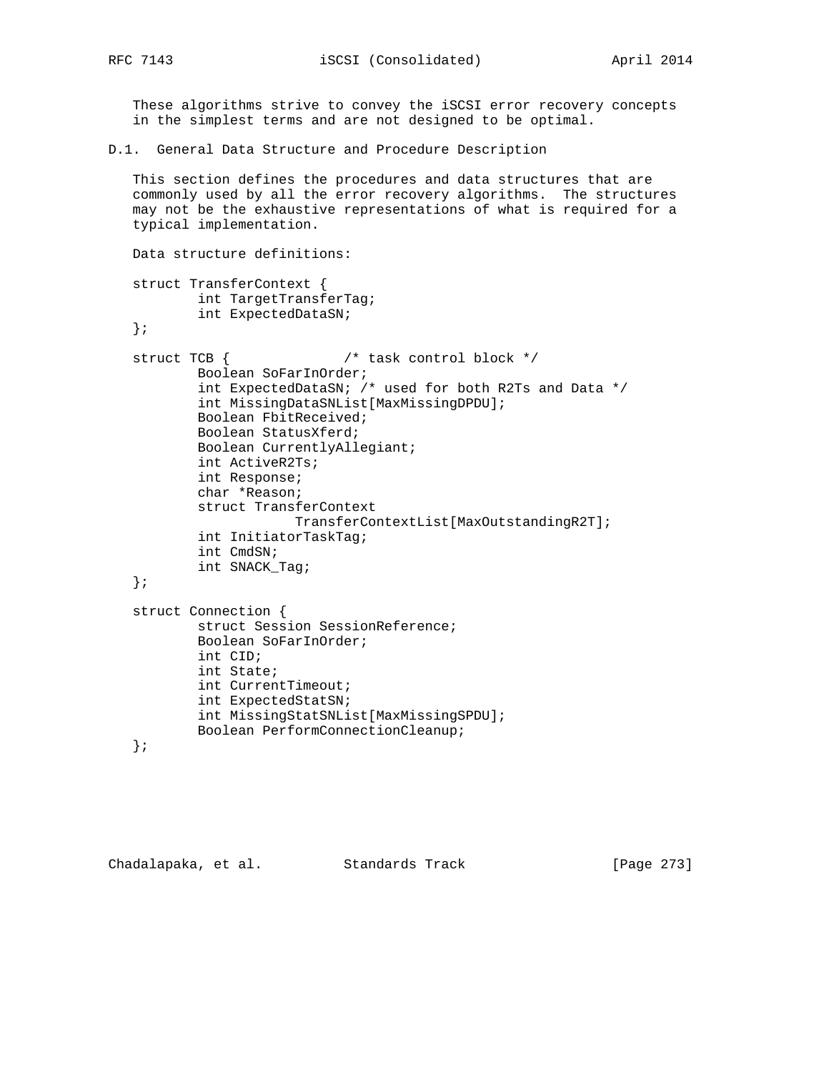These algorithms strive to convey the iSCSI error recovery concepts in the simplest terms and are not designed to be optimal.

## D.1. General Data Structure and Procedure Description

This section defines the procedures and data structures that are commonly used by all the error recovery algorithms. The structures may not be the exhaustive representations of what is required for a typical implementation.

Data structure definitions:

```
struct TransferContext {
        int TargetTransferTag;
        int ExpectedDataSN;
};

struct TCB {              /* task control block */
        Boolean SoFarInOrder;
        int ExpectedDataSN; /* used for both R2Ts and Data */
        int MissingDataSNList[MaxMissingDPDU];
        Boolean FbitReceived;
        Boolean StatusXferd;
        Boolean CurrentlyAllegiant;
        int ActiveR2Ts;
        int Response;
        char *Reason;
        struct TransferContext
                  TransferContextList[MaxOutstandingR2T];
        int InitiatorTaskTag;
        int CmdSN;
        int SNACK_Tag;
};

struct Connection {
        struct Session SessionReference;
        Boolean SoFarInOrder;
        int CID;
        int State;
        int CurrentTimeout;
        int ExpectedStatSN;
        int MissingStatSNList[MaxMissingSPDU];
        Boolean PerformConnectionCleanup;
};
```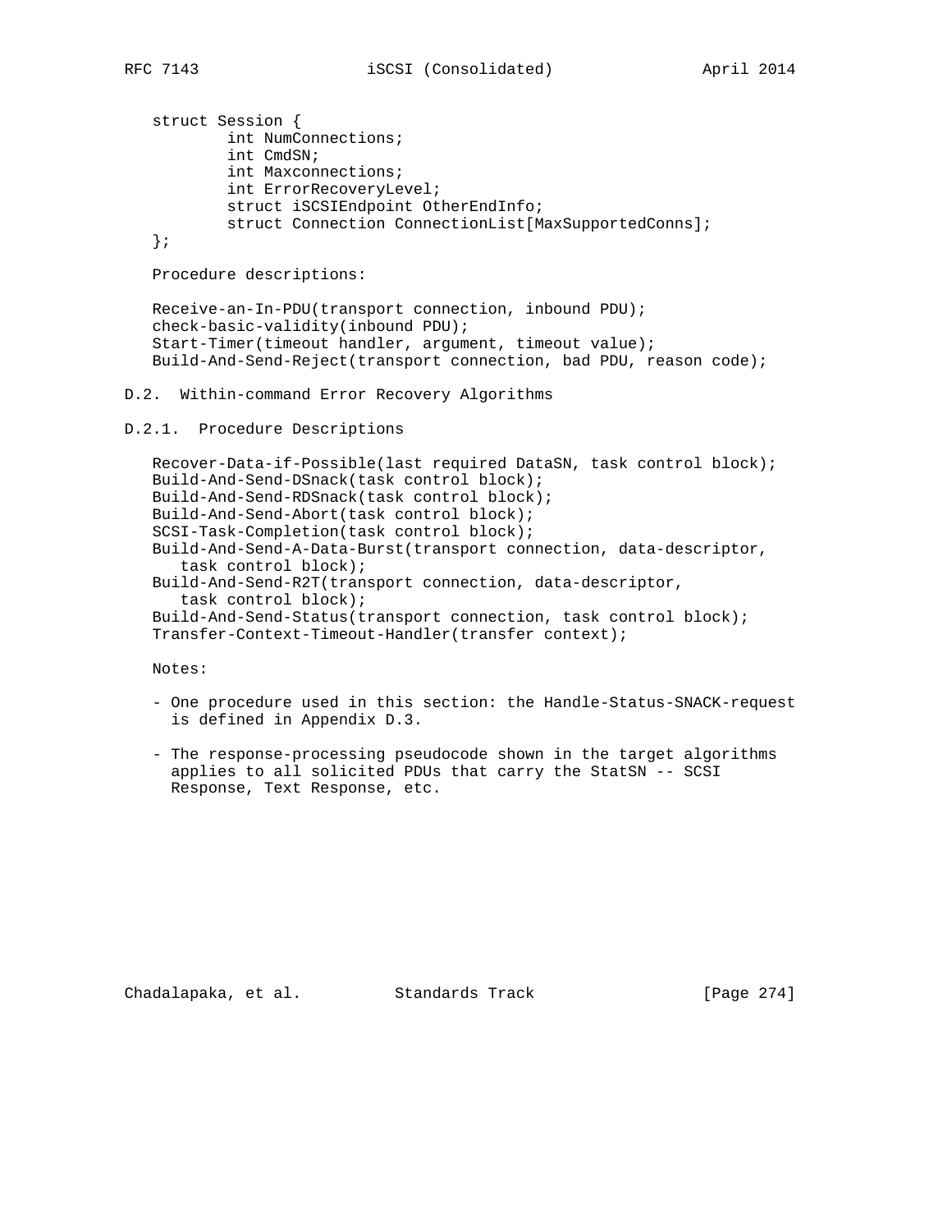```
struct Session {
        int NumConnections;
        int CmdSN;
        int Maxconnections;
        int ErrorRecoveryLevel;
        struct iSCSIEndpoint OtherEndInfo;
        struct Connection ConnectionList[MaxSupportedConns];
};
```

Procedure descriptions:

```
Receive-an-In-PDU(transport connection, inbound PDU);
check-basic-validity(inbound PDU);
Start-Timer(timeout handler, argument, timeout value);
Build-And-Send-Reject(transport connection, bad PDU, reason code);
```

## D.2. Within-command Error Recovery Algorithms

### D.2.1. Procedure Descriptions

```
Recover-Data-if-Possible(last required DataSN, task control block);
Build-And-Send-DSnack(task control block);
Build-And-Send-RDSnack(task control block);
Build-And-Send-Abort(task control block);
SCSI-Task-Completion(task control block);
Build-And-Send-A-Data-Burst(transport connection, data-descriptor,
   task control block);
Build-And-Send-R2T(transport connection, data-descriptor,
   task control block);
Build-And-Send-Status(transport connection, task control block);
Transfer-Context-Timeout-Handler(transfer context);
```

Notes:

- One procedure used in this section: the Handle-Status-SNACK-request is defined in Appendix D.3.

- The response-processing pseudocode shown in the target algorithms applies to all solicited PDUs that carry the StatSN -- SCSI Response, Text Response, etc.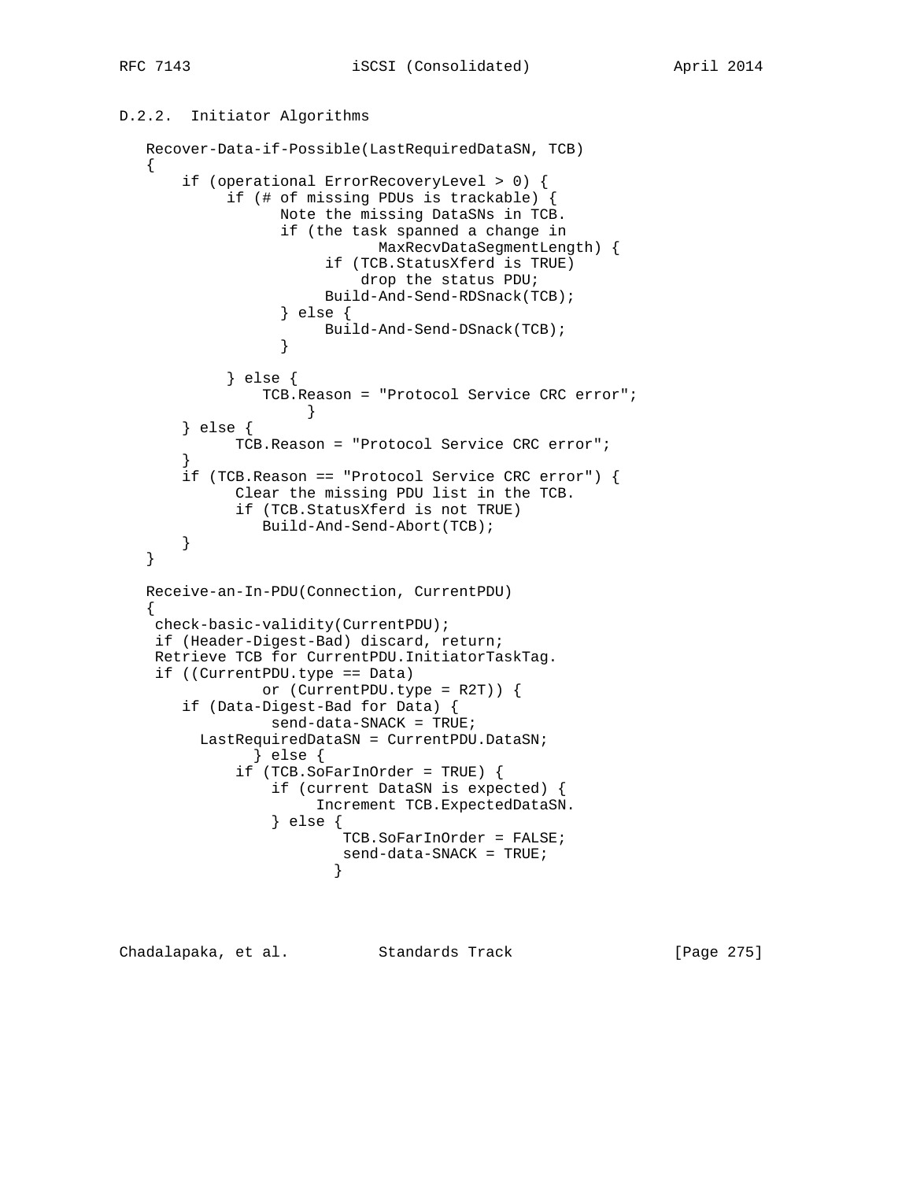### D.2.2. Initiator Algorithms

```
   Recover-Data-if-Possible(LastRequiredDataSN, TCB)
   {
       if (operational ErrorRecoveryLevel > 0) {
            if (# of missing PDUs is trackable) {
                  Note the missing DataSNs in TCB.
                  if (the task spanned a change in
                              MaxRecvDataSegmentLength) {
                       if (TCB.StatusXferd is TRUE)
                           drop the status PDU;
                       Build-And-Send-RDSnack(TCB);
                  } else {
                       Build-And-Send-DSnack(TCB);
                  }

            } else {
                TCB.Reason = "Protocol Service CRC error";
                     }
       } else {
             TCB.Reason = "Protocol Service CRC error";
       }
       if (TCB.Reason == "Protocol Service CRC error") {
             Clear the missing PDU list in the TCB.
             if (TCB.StatusXferd is not TRUE)
                Build-And-Send-Abort(TCB);
       }
   }

   Receive-an-In-PDU(Connection, CurrentPDU)
   {
    check-basic-validity(CurrentPDU);
    if (Header-Digest-Bad) discard, return;
    Retrieve TCB for CurrentPDU.InitiatorTaskTag.
    if ((CurrentPDU.type == Data)
                or (CurrentPDU.type = R2T)) {
       if (Data-Digest-Bad for Data) {
                 send-data-SNACK = TRUE;
         LastRequiredDataSN = CurrentPDU.DataSN;
                } else {
             if (TCB.SoFarInOrder = TRUE) {
                 if (current DataSN is expected) {
                      Increment TCB.ExpectedDataSN.
                 } else {
                        TCB.SoFarInOrder = FALSE;
                        send-data-SNACK = TRUE;
                       }
```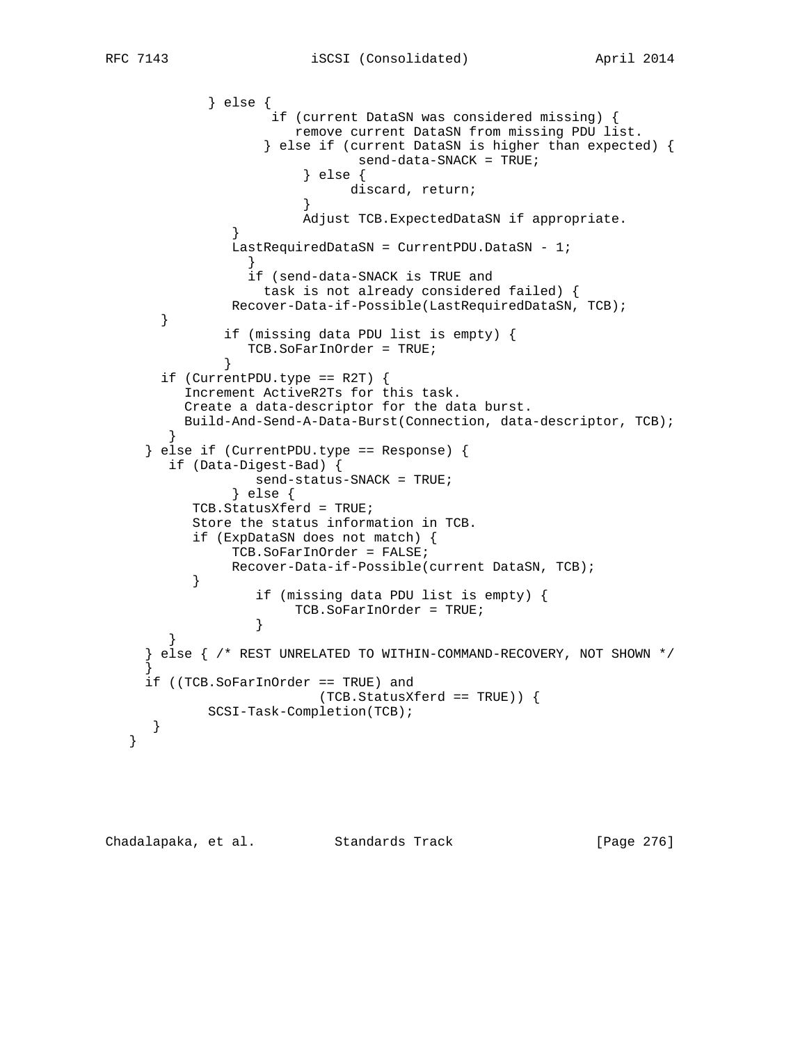```
            } else {
                    if (current DataSN was considered missing) {
                       remove current DataSN from missing PDU list.
                   } else if (current DataSN is higher than expected) {
                               send-data-SNACK = TRUE;
                        } else {
                              discard, return;
                        }
                        Adjust TCB.ExpectedDataSN if appropriate.
               }
               LastRequiredDataSN = CurrentPDU.DataSN - 1;
                 }
                 if (send-data-SNACK is TRUE and
                   task is not already considered failed) {
               Recover-Data-if-Possible(LastRequiredDataSN, TCB);
      }
              if (missing data PDU list is empty) {
                 TCB.SoFarInOrder = TRUE;
              }
      if (CurrentPDU.type == R2T) {
         Increment ActiveR2Ts for this task.
         Create a data-descriptor for the data burst.
         Build-And-Send-A-Data-Burst(Connection, data-descriptor, TCB);
       }
    } else if (CurrentPDU.type == Response) {
       if (Data-Digest-Bad) {
                 send-status-SNACK = TRUE;
              } else {
          TCB.StatusXferd = TRUE;
          Store the status information in TCB.
          if (ExpDataSN does not match) {
               TCB.SoFarInOrder = FALSE;
               Recover-Data-if-Possible(current DataSN, TCB);
          }
                 if (missing data PDU list is empty) {
                      TCB.SoFarInOrder = TRUE;
                 }
       }
    } else { /* REST UNRELATED TO WITHIN-COMMAND-RECOVERY, NOT SHOWN */
    }
    if ((TCB.SoFarInOrder == TRUE) and
                         (TCB.StatusXferd == TRUE)) {
            SCSI-Task-Completion(TCB);
     }
  }
```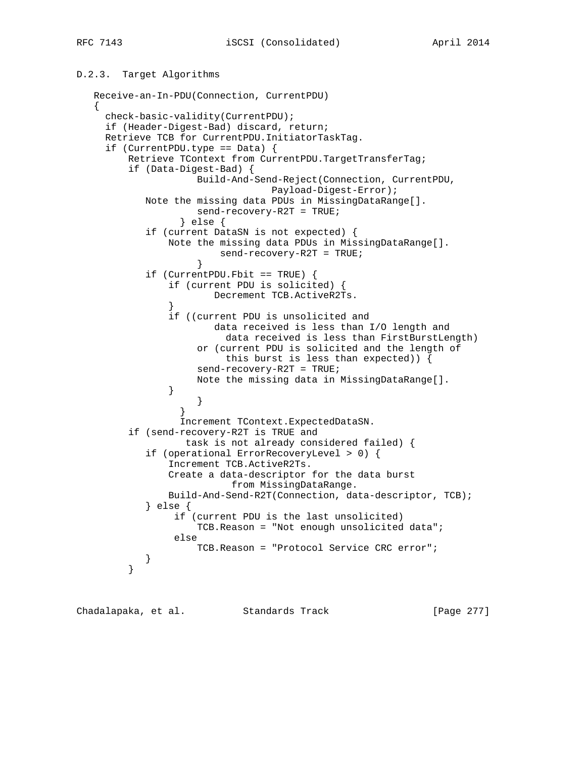### D.2.3. Target Algorithms

```
Receive-an-In-PDU(Connection, CurrentPDU)
{
  check-basic-validity(CurrentPDU);
  if (Header-Digest-Bad) discard, return;
  Retrieve TCB for CurrentPDU.InitiatorTaskTag.
  if (CurrentPDU.type == Data) {
      Retrieve TContext from CurrentPDU.TargetTransferTag;
      if (Data-Digest-Bad) {
                  Build-And-Send-Reject(Connection, CurrentPDU,
                                 Payload-Digest-Error);
         Note the missing data PDUs in MissingDataRange[].
                  send-recovery-R2T = TRUE;
               } else {
         if (current DataSN is not expected) {
             Note the missing data PDUs in MissingDataRange[].
                      send-recovery-R2T = TRUE;
                  }
         if (CurrentPDU.Fbit == TRUE) {
             if (current PDU is solicited) {
                     Decrement TCB.ActiveR2Ts.
             }
             if ((current PDU is unsolicited and
                     data received is less than I/O length and
                       data received is less than FirstBurstLength)
                  or (current PDU is solicited and the length of
                       this burst is less than expected)) {
                  send-recovery-R2T = TRUE;
                  Note the missing data in MissingDataRange[].
             }
                  }
               }
               Increment TContext.ExpectedDataSN.
      if (send-recovery-R2T is TRUE and
                task is not already considered failed) {
         if (operational ErrorRecoveryLevel > 0) {
             Increment TCB.ActiveR2Ts.
             Create a data-descriptor for the data burst
                         from MissingDataRange.
             Build-And-Send-R2T(Connection, data-descriptor, TCB);
         } else {
              if (current PDU is the last unsolicited)
                  TCB.Reason = "Not enough unsolicited data";
              else
                  TCB.Reason = "Protocol Service CRC error";
         }
      }
```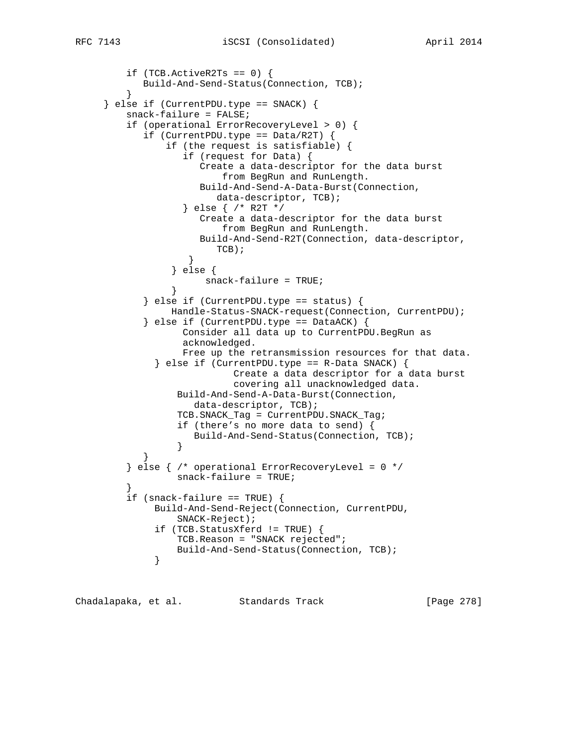```
         if (TCB.ActiveR2Ts == 0) {
            Build-And-Send-Status(Connection, TCB);
         }
     } else if (CurrentPDU.type == SNACK) {
         snack-failure = FALSE;
         if (operational ErrorRecoveryLevel > 0) {
            if (CurrentPDU.type == Data/R2T) {
                if (the request is satisfiable) {
                   if (request for Data) {
                      Create a data-descriptor for the data burst
                          from BegRun and RunLength.
                      Build-And-Send-A-Data-Burst(Connection,
                         data-descriptor, TCB);
                   } else { /* R2T */
                      Create a data-descriptor for the data burst
                          from BegRun and RunLength.
                      Build-And-Send-R2T(Connection, data-descriptor,
                         TCB);
                    }
                 } else {
                       snack-failure = TRUE;
                 }
            } else if (CurrentPDU.type == status) {
                 Handle-Status-SNACK-request(Connection, CurrentPDU);
            } else if (CurrentPDU.type == DataACK) {
                   Consider all data up to CurrentPDU.BegRun as
                   acknowledged.
                   Free up the retransmission resources for that data.
              } else if (CurrentPDU.type == R-Data SNACK) {
                         Create a data descriptor for a data burst
                         covering all unacknowledged data.
                  Build-And-Send-A-Data-Burst(Connection,
                     data-descriptor, TCB);
                  TCB.SNACK_Tag = CurrentPDU.SNACK_Tag;
                  if (there's no more data to send) {
                     Build-And-Send-Status(Connection, TCB);
                  }
            }
         } else { /* operational ErrorRecoveryLevel = 0 */
                  snack-failure = TRUE;
         }
         if (snack-failure == TRUE) {
              Build-And-Send-Reject(Connection, CurrentPDU,
                  SNACK-Reject);
              if (TCB.StatusXferd != TRUE) {
                  TCB.Reason = "SNACK rejected";
                  Build-And-Send-Status(Connection, TCB);
              }
```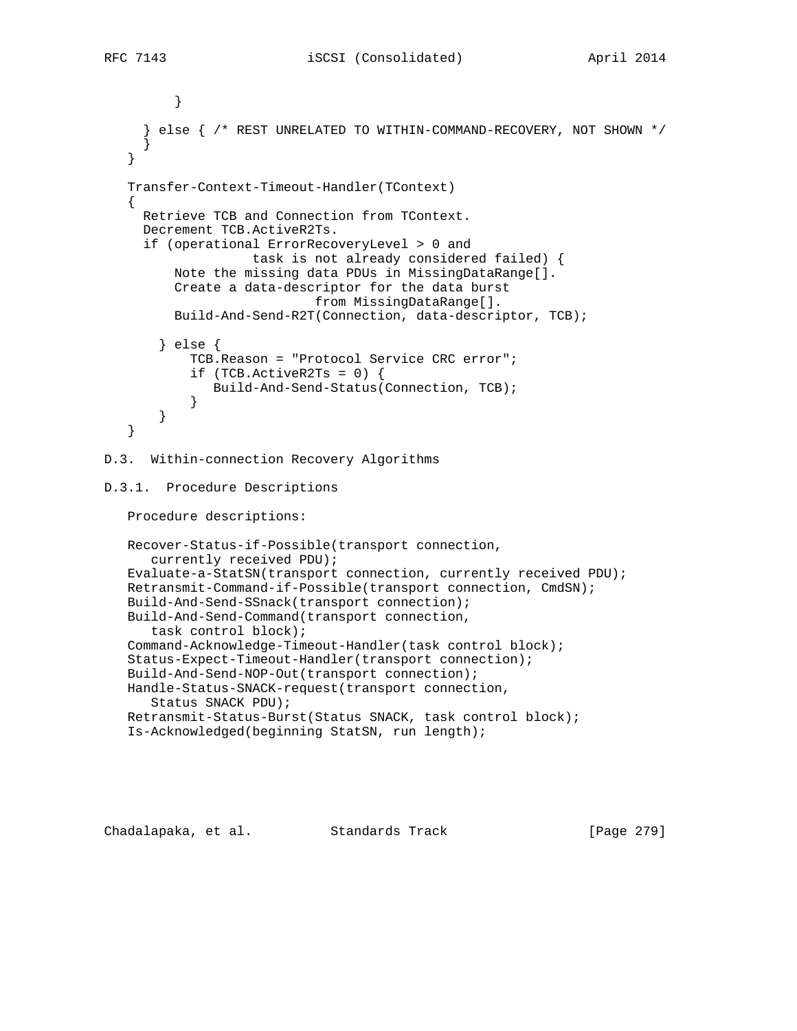```
         }

      } else { /* REST UNRELATED TO WITHIN-COMMAND-RECOVERY, NOT SHOWN */
      }
   }

   Transfer-Context-Timeout-Handler(TContext)
   {
     Retrieve TCB and Connection from TContext.
     Decrement TCB.ActiveR2Ts.
     if (operational ErrorRecoveryLevel > 0 and
                   task is not already considered failed) {
         Note the missing data PDUs in MissingDataRange[].
         Create a data-descriptor for the data burst
                           from MissingDataRange[].
         Build-And-Send-R2T(Connection, data-descriptor, TCB);

       } else {
           TCB.Reason = "Protocol Service CRC error";
           if (TCB.ActiveR2Ts = 0) {
              Build-And-Send-Status(Connection, TCB);
           }
       }
   }
```

### D.3. Within-connection Recovery Algorithms

#### D.3.1. Procedure Descriptions

Procedure descriptions:

```
   Recover-Status-if-Possible(transport connection,
      currently received PDU);
   Evaluate-a-StatSN(transport connection, currently received PDU);
   Retransmit-Command-if-Possible(transport connection, CmdSN);
   Build-And-Send-SSnack(transport connection);
   Build-And-Send-Command(transport connection,
      task control block);
   Command-Acknowledge-Timeout-Handler(task control block);
   Status-Expect-Timeout-Handler(transport connection);
   Build-And-Send-NOP-Out(transport connection);
   Handle-Status-SNACK-request(transport connection,
      Status SNACK PDU);
   Retransmit-Status-Burst(Status SNACK, task control block);
   Is-Acknowledged(beginning StatSN, run length);
```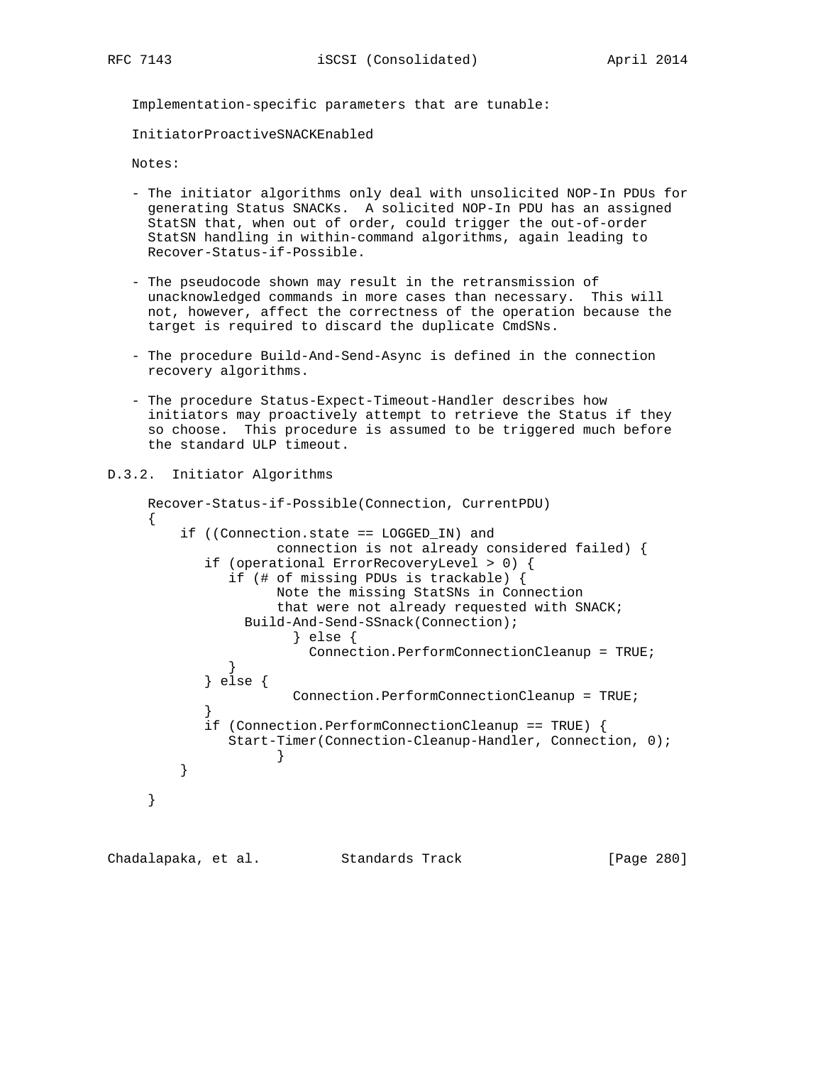Implementation-specific parameters that are tunable:

InitiatorProactiveSNACKEnabled

Notes:

- The initiator algorithms only deal with unsolicited NOP-In PDUs for generating Status SNACKs. A solicited NOP-In PDU has an assigned StatSN that, when out of order, could trigger the out-of-order StatSN handling in within-command algorithms, again leading to Recover-Status-if-Possible.

- The pseudocode shown may result in the retransmission of unacknowledged commands in more cases than necessary. This will not, however, affect the correctness of the operation because the target is required to discard the duplicate CmdSNs.

- The procedure Build-And-Send-Async is defined in the connection recovery algorithms.

- The procedure Status-Expect-Timeout-Handler describes how initiators may proactively attempt to retrieve the Status if they so choose. This procedure is assumed to be triggered much before the standard ULP timeout.

## D.3.2. Initiator Algorithms

```
Recover-Status-if-Possible(Connection, CurrentPDU)
{
    if ((Connection.state == LOGGED_IN) and
              connection is not already considered failed) {
       if (operational ErrorRecoveryLevel > 0) {
          if (# of missing PDUs is trackable) {
                Note the missing StatSNs in Connection
                that were not already requested with SNACK;
             Build-And-Send-SSnack(Connection);
                   } else {
                     Connection.PerformConnectionCleanup = TRUE;
          }
       } else {
                  Connection.PerformConnectionCleanup = TRUE;
       }
       if (Connection.PerformConnectionCleanup == TRUE) {
          Start-Timer(Connection-Cleanup-Handler, Connection, 0);
                }
    }

}
```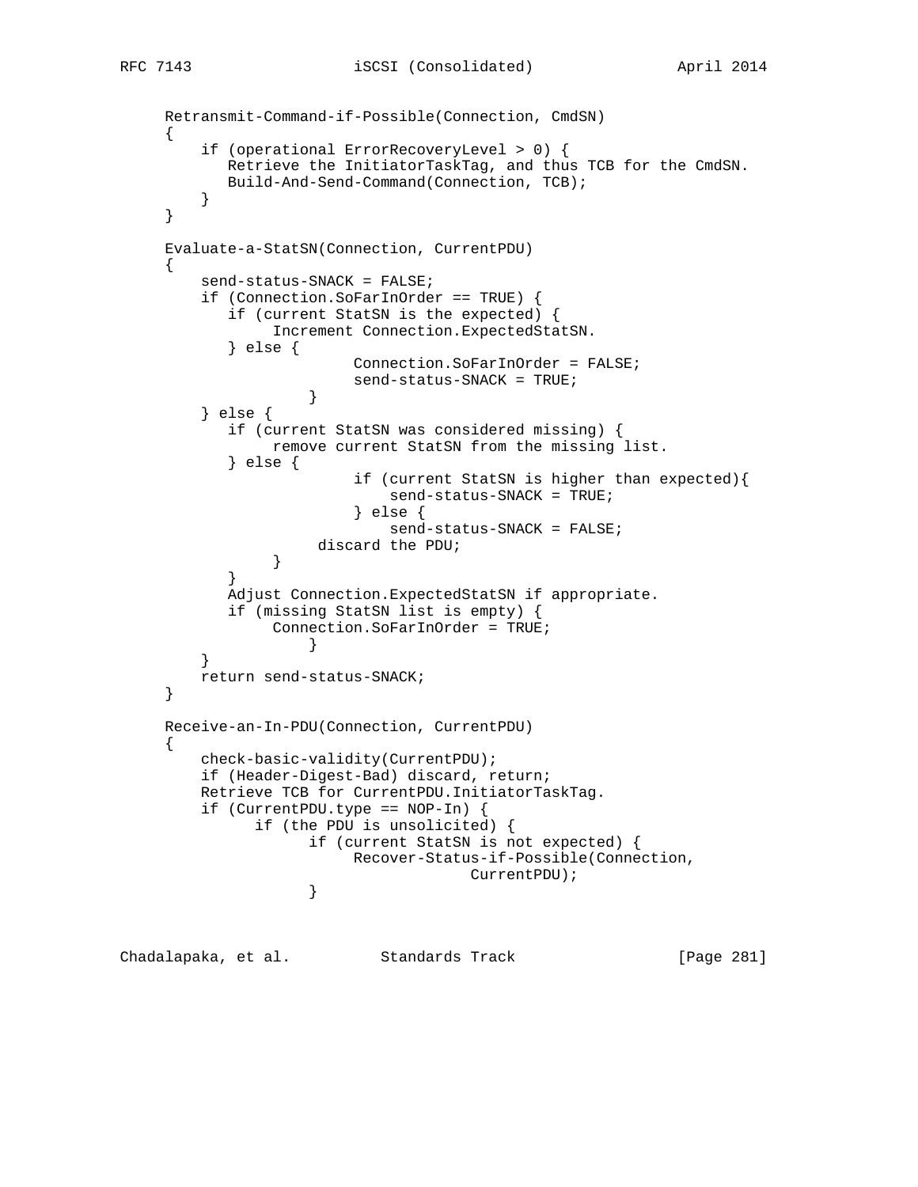```
Retransmit-Command-if-Possible(Connection, CmdSN)
{
    if (operational ErrorRecoveryLevel > 0) {
       Retrieve the InitiatorTaskTag, and thus TCB for the CmdSN.
       Build-And-Send-Command(Connection, TCB);
    }
}

Evaluate-a-StatSN(Connection, CurrentPDU)
{
    send-status-SNACK = FALSE;
    if (Connection.SoFarInOrder == TRUE) {
       if (current StatSN is the expected) {
            Increment Connection.ExpectedStatSN.
       } else {
                     Connection.SoFarInOrder = FALSE;
                     send-status-SNACK = TRUE;
              }
    } else {
       if (current StatSN was considered missing) {
            remove current StatSN from the missing list.
       } else {
                     if (current StatSN is higher than expected){
                         send-status-SNACK = TRUE;
                     } else {
                         send-status-SNACK = FALSE;
                 discard the PDU;
            }
       }
       Adjust Connection.ExpectedStatSN if appropriate.
       if (missing StatSN list is empty) {
            Connection.SoFarInOrder = TRUE;
              }
    }
    return send-status-SNACK;
}

Receive-an-In-PDU(Connection, CurrentPDU)
{
    check-basic-validity(CurrentPDU);
    if (Header-Digest-Bad) discard, return;
    Retrieve TCB for CurrentPDU.InitiatorTaskTag.
    if (CurrentPDU.type == NOP-In) {
          if (the PDU is unsolicited) {
                if (current StatSN is not expected) {
                     Recover-Status-if-Possible(Connection,
                                  CurrentPDU);
                }
```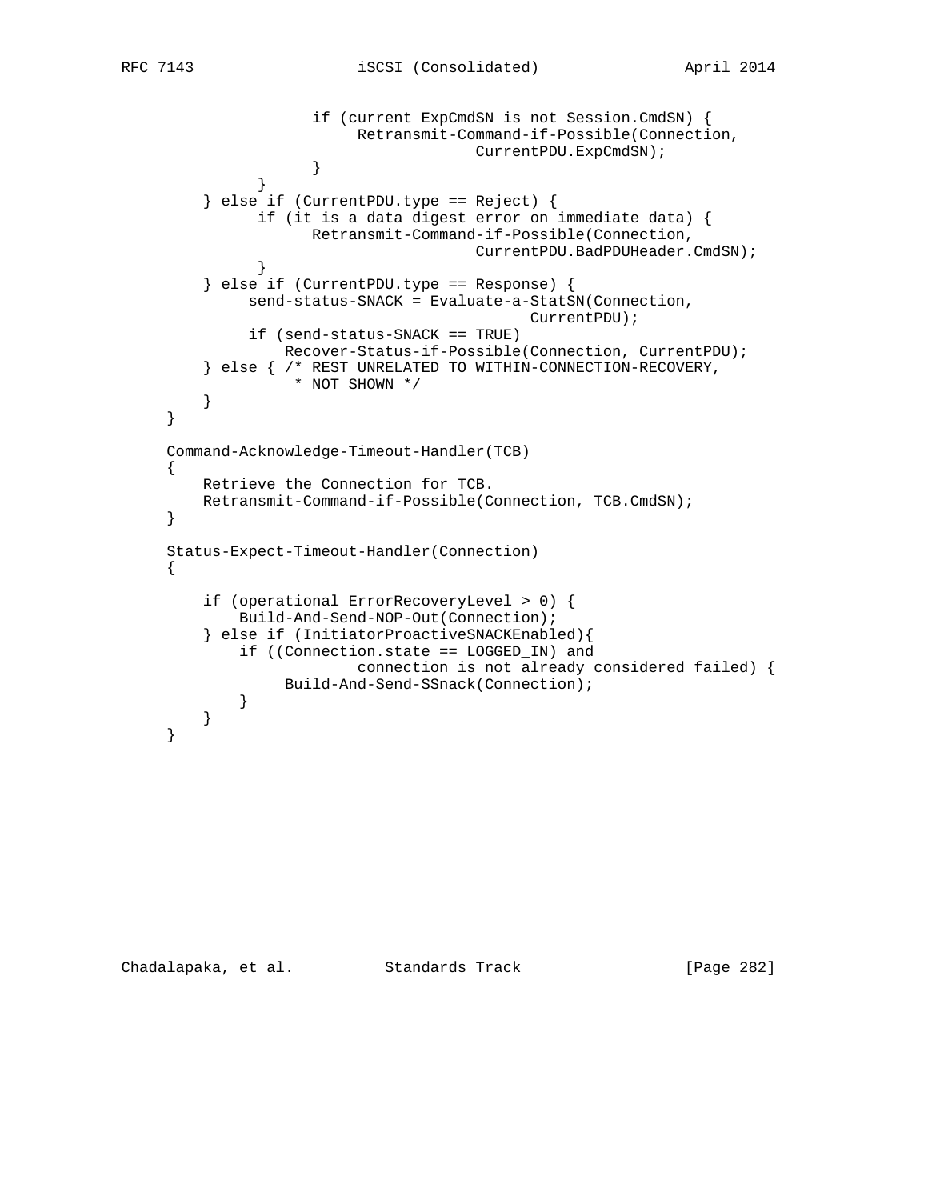```
                    if (current ExpCmdSN is not Session.CmdSN) {
                         Retransmit-Command-if-Possible(Connection,
                                      CurrentPDU.ExpCmdSN);
                    }
              }
        } else if (CurrentPDU.type == Reject) {
              if (it is a data digest error on immediate data) {
                    Retransmit-Command-if-Possible(Connection,
                                      CurrentPDU.BadPDUHeader.CmdSN);
              }
        } else if (CurrentPDU.type == Response) {
             send-status-SNACK = Evaluate-a-StatSN(Connection,
                                            CurrentPDU);
             if (send-status-SNACK == TRUE)
                 Recover-Status-if-Possible(Connection, CurrentPDU);
        } else { /* REST UNRELATED TO WITHIN-CONNECTION-RECOVERY,
                  * NOT SHOWN */
        }
    }

    Command-Acknowledge-Timeout-Handler(TCB)
    {
        Retrieve the Connection for TCB.
        Retransmit-Command-if-Possible(Connection, TCB.CmdSN);
    }

    Status-Expect-Timeout-Handler(Connection)
    {

        if (operational ErrorRecoveryLevel > 0) {
            Build-And-Send-NOP-Out(Connection);
        } else if (InitiatorProactiveSNACKEnabled){
            if ((Connection.state == LOGGED_IN) and
                         connection is not already considered failed) {
                 Build-And-Send-SSnack(Connection);
            }
        }
    }
```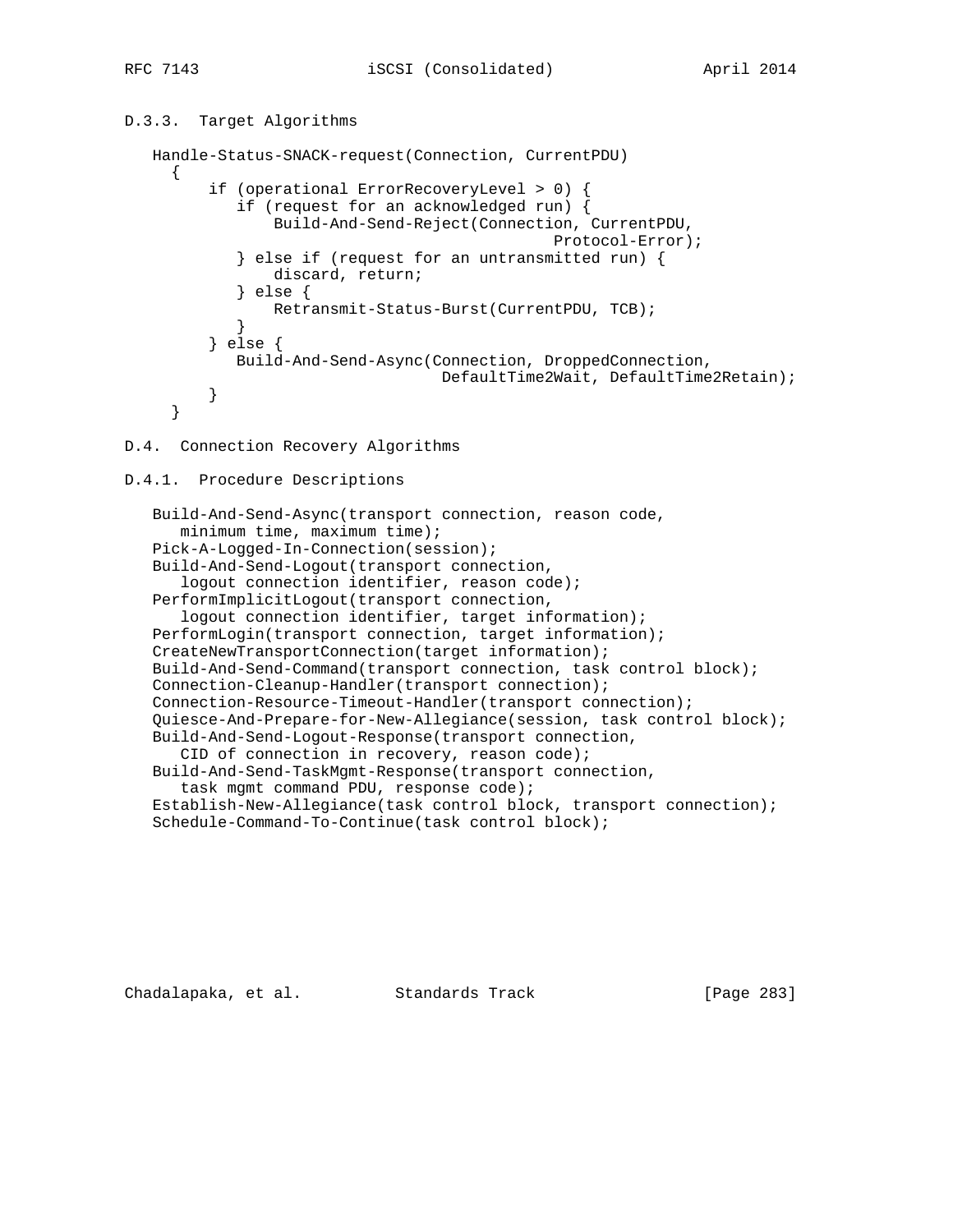### D.3.3. Target Algorithms

```
Handle-Status-SNACK-request(Connection, CurrentPDU)
  {
      if (operational ErrorRecoveryLevel > 0) {
         if (request for an acknowledged run) {
             Build-And-Send-Reject(Connection, CurrentPDU,
                                         Protocol-Error);
         } else if (request for an untransmitted run) {
             discard, return;
         } else {
             Retransmit-Status-Burst(CurrentPDU, TCB);
         }
      } else {
         Build-And-Send-Async(Connection, DroppedConnection,
                          DefaultTime2Wait, DefaultTime2Retain);
      }
  }
```

## D.4. Connection Recovery Algorithms

### D.4.1. Procedure Descriptions

```
Build-And-Send-Async(transport connection, reason code,
   minimum time, maximum time);
Pick-A-Logged-In-Connection(session);
Build-And-Send-Logout(transport connection,
   logout connection identifier, reason code);
PerformImplicitLogout(transport connection,
   logout connection identifier, target information);
PerformLogin(transport connection, target information);
CreateNewTransportConnection(target information);
Build-And-Send-Command(transport connection, task control block);
Connection-Cleanup-Handler(transport connection);
Connection-Resource-Timeout-Handler(transport connection);
Quiesce-And-Prepare-for-New-Allegiance(session, task control block);
Build-And-Send-Logout-Response(transport connection,
   CID of connection in recovery, reason code);
Build-And-Send-TaskMgmt-Response(transport connection,
   task mgmt command PDU, response code);
Establish-New-Allegiance(task control block, transport connection);
Schedule-Command-To-Continue(task control block);
```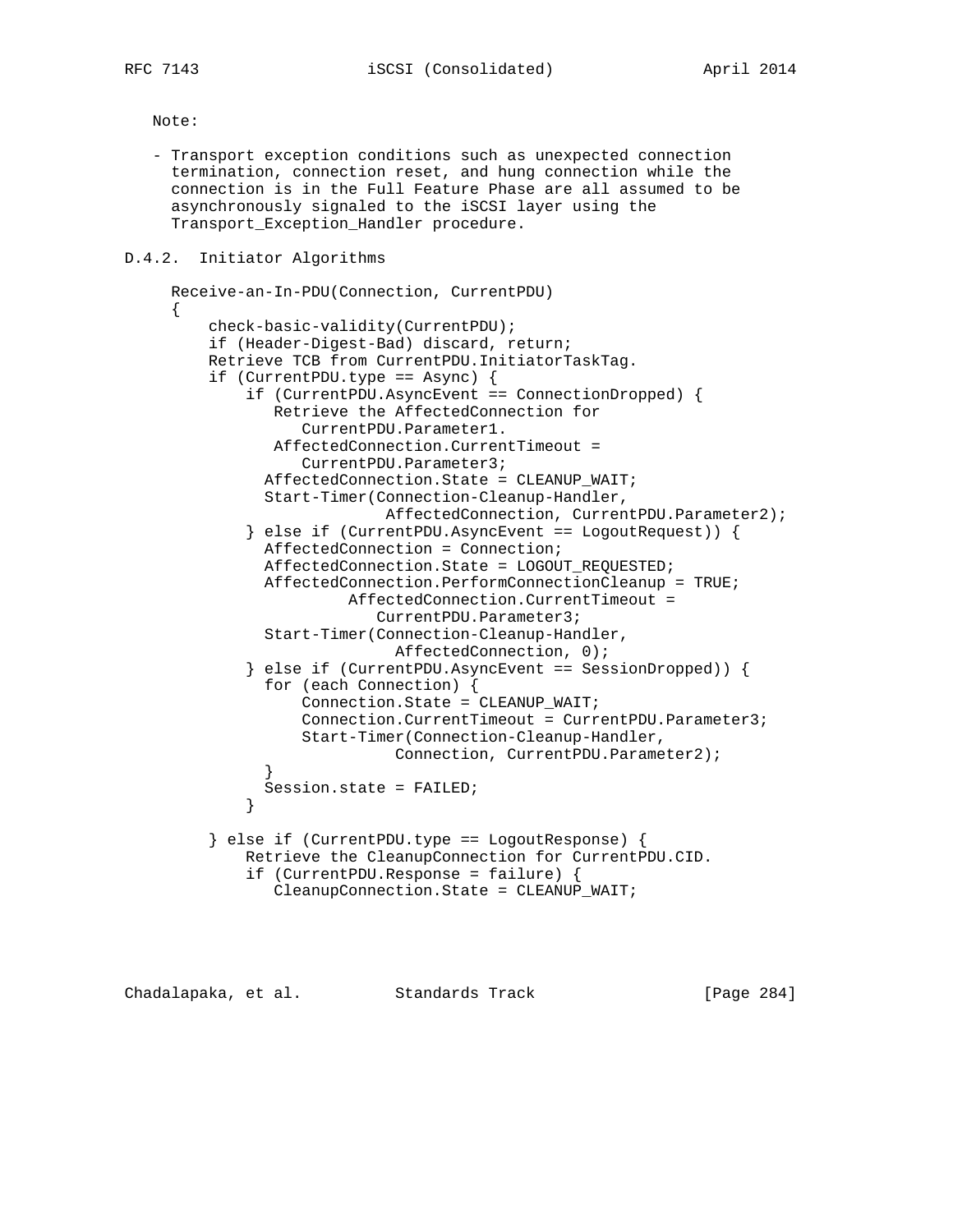Note:

- Transport exception conditions such as unexpected connection termination, connection reset, and hung connection while the connection is in the Full Feature Phase are all assumed to be asynchronously signaled to the iSCSI layer using the Transport_Exception_Handler procedure.

### D.4.2. Initiator Algorithms

```
Receive-an-In-PDU(Connection, CurrentPDU)
{
    check-basic-validity(CurrentPDU);
    if (Header-Digest-Bad) discard, return;
    Retrieve TCB from CurrentPDU.InitiatorTaskTag.
    if (CurrentPDU.type == Async) {
        if (CurrentPDU.AsyncEvent == ConnectionDropped) {
           Retrieve the AffectedConnection for
              CurrentPDU.Parameter1.
           AffectedConnection.CurrentTimeout =
              CurrentPDU.Parameter3;
          AffectedConnection.State = CLEANUP_WAIT;
          Start-Timer(Connection-Cleanup-Handler,
                      AffectedConnection, CurrentPDU.Parameter2);
        } else if (CurrentPDU.AsyncEvent == LogoutRequest)) {
          AffectedConnection = Connection;
          AffectedConnection.State = LOGOUT_REQUESTED;
          AffectedConnection.PerformConnectionCleanup = TRUE;
                   AffectedConnection.CurrentTimeout =
                      CurrentPDU.Parameter3;
          Start-Timer(Connection-Cleanup-Handler,
                       AffectedConnection, 0);
        } else if (CurrentPDU.AsyncEvent == SessionDropped)) {
          for (each Connection) {
              Connection.State = CLEANUP_WAIT;
              Connection.CurrentTimeout = CurrentPDU.Parameter3;
              Start-Timer(Connection-Cleanup-Handler,
                       Connection, CurrentPDU.Parameter2);
          }
          Session.state = FAILED;
        }

    } else if (CurrentPDU.type == LogoutResponse) {
        Retrieve the CleanupConnection for CurrentPDU.CID.
        if (CurrentPDU.Response = failure) {
           CleanupConnection.State = CLEANUP_WAIT;
```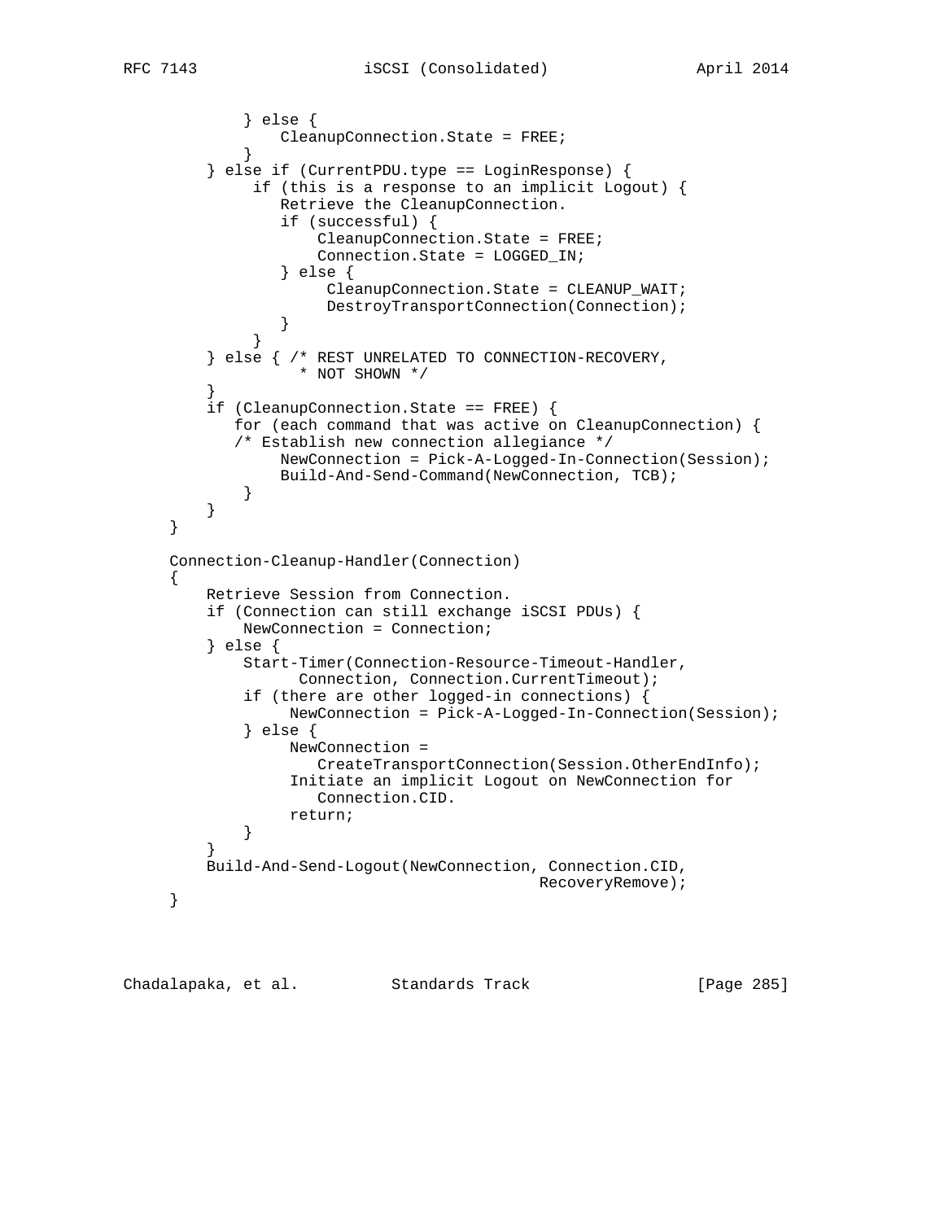```
            } else {
                CleanupConnection.State = FREE;
            }
        } else if (CurrentPDU.type == LoginResponse) {
             if (this is a response to an implicit Logout) {
                Retrieve the CleanupConnection.
                if (successful) {
                    CleanupConnection.State = FREE;
                    Connection.State = LOGGED_IN;
                } else {
                     CleanupConnection.State = CLEANUP_WAIT;
                     DestroyTransportConnection(Connection);
                }
             }
        } else { /* REST UNRELATED TO CONNECTION-RECOVERY,
                  * NOT SHOWN */
        }
        if (CleanupConnection.State == FREE) {
           for (each command that was active on CleanupConnection) {
           /* Establish new connection allegiance */
                NewConnection = Pick-A-Logged-In-Connection(Session);
                Build-And-Send-Command(NewConnection, TCB);
            }
        }
    }

    Connection-Cleanup-Handler(Connection)
    {
        Retrieve Session from Connection.
        if (Connection can still exchange iSCSI PDUs) {
            NewConnection = Connection;
        } else {
            Start-Timer(Connection-Resource-Timeout-Handler,
                  Connection, Connection.CurrentTimeout);
            if (there are other logged-in connections) {
                 NewConnection = Pick-A-Logged-In-Connection(Session);
            } else {
                 NewConnection =
                    CreateTransportConnection(Session.OtherEndInfo);
                 Initiate an implicit Logout on NewConnection for
                    Connection.CID.
                 return;
            }
        }
        Build-And-Send-Logout(NewConnection, Connection.CID,
                                            RecoveryRemove);
    }
```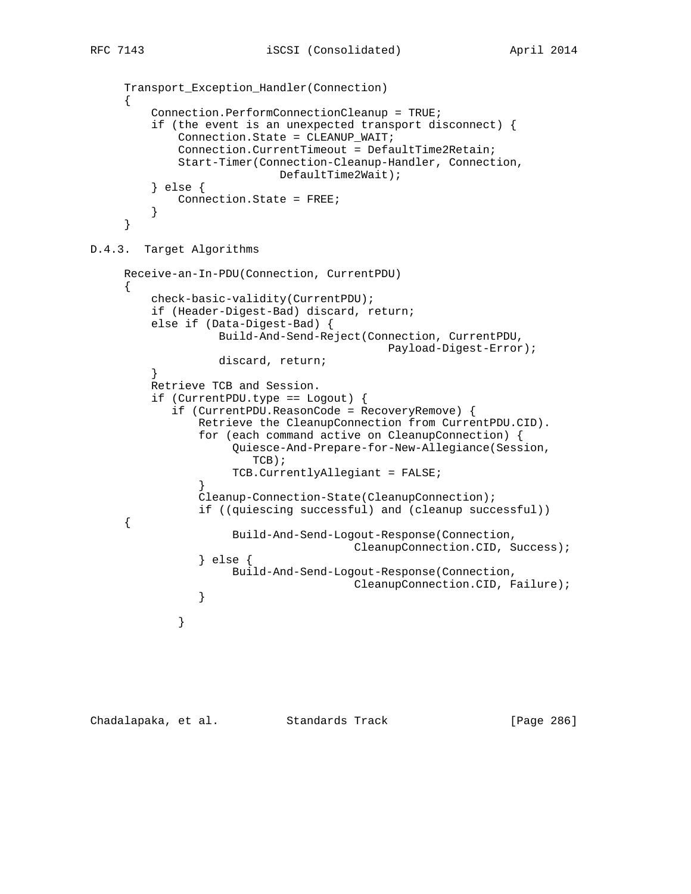```
Transport_Exception_Handler(Connection)
{
    Connection.PerformConnectionCleanup = TRUE;
    if (the event is an unexpected transport disconnect) {
        Connection.State = CLEANUP_WAIT;
        Connection.CurrentTimeout = DefaultTime2Retain;
        Start-Timer(Connection-Cleanup-Handler, Connection,
                       DefaultTime2Wait);
    } else {
        Connection.State = FREE;
    }
}
```

### D.4.3. Target Algorithms

```
Receive-an-In-PDU(Connection, CurrentPDU)
{
    check-basic-validity(CurrentPDU);
    if (Header-Digest-Bad) discard, return;
    else if (Data-Digest-Bad) {
              Build-And-Send-Reject(Connection, CurrentPDU,
                                          Payload-Digest-Error);
              discard, return;
    }
    Retrieve TCB and Session.
    if (CurrentPDU.type == Logout) {
       if (CurrentPDU.ReasonCode = RecoveryRemove) {
           Retrieve the CleanupConnection from CurrentPDU.CID).
           for (each command active on CleanupConnection) {
                Quiesce-And-Prepare-for-New-Allegiance(Session,
                   TCB);
                TCB.CurrentlyAllegiant = FALSE;
           }
           Cleanup-Connection-State(CleanupConnection);
           if ((quiescing successful) and (cleanup successful))
{
                Build-And-Send-Logout-Response(Connection,
                                  CleanupConnection.CID, Success);
           } else {
                Build-And-Send-Logout-Response(Connection,
                                  CleanupConnection.CID, Failure);
           }

        }
```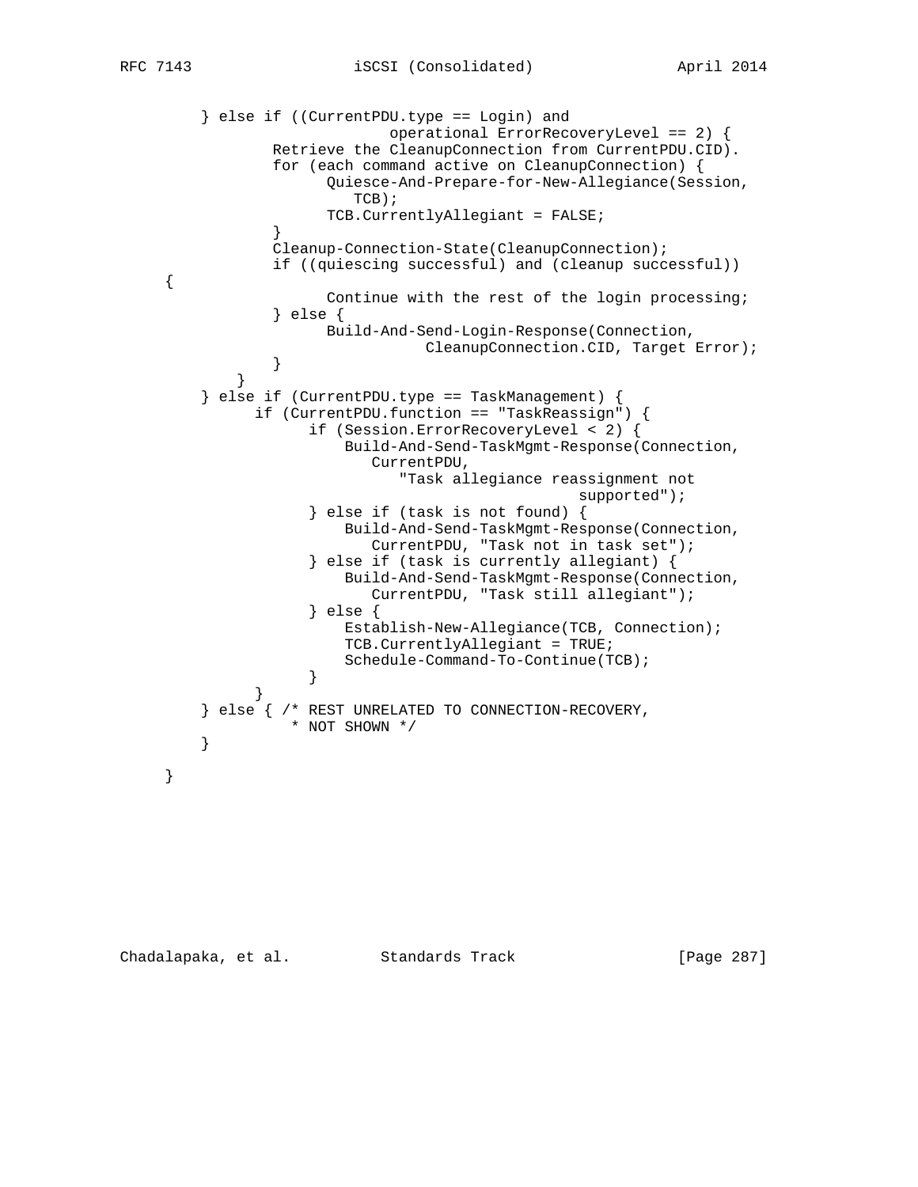```
        } else if ((CurrentPDU.type == Login) and
                           operational ErrorRecoveryLevel == 2) {
                Retrieve the CleanupConnection from CurrentPDU.CID).
                for (each command active on CleanupConnection) {
                      Quiesce-And-Prepare-for-New-Allegiance(Session,
                         TCB);
                      TCB.CurrentlyAllegiant = FALSE;
                }
                Cleanup-Connection-State(CleanupConnection);
                if ((quiescing successful) and (cleanup successful))
    {
                      Continue with the rest of the login processing;
                } else {
                      Build-And-Send-Login-Response(Connection,
                                 CleanupConnection.CID, Target Error);
                }
            }
        } else if (CurrentPDU.type == TaskManagement) {
              if (CurrentPDU.function == "TaskReassign") {
                    if (Session.ErrorRecoveryLevel < 2) {
                        Build-And-Send-TaskMgmt-Response(Connection,
                           CurrentPDU,
                              "Task allegiance reassignment not
                                                supported");
                    } else if (task is not found) {
                        Build-And-Send-TaskMgmt-Response(Connection,
                           CurrentPDU, "Task not in task set");
                    } else if (task is currently allegiant) {
                        Build-And-Send-TaskMgmt-Response(Connection,
                           CurrentPDU, "Task still allegiant");
                    } else {
                        Establish-New-Allegiance(TCB, Connection);
                        TCB.CurrentlyAllegiant = TRUE;
                        Schedule-Command-To-Continue(TCB);
                    }
              }
        } else { /* REST UNRELATED TO CONNECTION-RECOVERY,
                  * NOT SHOWN */
        }

    }
```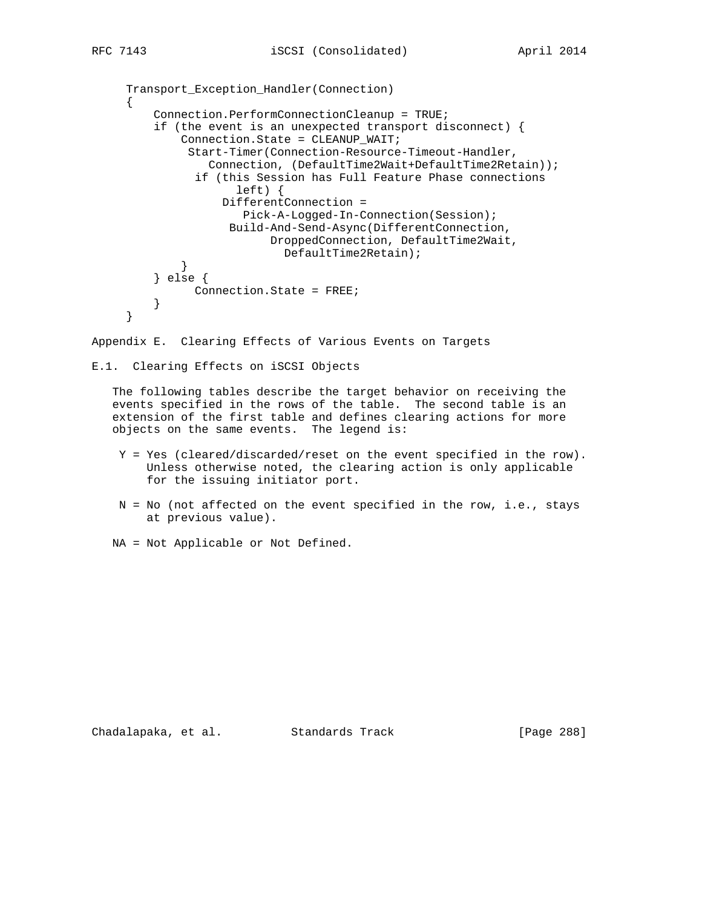```
Transport_Exception_Handler(Connection)
{
    Connection.PerformConnectionCleanup = TRUE;
    if (the event is an unexpected transport disconnect) {
        Connection.State = CLEANUP_WAIT;
         Start-Timer(Connection-Resource-Timeout-Handler,
            Connection, (DefaultTime2Wait+DefaultTime2Retain));
          if (this Session has Full Feature Phase connections
                left) {
              DifferentConnection =
                 Pick-A-Logged-In-Connection(Session);
               Build-And-Send-Async(DifferentConnection,
                     DroppedConnection, DefaultTime2Wait,
                       DefaultTime2Retain);
        }
    } else {
          Connection.State = FREE;
    }
}
```

# Appendix E. Clearing Effects of Various Events on Targets

## E.1. Clearing Effects on iSCSI Objects

The following tables describe the target behavior on receiving the events specified in the rows of the table. The second table is an extension of the first table and defines clearing actions for more objects on the same events. The legend is:

- Y = Yes (cleared/discarded/reset on the event specified in the row). Unless otherwise noted, the clearing action is only applicable for the issuing initiator port.
- N = No (not affected on the event specified in the row, i.e., stays at previous value).

NA = Not Applicable or Not Defined.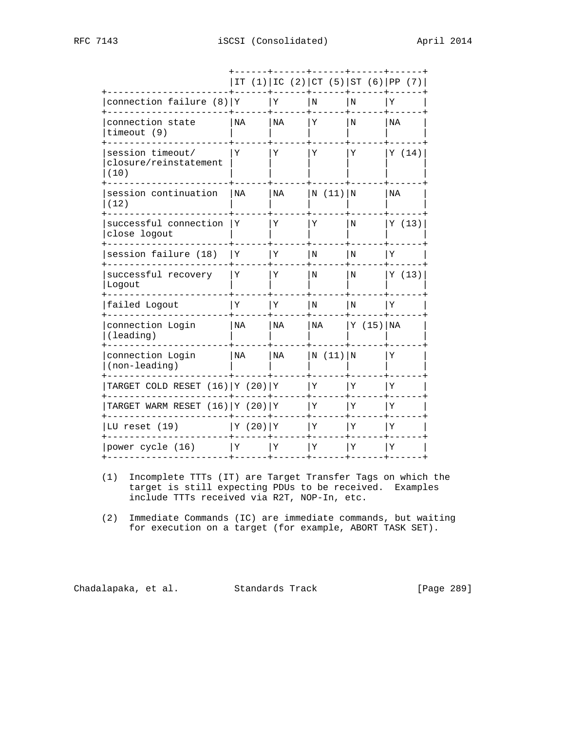| | IT (1) | IC (2) | CT (5) | ST (6) | PP (7) |
|---|---|---|---|---|---|
| connection failure (8) | Y | Y | N | N | Y |
| connection state timeout (9) | NA | NA | Y | N | NA |
| session timeout/ closure/reinstatement (10) | Y | Y | Y | Y | Y (14) |
| session continuation (12) | NA | NA | N (11) | N | NA |
| successful connection close logout | Y | Y | Y | N | Y (13) |
| session failure (18) | Y | Y | N | N | Y |
| successful recovery Logout | Y | Y | N | N | Y (13) |
| failed Logout | Y | Y | N | N | Y |
| connection Login (leading) | NA | NA | NA | Y (15) | NA |
| connection Login (non-leading) | NA | NA | N (11) | N | Y |
| TARGET COLD RESET (16) | Y (20) | Y | Y | Y | Y |
| TARGET WARM RESET (16) | Y (20) | Y | Y | Y | Y |
| LU reset (19) | Y (20) | Y | Y | Y | Y |
| power cycle (16) | Y | Y | Y | Y | Y |

(1) Incomplete TTTs (IT) are Target Transfer Tags on which the target is still expecting PDUs to be received. Examples include TTTs received via R2T, NOP-In, etc.

(2) Immediate Commands (IC) are immediate commands, but waiting for execution on a target (for example, ABORT TASK SET).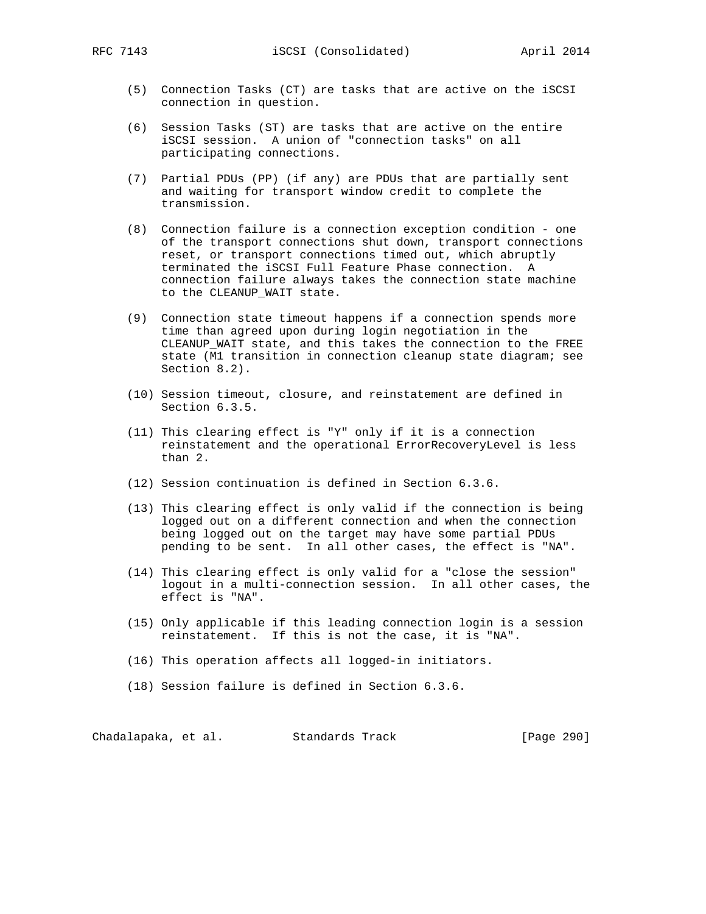(5) Connection Tasks (CT) are tasks that are active on the iSCSI connection in question.

(6) Session Tasks (ST) are tasks that are active on the entire iSCSI session. A union of "connection tasks" on all participating connections.

(7) Partial PDUs (PP) (if any) are PDUs that are partially sent and waiting for transport window credit to complete the transmission.

(8) Connection failure is a connection exception condition - one of the transport connections shut down, transport connections reset, or transport connections timed out, which abruptly terminated the iSCSI Full Feature Phase connection. A connection failure always takes the connection state machine to the CLEANUP_WAIT state.

(9) Connection state timeout happens if a connection spends more time than agreed upon during login negotiation in the CLEANUP_WAIT state, and this takes the connection to the FREE state (M1 transition in connection cleanup state diagram; see Section 8.2).

(10) Session timeout, closure, and reinstatement are defined in Section 6.3.5.

(11) This clearing effect is "Y" only if it is a connection reinstatement and the operational ErrorRecoveryLevel is less than 2.

(12) Session continuation is defined in Section 6.3.6.

(13) This clearing effect is only valid if the connection is being logged out on a different connection and when the connection being logged out on the target may have some partial PDUs pending to be sent. In all other cases, the effect is "NA".

(14) This clearing effect is only valid for a "close the session" logout in a multi-connection session. In all other cases, the effect is "NA".

(15) Only applicable if this leading connection login is a session reinstatement. If this is not the case, it is "NA".

(16) This operation affects all logged-in initiators.

(18) Session failure is defined in Section 6.3.6.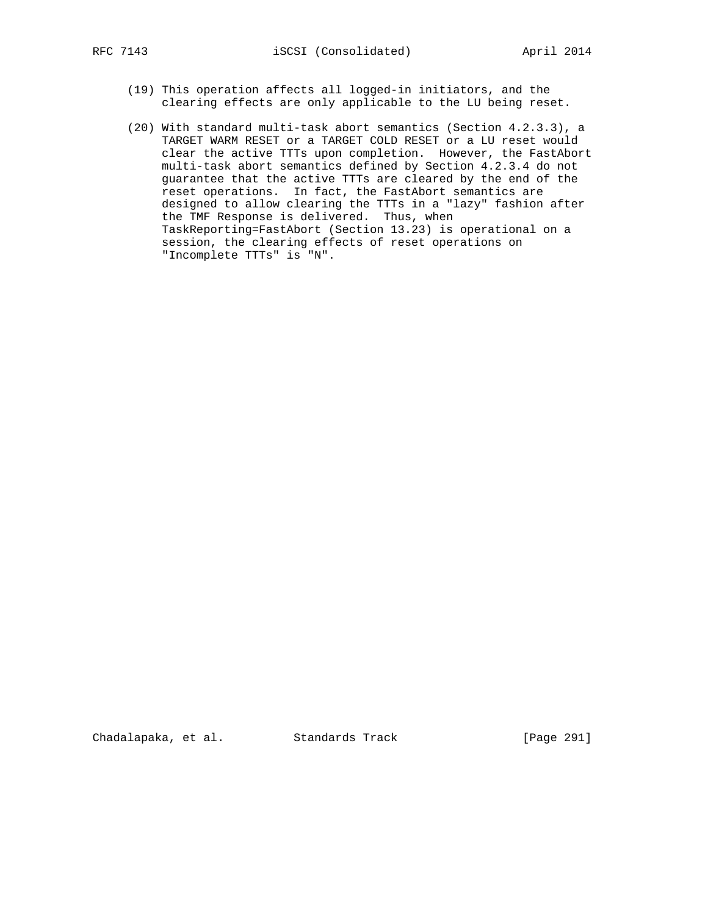(19) This operation affects all logged-in initiators, and the clearing effects are only applicable to the LU being reset.

(20) With standard multi-task abort semantics (Section 4.2.3.3), a TARGET WARM RESET or a TARGET COLD RESET or a LU reset would clear the active TTTs upon completion. However, the FastAbort multi-task abort semantics defined by Section 4.2.3.4 do not guarantee that the active TTTs are cleared by the end of the reset operations. In fact, the FastAbort semantics are designed to allow clearing the TTTs in a "lazy" fashion after the TMF Response is delivered. Thus, when TaskReporting=FastAbort (Section 13.23) is operational on a session, the clearing effects of reset operations on "Incomplete TTTs" is "N".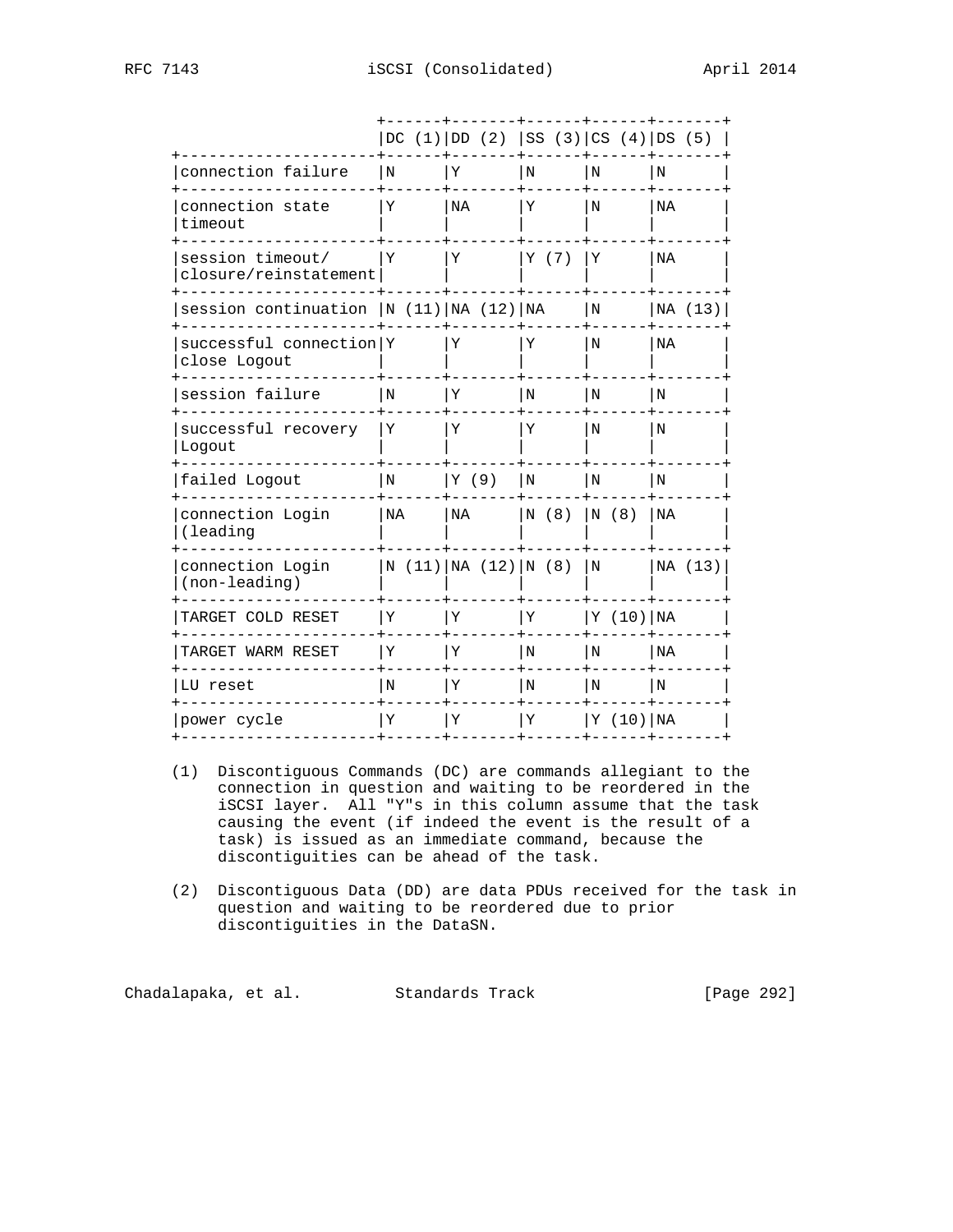| | DC (1) | DD (2) | SS (3) | CS (4) | DS (5) |
|---|---|---|---|---|---|
| connection failure | N | Y | N | N | N |
| connection state timeout | Y | NA | Y | N | NA |
| session timeout/ closure/reinstatement | Y | Y | Y (7) | Y | NA |
| session continuation | N (11) | NA (12) | NA | N | NA (13) |
| successful connection close Logout | Y | Y | Y | N | NA |
| session failure | N | Y | N | N | N |
| successful recovery Logout | Y | Y | Y | N | N |
| failed Logout | N | Y (9) | N | N | N |
| connection Login (leading | NA | NA | N (8) | N (8) | NA |
| connection Login (non-leading) | N (11) | NA (12) | N (8) | N | NA (13) |
| TARGET COLD RESET | Y | Y | Y | Y (10) | NA |
| TARGET WARM RESET | Y | Y | N | N | NA |
| LU reset | N | Y | N | N | N |
| power cycle | Y | Y | Y | Y (10) | NA |

(1) Discontiguous Commands (DC) are commands allegiant to the connection in question and waiting to be reordered in the iSCSI layer. All "Y"s in this column assume that the task causing the event (if indeed the event is the result of a task) is issued as an immediate command, because the discontiguities can be ahead of the task.

(2) Discontiguous Data (DD) are data PDUs received for the task in question and waiting to be reordered due to prior discontiguities in the DataSN.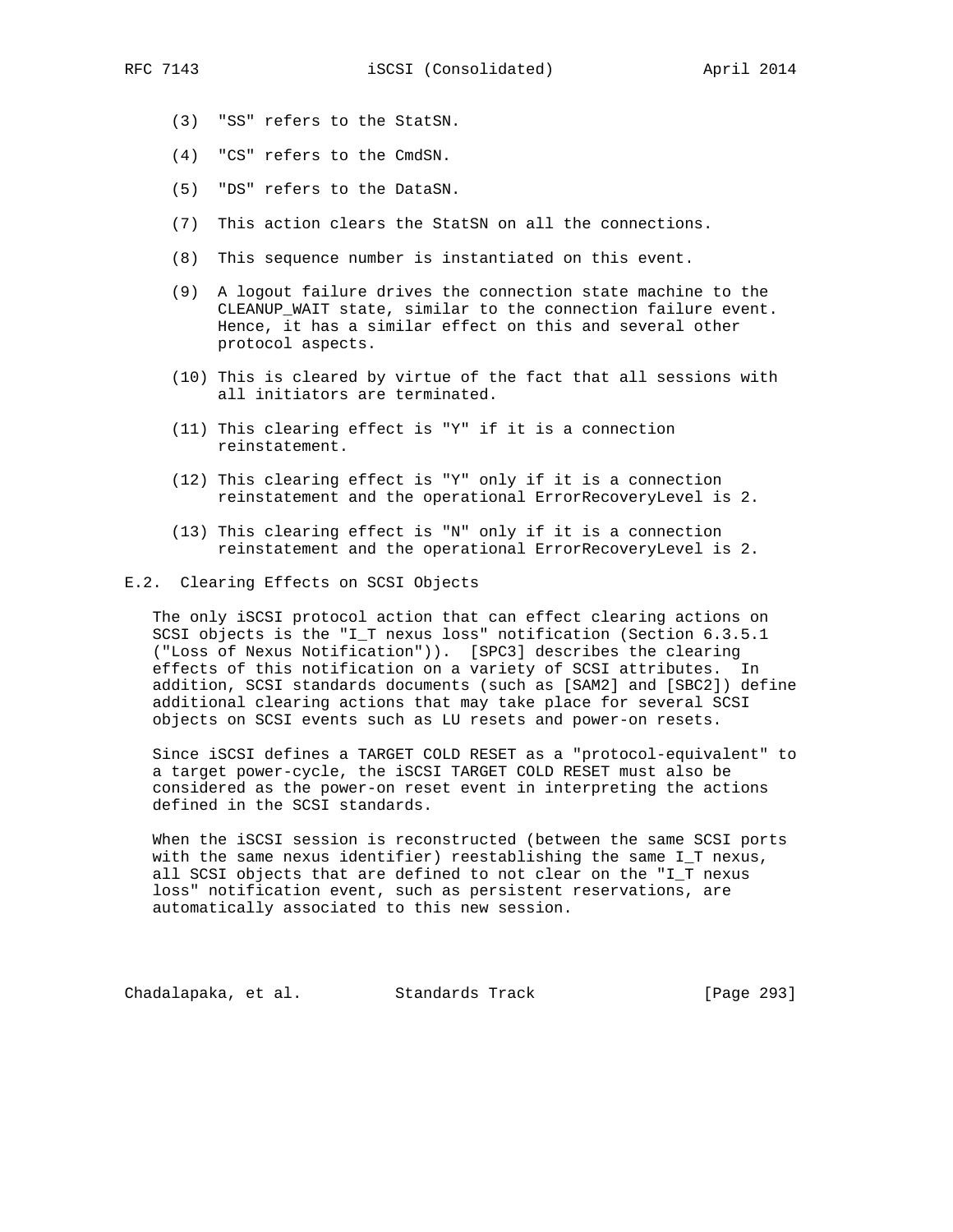(3) "SS" refers to the StatSN.

(4) "CS" refers to the CmdSN.

(5) "DS" refers to the DataSN.

(7) This action clears the StatSN on all the connections.

(8) This sequence number is instantiated on this event.

(9) A logout failure drives the connection state machine to the CLEANUP_WAIT state, similar to the connection failure event. Hence, it has a similar effect on this and several other protocol aspects.

(10) This is cleared by virtue of the fact that all sessions with all initiators are terminated.

(11) This clearing effect is "Y" if it is a connection reinstatement.

(12) This clearing effect is "Y" only if it is a connection reinstatement and the operational ErrorRecoveryLevel is 2.

(13) This clearing effect is "N" only if it is a connection reinstatement and the operational ErrorRecoveryLevel is 2.

## E.2. Clearing Effects on SCSI Objects

The only iSCSI protocol action that can effect clearing actions on SCSI objects is the "I_T nexus loss" notification (Section 6.3.5.1 ("Loss of Nexus Notification")). [SPC3] describes the clearing effects of this notification on a variety of SCSI attributes. In addition, SCSI standards documents (such as [SAM2] and [SBC2]) define additional clearing actions that may take place for several SCSI objects on SCSI events such as LU resets and power-on resets.

Since iSCSI defines a TARGET COLD RESET as a "protocol-equivalent" to a target power-cycle, the iSCSI TARGET COLD RESET must also be considered as the power-on reset event in interpreting the actions defined in the SCSI standards.

When the iSCSI session is reconstructed (between the same SCSI ports with the same nexus identifier) reestablishing the same I_T nexus, all SCSI objects that are defined to not clear on the "I_T nexus loss" notification event, such as persistent reservations, are automatically associated to this new session.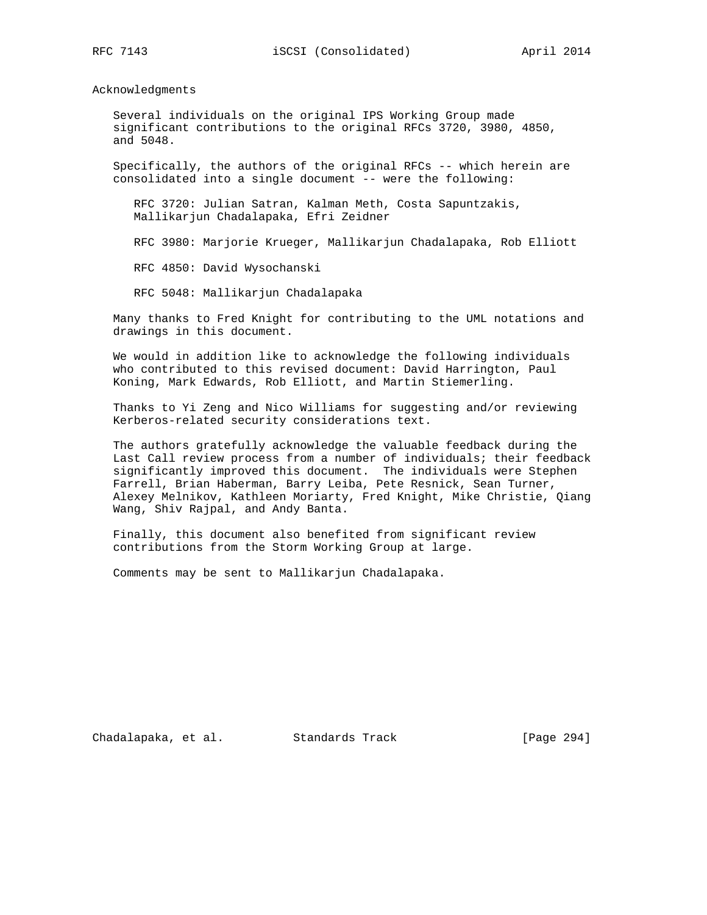## Acknowledgments

Several individuals on the original IPS Working Group made significant contributions to the original RFCs 3720, 3980, 4850, and 5048.

Specifically, the authors of the original RFCs -- which herein are consolidated into a single document -- were the following:

RFC 3720: Julian Satran, Kalman Meth, Costa Sapuntzakis, Mallikarjun Chadalapaka, Efri Zeidner

RFC 3980: Marjorie Krueger, Mallikarjun Chadalapaka, Rob Elliott

RFC 4850: David Wysochanski

RFC 5048: Mallikarjun Chadalapaka

Many thanks to Fred Knight for contributing to the UML notations and drawings in this document.

We would in addition like to acknowledge the following individuals who contributed to this revised document: David Harrington, Paul Koning, Mark Edwards, Rob Elliott, and Martin Stiemerling.

Thanks to Yi Zeng and Nico Williams for suggesting and/or reviewing Kerberos-related security considerations text.

The authors gratefully acknowledge the valuable feedback during the Last Call review process from a number of individuals; their feedback significantly improved this document. The individuals were Stephen Farrell, Brian Haberman, Barry Leiba, Pete Resnick, Sean Turner, Alexey Melnikov, Kathleen Moriarty, Fred Knight, Mike Christie, Qiang Wang, Shiv Rajpal, and Andy Banta.

Finally, this document also benefited from significant review contributions from the Storm Working Group at large.

Comments may be sent to Mallikarjun Chadalapaka.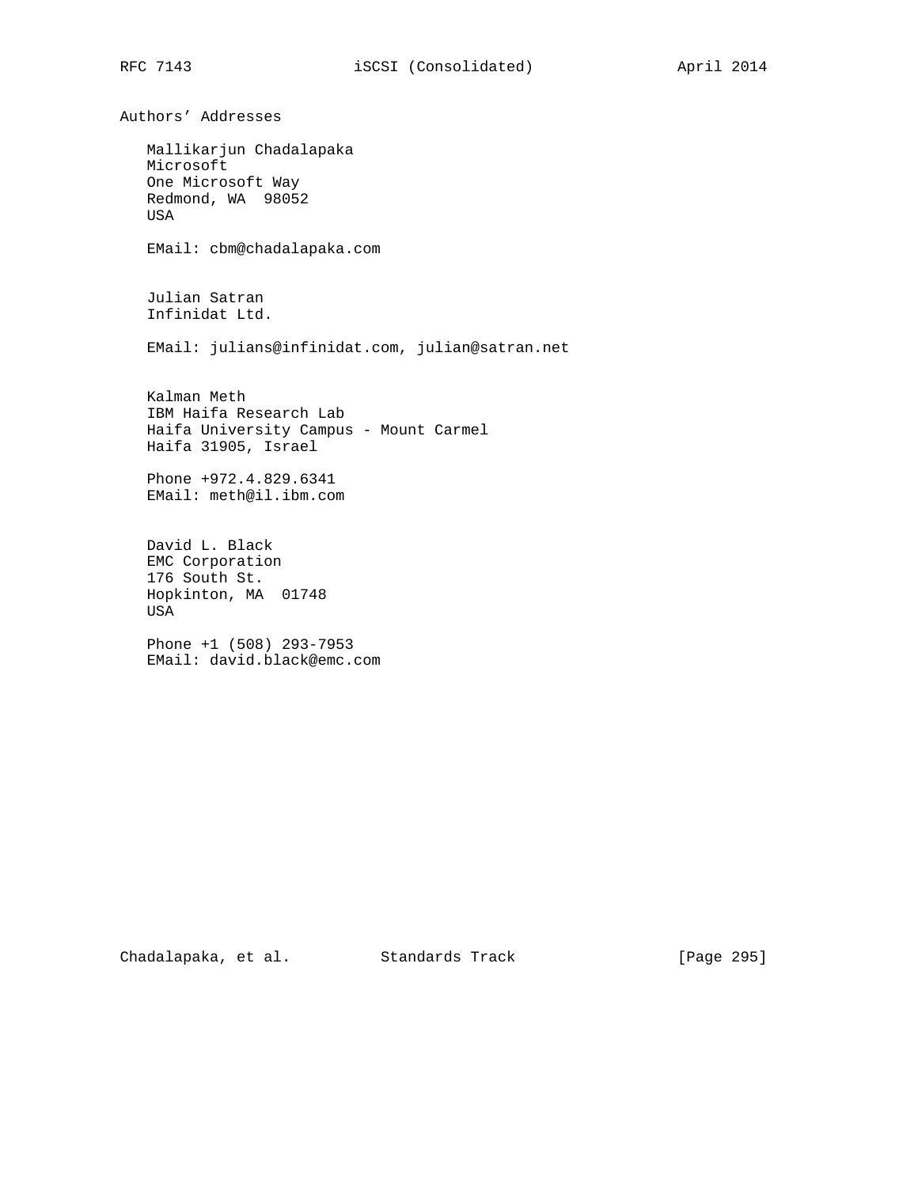## Authors' Addresses

Mallikarjun Chadalapaka
Microsoft
One Microsoft Way
Redmond, WA 98052
USA

EMail: cbm@chadalapaka.com

Julian Satran
Infinidat Ltd.

EMail: julians@infinidat.com, julian@satran.net

Kalman Meth
IBM Haifa Research Lab
Haifa University Campus - Mount Carmel
Haifa 31905, Israel

Phone +972.4.829.6341
EMail: meth@il.ibm.com

David L. Black
EMC Corporation
176 South St.
Hopkinton, MA 01748
USA

Phone +1 (508) 293-7953
EMail: david.black@emc.com